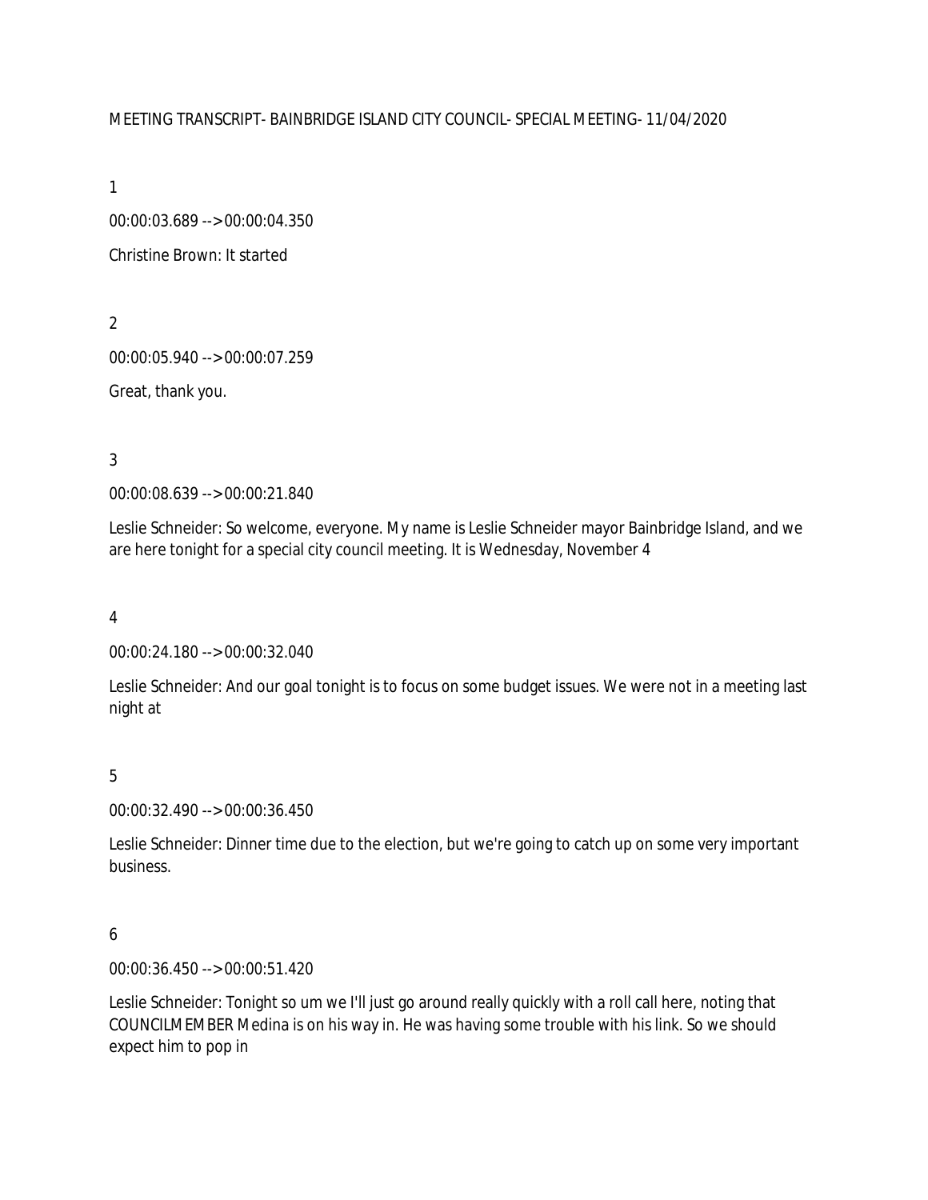MEETING TRANSCRIPT- BAINBRIDGE ISLAND CITY COUNCIL- SPECIAL MEETING- 11/04/2020

1

00:00:03.689 --> 00:00:04.350

Christine Brown: It started

2

00:00:05.940 --> 00:00:07.259

Great, thank you.

3

00:00:08.639 --> 00:00:21.840

Leslie Schneider: So welcome, everyone. My name is Leslie Schneider mayor Bainbridge Island, and we are here tonight for a special city council meeting. It is Wednesday, November 4

4

00:00:24.180 --> 00:00:32.040

Leslie Schneider: And our goal tonight is to focus on some budget issues. We were not in a meeting last night at

5

00:00:32.490 --> 00:00:36.450

Leslie Schneider: Dinner time due to the election, but we're going to catch up on some very important business.

6

00:00:36.450 --> 00:00:51.420

Leslie Schneider: Tonight so um we I'll just go around really quickly with a roll call here, noting that COUNCILMEMBER Medina is on his way in. He was having some trouble with his link. So we should expect him to pop in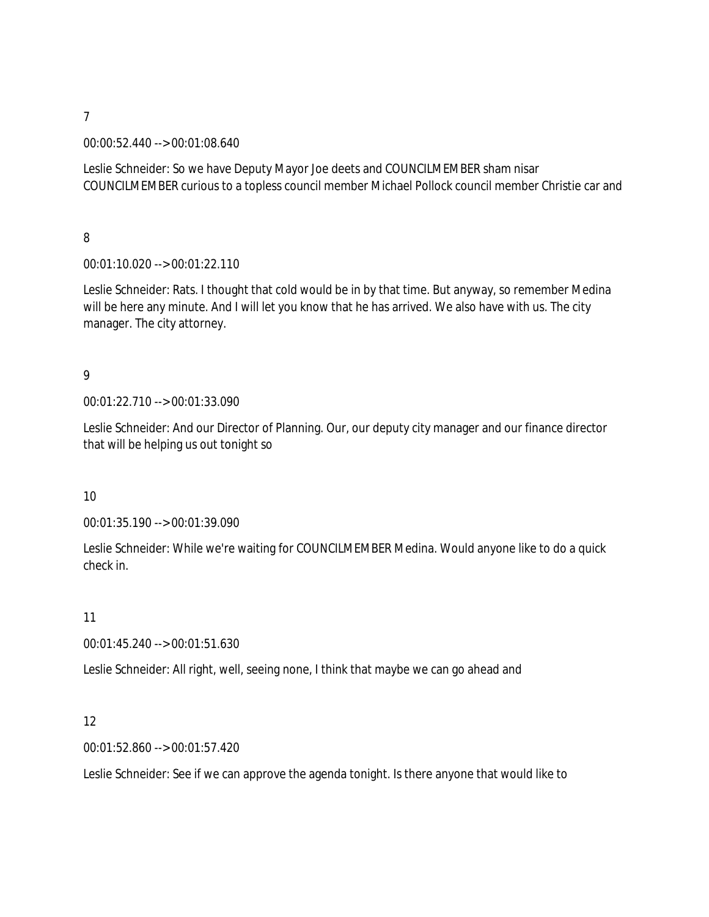7

00:00:52.440 --> 00:01:08.640

Leslie Schneider: So we have Deputy Mayor Joe deets and COUNCILMEMBER sham nisar COUNCILMEMBER curious to a topless council member Michael Pollock council member Christie car and

8

00:01:10.020 --> 00:01:22.110

Leslie Schneider: Rats. I thought that cold would be in by that time. But anyway, so remember Medina will be here any minute. And I will let you know that he has arrived. We also have with us. The city manager. The city attorney.

9

00:01:22.710 --> 00:01:33.090

Leslie Schneider: And our Director of Planning. Our, our deputy city manager and our finance director that will be helping us out tonight so

10

00:01:35.190 --> 00:01:39.090

Leslie Schneider: While we're waiting for COUNCILMEMBER Medina. Would anyone like to do a quick check in.

11

00:01:45.240 --> 00:01:51.630

Leslie Schneider: All right, well, seeing none, I think that maybe we can go ahead and

12

00:01:52.860 --> 00:01:57.420

Leslie Schneider: See if we can approve the agenda tonight. Is there anyone that would like to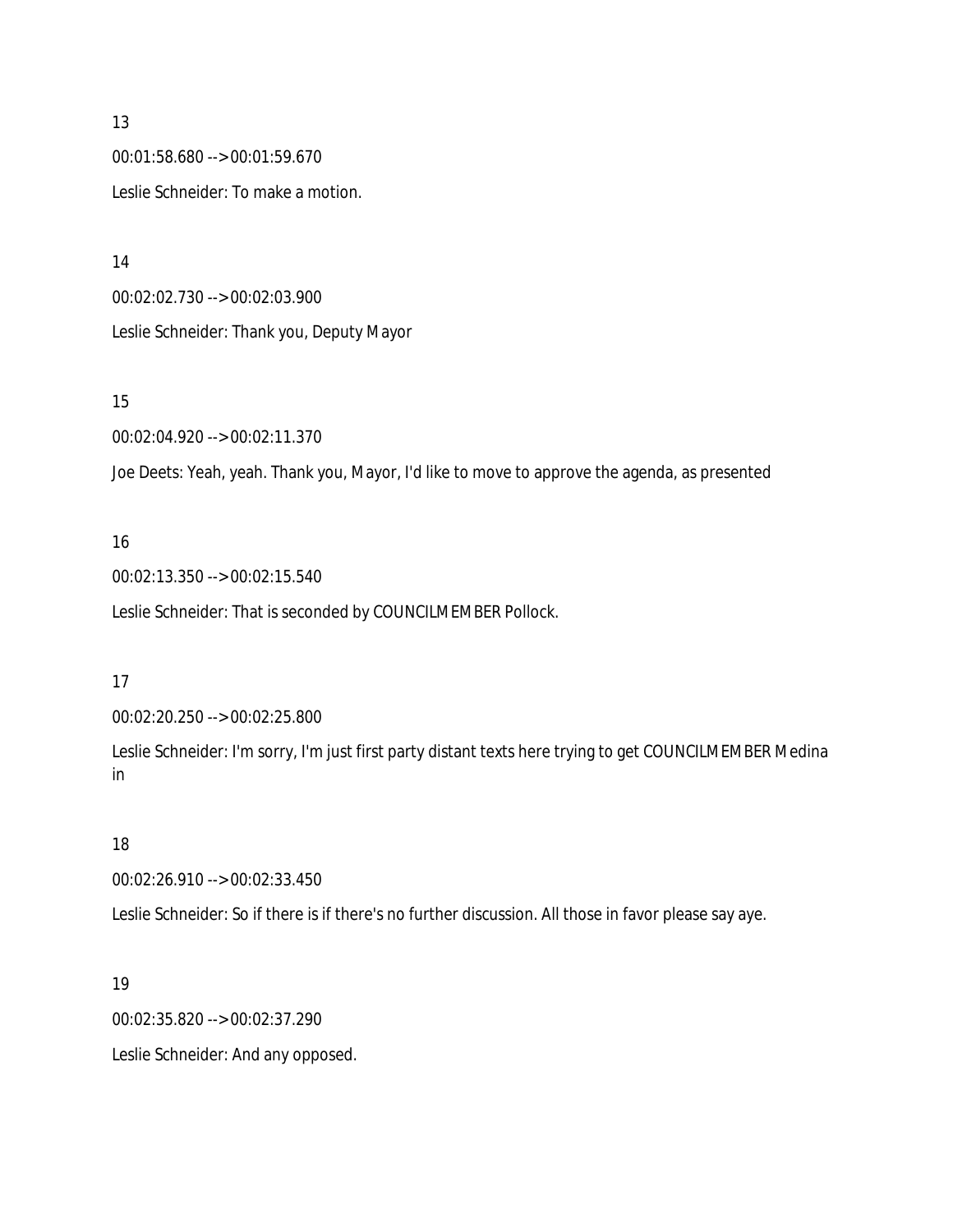13

00:01:58.680 --> 00:01:59.670

Leslie Schneider: To make a motion.

14

00:02:02.730 --> 00:02:03.900

Leslie Schneider: Thank you, Deputy Mayor

15

00:02:04.920 --> 00:02:11.370

Joe Deets: Yeah, yeah. Thank you, Mayor, I'd like to move to approve the agenda, as presented

16

00:02:13.350 --> 00:02:15.540

Leslie Schneider: That is seconded by COUNCILMEMBER Pollock.

17

00:02:20.250 --> 00:02:25.800

Leslie Schneider: I'm sorry, I'm just first party distant texts here trying to get COUNCILMEMBER Medina in

18

00:02:26.910 --> 00:02:33.450

Leslie Schneider: So if there is if there's no further discussion. All those in favor please say aye.

19

00:02:35.820 --> 00:02:37.290

Leslie Schneider: And any opposed.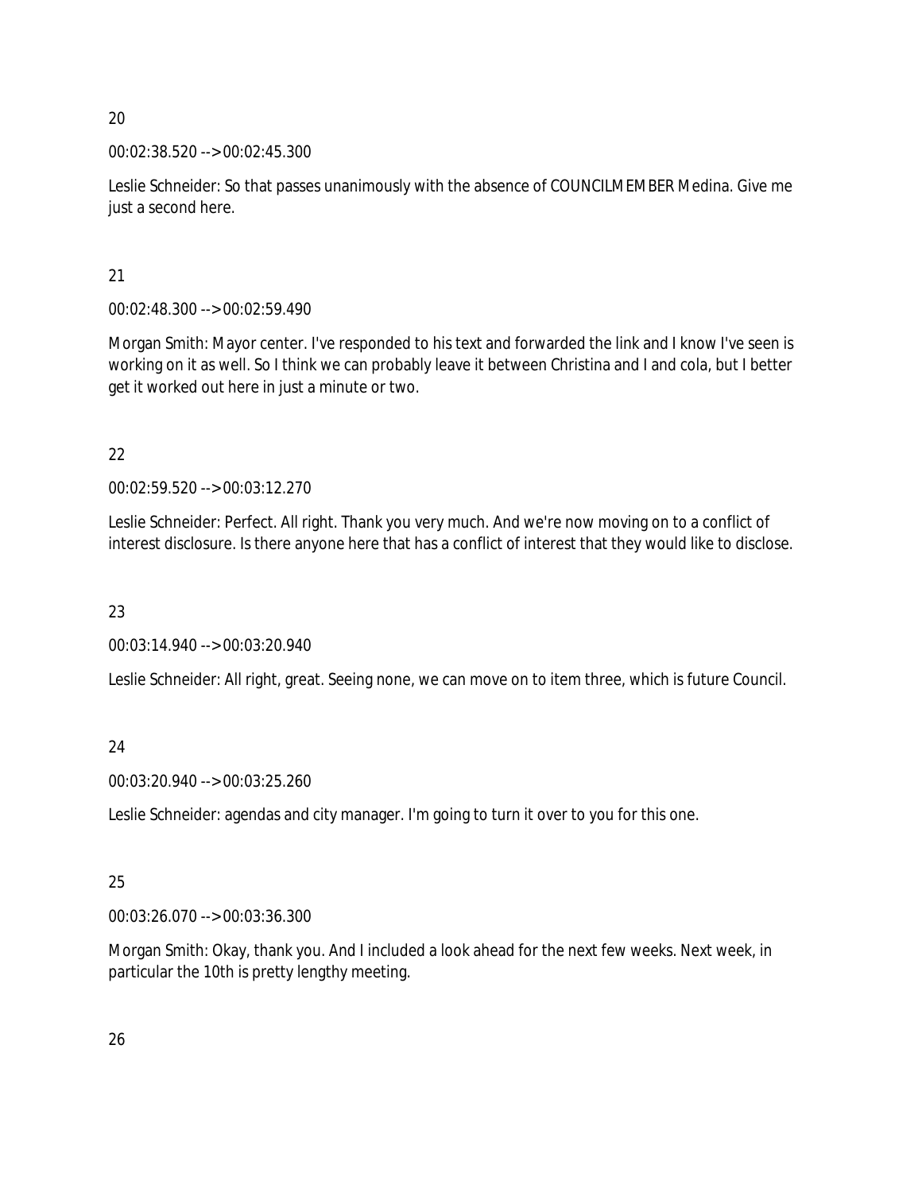20

00:02:38.520 --> 00:02:45.300

Leslie Schneider: So that passes unanimously with the absence of COUNCILMEMBER Medina. Give me just a second here.

21

00:02:48.300 --> 00:02:59.490

Morgan Smith: Mayor center. I've responded to his text and forwarded the link and I know I've seen is working on it as well. So I think we can probably leave it between Christina and I and cola, but I better get it worked out here in just a minute or two.

22

00:02:59.520 --> 00:03:12.270

Leslie Schneider: Perfect. All right. Thank you very much. And we're now moving on to a conflict of interest disclosure. Is there anyone here that has a conflict of interest that they would like to disclose.

23

00:03:14.940 --> 00:03:20.940

Leslie Schneider: All right, great. Seeing none, we can move on to item three, which is future Council.

24

00:03:20.940 --> 00:03:25.260

Leslie Schneider: agendas and city manager. I'm going to turn it over to you for this one.

25

00:03:26.070 --> 00:03:36.300

Morgan Smith: Okay, thank you. And I included a look ahead for the next few weeks. Next week, in particular the 10th is pretty lengthy meeting.

26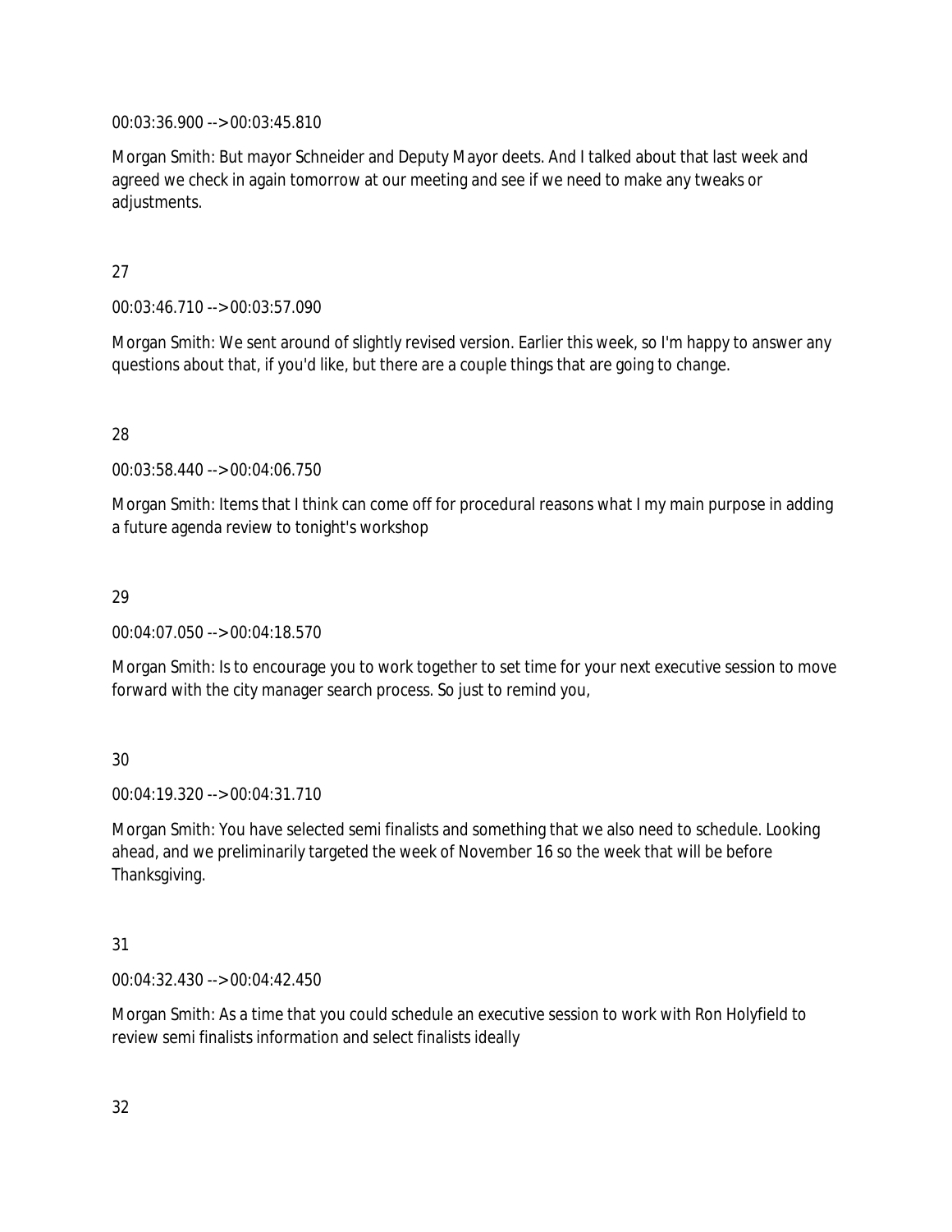00:03:36.900 --> 00:03:45.810

Morgan Smith: But mayor Schneider and Deputy Mayor deets. And I talked about that last week and agreed we check in again tomorrow at our meeting and see if we need to make any tweaks or adjustments.

27

00:03:46.710 --> 00:03:57.090

Morgan Smith: We sent around of slightly revised version. Earlier this week, so I'm happy to answer any questions about that, if you'd like, but there are a couple things that are going to change.

28

00:03:58.440 --> 00:04:06.750

Morgan Smith: Items that I think can come off for procedural reasons what I my main purpose in adding a future agenda review to tonight's workshop

29

00:04:07.050 --> 00:04:18.570

Morgan Smith: Is to encourage you to work together to set time for your next executive session to move forward with the city manager search process. So just to remind you,

30

00:04:19.320 --> 00:04:31.710

Morgan Smith: You have selected semi finalists and something that we also need to schedule. Looking ahead, and we preliminarily targeted the week of November 16 so the week that will be before Thanksgiving.

31

00:04:32.430 --> 00:04:42.450

Morgan Smith: As a time that you could schedule an executive session to work with Ron Holyfield to review semi finalists information and select finalists ideally

32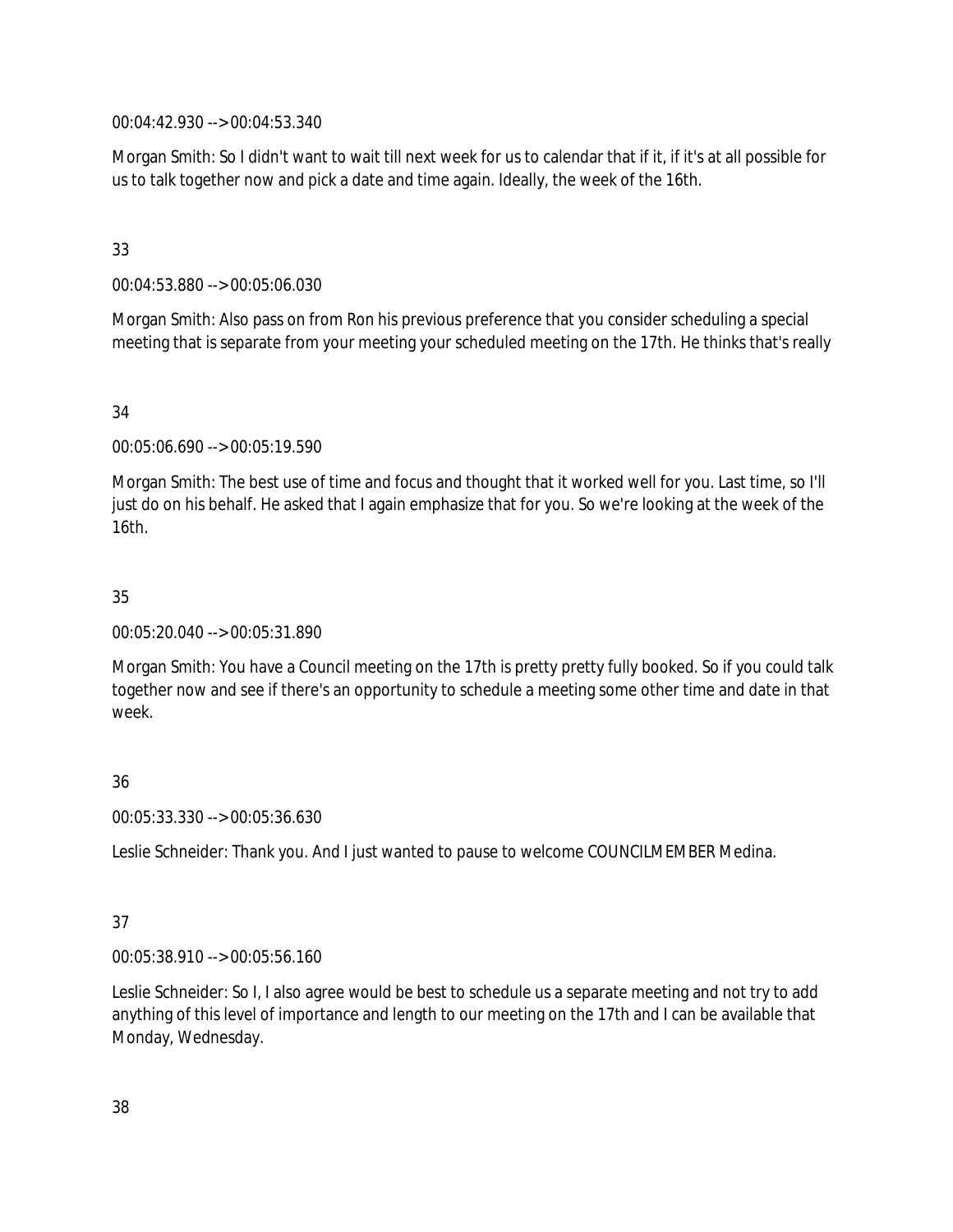00:04:42.930 --> 00:04:53.340

Morgan Smith: So I didn't want to wait till next week for us to calendar that if it, if it's at all possible for us to talk together now and pick a date and time again. Ideally, the week of the 16th.

33

00:04:53.880 --> 00:05:06.030

Morgan Smith: Also pass on from Ron his previous preference that you consider scheduling a special meeting that is separate from your meeting your scheduled meeting on the 17th. He thinks that's really

34

00:05:06.690 --> 00:05:19.590

Morgan Smith: The best use of time and focus and thought that it worked well for you. Last time, so I'll just do on his behalf. He asked that I again emphasize that for you. So we're looking at the week of the 16th.

35

00:05:20.040 --> 00:05:31.890

Morgan Smith: You have a Council meeting on the 17th is pretty pretty fully booked. So if you could talk together now and see if there's an opportunity to schedule a meeting some other time and date in that week.

36

00:05:33.330 --> 00:05:36.630

Leslie Schneider: Thank you. And I just wanted to pause to welcome COUNCILMEMBER Medina.

37

00:05:38.910 --> 00:05:56.160

Leslie Schneider: So I, I also agree would be best to schedule us a separate meeting and not try to add anything of this level of importance and length to our meeting on the 17th and I can be available that Monday, Wednesday.

38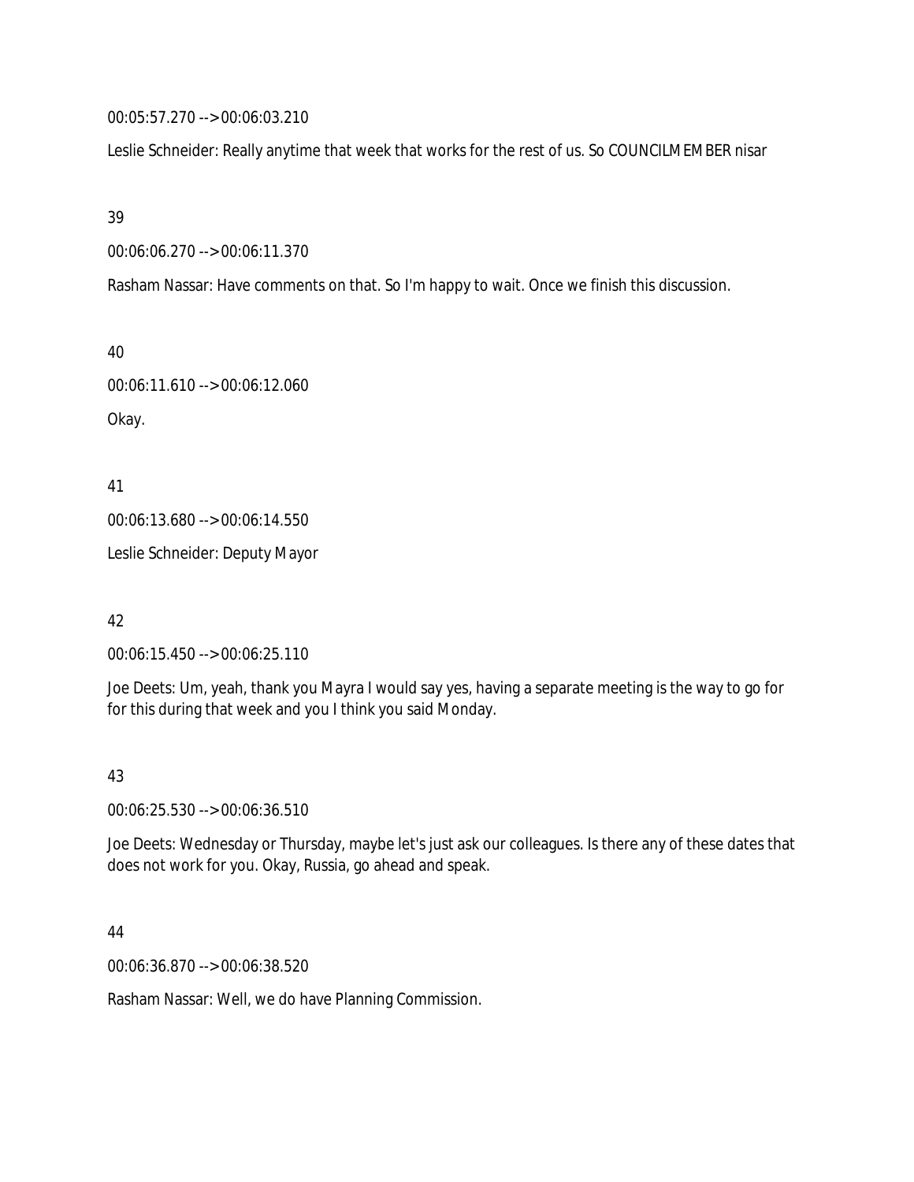00:05:57.270 --> 00:06:03.210

Leslie Schneider: Really anytime that week that works for the rest of us. So COUNCILMEMBER nisar

39

00:06:06.270 --> 00:06:11.370

Rasham Nassar: Have comments on that. So I'm happy to wait. Once we finish this discussion.

40

00:06:11.610 --> 00:06:12.060

Okay.

41

00:06:13.680 --> 00:06:14.550

Leslie Schneider: Deputy Mayor

42

00:06:15.450 --> 00:06:25.110

Joe Deets: Um, yeah, thank you Mayra I would say yes, having a separate meeting is the way to go for for this during that week and you I think you said Monday.

43

00:06:25.530 --> 00:06:36.510

Joe Deets: Wednesday or Thursday, maybe let's just ask our colleagues. Is there any of these dates that does not work for you. Okay, Russia, go ahead and speak.

44

00:06:36.870 --> 00:06:38.520

Rasham Nassar: Well, we do have Planning Commission.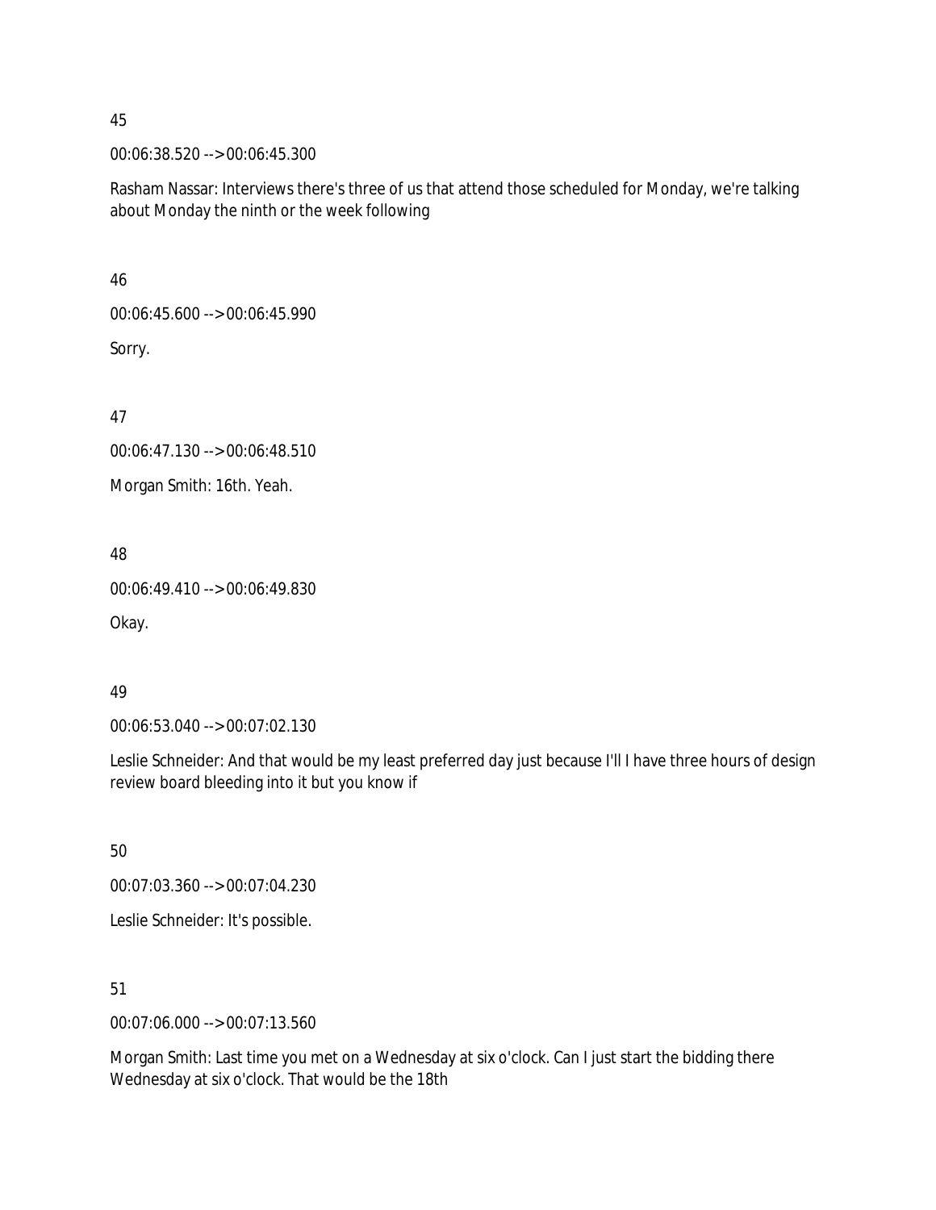45

00:06:38.520 --> 00:06:45.300

Rasham Nassar: Interviews there's three of us that attend those scheduled for Monday, we're talking about Monday the ninth or the week following

46

00:06:45.600 --> 00:06:45.990

Sorry.

47

00:06:47.130 --> 00:06:48.510

Morgan Smith: 16th. Yeah.

48

00:06:49.410 --> 00:06:49.830

Okay.

49

00:06:53.040 --> 00:07:02.130

Leslie Schneider: And that would be my least preferred day just because I'll I have three hours of design review board bleeding into it but you know if

50

00:07:03.360 --> 00:07:04.230

Leslie Schneider: It's possible.

51

00:07:06.000 --> 00:07:13.560

Morgan Smith: Last time you met on a Wednesday at six o'clock. Can I just start the bidding there Wednesday at six o'clock. That would be the 18th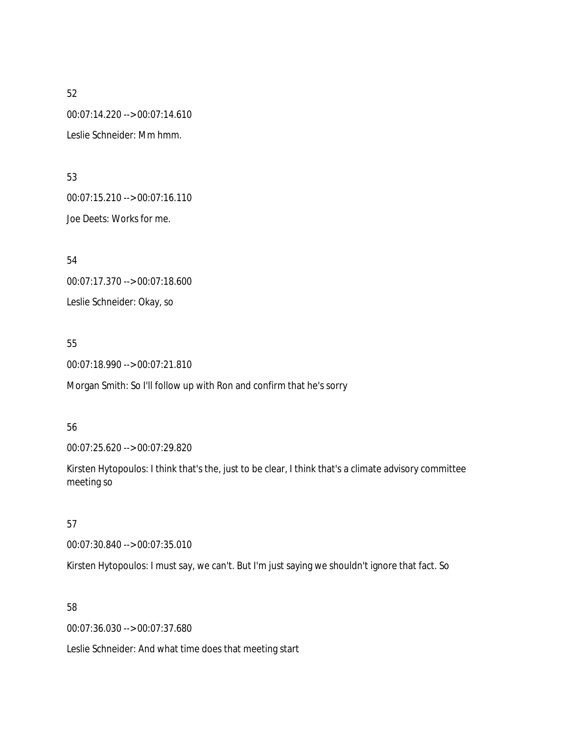52

00:07:14.220 --> 00:07:14.610

Leslie Schneider: Mm hmm.

53

00:07:15.210 --> 00:07:16.110

Joe Deets: Works for me.

54

00:07:17.370 --> 00:07:18.600

Leslie Schneider: Okay, so

55

00:07:18.990 --> 00:07:21.810

Morgan Smith: So I'll follow up with Ron and confirm that he's sorry

56

00:07:25.620 --> 00:07:29.820

Kirsten Hytopoulos: I think that's the, just to be clear, I think that's a climate advisory committee meeting so

57

00:07:30.840 --> 00:07:35.010

Kirsten Hytopoulos: I must say, we can't. But I'm just saying we shouldn't ignore that fact. So

58

00:07:36.030 --> 00:07:37.680

Leslie Schneider: And what time does that meeting start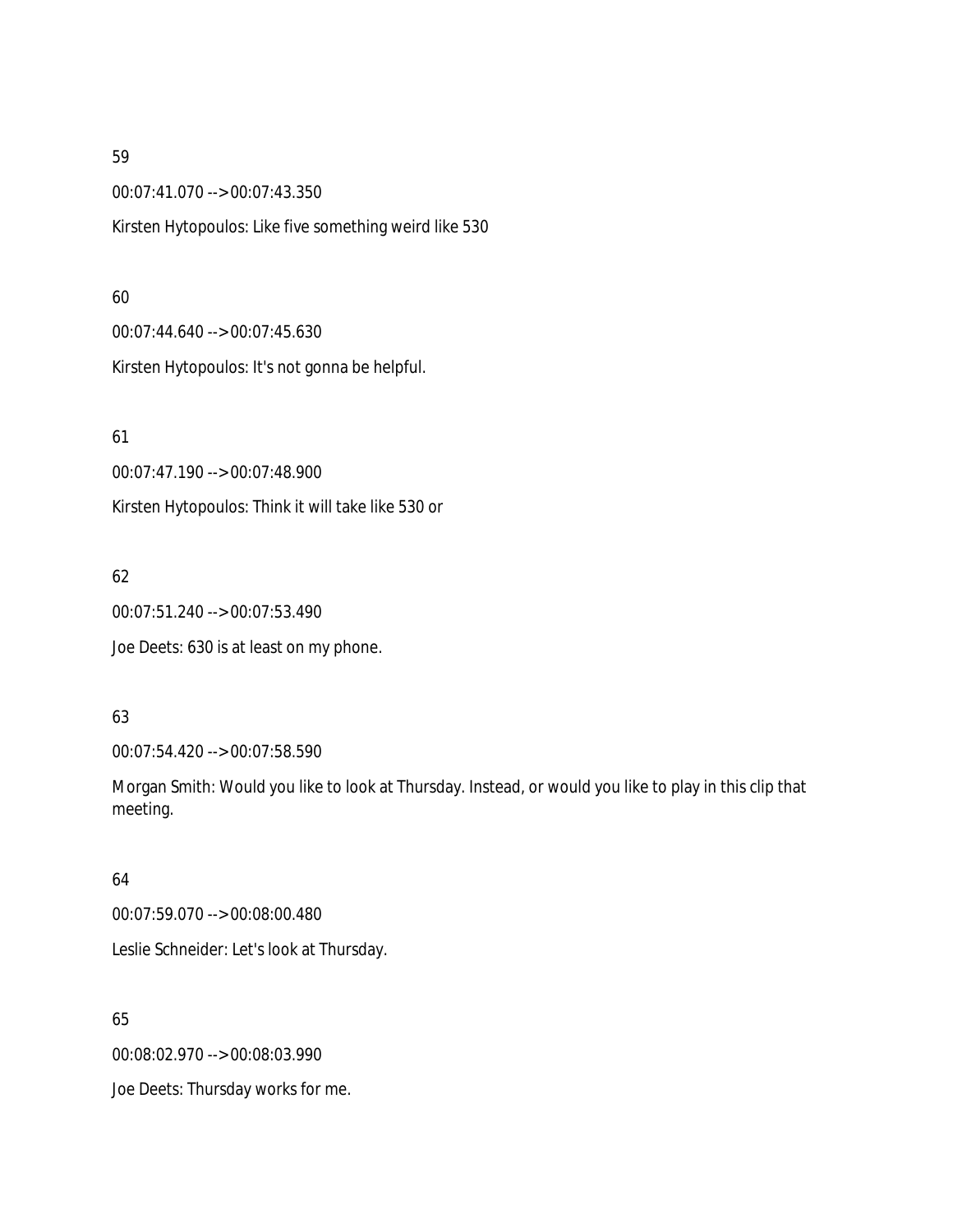59

00:07:41.070 --> 00:07:43.350

Kirsten Hytopoulos: Like five something weird like 530

60

00:07:44.640 --> 00:07:45.630

Kirsten Hytopoulos: It's not gonna be helpful.

61

00:07:47.190 --> 00:07:48.900

Kirsten Hytopoulos: Think it will take like 530 or

62

00:07:51.240 --> 00:07:53.490

Joe Deets: 630 is at least on my phone.

63

00:07:54.420 --> 00:07:58.590

Morgan Smith: Would you like to look at Thursday. Instead, or would you like to play in this clip that meeting.

64

00:07:59.070 --> 00:08:00.480

Leslie Schneider: Let's look at Thursday.

65

00:08:02.970 --> 00:08:03.990

Joe Deets: Thursday works for me.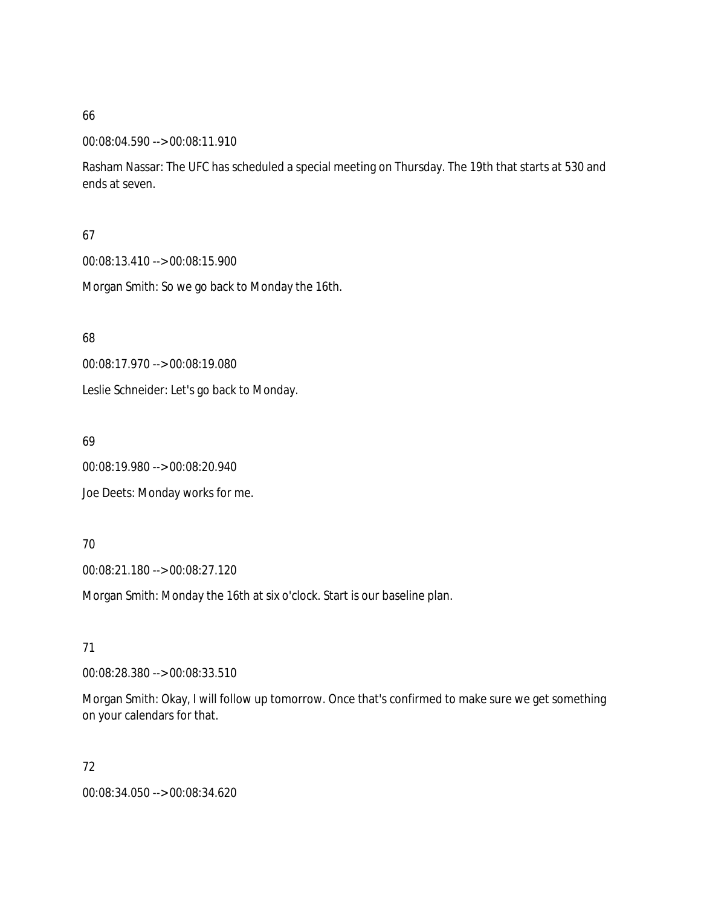66

00:08:04.590 --> 00:08:11.910

Rasham Nassar: The UFC has scheduled a special meeting on Thursday. The 19th that starts at 530 and ends at seven.

67

00:08:13.410 --> 00:08:15.900

Morgan Smith: So we go back to Monday the 16th.

68

00:08:17.970 --> 00:08:19.080

Leslie Schneider: Let's go back to Monday.

69

00:08:19.980 --> 00:08:20.940

Joe Deets: Monday works for me.

70

00:08:21.180 --> 00:08:27.120

Morgan Smith: Monday the 16th at six o'clock. Start is our baseline plan.

71

00:08:28.380 --> 00:08:33.510

Morgan Smith: Okay, I will follow up tomorrow. Once that's confirmed to make sure we get something on your calendars for that.

72

00:08:34.050 --> 00:08:34.620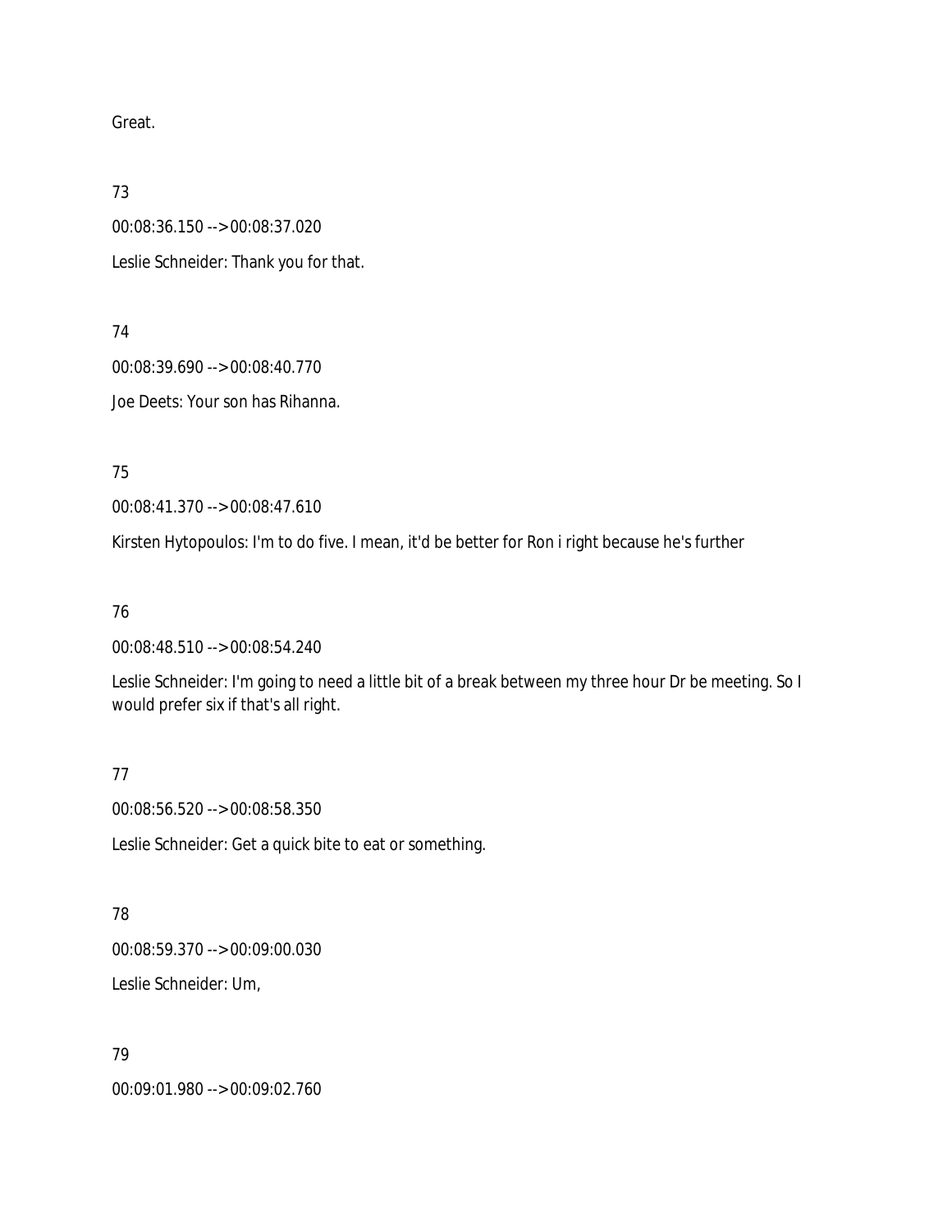Great.

73

00:08:36.150 --> 00:08:37.020

Leslie Schneider: Thank you for that.

74

00:08:39.690 --> 00:08:40.770

Joe Deets: Your son has Rihanna.

75

00:08:41.370 --> 00:08:47.610

Kirsten Hytopoulos: I'm to do five. I mean, it'd be better for Ron i right because he's further

76

00:08:48.510 --> 00:08:54.240

Leslie Schneider: I'm going to need a little bit of a break between my three hour Dr be meeting. So I would prefer six if that's all right.

77

00:08:56.520 --> 00:08:58.350

Leslie Schneider: Get a quick bite to eat or something.

78

00:08:59.370 --> 00:09:00.030

Leslie Schneider: Um,

79

00:09:01.980 --> 00:09:02.760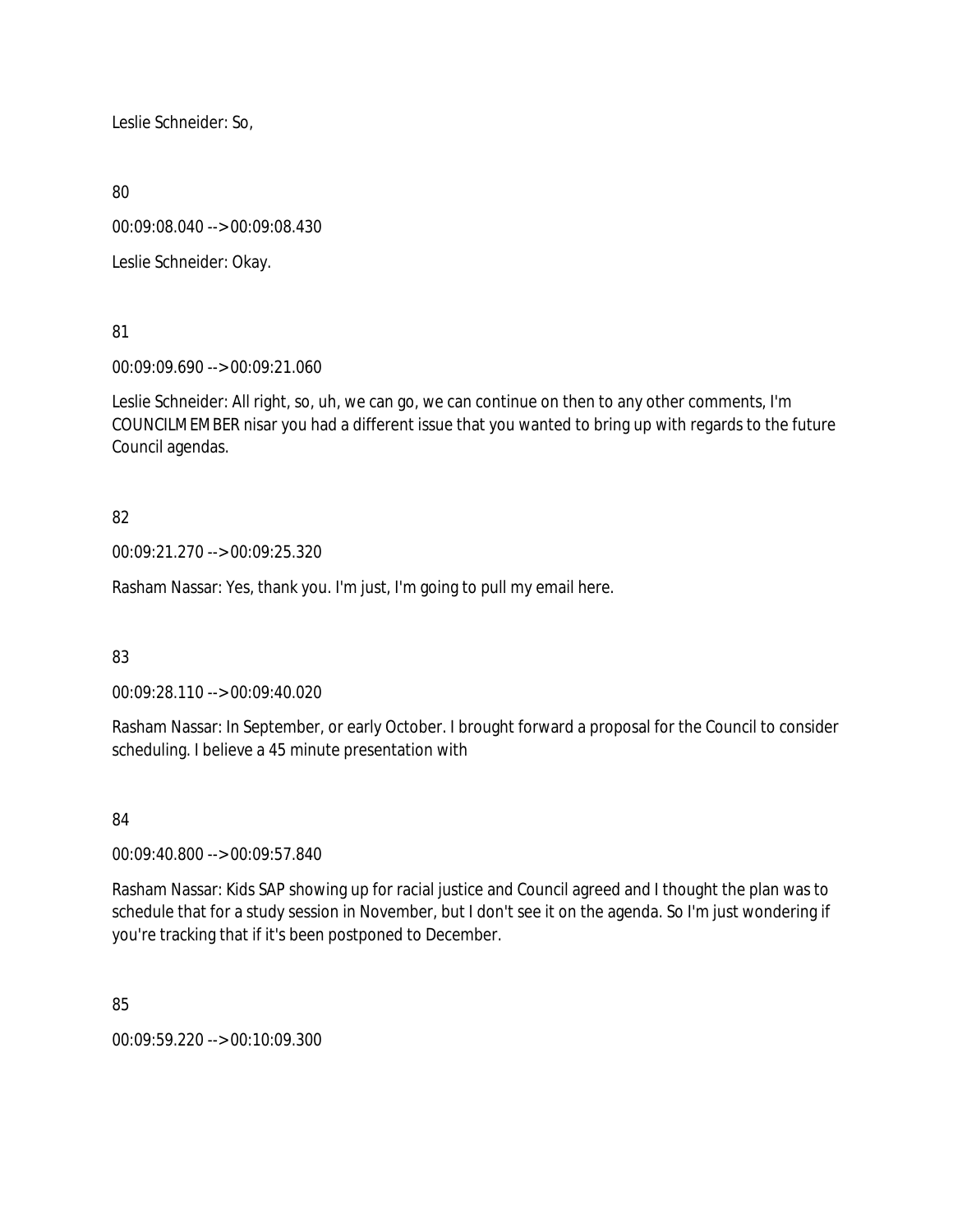Leslie Schneider: So,

80

00:09:08.040 --> 00:09:08.430

Leslie Schneider: Okay.

81

00:09:09.690 --> 00:09:21.060

Leslie Schneider: All right, so, uh, we can go, we can continue on then to any other comments, I'm COUNCILMEMBER nisar you had a different issue that you wanted to bring up with regards to the future Council agendas.

82

00:09:21.270 --> 00:09:25.320

Rasham Nassar: Yes, thank you. I'm just, I'm going to pull my email here.

83

00:09:28.110 --> 00:09:40.020

Rasham Nassar: In September, or early October. I brought forward a proposal for the Council to consider scheduling. I believe a 45 minute presentation with

84

00:09:40.800 --> 00:09:57.840

Rasham Nassar: Kids SAP showing up for racial justice and Council agreed and I thought the plan was to schedule that for a study session in November, but I don't see it on the agenda. So I'm just wondering if you're tracking that if it's been postponed to December.

85

00:09:59.220 --> 00:10:09.300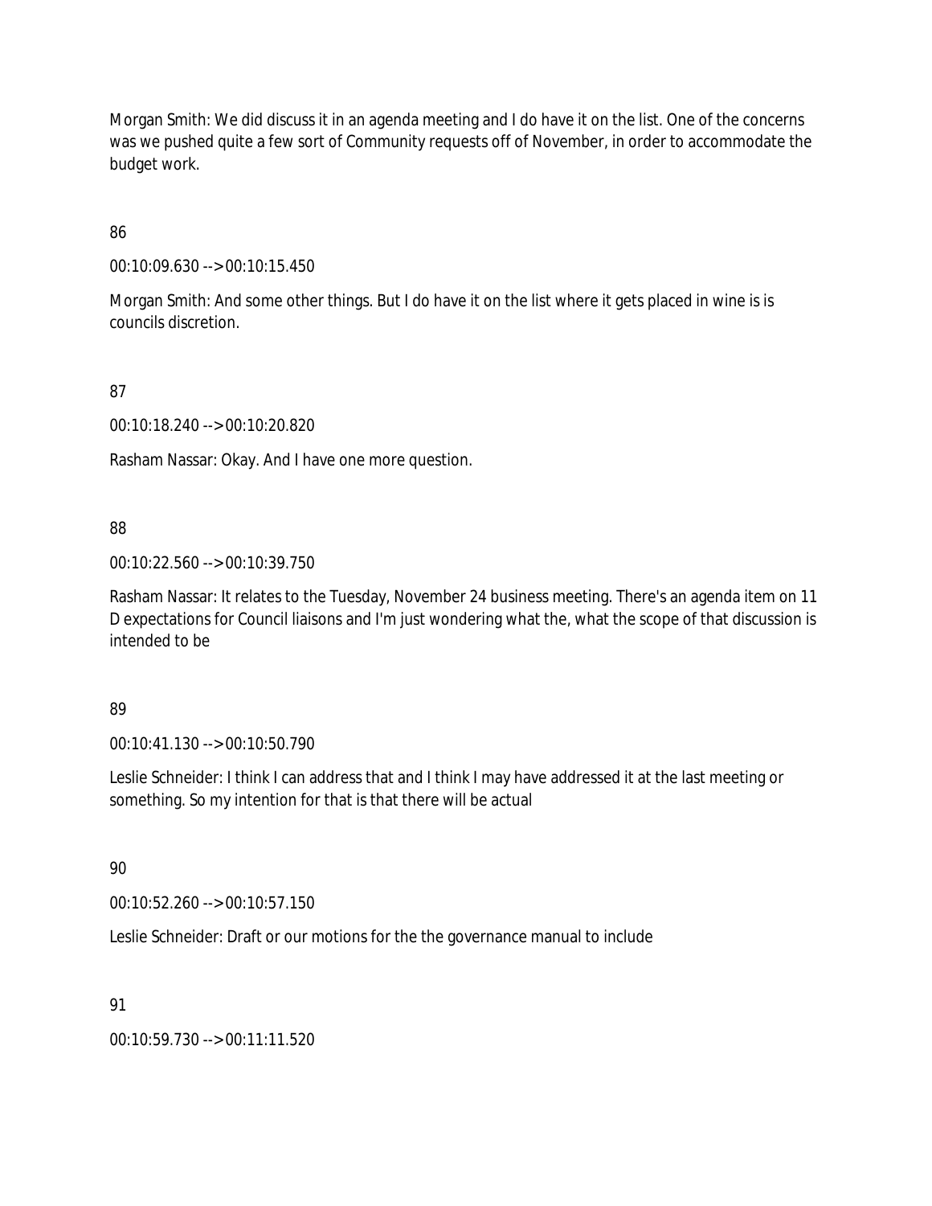Morgan Smith: We did discuss it in an agenda meeting and I do have it on the list. One of the concerns was we pushed quite a few sort of Community requests off of November, in order to accommodate the budget work.

86

00:10:09.630 --> 00:10:15.450

Morgan Smith: And some other things. But I do have it on the list where it gets placed in wine is is councils discretion.

87

00:10:18.240 --> 00:10:20.820

Rasham Nassar: Okay. And I have one more question.

88

00:10:22.560 --> 00:10:39.750

Rasham Nassar: It relates to the Tuesday, November 24 business meeting. There's an agenda item on 11 D expectations for Council liaisons and I'm just wondering what the, what the scope of that discussion is intended to be

89

00:10:41.130 --> 00:10:50.790

Leslie Schneider: I think I can address that and I think I may have addressed it at the last meeting or something. So my intention for that is that there will be actual

90

00:10:52.260 --> 00:10:57.150

Leslie Schneider: Draft or our motions for the the governance manual to include

91

00:10:59.730 --> 00:11:11.520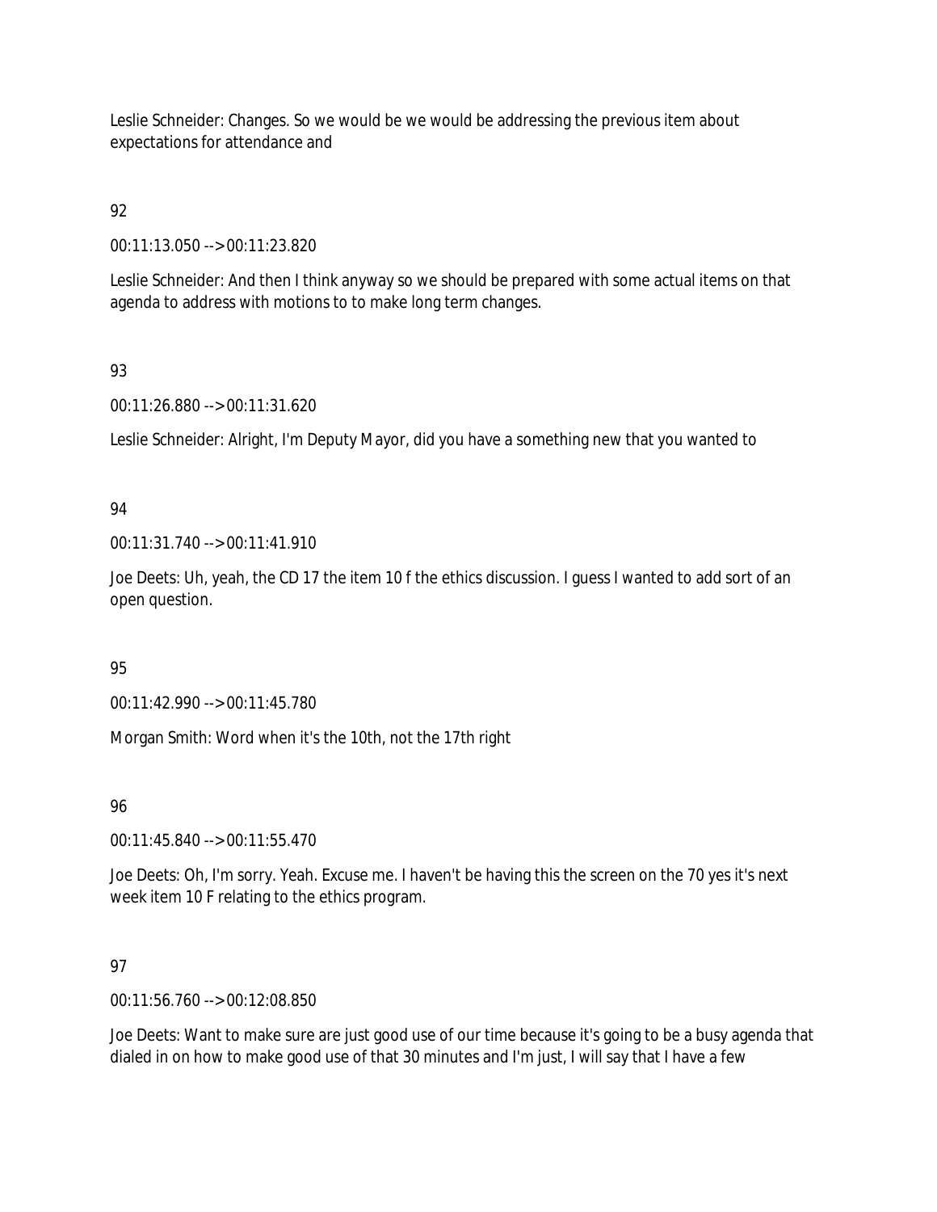Leslie Schneider: Changes. So we would be we would be addressing the previous item about expectations for attendance and

92

00:11:13.050 --> 00:11:23.820

Leslie Schneider: And then I think anyway so we should be prepared with some actual items on that agenda to address with motions to to make long term changes.

93

00:11:26.880 --> 00:11:31.620

Leslie Schneider: Alright, I'm Deputy Mayor, did you have a something new that you wanted to

94

00:11:31.740 --> 00:11:41.910

Joe Deets: Uh, yeah, the CD 17 the item 10 f the ethics discussion. I guess I wanted to add sort of an open question.

95

00:11:42.990 --> 00:11:45.780

Morgan Smith: Word when it's the 10th, not the 17th right

96

00:11:45.840 --> 00:11:55.470

Joe Deets: Oh, I'm sorry. Yeah. Excuse me. I haven't be having this the screen on the 70 yes it's next week item 10 F relating to the ethics program.

97

00:11:56.760 --> 00:12:08.850

Joe Deets: Want to make sure are just good use of our time because it's going to be a busy agenda that dialed in on how to make good use of that 30 minutes and I'm just, I will say that I have a few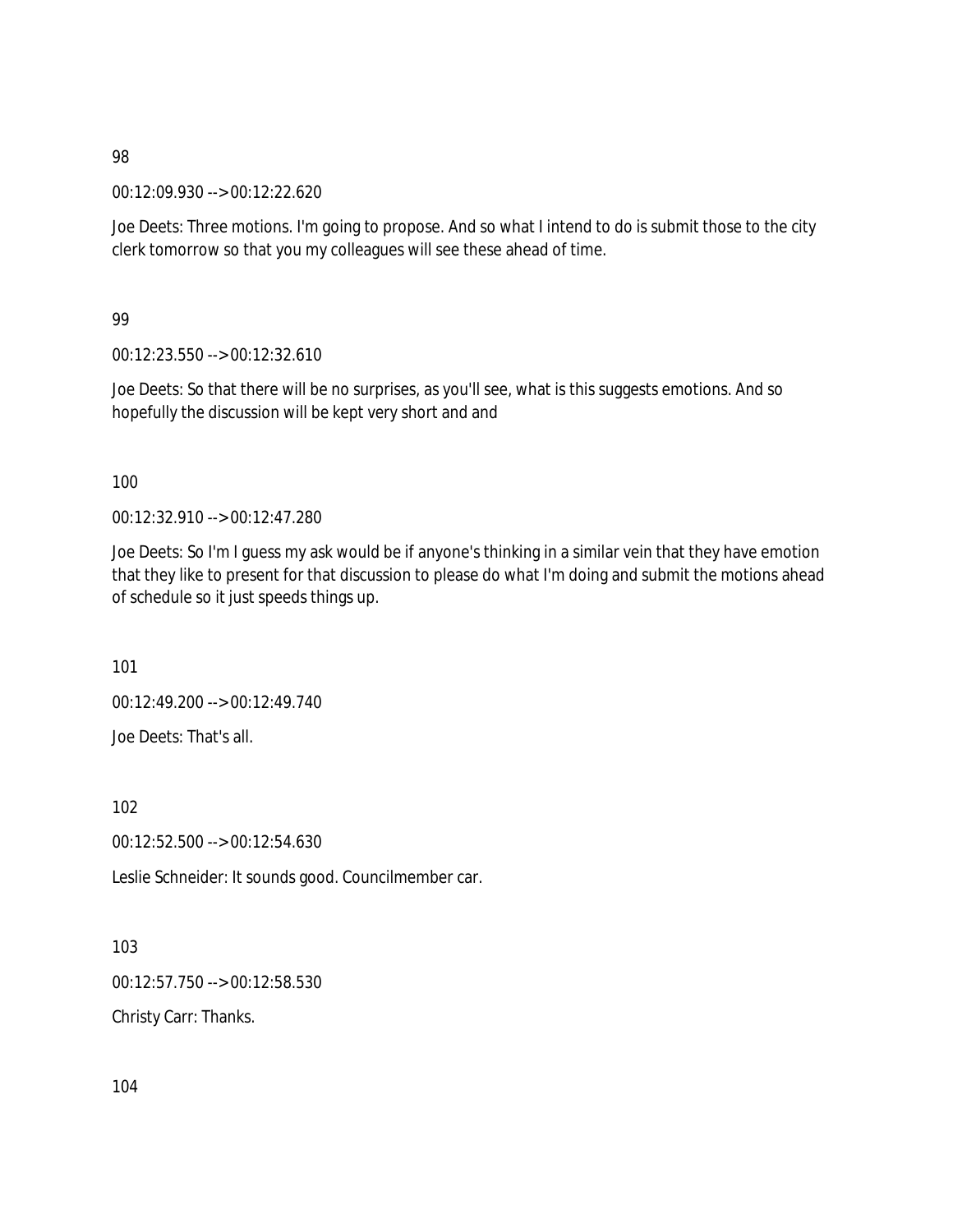98

00:12:09.930 --> 00:12:22.620

Joe Deets: Three motions. I'm going to propose. And so what I intend to do is submit those to the city clerk tomorrow so that you my colleagues will see these ahead of time.

99

00:12:23.550 --> 00:12:32.610

Joe Deets: So that there will be no surprises, as you'll see, what is this suggests emotions. And so hopefully the discussion will be kept very short and and

100

00:12:32.910 --> 00:12:47.280

Joe Deets: So I'm I guess my ask would be if anyone's thinking in a similar vein that they have emotion that they like to present for that discussion to please do what I'm doing and submit the motions ahead of schedule so it just speeds things up.

101

00:12:49.200 --> 00:12:49.740

Joe Deets: That's all.

102

00:12:52.500 --> 00:12:54.630

Leslie Schneider: It sounds good. Councilmember car.

103

00:12:57.750 --> 00:12:58.530

Christy Carr: Thanks.

104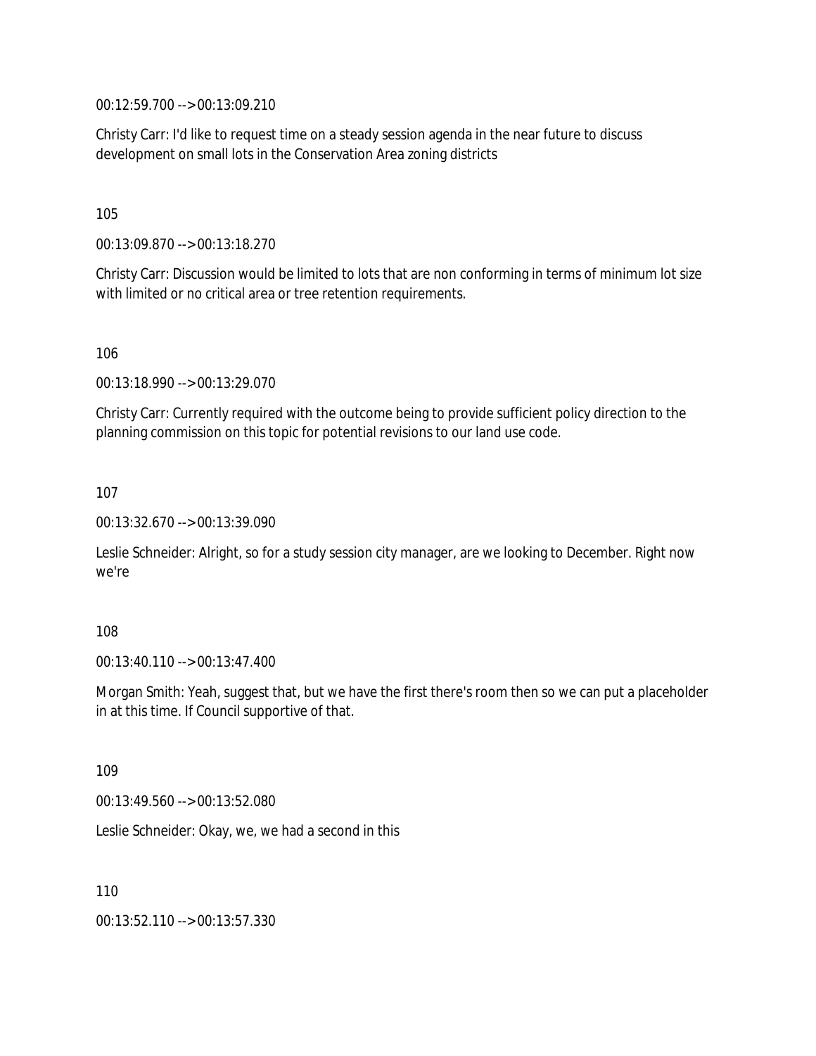00:12:59.700 --> 00:13:09.210

Christy Carr: I'd like to request time on a steady session agenda in the near future to discuss development on small lots in the Conservation Area zoning districts

105

00:13:09.870 --> 00:13:18.270

Christy Carr: Discussion would be limited to lots that are non conforming in terms of minimum lot size with limited or no critical area or tree retention requirements.

106

00:13:18.990 --> 00:13:29.070

Christy Carr: Currently required with the outcome being to provide sufficient policy direction to the planning commission on this topic for potential revisions to our land use code.

107

00:13:32.670 --> 00:13:39.090

Leslie Schneider: Alright, so for a study session city manager, are we looking to December. Right now we're

108

00:13:40.110 --> 00:13:47.400

Morgan Smith: Yeah, suggest that, but we have the first there's room then so we can put a placeholder in at this time. If Council supportive of that.

109

00:13:49.560 --> 00:13:52.080

Leslie Schneider: Okay, we, we had a second in this

110

00:13:52.110 --> 00:13:57.330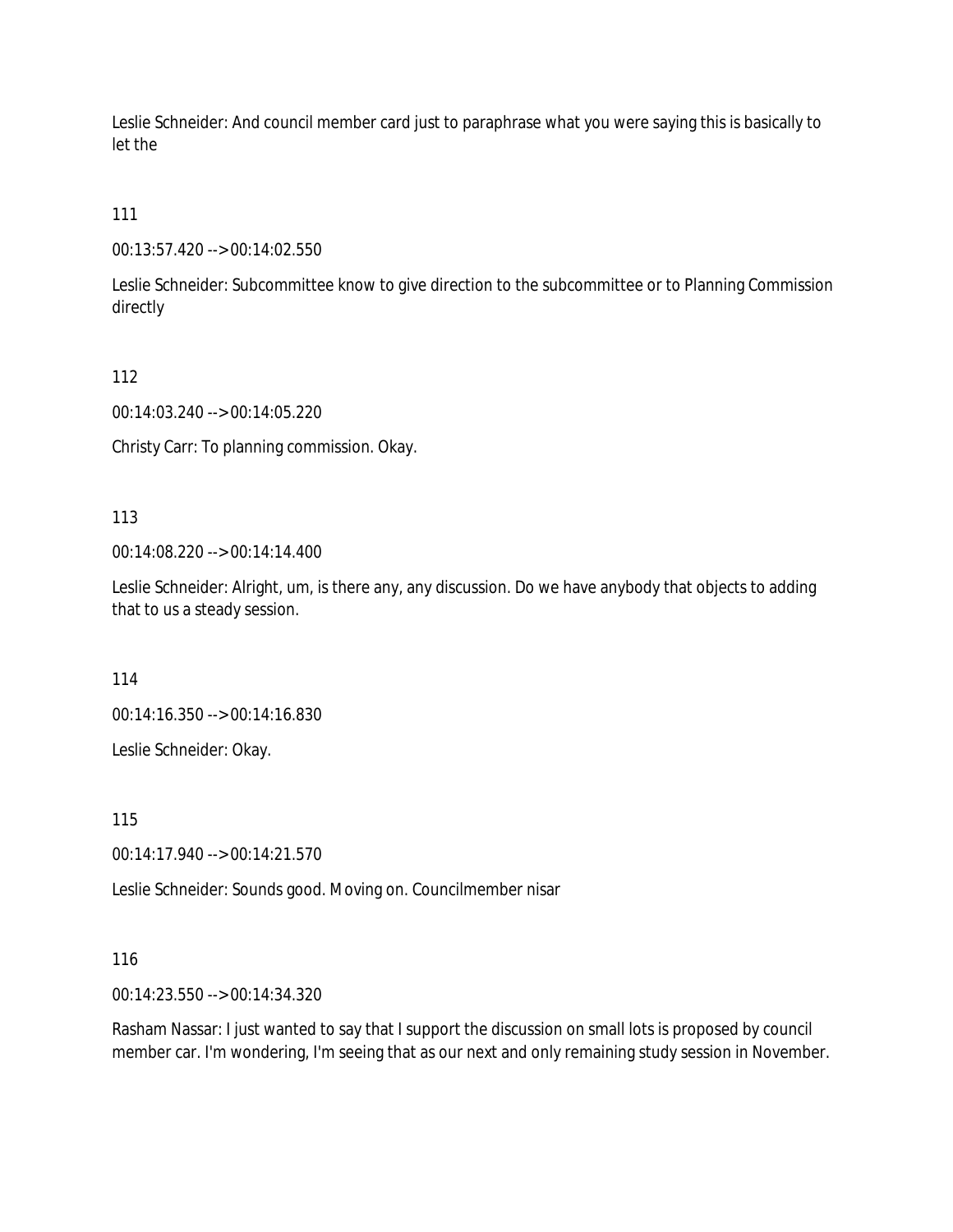Leslie Schneider: And council member card just to paraphrase what you were saying this is basically to let the

111

00:13:57.420 --> 00:14:02.550

Leslie Schneider: Subcommittee know to give direction to the subcommittee or to Planning Commission directly

112

00:14:03.240 --> 00:14:05.220

Christy Carr: To planning commission. Okay.

113

00:14:08.220 --> 00:14:14.400

Leslie Schneider: Alright, um, is there any, any discussion. Do we have anybody that objects to adding that to us a steady session.

114

00:14:16.350 --> 00:14:16.830

Leslie Schneider: Okay.

115

00:14:17.940 --> 00:14:21.570

Leslie Schneider: Sounds good. Moving on. Councilmember nisar

116

00:14:23.550 --> 00:14:34.320

Rasham Nassar: I just wanted to say that I support the discussion on small lots is proposed by council member car. I'm wondering, I'm seeing that as our next and only remaining study session in November.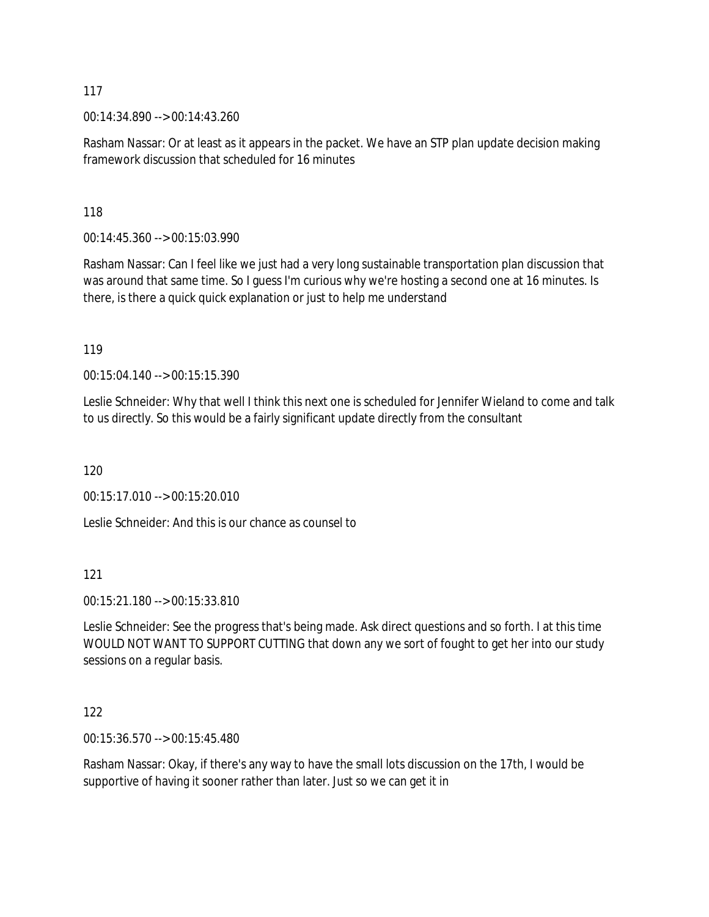117

00:14:34.890 --> 00:14:43.260

Rasham Nassar: Or at least as it appears in the packet. We have an STP plan update decision making framework discussion that scheduled for 16 minutes

118

00:14:45.360 --> 00:15:03.990

Rasham Nassar: Can I feel like we just had a very long sustainable transportation plan discussion that was around that same time. So I guess I'm curious why we're hosting a second one at 16 minutes. Is there, is there a quick quick explanation or just to help me understand

119

00:15:04.140 --> 00:15:15.390

Leslie Schneider: Why that well I think this next one is scheduled for Jennifer Wieland to come and talk to us directly. So this would be a fairly significant update directly from the consultant

120

00:15:17.010 --> 00:15:20.010

Leslie Schneider: And this is our chance as counsel to

121

00:15:21.180 --> 00:15:33.810

Leslie Schneider: See the progress that's being made. Ask direct questions and so forth. I at this time WOULD NOT WANT TO SUPPORT CUTTING that down any we sort of fought to get her into our study sessions on a regular basis.

122

00:15:36.570 --> 00:15:45.480

Rasham Nassar: Okay, if there's any way to have the small lots discussion on the 17th, I would be supportive of having it sooner rather than later. Just so we can get it in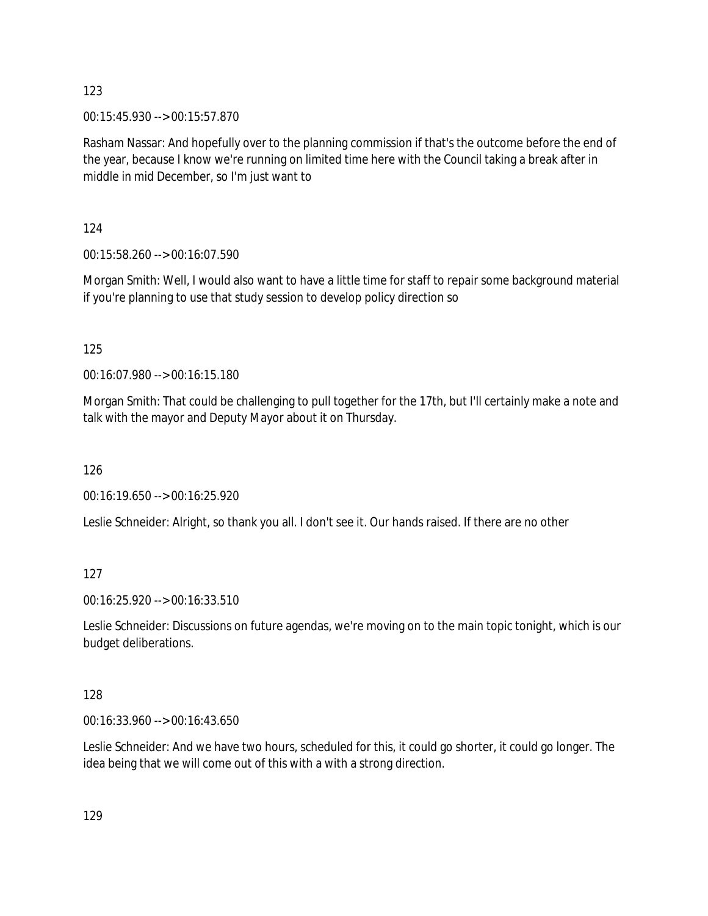123

00:15:45.930 --> 00:15:57.870

Rasham Nassar: And hopefully over to the planning commission if that's the outcome before the end of the year, because I know we're running on limited time here with the Council taking a break after in middle in mid December, so I'm just want to

124

00:15:58.260 --> 00:16:07.590

Morgan Smith: Well, I would also want to have a little time for staff to repair some background material if you're planning to use that study session to develop policy direction so

125

00:16:07.980 --> 00:16:15.180

Morgan Smith: That could be challenging to pull together for the 17th, but I'll certainly make a note and talk with the mayor and Deputy Mayor about it on Thursday.

126

00:16:19.650 --> 00:16:25.920

Leslie Schneider: Alright, so thank you all. I don't see it. Our hands raised. If there are no other

127

00:16:25.920 --> 00:16:33.510

Leslie Schneider: Discussions on future agendas, we're moving on to the main topic tonight, which is our budget deliberations.

128

00:16:33.960 --> 00:16:43.650

Leslie Schneider: And we have two hours, scheduled for this, it could go shorter, it could go longer. The idea being that we will come out of this with a with a strong direction.

129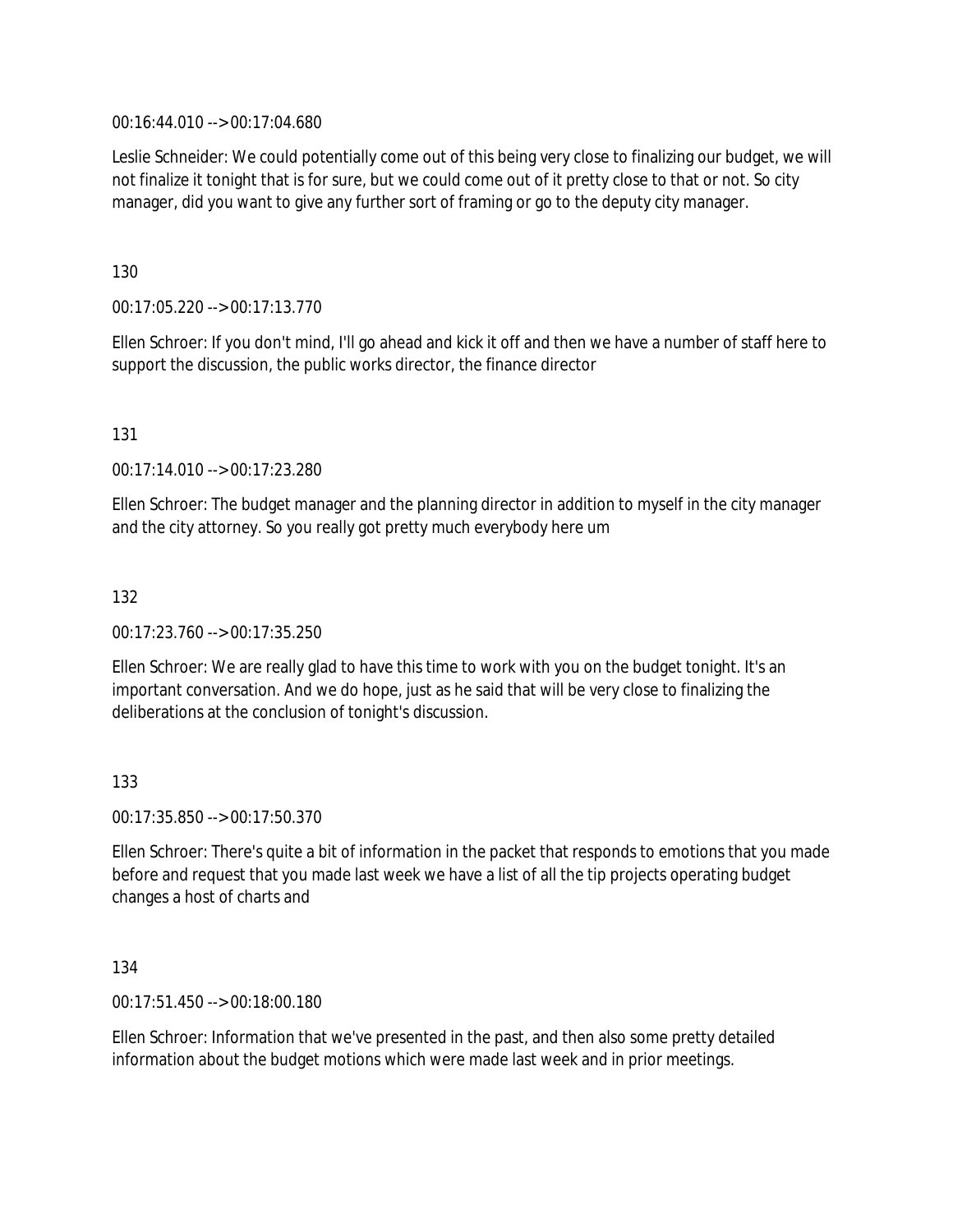00:16:44.010 --> 00:17:04.680

Leslie Schneider: We could potentially come out of this being very close to finalizing our budget, we will not finalize it tonight that is for sure, but we could come out of it pretty close to that or not. So city manager, did you want to give any further sort of framing or go to the deputy city manager.

130

00:17:05.220 --> 00:17:13.770

Ellen Schroer: If you don't mind, I'll go ahead and kick it off and then we have a number of staff here to support the discussion, the public works director, the finance director

131

00:17:14.010 --> 00:17:23.280

Ellen Schroer: The budget manager and the planning director in addition to myself in the city manager and the city attorney. So you really got pretty much everybody here um

132

00:17:23.760 --> 00:17:35.250

Ellen Schroer: We are really glad to have this time to work with you on the budget tonight. It's an important conversation. And we do hope, just as he said that will be very close to finalizing the deliberations at the conclusion of tonight's discussion.

133

00:17:35.850 --> 00:17:50.370

Ellen Schroer: There's quite a bit of information in the packet that responds to emotions that you made before and request that you made last week we have a list of all the tip projects operating budget changes a host of charts and

134

00:17:51.450 --> 00:18:00.180

Ellen Schroer: Information that we've presented in the past, and then also some pretty detailed information about the budget motions which were made last week and in prior meetings.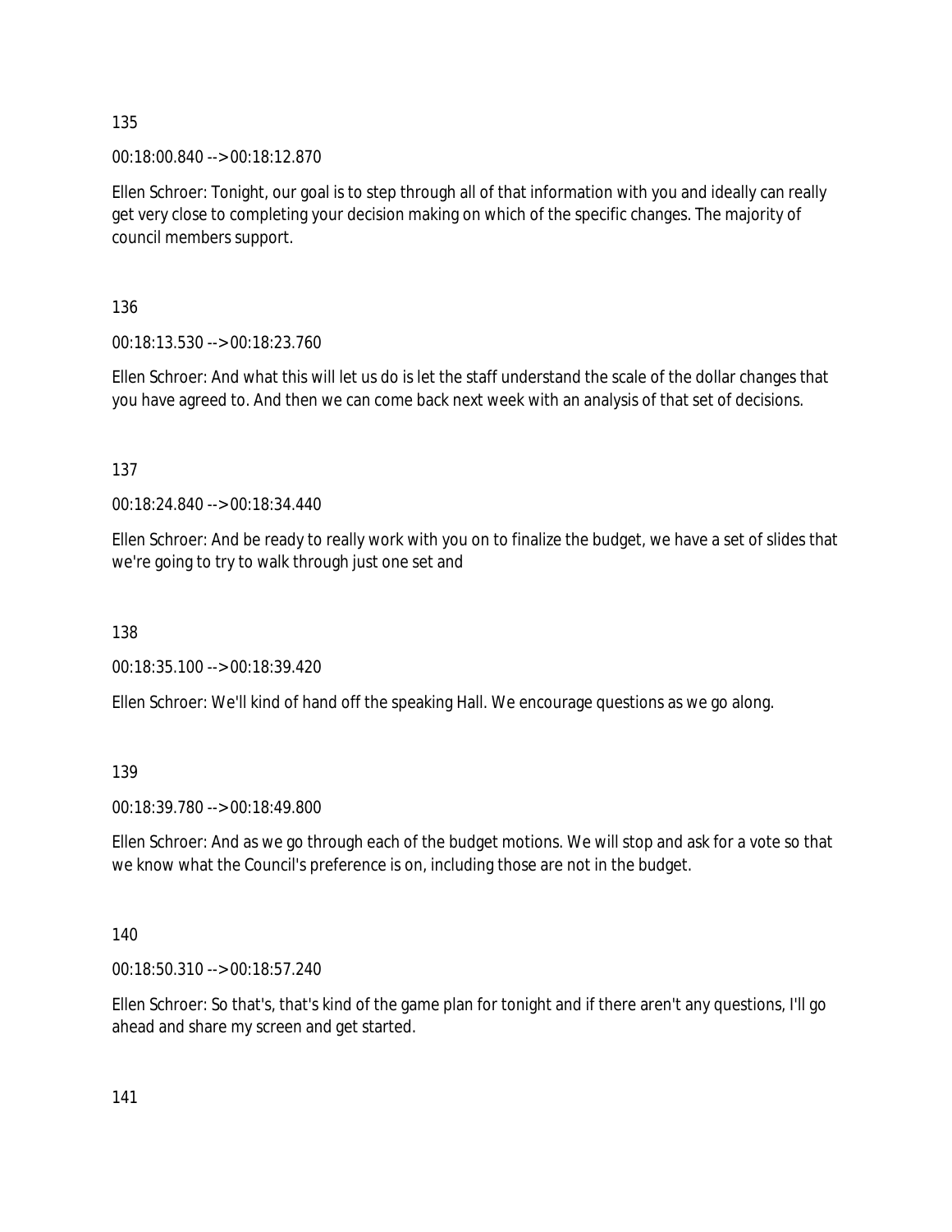135

00:18:00.840 --> 00:18:12.870

Ellen Schroer: Tonight, our goal is to step through all of that information with you and ideally can really get very close to completing your decision making on which of the specific changes. The majority of council members support.

136

00:18:13.530 --> 00:18:23.760

Ellen Schroer: And what this will let us do is let the staff understand the scale of the dollar changes that you have agreed to. And then we can come back next week with an analysis of that set of decisions.

137

00:18:24.840 --> 00:18:34.440

Ellen Schroer: And be ready to really work with you on to finalize the budget, we have a set of slides that we're going to try to walk through just one set and

138

00:18:35.100 --> 00:18:39.420

Ellen Schroer: We'll kind of hand off the speaking Hall. We encourage questions as we go along.

139

00:18:39.780 --> 00:18:49.800

Ellen Schroer: And as we go through each of the budget motions. We will stop and ask for a vote so that we know what the Council's preference is on, including those are not in the budget.

140

00:18:50.310 --> 00:18:57.240

Ellen Schroer: So that's, that's kind of the game plan for tonight and if there aren't any questions, I'll go ahead and share my screen and get started.

141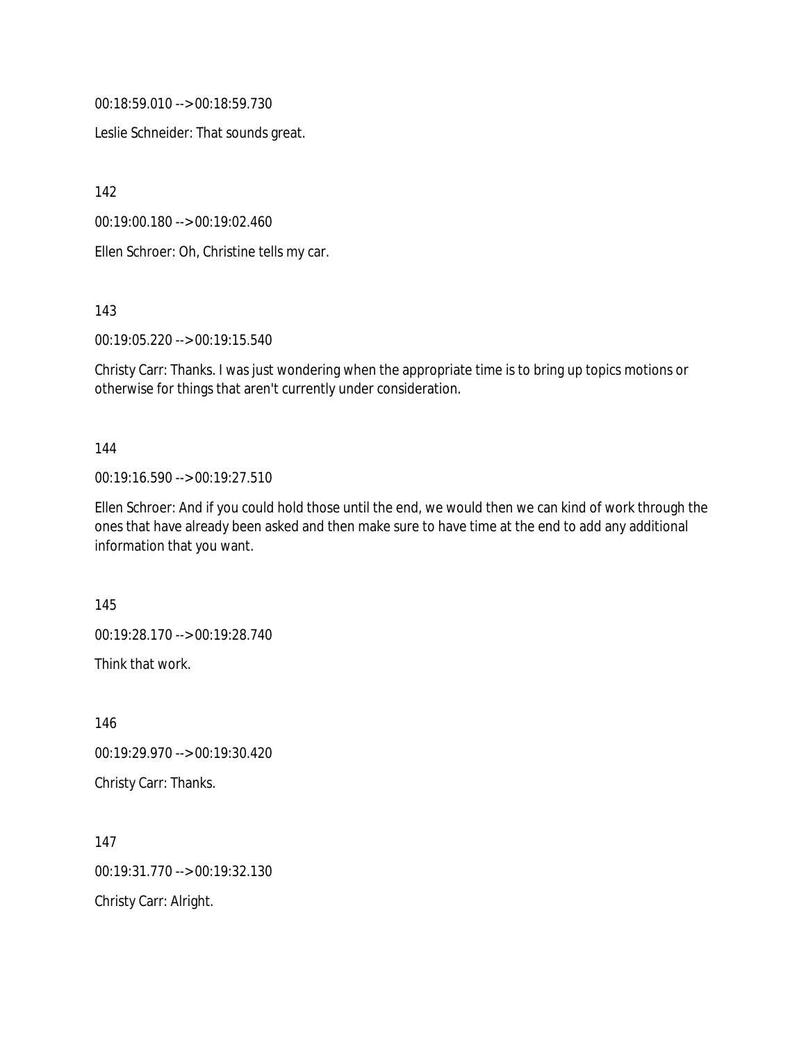00:18:59.010 --> 00:18:59.730

Leslie Schneider: That sounds great.

142

00:19:00.180 --> 00:19:02.460

Ellen Schroer: Oh, Christine tells my car.

143

00:19:05.220 --> 00:19:15.540

Christy Carr: Thanks. I was just wondering when the appropriate time is to bring up topics motions or otherwise for things that aren't currently under consideration.

144

00:19:16.590 --> 00:19:27.510

Ellen Schroer: And if you could hold those until the end, we would then we can kind of work through the ones that have already been asked and then make sure to have time at the end to add any additional information that you want.

145

00:19:28.170 --> 00:19:28.740

Think that work.

146

00:19:29.970 --> 00:19:30.420

Christy Carr: Thanks.

147

00:19:31.770 --> 00:19:32.130

Christy Carr: Alright.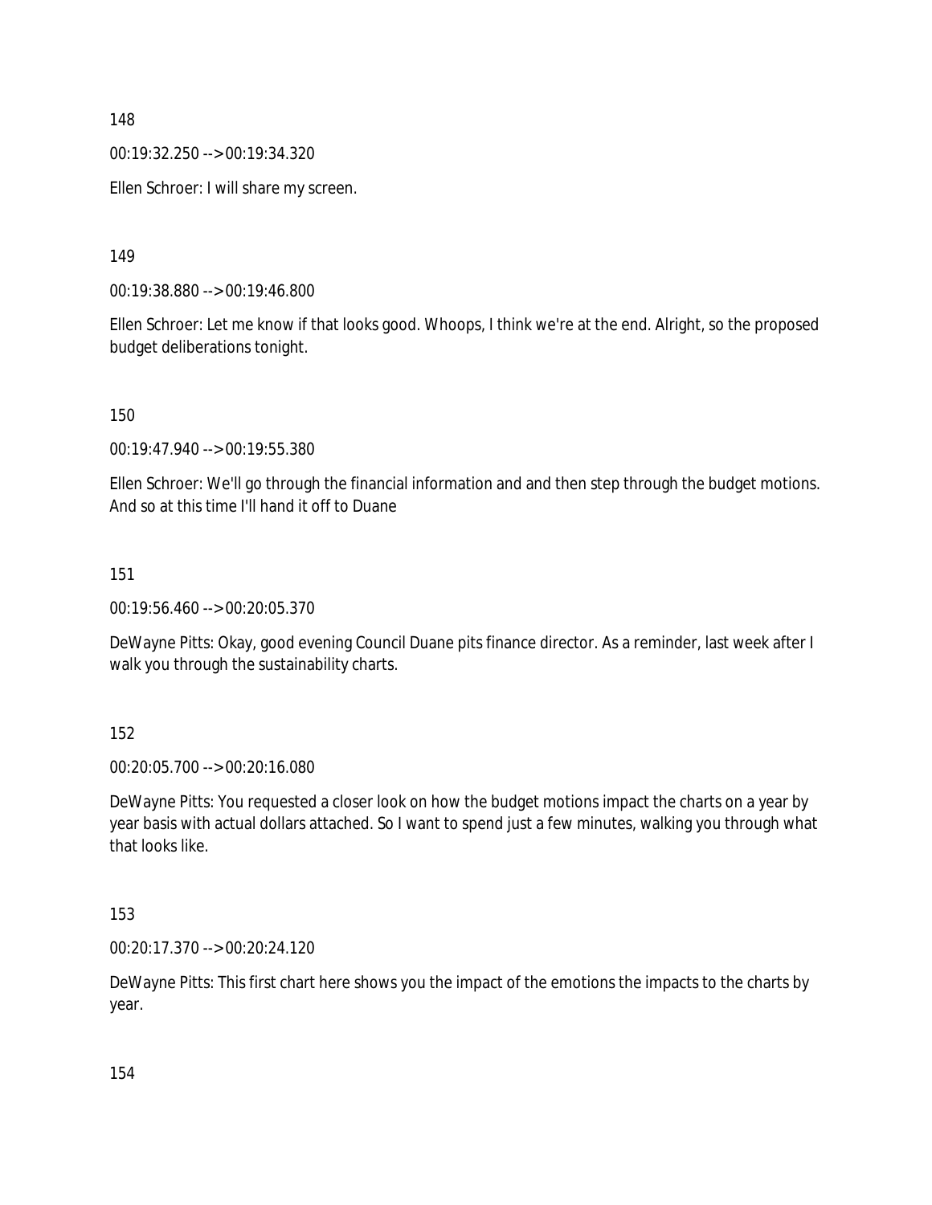148

00:19:32.250 --> 00:19:34.320

Ellen Schroer: I will share my screen.

149

00:19:38.880 --> 00:19:46.800

Ellen Schroer: Let me know if that looks good. Whoops, I think we're at the end. Alright, so the proposed budget deliberations tonight.

150

00:19:47.940 --> 00:19:55.380

Ellen Schroer: We'll go through the financial information and and then step through the budget motions. And so at this time I'll hand it off to Duane

151

00:19:56.460 --> 00:20:05.370

DeWayne Pitts: Okay, good evening Council Duane pits finance director. As a reminder, last week after I walk you through the sustainability charts.

152

00:20:05.700 --> 00:20:16.080

DeWayne Pitts: You requested a closer look on how the budget motions impact the charts on a year by year basis with actual dollars attached. So I want to spend just a few minutes, walking you through what that looks like.

153

00:20:17.370 --> 00:20:24.120

DeWayne Pitts: This first chart here shows you the impact of the emotions the impacts to the charts by year.

154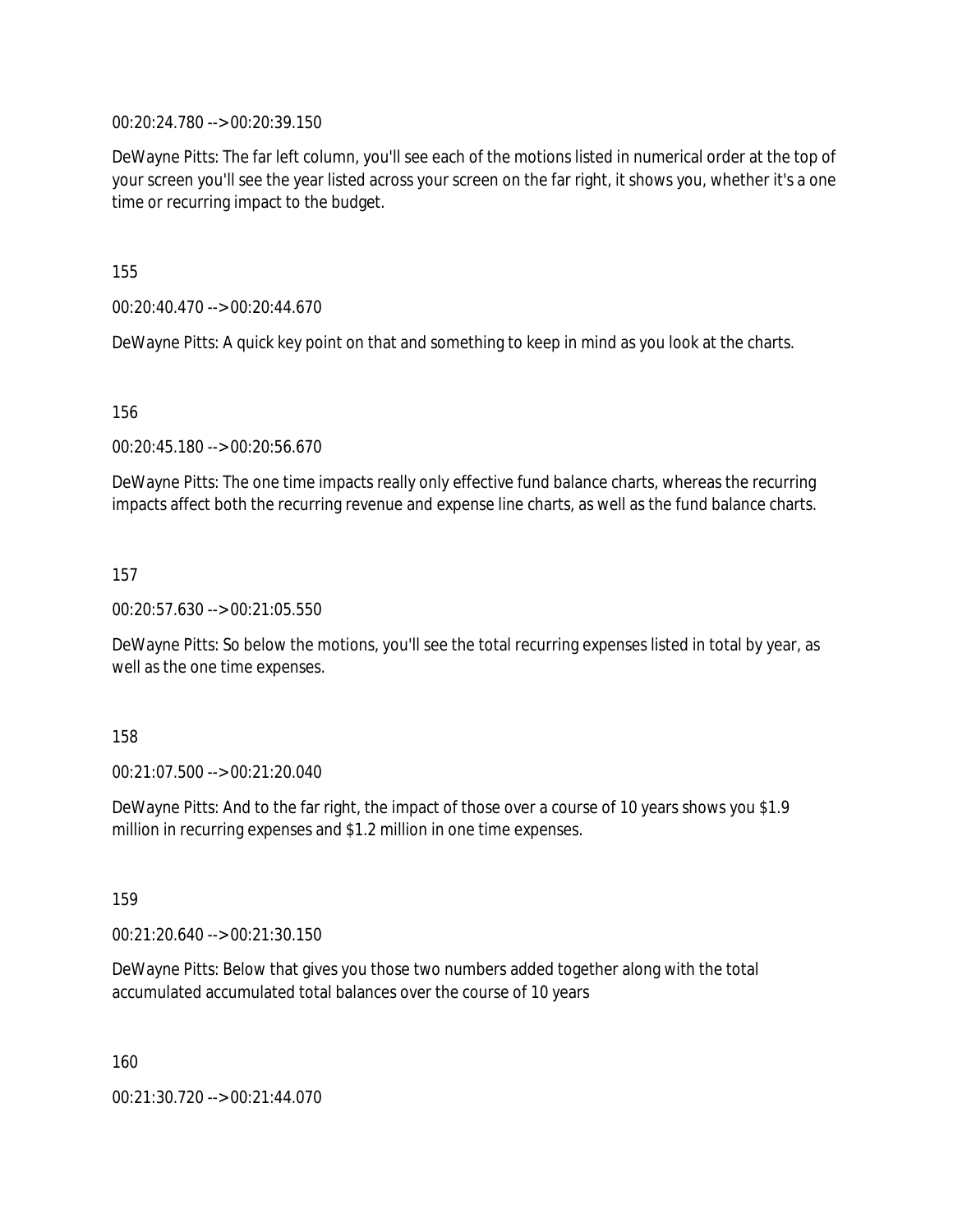00:20:24.780 --> 00:20:39.150

DeWayne Pitts: The far left column, you'll see each of the motions listed in numerical order at the top of your screen you'll see the year listed across your screen on the far right, it shows you, whether it's a one time or recurring impact to the budget.

155

00:20:40.470 --> 00:20:44.670

DeWayne Pitts: A quick key point on that and something to keep in mind as you look at the charts.

156

00:20:45.180 --> 00:20:56.670

DeWayne Pitts: The one time impacts really only effective fund balance charts, whereas the recurring impacts affect both the recurring revenue and expense line charts, as well as the fund balance charts.

157

00:20:57.630 --> 00:21:05.550

DeWayne Pitts: So below the motions, you'll see the total recurring expenses listed in total by year, as well as the one time expenses.

158

00:21:07.500 --> 00:21:20.040

DeWayne Pitts: And to the far right, the impact of those over a course of 10 years shows you $1.9 million in recurring expenses and $1.2 million in one time expenses.

159

00:21:20.640 --> 00:21:30.150

DeWayne Pitts: Below that gives you those two numbers added together along with the total accumulated accumulated total balances over the course of 10 years

160

00:21:30.720 --> 00:21:44.070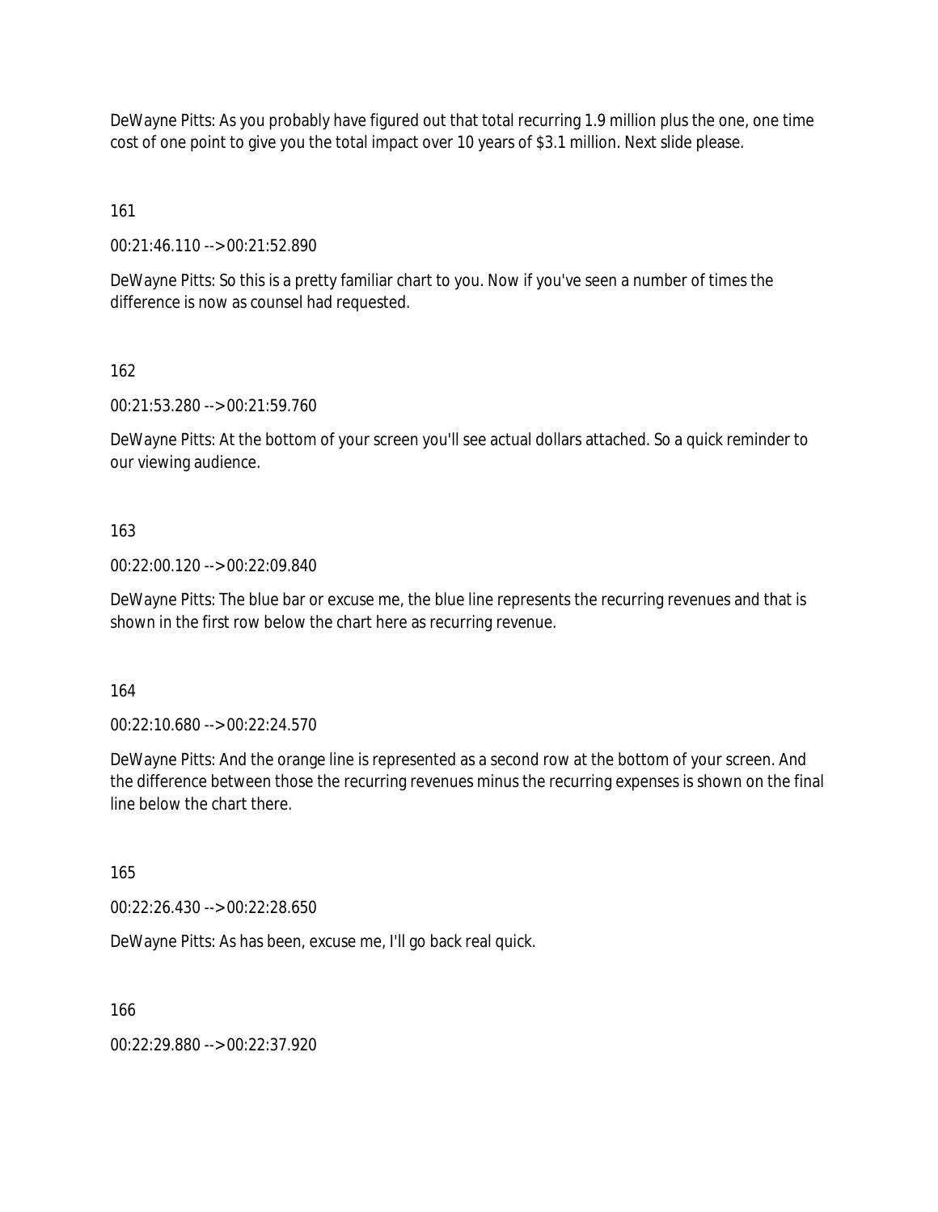DeWayne Pitts: As you probably have figured out that total recurring 1.9 million plus the one, one time cost of one point to give you the total impact over 10 years of $3.1 million. Next slide please.

161

00:21:46.110 --> 00:21:52.890

DeWayne Pitts: So this is a pretty familiar chart to you. Now if you've seen a number of times the difference is now as counsel had requested.

162

00:21:53.280 --> 00:21:59.760

DeWayne Pitts: At the bottom of your screen you'll see actual dollars attached. So a quick reminder to our viewing audience.

163

00:22:00.120 --> 00:22:09.840

DeWayne Pitts: The blue bar or excuse me, the blue line represents the recurring revenues and that is shown in the first row below the chart here as recurring revenue.

164

00:22:10.680 --> 00:22:24.570

DeWayne Pitts: And the orange line is represented as a second row at the bottom of your screen. And the difference between those the recurring revenues minus the recurring expenses is shown on the final line below the chart there.

165

00:22:26.430 --> 00:22:28.650

DeWayne Pitts: As has been, excuse me, I'll go back real quick.

166

00:22:29.880 --> 00:22:37.920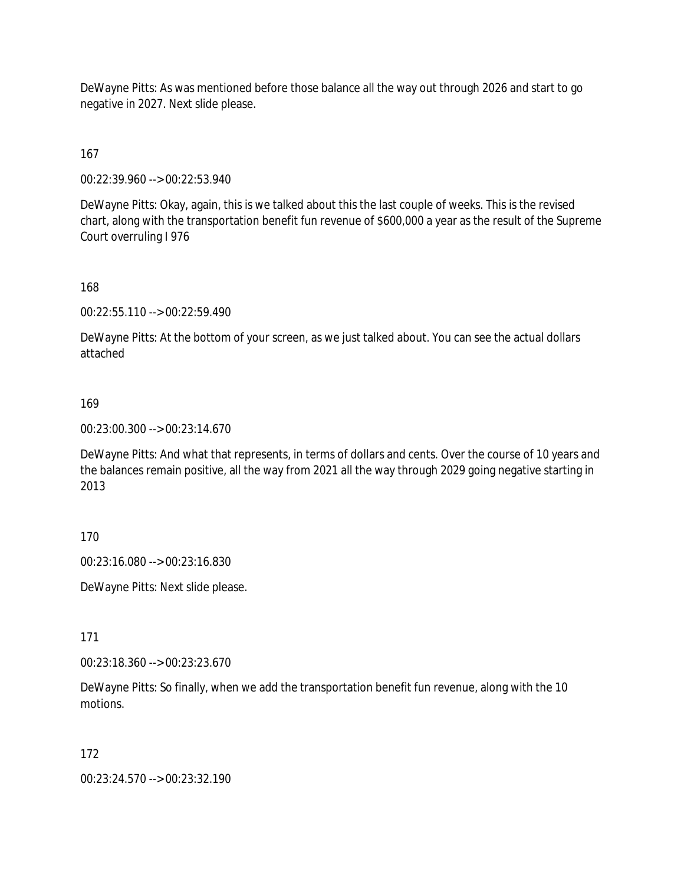DeWayne Pitts: As was mentioned before those balance all the way out through 2026 and start to go negative in 2027. Next slide please.

167

00:22:39.960 --> 00:22:53.940

DeWayne Pitts: Okay, again, this is we talked about this the last couple of weeks. This is the revised chart, along with the transportation benefit fun revenue of $600,000 a year as the result of the Supreme Court overruling I 976

168

00:22:55.110 --> 00:22:59.490

DeWayne Pitts: At the bottom of your screen, as we just talked about. You can see the actual dollars attached

169

00:23:00.300 --> 00:23:14.670

DeWayne Pitts: And what that represents, in terms of dollars and cents. Over the course of 10 years and the balances remain positive, all the way from 2021 all the way through 2029 going negative starting in 2013

170

00:23:16.080 --> 00:23:16.830

DeWayne Pitts: Next slide please.

171

00:23:18.360 --> 00:23:23.670

DeWayne Pitts: So finally, when we add the transportation benefit fun revenue, along with the 10 motions.

172

00:23:24.570 --> 00:23:32.190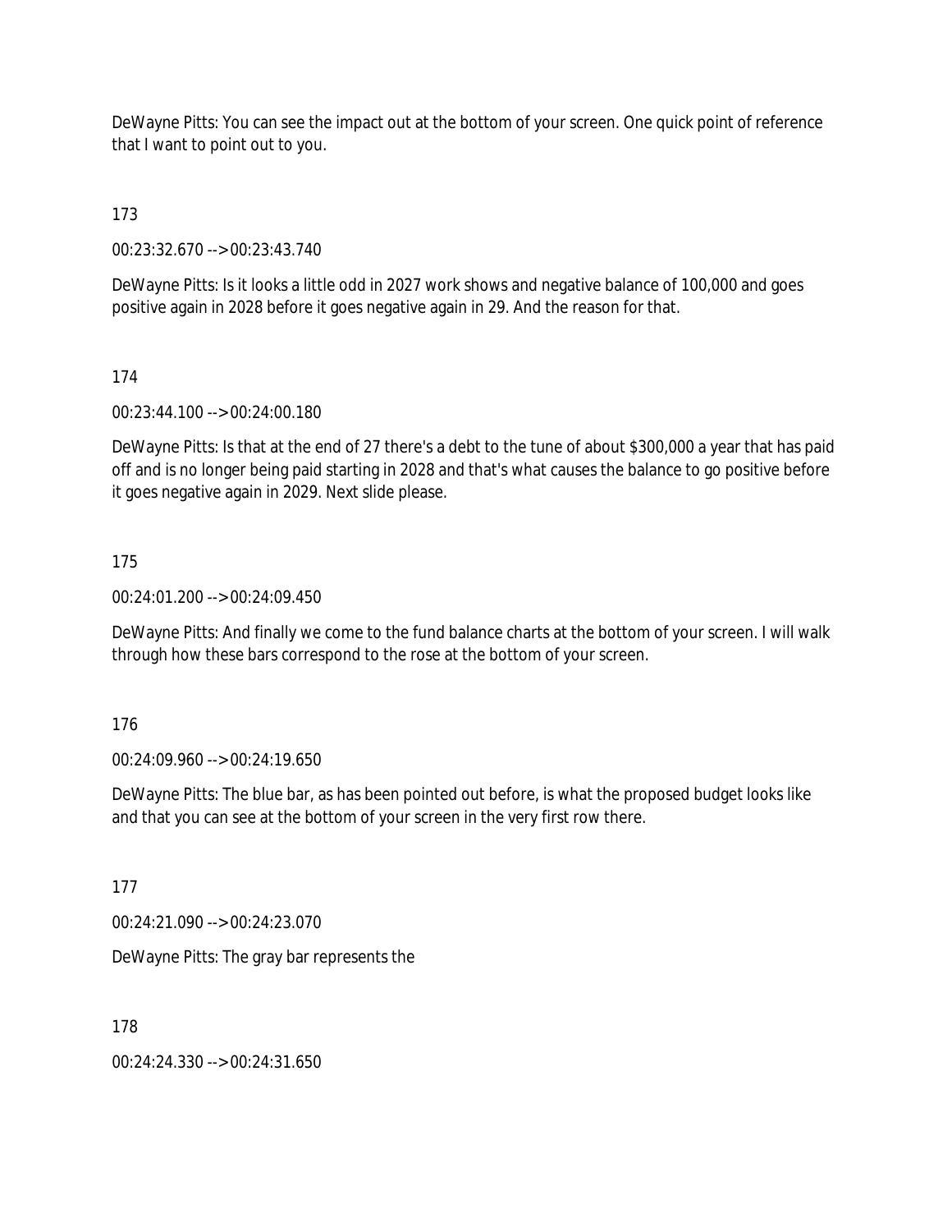DeWayne Pitts: You can see the impact out at the bottom of your screen. One quick point of reference that I want to point out to you.

173

00:23:32.670 --> 00:23:43.740

DeWayne Pitts: Is it looks a little odd in 2027 work shows and negative balance of 100,000 and goes positive again in 2028 before it goes negative again in 29. And the reason for that.

174

00:23:44.100 --> 00:24:00.180

DeWayne Pitts: Is that at the end of 27 there's a debt to the tune of about $300,000 a year that has paid off and is no longer being paid starting in 2028 and that's what causes the balance to go positive before it goes negative again in 2029. Next slide please.

175

00:24:01.200 --> 00:24:09.450

DeWayne Pitts: And finally we come to the fund balance charts at the bottom of your screen. I will walk through how these bars correspond to the rose at the bottom of your screen.

176

00:24:09.960 --> 00:24:19.650

DeWayne Pitts: The blue bar, as has been pointed out before, is what the proposed budget looks like and that you can see at the bottom of your screen in the very first row there.

177

00:24:21.090 --> 00:24:23.070

DeWayne Pitts: The gray bar represents the

178

00:24:24.330 --> 00:24:31.650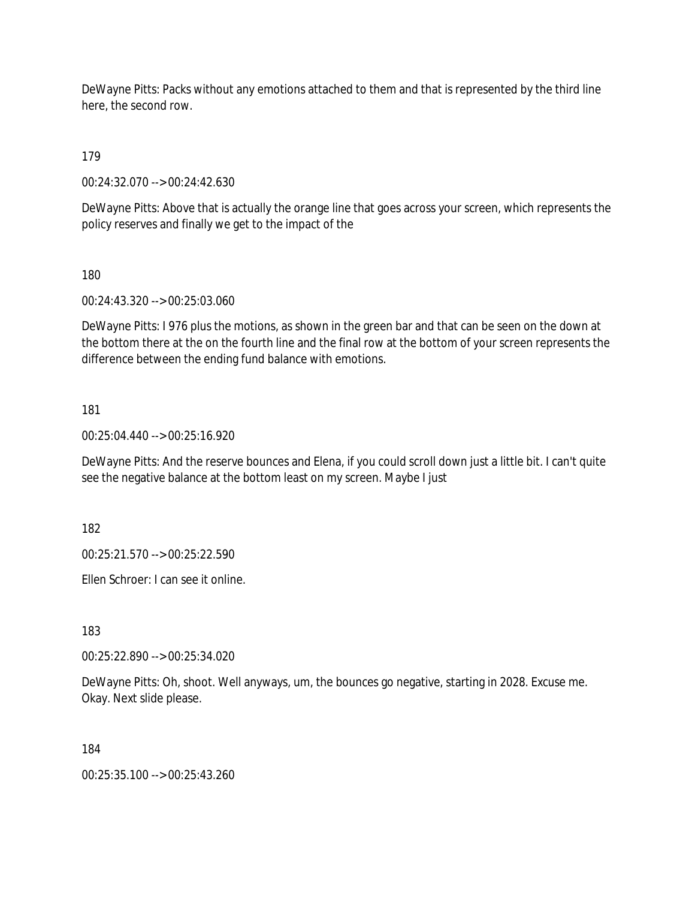DeWayne Pitts: Packs without any emotions attached to them and that is represented by the third line here, the second row.

179

00:24:32.070 --> 00:24:42.630

DeWayne Pitts: Above that is actually the orange line that goes across your screen, which represents the policy reserves and finally we get to the impact of the

180

00:24:43.320 --> 00:25:03.060

DeWayne Pitts: I 976 plus the motions, as shown in the green bar and that can be seen on the down at the bottom there at the on the fourth line and the final row at the bottom of your screen represents the difference between the ending fund balance with emotions.

181

00:25:04.440 --> 00:25:16.920

DeWayne Pitts: And the reserve bounces and Elena, if you could scroll down just a little bit. I can't quite see the negative balance at the bottom least on my screen. Maybe I just

182

00:25:21.570 --> 00:25:22.590

Ellen Schroer: I can see it online.

183

00:25:22.890 --> 00:25:34.020

DeWayne Pitts: Oh, shoot. Well anyways, um, the bounces go negative, starting in 2028. Excuse me. Okay. Next slide please.

184

00:25:35.100 --> 00:25:43.260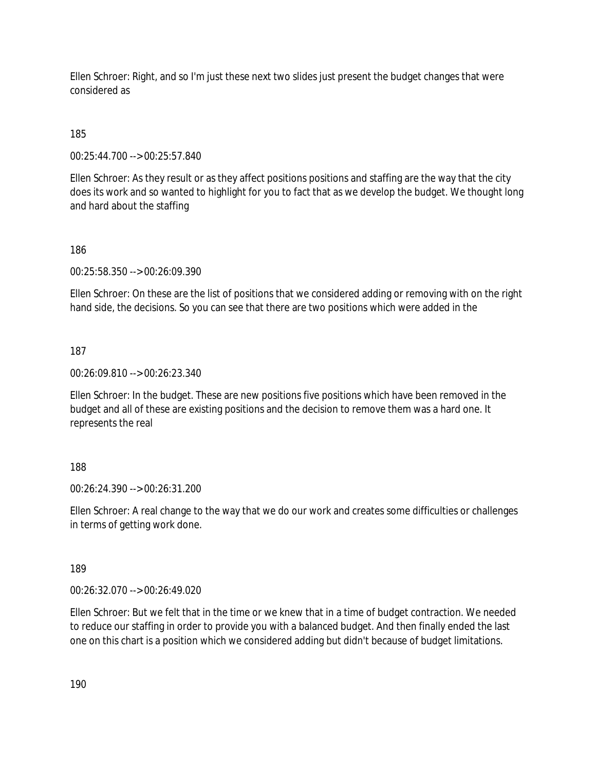Ellen Schroer: Right, and so I'm just these next two slides just present the budget changes that were considered as

185

00:25:44.700 --> 00:25:57.840

Ellen Schroer: As they result or as they affect positions positions and staffing are the way that the city does its work and so wanted to highlight for you to fact that as we develop the budget. We thought long and hard about the staffing

186

00:25:58.350 --> 00:26:09.390

Ellen Schroer: On these are the list of positions that we considered adding or removing with on the right hand side, the decisions. So you can see that there are two positions which were added in the

187

00:26:09.810 --> 00:26:23.340

Ellen Schroer: In the budget. These are new positions five positions which have been removed in the budget and all of these are existing positions and the decision to remove them was a hard one. It represents the real

188

00:26:24.390 --> 00:26:31.200

Ellen Schroer: A real change to the way that we do our work and creates some difficulties or challenges in terms of getting work done.

189

00:26:32.070 --> 00:26:49.020

Ellen Schroer: But we felt that in the time or we knew that in a time of budget contraction. We needed to reduce our staffing in order to provide you with a balanced budget. And then finally ended the last one on this chart is a position which we considered adding but didn't because of budget limitations.

190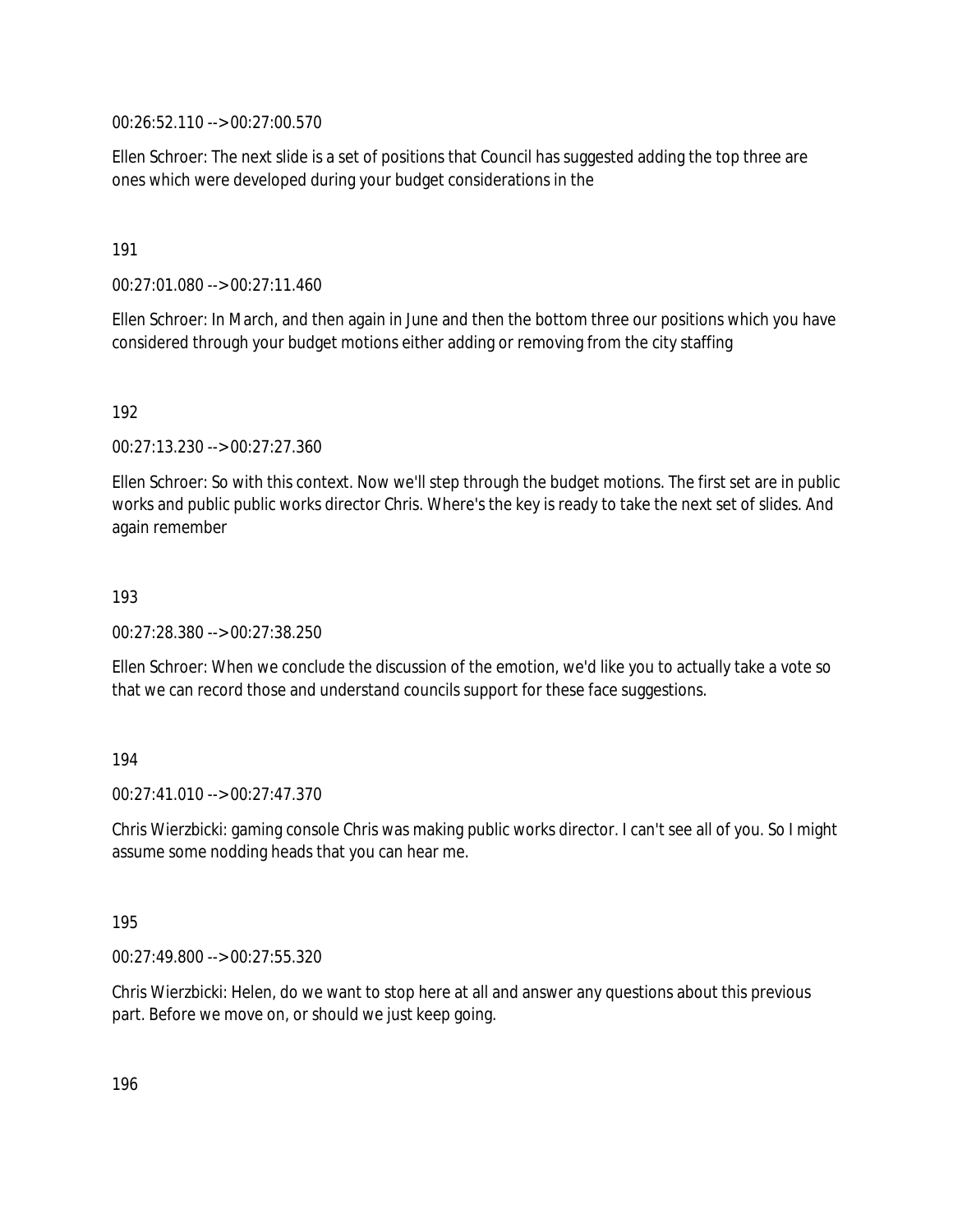00:26:52.110 --> 00:27:00.570

Ellen Schroer: The next slide is a set of positions that Council has suggested adding the top three are ones which were developed during your budget considerations in the

191

00:27:01.080 --> 00:27:11.460

Ellen Schroer: In March, and then again in June and then the bottom three our positions which you have considered through your budget motions either adding or removing from the city staffing

192

00:27:13.230 --> 00:27:27.360

Ellen Schroer: So with this context. Now we'll step through the budget motions. The first set are in public works and public public works director Chris. Where's the key is ready to take the next set of slides. And again remember

193

00:27:28.380 --> 00:27:38.250

Ellen Schroer: When we conclude the discussion of the emotion, we'd like you to actually take a vote so that we can record those and understand councils support for these face suggestions.

194

00:27:41.010 --> 00:27:47.370

Chris Wierzbicki: gaming console Chris was making public works director. I can't see all of you. So I might assume some nodding heads that you can hear me.

195

00:27:49.800 --> 00:27:55.320

Chris Wierzbicki: Helen, do we want to stop here at all and answer any questions about this previous part. Before we move on, or should we just keep going.

196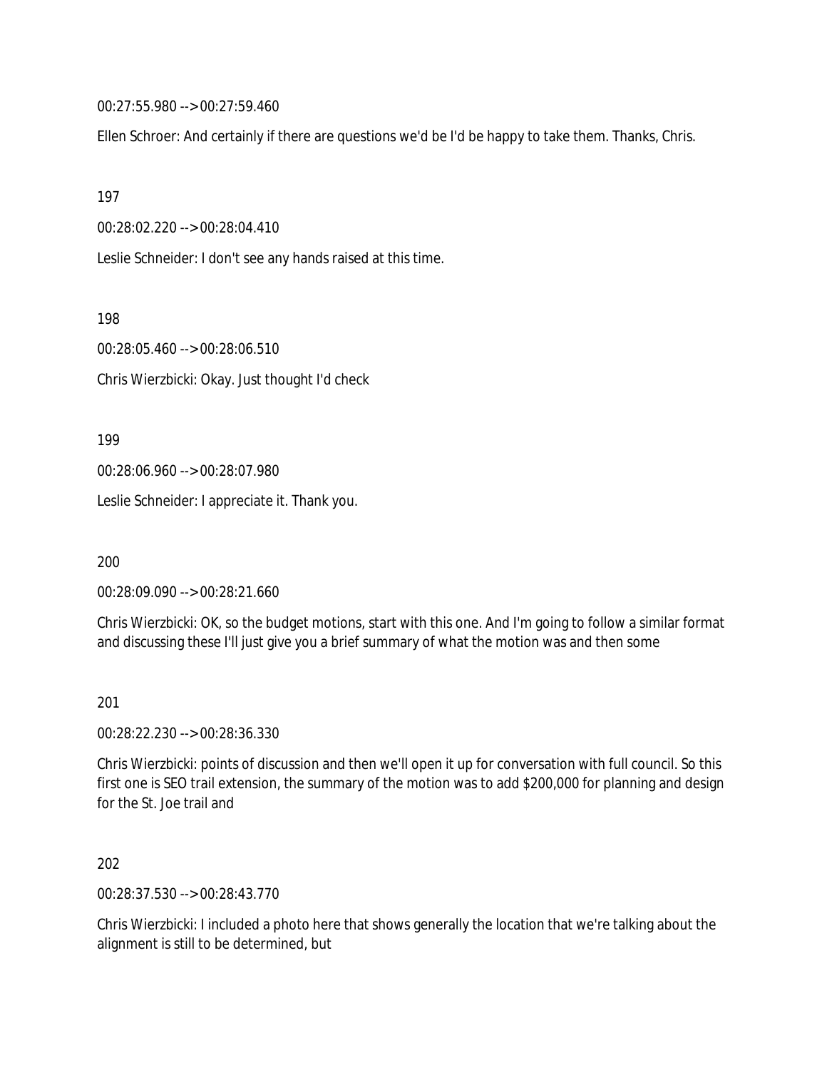00:27:55.980 --> 00:27:59.460

Ellen Schroer: And certainly if there are questions we'd be I'd be happy to take them. Thanks, Chris.

197

00:28:02.220 --> 00:28:04.410

Leslie Schneider: I don't see any hands raised at this time.

198

00:28:05.460 --> 00:28:06.510

Chris Wierzbicki: Okay. Just thought I'd check

199

00:28:06.960 --> 00:28:07.980

Leslie Schneider: I appreciate it. Thank you.

200

00:28:09.090 --> 00:28:21.660

Chris Wierzbicki: OK, so the budget motions, start with this one. And I'm going to follow a similar format and discussing these I'll just give you a brief summary of what the motion was and then some

201

00:28:22.230 --> 00:28:36.330

Chris Wierzbicki: points of discussion and then we'll open it up for conversation with full council. So this first one is SEO trail extension, the summary of the motion was to add $200,000 for planning and design for the St. Joe trail and

202

00:28:37.530 --> 00:28:43.770

Chris Wierzbicki: I included a photo here that shows generally the location that we're talking about the alignment is still to be determined, but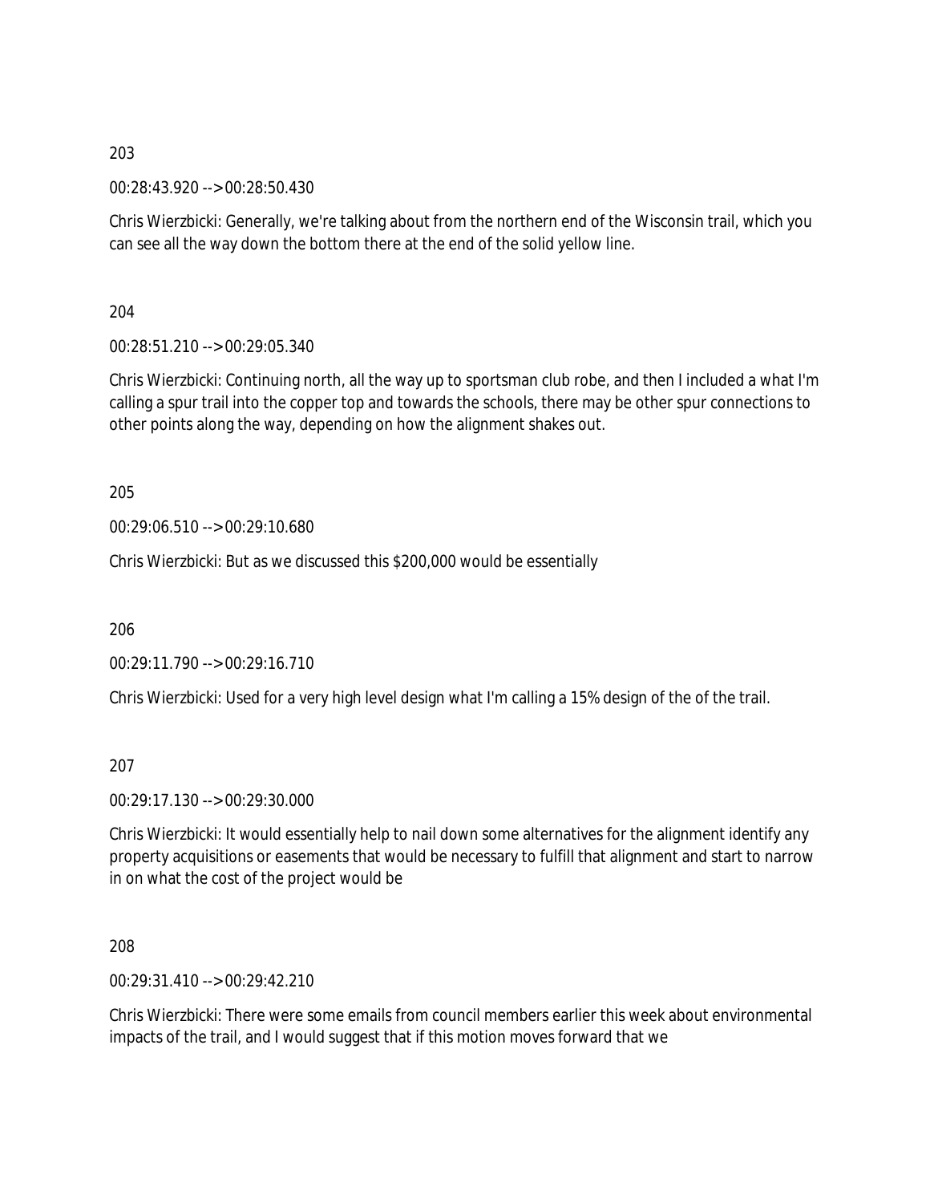203

00:28:43.920 --> 00:28:50.430

Chris Wierzbicki: Generally, we're talking about from the northern end of the Wisconsin trail, which you can see all the way down the bottom there at the end of the solid yellow line.

204

00:28:51.210 --> 00:29:05.340

Chris Wierzbicki: Continuing north, all the way up to sportsman club robe, and then I included a what I'm calling a spur trail into the copper top and towards the schools, there may be other spur connections to other points along the way, depending on how the alignment shakes out.

205

00:29:06.510 --> 00:29:10.680

Chris Wierzbicki: But as we discussed this $200,000 would be essentially

206

00:29:11.790 --> 00:29:16.710

Chris Wierzbicki: Used for a very high level design what I'm calling a 15% design of the of the trail.

207

00:29:17.130 --> 00:29:30.000

Chris Wierzbicki: It would essentially help to nail down some alternatives for the alignment identify any property acquisitions or easements that would be necessary to fulfill that alignment and start to narrow in on what the cost of the project would be

208

00:29:31.410 --> 00:29:42.210

Chris Wierzbicki: There were some emails from council members earlier this week about environmental impacts of the trail, and I would suggest that if this motion moves forward that we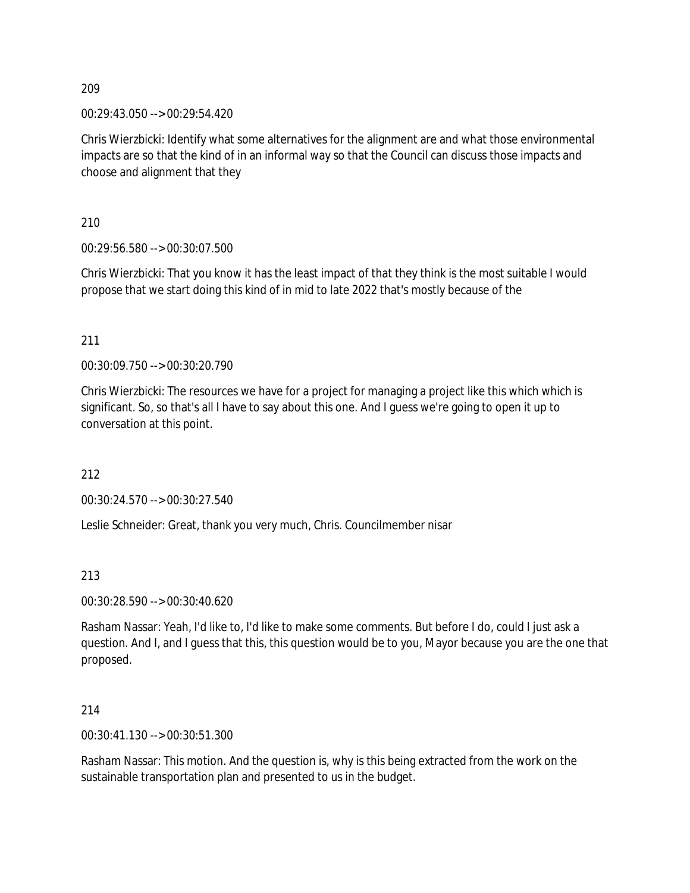209

00:29:43.050 --> 00:29:54.420

Chris Wierzbicki: Identify what some alternatives for the alignment are and what those environmental impacts are so that the kind of in an informal way so that the Council can discuss those impacts and choose and alignment that they

210

00:29:56.580 --> 00:30:07.500

Chris Wierzbicki: That you know it has the least impact of that they think is the most suitable I would propose that we start doing this kind of in mid to late 2022 that's mostly because of the

211

00:30:09.750 --> 00:30:20.790

Chris Wierzbicki: The resources we have for a project for managing a project like this which which is significant. So, so that's all I have to say about this one. And I guess we're going to open it up to conversation at this point.

212

00:30:24.570 --> 00:30:27.540

Leslie Schneider: Great, thank you very much, Chris. Councilmember nisar

213

00:30:28.590 --> 00:30:40.620

Rasham Nassar: Yeah, I'd like to, I'd like to make some comments. But before I do, could I just ask a question. And I, and I guess that this, this question would be to you, Mayor because you are the one that proposed.

214

00:30:41.130 --> 00:30:51.300

Rasham Nassar: This motion. And the question is, why is this being extracted from the work on the sustainable transportation plan and presented to us in the budget.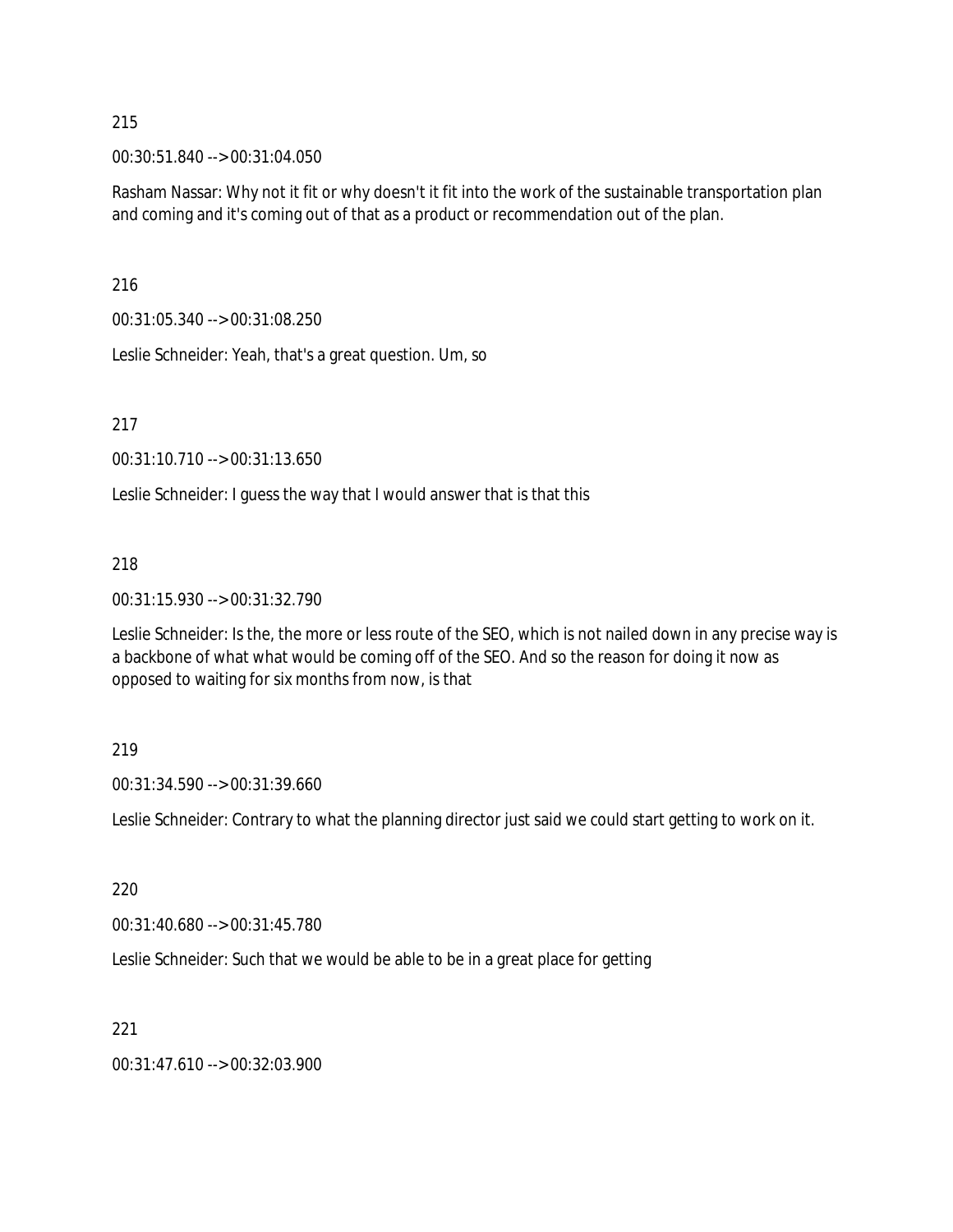215

00:30:51.840 --> 00:31:04.050

Rasham Nassar: Why not it fit or why doesn't it fit into the work of the sustainable transportation plan and coming and it's coming out of that as a product or recommendation out of the plan.

216

00:31:05.340 --> 00:31:08.250

Leslie Schneider: Yeah, that's a great question. Um, so

217

00:31:10.710 --> 00:31:13.650

Leslie Schneider: I guess the way that I would answer that is that this

218

00:31:15.930 --> 00:31:32.790

Leslie Schneider: Is the, the more or less route of the SEO, which is not nailed down in any precise way is a backbone of what what would be coming off of the SEO. And so the reason for doing it now as opposed to waiting for six months from now, is that

219

00:31:34.590 --> 00:31:39.660

Leslie Schneider: Contrary to what the planning director just said we could start getting to work on it.

220

00:31:40.680 --> 00:31:45.780

Leslie Schneider: Such that we would be able to be in a great place for getting

221

00:31:47.610 --> 00:32:03.900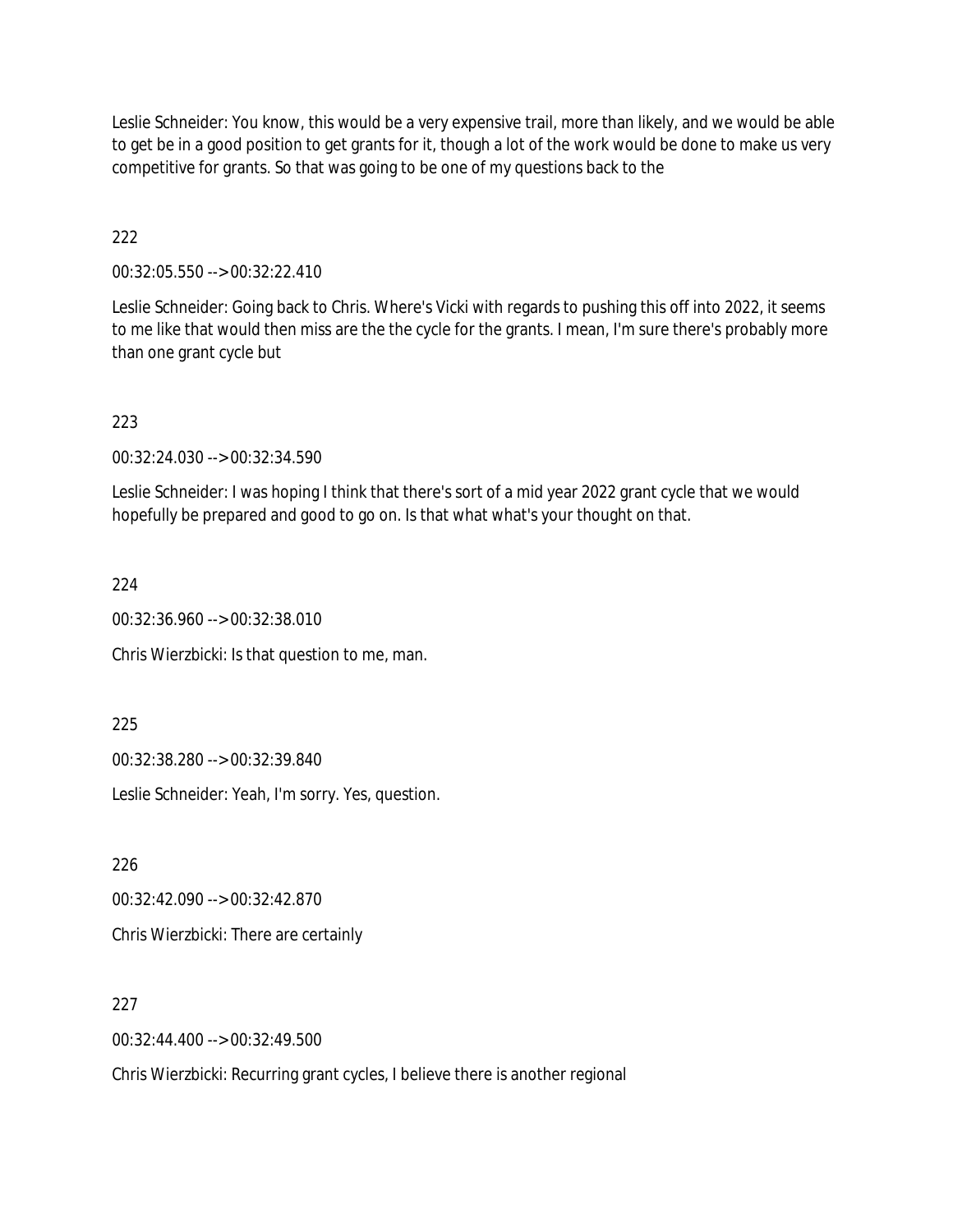Leslie Schneider: You know, this would be a very expensive trail, more than likely, and we would be able to get be in a good position to get grants for it, though a lot of the work would be done to make us very competitive for grants. So that was going to be one of my questions back to the

222

00:32:05.550 --> 00:32:22.410

Leslie Schneider: Going back to Chris. Where's Vicki with regards to pushing this off into 2022, it seems to me like that would then miss are the the cycle for the grants. I mean, I'm sure there's probably more than one grant cycle but

223

00:32:24.030 --> 00:32:34.590

Leslie Schneider: I was hoping I think that there's sort of a mid year 2022 grant cycle that we would hopefully be prepared and good to go on. Is that what what's your thought on that.

224

00:32:36.960 --> 00:32:38.010

Chris Wierzbicki: Is that question to me, man.

225

00:32:38.280 --> 00:32:39.840

Leslie Schneider: Yeah, I'm sorry. Yes, question.

226

00:32:42.090 --> 00:32:42.870

Chris Wierzbicki: There are certainly

227

00:32:44.400 --> 00:32:49.500

Chris Wierzbicki: Recurring grant cycles, I believe there is another regional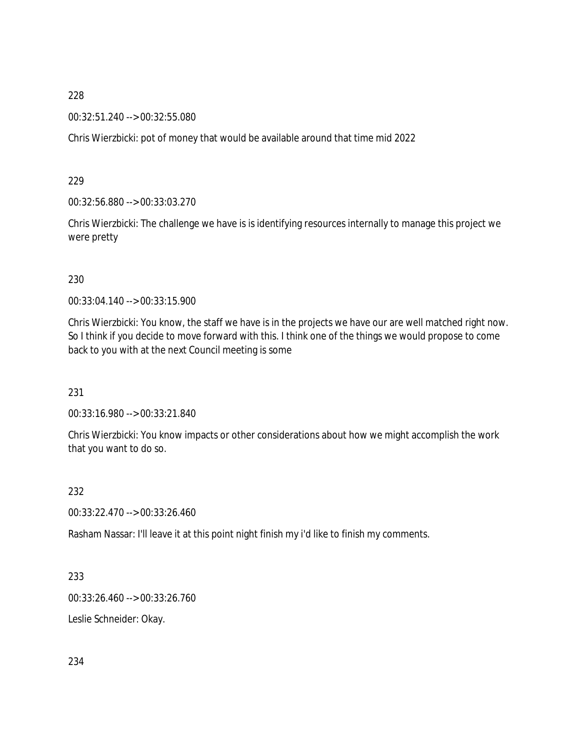228

00:32:51.240 --> 00:32:55.080

Chris Wierzbicki: pot of money that would be available around that time mid 2022

229

00:32:56.880 --> 00:33:03.270

Chris Wierzbicki: The challenge we have is is identifying resources internally to manage this project we were pretty

230

00:33:04.140 --> 00:33:15.900

Chris Wierzbicki: You know, the staff we have is in the projects we have our are well matched right now. So I think if you decide to move forward with this. I think one of the things we would propose to come back to you with at the next Council meeting is some

231

00:33:16.980 --> 00:33:21.840

Chris Wierzbicki: You know impacts or other considerations about how we might accomplish the work that you want to do so.

232

00:33:22.470 --> 00:33:26.460

Rasham Nassar: I'll leave it at this point night finish my i'd like to finish my comments.

233

00:33:26.460 --> 00:33:26.760

Leslie Schneider: Okay.

234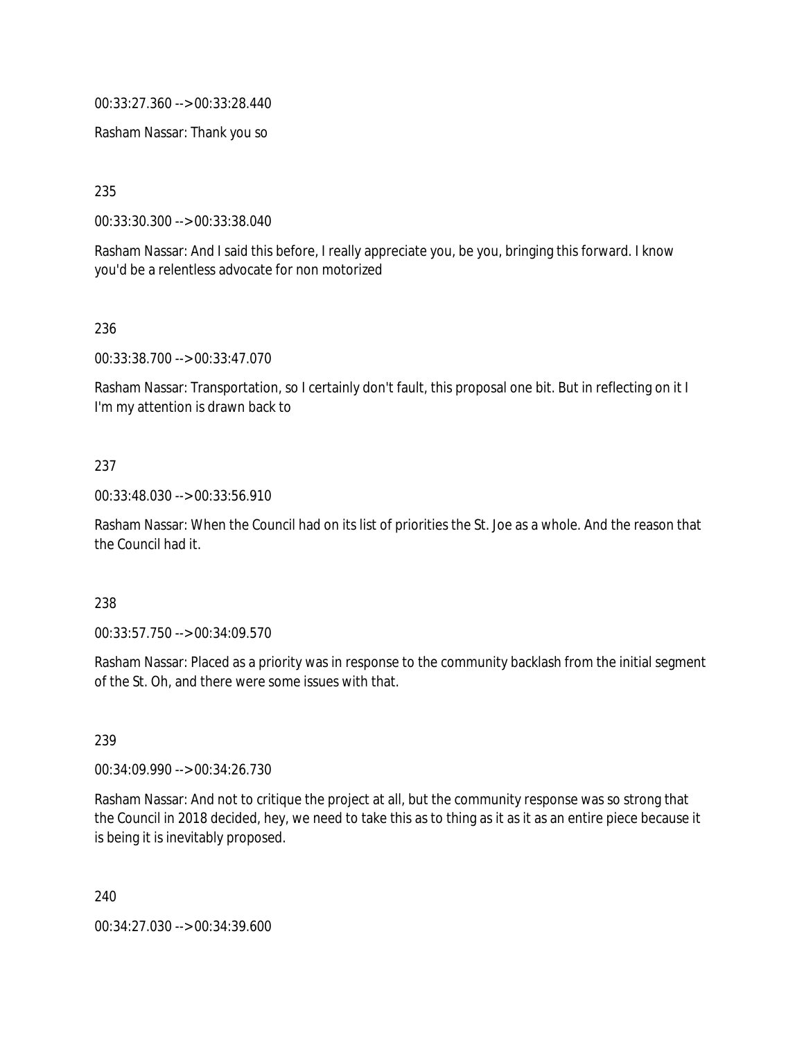00:33:27.360 --> 00:33:28.440

Rasham Nassar: Thank you so

235

00:33:30.300 --> 00:33:38.040

Rasham Nassar: And I said this before, I really appreciate you, be you, bringing this forward. I know you'd be a relentless advocate for non motorized

236

00:33:38.700 --> 00:33:47.070

Rasham Nassar: Transportation, so I certainly don't fault, this proposal one bit. But in reflecting on it I I'm my attention is drawn back to

237

00:33:48.030 --> 00:33:56.910

Rasham Nassar: When the Council had on its list of priorities the St. Joe as a whole. And the reason that the Council had it.

238

00:33:57.750 --> 00:34:09.570

Rasham Nassar: Placed as a priority was in response to the community backlash from the initial segment of the St. Oh, and there were some issues with that.

239

00:34:09.990 --> 00:34:26.730

Rasham Nassar: And not to critique the project at all, but the community response was so strong that the Council in 2018 decided, hey, we need to take this as to thing as it as it as an entire piece because it is being it is inevitably proposed.

240

00:34:27.030 --> 00:34:39.600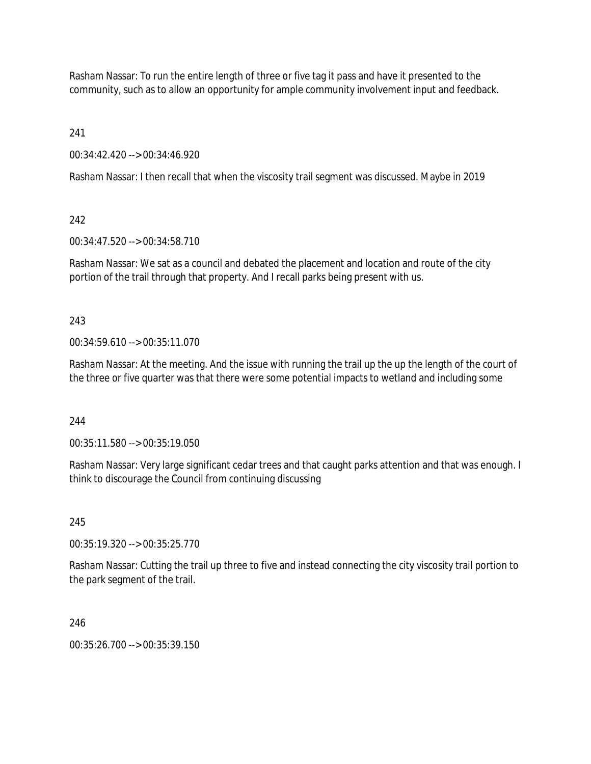Rasham Nassar: To run the entire length of three or five tag it pass and have it presented to the community, such as to allow an opportunity for ample community involvement input and feedback.

241

00:34:42.420 --> 00:34:46.920

Rasham Nassar: I then recall that when the viscosity trail segment was discussed. Maybe in 2019

242

00:34:47.520 --> 00:34:58.710

Rasham Nassar: We sat as a council and debated the placement and location and route of the city portion of the trail through that property. And I recall parks being present with us.

243

00:34:59.610 --> 00:35:11.070

Rasham Nassar: At the meeting. And the issue with running the trail up the up the length of the court of the three or five quarter was that there were some potential impacts to wetland and including some

244

00:35:11.580 --> 00:35:19.050

Rasham Nassar: Very large significant cedar trees and that caught parks attention and that was enough. I think to discourage the Council from continuing discussing

245

00:35:19.320 --> 00:35:25.770

Rasham Nassar: Cutting the trail up three to five and instead connecting the city viscosity trail portion to the park segment of the trail.

246

00:35:26.700 --> 00:35:39.150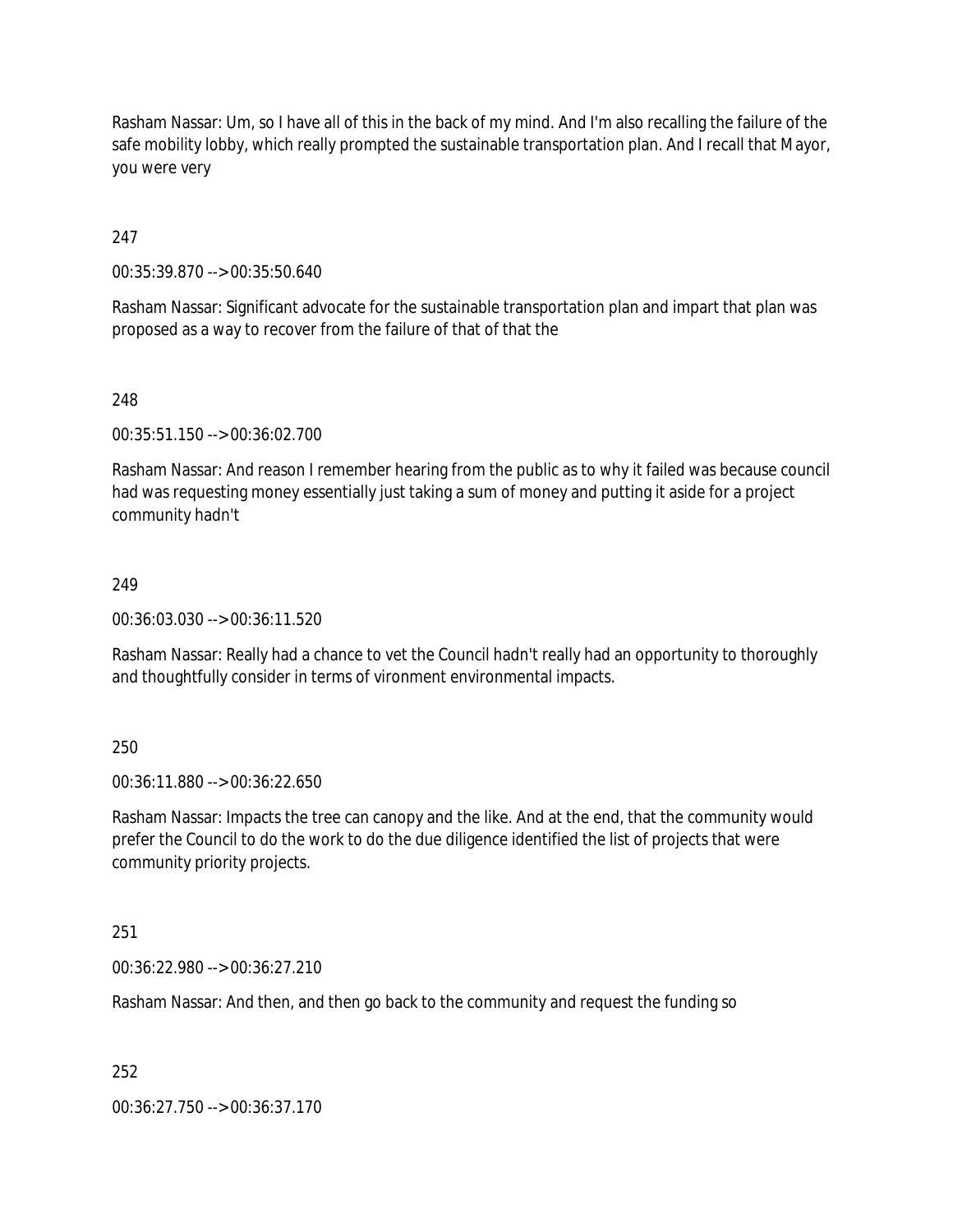Rasham Nassar: Um, so I have all of this in the back of my mind. And I'm also recalling the failure of the safe mobility lobby, which really prompted the sustainable transportation plan. And I recall that Mayor, you were very

247

00:35:39.870 --> 00:35:50.640

Rasham Nassar: Significant advocate for the sustainable transportation plan and impart that plan was proposed as a way to recover from the failure of that of that the

248

00:35:51.150 --> 00:36:02.700

Rasham Nassar: And reason I remember hearing from the public as to why it failed was because council had was requesting money essentially just taking a sum of money and putting it aside for a project community hadn't

249

00:36:03.030 --> 00:36:11.520

Rasham Nassar: Really had a chance to vet the Council hadn't really had an opportunity to thoroughly and thoughtfully consider in terms of vironment environmental impacts.

250

00:36:11.880 --> 00:36:22.650

Rasham Nassar: Impacts the tree can canopy and the like. And at the end, that the community would prefer the Council to do the work to do the due diligence identified the list of projects that were community priority projects.

251

00:36:22.980 --> 00:36:27.210

Rasham Nassar: And then, and then go back to the community and request the funding so

252

00:36:27.750 --> 00:36:37.170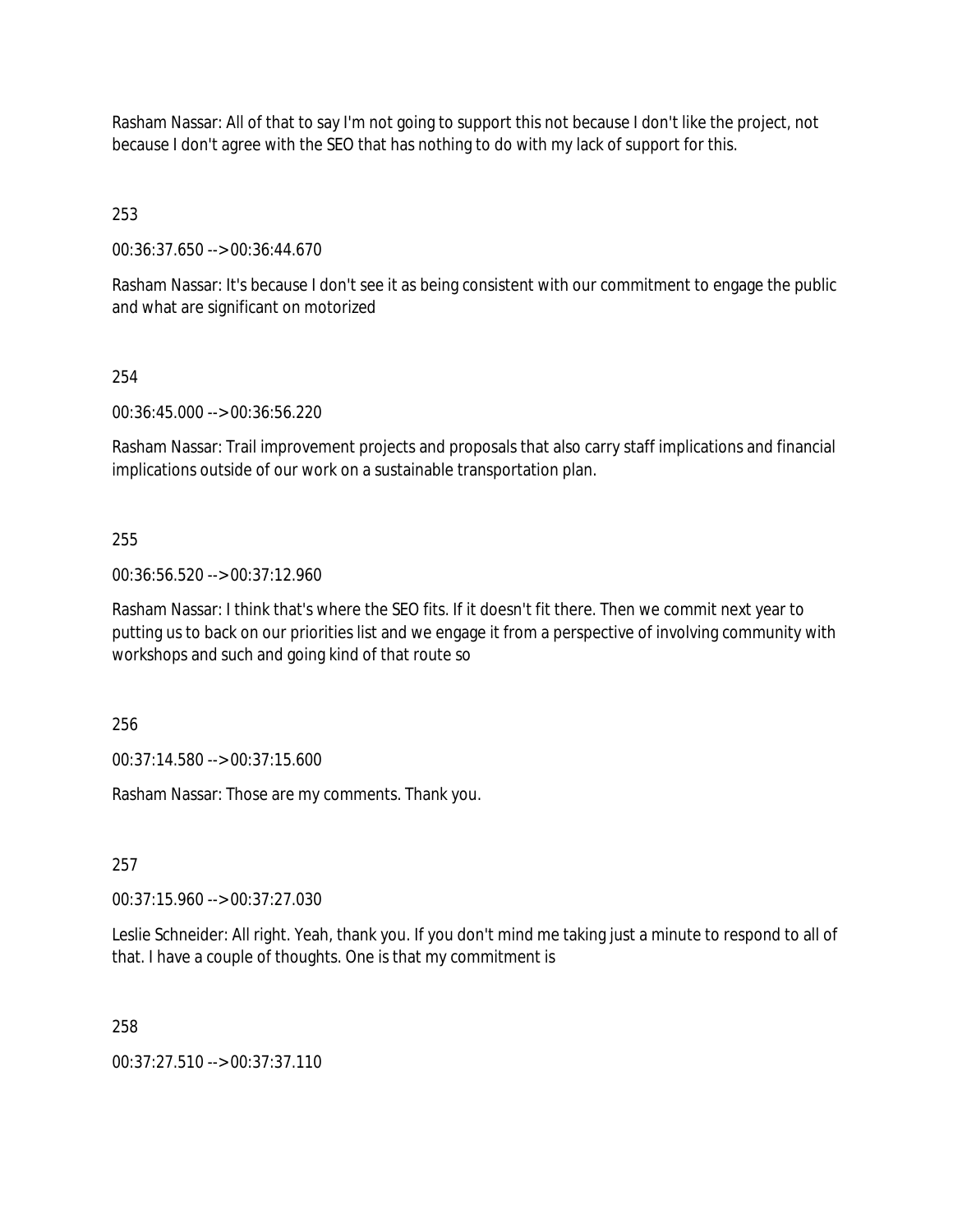Rasham Nassar: All of that to say I'm not going to support this not because I don't like the project, not because I don't agree with the SEO that has nothing to do with my lack of support for this.

253

00:36:37.650 --> 00:36:44.670

Rasham Nassar: It's because I don't see it as being consistent with our commitment to engage the public and what are significant on motorized

254

00:36:45.000 --> 00:36:56.220

Rasham Nassar: Trail improvement projects and proposals that also carry staff implications and financial implications outside of our work on a sustainable transportation plan.

255

00:36:56.520 --> 00:37:12.960

Rasham Nassar: I think that's where the SEO fits. If it doesn't fit there. Then we commit next year to putting us to back on our priorities list and we engage it from a perspective of involving community with workshops and such and going kind of that route so

256

00:37:14.580 --> 00:37:15.600

Rasham Nassar: Those are my comments. Thank you.

257

00:37:15.960 --> 00:37:27.030

Leslie Schneider: All right. Yeah, thank you. If you don't mind me taking just a minute to respond to all of that. I have a couple of thoughts. One is that my commitment is

258

00:37:27.510 --> 00:37:37.110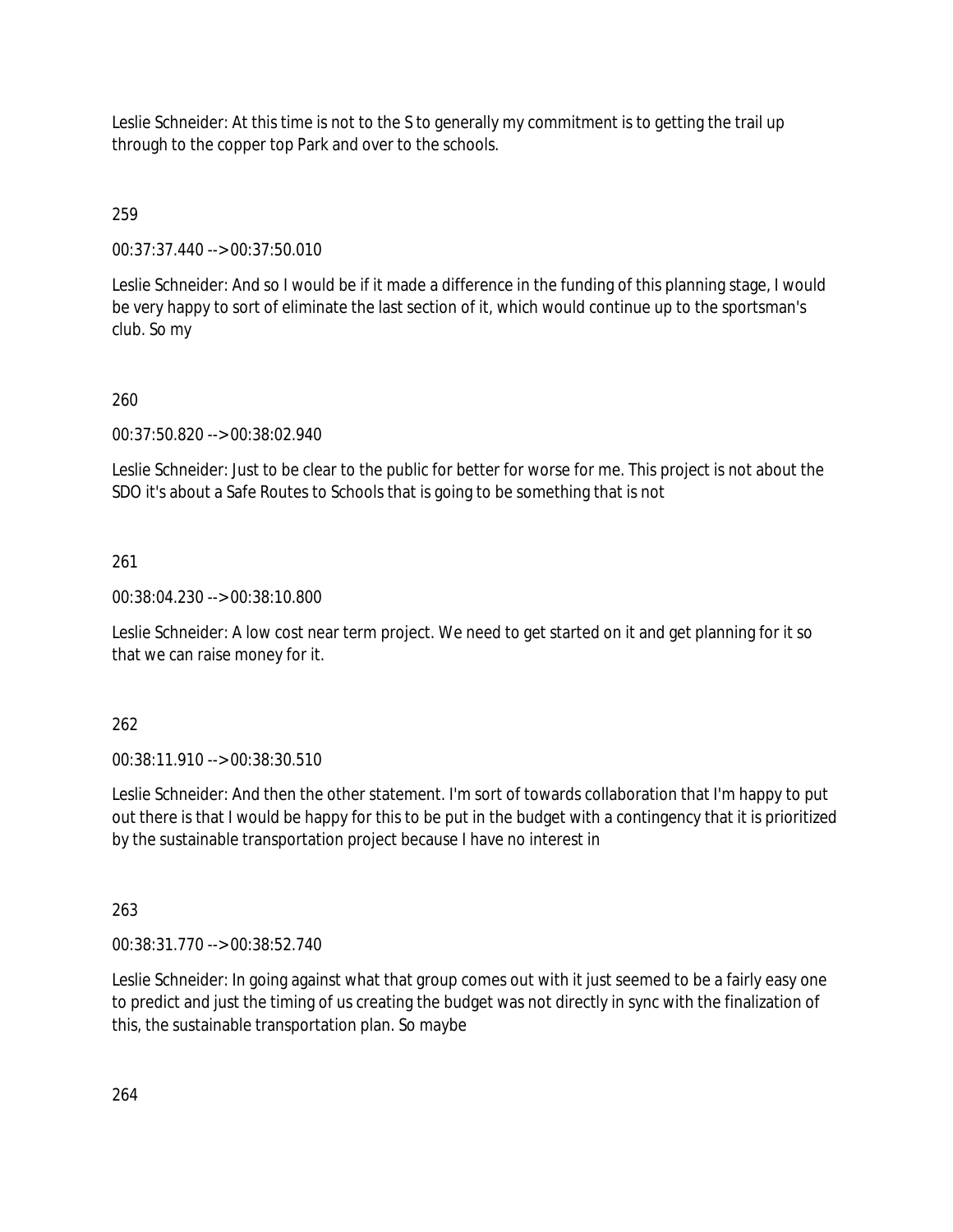Leslie Schneider: At this time is not to the S to generally my commitment is to getting the trail up through to the copper top Park and over to the schools.

259

00:37:37.440 --> 00:37:50.010

Leslie Schneider: And so I would be if it made a difference in the funding of this planning stage, I would be very happy to sort of eliminate the last section of it, which would continue up to the sportsman's club. So my

260

00:37:50.820 --> 00:38:02.940

Leslie Schneider: Just to be clear to the public for better for worse for me. This project is not about the SDO it's about a Safe Routes to Schools that is going to be something that is not

261

00:38:04.230 --> 00:38:10.800

Leslie Schneider: A low cost near term project. We need to get started on it and get planning for it so that we can raise money for it.

262

00:38:11.910 --> 00:38:30.510

Leslie Schneider: And then the other statement. I'm sort of towards collaboration that I'm happy to put out there is that I would be happy for this to be put in the budget with a contingency that it is prioritized by the sustainable transportation project because I have no interest in

263

00:38:31.770 --> 00:38:52.740

Leslie Schneider: In going against what that group comes out with it just seemed to be a fairly easy one to predict and just the timing of us creating the budget was not directly in sync with the finalization of this, the sustainable transportation plan. So maybe

264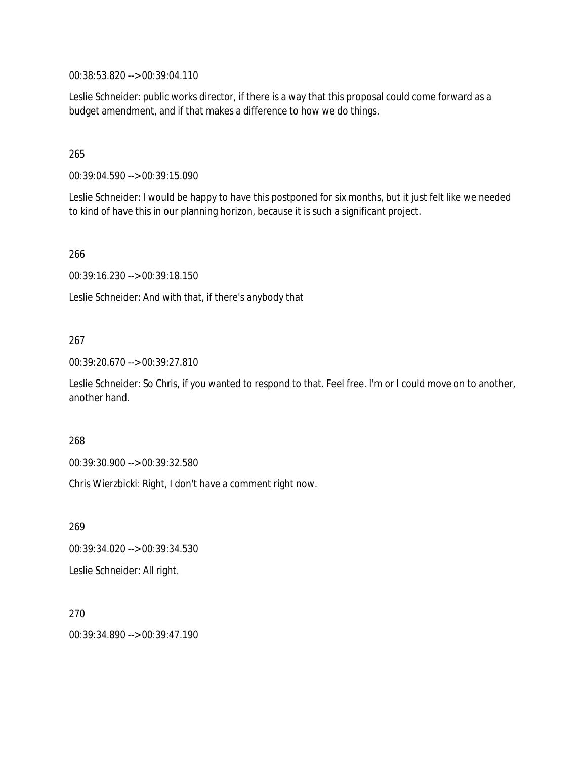00:38:53.820 --> 00:39:04.110

Leslie Schneider: public works director, if there is a way that this proposal could come forward as a budget amendment, and if that makes a difference to how we do things.

265

00:39:04.590 --> 00:39:15.090

Leslie Schneider: I would be happy to have this postponed for six months, but it just felt like we needed to kind of have this in our planning horizon, because it is such a significant project.

266

00:39:16.230 --> 00:39:18.150

Leslie Schneider: And with that, if there's anybody that

267

00:39:20.670 --> 00:39:27.810

Leslie Schneider: So Chris, if you wanted to respond to that. Feel free. I'm or I could move on to another, another hand.

268

00:39:30.900 --> 00:39:32.580

Chris Wierzbicki: Right, I don't have a comment right now.

269

00:39:34.020 --> 00:39:34.530

Leslie Schneider: All right.

270

00:39:34.890 --> 00:39:47.190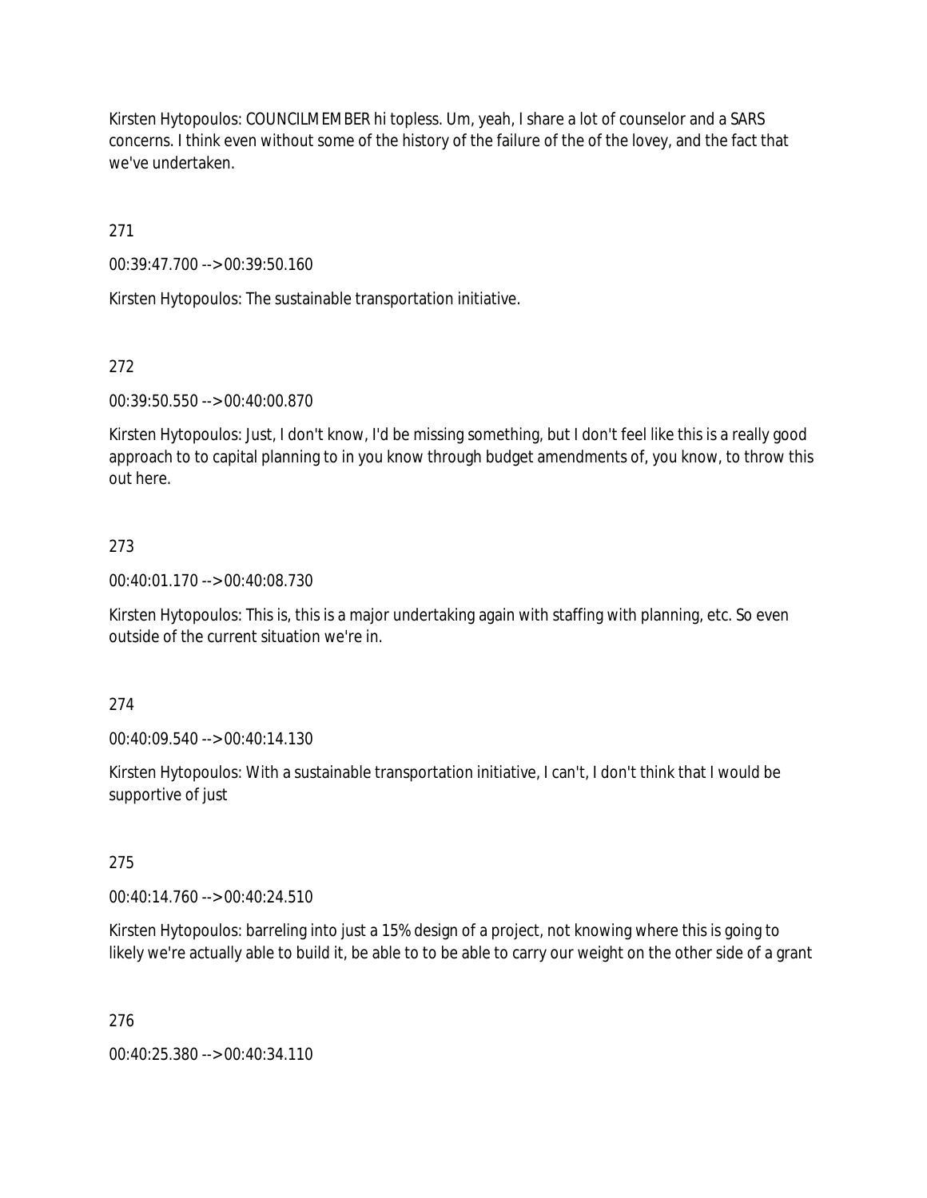Kirsten Hytopoulos: COUNCILMEMBER hi topless. Um, yeah, I share a lot of counselor and a SARS concerns. I think even without some of the history of the failure of the of the lovey, and the fact that we've undertaken.

271

00:39:47.700 --> 00:39:50.160

Kirsten Hytopoulos: The sustainable transportation initiative.

272

00:39:50.550 --> 00:40:00.870

Kirsten Hytopoulos: Just, I don't know, I'd be missing something, but I don't feel like this is a really good approach to to capital planning to in you know through budget amendments of, you know, to throw this out here.

273

00:40:01.170 --> 00:40:08.730

Kirsten Hytopoulos: This is, this is a major undertaking again with staffing with planning, etc. So even outside of the current situation we're in.

274

00:40:09.540 --> 00:40:14.130

Kirsten Hytopoulos: With a sustainable transportation initiative, I can't, I don't think that I would be supportive of just

275

00:40:14.760 --> 00:40:24.510

Kirsten Hytopoulos: barreling into just a 15% design of a project, not knowing where this is going to likely we're actually able to build it, be able to to be able to carry our weight on the other side of a grant

276

00:40:25.380 --> 00:40:34.110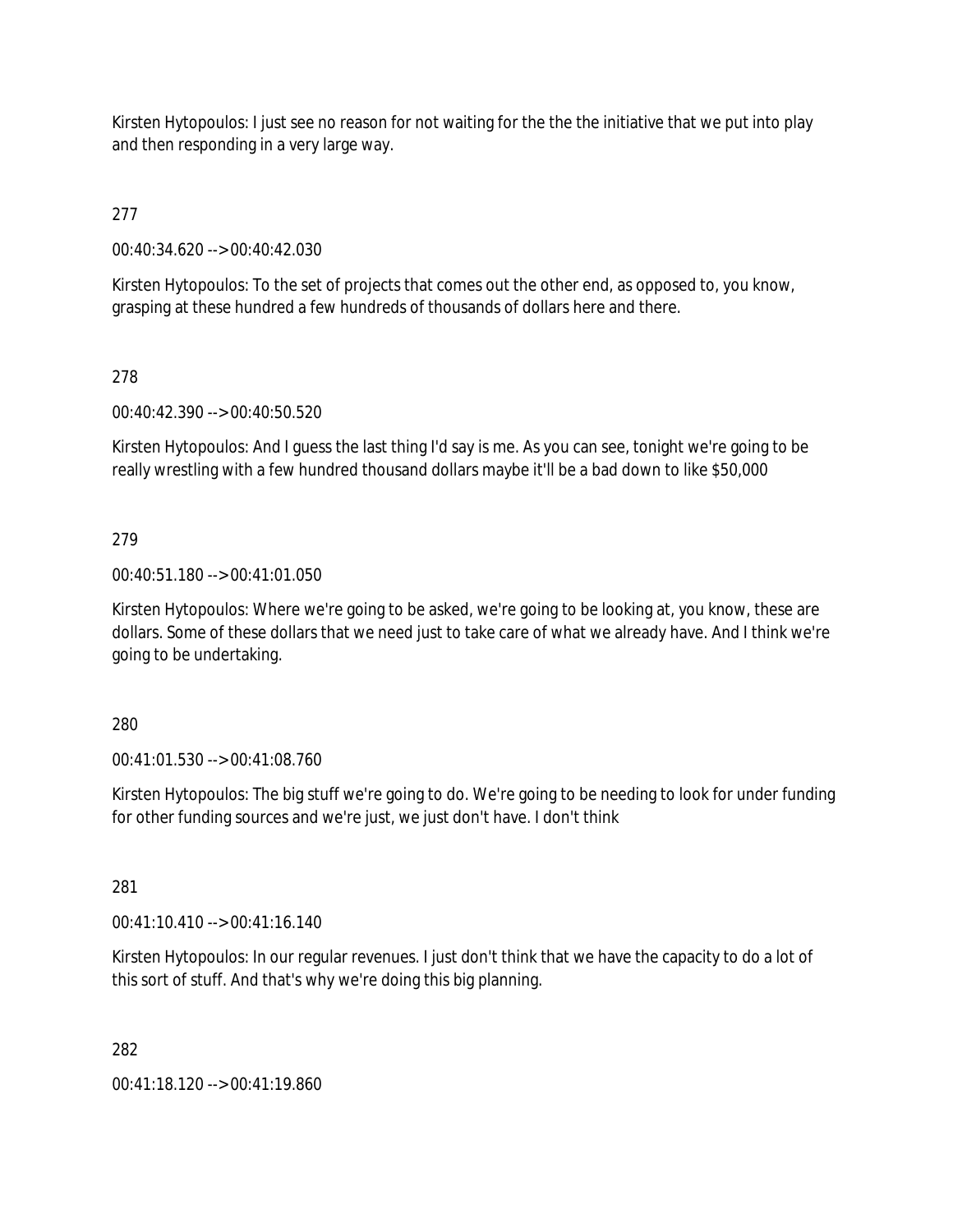Kirsten Hytopoulos: I just see no reason for not waiting for the the the initiative that we put into play and then responding in a very large way.

277

00:40:34.620 --> 00:40:42.030

Kirsten Hytopoulos: To the set of projects that comes out the other end, as opposed to, you know, grasping at these hundred a few hundreds of thousands of dollars here and there.

278

00:40:42.390 --> 00:40:50.520

Kirsten Hytopoulos: And I guess the last thing I'd say is me. As you can see, tonight we're going to be really wrestling with a few hundred thousand dollars maybe it'll be a bad down to like $50,000

279

00:40:51.180 --> 00:41:01.050

Kirsten Hytopoulos: Where we're going to be asked, we're going to be looking at, you know, these are dollars. Some of these dollars that we need just to take care of what we already have. And I think we're going to be undertaking.

280

00:41:01.530 --> 00:41:08.760

Kirsten Hytopoulos: The big stuff we're going to do. We're going to be needing to look for under funding for other funding sources and we're just, we just don't have. I don't think

281

00:41:10.410 --> 00:41:16.140

Kirsten Hytopoulos: In our regular revenues. I just don't think that we have the capacity to do a lot of this sort of stuff. And that's why we're doing this big planning.

282

00:41:18.120 --> 00:41:19.860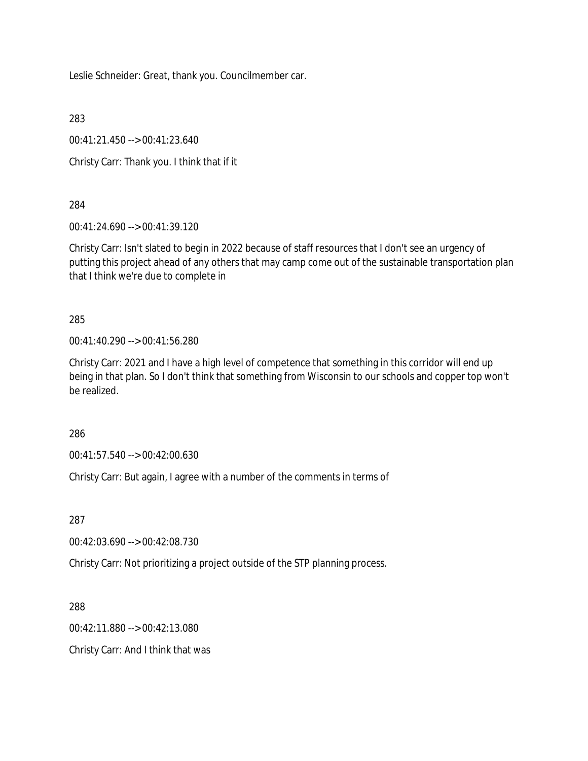Leslie Schneider: Great, thank you. Councilmember car.

283

00:41:21.450 --> 00:41:23.640

Christy Carr: Thank you. I think that if it

284

00:41:24.690 --> 00:41:39.120

Christy Carr: Isn't slated to begin in 2022 because of staff resources that I don't see an urgency of putting this project ahead of any others that may camp come out of the sustainable transportation plan that I think we're due to complete in

285

00:41:40.290 --> 00:41:56.280

Christy Carr: 2021 and I have a high level of competence that something in this corridor will end up being in that plan. So I don't think that something from Wisconsin to our schools and copper top won't be realized.

286

00:41:57.540 --> 00:42:00.630

Christy Carr: But again, I agree with a number of the comments in terms of

287

00:42:03.690 --> 00:42:08.730

Christy Carr: Not prioritizing a project outside of the STP planning process.

288

00:42:11.880 --> 00:42:13.080

Christy Carr: And I think that was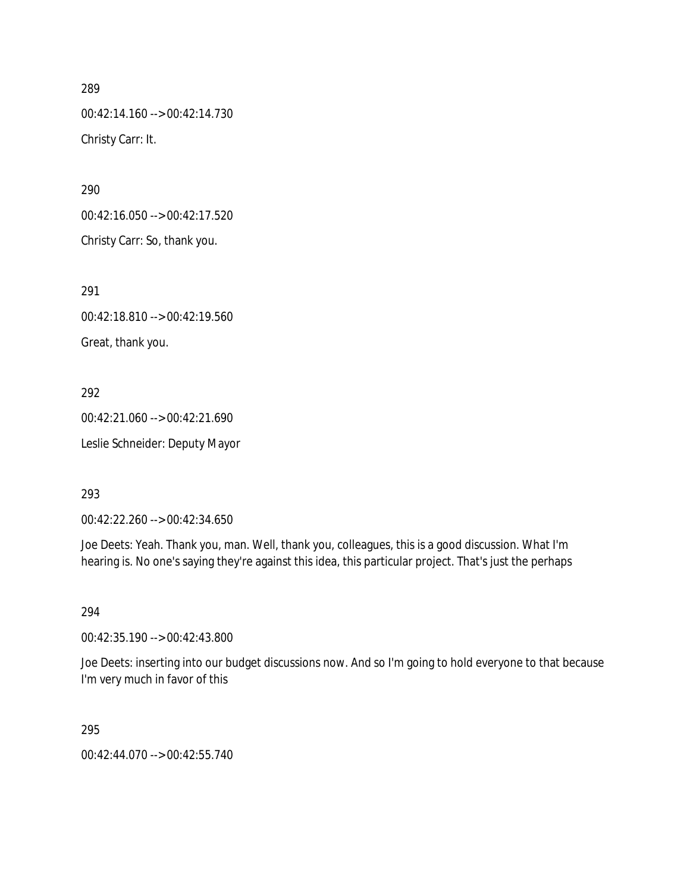289

00:42:14.160 --> 00:42:14.730

Christy Carr: It.

290

00:42:16.050 --> 00:42:17.520

Christy Carr: So, thank you.

291

00:42:18.810 --> 00:42:19.560

Great, thank you.

292

00:42:21.060 --> 00:42:21.690

Leslie Schneider: Deputy Mayor

293

00:42:22.260 --> 00:42:34.650

Joe Deets: Yeah. Thank you, man. Well, thank you, colleagues, this is a good discussion. What I'm hearing is. No one's saying they're against this idea, this particular project. That's just the perhaps

294

00:42:35.190 --> 00:42:43.800

Joe Deets: inserting into our budget discussions now. And so I'm going to hold everyone to that because I'm very much in favor of this

295

00:42:44.070 --> 00:42:55.740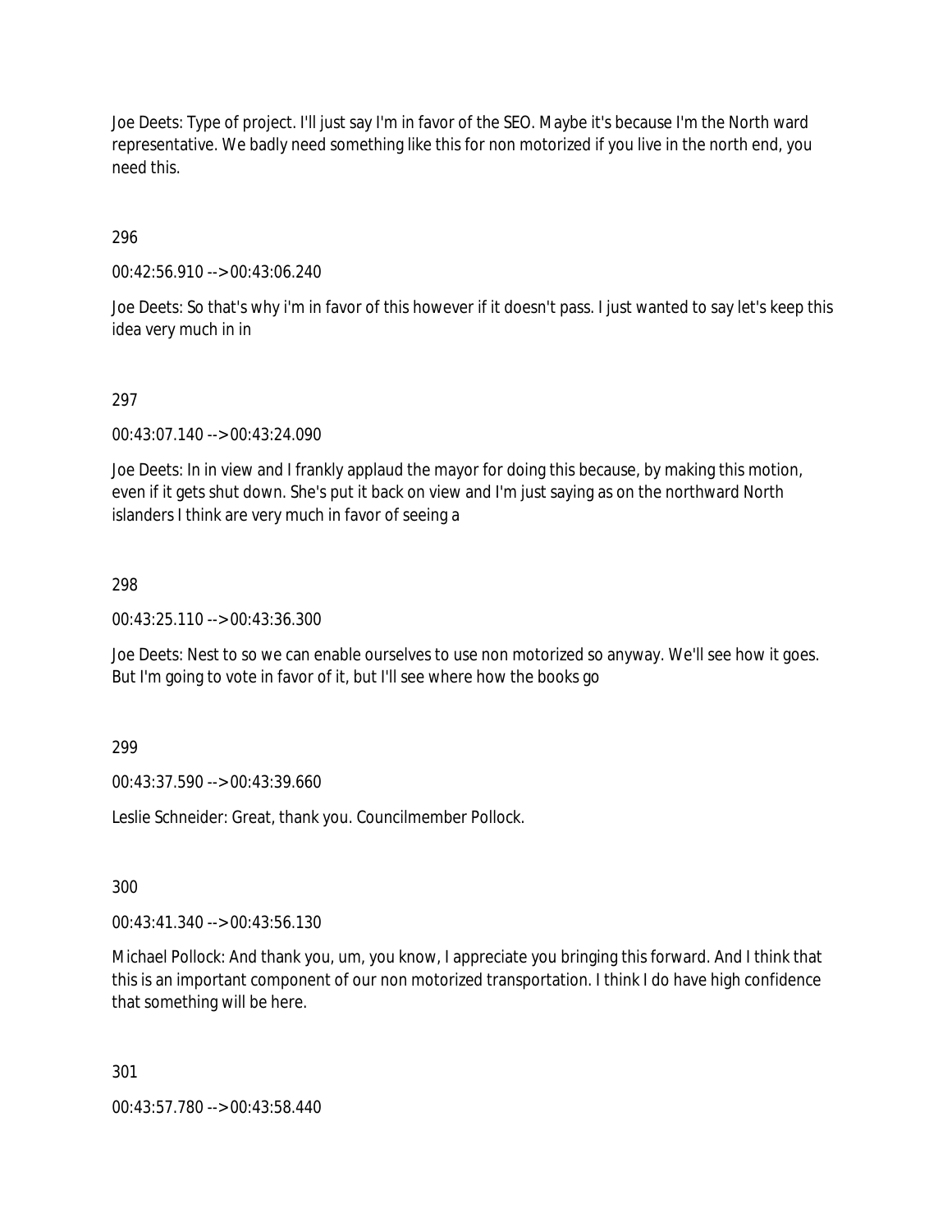Joe Deets: Type of project. I'll just say I'm in favor of the SEO. Maybe it's because I'm the North ward representative. We badly need something like this for non motorized if you live in the north end, you need this.

296

00:42:56.910 --> 00:43:06.240

Joe Deets: So that's why i'm in favor of this however if it doesn't pass. I just wanted to say let's keep this idea very much in in

297

00:43:07.140 --> 00:43:24.090

Joe Deets: In in view and I frankly applaud the mayor for doing this because, by making this motion, even if it gets shut down. She's put it back on view and I'm just saying as on the northward North islanders I think are very much in favor of seeing a

298

00:43:25.110 --> 00:43:36.300

Joe Deets: Nest to so we can enable ourselves to use non motorized so anyway. We'll see how it goes. But I'm going to vote in favor of it, but I'll see where how the books go

299

00:43:37.590 --> 00:43:39.660

Leslie Schneider: Great, thank you. Councilmember Pollock.

300

00:43:41.340 --> 00:43:56.130

Michael Pollock: And thank you, um, you know, I appreciate you bringing this forward. And I think that this is an important component of our non motorized transportation. I think I do have high confidence that something will be here.

301

00:43:57.780 --> 00:43:58.440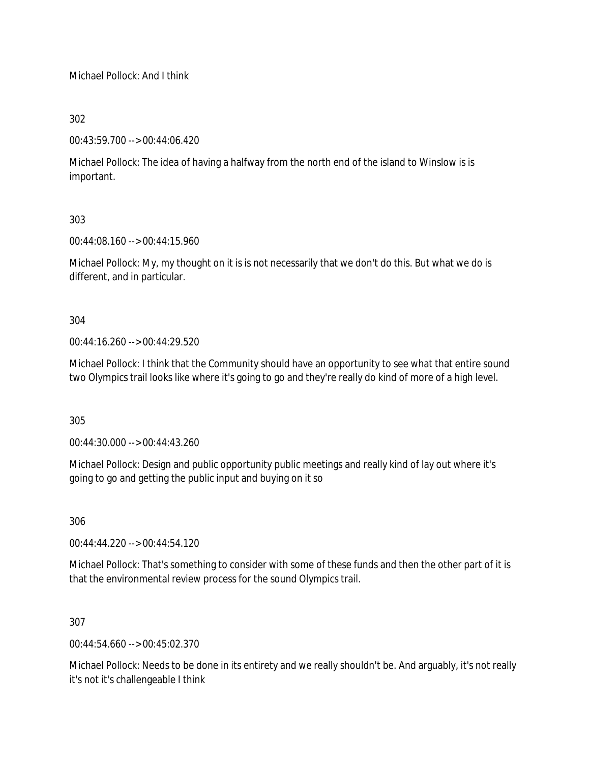Michael Pollock: And I think

302

00:43:59.700 --> 00:44:06.420

Michael Pollock: The idea of having a halfway from the north end of the island to Winslow is is important.

303

00:44:08.160 --> 00:44:15.960

Michael Pollock: My, my thought on it is is not necessarily that we don't do this. But what we do is different, and in particular.

304

00:44:16.260 --> 00:44:29.520

Michael Pollock: I think that the Community should have an opportunity to see what that entire sound two Olympics trail looks like where it's going to go and they're really do kind of more of a high level.

305

00:44:30.000 --> 00:44:43.260

Michael Pollock: Design and public opportunity public meetings and really kind of lay out where it's going to go and getting the public input and buying on it so

306

00:44:44.220 --> 00:44:54.120

Michael Pollock: That's something to consider with some of these funds and then the other part of it is that the environmental review process for the sound Olympics trail.

307

00:44:54.660 --> 00:45:02.370

Michael Pollock: Needs to be done in its entirety and we really shouldn't be. And arguably, it's not really it's not it's challengeable I think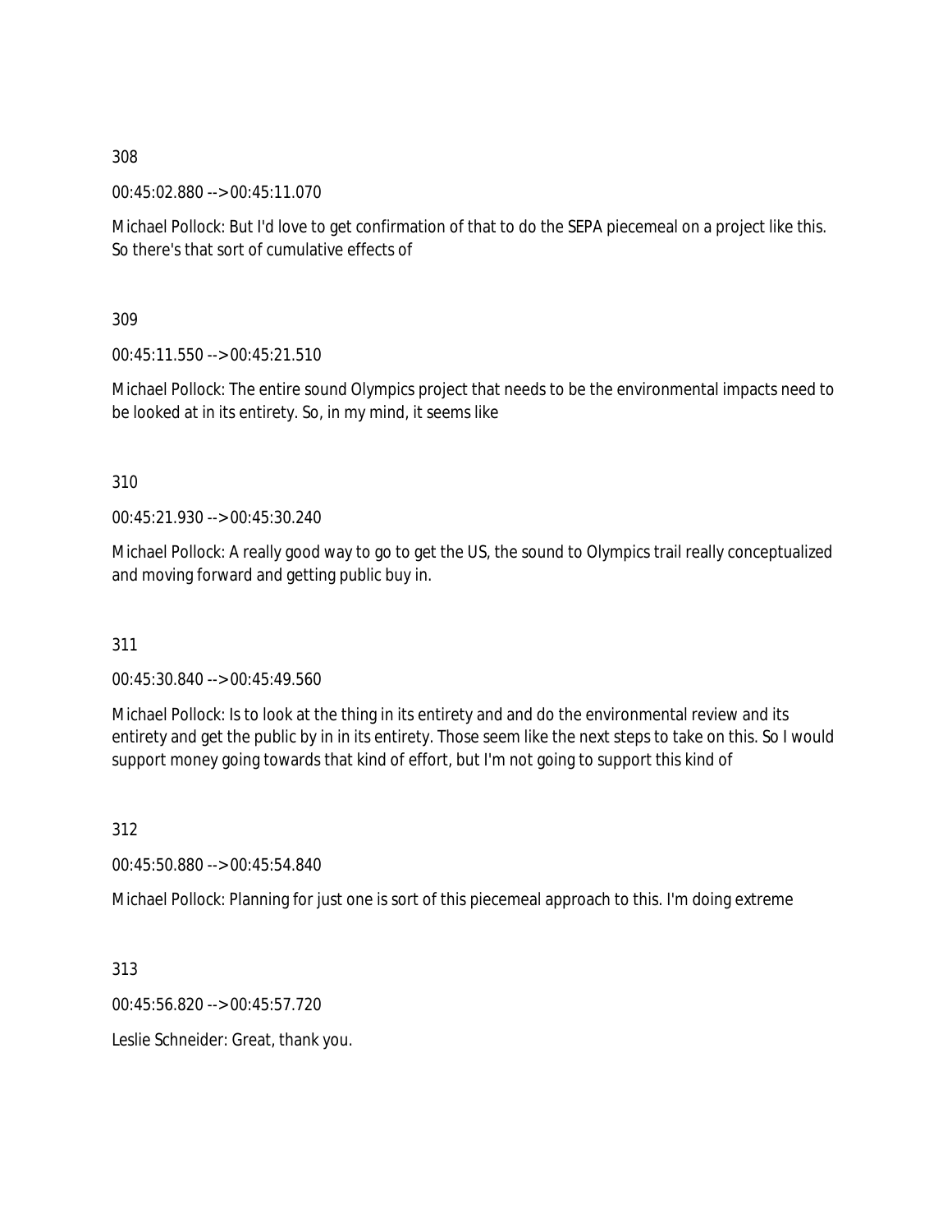308

00:45:02.880 --> 00:45:11.070

Michael Pollock: But I'd love to get confirmation of that to do the SEPA piecemeal on a project like this. So there's that sort of cumulative effects of

309

00:45:11.550 --> 00:45:21.510

Michael Pollock: The entire sound Olympics project that needs to be the environmental impacts need to be looked at in its entirety. So, in my mind, it seems like

310

00:45:21.930 --> 00:45:30.240

Michael Pollock: A really good way to go to get the US, the sound to Olympics trail really conceptualized and moving forward and getting public buy in.

311

00:45:30.840 --> 00:45:49.560

Michael Pollock: Is to look at the thing in its entirety and and do the environmental review and its entirety and get the public by in in its entirety. Those seem like the next steps to take on this. So I would support money going towards that kind of effort, but I'm not going to support this kind of

312

00:45:50.880 --> 00:45:54.840

Michael Pollock: Planning for just one is sort of this piecemeal approach to this. I'm doing extreme

313

00:45:56.820 --> 00:45:57.720

Leslie Schneider: Great, thank you.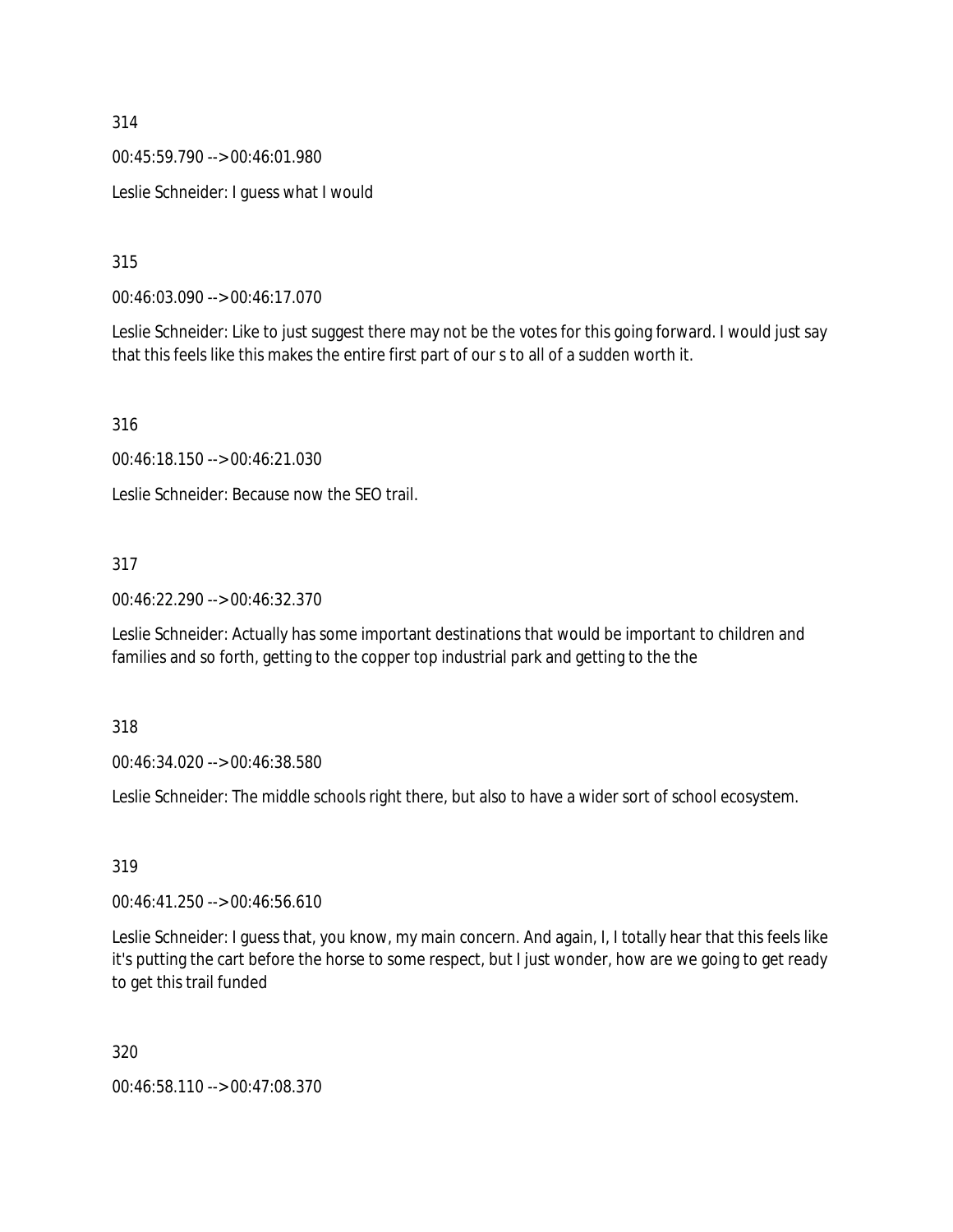314

00:45:59.790 --> 00:46:01.980

Leslie Schneider: I guess what I would

315

00:46:03.090 --> 00:46:17.070

Leslie Schneider: Like to just suggest there may not be the votes for this going forward. I would just say that this feels like this makes the entire first part of our s to all of a sudden worth it.

316

00:46:18.150 --> 00:46:21.030

Leslie Schneider: Because now the SEO trail.

317

00:46:22.290 --> 00:46:32.370

Leslie Schneider: Actually has some important destinations that would be important to children and families and so forth, getting to the copper top industrial park and getting to the the

318

00:46:34.020 --> 00:46:38.580

Leslie Schneider: The middle schools right there, but also to have a wider sort of school ecosystem.

319

00:46:41.250 --> 00:46:56.610

Leslie Schneider: I guess that, you know, my main concern. And again, I, I totally hear that this feels like it's putting the cart before the horse to some respect, but I just wonder, how are we going to get ready to get this trail funded

320

00:46:58.110 --> 00:47:08.370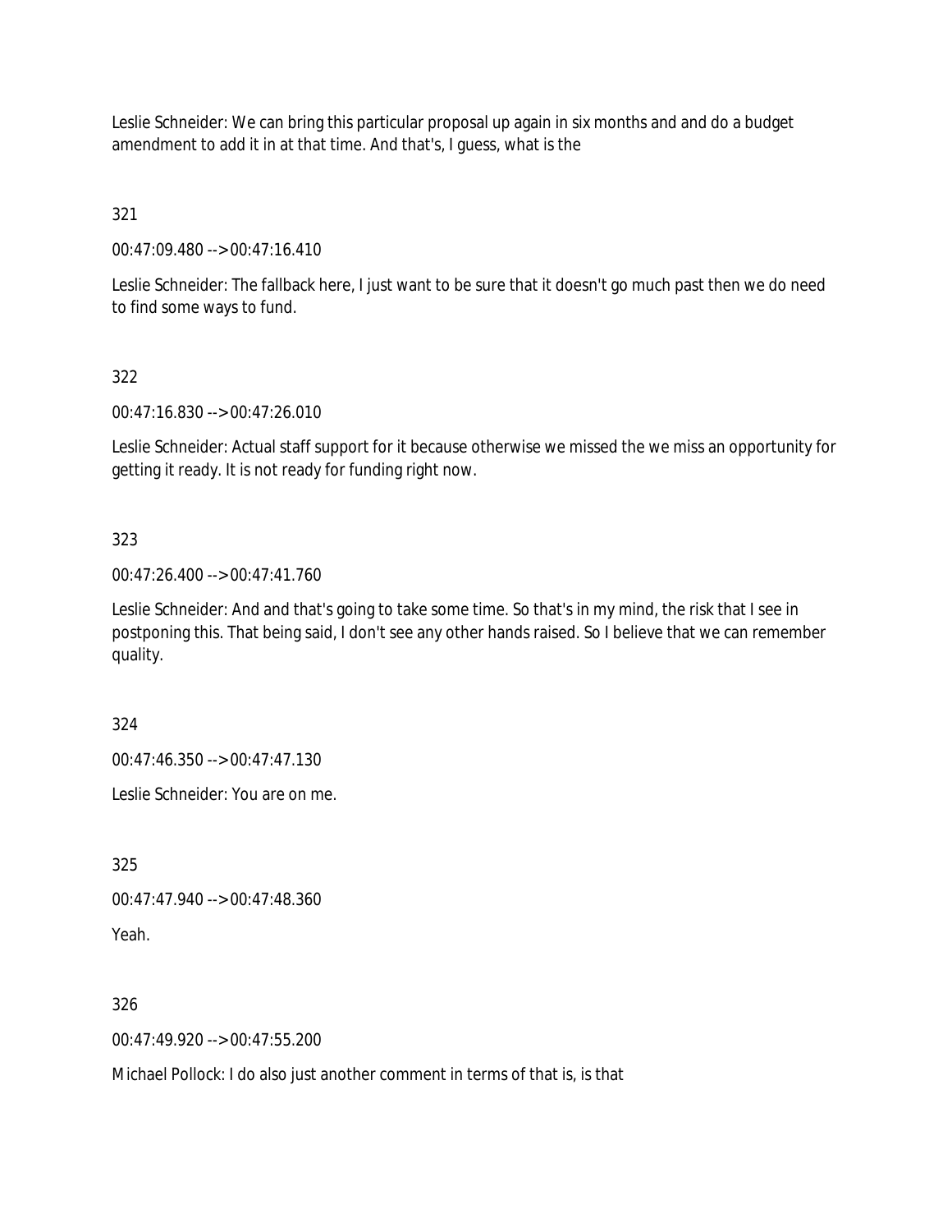Leslie Schneider: We can bring this particular proposal up again in six months and and do a budget amendment to add it in at that time. And that's, I guess, what is the

321

00:47:09.480 --> 00:47:16.410

Leslie Schneider: The fallback here, I just want to be sure that it doesn't go much past then we do need to find some ways to fund.

322

00:47:16.830 --> 00:47:26.010

Leslie Schneider: Actual staff support for it because otherwise we missed the we miss an opportunity for getting it ready. It is not ready for funding right now.

323

00:47:26.400 --> 00:47:41.760

Leslie Schneider: And and that's going to take some time. So that's in my mind, the risk that I see in postponing this. That being said, I don't see any other hands raised. So I believe that we can remember quality.

324

00:47:46.350 --> 00:47:47.130

Leslie Schneider: You are on me.

325

00:47:47.940 --> 00:47:48.360

Yeah.

326

00:47:49.920 --> 00:47:55.200

Michael Pollock: I do also just another comment in terms of that is, is that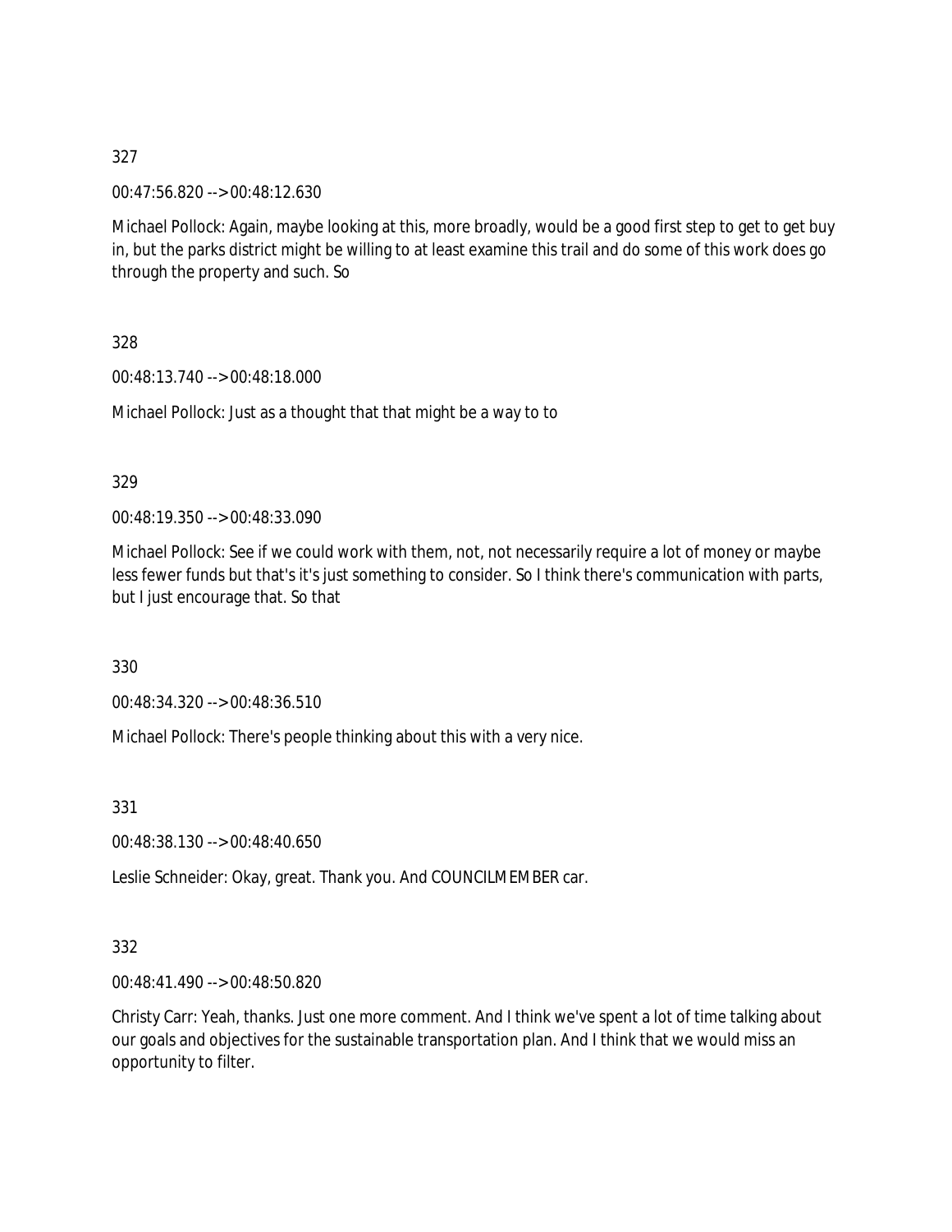327

00:47:56.820 --> 00:48:12.630

Michael Pollock: Again, maybe looking at this, more broadly, would be a good first step to get to get buy in, but the parks district might be willing to at least examine this trail and do some of this work does go through the property and such. So

328

00:48:13.740 --> 00:48:18.000

Michael Pollock: Just as a thought that that might be a way to to

329

00:48:19.350 --> 00:48:33.090

Michael Pollock: See if we could work with them, not, not necessarily require a lot of money or maybe less fewer funds but that's it's just something to consider. So I think there's communication with parts, but I just encourage that. So that

330

00:48:34.320 --> 00:48:36.510

Michael Pollock: There's people thinking about this with a very nice.

331

00:48:38.130 --> 00:48:40.650

Leslie Schneider: Okay, great. Thank you. And COUNCILMEMBER car.

332

00:48:41.490 --> 00:48:50.820

Christy Carr: Yeah, thanks. Just one more comment. And I think we've spent a lot of time talking about our goals and objectives for the sustainable transportation plan. And I think that we would miss an opportunity to filter.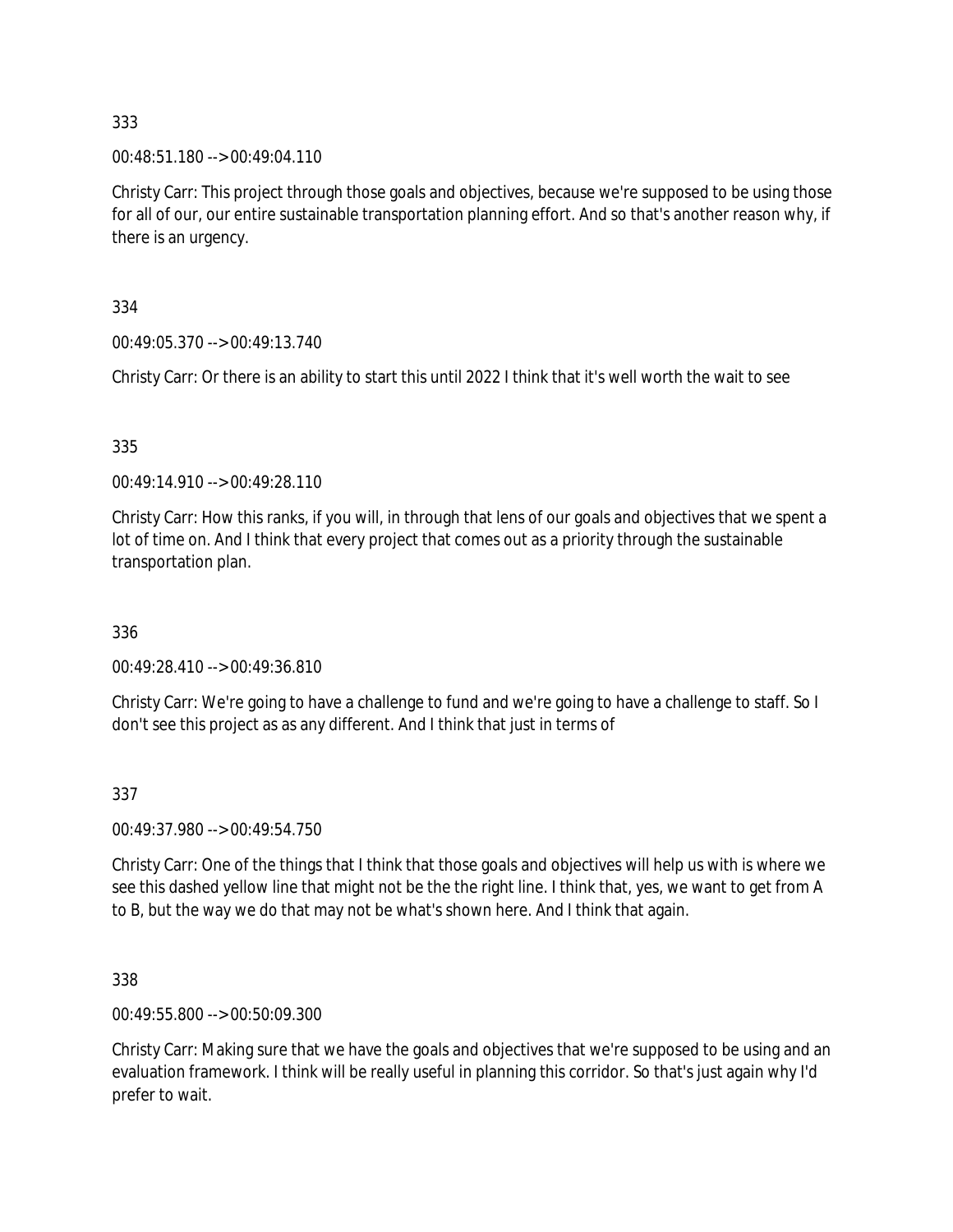333

00:48:51.180 --> 00:49:04.110

Christy Carr: This project through those goals and objectives, because we're supposed to be using those for all of our, our entire sustainable transportation planning effort. And so that's another reason why, if there is an urgency.

334

00:49:05.370 --> 00:49:13.740

Christy Carr: Or there is an ability to start this until 2022 I think that it's well worth the wait to see

335

00:49:14.910 --> 00:49:28.110

Christy Carr: How this ranks, if you will, in through that lens of our goals and objectives that we spent a lot of time on. And I think that every project that comes out as a priority through the sustainable transportation plan.

336

00:49:28.410 --> 00:49:36.810

Christy Carr: We're going to have a challenge to fund and we're going to have a challenge to staff. So I don't see this project as as any different. And I think that just in terms of

337

00:49:37.980 --> 00:49:54.750

Christy Carr: One of the things that I think that those goals and objectives will help us with is where we see this dashed yellow line that might not be the the right line. I think that, yes, we want to get from A to B, but the way we do that may not be what's shown here. And I think that again.

338

00:49:55.800 --> 00:50:09.300

Christy Carr: Making sure that we have the goals and objectives that we're supposed to be using and an evaluation framework. I think will be really useful in planning this corridor. So that's just again why I'd prefer to wait.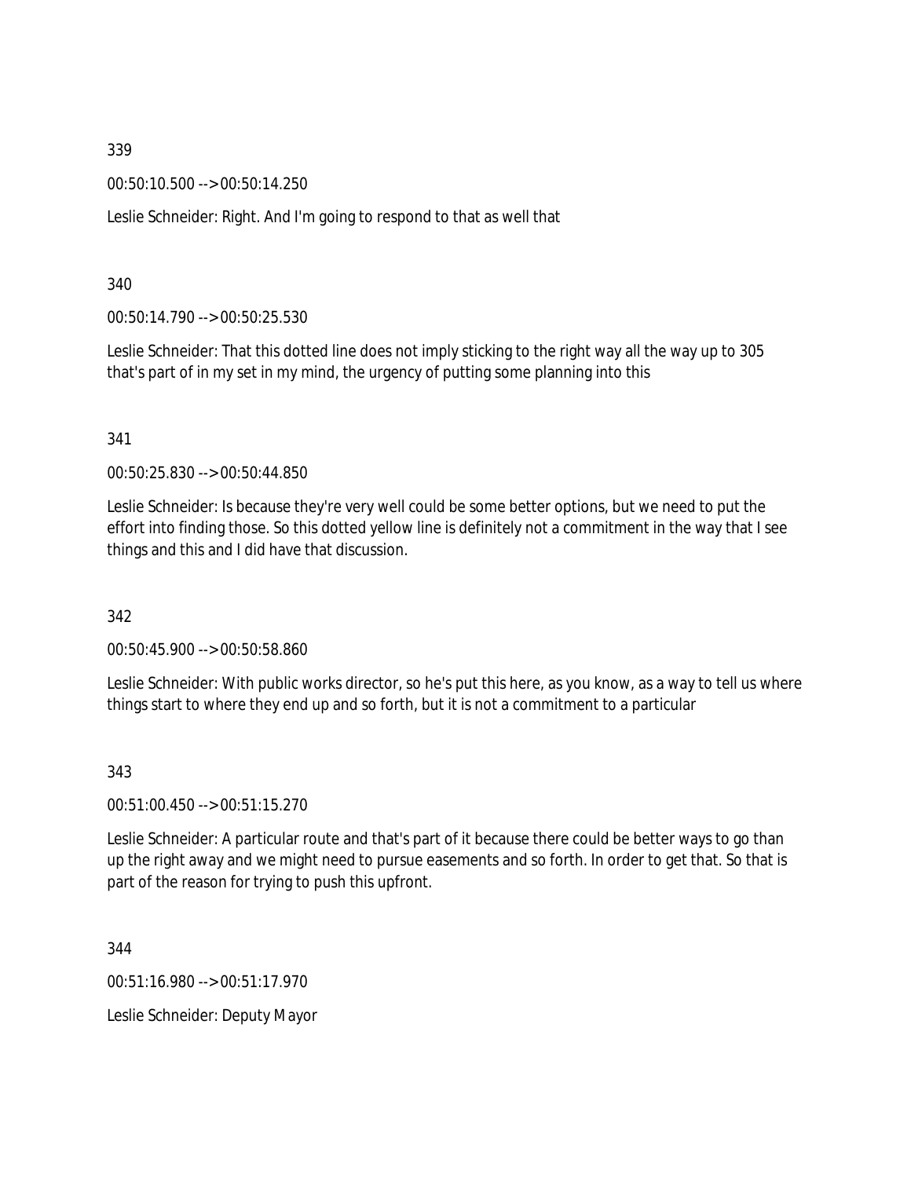339

00:50:10.500 --> 00:50:14.250

Leslie Schneider: Right. And I'm going to respond to that as well that

340

00:50:14.790 --> 00:50:25.530

Leslie Schneider: That this dotted line does not imply sticking to the right way all the way up to 305 that's part of in my set in my mind, the urgency of putting some planning into this

341

00:50:25.830 --> 00:50:44.850

Leslie Schneider: Is because they're very well could be some better options, but we need to put the effort into finding those. So this dotted yellow line is definitely not a commitment in the way that I see things and this and I did have that discussion.

342

00:50:45.900 --> 00:50:58.860

Leslie Schneider: With public works director, so he's put this here, as you know, as a way to tell us where things start to where they end up and so forth, but it is not a commitment to a particular

343

00:51:00.450 --> 00:51:15.270

Leslie Schneider: A particular route and that's part of it because there could be better ways to go than up the right away and we might need to pursue easements and so forth. In order to get that. So that is part of the reason for trying to push this upfront.

344

00:51:16.980 --> 00:51:17.970

Leslie Schneider: Deputy Mayor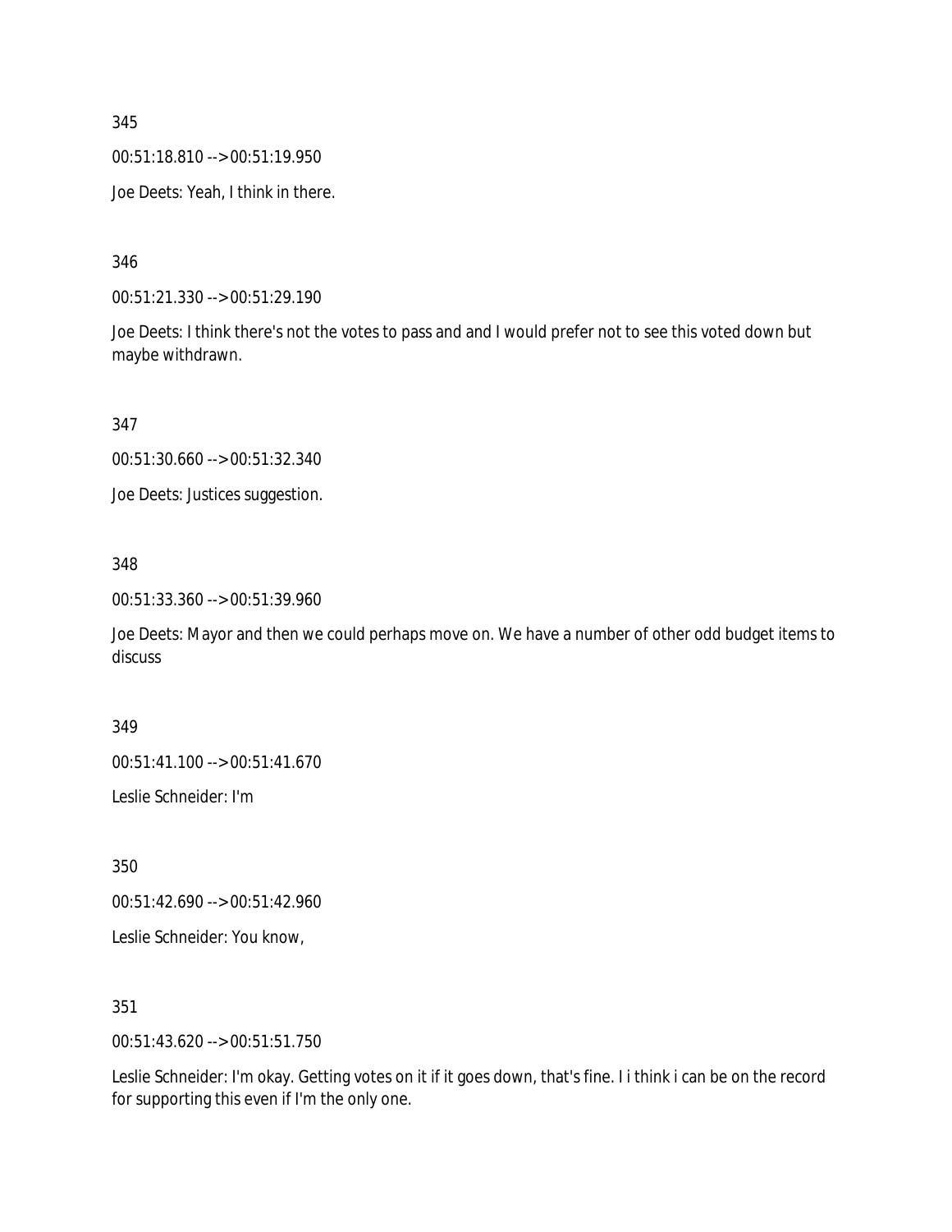345

00:51:18.810 --> 00:51:19.950

Joe Deets: Yeah, I think in there.

346

00:51:21.330 --> 00:51:29.190

Joe Deets: I think there's not the votes to pass and and I would prefer not to see this voted down but maybe withdrawn.

347

00:51:30.660 --> 00:51:32.340

Joe Deets: Justices suggestion.

348

00:51:33.360 --> 00:51:39.960

Joe Deets: Mayor and then we could perhaps move on. We have a number of other odd budget items to discuss

349

00:51:41.100 --> 00:51:41.670

Leslie Schneider: I'm

350

00:51:42.690 --> 00:51:42.960

Leslie Schneider: You know,

351

00:51:43.620 --> 00:51:51.750

Leslie Schneider: I'm okay. Getting votes on it if it goes down, that's fine. I i think i can be on the record for supporting this even if I'm the only one.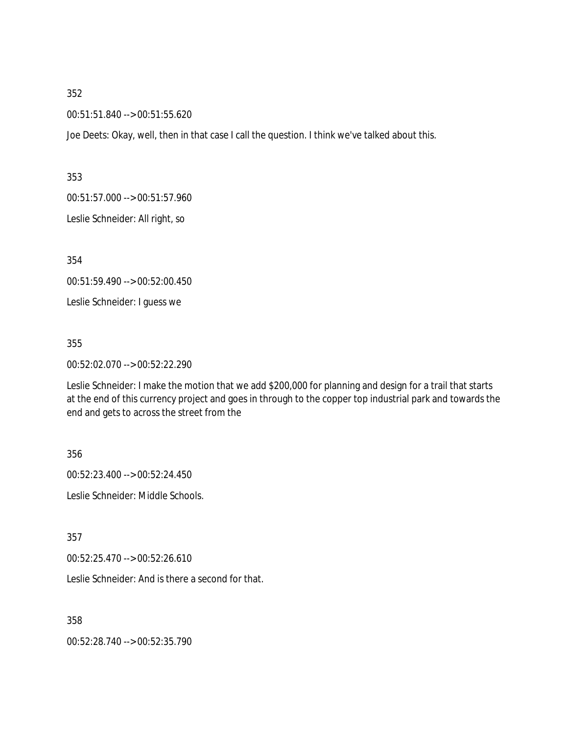352

00:51:51.840 --> 00:51:55.620

Joe Deets: Okay, well, then in that case I call the question. I think we've talked about this.

353

00:51:57.000 --> 00:51:57.960

Leslie Schneider: All right, so

354

00:51:59.490 --> 00:52:00.450

Leslie Schneider: I guess we

355

00:52:02.070 --> 00:52:22.290

Leslie Schneider: I make the motion that we add $200,000 for planning and design for a trail that starts at the end of this currency project and goes in through to the copper top industrial park and towards the end and gets to across the street from the

356

00:52:23.400 --> 00:52:24.450

Leslie Schneider: Middle Schools.

357

00:52:25.470 --> 00:52:26.610

Leslie Schneider: And is there a second for that.

358

00:52:28.740 --> 00:52:35.790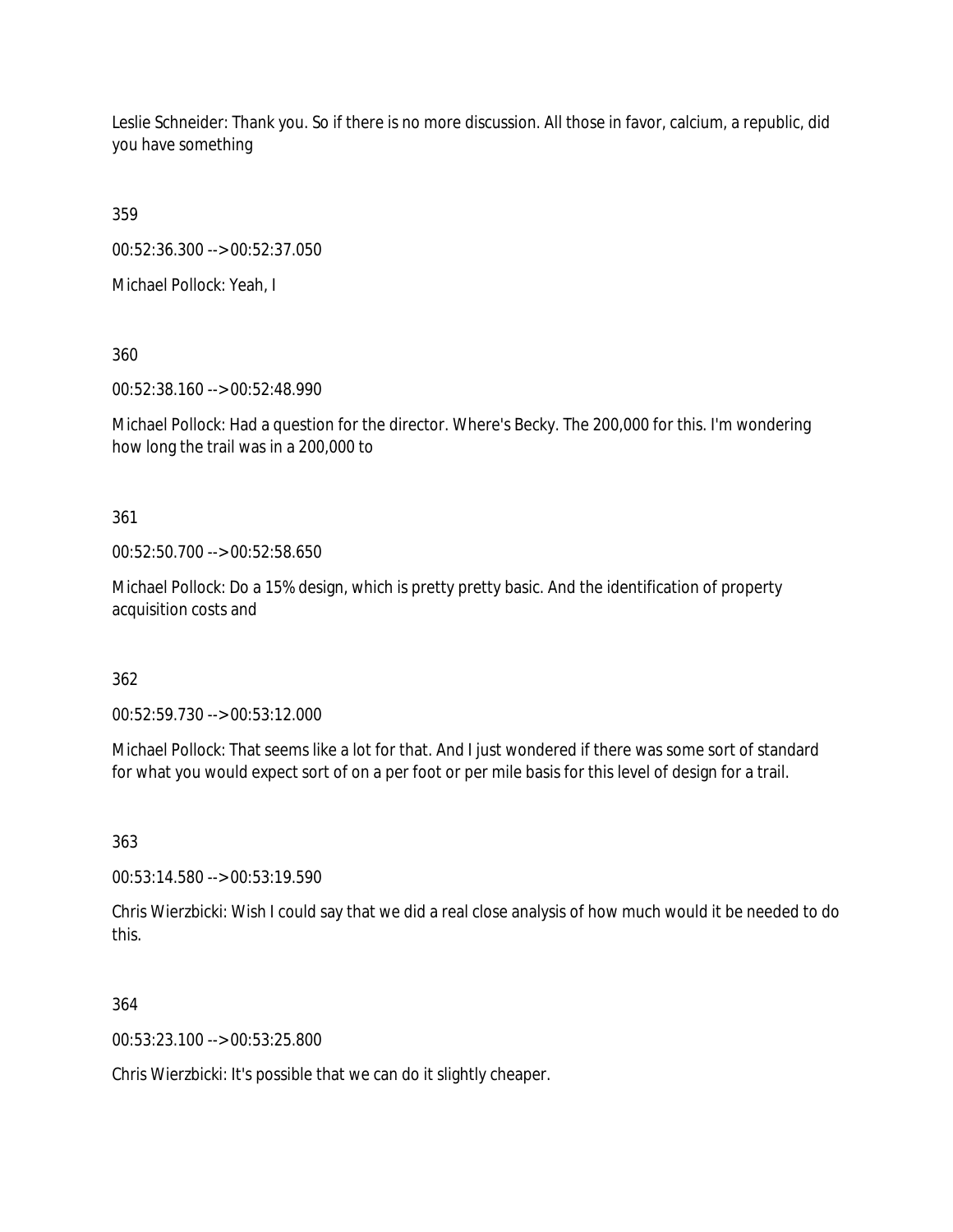Leslie Schneider: Thank you. So if there is no more discussion. All those in favor, calcium, a republic, did you have something

359

00:52:36.300 --> 00:52:37.050

Michael Pollock: Yeah, I

360

00:52:38.160 --> 00:52:48.990

Michael Pollock: Had a question for the director. Where's Becky. The 200,000 for this. I'm wondering how long the trail was in a 200,000 to

361

00:52:50.700 --> 00:52:58.650

Michael Pollock: Do a 15% design, which is pretty pretty basic. And the identification of property acquisition costs and

362

00:52:59.730 --> 00:53:12.000

Michael Pollock: That seems like a lot for that. And I just wondered if there was some sort of standard for what you would expect sort of on a per foot or per mile basis for this level of design for a trail.

363

00:53:14.580 --> 00:53:19.590

Chris Wierzbicki: Wish I could say that we did a real close analysis of how much would it be needed to do this.

364

00:53:23.100 --> 00:53:25.800

Chris Wierzbicki: It's possible that we can do it slightly cheaper.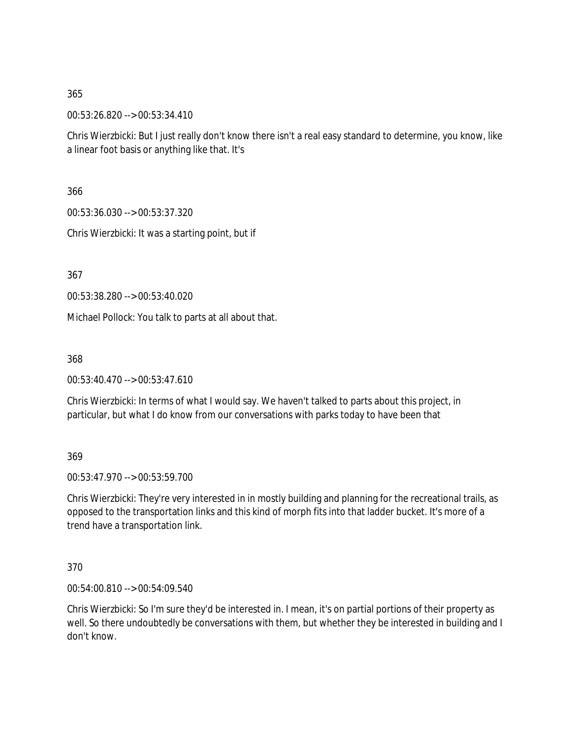365

00:53:26.820 --> 00:53:34.410

Chris Wierzbicki: But I just really don't know there isn't a real easy standard to determine, you know, like a linear foot basis or anything like that. It's

366

00:53:36.030 --> 00:53:37.320

Chris Wierzbicki: It was a starting point, but if

367

00:53:38.280 --> 00:53:40.020

Michael Pollock: You talk to parts at all about that.

368

00:53:40.470 --> 00:53:47.610

Chris Wierzbicki: In terms of what I would say. We haven't talked to parts about this project, in particular, but what I do know from our conversations with parks today to have been that

369

00:53:47.970 --> 00:53:59.700

Chris Wierzbicki: They're very interested in in mostly building and planning for the recreational trails, as opposed to the transportation links and this kind of morph fits into that ladder bucket. It's more of a trend have a transportation link.

370

00:54:00.810 --> 00:54:09.540

Chris Wierzbicki: So I'm sure they'd be interested in. I mean, it's on partial portions of their property as well. So there undoubtedly be conversations with them, but whether they be interested in building and I don't know.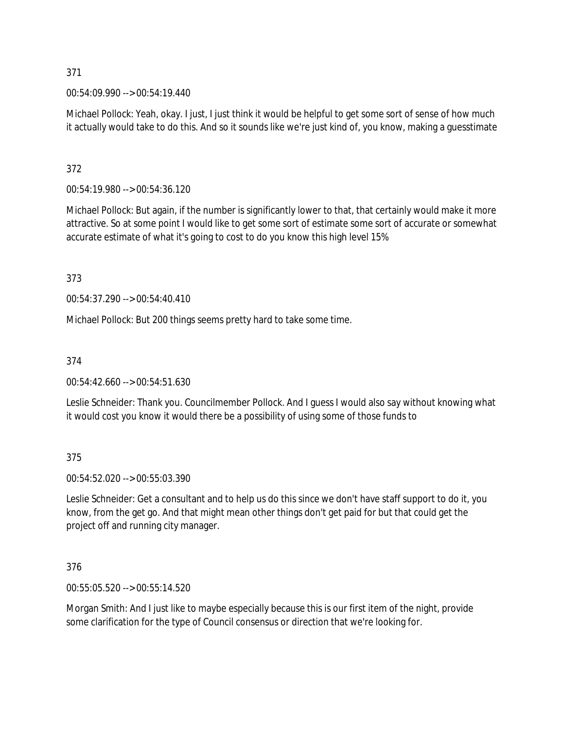371

00:54:09.990 --> 00:54:19.440

Michael Pollock: Yeah, okay. I just, I just think it would be helpful to get some sort of sense of how much it actually would take to do this. And so it sounds like we're just kind of, you know, making a guesstimate

372

00:54:19.980 --> 00:54:36.120

Michael Pollock: But again, if the number is significantly lower to that, that certainly would make it more attractive. So at some point I would like to get some sort of estimate some sort of accurate or somewhat accurate estimate of what it's going to cost to do you know this high level 15%

373

00:54:37.290 --> 00:54:40.410

Michael Pollock: But 200 things seems pretty hard to take some time.

374

00:54:42.660 --> 00:54:51.630

Leslie Schneider: Thank you. Councilmember Pollock. And I guess I would also say without knowing what it would cost you know it would there be a possibility of using some of those funds to

375

00:54:52.020 --> 00:55:03.390

Leslie Schneider: Get a consultant and to help us do this since we don't have staff support to do it, you know, from the get go. And that might mean other things don't get paid for but that could get the project off and running city manager.

376

00:55:05.520 --> 00:55:14.520

Morgan Smith: And I just like to maybe especially because this is our first item of the night, provide some clarification for the type of Council consensus or direction that we're looking for.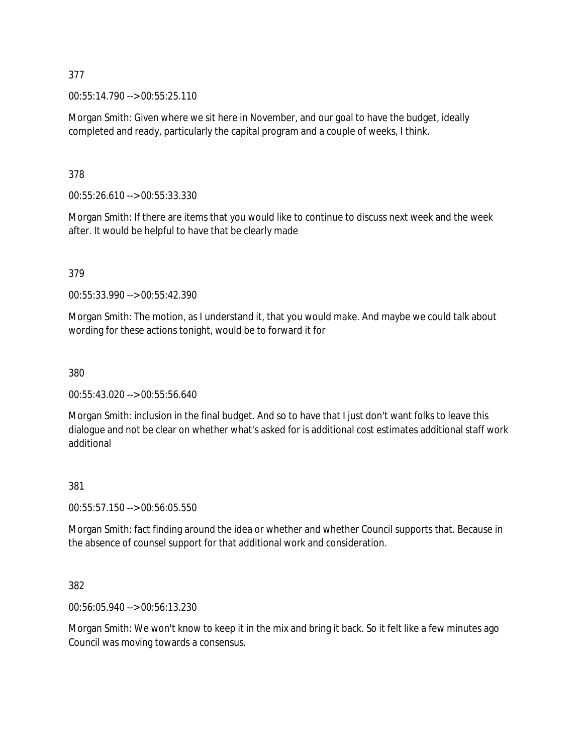377

00:55:14.790 --> 00:55:25.110

Morgan Smith: Given where we sit here in November, and our goal to have the budget, ideally completed and ready, particularly the capital program and a couple of weeks, I think.

378

00:55:26.610 --> 00:55:33.330

Morgan Smith: If there are items that you would like to continue to discuss next week and the week after. It would be helpful to have that be clearly made

379

00:55:33.990 --> 00:55:42.390

Morgan Smith: The motion, as I understand it, that you would make. And maybe we could talk about wording for these actions tonight, would be to forward it for

380

00:55:43.020 --> 00:55:56.640

Morgan Smith: inclusion in the final budget. And so to have that I just don't want folks to leave this dialogue and not be clear on whether what's asked for is additional cost estimates additional staff work additional

381

00:55:57.150 --> 00:56:05.550

Morgan Smith: fact finding around the idea or whether and whether Council supports that. Because in the absence of counsel support for that additional work and consideration.

382

00:56:05.940 --> 00:56:13.230

Morgan Smith: We won't know to keep it in the mix and bring it back. So it felt like a few minutes ago Council was moving towards a consensus.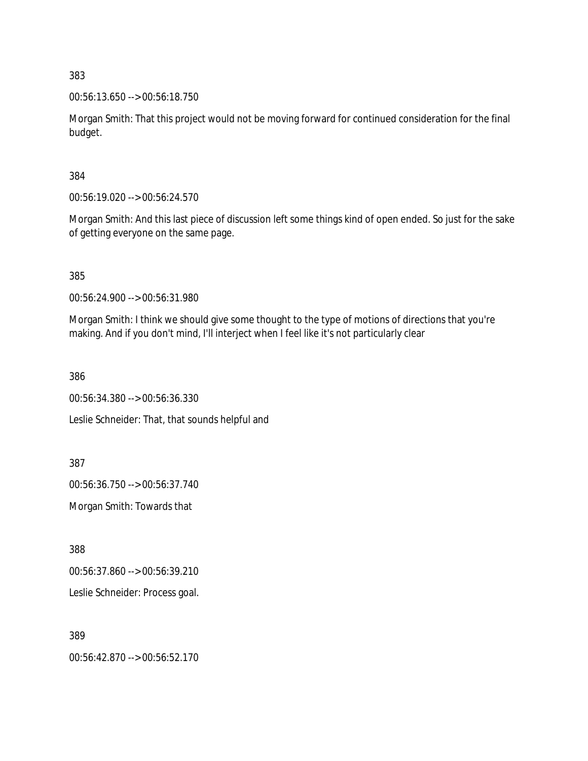383

00:56:13.650 --> 00:56:18.750

Morgan Smith: That this project would not be moving forward for continued consideration for the final budget.

384

00:56:19.020 --> 00:56:24.570

Morgan Smith: And this last piece of discussion left some things kind of open ended. So just for the sake of getting everyone on the same page.

385

00:56:24.900 --> 00:56:31.980

Morgan Smith: I think we should give some thought to the type of motions of directions that you're making. And if you don't mind, I'll interject when I feel like it's not particularly clear

386

00:56:34.380 --> 00:56:36.330

Leslie Schneider: That, that sounds helpful and

387

00:56:36.750 --> 00:56:37.740

Morgan Smith: Towards that

388

00:56:37.860 --> 00:56:39.210

Leslie Schneider: Process goal.

389

00:56:42.870 --> 00:56:52.170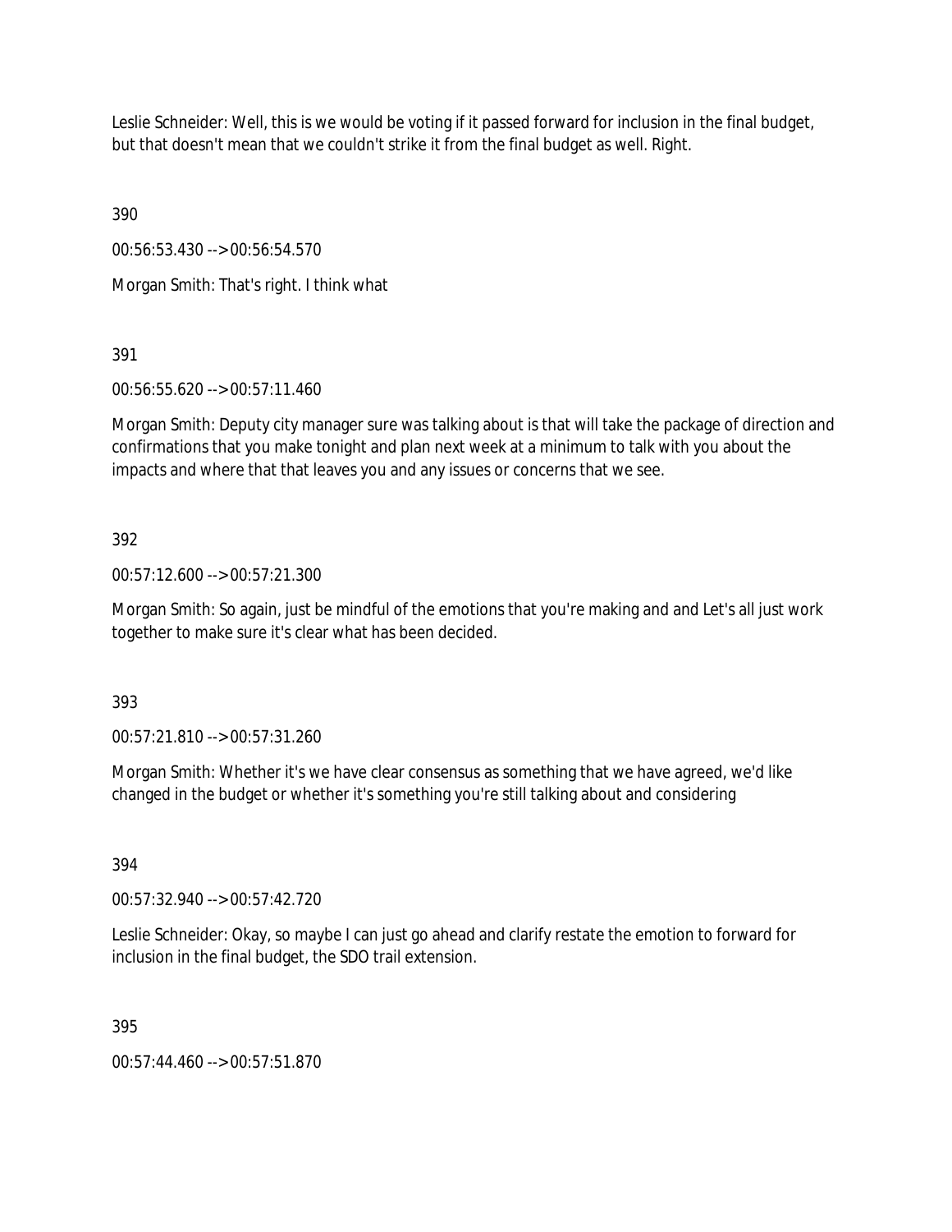Leslie Schneider: Well, this is we would be voting if it passed forward for inclusion in the final budget, but that doesn't mean that we couldn't strike it from the final budget as well. Right.

390

00:56:53.430 --> 00:56:54.570

Morgan Smith: That's right. I think what

391

00:56:55.620 --> 00:57:11.460

Morgan Smith: Deputy city manager sure was talking about is that will take the package of direction and confirmations that you make tonight and plan next week at a minimum to talk with you about the impacts and where that that leaves you and any issues or concerns that we see.

392

00:57:12.600 --> 00:57:21.300

Morgan Smith: So again, just be mindful of the emotions that you're making and and Let's all just work together to make sure it's clear what has been decided.

393

00:57:21.810 --> 00:57:31.260

Morgan Smith: Whether it's we have clear consensus as something that we have agreed, we'd like changed in the budget or whether it's something you're still talking about and considering

394

00:57:32.940 --> 00:57:42.720

Leslie Schneider: Okay, so maybe I can just go ahead and clarify restate the emotion to forward for inclusion in the final budget, the SDO trail extension.

395

00:57:44.460 --> 00:57:51.870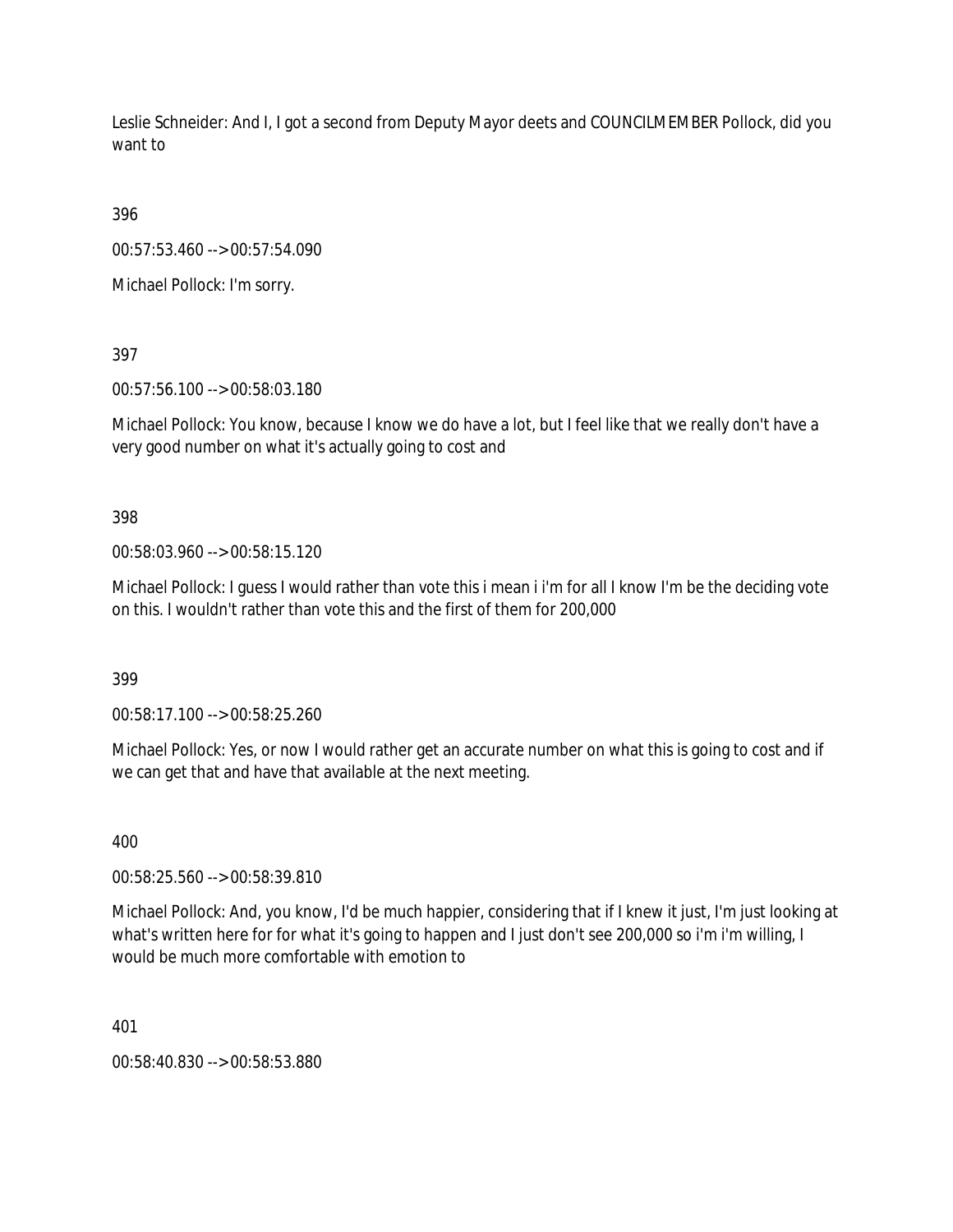Leslie Schneider: And I, I got a second from Deputy Mayor deets and COUNCILMEMBER Pollock, did you want to

396

00:57:53.460 --> 00:57:54.090

Michael Pollock: I'm sorry.

397

00:57:56.100 --> 00:58:03.180

Michael Pollock: You know, because I know we do have a lot, but I feel like that we really don't have a very good number on what it's actually going to cost and

398

00:58:03.960 --> 00:58:15.120

Michael Pollock: I guess I would rather than vote this i mean i i'm for all I know I'm be the deciding vote on this. I wouldn't rather than vote this and the first of them for 200,000

399

00:58:17.100 --> 00:58:25.260

Michael Pollock: Yes, or now I would rather get an accurate number on what this is going to cost and if we can get that and have that available at the next meeting.

400

00:58:25.560 --> 00:58:39.810

Michael Pollock: And, you know, I'd be much happier, considering that if I knew it just, I'm just looking at what's written here for for what it's going to happen and I just don't see 200,000 so i'm i'm willing, I would be much more comfortable with emotion to

401

00:58:40.830 --> 00:58:53.880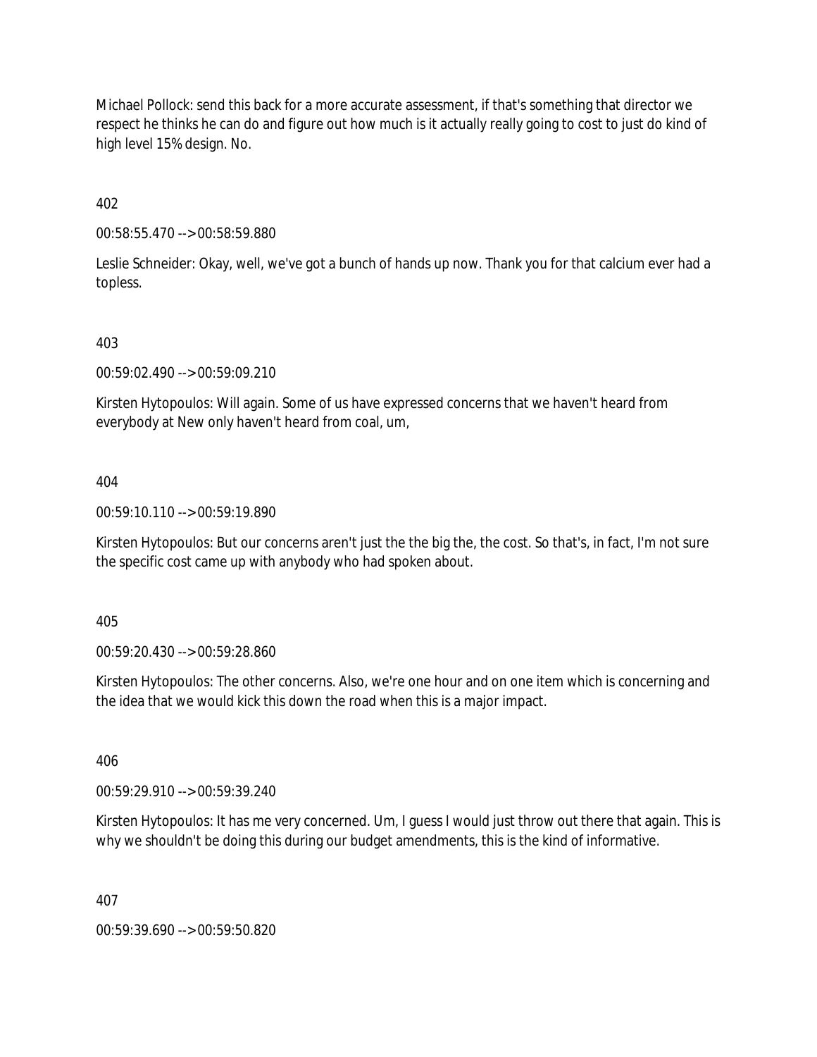Michael Pollock: send this back for a more accurate assessment, if that's something that director we respect he thinks he can do and figure out how much is it actually really going to cost to just do kind of high level 15% design. No.

402

00:58:55.470 --> 00:58:59.880

Leslie Schneider: Okay, well, we've got a bunch of hands up now. Thank you for that calcium ever had a topless.

403

00:59:02.490 --> 00:59:09.210

Kirsten Hytopoulos: Will again. Some of us have expressed concerns that we haven't heard from everybody at New only haven't heard from coal, um,

404

00:59:10.110 --> 00:59:19.890

Kirsten Hytopoulos: But our concerns aren't just the the big the, the cost. So that's, in fact, I'm not sure the specific cost came up with anybody who had spoken about.

405

00:59:20.430 --> 00:59:28.860

Kirsten Hytopoulos: The other concerns. Also, we're one hour and on one item which is concerning and the idea that we would kick this down the road when this is a major impact.

406

00:59:29.910 --> 00:59:39.240

Kirsten Hytopoulos: It has me very concerned. Um, I guess I would just throw out there that again. This is why we shouldn't be doing this during our budget amendments, this is the kind of informative.

407

00:59:39.690 --> 00:59:50.820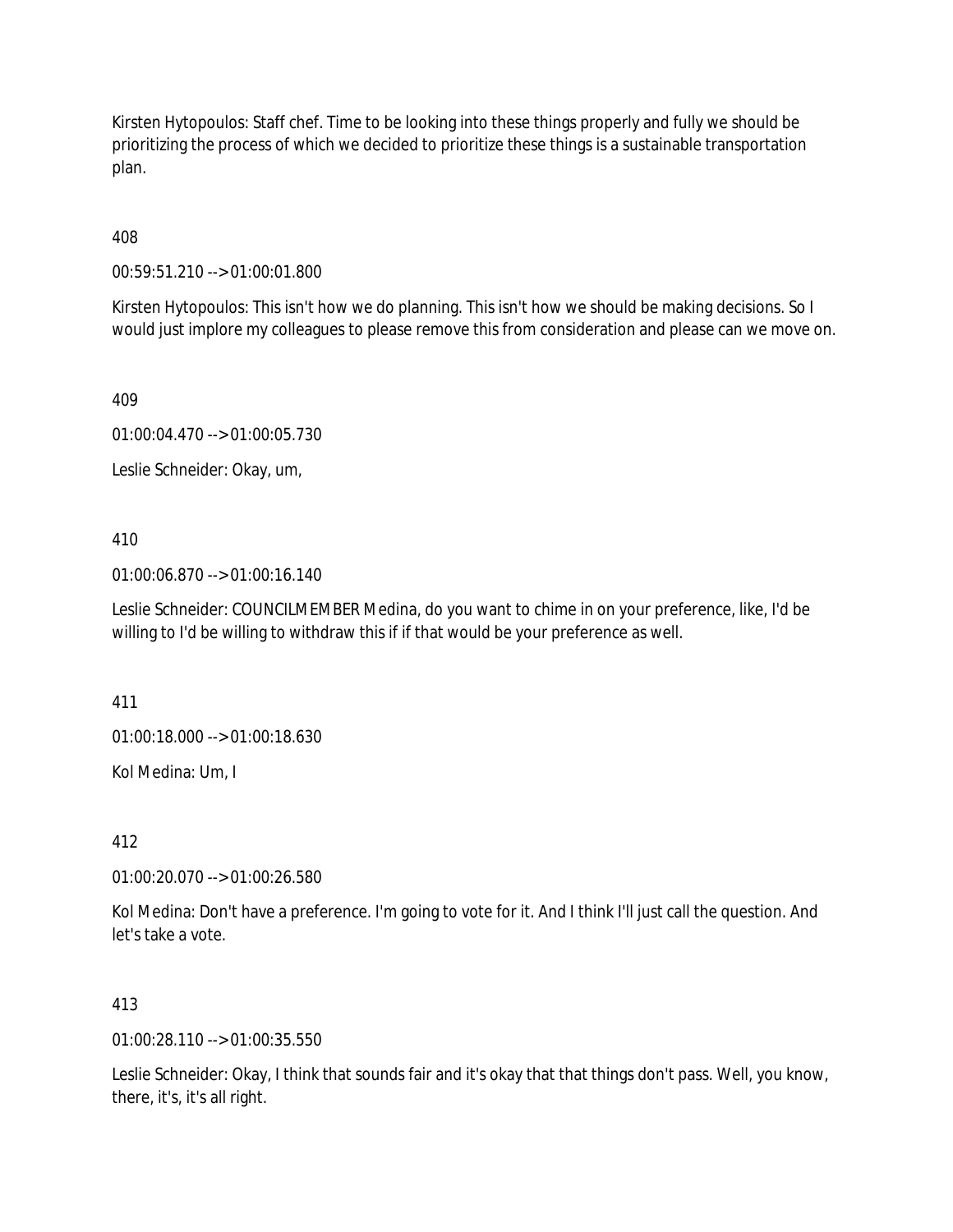Kirsten Hytopoulos: Staff chef. Time to be looking into these things properly and fully we should be prioritizing the process of which we decided to prioritize these things is a sustainable transportation plan.

408

00:59:51.210 --> 01:00:01.800

Kirsten Hytopoulos: This isn't how we do planning. This isn't how we should be making decisions. So I would just implore my colleagues to please remove this from consideration and please can we move on.

409

01:00:04.470 --> 01:00:05.730

Leslie Schneider: Okay, um,

410

01:00:06.870 --> 01:00:16.140

Leslie Schneider: COUNCILMEMBER Medina, do you want to chime in on your preference, like, I'd be willing to I'd be willing to withdraw this if if that would be your preference as well.

411

01:00:18.000 --> 01:00:18.630

Kol Medina: Um, I

412

01:00:20.070 --> 01:00:26.580

Kol Medina: Don't have a preference. I'm going to vote for it. And I think I'll just call the question. And let's take a vote.

413

01:00:28.110 --> 01:00:35.550

Leslie Schneider: Okay, I think that sounds fair and it's okay that that things don't pass. Well, you know, there, it's, it's all right.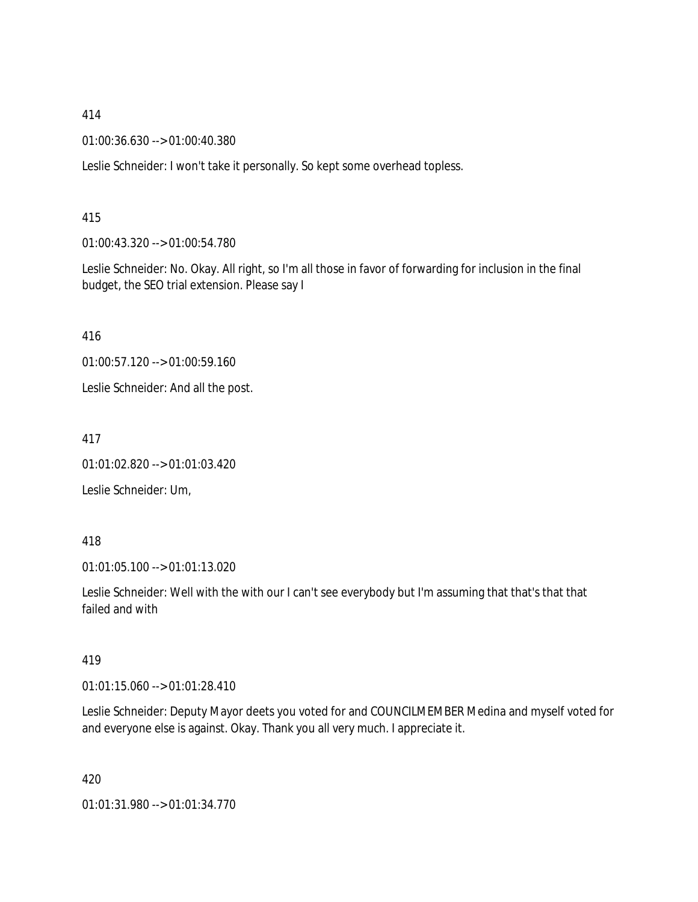414

01:00:36.630 --> 01:00:40.380

Leslie Schneider: I won't take it personally. So kept some overhead topless.

415

01:00:43.320 --> 01:00:54.780

Leslie Schneider: No. Okay. All right, so I'm all those in favor of forwarding for inclusion in the final budget, the SEO trial extension. Please say I

416

01:00:57.120 --> 01:00:59.160

Leslie Schneider: And all the post.

417

01:01:02.820 --> 01:01:03.420

Leslie Schneider: Um,

418

01:01:05.100 --> 01:01:13.020

Leslie Schneider: Well with the with our I can't see everybody but I'm assuming that that's that that failed and with

419

01:01:15.060 --> 01:01:28.410

Leslie Schneider: Deputy Mayor deets you voted for and COUNCILMEMBER Medina and myself voted for and everyone else is against. Okay. Thank you all very much. I appreciate it.

420

01:01:31.980 --> 01:01:34.770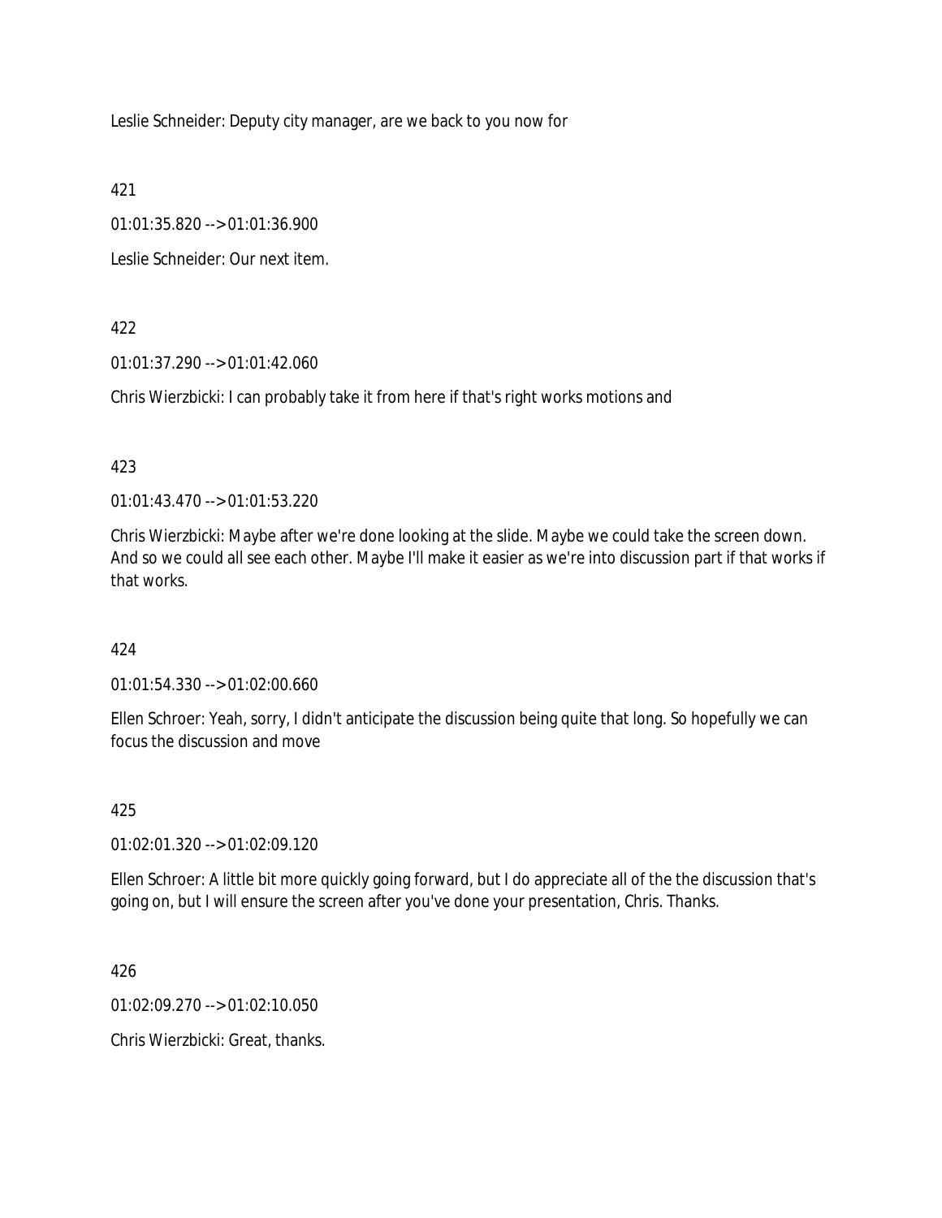Leslie Schneider: Deputy city manager, are we back to you now for

421

01:01:35.820 --> 01:01:36.900

Leslie Schneider: Our next item.

422

01:01:37.290 --> 01:01:42.060

Chris Wierzbicki: I can probably take it from here if that's right works motions and

423

01:01:43.470 --> 01:01:53.220

Chris Wierzbicki: Maybe after we're done looking at the slide. Maybe we could take the screen down. And so we could all see each other. Maybe I'll make it easier as we're into discussion part if that works if that works.

424

01:01:54.330 --> 01:02:00.660

Ellen Schroer: Yeah, sorry, I didn't anticipate the discussion being quite that long. So hopefully we can focus the discussion and move

425

01:02:01.320 --> 01:02:09.120

Ellen Schroer: A little bit more quickly going forward, but I do appreciate all of the the discussion that's going on, but I will ensure the screen after you've done your presentation, Chris. Thanks.

426

01:02:09.270 --> 01:02:10.050

Chris Wierzbicki: Great, thanks.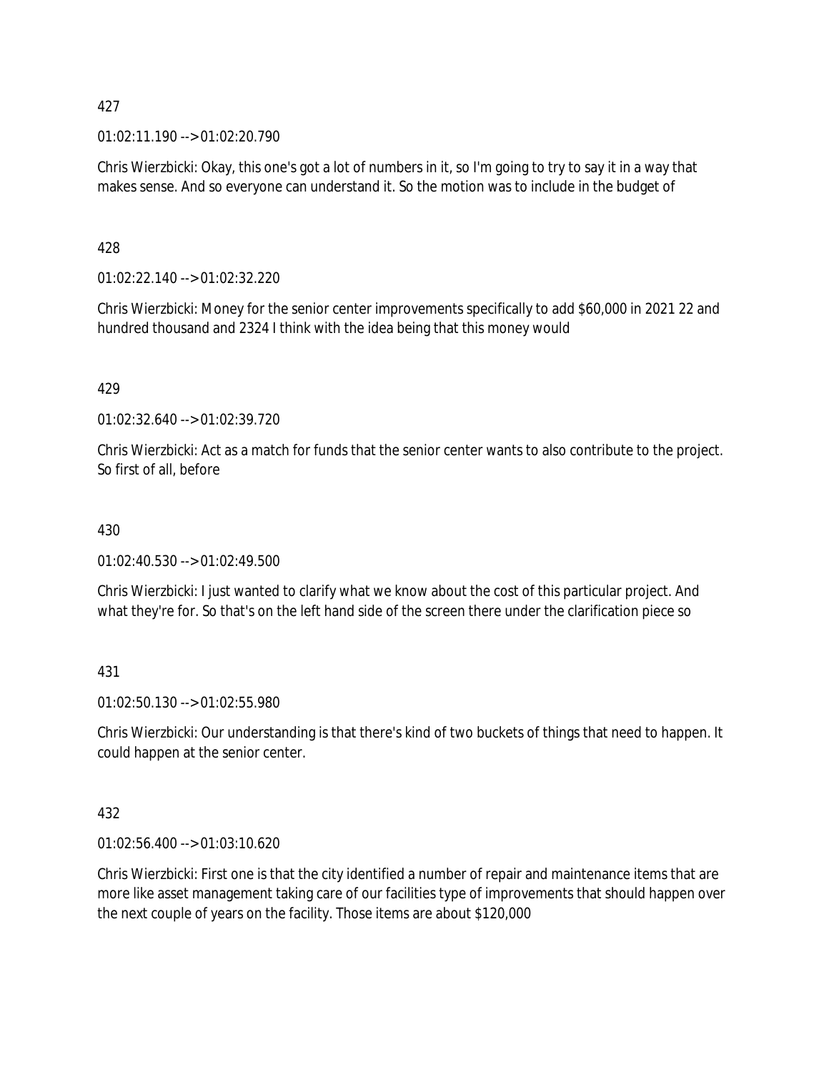427

01:02:11.190 --> 01:02:20.790

Chris Wierzbicki: Okay, this one's got a lot of numbers in it, so I'm going to try to say it in a way that makes sense. And so everyone can understand it. So the motion was to include in the budget of

428

01:02:22.140 --> 01:02:32.220

Chris Wierzbicki: Money for the senior center improvements specifically to add $60,000 in 2021 22 and hundred thousand and 2324 I think with the idea being that this money would

429

01:02:32.640 --> 01:02:39.720

Chris Wierzbicki: Act as a match for funds that the senior center wants to also contribute to the project. So first of all, before

430

01:02:40.530 --> 01:02:49.500

Chris Wierzbicki: I just wanted to clarify what we know about the cost of this particular project. And what they're for. So that's on the left hand side of the screen there under the clarification piece so

431

01:02:50.130 --> 01:02:55.980

Chris Wierzbicki: Our understanding is that there's kind of two buckets of things that need to happen. It could happen at the senior center.

432

01:02:56.400 --> 01:03:10.620

Chris Wierzbicki: First one is that the city identified a number of repair and maintenance items that are more like asset management taking care of our facilities type of improvements that should happen over the next couple of years on the facility. Those items are about $120,000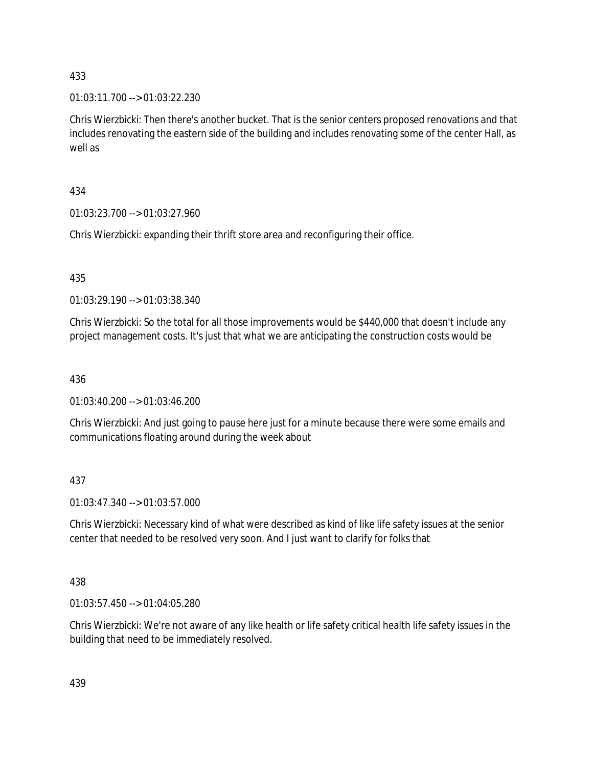433

01:03:11.700 --> 01:03:22.230

Chris Wierzbicki: Then there's another bucket. That is the senior centers proposed renovations and that includes renovating the eastern side of the building and includes renovating some of the center Hall, as well as

434

01:03:23.700 --> 01:03:27.960

Chris Wierzbicki: expanding their thrift store area and reconfiguring their office.

435

01:03:29.190 --> 01:03:38.340

Chris Wierzbicki: So the total for all those improvements would be $440,000 that doesn't include any project management costs. It's just that what we are anticipating the construction costs would be

436

01:03:40.200 --> 01:03:46.200

Chris Wierzbicki: And just going to pause here just for a minute because there were some emails and communications floating around during the week about

437

01:03:47.340 --> 01:03:57.000

Chris Wierzbicki: Necessary kind of what were described as kind of like life safety issues at the senior center that needed to be resolved very soon. And I just want to clarify for folks that

438

01:03:57.450 --> 01:04:05.280

Chris Wierzbicki: We're not aware of any like health or life safety critical health life safety issues in the building that need to be immediately resolved.

439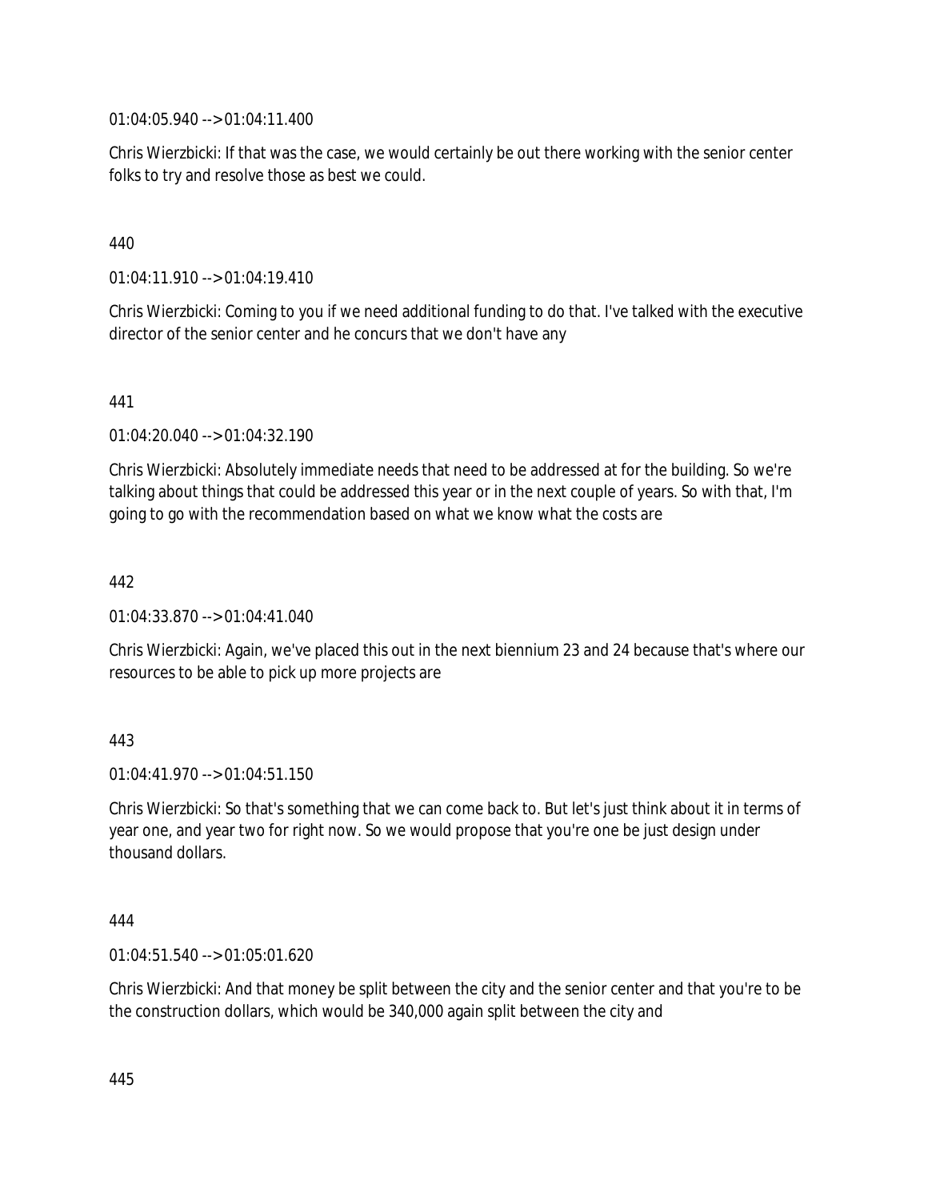01:04:05.940 --> 01:04:11.400

Chris Wierzbicki: If that was the case, we would certainly be out there working with the senior center folks to try and resolve those as best we could.

440

01:04:11.910 --> 01:04:19.410

Chris Wierzbicki: Coming to you if we need additional funding to do that. I've talked with the executive director of the senior center and he concurs that we don't have any

441

01:04:20.040 --> 01:04:32.190

Chris Wierzbicki: Absolutely immediate needs that need to be addressed at for the building. So we're talking about things that could be addressed this year or in the next couple of years. So with that, I'm going to go with the recommendation based on what we know what the costs are

442

01:04:33.870 --> 01:04:41.040

Chris Wierzbicki: Again, we've placed this out in the next biennium 23 and 24 because that's where our resources to be able to pick up more projects are

443

01:04:41.970 --> 01:04:51.150

Chris Wierzbicki: So that's something that we can come back to. But let's just think about it in terms of year one, and year two for right now. So we would propose that you're one be just design under thousand dollars.

444

01:04:51.540 --> 01:05:01.620

Chris Wierzbicki: And that money be split between the city and the senior center and that you're to be the construction dollars, which would be 340,000 again split between the city and

445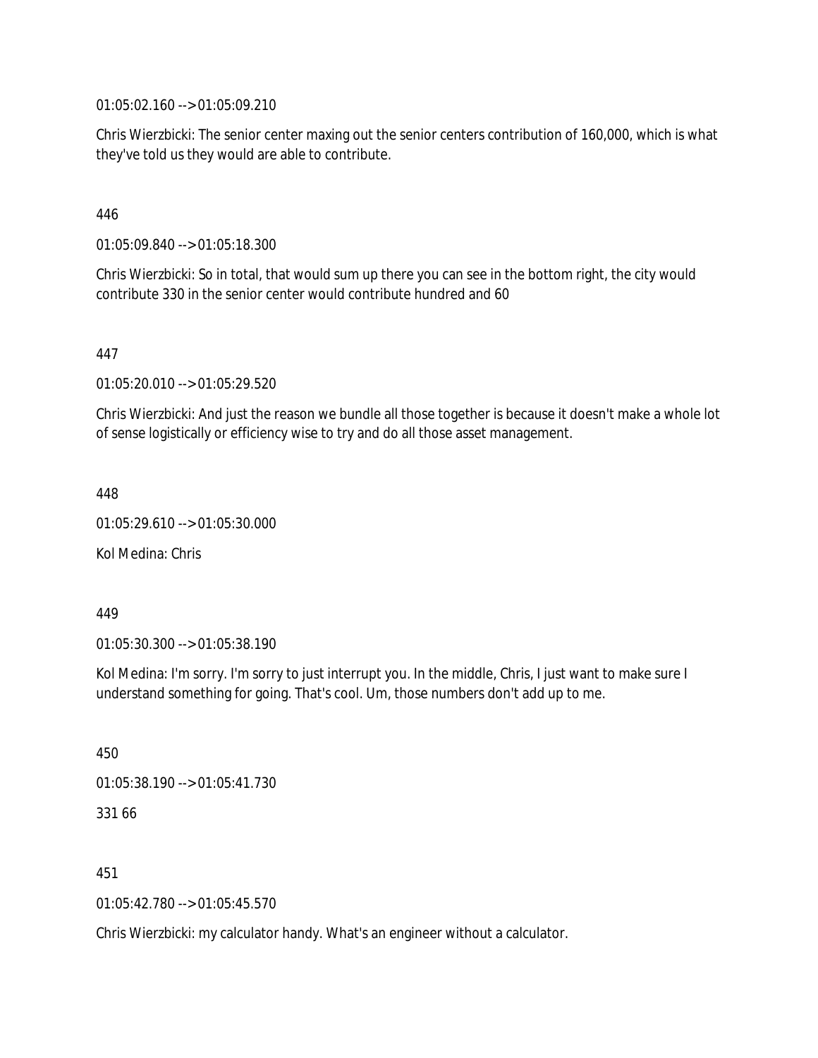01:05:02.160 --> 01:05:09.210

Chris Wierzbicki: The senior center maxing out the senior centers contribution of 160,000, which is what they've told us they would are able to contribute.

446

01:05:09.840 --> 01:05:18.300

Chris Wierzbicki: So in total, that would sum up there you can see in the bottom right, the city would contribute 330 in the senior center would contribute hundred and 60

447

01:05:20.010 --> 01:05:29.520

Chris Wierzbicki: And just the reason we bundle all those together is because it doesn't make a whole lot of sense logistically or efficiency wise to try and do all those asset management.

448

01:05:29.610 --> 01:05:30.000

Kol Medina: Chris

449

01:05:30.300 --> 01:05:38.190

Kol Medina: I'm sorry. I'm sorry to just interrupt you. In the middle, Chris, I just want to make sure I understand something for going. That's cool. Um, those numbers don't add up to me.

450

01:05:38.190 --> 01:05:41.730

331 66

451

01:05:42.780 --> 01:05:45.570

Chris Wierzbicki: my calculator handy. What's an engineer without a calculator.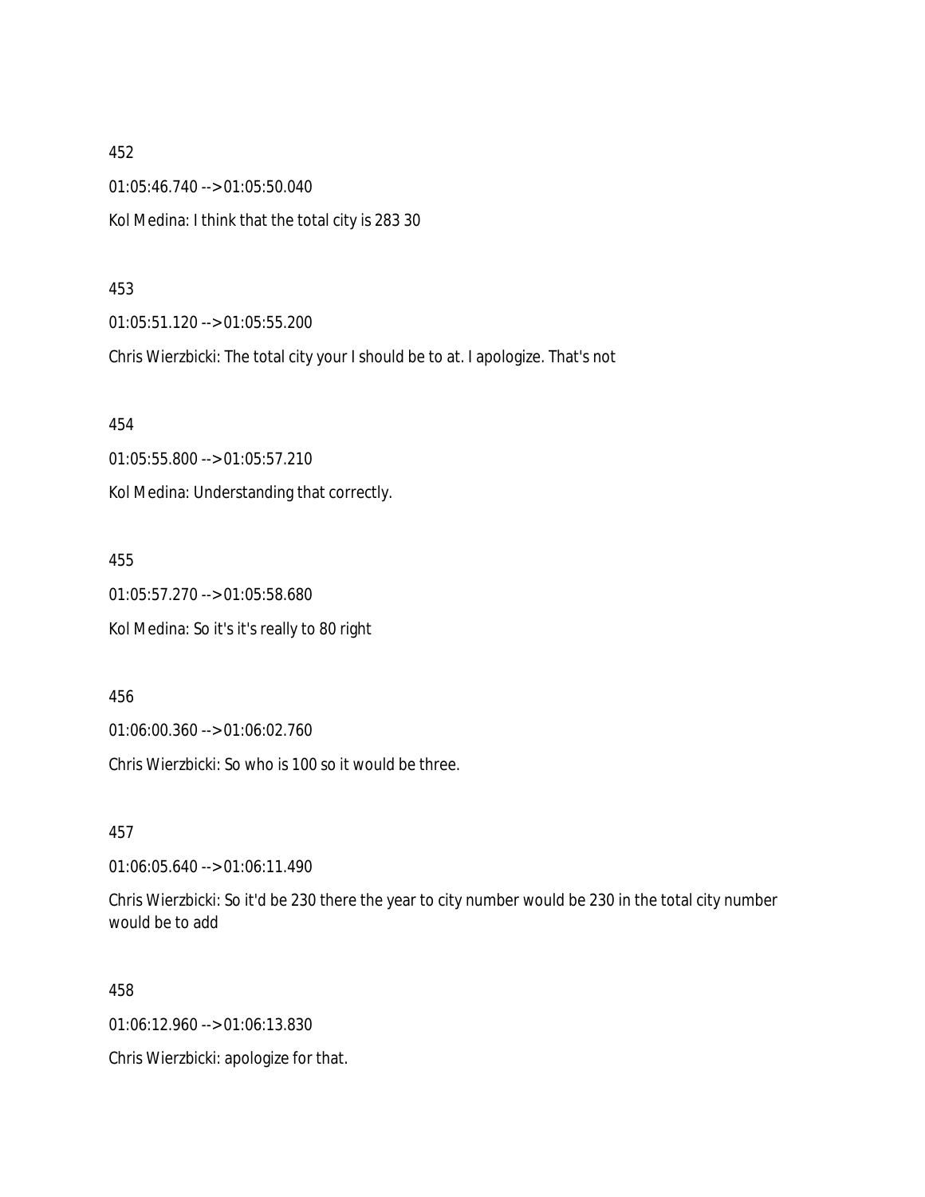452

01:05:46.740 --> 01:05:50.040

Kol Medina: I think that the total city is 283 30

453

01:05:51.120 --> 01:05:55.200

Chris Wierzbicki: The total city your I should be to at. I apologize. That's not

454

01:05:55.800 --> 01:05:57.210

Kol Medina: Understanding that correctly.

455

01:05:57.270 --> 01:05:58.680

Kol Medina: So it's it's really to 80 right

456

01:06:00.360 --> 01:06:02.760

Chris Wierzbicki: So who is 100 so it would be three.

457

01:06:05.640 --> 01:06:11.490

Chris Wierzbicki: So it'd be 230 there the year to city number would be 230 in the total city number would be to add

458

01:06:12.960 --> 01:06:13.830

Chris Wierzbicki: apologize for that.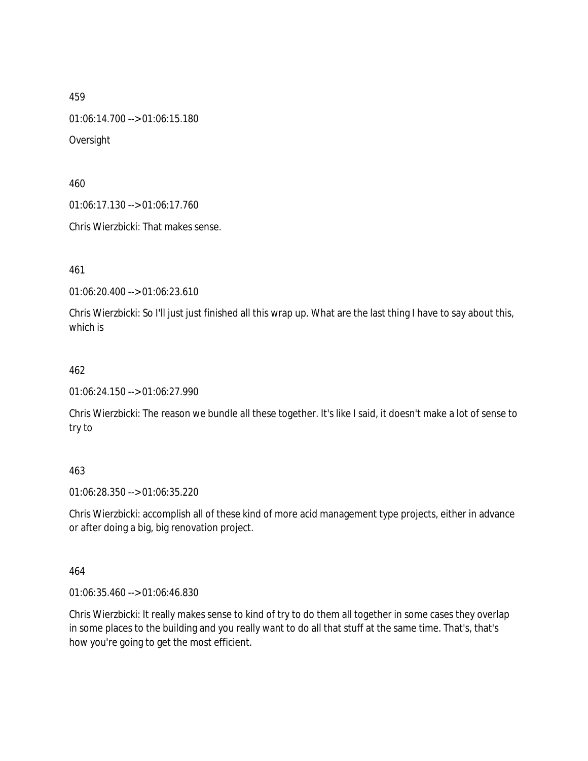459

01:06:14.700 --> 01:06:15.180

Oversight

460

01:06:17.130 --> 01:06:17.760

Chris Wierzbicki: That makes sense.

461

01:06:20.400 --> 01:06:23.610

Chris Wierzbicki: So I'll just just finished all this wrap up. What are the last thing I have to say about this, which is

462

01:06:24.150 --> 01:06:27.990

Chris Wierzbicki: The reason we bundle all these together. It's like I said, it doesn't make a lot of sense to try to

463

01:06:28.350 --> 01:06:35.220

Chris Wierzbicki: accomplish all of these kind of more acid management type projects, either in advance or after doing a big, big renovation project.

464

01:06:35.460 --> 01:06:46.830

Chris Wierzbicki: It really makes sense to kind of try to do them all together in some cases they overlap in some places to the building and you really want to do all that stuff at the same time. That's, that's how you're going to get the most efficient.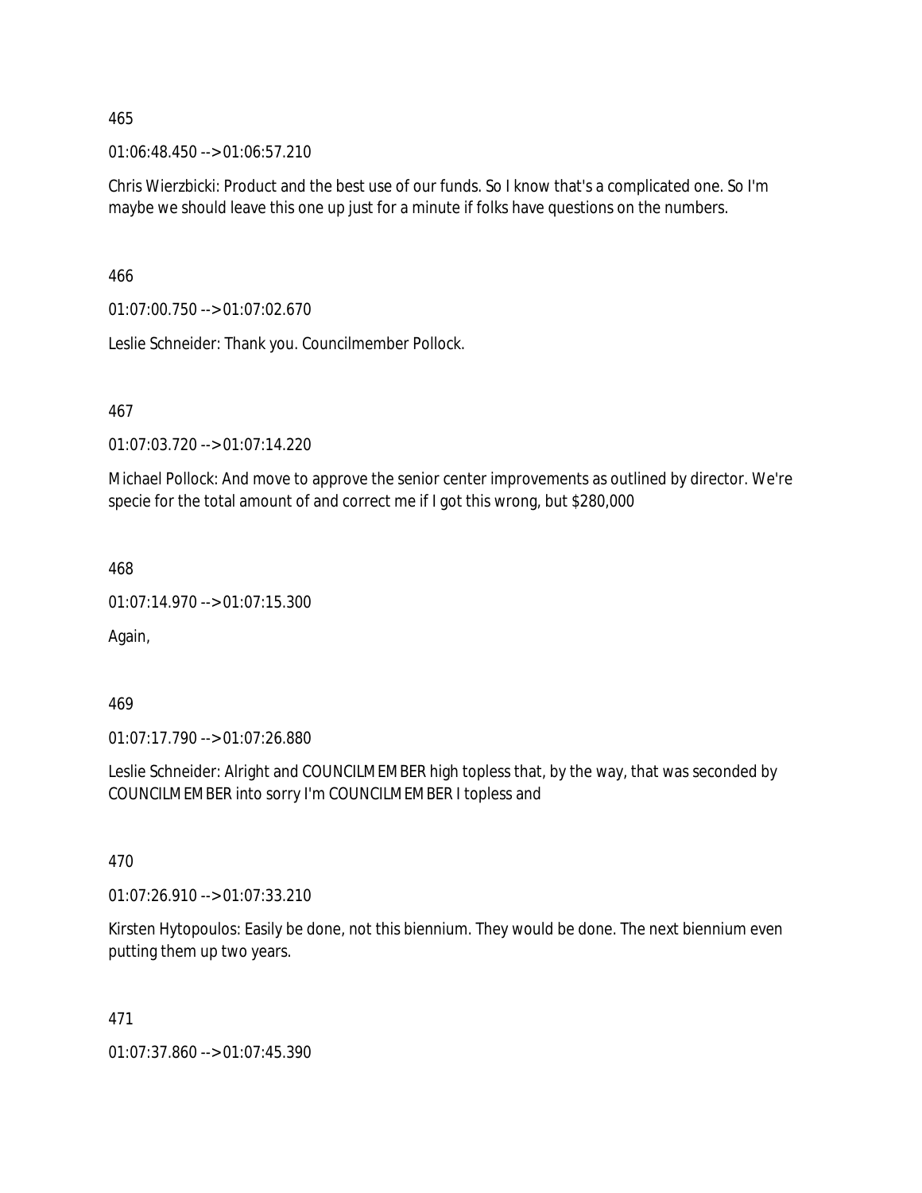465

01:06:48.450 --> 01:06:57.210

Chris Wierzbicki: Product and the best use of our funds. So I know that's a complicated one. So I'm maybe we should leave this one up just for a minute if folks have questions on the numbers.

466

01:07:00.750 --> 01:07:02.670

Leslie Schneider: Thank you. Councilmember Pollock.

467

01:07:03.720 --> 01:07:14.220

Michael Pollock: And move to approve the senior center improvements as outlined by director. We're specie for the total amount of and correct me if I got this wrong, but $280,000

468

01:07:14.970 --> 01:07:15.300

Again,

469

01:07:17.790 --> 01:07:26.880

Leslie Schneider: Alright and COUNCILMEMBER high topless that, by the way, that was seconded by COUNCILMEMBER into sorry I'm COUNCILMEMBER I topless and

470

01:07:26.910 --> 01:07:33.210

Kirsten Hytopoulos: Easily be done, not this biennium. They would be done. The next biennium even putting them up two years.

471

01:07:37.860 --> 01:07:45.390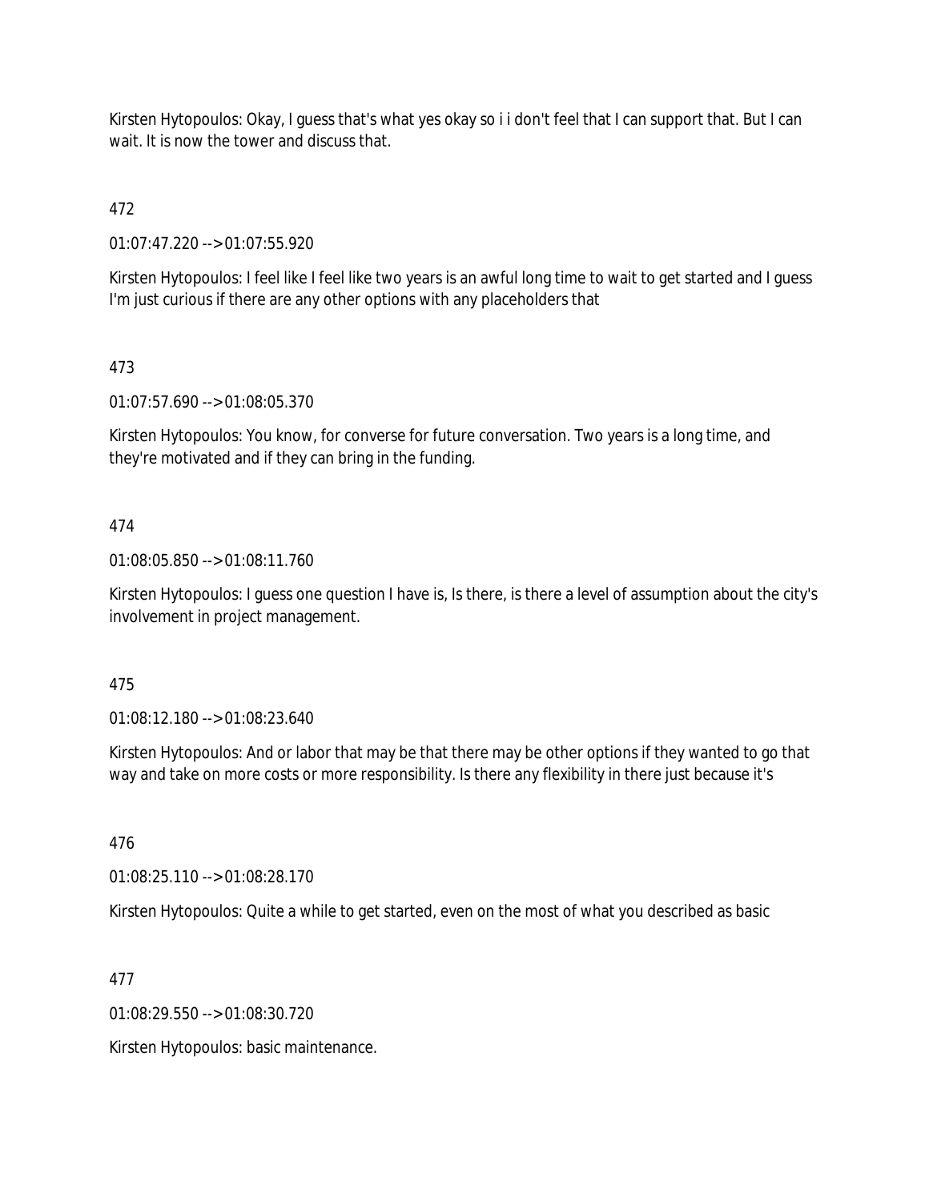Kirsten Hytopoulos: Okay, I guess that's what yes okay so i i don't feel that I can support that. But I can wait. It is now the tower and discuss that.

472

01:07:47.220 --> 01:07:55.920

Kirsten Hytopoulos: I feel like I feel like two years is an awful long time to wait to get started and I guess I'm just curious if there are any other options with any placeholders that

473

01:07:57.690 --> 01:08:05.370

Kirsten Hytopoulos: You know, for converse for future conversation. Two years is a long time, and they're motivated and if they can bring in the funding.

474

01:08:05.850 --> 01:08:11.760

Kirsten Hytopoulos: I guess one question I have is, Is there, is there a level of assumption about the city's involvement in project management.

475

01:08:12.180 --> 01:08:23.640

Kirsten Hytopoulos: And or labor that may be that there may be other options if they wanted to go that way and take on more costs or more responsibility. Is there any flexibility in there just because it's

476

01:08:25.110 --> 01:08:28.170

Kirsten Hytopoulos: Quite a while to get started, even on the most of what you described as basic

477

01:08:29.550 --> 01:08:30.720

Kirsten Hytopoulos: basic maintenance.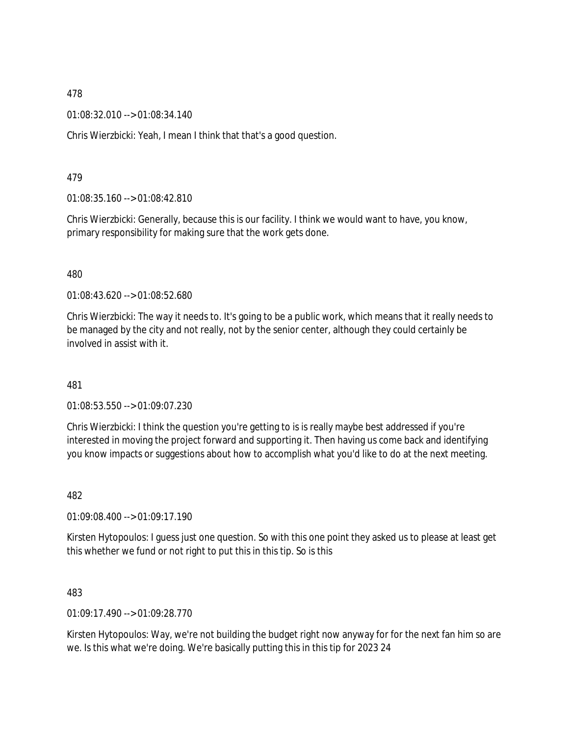478

01:08:32.010 --> 01:08:34.140

Chris Wierzbicki: Yeah, I mean I think that that's a good question.

479

01:08:35.160 --> 01:08:42.810

Chris Wierzbicki: Generally, because this is our facility. I think we would want to have, you know, primary responsibility for making sure that the work gets done.

480

01:08:43.620 --> 01:08:52.680

Chris Wierzbicki: The way it needs to. It's going to be a public work, which means that it really needs to be managed by the city and not really, not by the senior center, although they could certainly be involved in assist with it.

481

01:08:53.550 --> 01:09:07.230

Chris Wierzbicki: I think the question you're getting to is is really maybe best addressed if you're interested in moving the project forward and supporting it. Then having us come back and identifying you know impacts or suggestions about how to accomplish what you'd like to do at the next meeting.

482

01:09:08.400 --> 01:09:17.190

Kirsten Hytopoulos: I guess just one question. So with this one point they asked us to please at least get this whether we fund or not right to put this in this tip. So is this

483

01:09:17.490 --> 01:09:28.770

Kirsten Hytopoulos: Way, we're not building the budget right now anyway for for the next fan him so are we. Is this what we're doing. We're basically putting this in this tip for 2023 24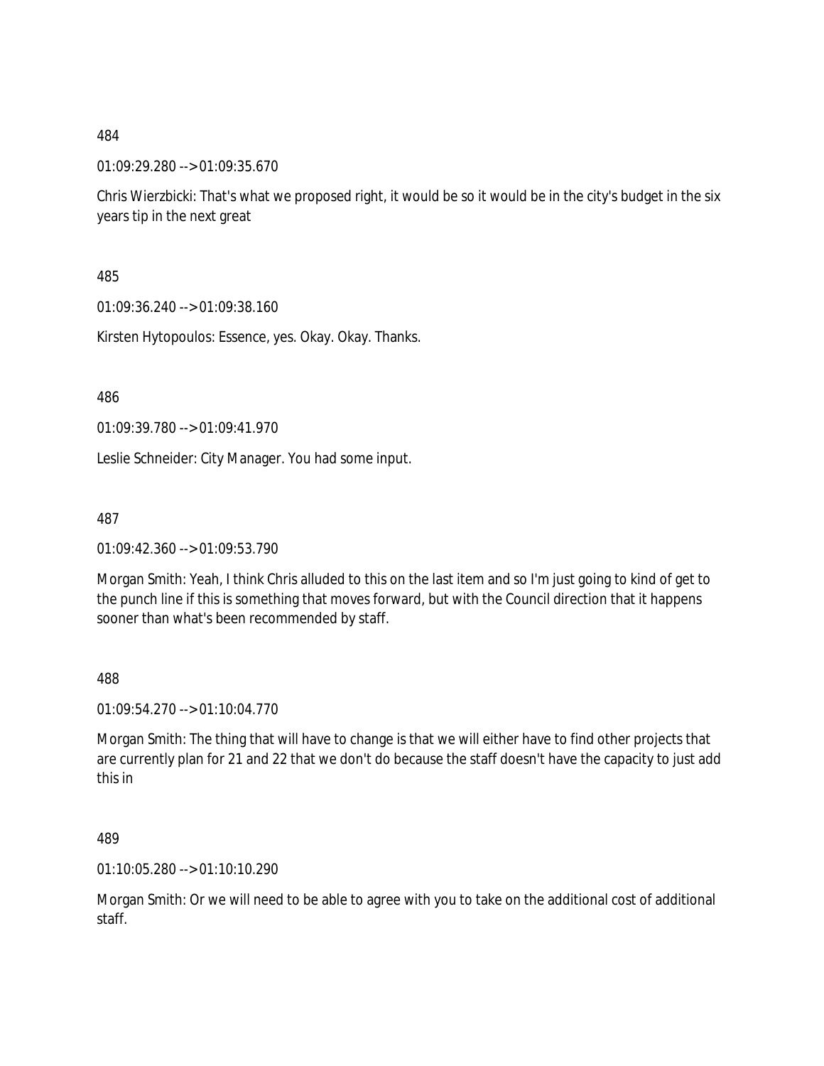484

01:09:29.280 --> 01:09:35.670

Chris Wierzbicki: That's what we proposed right, it would be so it would be in the city's budget in the six years tip in the next great

485

01:09:36.240 --> 01:09:38.160

Kirsten Hytopoulos: Essence, yes. Okay. Okay. Thanks.

486

01:09:39.780 --> 01:09:41.970

Leslie Schneider: City Manager. You had some input.

487

01:09:42.360 --> 01:09:53.790

Morgan Smith: Yeah, I think Chris alluded to this on the last item and so I'm just going to kind of get to the punch line if this is something that moves forward, but with the Council direction that it happens sooner than what's been recommended by staff.

488

01:09:54.270 --> 01:10:04.770

Morgan Smith: The thing that will have to change is that we will either have to find other projects that are currently plan for 21 and 22 that we don't do because the staff doesn't have the capacity to just add this in

489

01:10:05.280 --> 01:10:10.290

Morgan Smith: Or we will need to be able to agree with you to take on the additional cost of additional staff.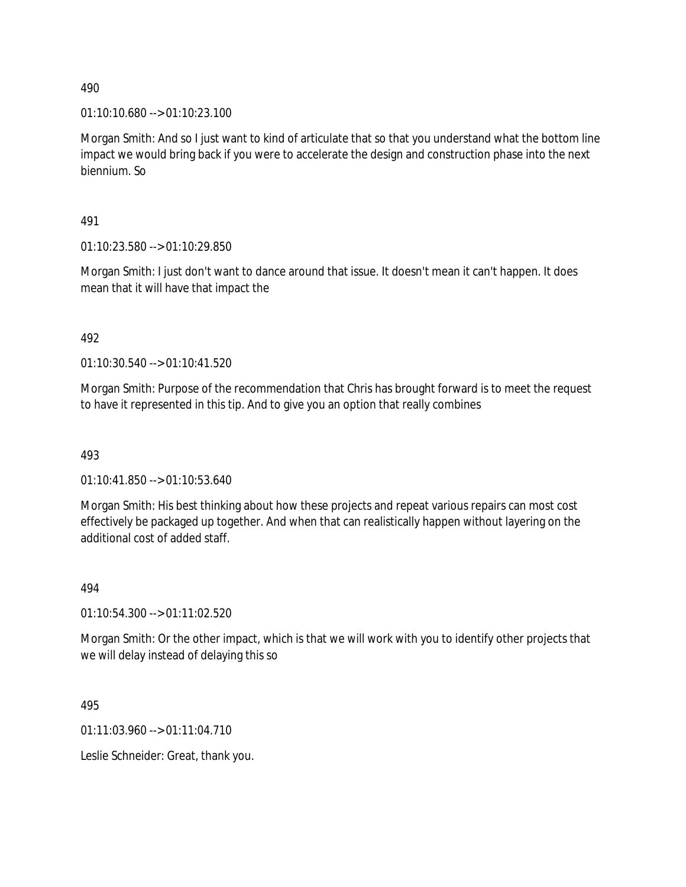490

01:10:10.680 --> 01:10:23.100

Morgan Smith: And so I just want to kind of articulate that so that you understand what the bottom line impact we would bring back if you were to accelerate the design and construction phase into the next biennium. So

491

01:10:23.580 --> 01:10:29.850

Morgan Smith: I just don't want to dance around that issue. It doesn't mean it can't happen. It does mean that it will have that impact the

492

01:10:30.540 --> 01:10:41.520

Morgan Smith: Purpose of the recommendation that Chris has brought forward is to meet the request to have it represented in this tip. And to give you an option that really combines

493

01:10:41.850 --> 01:10:53.640

Morgan Smith: His best thinking about how these projects and repeat various repairs can most cost effectively be packaged up together. And when that can realistically happen without layering on the additional cost of added staff.

494

01:10:54.300 --> 01:11:02.520

Morgan Smith: Or the other impact, which is that we will work with you to identify other projects that we will delay instead of delaying this so

495

01:11:03.960 --> 01:11:04.710

Leslie Schneider: Great, thank you.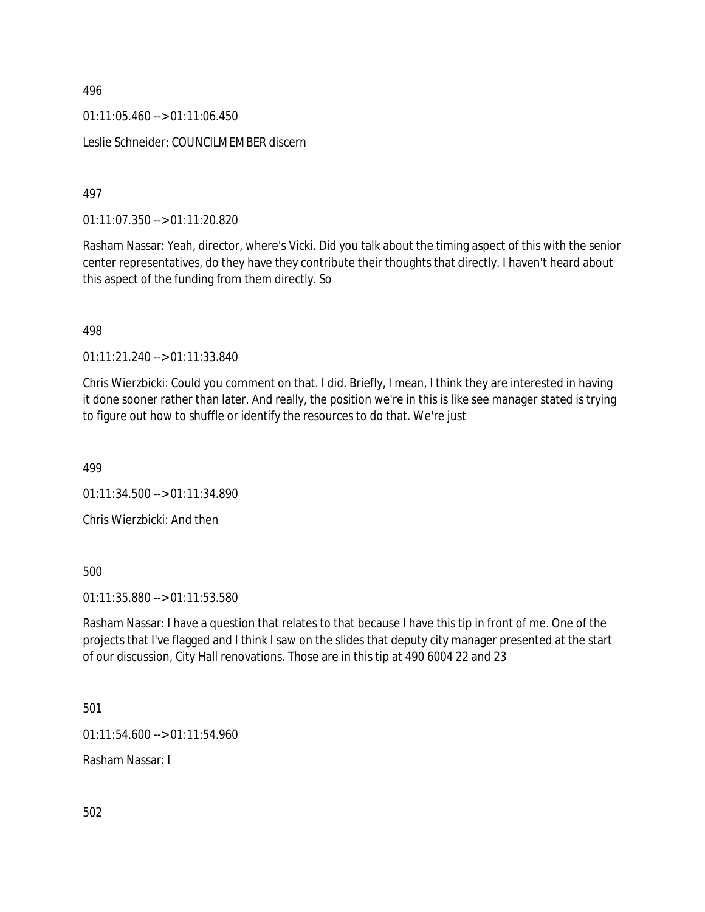496

01:11:05.460 --> 01:11:06.450

Leslie Schneider: COUNCILMEMBER discern

497

01:11:07.350 --> 01:11:20.820

Rasham Nassar: Yeah, director, where's Vicki. Did you talk about the timing aspect of this with the senior center representatives, do they have they contribute their thoughts that directly. I haven't heard about this aspect of the funding from them directly. So

498

01:11:21.240 --> 01:11:33.840

Chris Wierzbicki: Could you comment on that. I did. Briefly, I mean, I think they are interested in having it done sooner rather than later. And really, the position we're in this is like see manager stated is trying to figure out how to shuffle or identify the resources to do that. We're just

499

01:11:34.500 --> 01:11:34.890

Chris Wierzbicki: And then

500

01:11:35.880 --> 01:11:53.580

Rasham Nassar: I have a question that relates to that because I have this tip in front of me. One of the projects that I've flagged and I think I saw on the slides that deputy city manager presented at the start of our discussion, City Hall renovations. Those are in this tip at 490 6004 22 and 23

501

01:11:54.600 --> 01:11:54.960

Rasham Nassar: I

502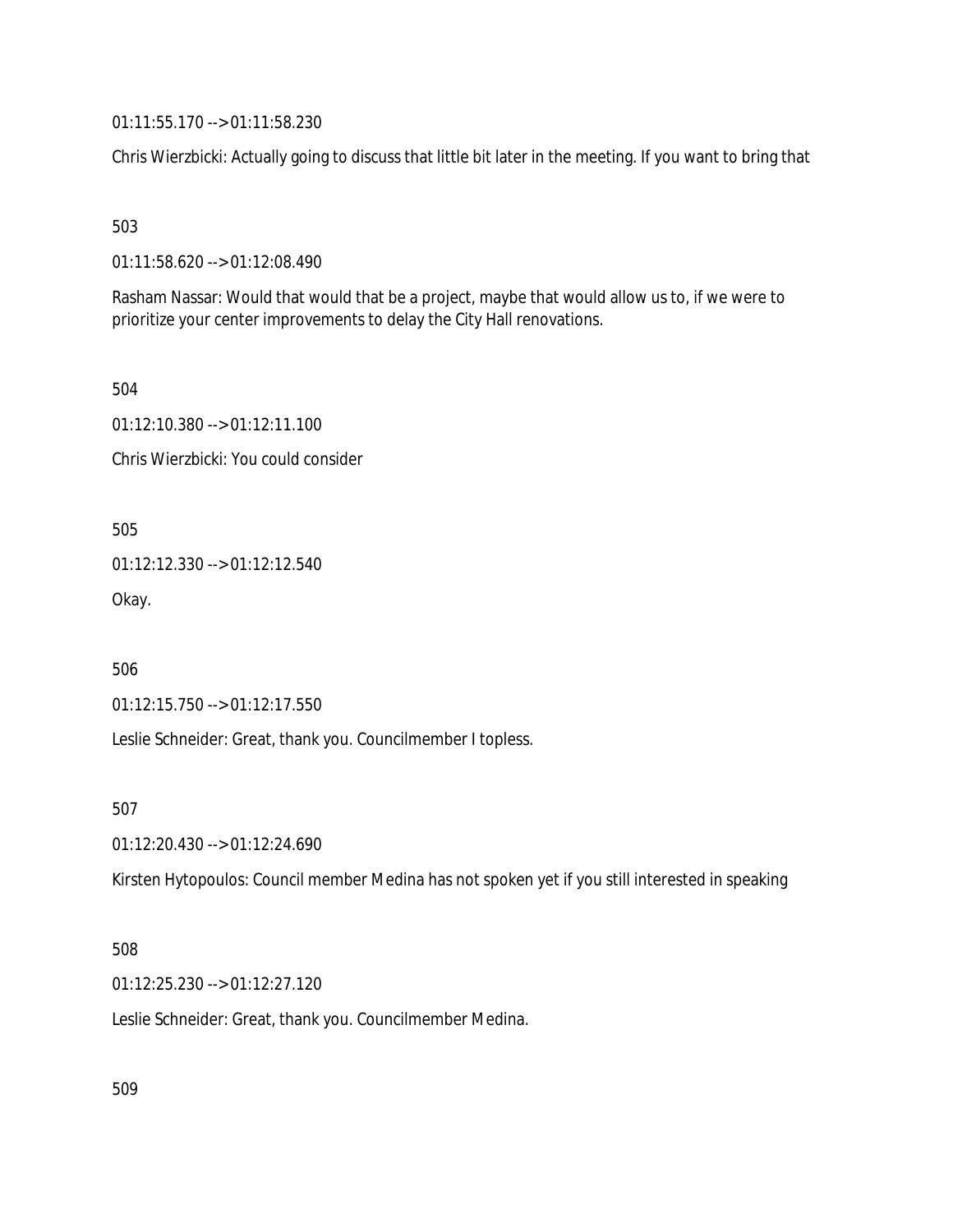01:11:55.170 --> 01:11:58.230

Chris Wierzbicki: Actually going to discuss that little bit later in the meeting. If you want to bring that

503

01:11:58.620 --> 01:12:08.490

Rasham Nassar: Would that would that be a project, maybe that would allow us to, if we were to prioritize your center improvements to delay the City Hall renovations.

504

01:12:10.380 --> 01:12:11.100

Chris Wierzbicki: You could consider

505

01:12:12.330 --> 01:12:12.540

Okay.

506

01:12:15.750 --> 01:12:17.550

Leslie Schneider: Great, thank you. Councilmember I topless.

507

01:12:20.430 --> 01:12:24.690

Kirsten Hytopoulos: Council member Medina has not spoken yet if you still interested in speaking

508

01:12:25.230 --> 01:12:27.120

Leslie Schneider: Great, thank you. Councilmember Medina.

509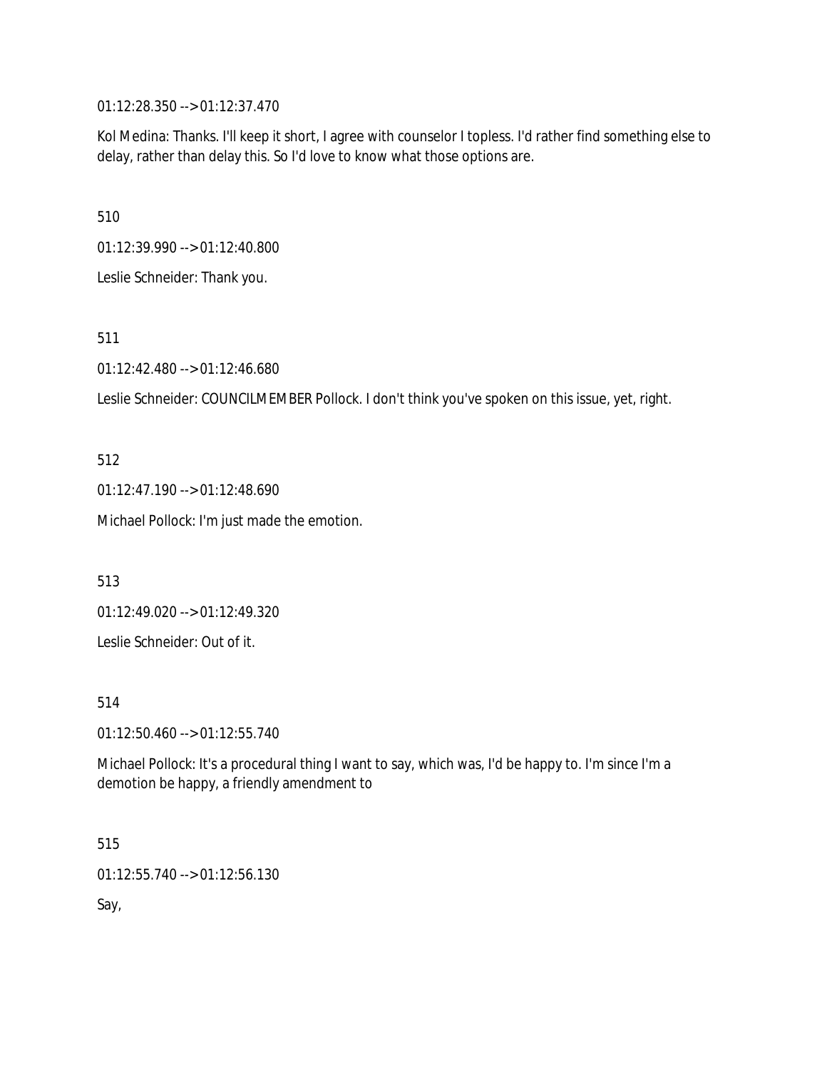01:12:28.350 --> 01:12:37.470

Kol Medina: Thanks. I'll keep it short, I agree with counselor I topless. I'd rather find something else to delay, rather than delay this. So I'd love to know what those options are.

510

01:12:39.990 --> 01:12:40.800

Leslie Schneider: Thank you.

511

01:12:42.480 --> 01:12:46.680

Leslie Schneider: COUNCILMEMBER Pollock. I don't think you've spoken on this issue, yet, right.

512

01:12:47.190 --> 01:12:48.690

Michael Pollock: I'm just made the emotion.

513

01:12:49.020 --> 01:12:49.320

Leslie Schneider: Out of it.

514

01:12:50.460 --> 01:12:55.740

Michael Pollock: It's a procedural thing I want to say, which was, I'd be happy to. I'm since I'm a demotion be happy, a friendly amendment to

515

01:12:55.740 --> 01:12:56.130

Say,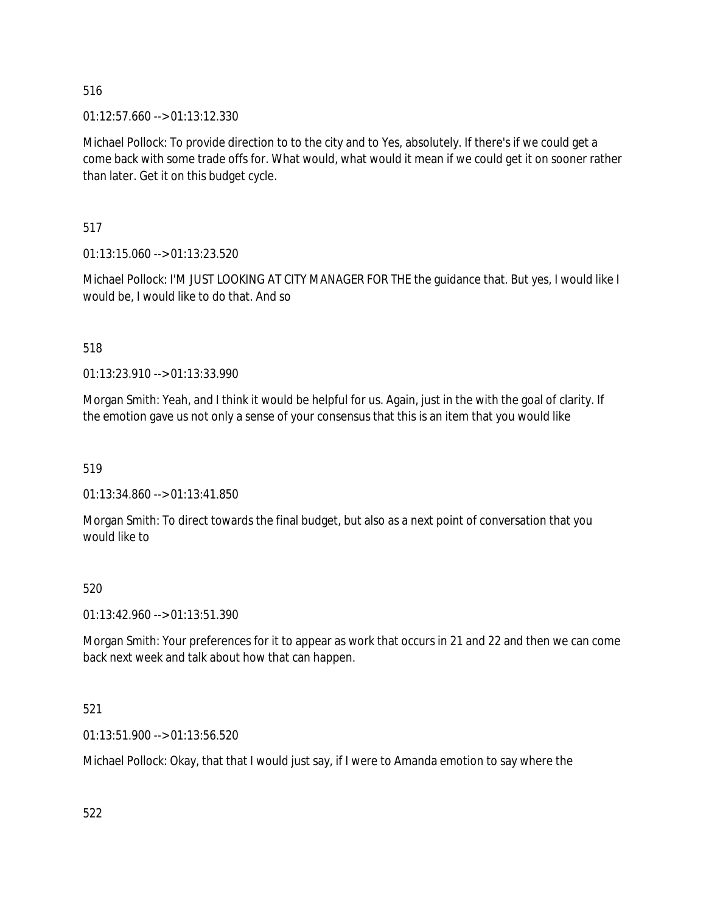516

01:12:57.660 --> 01:13:12.330

Michael Pollock: To provide direction to to the city and to Yes, absolutely. If there's if we could get a come back with some trade offs for. What would, what would it mean if we could get it on sooner rather than later. Get it on this budget cycle.

517

01:13:15.060 --> 01:13:23.520

Michael Pollock: I'M JUST LOOKING AT CITY MANAGER FOR THE the guidance that. But yes, I would like I would be, I would like to do that. And so

518

01:13:23.910 --> 01:13:33.990

Morgan Smith: Yeah, and I think it would be helpful for us. Again, just in the with the goal of clarity. If the emotion gave us not only a sense of your consensus that this is an item that you would like

519

01:13:34.860 --> 01:13:41.850

Morgan Smith: To direct towards the final budget, but also as a next point of conversation that you would like to

520

01:13:42.960 --> 01:13:51.390

Morgan Smith: Your preferences for it to appear as work that occurs in 21 and 22 and then we can come back next week and talk about how that can happen.

521

01:13:51.900 --> 01:13:56.520

Michael Pollock: Okay, that that I would just say, if I were to Amanda emotion to say where the

522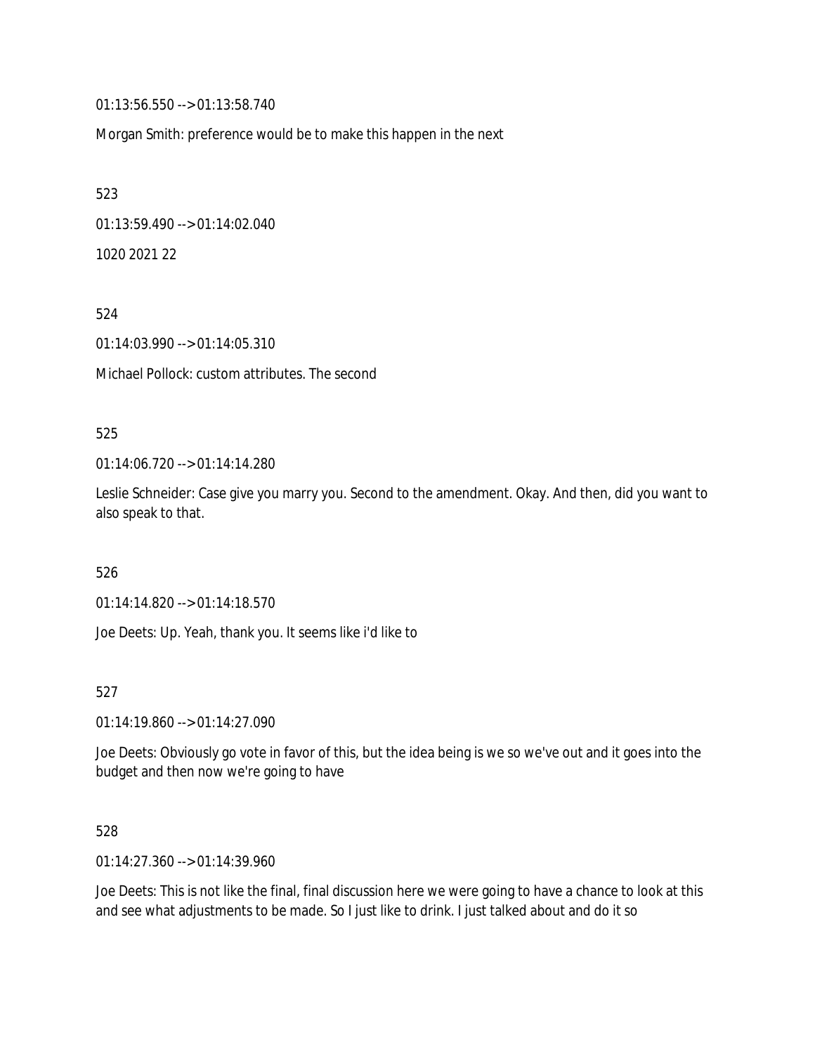01:13:56.550 --> 01:13:58.740

Morgan Smith: preference would be to make this happen in the next

523

01:13:59.490 --> 01:14:02.040

1020 2021 22

524

01:14:03.990 --> 01:14:05.310

Michael Pollock: custom attributes. The second

525

01:14:06.720 --> 01:14:14.280

Leslie Schneider: Case give you marry you. Second to the amendment. Okay. And then, did you want to also speak to that.

526

01:14:14.820 --> 01:14:18.570

Joe Deets: Up. Yeah, thank you. It seems like i'd like to

527

01:14:19.860 --> 01:14:27.090

Joe Deets: Obviously go vote in favor of this, but the idea being is we so we've out and it goes into the budget and then now we're going to have

528

01:14:27.360 --> 01:14:39.960

Joe Deets: This is not like the final, final discussion here we were going to have a chance to look at this and see what adjustments to be made. So I just like to drink. I just talked about and do it so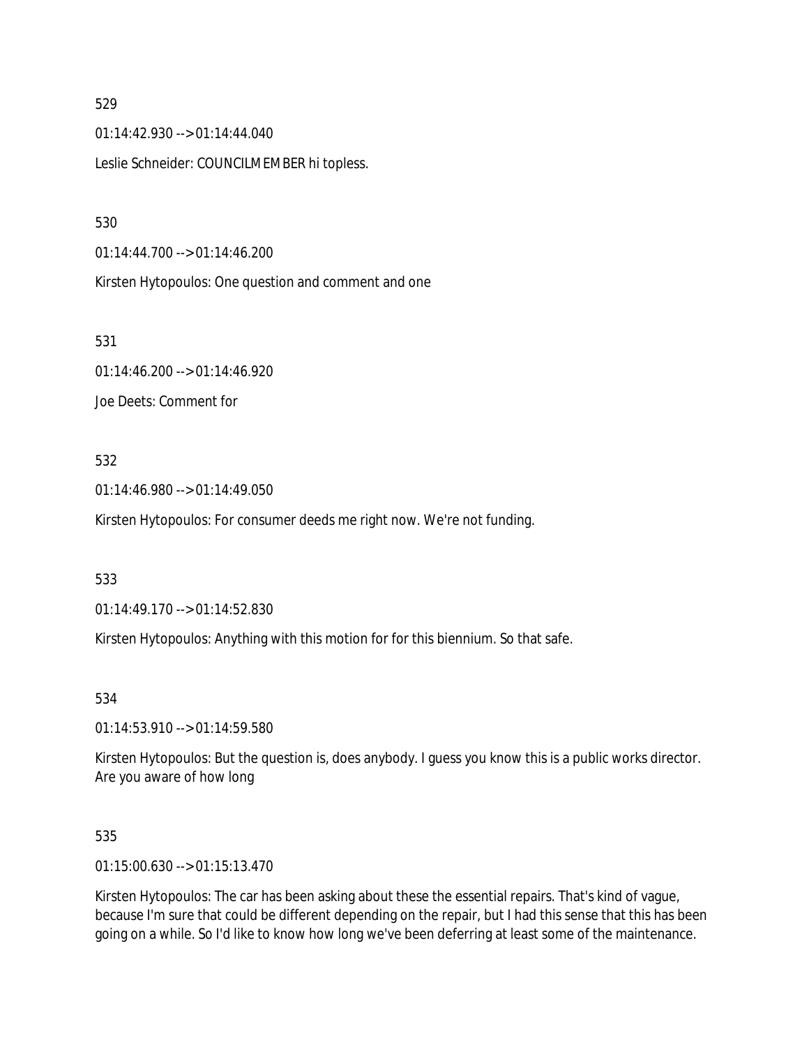529

01:14:42.930 --> 01:14:44.040

Leslie Schneider: COUNCILMEMBER hi topless.

530

01:14:44.700 --> 01:14:46.200

Kirsten Hytopoulos: One question and comment and one

531

01:14:46.200 --> 01:14:46.920

Joe Deets: Comment for

532

01:14:46.980 --> 01:14:49.050

Kirsten Hytopoulos: For consumer deeds me right now. We're not funding.

533

01:14:49.170 --> 01:14:52.830

Kirsten Hytopoulos: Anything with this motion for for this biennium. So that safe.

534

01:14:53.910 --> 01:14:59.580

Kirsten Hytopoulos: But the question is, does anybody. I guess you know this is a public works director. Are you aware of how long

535

01:15:00.630 --> 01:15:13.470

Kirsten Hytopoulos: The car has been asking about these the essential repairs. That's kind of vague, because I'm sure that could be different depending on the repair, but I had this sense that this has been going on a while. So I'd like to know how long we've been deferring at least some of the maintenance.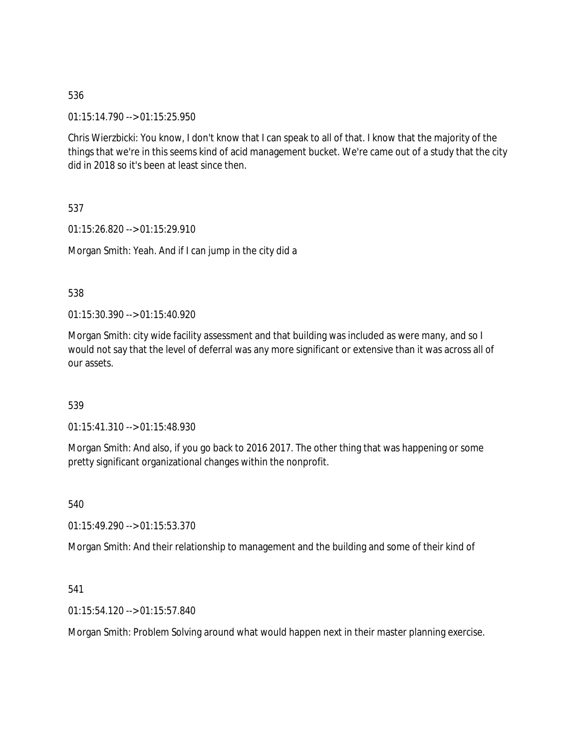536

01:15:14.790 --> 01:15:25.950

Chris Wierzbicki: You know, I don't know that I can speak to all of that. I know that the majority of the things that we're in this seems kind of acid management bucket. We're came out of a study that the city did in 2018 so it's been at least since then.

537

01:15:26.820 --> 01:15:29.910

Morgan Smith: Yeah. And if I can jump in the city did a

538

01:15:30.390 --> 01:15:40.920

Morgan Smith: city wide facility assessment and that building was included as were many, and so I would not say that the level of deferral was any more significant or extensive than it was across all of our assets.

539

01:15:41.310 --> 01:15:48.930

Morgan Smith: And also, if you go back to 2016 2017. The other thing that was happening or some pretty significant organizational changes within the nonprofit.

540

01:15:49.290 --> 01:15:53.370

Morgan Smith: And their relationship to management and the building and some of their kind of

541

01:15:54.120 --> 01:15:57.840

Morgan Smith: Problem Solving around what would happen next in their master planning exercise.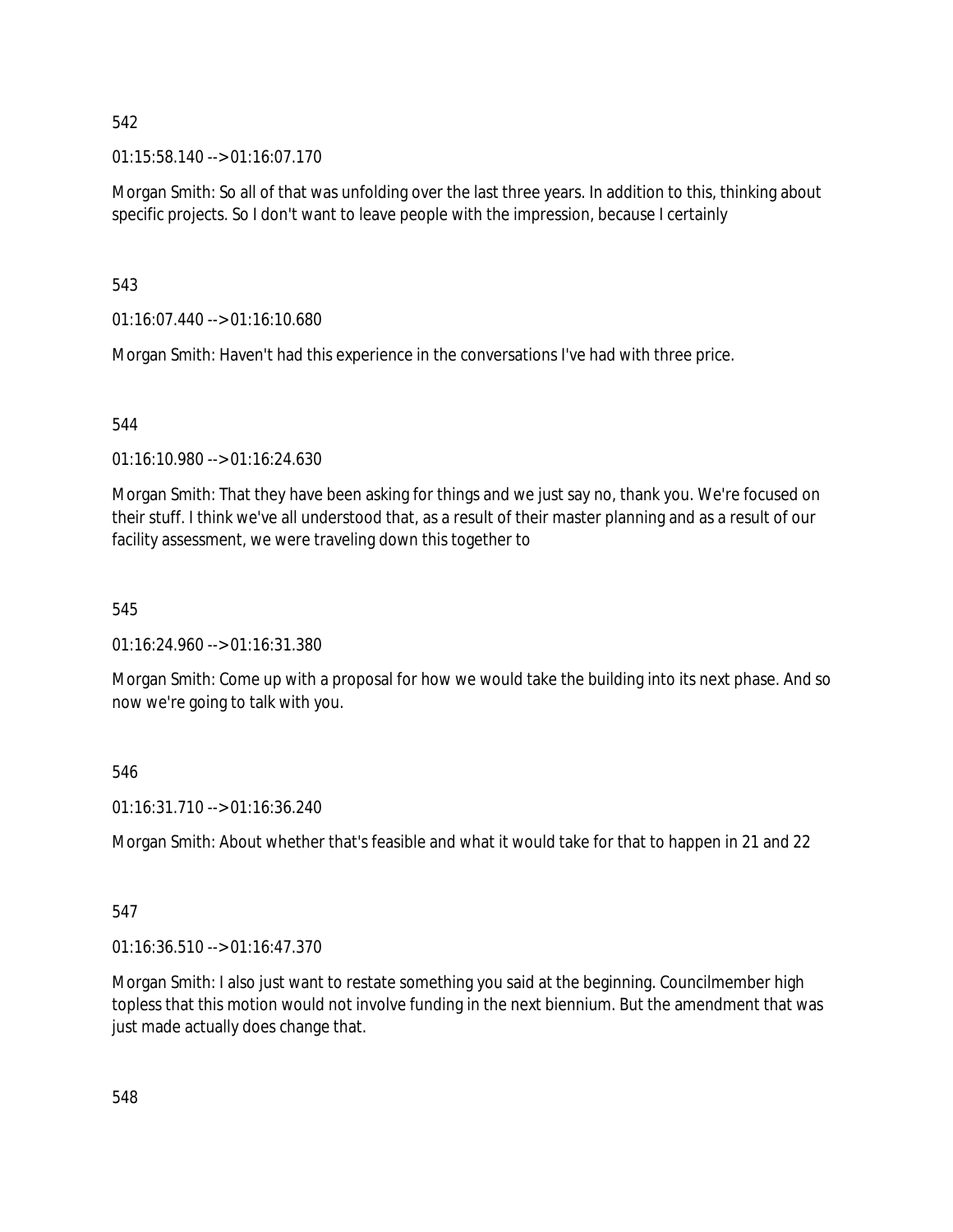542

01:15:58.140 --> 01:16:07.170

Morgan Smith: So all of that was unfolding over the last three years. In addition to this, thinking about specific projects. So I don't want to leave people with the impression, because I certainly

543

01:16:07.440 --> 01:16:10.680

Morgan Smith: Haven't had this experience in the conversations I've had with three price.

544

01:16:10.980 --> 01:16:24.630

Morgan Smith: That they have been asking for things and we just say no, thank you. We're focused on their stuff. I think we've all understood that, as a result of their master planning and as a result of our facility assessment, we were traveling down this together to

545

01:16:24.960 --> 01:16:31.380

Morgan Smith: Come up with a proposal for how we would take the building into its next phase. And so now we're going to talk with you.

546

01:16:31.710 --> 01:16:36.240

Morgan Smith: About whether that's feasible and what it would take for that to happen in 21 and 22

547

01:16:36.510 --> 01:16:47.370

Morgan Smith: I also just want to restate something you said at the beginning. Councilmember high topless that this motion would not involve funding in the next biennium. But the amendment that was just made actually does change that.

548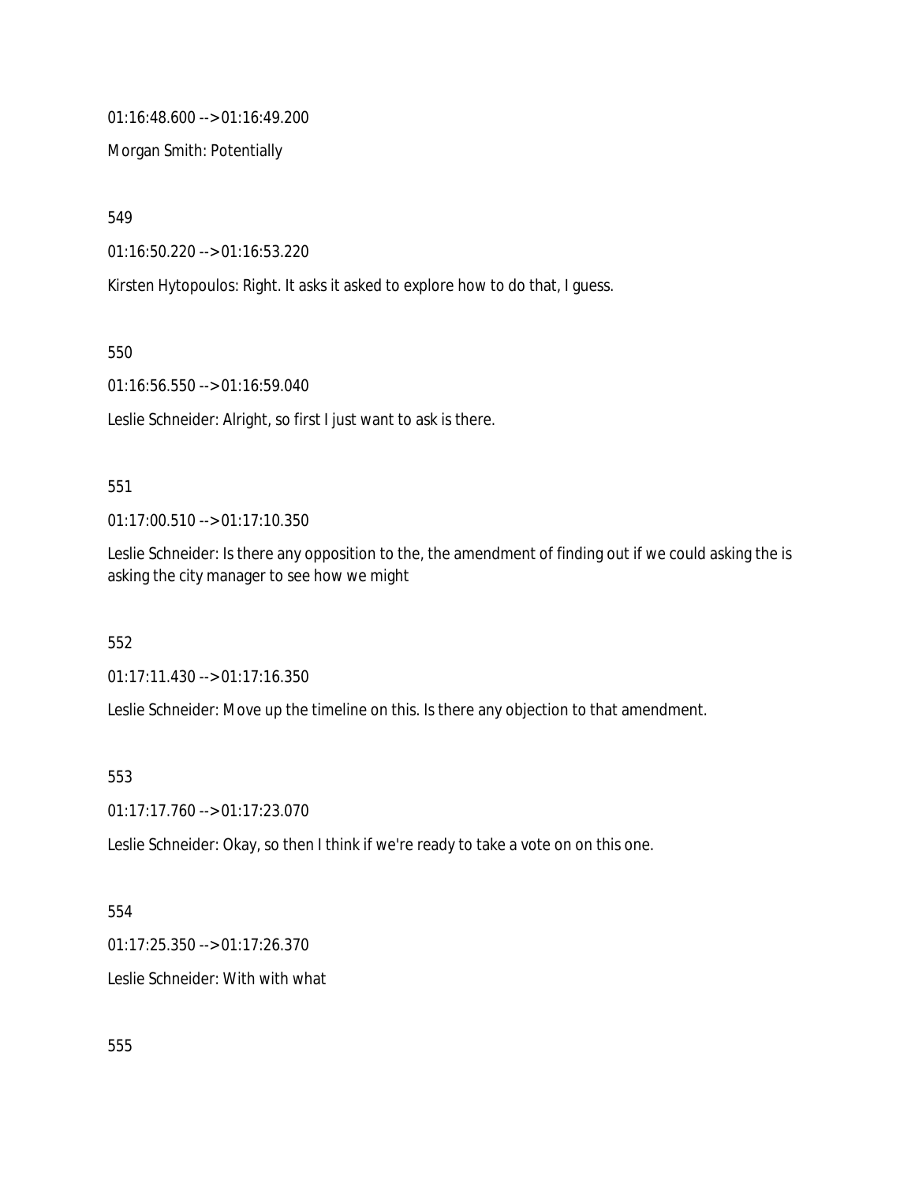01:16:48.600 --> 01:16:49.200

Morgan Smith: Potentially

549

01:16:50.220 --> 01:16:53.220

Kirsten Hytopoulos: Right. It asks it asked to explore how to do that, I guess.

550

01:16:56.550 --> 01:16:59.040

Leslie Schneider: Alright, so first I just want to ask is there.

551

01:17:00.510 --> 01:17:10.350

Leslie Schneider: Is there any opposition to the, the amendment of finding out if we could asking the is asking the city manager to see how we might

552

01:17:11.430 --> 01:17:16.350

Leslie Schneider: Move up the timeline on this. Is there any objection to that amendment.

553

01:17:17.760 --> 01:17:23.070

Leslie Schneider: Okay, so then I think if we're ready to take a vote on on this one.

554

01:17:25.350 --> 01:17:26.370

Leslie Schneider: With with what

555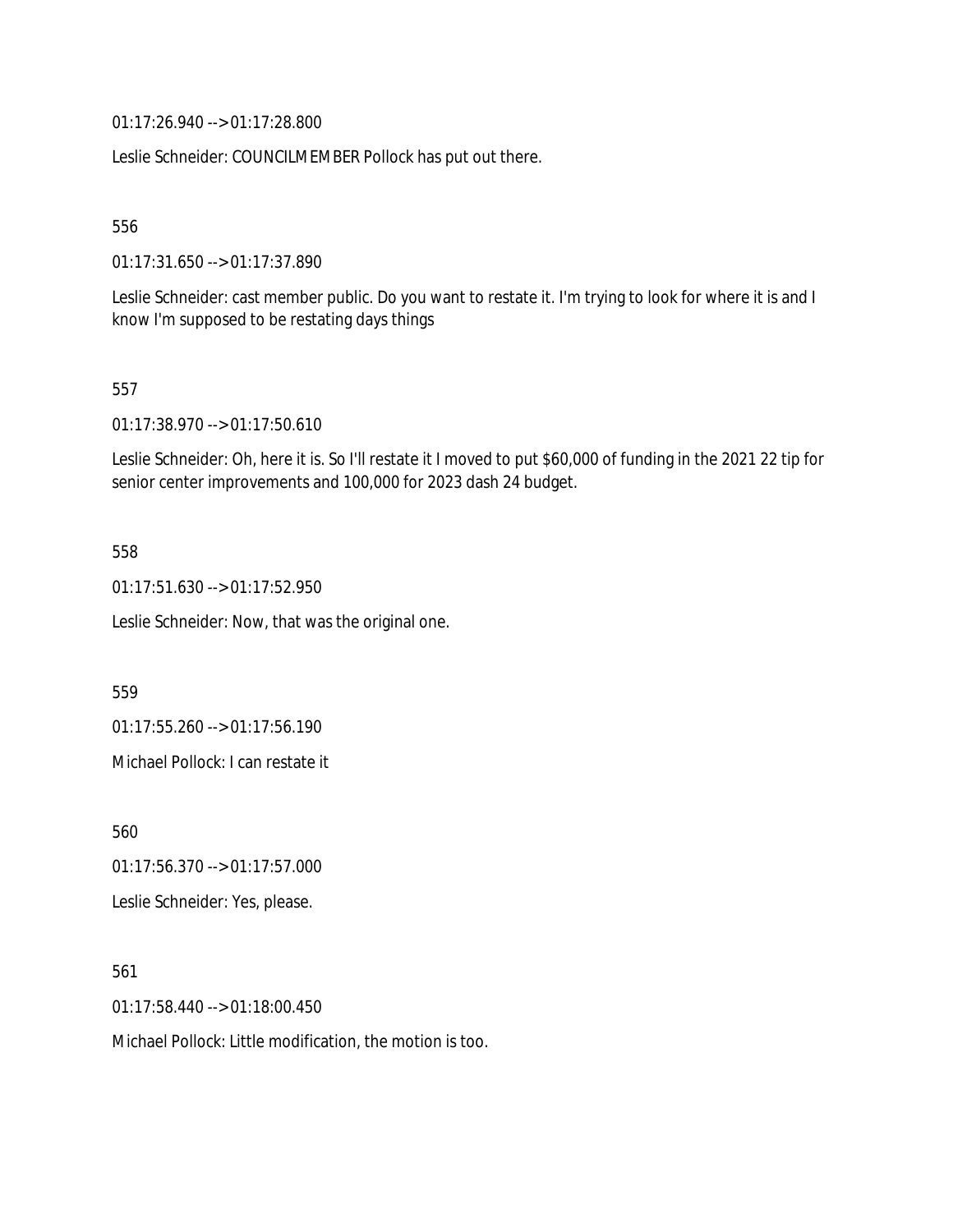01:17:26.940 --> 01:17:28.800

Leslie Schneider: COUNCILMEMBER Pollock has put out there.

556

01:17:31.650 --> 01:17:37.890

Leslie Schneider: cast member public. Do you want to restate it. I'm trying to look for where it is and I know I'm supposed to be restating days things

557

01:17:38.970 --> 01:17:50.610

Leslie Schneider: Oh, here it is. So I'll restate it I moved to put $60,000 of funding in the 2021 22 tip for senior center improvements and 100,000 for 2023 dash 24 budget.

558

01:17:51.630 --> 01:17:52.950

Leslie Schneider: Now, that was the original one.

559

01:17:55.260 --> 01:17:56.190

Michael Pollock: I can restate it

560

01:17:56.370 --> 01:17:57.000

Leslie Schneider: Yes, please.

561

01:17:58.440 --> 01:18:00.450

Michael Pollock: Little modification, the motion is too.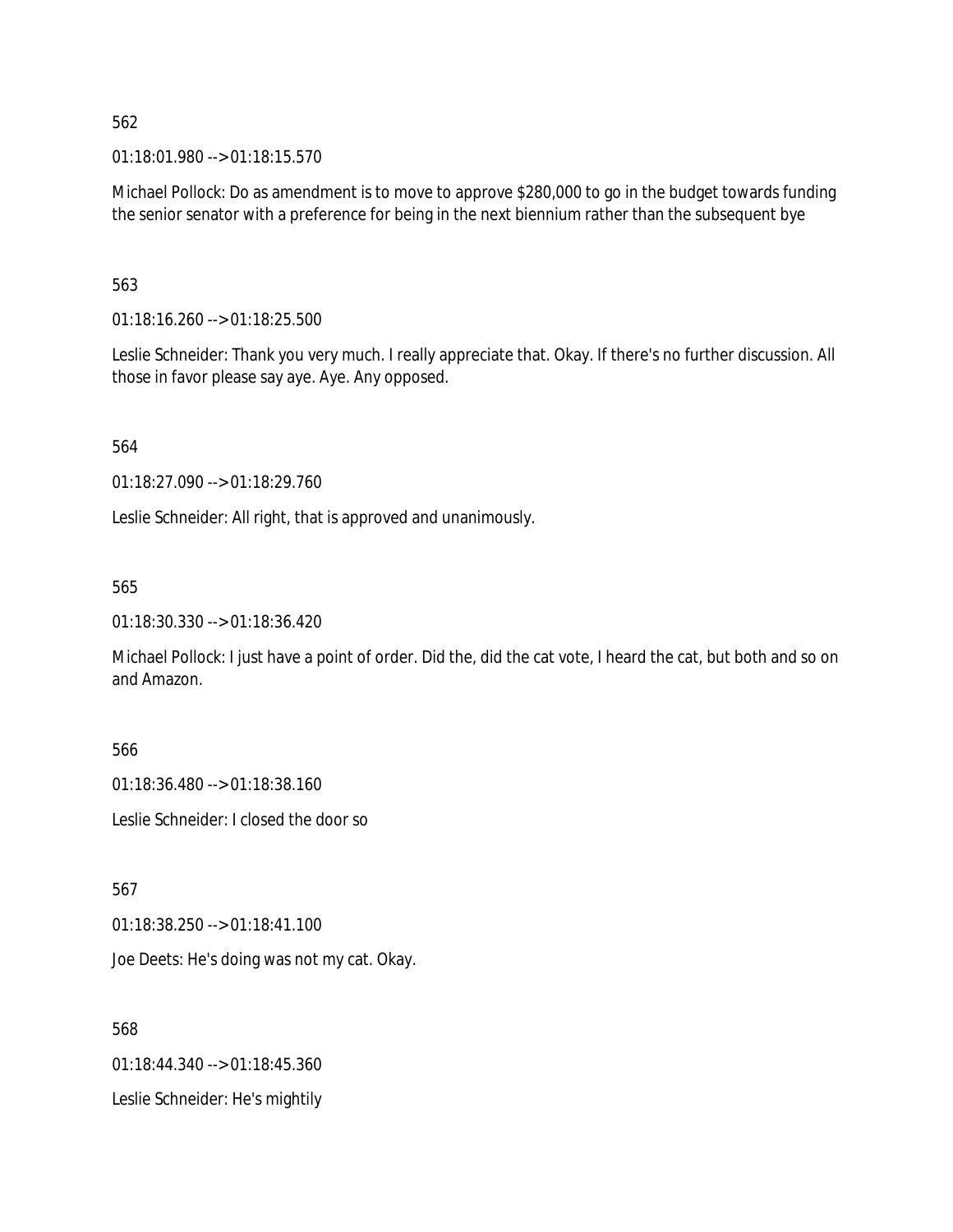562

01:18:01.980 --> 01:18:15.570

Michael Pollock: Do as amendment is to move to approve $280,000 to go in the budget towards funding the senior senator with a preference for being in the next biennium rather than the subsequent bye

563

01:18:16.260 --> 01:18:25.500

Leslie Schneider: Thank you very much. I really appreciate that. Okay. If there's no further discussion. All those in favor please say aye. Aye. Any opposed.

564

01:18:27.090 --> 01:18:29.760

Leslie Schneider: All right, that is approved and unanimously.

565

01:18:30.330 --> 01:18:36.420

Michael Pollock: I just have a point of order. Did the, did the cat vote, I heard the cat, but both and so on and Amazon.

566

01:18:36.480 --> 01:18:38.160

Leslie Schneider: I closed the door so

567

01:18:38.250 --> 01:18:41.100

Joe Deets: He's doing was not my cat. Okay.

568

01:18:44.340 --> 01:18:45.360

Leslie Schneider: He's mightily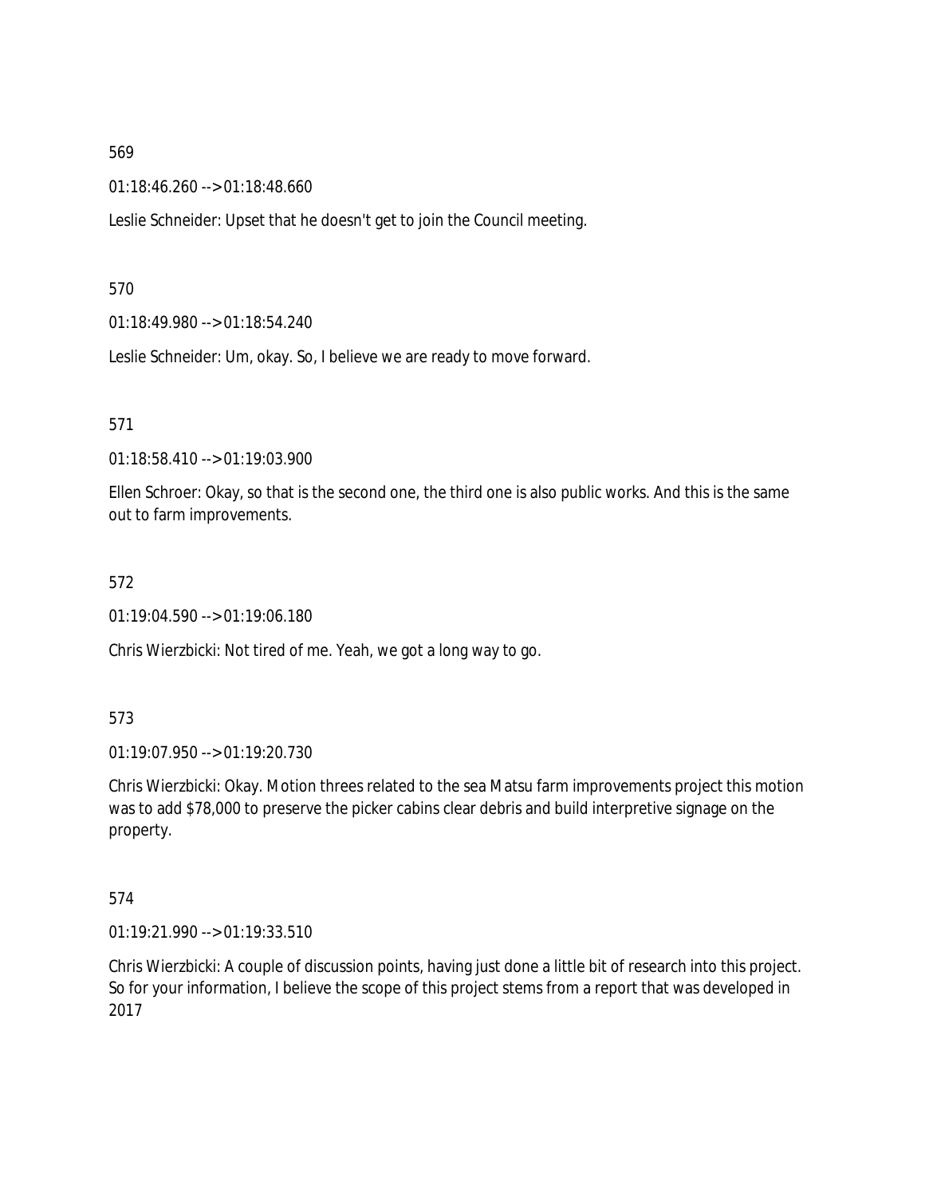569

01:18:46.260 --> 01:18:48.660

Leslie Schneider: Upset that he doesn't get to join the Council meeting.

570

01:18:49.980 --> 01:18:54.240

Leslie Schneider: Um, okay. So, I believe we are ready to move forward.

571

01:18:58.410 --> 01:19:03.900

Ellen Schroer: Okay, so that is the second one, the third one is also public works. And this is the same out to farm improvements.

572

01:19:04.590 --> 01:19:06.180

Chris Wierzbicki: Not tired of me. Yeah, we got a long way to go.

573

01:19:07.950 --> 01:19:20.730

Chris Wierzbicki: Okay. Motion threes related to the sea Matsu farm improvements project this motion was to add $78,000 to preserve the picker cabins clear debris and build interpretive signage on the property.

574

01:19:21.990 --> 01:19:33.510

Chris Wierzbicki: A couple of discussion points, having just done a little bit of research into this project. So for your information, I believe the scope of this project stems from a report that was developed in 2017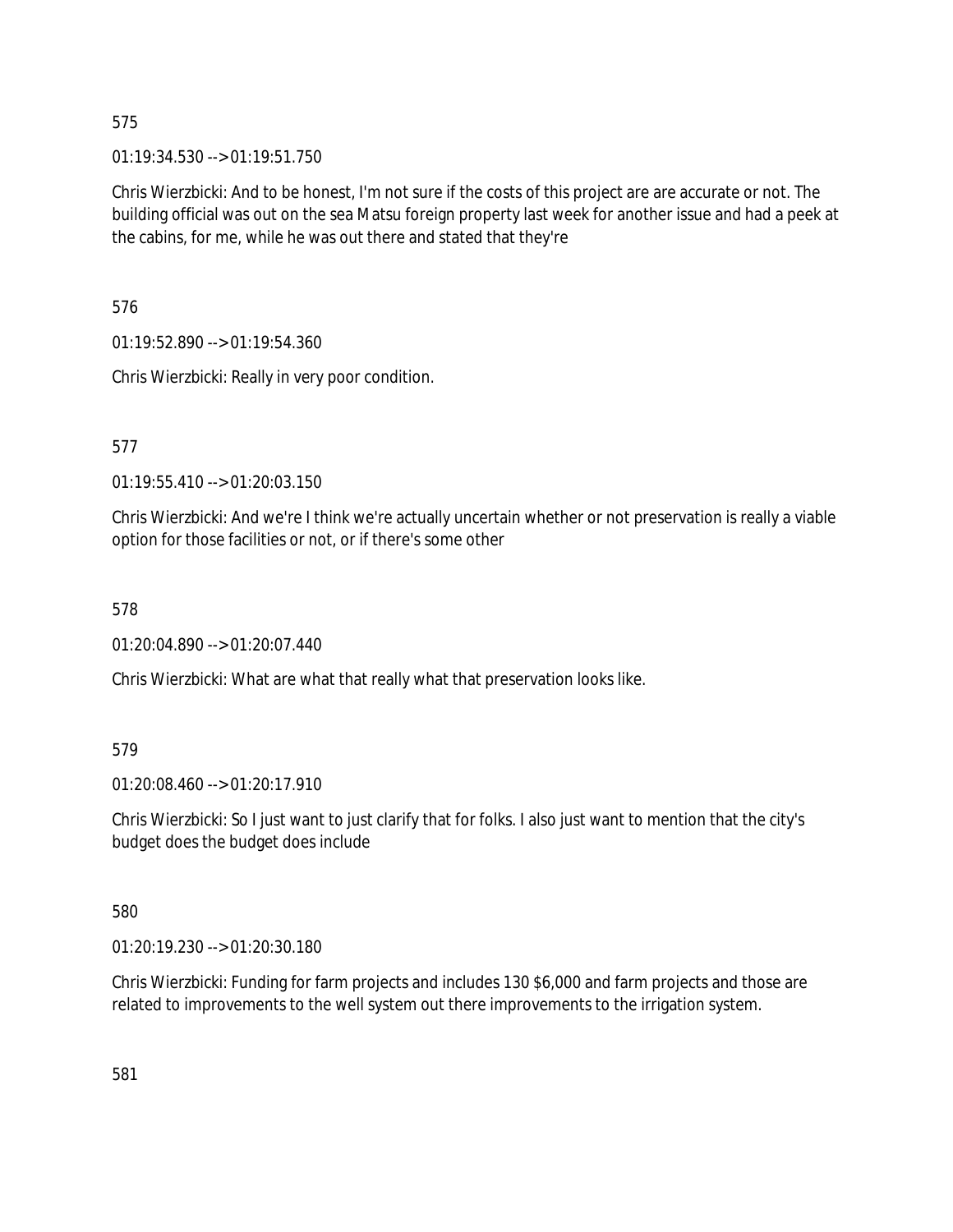575

01:19:34.530 --> 01:19:51.750

Chris Wierzbicki: And to be honest, I'm not sure if the costs of this project are are accurate or not. The building official was out on the sea Matsu foreign property last week for another issue and had a peek at the cabins, for me, while he was out there and stated that they're

576

01:19:52.890 --> 01:19:54.360

Chris Wierzbicki: Really in very poor condition.

577

01:19:55.410 --> 01:20:03.150

Chris Wierzbicki: And we're I think we're actually uncertain whether or not preservation is really a viable option for those facilities or not, or if there's some other

578

01:20:04.890 --> 01:20:07.440

Chris Wierzbicki: What are what that really what that preservation looks like.

579

01:20:08.460 --> 01:20:17.910

Chris Wierzbicki: So I just want to just clarify that for folks. I also just want to mention that the city's budget does the budget does include

580

01:20:19.230 --> 01:20:30.180

Chris Wierzbicki: Funding for farm projects and includes 130 $6,000 and farm projects and those are related to improvements to the well system out there improvements to the irrigation system.

581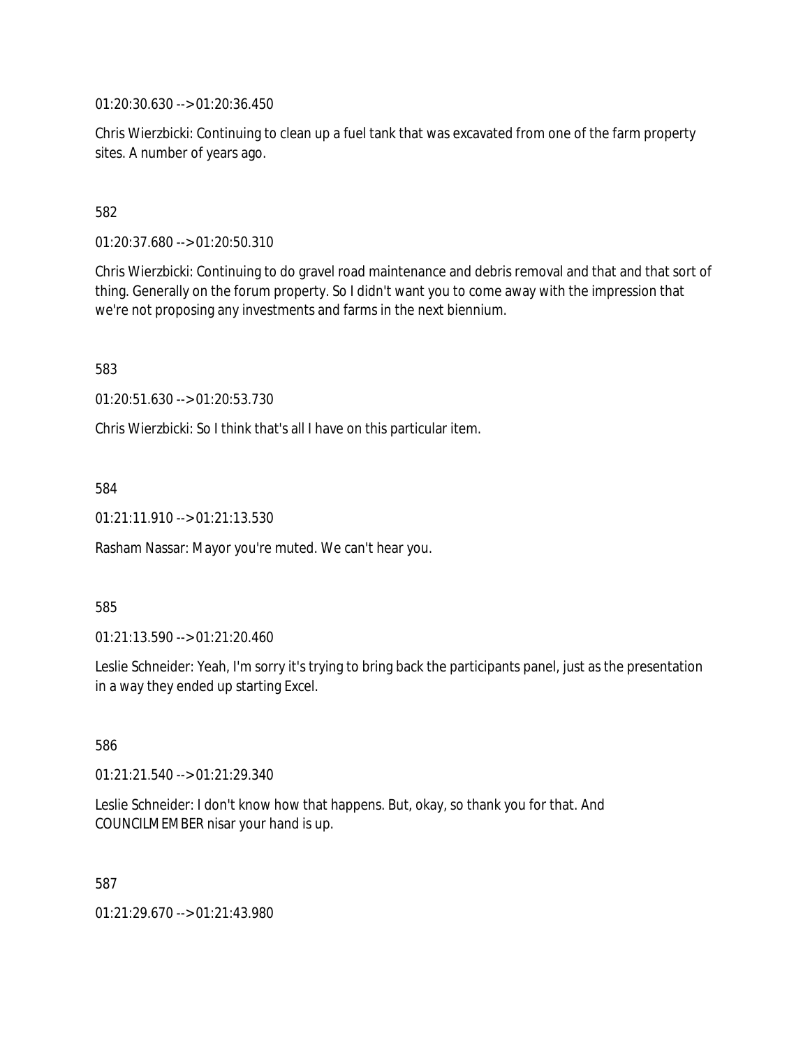01:20:30.630 --> 01:20:36.450

Chris Wierzbicki: Continuing to clean up a fuel tank that was excavated from one of the farm property sites. A number of years ago.

582

01:20:37.680 --> 01:20:50.310

Chris Wierzbicki: Continuing to do gravel road maintenance and debris removal and that and that sort of thing. Generally on the forum property. So I didn't want you to come away with the impression that we're not proposing any investments and farms in the next biennium.

583

01:20:51.630 --> 01:20:53.730

Chris Wierzbicki: So I think that's all I have on this particular item.

584

01:21:11.910 --> 01:21:13.530

Rasham Nassar: Mayor you're muted. We can't hear you.

585

01:21:13.590 --> 01:21:20.460

Leslie Schneider: Yeah, I'm sorry it's trying to bring back the participants panel, just as the presentation in a way they ended up starting Excel.

586

01:21:21.540 --> 01:21:29.340

Leslie Schneider: I don't know how that happens. But, okay, so thank you for that. And COUNCILMEMBER nisar your hand is up.

587

01:21:29.670 --> 01:21:43.980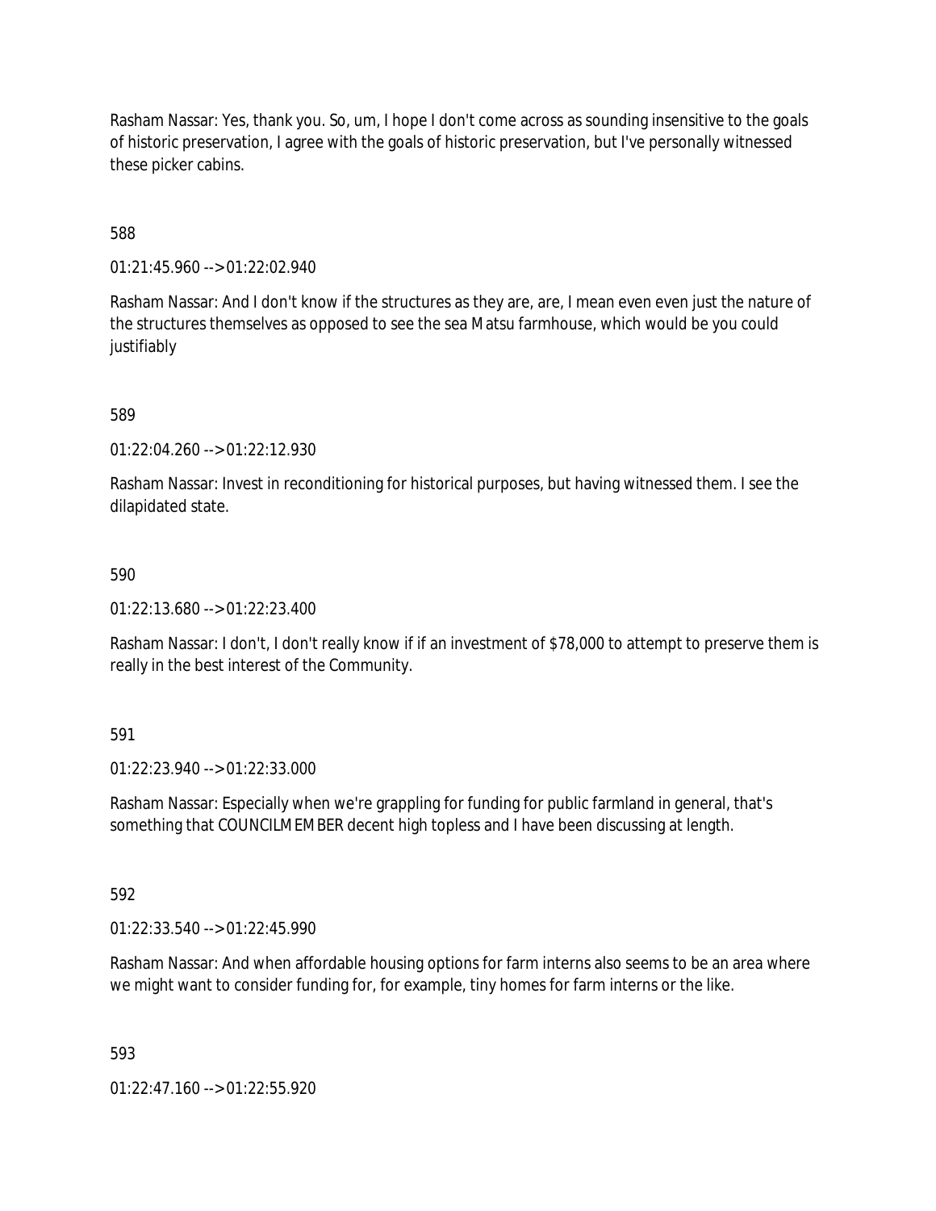Rasham Nassar: Yes, thank you. So, um, I hope I don't come across as sounding insensitive to the goals of historic preservation, I agree with the goals of historic preservation, but I've personally witnessed these picker cabins.

588

01:21:45.960 --> 01:22:02.940

Rasham Nassar: And I don't know if the structures as they are, are, I mean even even just the nature of the structures themselves as opposed to see the sea Matsu farmhouse, which would be you could justifiably

589

01:22:04.260 --> 01:22:12.930

Rasham Nassar: Invest in reconditioning for historical purposes, but having witnessed them. I see the dilapidated state.

590

01:22:13.680 --> 01:22:23.400

Rasham Nassar: I don't, I don't really know if if an investment of $78,000 to attempt to preserve them is really in the best interest of the Community.

591

01:22:23.940 --> 01:22:33.000

Rasham Nassar: Especially when we're grappling for funding for public farmland in general, that's something that COUNCILMEMBER decent high topless and I have been discussing at length.

592

01:22:33.540 --> 01:22:45.990

Rasham Nassar: And when affordable housing options for farm interns also seems to be an area where we might want to consider funding for, for example, tiny homes for farm interns or the like.

593

01:22:47.160 --> 01:22:55.920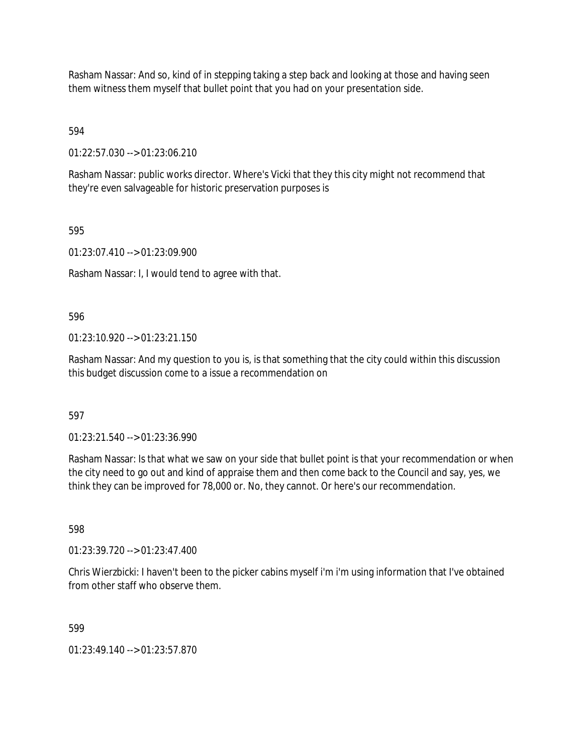Rasham Nassar: And so, kind of in stepping taking a step back and looking at those and having seen them witness them myself that bullet point that you had on your presentation side.

594

01:22:57.030 --> 01:23:06.210

Rasham Nassar: public works director. Where's Vicki that they this city might not recommend that they're even salvageable for historic preservation purposes is

595

01:23:07.410 --> 01:23:09.900

Rasham Nassar: I, I would tend to agree with that.

596

01:23:10.920 --> 01:23:21.150

Rasham Nassar: And my question to you is, is that something that the city could within this discussion this budget discussion come to a issue a recommendation on

597

01:23:21.540 --> 01:23:36.990

Rasham Nassar: Is that what we saw on your side that bullet point is that your recommendation or when the city need to go out and kind of appraise them and then come back to the Council and say, yes, we think they can be improved for 78,000 or. No, they cannot. Or here's our recommendation.

598

01:23:39.720 --> 01:23:47.400

Chris Wierzbicki: I haven't been to the picker cabins myself i'm i'm using information that I've obtained from other staff who observe them.

599

01:23:49.140 --> 01:23:57.870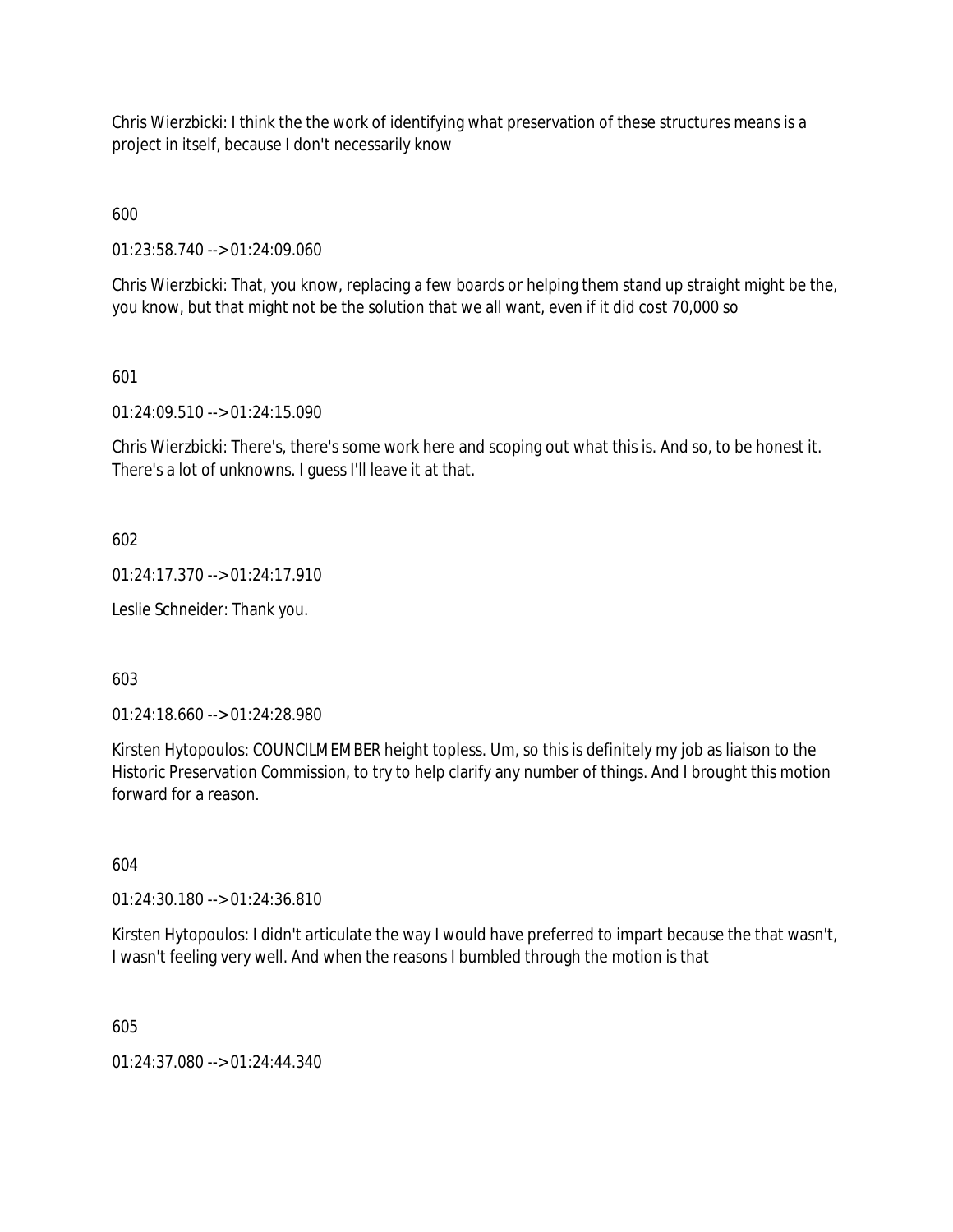Chris Wierzbicki: I think the the work of identifying what preservation of these structures means is a project in itself, because I don't necessarily know

600

01:23:58.740 --> 01:24:09.060

Chris Wierzbicki: That, you know, replacing a few boards or helping them stand up straight might be the, you know, but that might not be the solution that we all want, even if it did cost 70,000 so

601

01:24:09.510 --> 01:24:15.090

Chris Wierzbicki: There's, there's some work here and scoping out what this is. And so, to be honest it. There's a lot of unknowns. I guess I'll leave it at that.

602

01:24:17.370 --> 01:24:17.910

Leslie Schneider: Thank you.

603

01:24:18.660 --> 01:24:28.980

Kirsten Hytopoulos: COUNCILMEMBER height topless. Um, so this is definitely my job as liaison to the Historic Preservation Commission, to try to help clarify any number of things. And I brought this motion forward for a reason.

604

01:24:30.180 --> 01:24:36.810

Kirsten Hytopoulos: I didn't articulate the way I would have preferred to impart because the that wasn't, I wasn't feeling very well. And when the reasons I bumbled through the motion is that

605

01:24:37.080 --> 01:24:44.340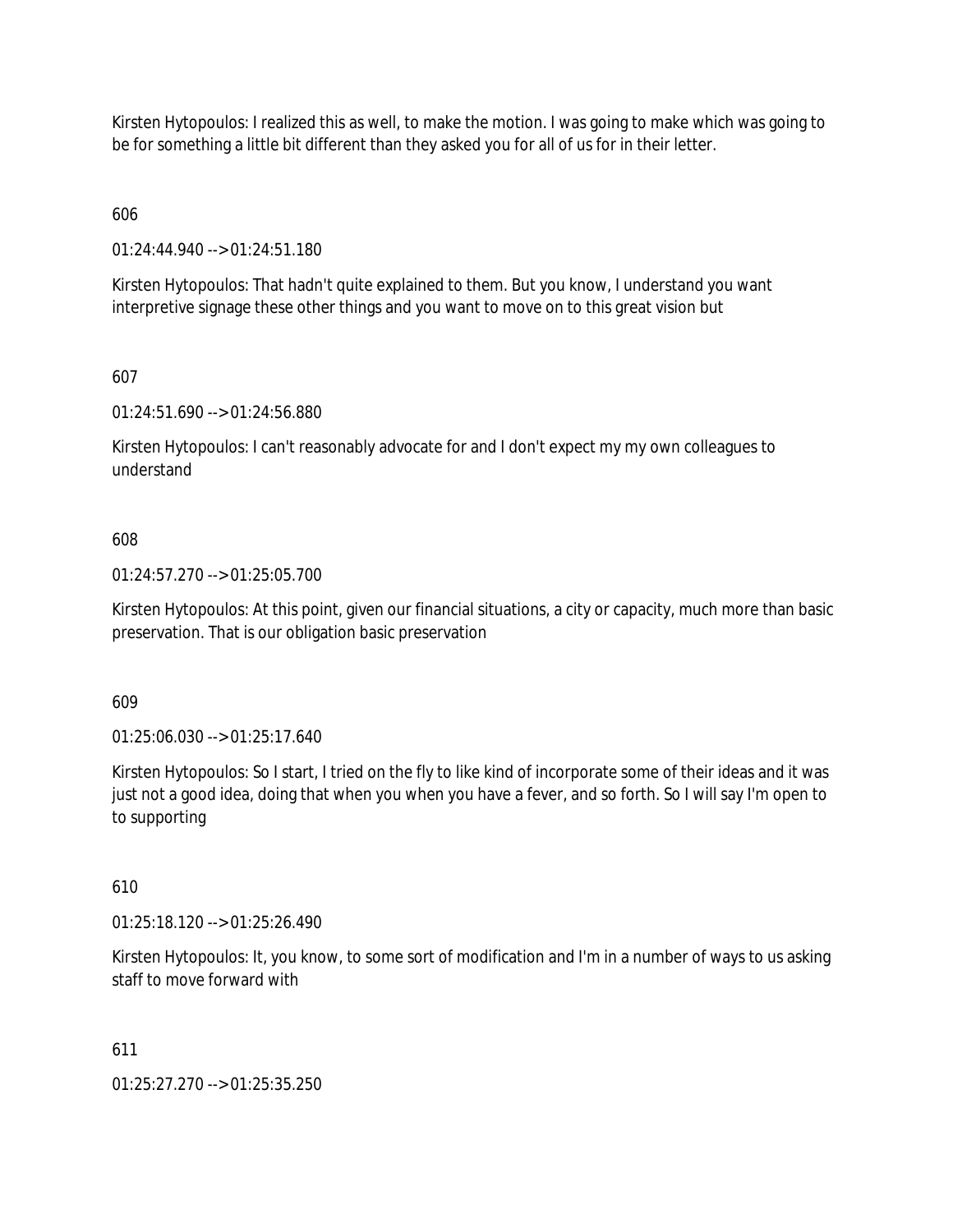Kirsten Hytopoulos: I realized this as well, to make the motion. I was going to make which was going to be for something a little bit different than they asked you for all of us for in their letter.

606

01:24:44.940 --> 01:24:51.180

Kirsten Hytopoulos: That hadn't quite explained to them. But you know, I understand you want interpretive signage these other things and you want to move on to this great vision but

607

01:24:51.690 --> 01:24:56.880

Kirsten Hytopoulos: I can't reasonably advocate for and I don't expect my my own colleagues to understand

608

01:24:57.270 --> 01:25:05.700

Kirsten Hytopoulos: At this point, given our financial situations, a city or capacity, much more than basic preservation. That is our obligation basic preservation

609

01:25:06.030 --> 01:25:17.640

Kirsten Hytopoulos: So I start, I tried on the fly to like kind of incorporate some of their ideas and it was just not a good idea, doing that when you when you have a fever, and so forth. So I will say I'm open to to supporting

610

01:25:18.120 --> 01:25:26.490

Kirsten Hytopoulos: It, you know, to some sort of modification and I'm in a number of ways to us asking staff to move forward with

611

01:25:27.270 --> 01:25:35.250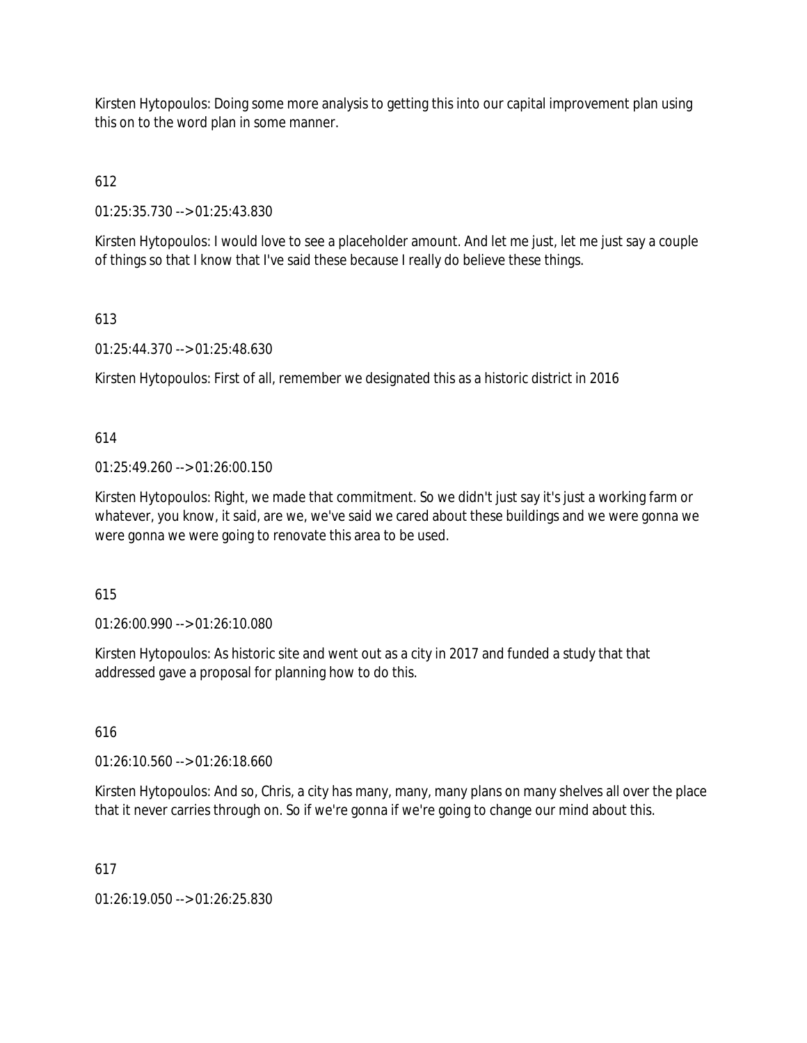Kirsten Hytopoulos: Doing some more analysis to getting this into our capital improvement plan using this on to the word plan in some manner.

612

01:25:35.730 --> 01:25:43.830

Kirsten Hytopoulos: I would love to see a placeholder amount. And let me just, let me just say a couple of things so that I know that I've said these because I really do believe these things.

613

01:25:44.370 --> 01:25:48.630

Kirsten Hytopoulos: First of all, remember we designated this as a historic district in 2016

614

01:25:49.260 --> 01:26:00.150

Kirsten Hytopoulos: Right, we made that commitment. So we didn't just say it's just a working farm or whatever, you know, it said, are we, we've said we cared about these buildings and we were gonna we were gonna we were going to renovate this area to be used.

615

01:26:00.990 --> 01:26:10.080

Kirsten Hytopoulos: As historic site and went out as a city in 2017 and funded a study that that addressed gave a proposal for planning how to do this.

616

01:26:10.560 --> 01:26:18.660

Kirsten Hytopoulos: And so, Chris, a city has many, many, many plans on many shelves all over the place that it never carries through on. So if we're gonna if we're going to change our mind about this.

617

01:26:19.050 --> 01:26:25.830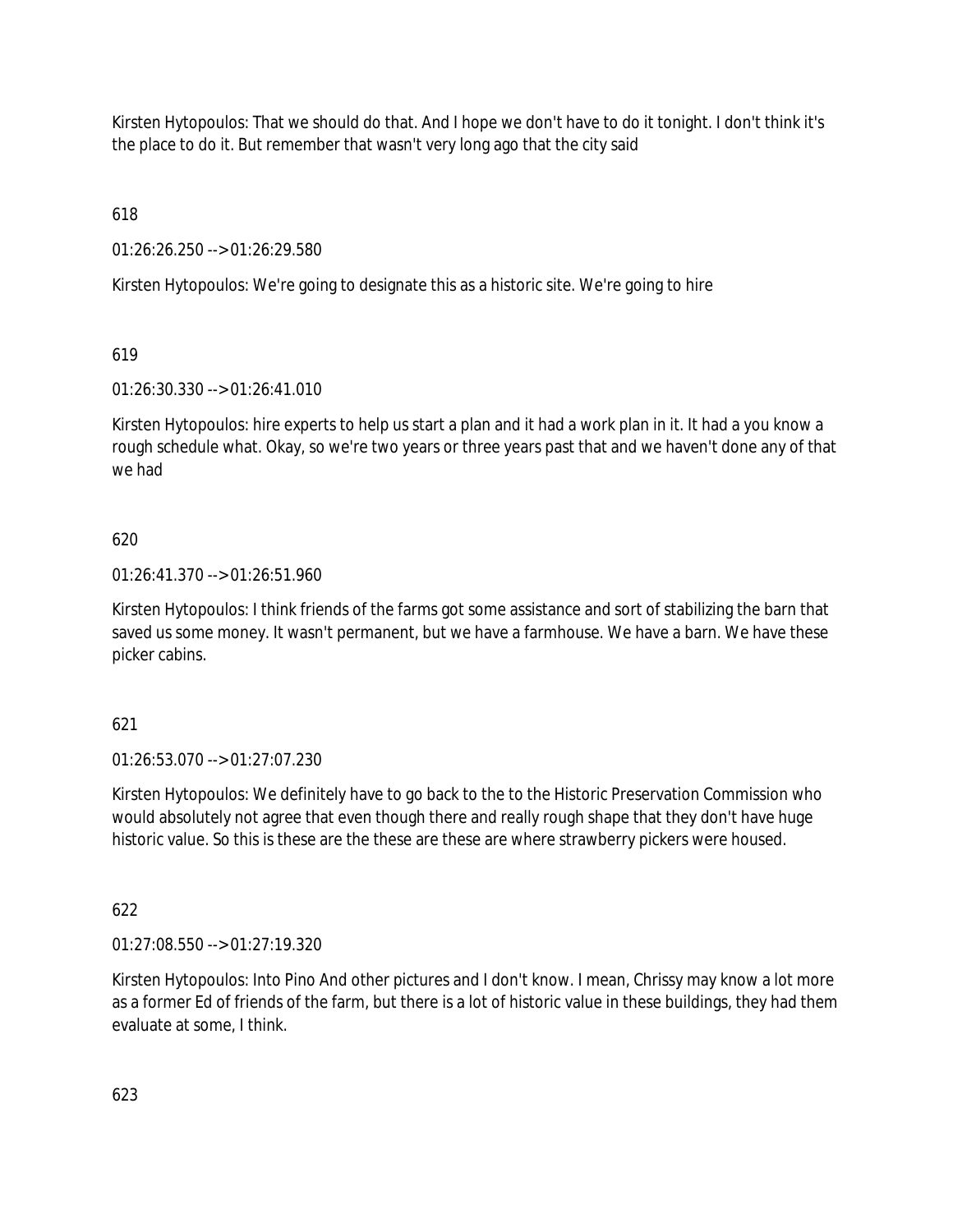Kirsten Hytopoulos: That we should do that. And I hope we don't have to do it tonight. I don't think it's the place to do it. But remember that wasn't very long ago that the city said

618

01:26:26.250 --> 01:26:29.580

Kirsten Hytopoulos: We're going to designate this as a historic site. We're going to hire

619

01:26:30.330 --> 01:26:41.010

Kirsten Hytopoulos: hire experts to help us start a plan and it had a work plan in it. It had a you know a rough schedule what. Okay, so we're two years or three years past that and we haven't done any of that we had

620

01:26:41.370 --> 01:26:51.960

Kirsten Hytopoulos: I think friends of the farms got some assistance and sort of stabilizing the barn that saved us some money. It wasn't permanent, but we have a farmhouse. We have a barn. We have these picker cabins.

621

01:26:53.070 --> 01:27:07.230

Kirsten Hytopoulos: We definitely have to go back to the to the Historic Preservation Commission who would absolutely not agree that even though there and really rough shape that they don't have huge historic value. So this is these are the these are these are where strawberry pickers were housed.

622

01:27:08.550 --> 01:27:19.320

Kirsten Hytopoulos: Into Pino And other pictures and I don't know. I mean, Chrissy may know a lot more as a former Ed of friends of the farm, but there is a lot of historic value in these buildings, they had them evaluate at some, I think.

623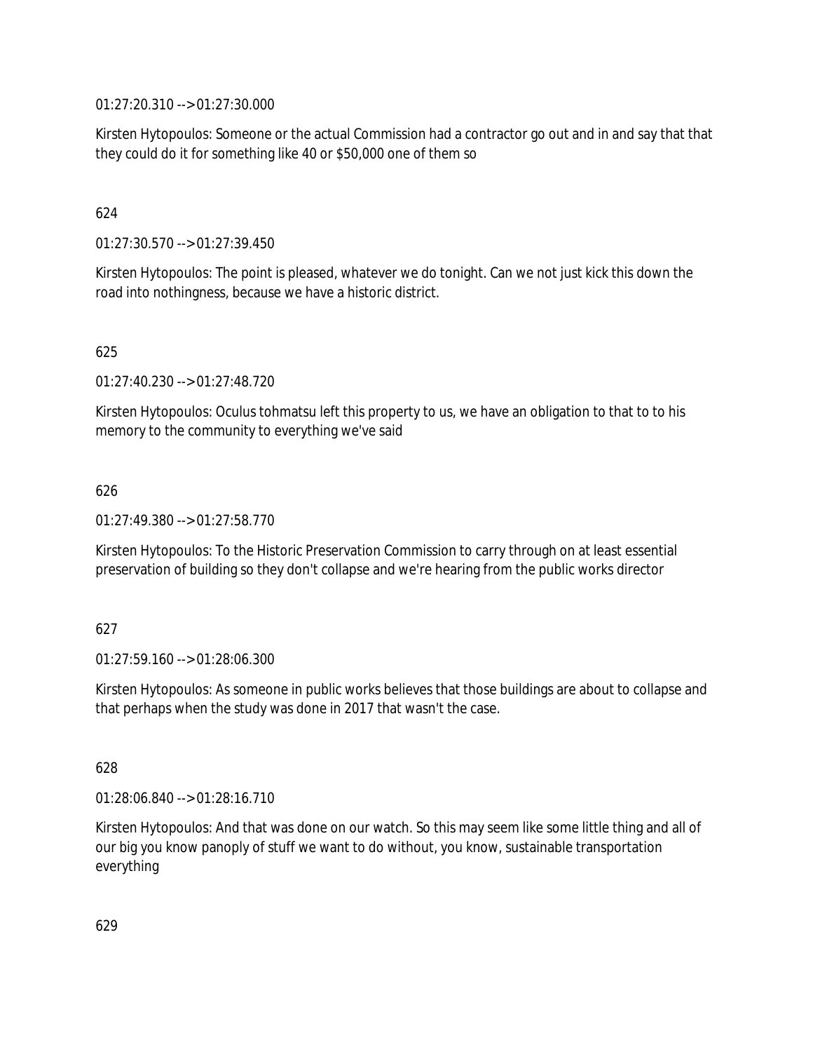01:27:20.310 --> 01:27:30.000

Kirsten Hytopoulos: Someone or the actual Commission had a contractor go out and in and say that that they could do it for something like 40 or $50,000 one of them so

624

01:27:30.570 --> 01:27:39.450

Kirsten Hytopoulos: The point is pleased, whatever we do tonight. Can we not just kick this down the road into nothingness, because we have a historic district.

625

01:27:40.230 --> 01:27:48.720

Kirsten Hytopoulos: Oculus tohmatsu left this property to us, we have an obligation to that to to his memory to the community to everything we've said

626

01:27:49.380 --> 01:27:58.770

Kirsten Hytopoulos: To the Historic Preservation Commission to carry through on at least essential preservation of building so they don't collapse and we're hearing from the public works director

627

01:27:59.160 --> 01:28:06.300

Kirsten Hytopoulos: As someone in public works believes that those buildings are about to collapse and that perhaps when the study was done in 2017 that wasn't the case.

628

01:28:06.840 --> 01:28:16.710

Kirsten Hytopoulos: And that was done on our watch. So this may seem like some little thing and all of our big you know panoply of stuff we want to do without, you know, sustainable transportation everything

629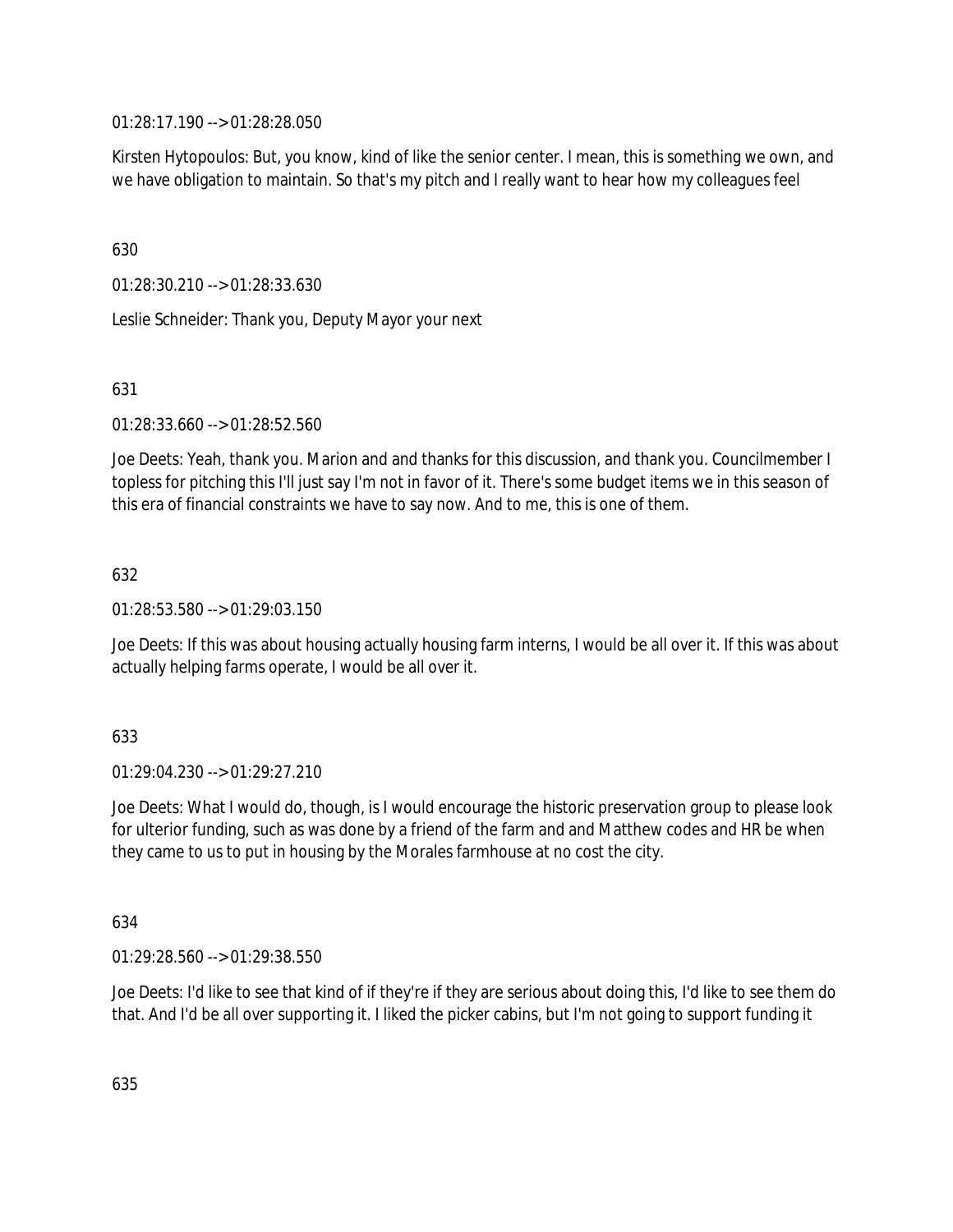01:28:17.190 --> 01:28:28.050

Kirsten Hytopoulos: But, you know, kind of like the senior center. I mean, this is something we own, and we have obligation to maintain. So that's my pitch and I really want to hear how my colleagues feel

630

01:28:30.210 --> 01:28:33.630

Leslie Schneider: Thank you, Deputy Mayor your next

631

01:28:33.660 --> 01:28:52.560

Joe Deets: Yeah, thank you. Marion and and thanks for this discussion, and thank you. Councilmember I topless for pitching this I'll just say I'm not in favor of it. There's some budget items we in this season of this era of financial constraints we have to say now. And to me, this is one of them.

632

01:28:53.580 --> 01:29:03.150

Joe Deets: If this was about housing actually housing farm interns, I would be all over it. If this was about actually helping farms operate, I would be all over it.

633

01:29:04.230 --> 01:29:27.210

Joe Deets: What I would do, though, is I would encourage the historic preservation group to please look for ulterior funding, such as was done by a friend of the farm and and Matthew codes and HR be when they came to us to put in housing by the Morales farmhouse at no cost the city.

634

01:29:28.560 --> 01:29:38.550

Joe Deets: I'd like to see that kind of if they're if they are serious about doing this, I'd like to see them do that. And I'd be all over supporting it. I liked the picker cabins, but I'm not going to support funding it

635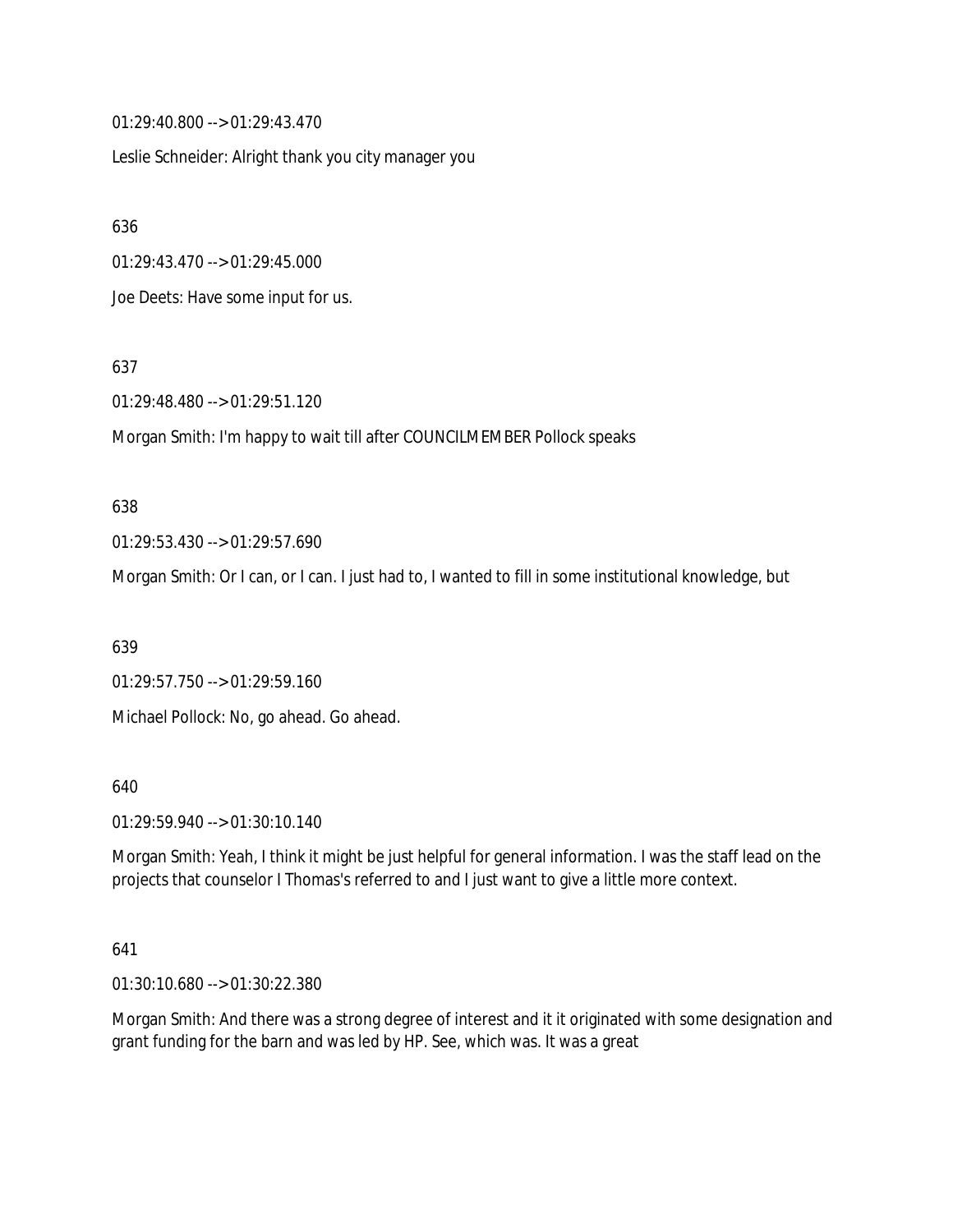01:29:40.800 --> 01:29:43.470

Leslie Schneider: Alright thank you city manager you

636

01:29:43.470 --> 01:29:45.000

Joe Deets: Have some input for us.

637

01:29:48.480 --> 01:29:51.120

Morgan Smith: I'm happy to wait till after COUNCILMEMBER Pollock speaks

638

01:29:53.430 --> 01:29:57.690

Morgan Smith: Or I can, or I can. I just had to, I wanted to fill in some institutional knowledge, but

639

01:29:57.750 --> 01:29:59.160

Michael Pollock: No, go ahead. Go ahead.

640

01:29:59.940 --> 01:30:10.140

Morgan Smith: Yeah, I think it might be just helpful for general information. I was the staff lead on the projects that counselor I Thomas's referred to and I just want to give a little more context.

641

01:30:10.680 --> 01:30:22.380

Morgan Smith: And there was a strong degree of interest and it it originated with some designation and grant funding for the barn and was led by HP. See, which was. It was a great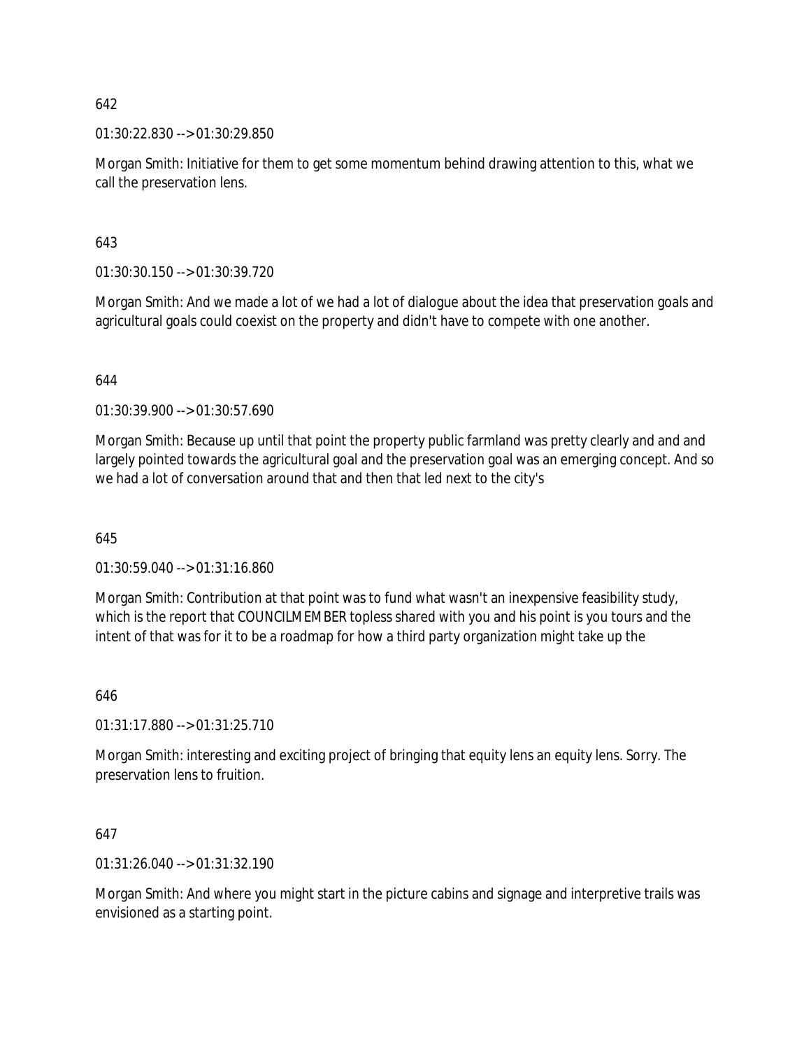642

01:30:22.830 --> 01:30:29.850

Morgan Smith: Initiative for them to get some momentum behind drawing attention to this, what we call the preservation lens.

643

01:30:30.150 --> 01:30:39.720

Morgan Smith: And we made a lot of we had a lot of dialogue about the idea that preservation goals and agricultural goals could coexist on the property and didn't have to compete with one another.

644

01:30:39.900 --> 01:30:57.690

Morgan Smith: Because up until that point the property public farmland was pretty clearly and and and largely pointed towards the agricultural goal and the preservation goal was an emerging concept. And so we had a lot of conversation around that and then that led next to the city's

645

01:30:59.040 --> 01:31:16.860

Morgan Smith: Contribution at that point was to fund what wasn't an inexpensive feasibility study, which is the report that COUNCILMEMBER topless shared with you and his point is you tours and the intent of that was for it to be a roadmap for how a third party organization might take up the

646

01:31:17.880 --> 01:31:25.710

Morgan Smith: interesting and exciting project of bringing that equity lens an equity lens. Sorry. The preservation lens to fruition.

647

01:31:26.040 --> 01:31:32.190

Morgan Smith: And where you might start in the picture cabins and signage and interpretive trails was envisioned as a starting point.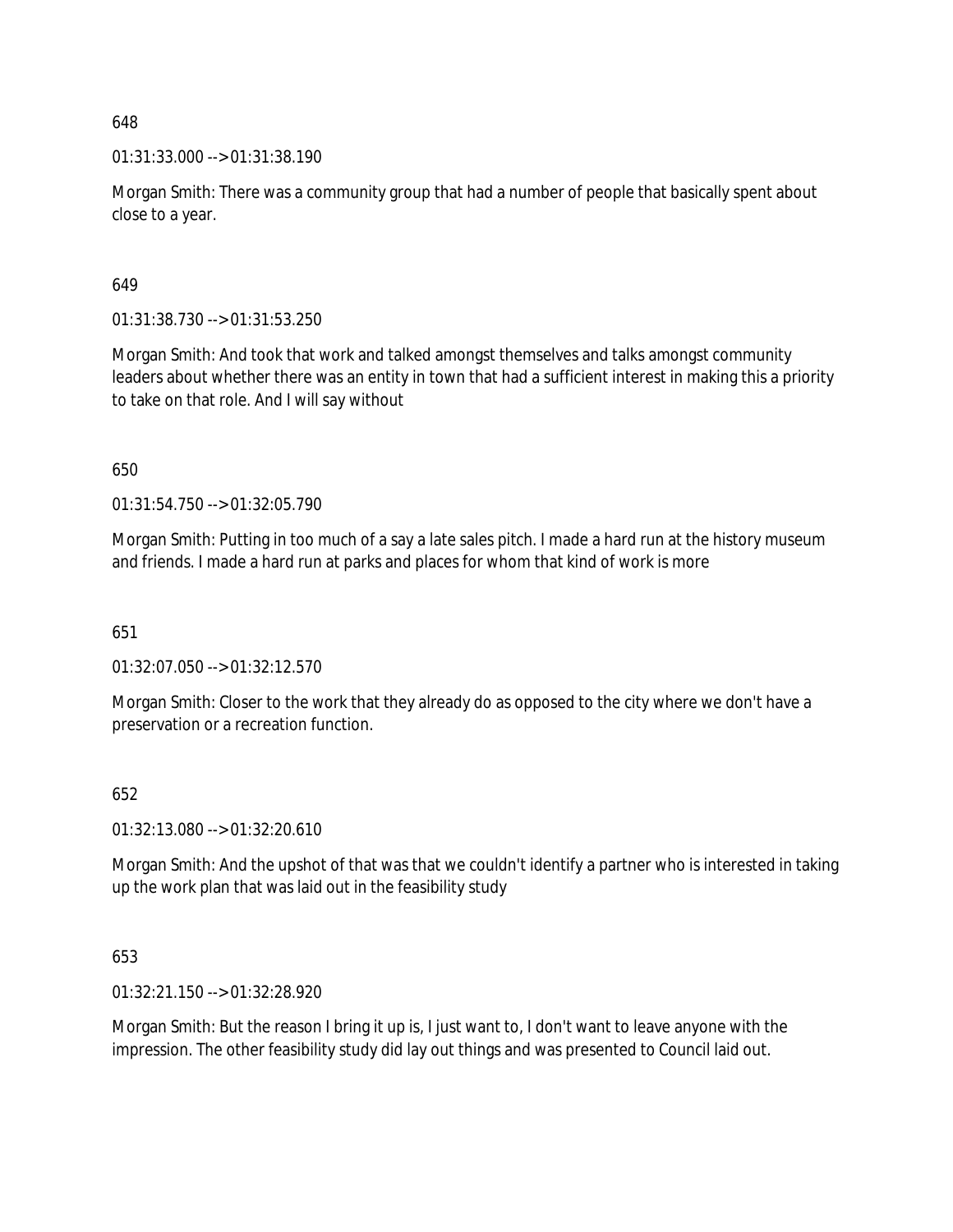648

01:31:33.000 --> 01:31:38.190

Morgan Smith: There was a community group that had a number of people that basically spent about close to a year.

649

01:31:38.730 --> 01:31:53.250

Morgan Smith: And took that work and talked amongst themselves and talks amongst community leaders about whether there was an entity in town that had a sufficient interest in making this a priority to take on that role. And I will say without

650

01:31:54.750 --> 01:32:05.790

Morgan Smith: Putting in too much of a say a late sales pitch. I made a hard run at the history museum and friends. I made a hard run at parks and places for whom that kind of work is more

651

01:32:07.050 --> 01:32:12.570

Morgan Smith: Closer to the work that they already do as opposed to the city where we don't have a preservation or a recreation function.

652

01:32:13.080 --> 01:32:20.610

Morgan Smith: And the upshot of that was that we couldn't identify a partner who is interested in taking up the work plan that was laid out in the feasibility study

653

01:32:21.150 --> 01:32:28.920

Morgan Smith: But the reason I bring it up is, I just want to, I don't want to leave anyone with the impression. The other feasibility study did lay out things and was presented to Council laid out.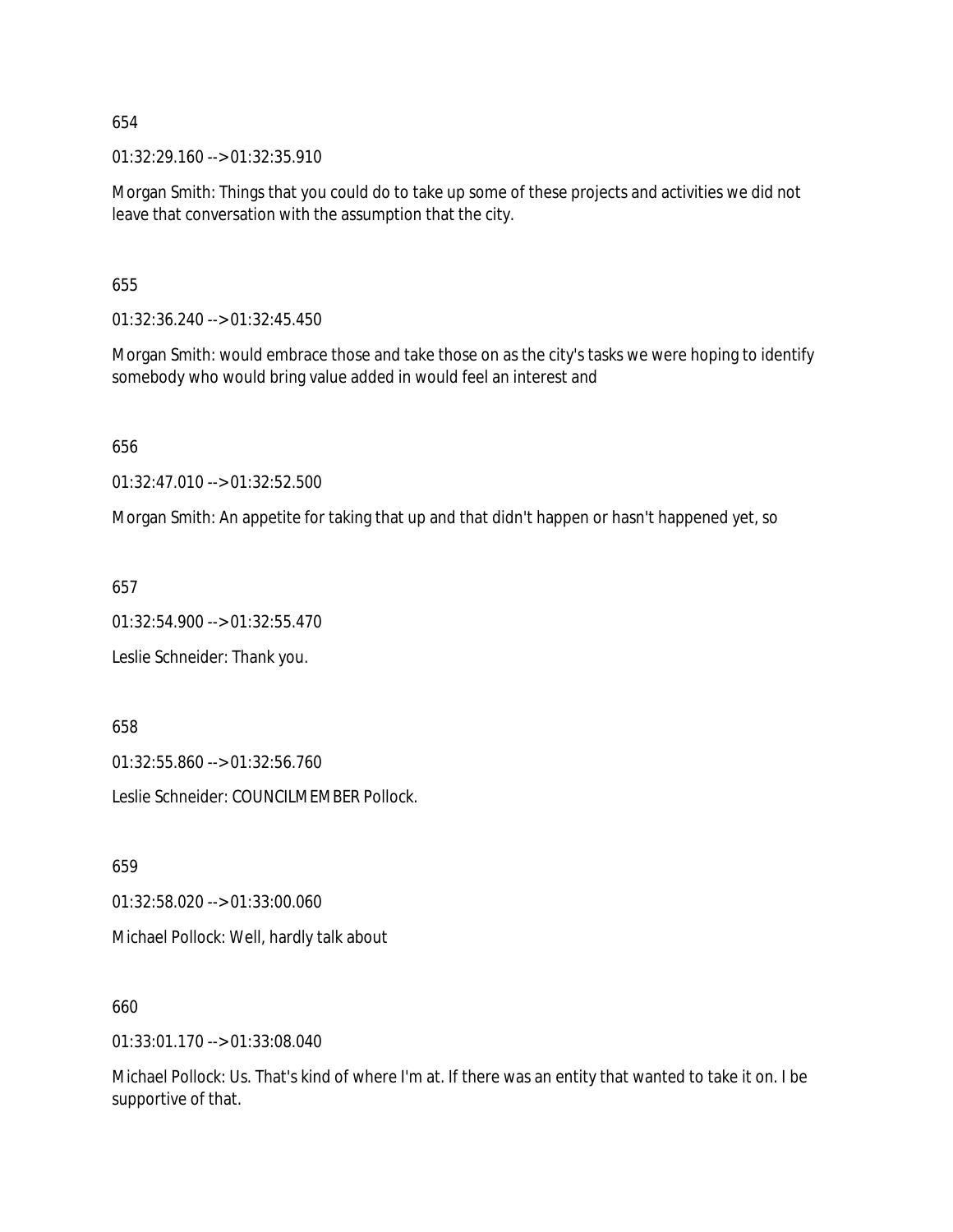654

01:32:29.160 --> 01:32:35.910

Morgan Smith: Things that you could do to take up some of these projects and activities we did not leave that conversation with the assumption that the city.

655

01:32:36.240 --> 01:32:45.450

Morgan Smith: would embrace those and take those on as the city's tasks we were hoping to identify somebody who would bring value added in would feel an interest and

656

01:32:47.010 --> 01:32:52.500

Morgan Smith: An appetite for taking that up and that didn't happen or hasn't happened yet, so

657

01:32:54.900 --> 01:32:55.470

Leslie Schneider: Thank you.

658

01:32:55.860 --> 01:32:56.760

Leslie Schneider: COUNCILMEMBER Pollock.

659

01:32:58.020 --> 01:33:00.060

Michael Pollock: Well, hardly talk about

660

01:33:01.170 --> 01:33:08.040

Michael Pollock: Us. That's kind of where I'm at. If there was an entity that wanted to take it on. I be supportive of that.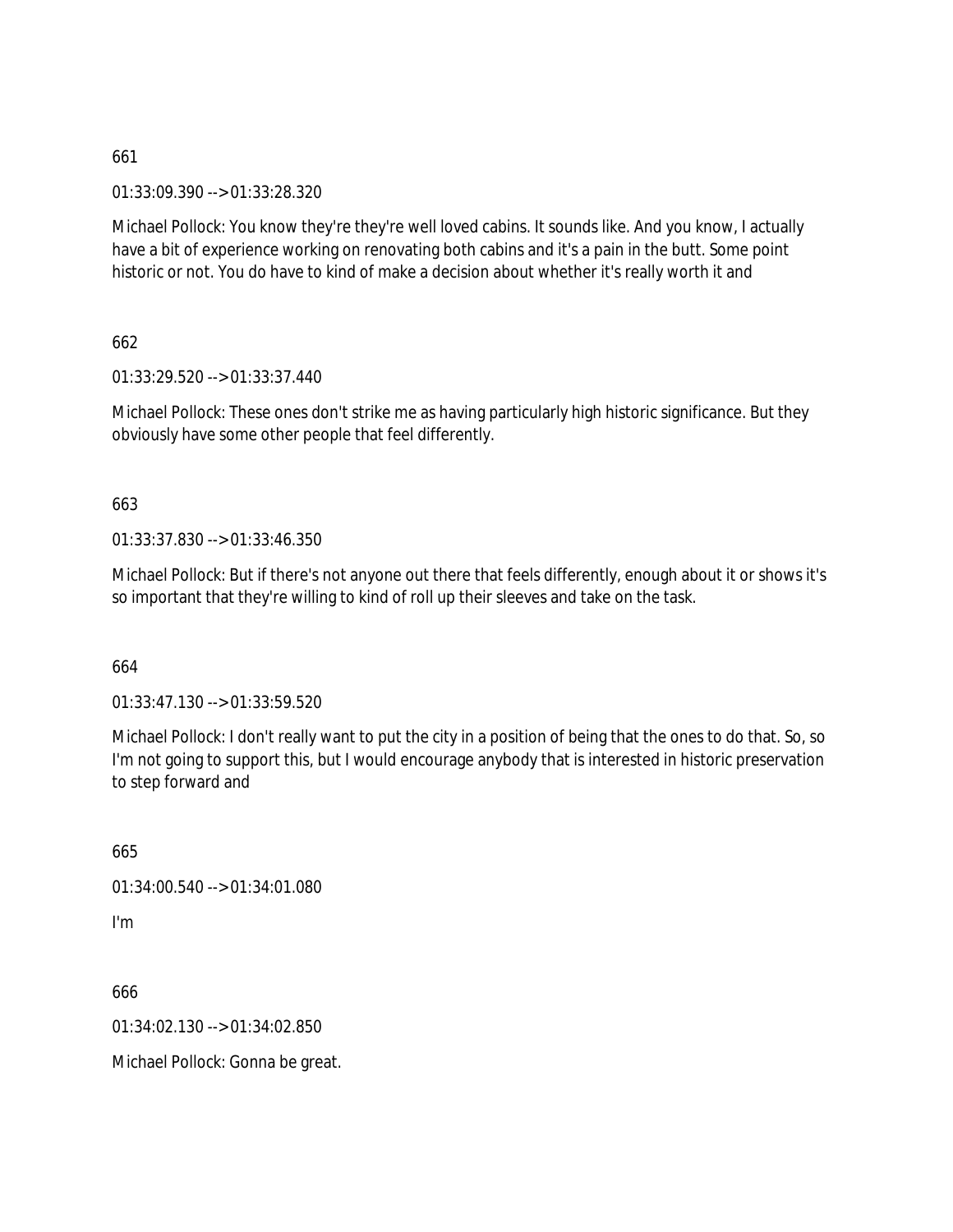661

01:33:09.390 --> 01:33:28.320

Michael Pollock: You know they're they're well loved cabins. It sounds like. And you know, I actually have a bit of experience working on renovating both cabins and it's a pain in the butt. Some point historic or not. You do have to kind of make a decision about whether it's really worth it and

662

01:33:29.520 --> 01:33:37.440

Michael Pollock: These ones don't strike me as having particularly high historic significance. But they obviously have some other people that feel differently.

663

01:33:37.830 --> 01:33:46.350

Michael Pollock: But if there's not anyone out there that feels differently, enough about it or shows it's so important that they're willing to kind of roll up their sleeves and take on the task.

664

01:33:47.130 --> 01:33:59.520

Michael Pollock: I don't really want to put the city in a position of being that the ones to do that. So, so I'm not going to support this, but I would encourage anybody that is interested in historic preservation to step forward and

665

01:34:00.540 --> 01:34:01.080

I'm

666

01:34:02.130 --> 01:34:02.850

Michael Pollock: Gonna be great.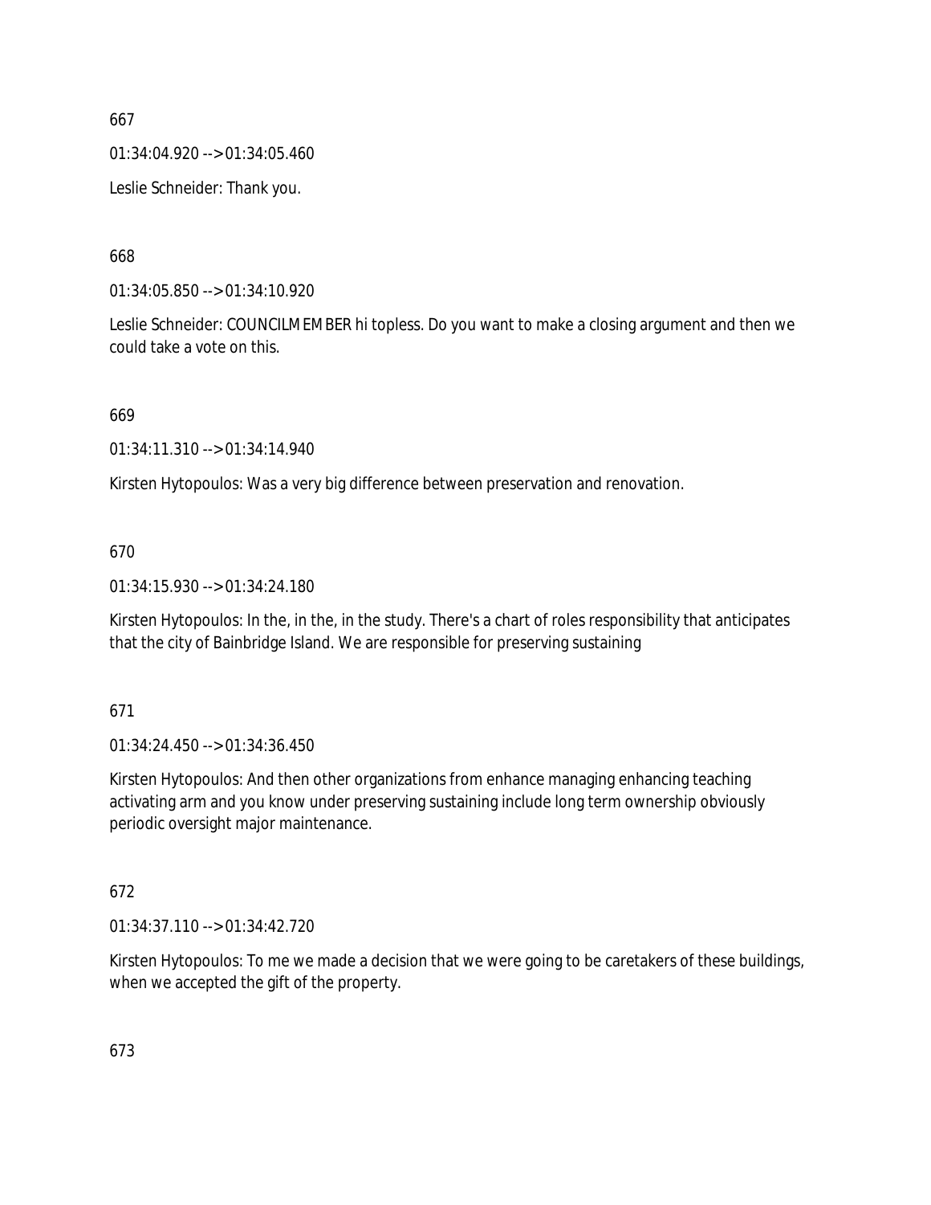667

01:34:04.920 --> 01:34:05.460

Leslie Schneider: Thank you.

668

01:34:05.850 --> 01:34:10.920

Leslie Schneider: COUNCILMEMBER hi topless. Do you want to make a closing argument and then we could take a vote on this.

669

01:34:11.310 --> 01:34:14.940

Kirsten Hytopoulos: Was a very big difference between preservation and renovation.

670

01:34:15.930 --> 01:34:24.180

Kirsten Hytopoulos: In the, in the, in the study. There's a chart of roles responsibility that anticipates that the city of Bainbridge Island. We are responsible for preserving sustaining

671

01:34:24.450 --> 01:34:36.450

Kirsten Hytopoulos: And then other organizations from enhance managing enhancing teaching activating arm and you know under preserving sustaining include long term ownership obviously periodic oversight major maintenance.

672

01:34:37.110 --> 01:34:42.720

Kirsten Hytopoulos: To me we made a decision that we were going to be caretakers of these buildings, when we accepted the gift of the property.

673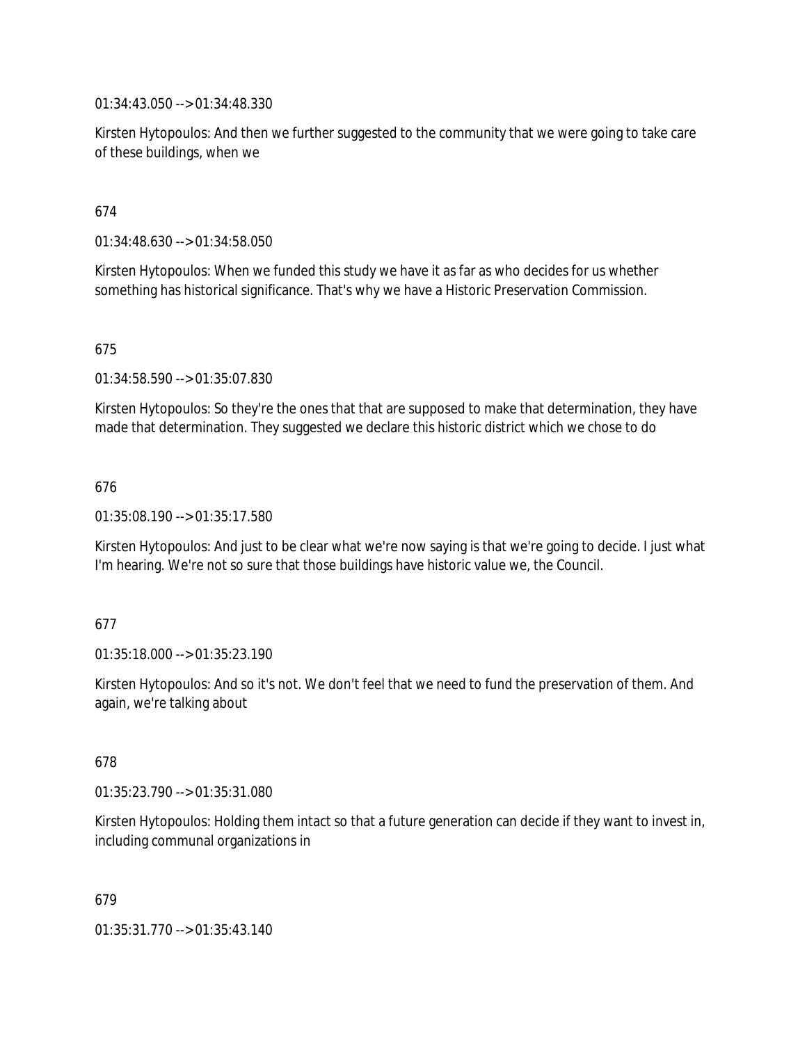01:34:43.050 --> 01:34:48.330

Kirsten Hytopoulos: And then we further suggested to the community that we were going to take care of these buildings, when we

674

01:34:48.630 --> 01:34:58.050

Kirsten Hytopoulos: When we funded this study we have it as far as who decides for us whether something has historical significance. That's why we have a Historic Preservation Commission.

675

01:34:58.590 --> 01:35:07.830

Kirsten Hytopoulos: So they're the ones that that are supposed to make that determination, they have made that determination. They suggested we declare this historic district which we chose to do

676

01:35:08.190 --> 01:35:17.580

Kirsten Hytopoulos: And just to be clear what we're now saying is that we're going to decide. I just what I'm hearing. We're not so sure that those buildings have historic value we, the Council.

677

01:35:18.000 --> 01:35:23.190

Kirsten Hytopoulos: And so it's not. We don't feel that we need to fund the preservation of them. And again, we're talking about

678

01:35:23.790 --> 01:35:31.080

Kirsten Hytopoulos: Holding them intact so that a future generation can decide if they want to invest in, including communal organizations in

679

01:35:31.770 --> 01:35:43.140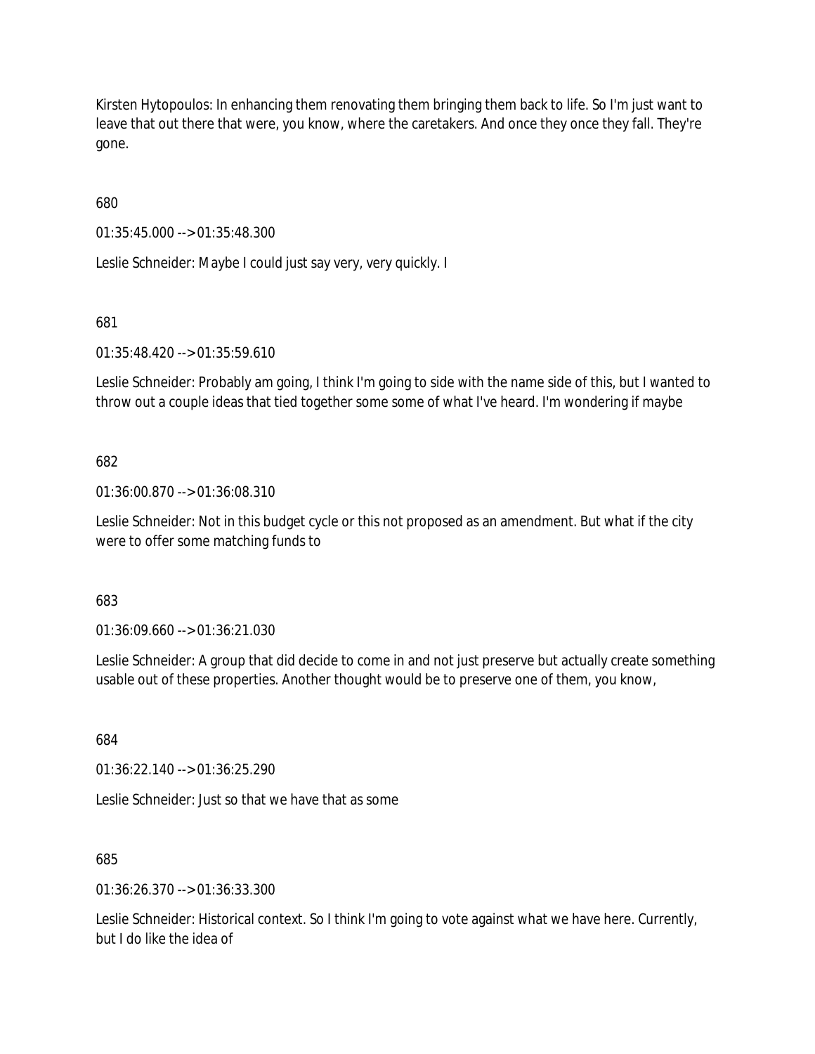Kirsten Hytopoulos: In enhancing them renovating them bringing them back to life. So I'm just want to leave that out there that were, you know, where the caretakers. And once they once they fall. They're gone.

680

01:35:45.000 --> 01:35:48.300

Leslie Schneider: Maybe I could just say very, very quickly. I

681

01:35:48.420 --> 01:35:59.610

Leslie Schneider: Probably am going, I think I'm going to side with the name side of this, but I wanted to throw out a couple ideas that tied together some some of what I've heard. I'm wondering if maybe

682

01:36:00.870 --> 01:36:08.310

Leslie Schneider: Not in this budget cycle or this not proposed as an amendment. But what if the city were to offer some matching funds to

683

01:36:09.660 --> 01:36:21.030

Leslie Schneider: A group that did decide to come in and not just preserve but actually create something usable out of these properties. Another thought would be to preserve one of them, you know,

684

01:36:22.140 --> 01:36:25.290

Leslie Schneider: Just so that we have that as some

685

01:36:26.370 --> 01:36:33.300

Leslie Schneider: Historical context. So I think I'm going to vote against what we have here. Currently, but I do like the idea of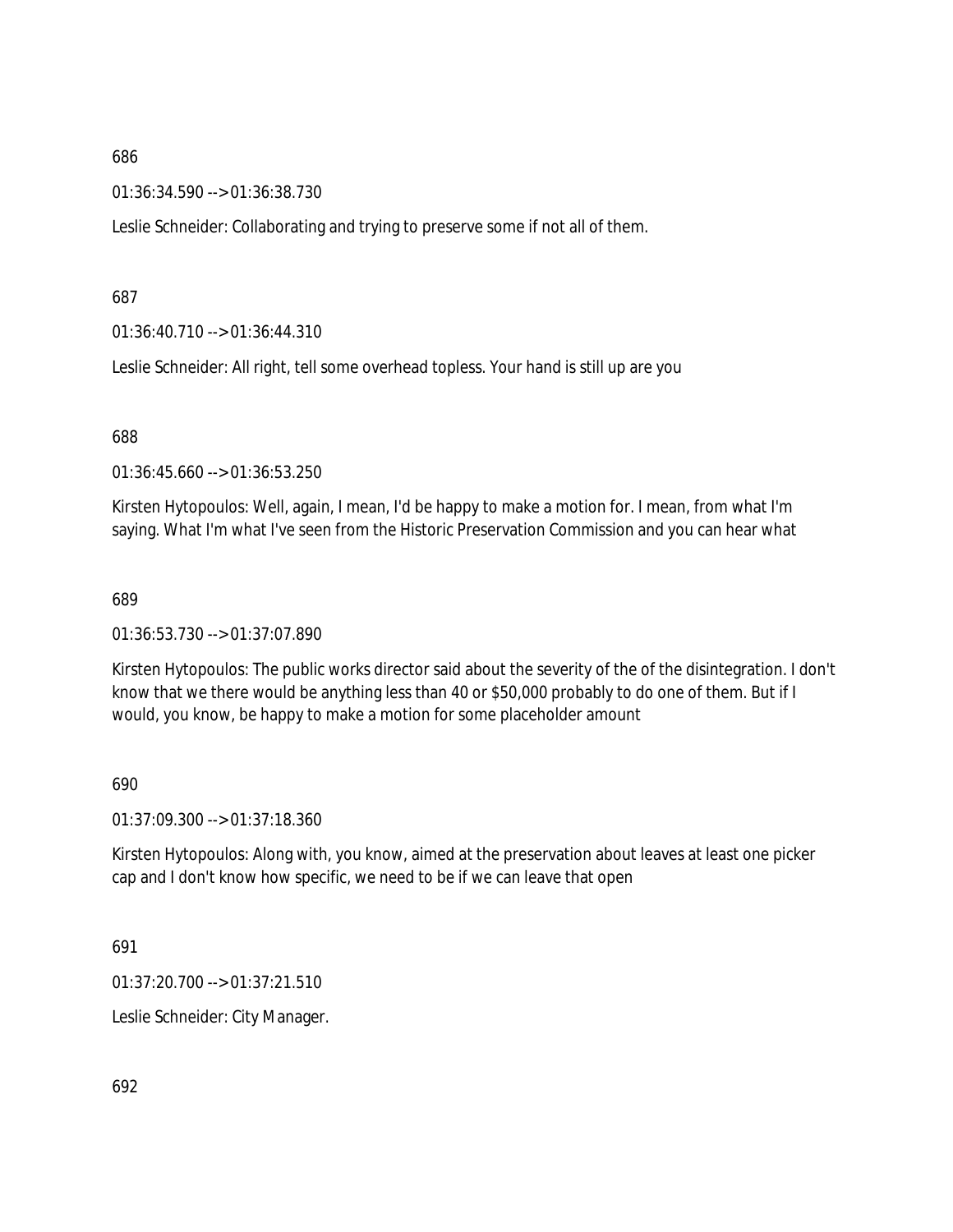686

01:36:34.590 --> 01:36:38.730

Leslie Schneider: Collaborating and trying to preserve some if not all of them.

687

01:36:40.710 --> 01:36:44.310

Leslie Schneider: All right, tell some overhead topless. Your hand is still up are you

688

01:36:45.660 --> 01:36:53.250

Kirsten Hytopoulos: Well, again, I mean, I'd be happy to make a motion for. I mean, from what I'm saying. What I'm what I've seen from the Historic Preservation Commission and you can hear what

689

01:36:53.730 --> 01:37:07.890

Kirsten Hytopoulos: The public works director said about the severity of the of the disintegration. I don't know that we there would be anything less than 40 or $50,000 probably to do one of them. But if I would, you know, be happy to make a motion for some placeholder amount

690

01:37:09.300 --> 01:37:18.360

Kirsten Hytopoulos: Along with, you know, aimed at the preservation about leaves at least one picker cap and I don't know how specific, we need to be if we can leave that open

691

01:37:20.700 --> 01:37:21.510

Leslie Schneider: City Manager.

692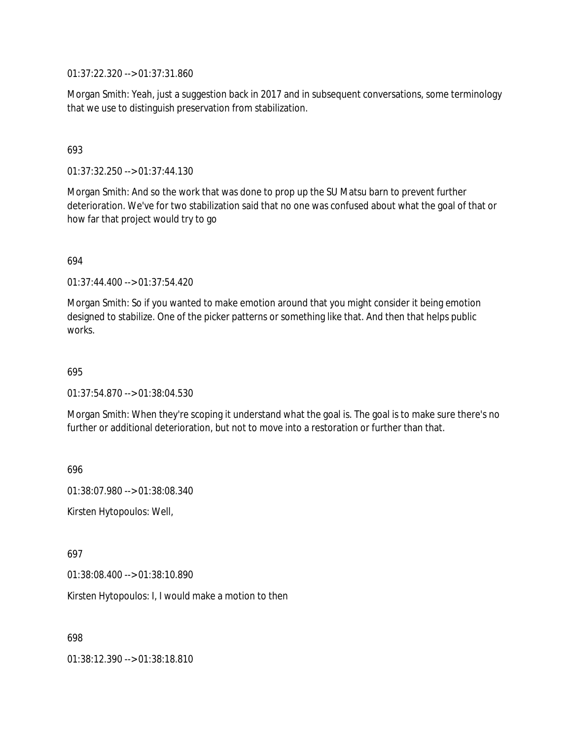01:37:22.320 --> 01:37:31.860

Morgan Smith: Yeah, just a suggestion back in 2017 and in subsequent conversations, some terminology that we use to distinguish preservation from stabilization.

693

01:37:32.250 --> 01:37:44.130

Morgan Smith: And so the work that was done to prop up the SU Matsu barn to prevent further deterioration. We've for two stabilization said that no one was confused about what the goal of that or how far that project would try to go

694

01:37:44.400 --> 01:37:54.420

Morgan Smith: So if you wanted to make emotion around that you might consider it being emotion designed to stabilize. One of the picker patterns or something like that. And then that helps public works.

695

01:37:54.870 --> 01:38:04.530

Morgan Smith: When they're scoping it understand what the goal is. The goal is to make sure there's no further or additional deterioration, but not to move into a restoration or further than that.

696

01:38:07.980 --> 01:38:08.340

Kirsten Hytopoulos: Well,

697

01:38:08.400 --> 01:38:10.890

Kirsten Hytopoulos: I, I would make a motion to then

698

01:38:12.390 --> 01:38:18.810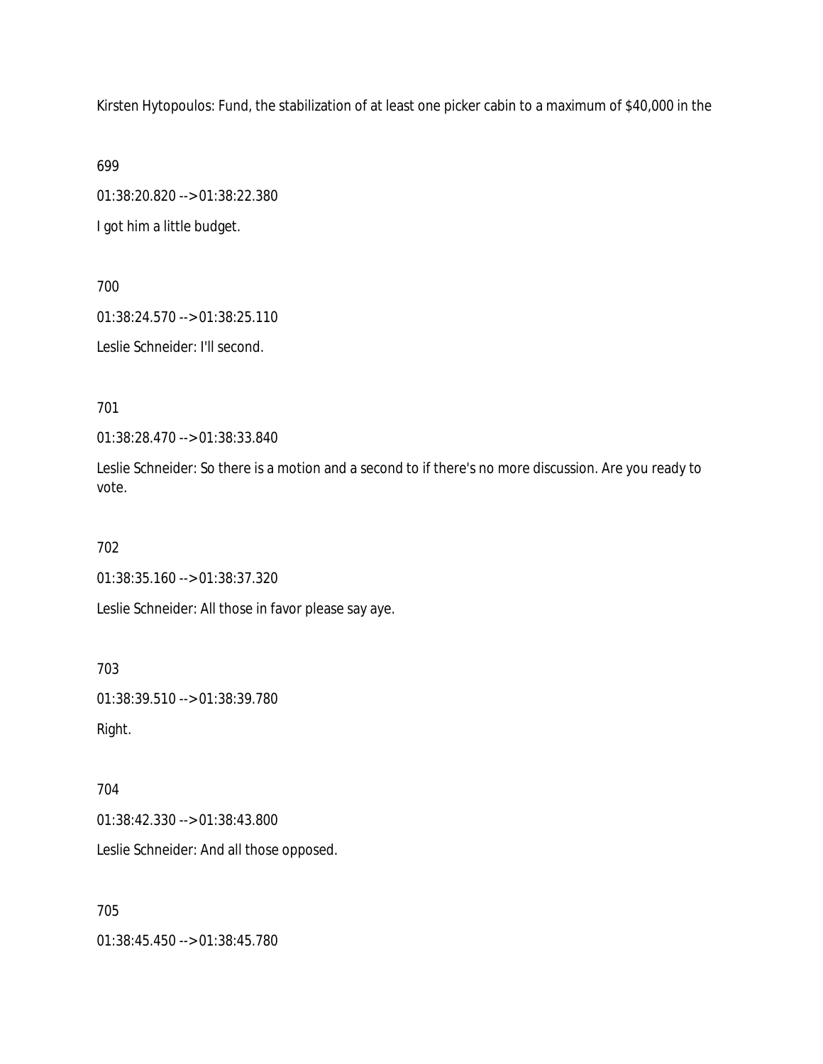Kirsten Hytopoulos: Fund, the stabilization of at least one picker cabin to a maximum of $40,000 in the

699

01:38:20.820 --> 01:38:22.380

I got him a little budget.

700

01:38:24.570 --> 01:38:25.110

Leslie Schneider: I'll second.

701

01:38:28.470 --> 01:38:33.840

Leslie Schneider: So there is a motion and a second to if there's no more discussion. Are you ready to vote.

702

01:38:35.160 --> 01:38:37.320

Leslie Schneider: All those in favor please say aye.

703

01:38:39.510 --> 01:38:39.780

Right.

704

01:38:42.330 --> 01:38:43.800

Leslie Schneider: And all those opposed.

705

01:38:45.450 --> 01:38:45.780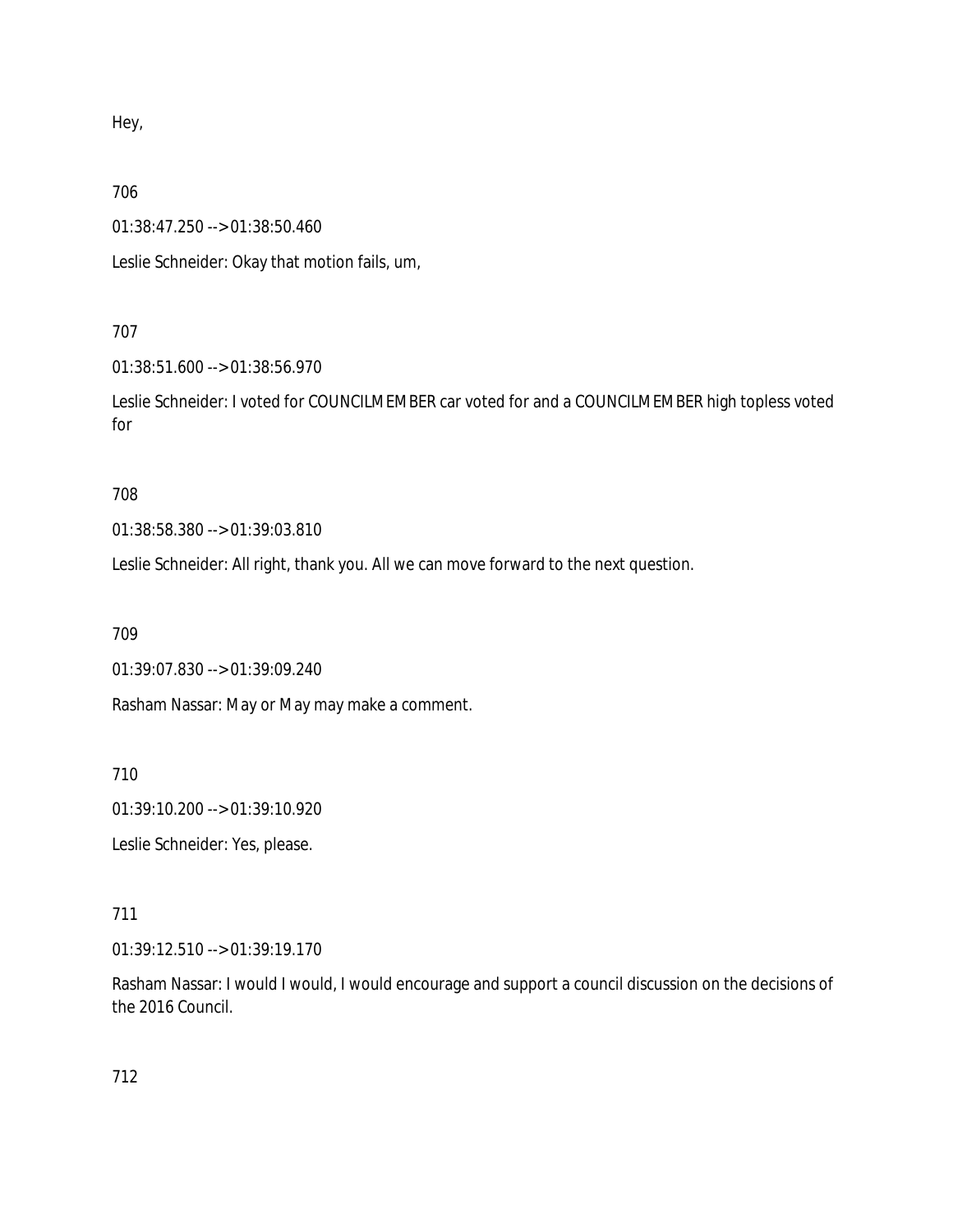Hey,

706

01:38:47.250 --> 01:38:50.460

Leslie Schneider: Okay that motion fails, um,

707

01:38:51.600 --> 01:38:56.970

Leslie Schneider: I voted for COUNCILMEMBER car voted for and a COUNCILMEMBER high topless voted for

708

01:38:58.380 --> 01:39:03.810

Leslie Schneider: All right, thank you. All we can move forward to the next question.

709

01:39:07.830 --> 01:39:09.240

Rasham Nassar: May or May may make a comment.

710

01:39:10.200 --> 01:39:10.920

Leslie Schneider: Yes, please.

711

01:39:12.510 --> 01:39:19.170

Rasham Nassar: I would I would, I would encourage and support a council discussion on the decisions of the 2016 Council.

712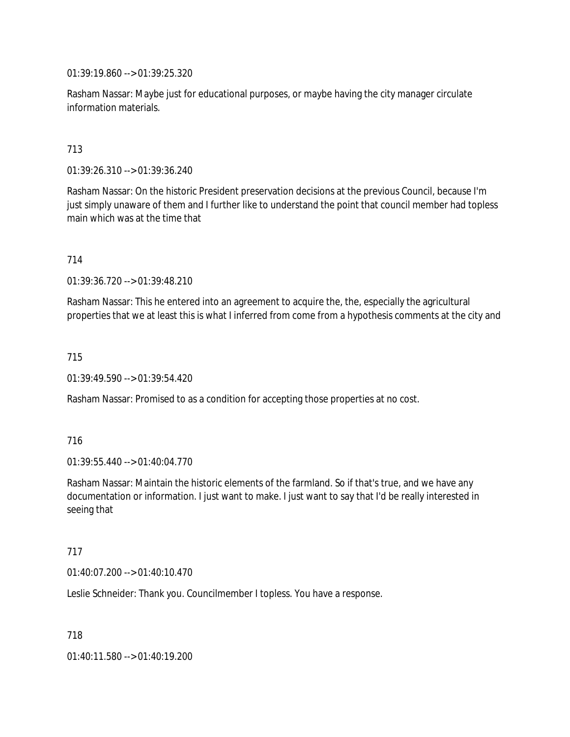01:39:19.860 --> 01:39:25.320

Rasham Nassar: Maybe just for educational purposes, or maybe having the city manager circulate information materials.

713

01:39:26.310 --> 01:39:36.240

Rasham Nassar: On the historic President preservation decisions at the previous Council, because I'm just simply unaware of them and I further like to understand the point that council member had topless main which was at the time that

714

01:39:36.720 --> 01:39:48.210

Rasham Nassar: This he entered into an agreement to acquire the, the, especially the agricultural properties that we at least this is what I inferred from come from a hypothesis comments at the city and

715

01:39:49.590 --> 01:39:54.420

Rasham Nassar: Promised to as a condition for accepting those properties at no cost.

716

01:39:55.440 --> 01:40:04.770

Rasham Nassar: Maintain the historic elements of the farmland. So if that's true, and we have any documentation or information. I just want to make. I just want to say that I'd be really interested in seeing that

717

01:40:07.200 --> 01:40:10.470

Leslie Schneider: Thank you. Councilmember I topless. You have a response.

718

01:40:11.580 --> 01:40:19.200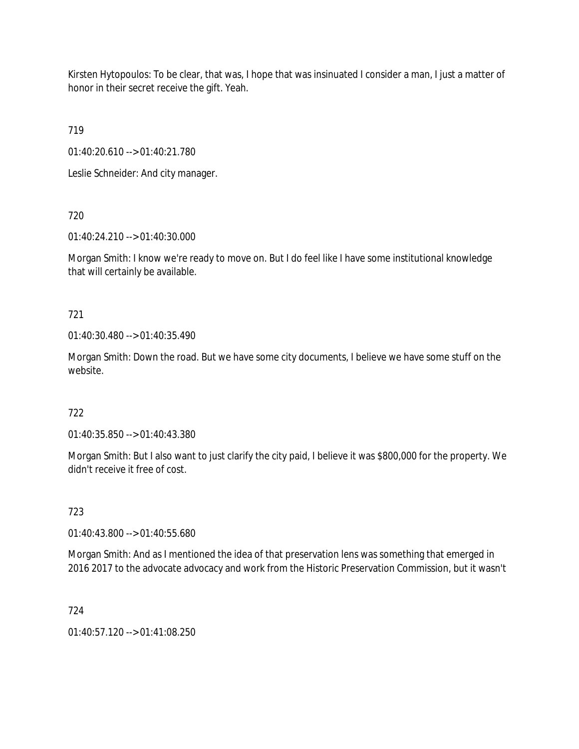Kirsten Hytopoulos: To be clear, that was, I hope that was insinuated I consider a man, I just a matter of honor in their secret receive the gift. Yeah.

719

01:40:20.610 --> 01:40:21.780

Leslie Schneider: And city manager.

720

01:40:24.210 --> 01:40:30.000

Morgan Smith: I know we're ready to move on. But I do feel like I have some institutional knowledge that will certainly be available.

721

01:40:30.480 --> 01:40:35.490

Morgan Smith: Down the road. But we have some city documents, I believe we have some stuff on the website.

722

01:40:35.850 --> 01:40:43.380

Morgan Smith: But I also want to just clarify the city paid, I believe it was $800,000 for the property. We didn't receive it free of cost.

723

01:40:43.800 --> 01:40:55.680

Morgan Smith: And as I mentioned the idea of that preservation lens was something that emerged in 2016 2017 to the advocate advocacy and work from the Historic Preservation Commission, but it wasn't

724

01:40:57.120 --> 01:41:08.250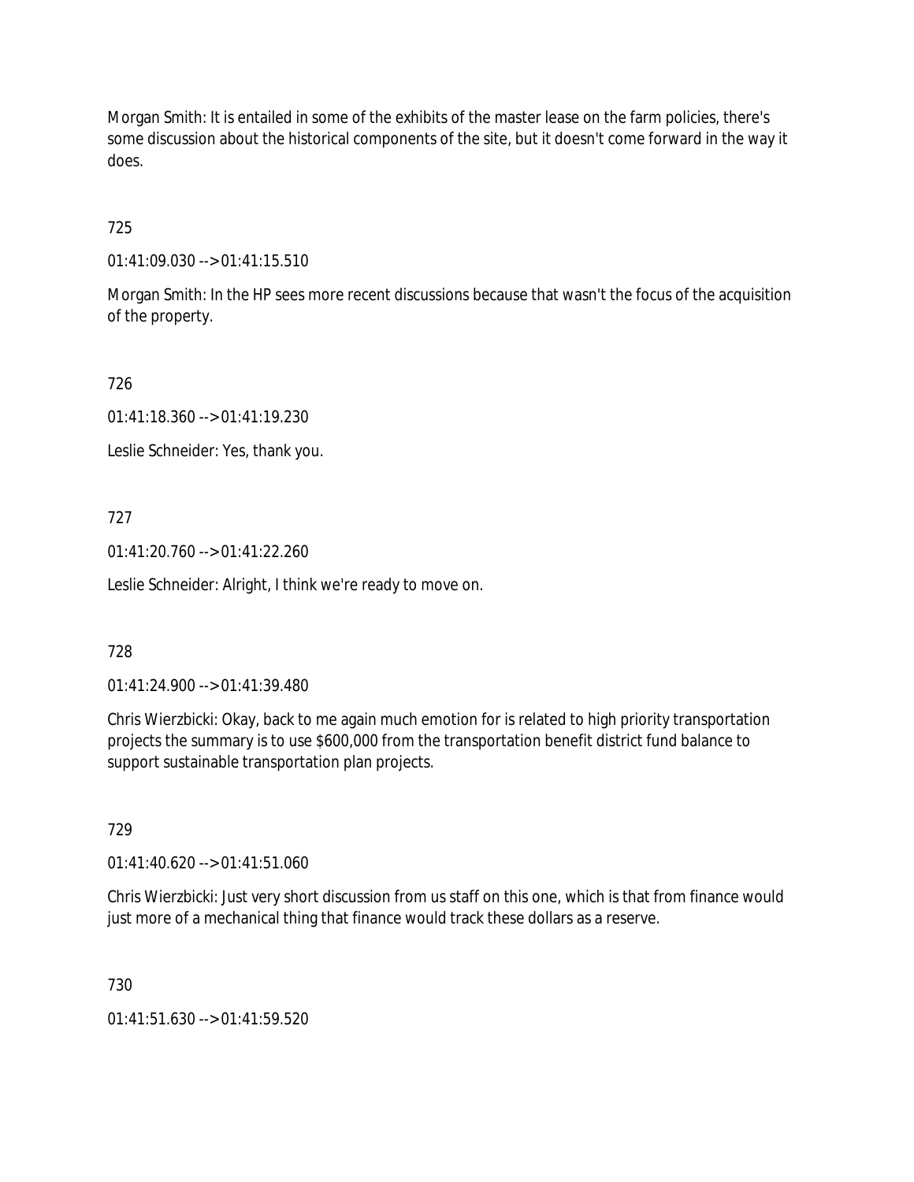Morgan Smith: It is entailed in some of the exhibits of the master lease on the farm policies, there's some discussion about the historical components of the site, but it doesn't come forward in the way it does.

725

01:41:09.030 --> 01:41:15.510

Morgan Smith: In the HP sees more recent discussions because that wasn't the focus of the acquisition of the property.

726

01:41:18.360 --> 01:41:19.230

Leslie Schneider: Yes, thank you.

727

01:41:20.760 --> 01:41:22.260

Leslie Schneider: Alright, I think we're ready to move on.

728

01:41:24.900 --> 01:41:39.480

Chris Wierzbicki: Okay, back to me again much emotion for is related to high priority transportation projects the summary is to use $600,000 from the transportation benefit district fund balance to support sustainable transportation plan projects.

729

01:41:40.620 --> 01:41:51.060

Chris Wierzbicki: Just very short discussion from us staff on this one, which is that from finance would just more of a mechanical thing that finance would track these dollars as a reserve.

730

01:41:51.630 --> 01:41:59.520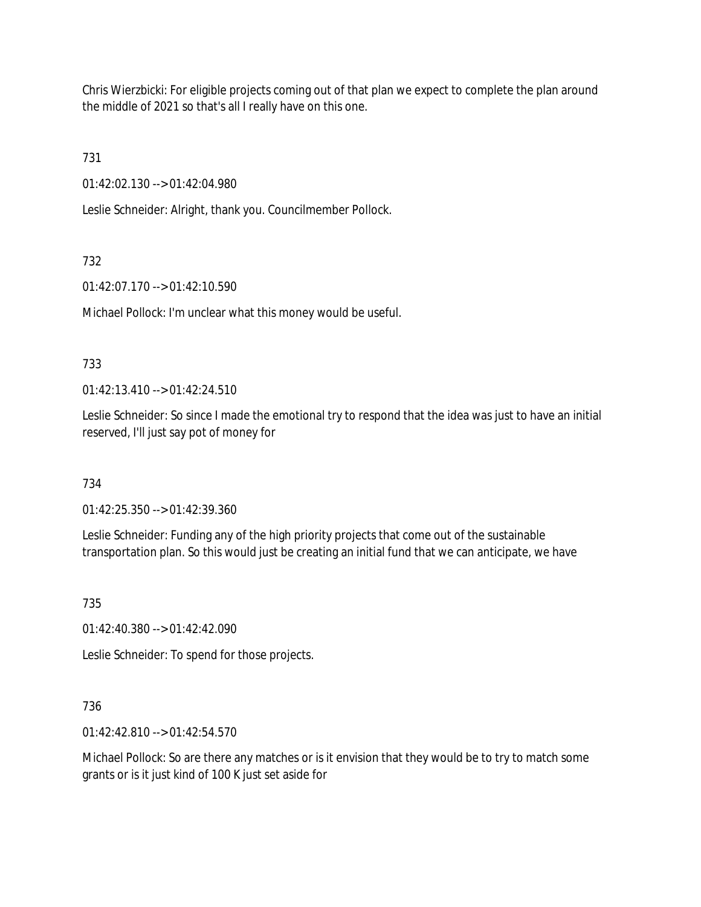Chris Wierzbicki: For eligible projects coming out of that plan we expect to complete the plan around the middle of 2021 so that's all I really have on this one.

731

01:42:02.130 --> 01:42:04.980

Leslie Schneider: Alright, thank you. Councilmember Pollock.

732

01:42:07.170 --> 01:42:10.590

Michael Pollock: I'm unclear what this money would be useful.

733

01:42:13.410 --> 01:42:24.510

Leslie Schneider: So since I made the emotional try to respond that the idea was just to have an initial reserved, I'll just say pot of money for

734

01:42:25.350 --> 01:42:39.360

Leslie Schneider: Funding any of the high priority projects that come out of the sustainable transportation plan. So this would just be creating an initial fund that we can anticipate, we have

735

01:42:40.380 --> 01:42:42.090

Leslie Schneider: To spend for those projects.

736

01:42:42.810 --> 01:42:54.570

Michael Pollock: So are there any matches or is it envision that they would be to try to match some grants or is it just kind of 100 K just set aside for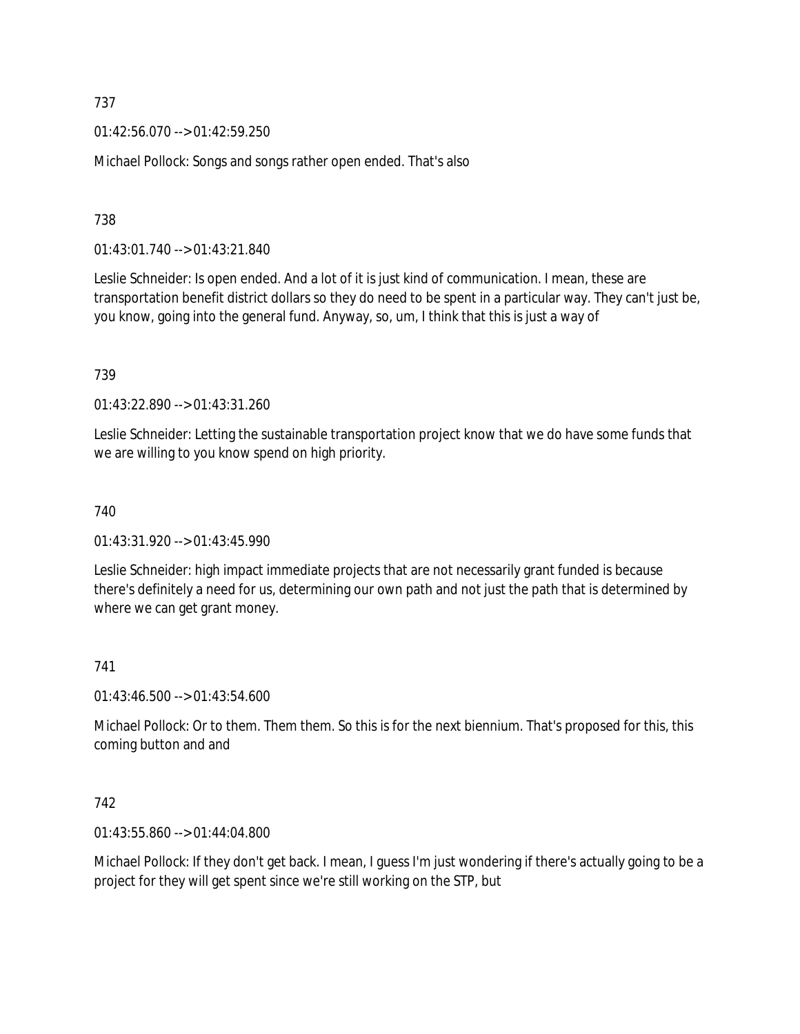737

01:42:56.070 --> 01:42:59.250

Michael Pollock: Songs and songs rather open ended. That's also

738

01:43:01.740 --> 01:43:21.840

Leslie Schneider: Is open ended. And a lot of it is just kind of communication. I mean, these are transportation benefit district dollars so they do need to be spent in a particular way. They can't just be, you know, going into the general fund. Anyway, so, um, I think that this is just a way of

739

01:43:22.890 --> 01:43:31.260

Leslie Schneider: Letting the sustainable transportation project know that we do have some funds that we are willing to you know spend on high priority.

740

01:43:31.920 --> 01:43:45.990

Leslie Schneider: high impact immediate projects that are not necessarily grant funded is because there's definitely a need for us, determining our own path and not just the path that is determined by where we can get grant money.

741

01:43:46.500 --> 01:43:54.600

Michael Pollock: Or to them. Them them. So this is for the next biennium. That's proposed for this, this coming button and and

742

01:43:55.860 --> 01:44:04.800

Michael Pollock: If they don't get back. I mean, I guess I'm just wondering if there's actually going to be a project for they will get spent since we're still working on the STP, but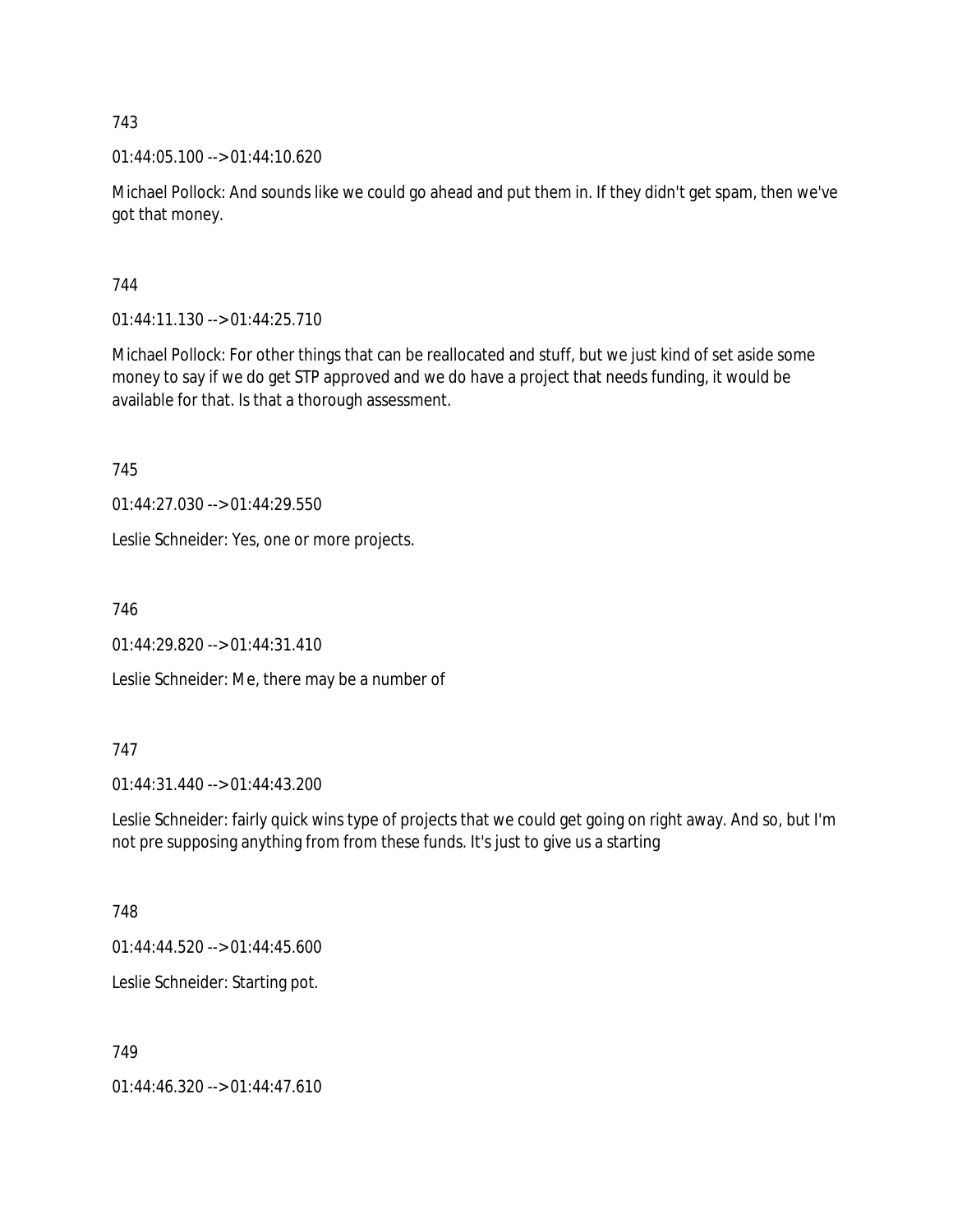743

01:44:05.100 --> 01:44:10.620

Michael Pollock: And sounds like we could go ahead and put them in. If they didn't get spam, then we've got that money.

744

01:44:11.130 --> 01:44:25.710

Michael Pollock: For other things that can be reallocated and stuff, but we just kind of set aside some money to say if we do get STP approved and we do have a project that needs funding, it would be available for that. Is that a thorough assessment.

745

01:44:27.030 --> 01:44:29.550

Leslie Schneider: Yes, one or more projects.

746

01:44:29.820 --> 01:44:31.410

Leslie Schneider: Me, there may be a number of

747

01:44:31.440 --> 01:44:43.200

Leslie Schneider: fairly quick wins type of projects that we could get going on right away. And so, but I'm not pre supposing anything from from these funds. It's just to give us a starting

748

01:44:44.520 --> 01:44:45.600

Leslie Schneider: Starting pot.

749

01:44:46.320 --> 01:44:47.610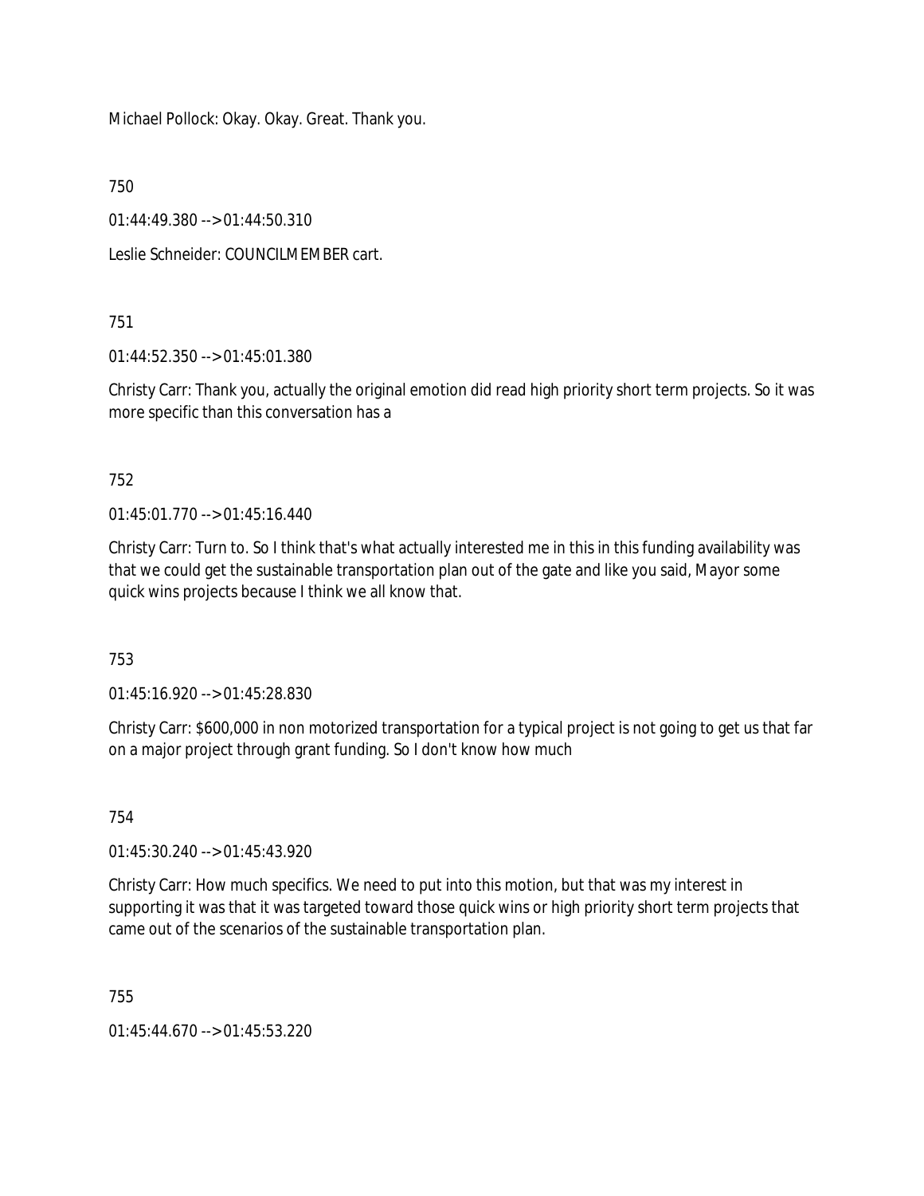Michael Pollock: Okay. Okay. Great. Thank you.

750

01:44:49.380 --> 01:44:50.310

Leslie Schneider: COUNCILMEMBER cart.

751

01:44:52.350 --> 01:45:01.380

Christy Carr: Thank you, actually the original emotion did read high priority short term projects. So it was more specific than this conversation has a

752

01:45:01.770 --> 01:45:16.440

Christy Carr: Turn to. So I think that's what actually interested me in this in this funding availability was that we could get the sustainable transportation plan out of the gate and like you said, Mayor some quick wins projects because I think we all know that.

753

01:45:16.920 --> 01:45:28.830

Christy Carr: $600,000 in non motorized transportation for a typical project is not going to get us that far on a major project through grant funding. So I don't know how much

754

01:45:30.240 --> 01:45:43.920

Christy Carr: How much specifics. We need to put into this motion, but that was my interest in supporting it was that it was targeted toward those quick wins or high priority short term projects that came out of the scenarios of the sustainable transportation plan.

755

01:45:44.670 --> 01:45:53.220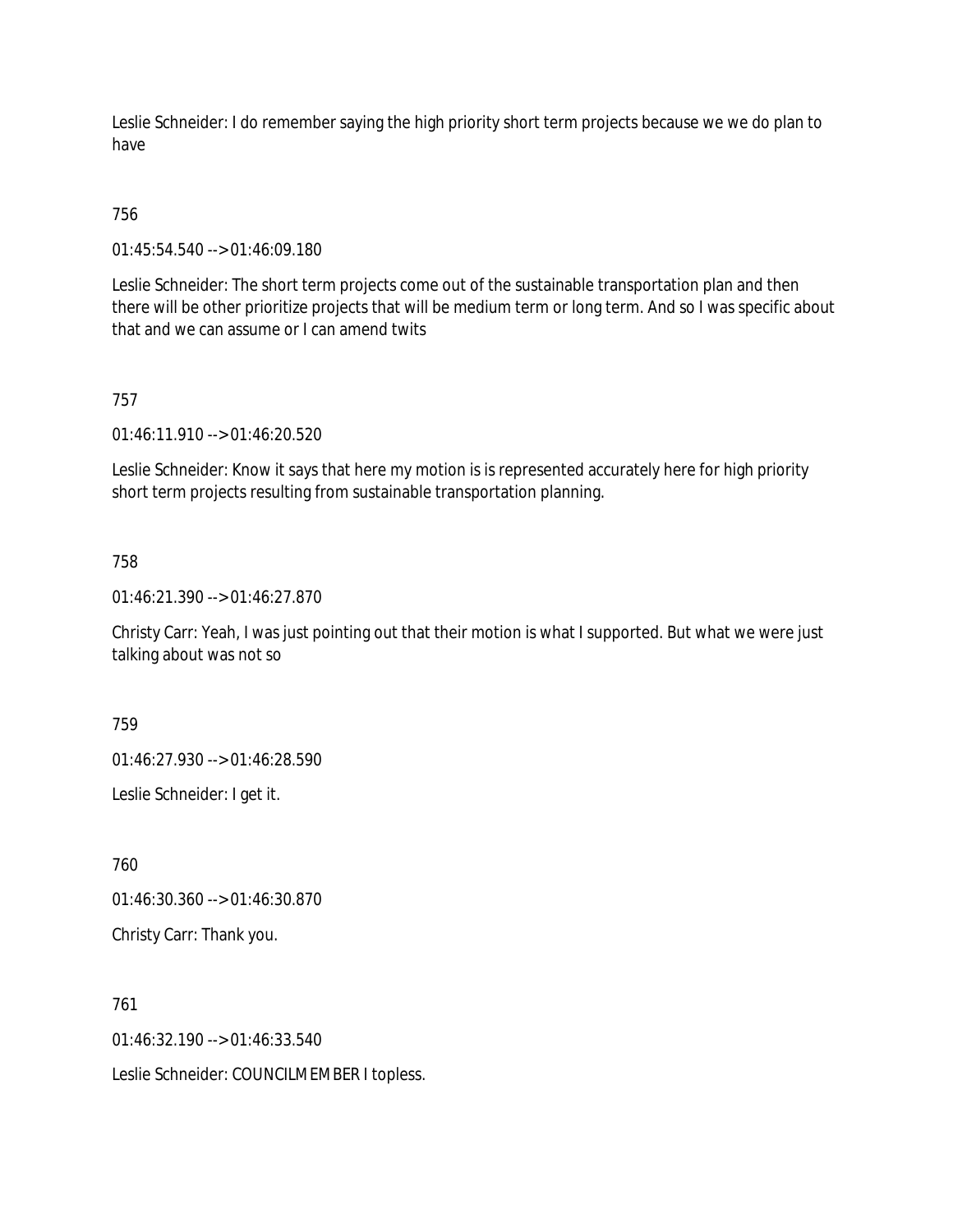Leslie Schneider: I do remember saying the high priority short term projects because we we do plan to have

756

01:45:54.540 --> 01:46:09.180

Leslie Schneider: The short term projects come out of the sustainable transportation plan and then there will be other prioritize projects that will be medium term or long term. And so I was specific about that and we can assume or I can amend twits

757

01:46:11.910 --> 01:46:20.520

Leslie Schneider: Know it says that here my motion is is represented accurately here for high priority short term projects resulting from sustainable transportation planning.

758

01:46:21.390 --> 01:46:27.870

Christy Carr: Yeah, I was just pointing out that their motion is what I supported. But what we were just talking about was not so

759

01:46:27.930 --> 01:46:28.590

Leslie Schneider: I get it.

760

01:46:30.360 --> 01:46:30.870

Christy Carr: Thank you.

761

01:46:32.190 --> 01:46:33.540

Leslie Schneider: COUNCILMEMBER I topless.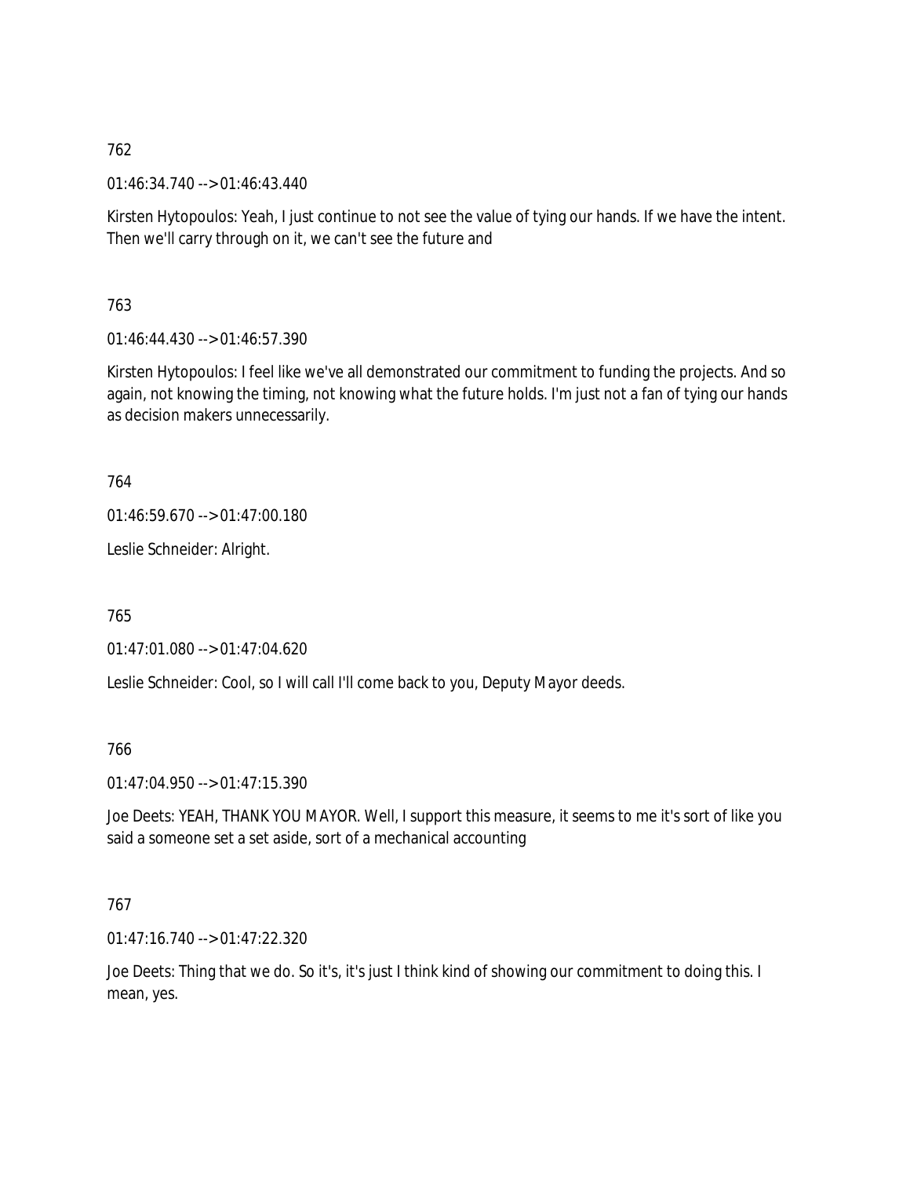762

01:46:34.740 --> 01:46:43.440

Kirsten Hytopoulos: Yeah, I just continue to not see the value of tying our hands. If we have the intent. Then we'll carry through on it, we can't see the future and

763

01:46:44.430 --> 01:46:57.390

Kirsten Hytopoulos: I feel like we've all demonstrated our commitment to funding the projects. And so again, not knowing the timing, not knowing what the future holds. I'm just not a fan of tying our hands as decision makers unnecessarily.

764

01:46:59.670 --> 01:47:00.180

Leslie Schneider: Alright.

765

01:47:01.080 --> 01:47:04.620

Leslie Schneider: Cool, so I will call I'll come back to you, Deputy Mayor deeds.

766

01:47:04.950 --> 01:47:15.390

Joe Deets: YEAH, THANK YOU MAYOR. Well, I support this measure, it seems to me it's sort of like you said a someone set a set aside, sort of a mechanical accounting

767

01:47:16.740 --> 01:47:22.320

Joe Deets: Thing that we do. So it's, it's just I think kind of showing our commitment to doing this. I mean, yes.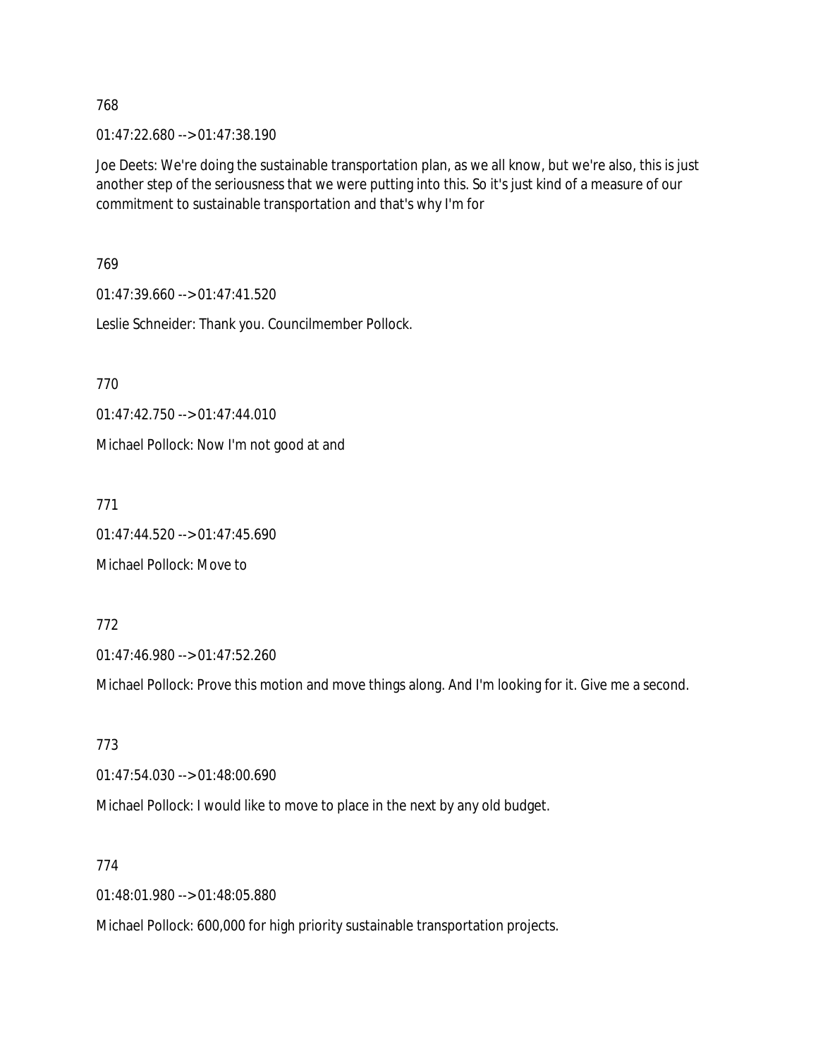768

01:47:22.680 --> 01:47:38.190

Joe Deets: We're doing the sustainable transportation plan, as we all know, but we're also, this is just another step of the seriousness that we were putting into this. So it's just kind of a measure of our commitment to sustainable transportation and that's why I'm for

769

01:47:39.660 --> 01:47:41.520

Leslie Schneider: Thank you. Councilmember Pollock.

770

01:47:42.750 --> 01:47:44.010

Michael Pollock: Now I'm not good at and

771

01:47:44.520 --> 01:47:45.690

Michael Pollock: Move to

772

01:47:46.980 --> 01:47:52.260

Michael Pollock: Prove this motion and move things along. And I'm looking for it. Give me a second.

773

01:47:54.030 --> 01:48:00.690

Michael Pollock: I would like to move to place in the next by any old budget.

774

01:48:01.980 --> 01:48:05.880

Michael Pollock: 600,000 for high priority sustainable transportation projects.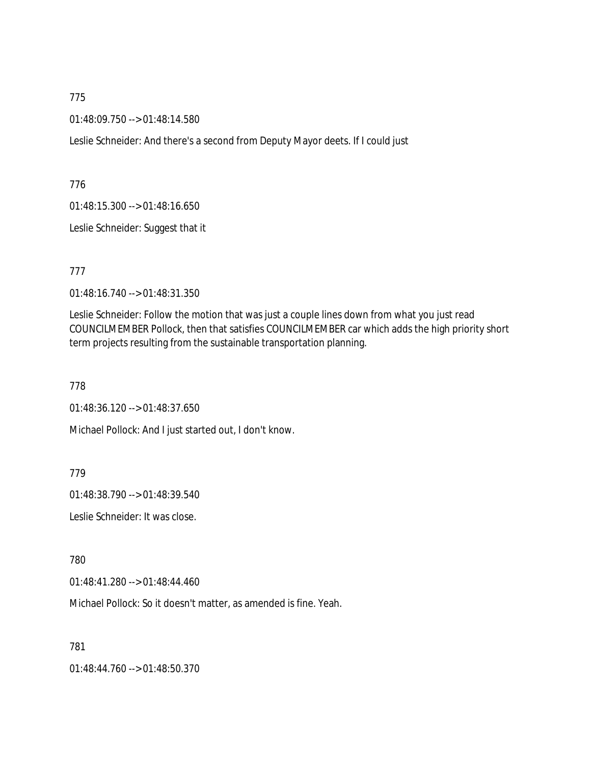775

01:48:09.750 --> 01:48:14.580

Leslie Schneider: And there's a second from Deputy Mayor deets. If I could just

776

01:48:15.300 --> 01:48:16.650

Leslie Schneider: Suggest that it

777

01:48:16.740 --> 01:48:31.350

Leslie Schneider: Follow the motion that was just a couple lines down from what you just read COUNCILMEMBER Pollock, then that satisfies COUNCILMEMBER car which adds the high priority short term projects resulting from the sustainable transportation planning.

778

01:48:36.120 --> 01:48:37.650

Michael Pollock: And I just started out, I don't know.

779

01:48:38.790 --> 01:48:39.540

Leslie Schneider: It was close.

780

01:48:41.280 --> 01:48:44.460

Michael Pollock: So it doesn't matter, as amended is fine. Yeah.

781

01:48:44.760 --> 01:48:50.370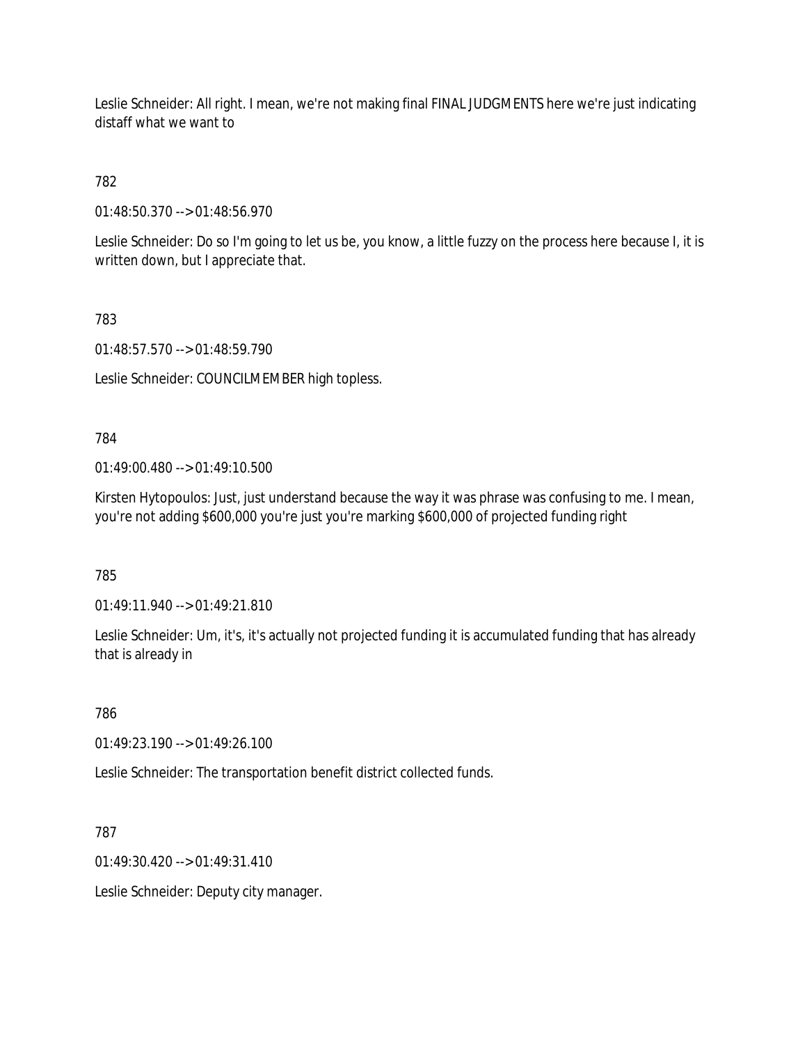Leslie Schneider: All right. I mean, we're not making final FINAL JUDGMENTS here we're just indicating distaff what we want to

782

01:48:50.370 --> 01:48:56.970

Leslie Schneider: Do so I'm going to let us be, you know, a little fuzzy on the process here because I, it is written down, but I appreciate that.

783

01:48:57.570 --> 01:48:59.790

Leslie Schneider: COUNCILMEMBER high topless.

784

01:49:00.480 --> 01:49:10.500

Kirsten Hytopoulos: Just, just understand because the way it was phrase was confusing to me. I mean, you're not adding $600,000 you're just you're marking $600,000 of projected funding right

785

01:49:11.940 --> 01:49:21.810

Leslie Schneider: Um, it's, it's actually not projected funding it is accumulated funding that has already that is already in

786

01:49:23.190 --> 01:49:26.100

Leslie Schneider: The transportation benefit district collected funds.

787

01:49:30.420 --> 01:49:31.410

Leslie Schneider: Deputy city manager.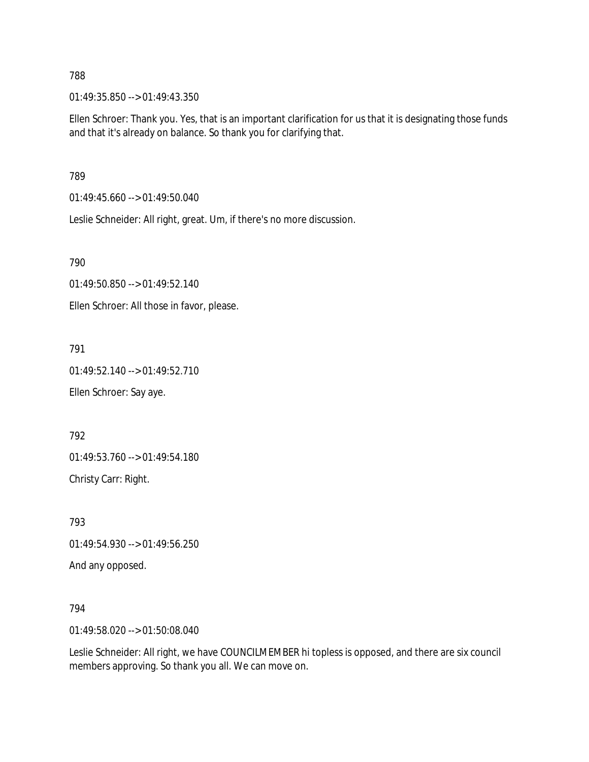788

01:49:35.850 --> 01:49:43.350

Ellen Schroer: Thank you. Yes, that is an important clarification for us that it is designating those funds and that it's already on balance. So thank you for clarifying that.

789

01:49:45.660 --> 01:49:50.040

Leslie Schneider: All right, great. Um, if there's no more discussion.

790

01:49:50.850 --> 01:49:52.140

Ellen Schroer: All those in favor, please.

791

01:49:52.140 --> 01:49:52.710

Ellen Schroer: Say aye.

792

01:49:53.760 --> 01:49:54.180

Christy Carr: Right.

793

01:49:54.930 --> 01:49:56.250

And any opposed.

794

01:49:58.020 --> 01:50:08.040

Leslie Schneider: All right, we have COUNCILMEMBER hi topless is opposed, and there are six council members approving. So thank you all. We can move on.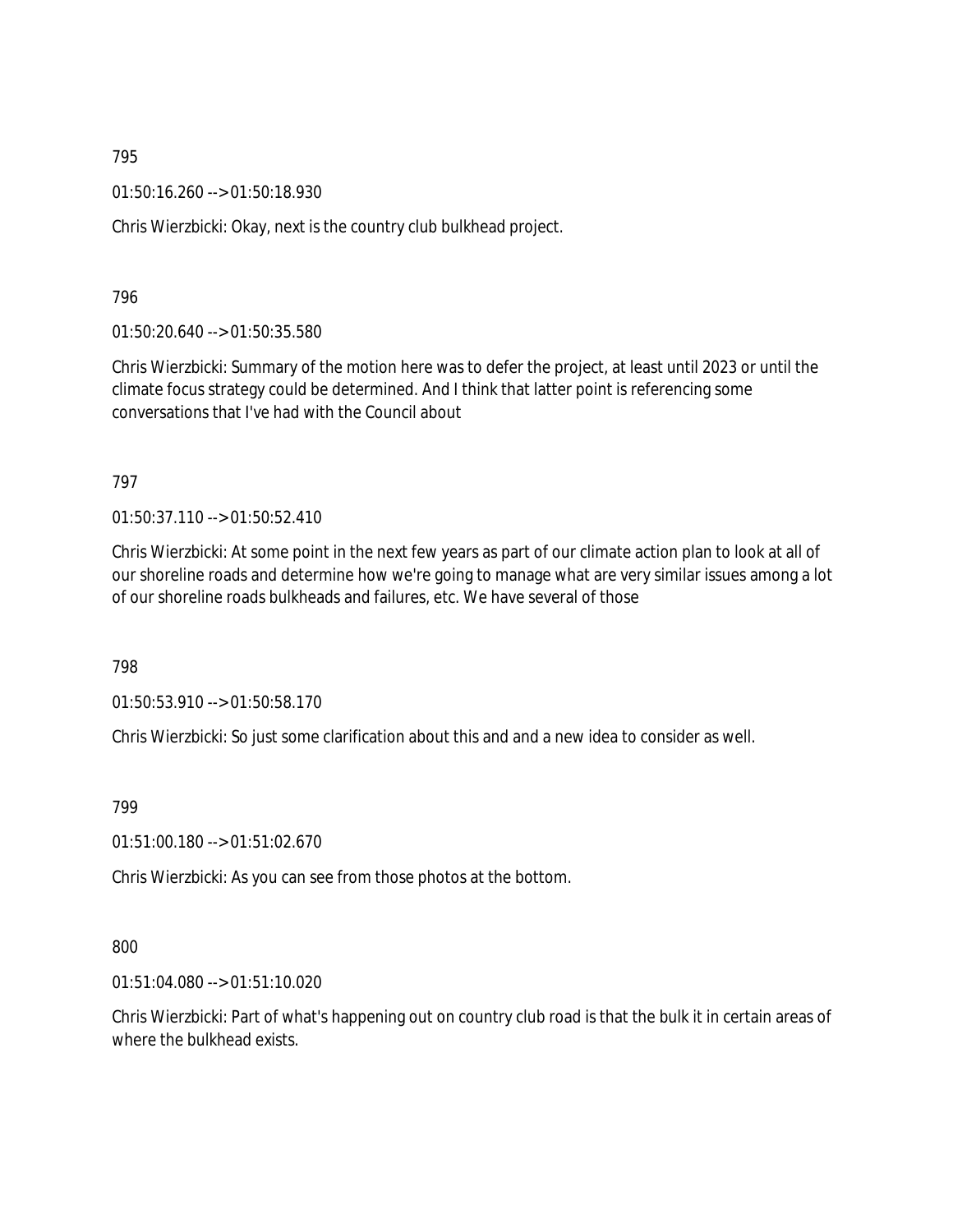795

01:50:16.260 --> 01:50:18.930

Chris Wierzbicki: Okay, next is the country club bulkhead project.

796

01:50:20.640 --> 01:50:35.580

Chris Wierzbicki: Summary of the motion here was to defer the project, at least until 2023 or until the climate focus strategy could be determined. And I think that latter point is referencing some conversations that I've had with the Council about

797

01:50:37.110 --> 01:50:52.410

Chris Wierzbicki: At some point in the next few years as part of our climate action plan to look at all of our shoreline roads and determine how we're going to manage what are very similar issues among a lot of our shoreline roads bulkheads and failures, etc. We have several of those

798

01:50:53.910 --> 01:50:58.170

Chris Wierzbicki: So just some clarification about this and and a new idea to consider as well.

799

01:51:00.180 --> 01:51:02.670

Chris Wierzbicki: As you can see from those photos at the bottom.

800

01:51:04.080 --> 01:51:10.020

Chris Wierzbicki: Part of what's happening out on country club road is that the bulk it in certain areas of where the bulkhead exists.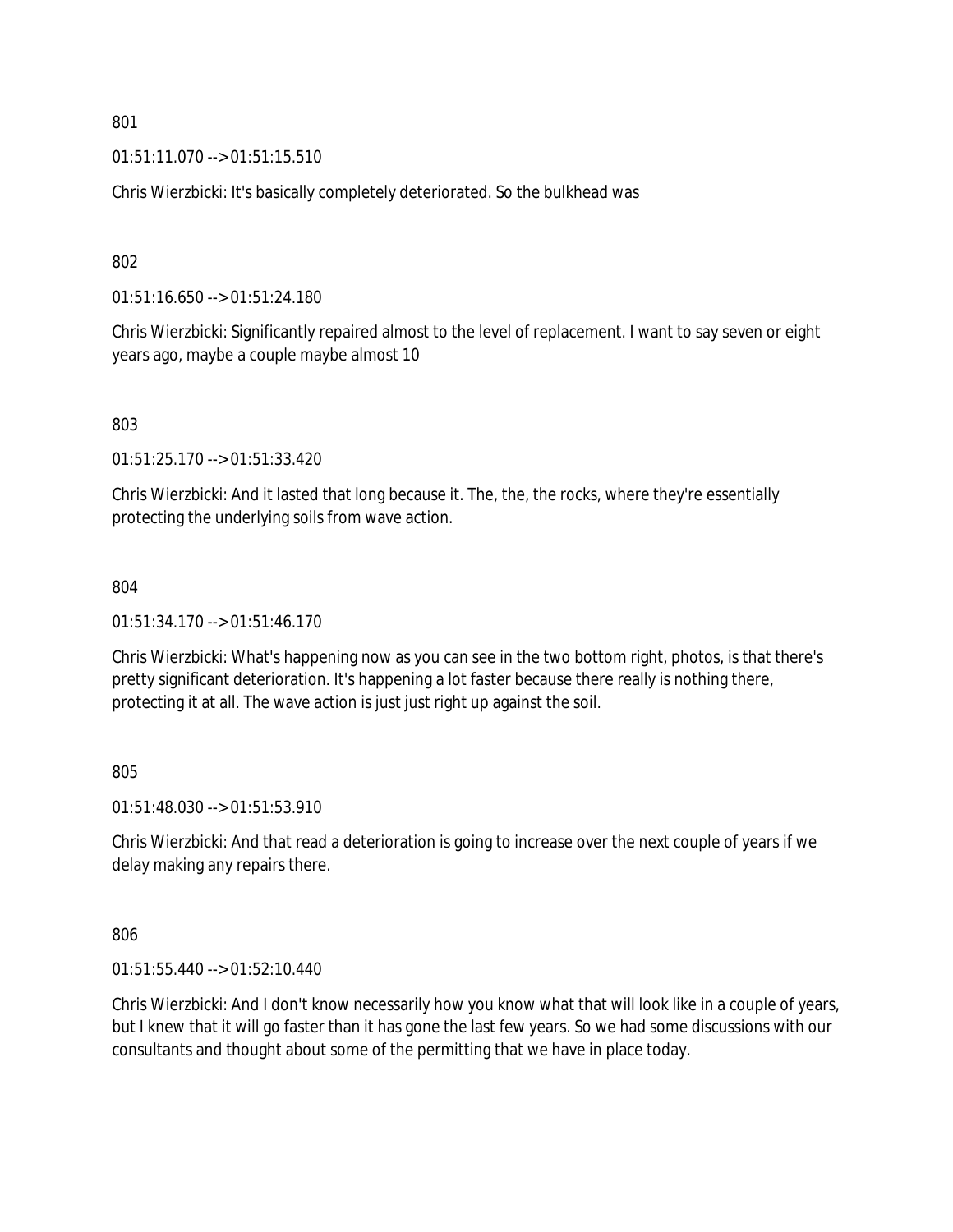801

01:51:11.070 --> 01:51:15.510

Chris Wierzbicki: It's basically completely deteriorated. So the bulkhead was

802

01:51:16.650 --> 01:51:24.180

Chris Wierzbicki: Significantly repaired almost to the level of replacement. I want to say seven or eight years ago, maybe a couple maybe almost 10

803

01:51:25.170 --> 01:51:33.420

Chris Wierzbicki: And it lasted that long because it. The, the, the rocks, where they're essentially protecting the underlying soils from wave action.

804

01:51:34.170 --> 01:51:46.170

Chris Wierzbicki: What's happening now as you can see in the two bottom right, photos, is that there's pretty significant deterioration. It's happening a lot faster because there really is nothing there, protecting it at all. The wave action is just just right up against the soil.

805

01:51:48.030 --> 01:51:53.910

Chris Wierzbicki: And that read a deterioration is going to increase over the next couple of years if we delay making any repairs there.

806

01:51:55.440 --> 01:52:10.440

Chris Wierzbicki: And I don't know necessarily how you know what that will look like in a couple of years, but I knew that it will go faster than it has gone the last few years. So we had some discussions with our consultants and thought about some of the permitting that we have in place today.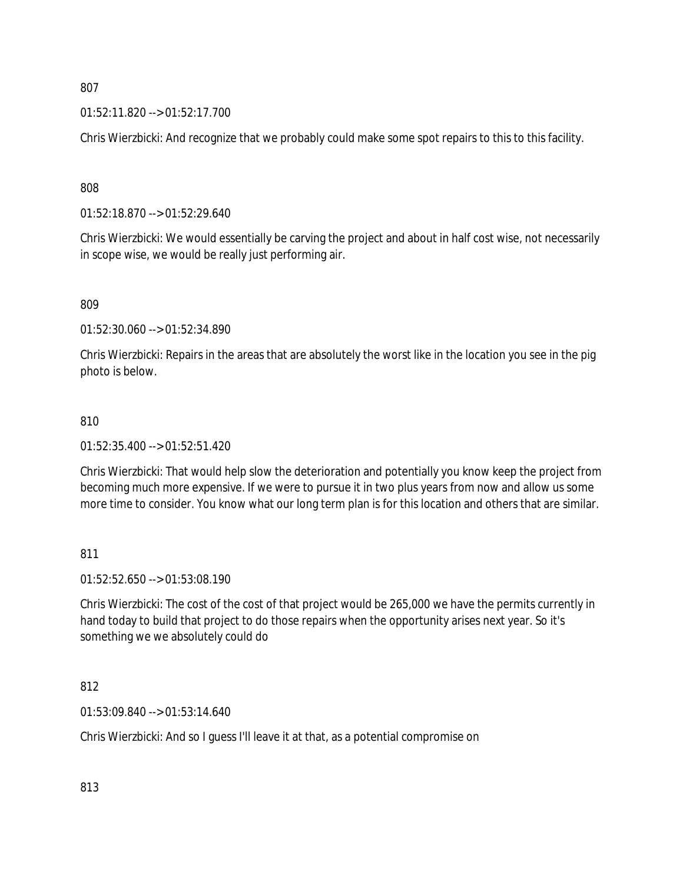807

01:52:11.820 --> 01:52:17.700

Chris Wierzbicki: And recognize that we probably could make some spot repairs to this to this facility.

808

01:52:18.870 --> 01:52:29.640

Chris Wierzbicki: We would essentially be carving the project and about in half cost wise, not necessarily in scope wise, we would be really just performing air.

809

01:52:30.060 --> 01:52:34.890

Chris Wierzbicki: Repairs in the areas that are absolutely the worst like in the location you see in the pig photo is below.

810

01:52:35.400 --> 01:52:51.420

Chris Wierzbicki: That would help slow the deterioration and potentially you know keep the project from becoming much more expensive. If we were to pursue it in two plus years from now and allow us some more time to consider. You know what our long term plan is for this location and others that are similar.

811

01:52:52.650 --> 01:53:08.190

Chris Wierzbicki: The cost of the cost of that project would be 265,000 we have the permits currently in hand today to build that project to do those repairs when the opportunity arises next year. So it's something we we absolutely could do

812

01:53:09.840 --> 01:53:14.640

Chris Wierzbicki: And so I guess I'll leave it at that, as a potential compromise on

813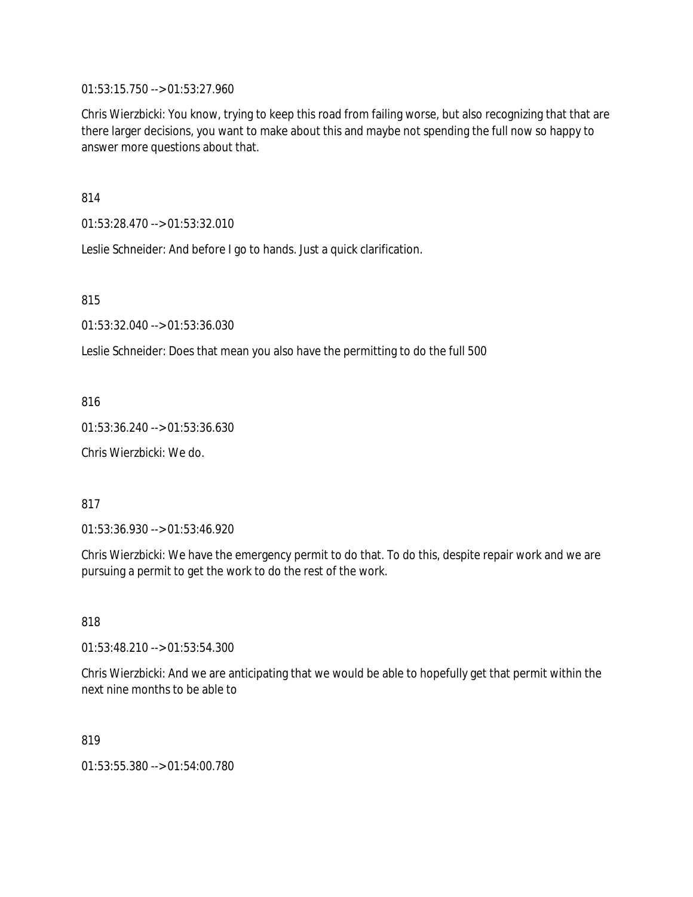01:53:15.750 --> 01:53:27.960

Chris Wierzbicki: You know, trying to keep this road from failing worse, but also recognizing that that are there larger decisions, you want to make about this and maybe not spending the full now so happy to answer more questions about that.

814

01:53:28.470 --> 01:53:32.010

Leslie Schneider: And before I go to hands. Just a quick clarification.

815

01:53:32.040 --> 01:53:36.030

Leslie Schneider: Does that mean you also have the permitting to do the full 500

816

01:53:36.240 --> 01:53:36.630

Chris Wierzbicki: We do.

817

01:53:36.930 --> 01:53:46.920

Chris Wierzbicki: We have the emergency permit to do that. To do this, despite repair work and we are pursuing a permit to get the work to do the rest of the work.

818

01:53:48.210 --> 01:53:54.300

Chris Wierzbicki: And we are anticipating that we would be able to hopefully get that permit within the next nine months to be able to

819

01:53:55.380 --> 01:54:00.780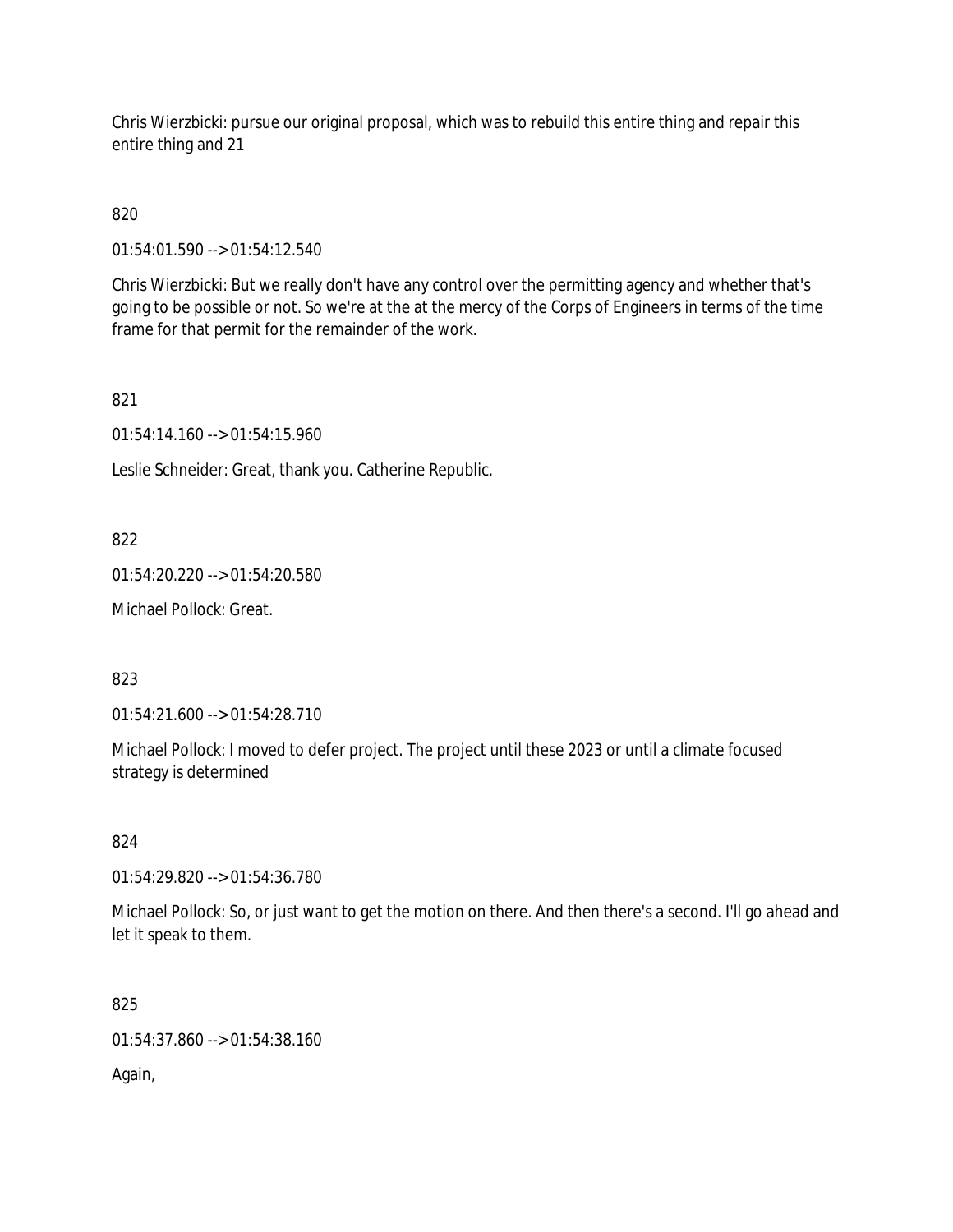Chris Wierzbicki: pursue our original proposal, which was to rebuild this entire thing and repair this entire thing and 21

820

01:54:01.590 --> 01:54:12.540

Chris Wierzbicki: But we really don't have any control over the permitting agency and whether that's going to be possible or not. So we're at the at the mercy of the Corps of Engineers in terms of the time frame for that permit for the remainder of the work.

821

01:54:14.160 --> 01:54:15.960

Leslie Schneider: Great, thank you. Catherine Republic.

822

01:54:20.220 --> 01:54:20.580

Michael Pollock: Great.

823

01:54:21.600 --> 01:54:28.710

Michael Pollock: I moved to defer project. The project until these 2023 or until a climate focused strategy is determined

824

01:54:29.820 --> 01:54:36.780

Michael Pollock: So, or just want to get the motion on there. And then there's a second. I'll go ahead and let it speak to them.

825

01:54:37.860 --> 01:54:38.160

Again,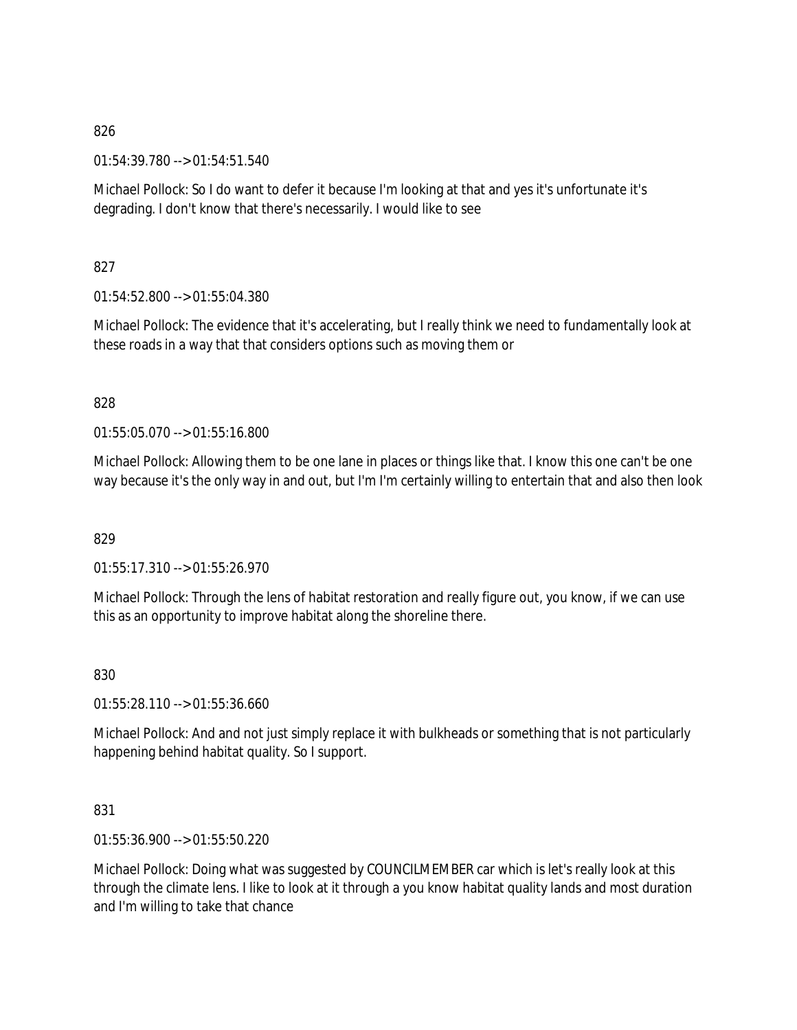826

01:54:39.780 --> 01:54:51.540

Michael Pollock: So I do want to defer it because I'm looking at that and yes it's unfortunate it's degrading. I don't know that there's necessarily. I would like to see

827

01:54:52.800 --> 01:55:04.380

Michael Pollock: The evidence that it's accelerating, but I really think we need to fundamentally look at these roads in a way that that considers options such as moving them or

828

01:55:05.070 --> 01:55:16.800

Michael Pollock: Allowing them to be one lane in places or things like that. I know this one can't be one way because it's the only way in and out, but I'm I'm certainly willing to entertain that and also then look

829

01:55:17.310 --> 01:55:26.970

Michael Pollock: Through the lens of habitat restoration and really figure out, you know, if we can use this as an opportunity to improve habitat along the shoreline there.

830

01:55:28.110 --> 01:55:36.660

Michael Pollock: And and not just simply replace it with bulkheads or something that is not particularly happening behind habitat quality. So I support.

831

01:55:36.900 --> 01:55:50.220

Michael Pollock: Doing what was suggested by COUNCILMEMBER car which is let's really look at this through the climate lens. I like to look at it through a you know habitat quality lands and most duration and I'm willing to take that chance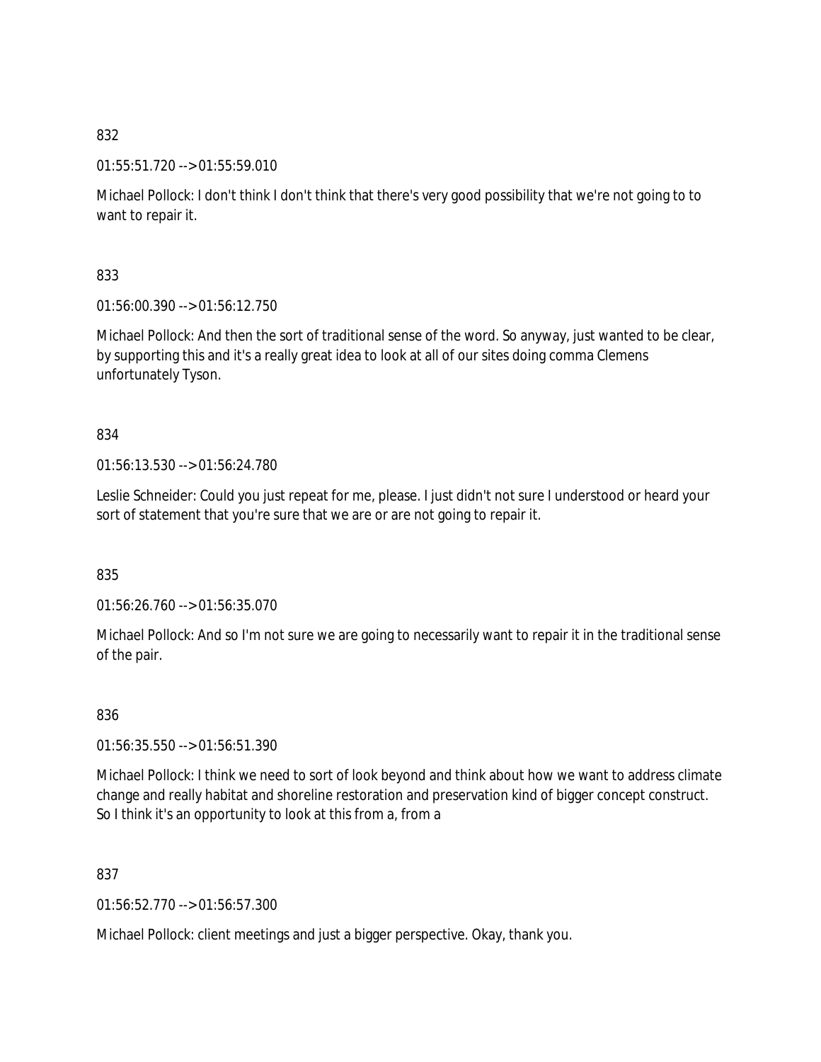832

01:55:51.720 --> 01:55:59.010

Michael Pollock: I don't think I don't think that there's very good possibility that we're not going to to want to repair it.

833

01:56:00.390 --> 01:56:12.750

Michael Pollock: And then the sort of traditional sense of the word. So anyway, just wanted to be clear, by supporting this and it's a really great idea to look at all of our sites doing comma Clemens unfortunately Tyson.

834

01:56:13.530 --> 01:56:24.780

Leslie Schneider: Could you just repeat for me, please. I just didn't not sure I understood or heard your sort of statement that you're sure that we are or are not going to repair it.

835

01:56:26.760 --> 01:56:35.070

Michael Pollock: And so I'm not sure we are going to necessarily want to repair it in the traditional sense of the pair.

836

01:56:35.550 --> 01:56:51.390

Michael Pollock: I think we need to sort of look beyond and think about how we want to address climate change and really habitat and shoreline restoration and preservation kind of bigger concept construct. So I think it's an opportunity to look at this from a, from a

837

01:56:52.770 --> 01:56:57.300

Michael Pollock: client meetings and just a bigger perspective. Okay, thank you.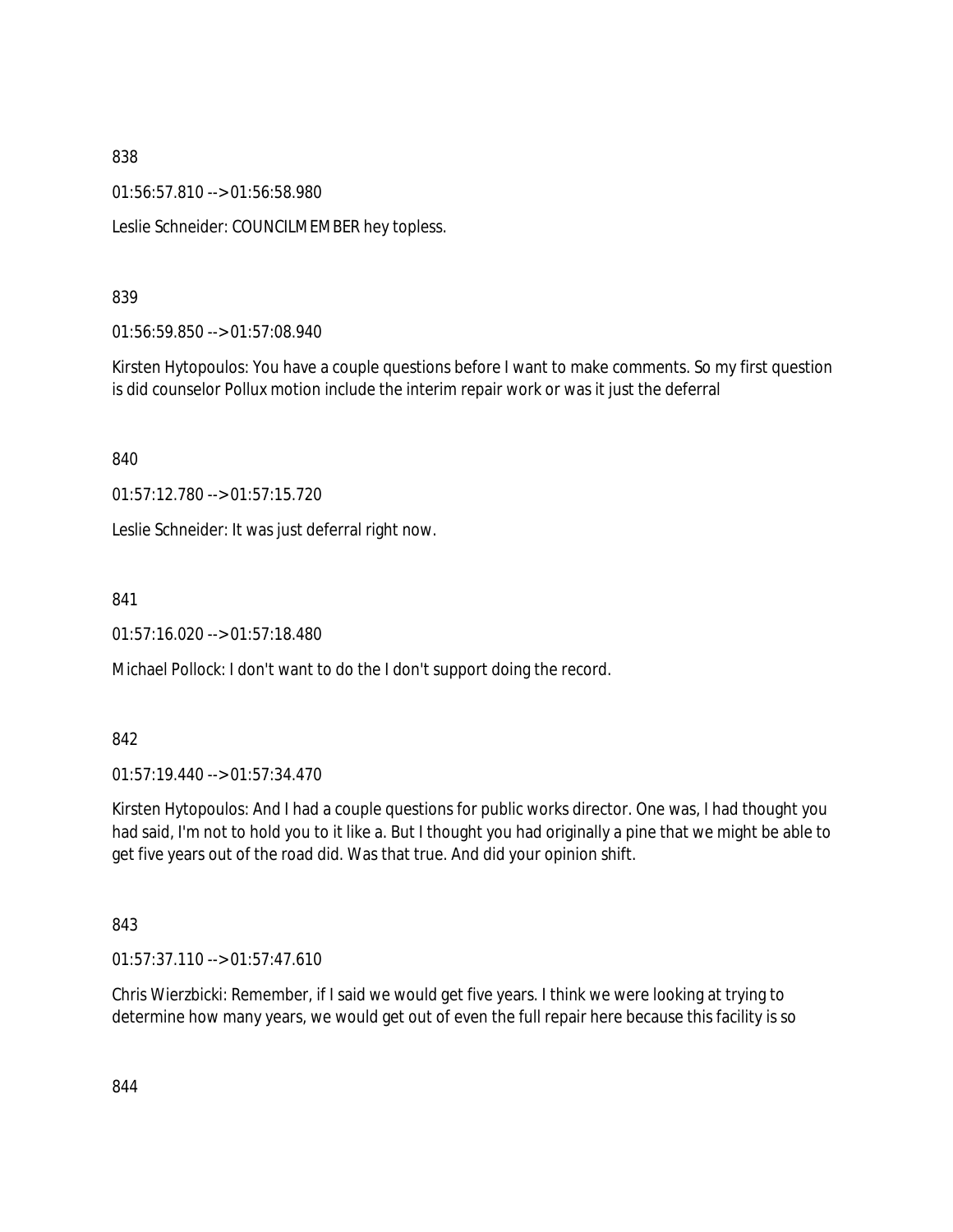838

01:56:57.810 --> 01:56:58.980

Leslie Schneider: COUNCILMEMBER hey topless.

839

01:56:59.850 --> 01:57:08.940

Kirsten Hytopoulos: You have a couple questions before I want to make comments. So my first question is did counselor Pollux motion include the interim repair work or was it just the deferral

840

01:57:12.780 --> 01:57:15.720

Leslie Schneider: It was just deferral right now.

841

01:57:16.020 --> 01:57:18.480

Michael Pollock: I don't want to do the I don't support doing the record.

842

01:57:19.440 --> 01:57:34.470

Kirsten Hytopoulos: And I had a couple questions for public works director. One was, I had thought you had said, I'm not to hold you to it like a. But I thought you had originally a pine that we might be able to get five years out of the road did. Was that true. And did your opinion shift.

843

01:57:37.110 --> 01:57:47.610

Chris Wierzbicki: Remember, if I said we would get five years. I think we were looking at trying to determine how many years, we would get out of even the full repair here because this facility is so

844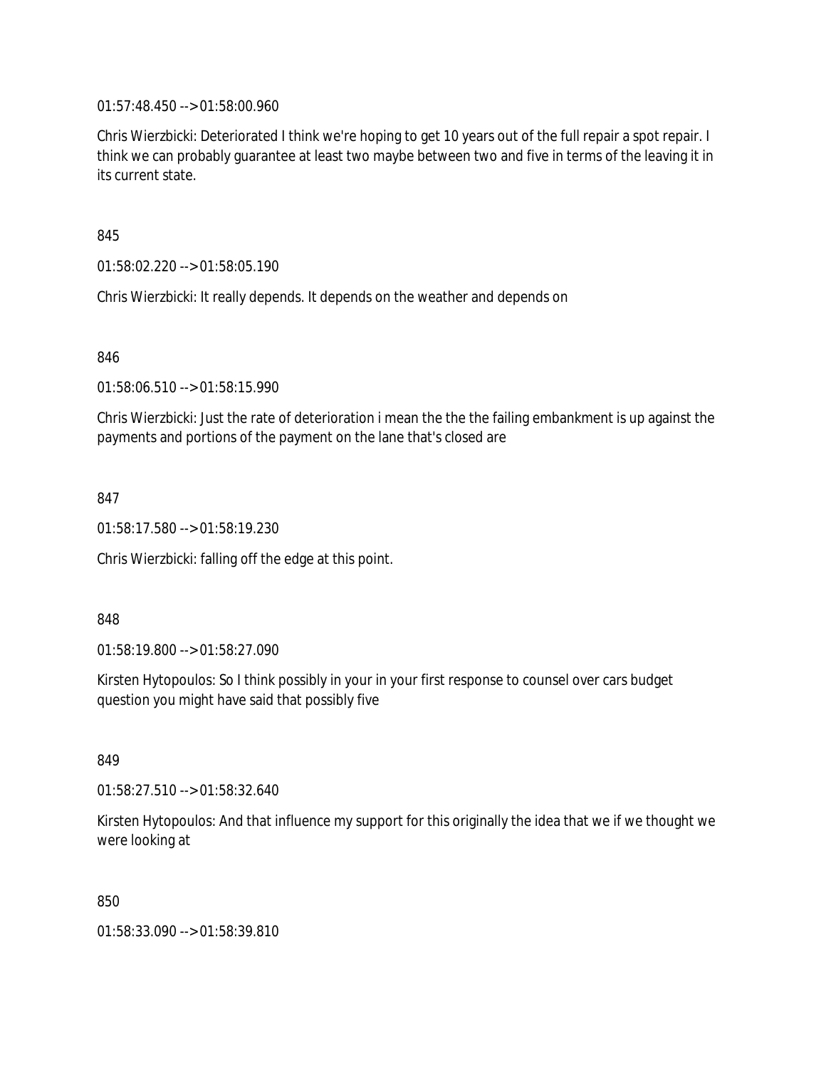01:57:48.450 --> 01:58:00.960

Chris Wierzbicki: Deteriorated I think we're hoping to get 10 years out of the full repair a spot repair. I think we can probably guarantee at least two maybe between two and five in terms of the leaving it in its current state.

845

01:58:02.220 --> 01:58:05.190

Chris Wierzbicki: It really depends. It depends on the weather and depends on

846

01:58:06.510 --> 01:58:15.990

Chris Wierzbicki: Just the rate of deterioration i mean the the the failing embankment is up against the payments and portions of the payment on the lane that's closed are

847

01:58:17.580 --> 01:58:19.230

Chris Wierzbicki: falling off the edge at this point.

848

01:58:19.800 --> 01:58:27.090

Kirsten Hytopoulos: So I think possibly in your in your first response to counsel over cars budget question you might have said that possibly five

849

01:58:27.510 --> 01:58:32.640

Kirsten Hytopoulos: And that influence my support for this originally the idea that we if we thought we were looking at

850

01:58:33.090 --> 01:58:39.810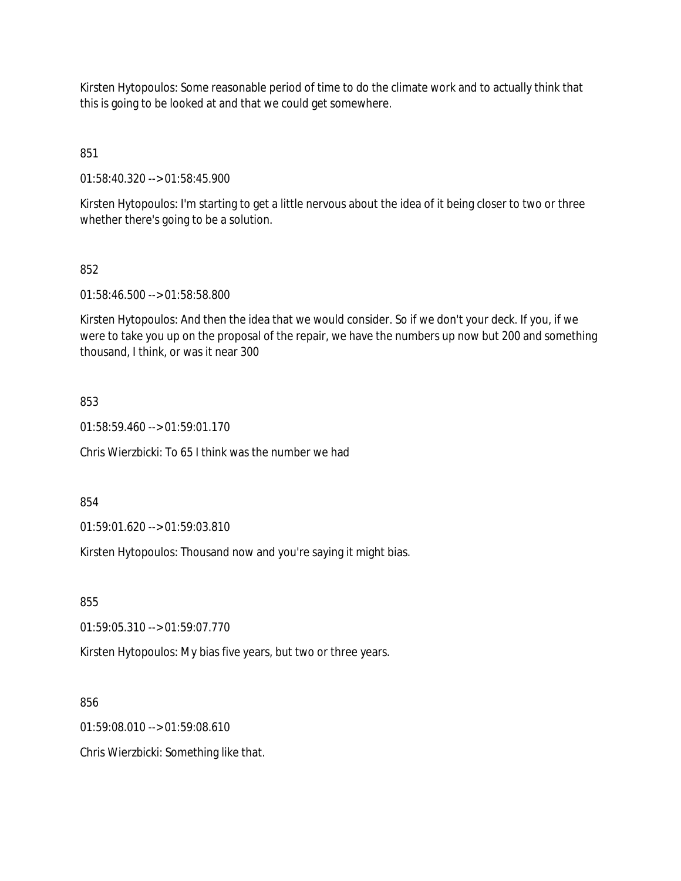Kirsten Hytopoulos: Some reasonable period of time to do the climate work and to actually think that this is going to be looked at and that we could get somewhere.

851

01:58:40.320 --> 01:58:45.900

Kirsten Hytopoulos: I'm starting to get a little nervous about the idea of it being closer to two or three whether there's going to be a solution.

852

01:58:46.500 --> 01:58:58.800

Kirsten Hytopoulos: And then the idea that we would consider. So if we don't your deck. If you, if we were to take you up on the proposal of the repair, we have the numbers up now but 200 and something thousand, I think, or was it near 300

853

01:58:59.460 --> 01:59:01.170

Chris Wierzbicki: To 65 I think was the number we had

854

01:59:01.620 --> 01:59:03.810

Kirsten Hytopoulos: Thousand now and you're saying it might bias.

855

01:59:05.310 --> 01:59:07.770

Kirsten Hytopoulos: My bias five years, but two or three years.

856

01:59:08.010 --> 01:59:08.610

Chris Wierzbicki: Something like that.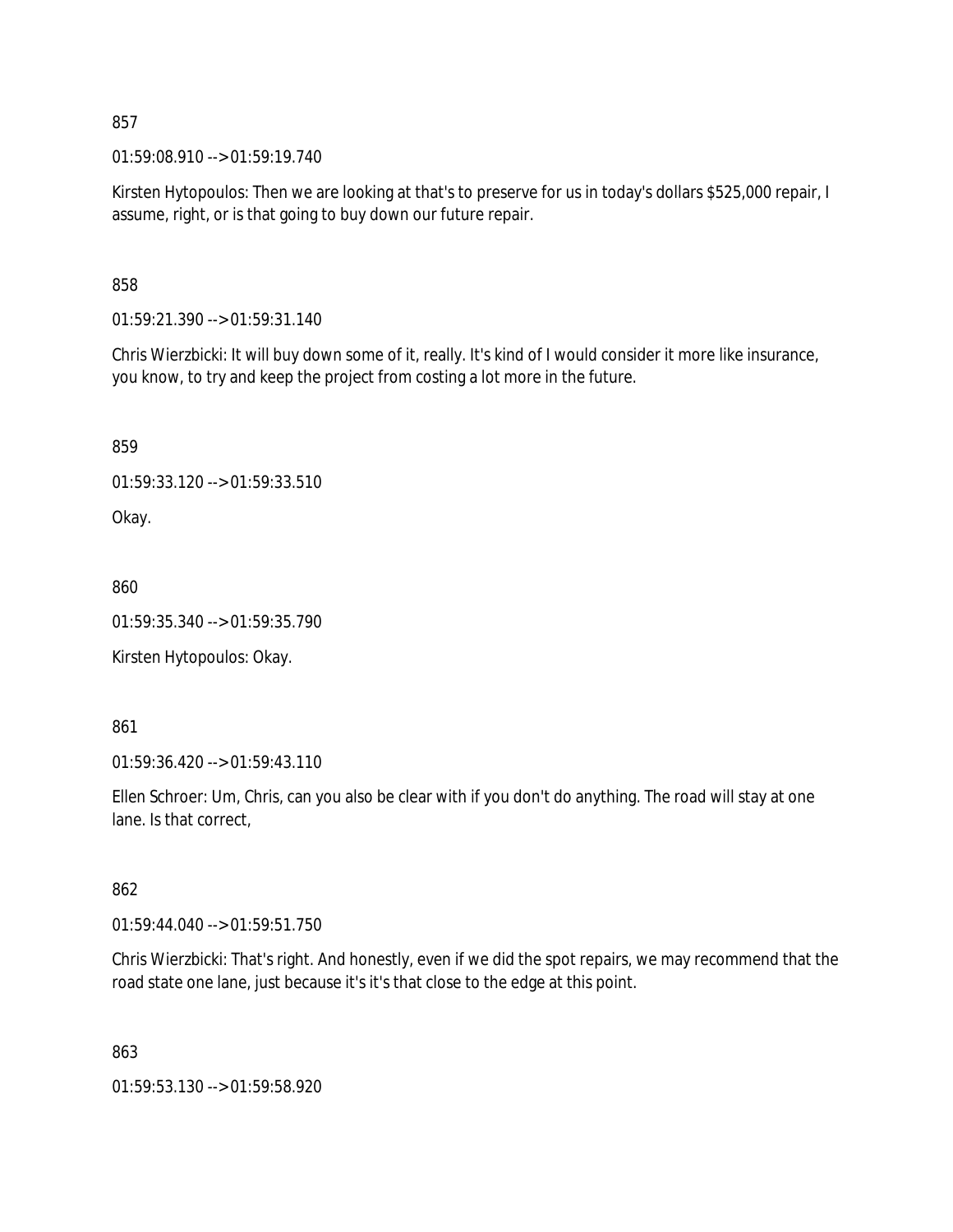857

01:59:08.910 --> 01:59:19.740

Kirsten Hytopoulos: Then we are looking at that's to preserve for us in today's dollars $525,000 repair, I assume, right, or is that going to buy down our future repair.

858

01:59:21.390 --> 01:59:31.140

Chris Wierzbicki: It will buy down some of it, really. It's kind of I would consider it more like insurance, you know, to try and keep the project from costing a lot more in the future.

859

01:59:33.120 --> 01:59:33.510

Okay.

860

01:59:35.340 --> 01:59:35.790

Kirsten Hytopoulos: Okay.

861

01:59:36.420 --> 01:59:43.110

Ellen Schroer: Um, Chris, can you also be clear with if you don't do anything. The road will stay at one lane. Is that correct,

862

01:59:44.040 --> 01:59:51.750

Chris Wierzbicki: That's right. And honestly, even if we did the spot repairs, we may recommend that the road state one lane, just because it's it's that close to the edge at this point.

863

01:59:53.130 --> 01:59:58.920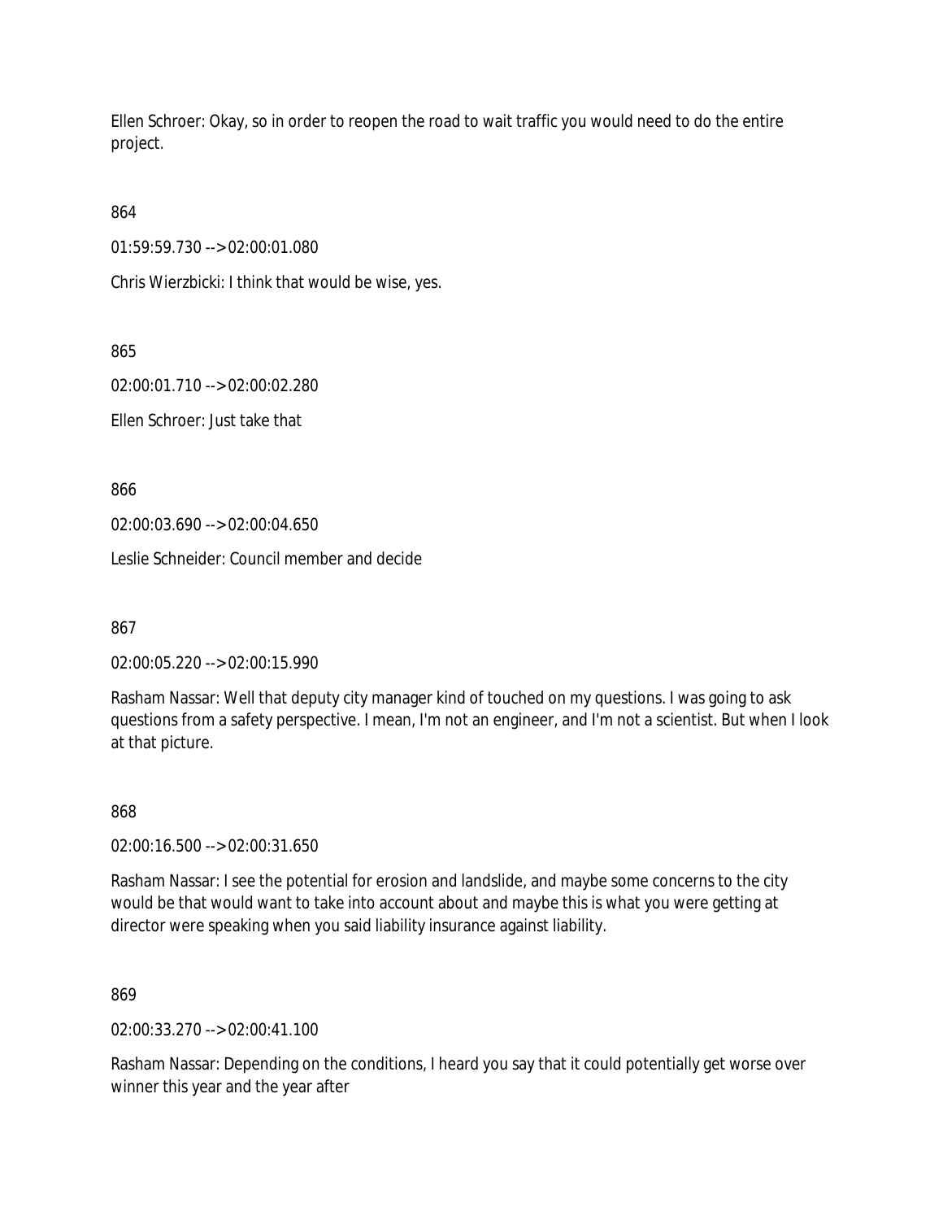Ellen Schroer: Okay, so in order to reopen the road to wait traffic you would need to do the entire project.

864

01:59:59.730 --> 02:00:01.080

Chris Wierzbicki: I think that would be wise, yes.

865

02:00:01.710 --> 02:00:02.280

Ellen Schroer: Just take that

866

02:00:03.690 --> 02:00:04.650

Leslie Schneider: Council member and decide

867

02:00:05.220 --> 02:00:15.990

Rasham Nassar: Well that deputy city manager kind of touched on my questions. I was going to ask questions from a safety perspective. I mean, I'm not an engineer, and I'm not a scientist. But when I look at that picture.

868

02:00:16.500 --> 02:00:31.650

Rasham Nassar: I see the potential for erosion and landslide, and maybe some concerns to the city would be that would want to take into account about and maybe this is what you were getting at director were speaking when you said liability insurance against liability.

869

02:00:33.270 --> 02:00:41.100

Rasham Nassar: Depending on the conditions, I heard you say that it could potentially get worse over winner this year and the year after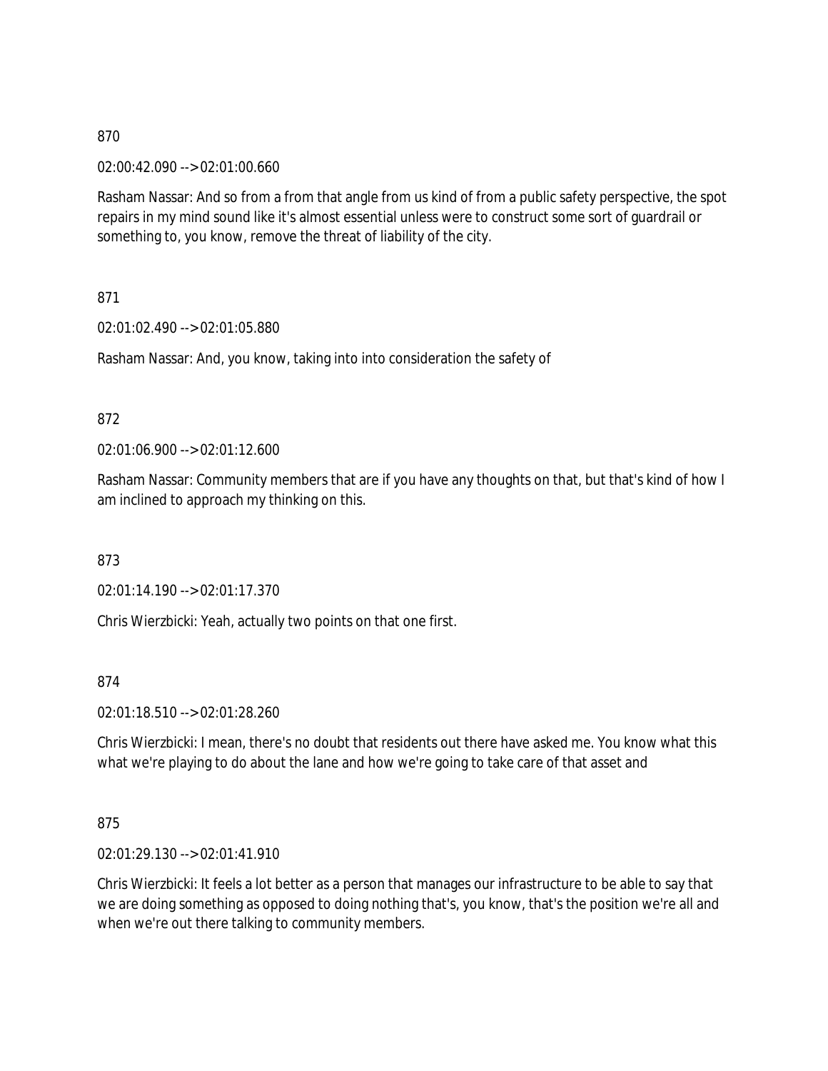870

02:00:42.090 --> 02:01:00.660

Rasham Nassar: And so from a from that angle from us kind of from a public safety perspective, the spot repairs in my mind sound like it's almost essential unless were to construct some sort of guardrail or something to, you know, remove the threat of liability of the city.

871

02:01:02.490 --> 02:01:05.880

Rasham Nassar: And, you know, taking into into consideration the safety of

872

02:01:06.900 --> 02:01:12.600

Rasham Nassar: Community members that are if you have any thoughts on that, but that's kind of how I am inclined to approach my thinking on this.

873

02:01:14.190 --> 02:01:17.370

Chris Wierzbicki: Yeah, actually two points on that one first.

874

02:01:18.510 --> 02:01:28.260

Chris Wierzbicki: I mean, there's no doubt that residents out there have asked me. You know what this what we're playing to do about the lane and how we're going to take care of that asset and

875

02:01:29.130 --> 02:01:41.910

Chris Wierzbicki: It feels a lot better as a person that manages our infrastructure to be able to say that we are doing something as opposed to doing nothing that's, you know, that's the position we're all and when we're out there talking to community members.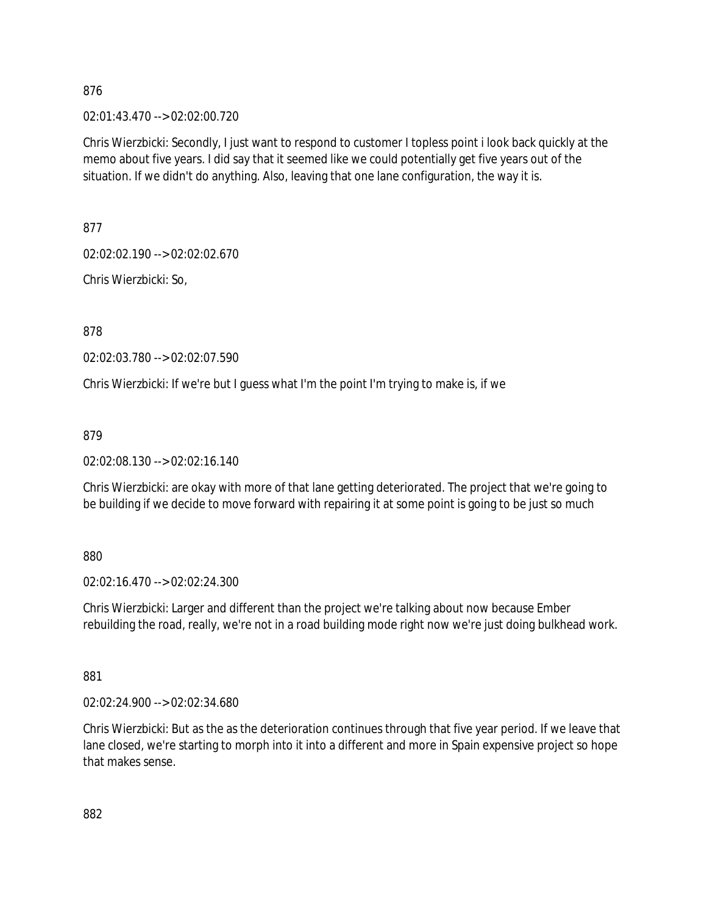876

02:01:43.470 --> 02:02:00.720

Chris Wierzbicki: Secondly, I just want to respond to customer I topless point i look back quickly at the memo about five years. I did say that it seemed like we could potentially get five years out of the situation. If we didn't do anything. Also, leaving that one lane configuration, the way it is.

877

02:02:02.190 --> 02:02:02.670

Chris Wierzbicki: So,

878

02:02:03.780 --> 02:02:07.590

Chris Wierzbicki: If we're but I guess what I'm the point I'm trying to make is, if we

879

02:02:08.130 --> 02:02:16.140

Chris Wierzbicki: are okay with more of that lane getting deteriorated. The project that we're going to be building if we decide to move forward with repairing it at some point is going to be just so much

880

02:02:16.470 --> 02:02:24.300

Chris Wierzbicki: Larger and different than the project we're talking about now because Ember rebuilding the road, really, we're not in a road building mode right now we're just doing bulkhead work.

881

02:02:24.900 --> 02:02:34.680

Chris Wierzbicki: But as the as the deterioration continues through that five year period. If we leave that lane closed, we're starting to morph into it into a different and more in Spain expensive project so hope that makes sense.

882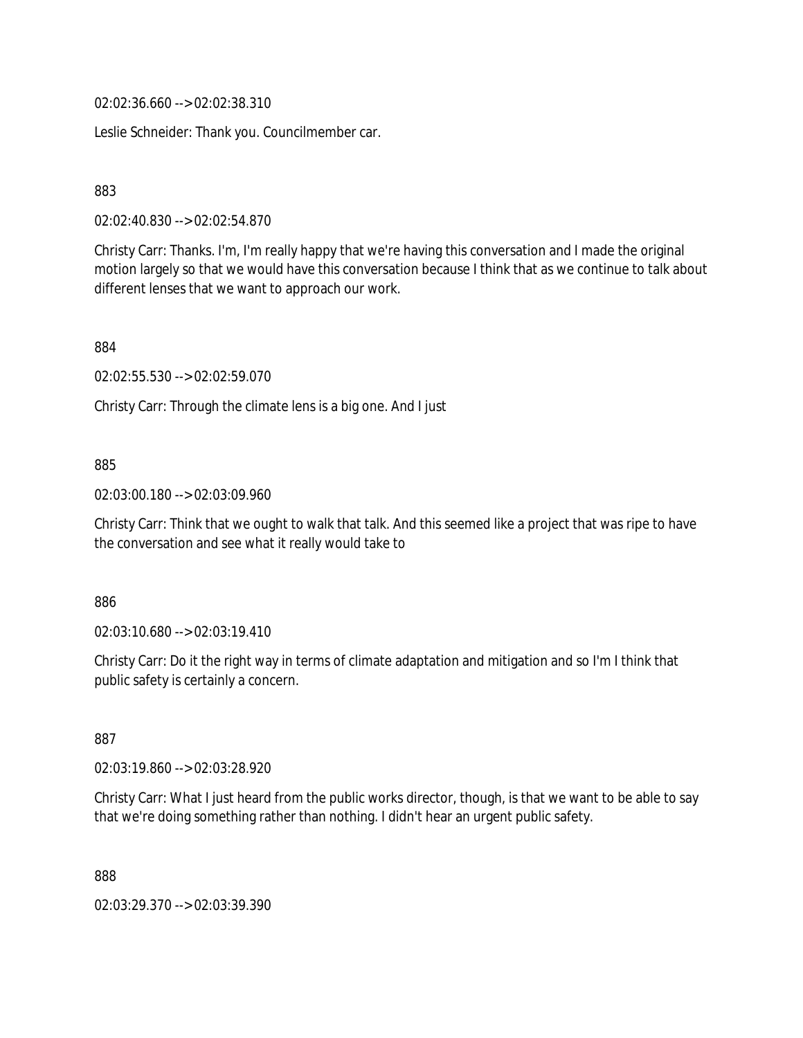02:02:36.660 --> 02:02:38.310

Leslie Schneider: Thank you. Councilmember car.

883

02:02:40.830 --> 02:02:54.870

Christy Carr: Thanks. I'm, I'm really happy that we're having this conversation and I made the original motion largely so that we would have this conversation because I think that as we continue to talk about different lenses that we want to approach our work.

884

02:02:55.530 --> 02:02:59.070

Christy Carr: Through the climate lens is a big one. And I just

885

02:03:00.180 --> 02:03:09.960

Christy Carr: Think that we ought to walk that talk. And this seemed like a project that was ripe to have the conversation and see what it really would take to

886

02:03:10.680 --> 02:03:19.410

Christy Carr: Do it the right way in terms of climate adaptation and mitigation and so I'm I think that public safety is certainly a concern.

887

02:03:19.860 --> 02:03:28.920

Christy Carr: What I just heard from the public works director, though, is that we want to be able to say that we're doing something rather than nothing. I didn't hear an urgent public safety.

888

02:03:29.370 --> 02:03:39.390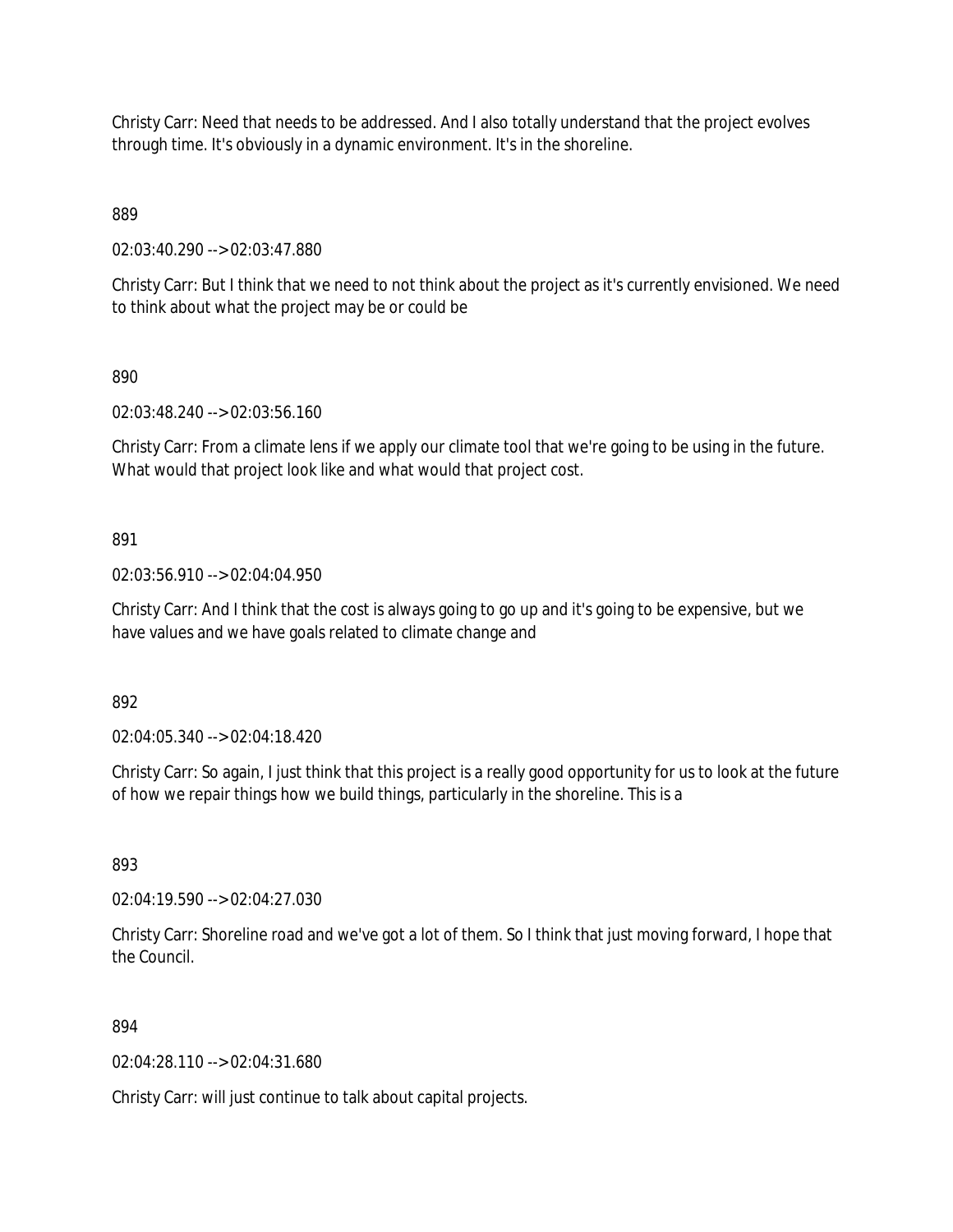Christy Carr: Need that needs to be addressed. And I also totally understand that the project evolves through time. It's obviously in a dynamic environment. It's in the shoreline.

889

02:03:40.290 --> 02:03:47.880

Christy Carr: But I think that we need to not think about the project as it's currently envisioned. We need to think about what the project may be or could be

890

02:03:48.240 --> 02:03:56.160

Christy Carr: From a climate lens if we apply our climate tool that we're going to be using in the future. What would that project look like and what would that project cost.

891

02:03:56.910 --> 02:04:04.950

Christy Carr: And I think that the cost is always going to go up and it's going to be expensive, but we have values and we have goals related to climate change and

892

02:04:05.340 --> 02:04:18.420

Christy Carr: So again, I just think that this project is a really good opportunity for us to look at the future of how we repair things how we build things, particularly in the shoreline. This is a

893

02:04:19.590 --> 02:04:27.030

Christy Carr: Shoreline road and we've got a lot of them. So I think that just moving forward, I hope that the Council.

894

02:04:28.110 --> 02:04:31.680

Christy Carr: will just continue to talk about capital projects.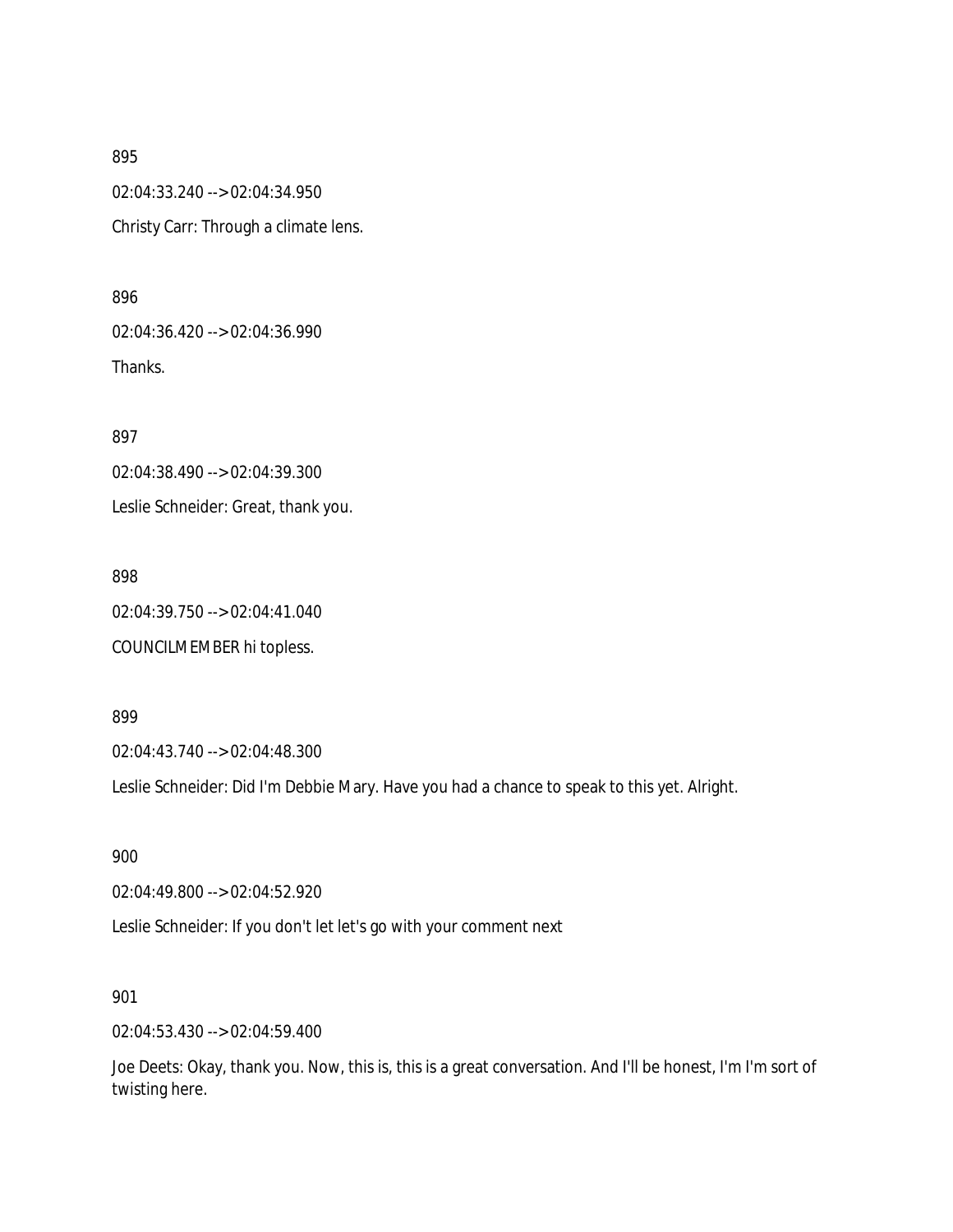895

02:04:33.240 --> 02:04:34.950

Christy Carr: Through a climate lens.

896

02:04:36.420 --> 02:04:36.990

Thanks.

897

02:04:38.490 --> 02:04:39.300

Leslie Schneider: Great, thank you.

898

02:04:39.750 --> 02:04:41.040

COUNCILMEMBER hi topless.

899

02:04:43.740 --> 02:04:48.300

Leslie Schneider: Did I'm Debbie Mary. Have you had a chance to speak to this yet. Alright.

900

02:04:49.800 --> 02:04:52.920

Leslie Schneider: If you don't let let's go with your comment next

901

02:04:53.430 --> 02:04:59.400

Joe Deets: Okay, thank you. Now, this is, this is a great conversation. And I'll be honest, I'm I'm sort of twisting here.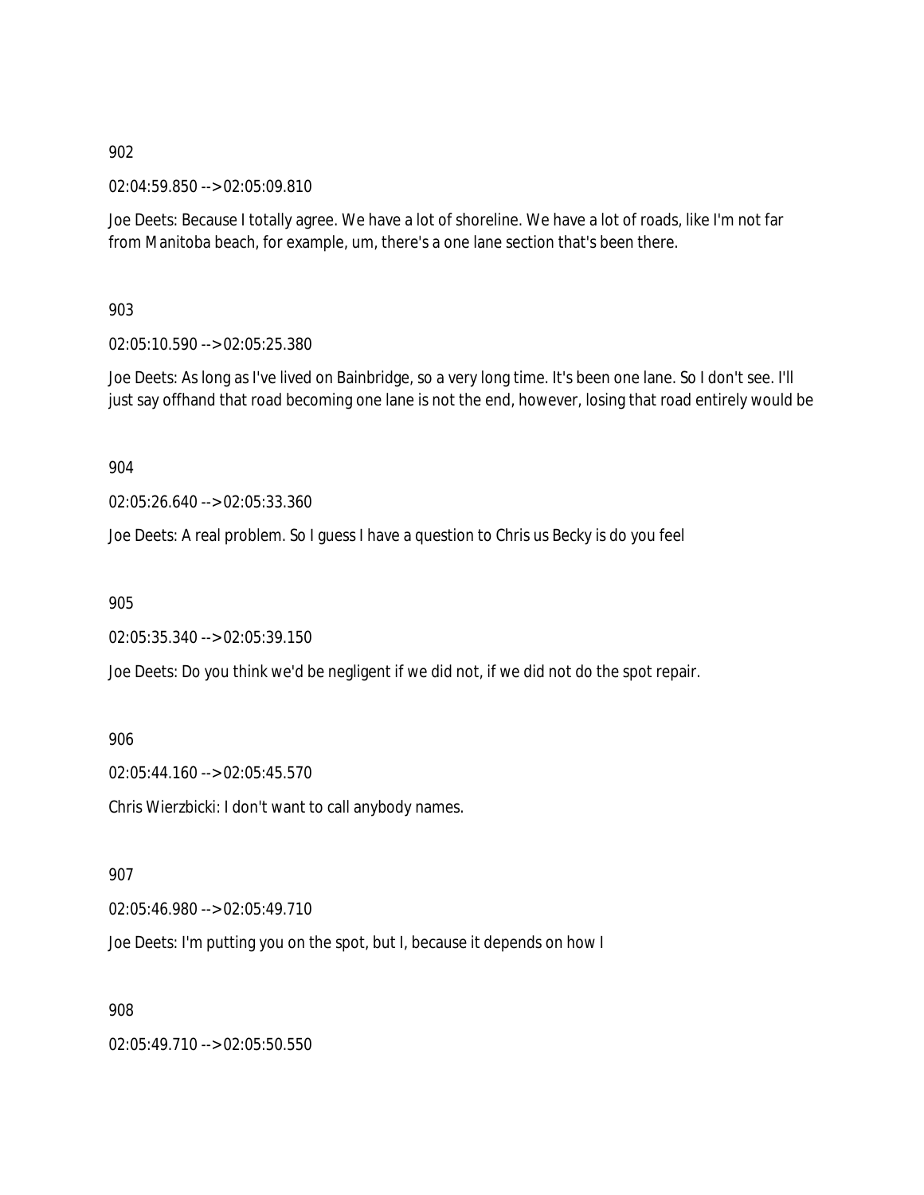902

02:04:59.850 --> 02:05:09.810

Joe Deets: Because I totally agree. We have a lot of shoreline. We have a lot of roads, like I'm not far from Manitoba beach, for example, um, there's a one lane section that's been there.

903

02:05:10.590 --> 02:05:25.380

Joe Deets: As long as I've lived on Bainbridge, so a very long time. It's been one lane. So I don't see. I'll just say offhand that road becoming one lane is not the end, however, losing that road entirely would be

904

02:05:26.640 --> 02:05:33.360

Joe Deets: A real problem. So I guess I have a question to Chris us Becky is do you feel

905

02:05:35.340 --> 02:05:39.150

Joe Deets: Do you think we'd be negligent if we did not, if we did not do the spot repair.

906

02:05:44.160 --> 02:05:45.570

Chris Wierzbicki: I don't want to call anybody names.

907

02:05:46.980 --> 02:05:49.710

Joe Deets: I'm putting you on the spot, but I, because it depends on how I

908

02:05:49.710 --> 02:05:50.550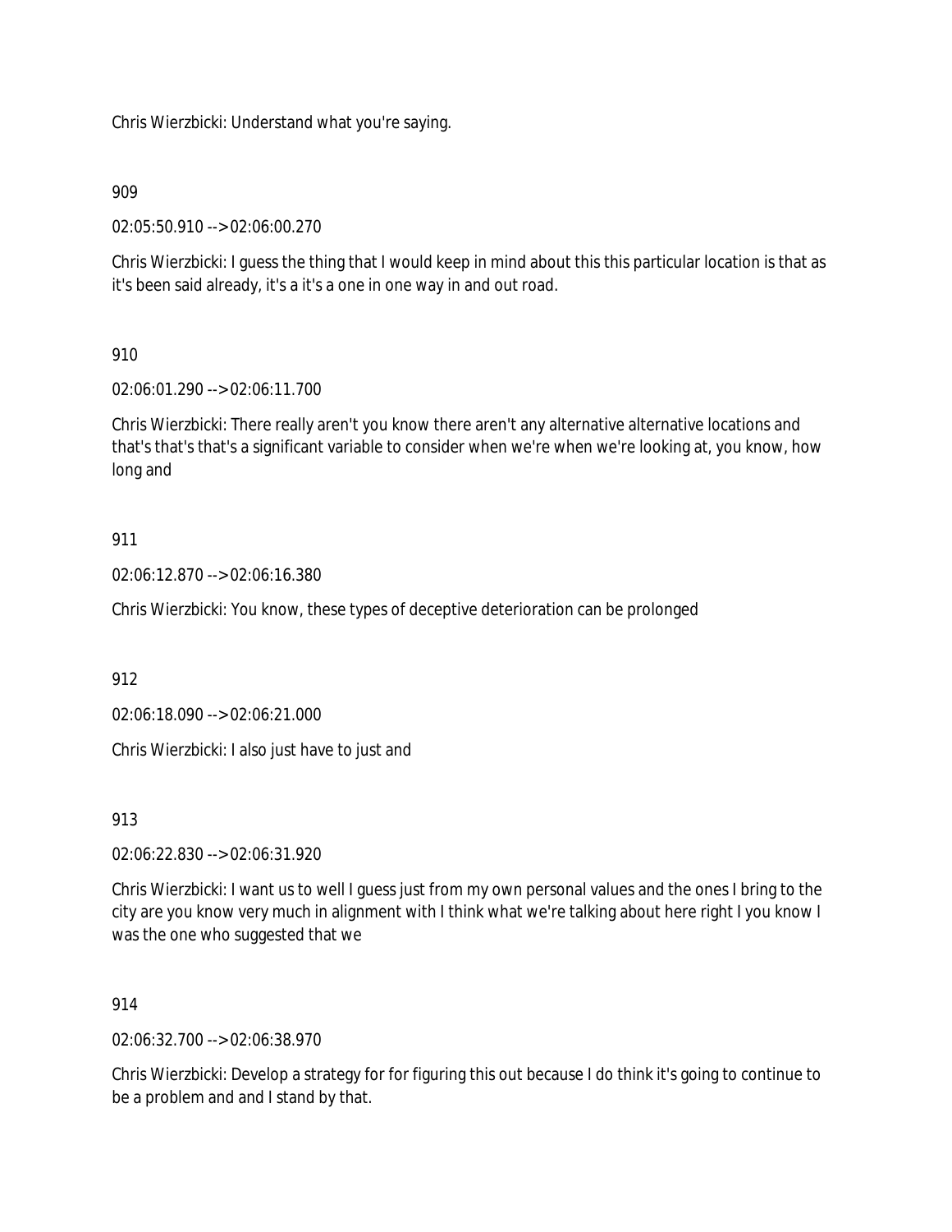Chris Wierzbicki: Understand what you're saying.

909

02:05:50.910 --> 02:06:00.270

Chris Wierzbicki: I guess the thing that I would keep in mind about this this particular location is that as it's been said already, it's a it's a one in one way in and out road.

910

02:06:01.290 --> 02:06:11.700

Chris Wierzbicki: There really aren't you know there aren't any alternative alternative locations and that's that's that's a significant variable to consider when we're when we're looking at, you know, how long and

911

02:06:12.870 --> 02:06:16.380

Chris Wierzbicki: You know, these types of deceptive deterioration can be prolonged

912

02:06:18.090 --> 02:06:21.000

Chris Wierzbicki: I also just have to just and

913

02:06:22.830 --> 02:06:31.920

Chris Wierzbicki: I want us to well I guess just from my own personal values and the ones I bring to the city are you know very much in alignment with I think what we're talking about here right I you know I was the one who suggested that we

914

02:06:32.700 --> 02:06:38.970

Chris Wierzbicki: Develop a strategy for for figuring this out because I do think it's going to continue to be a problem and and I stand by that.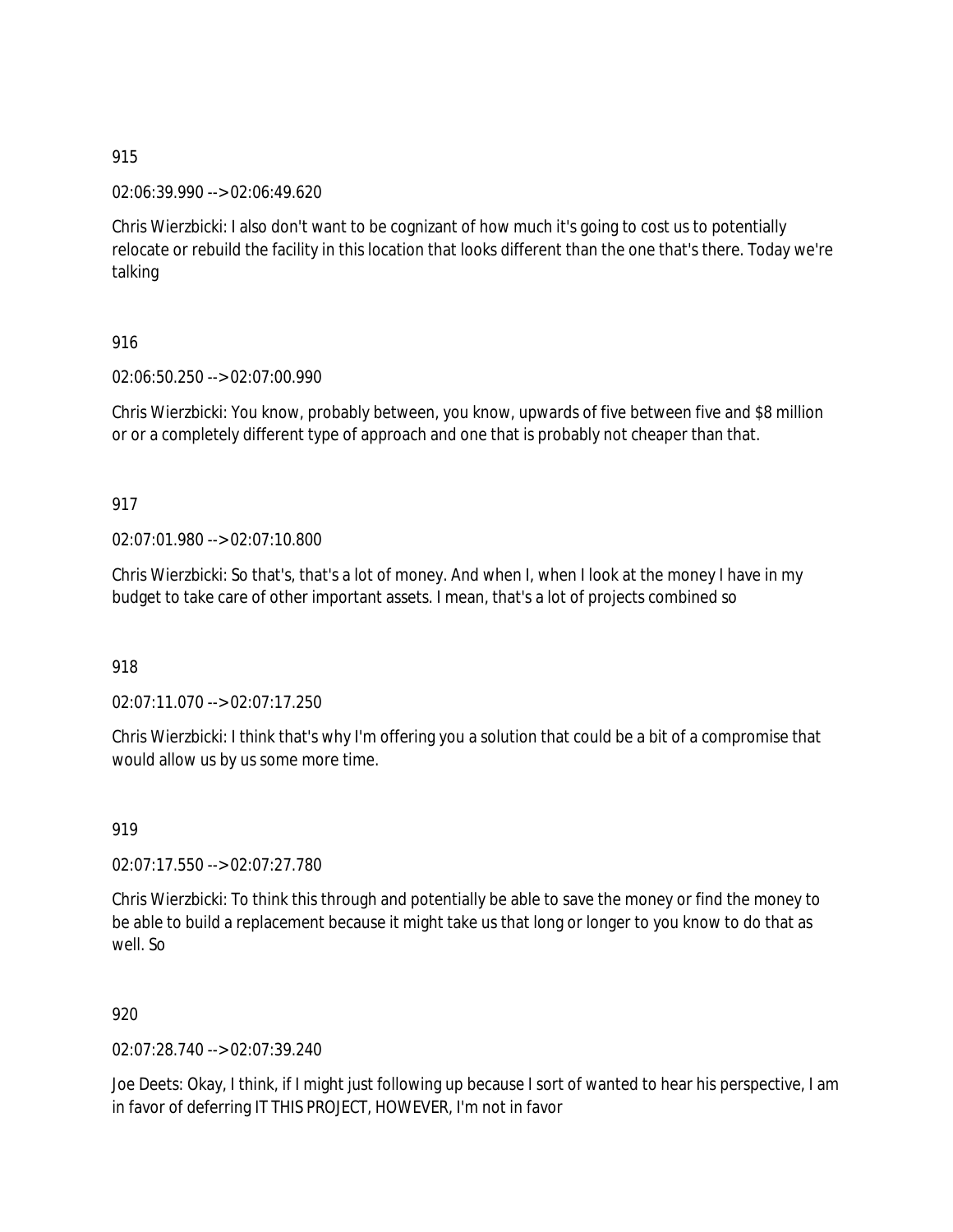915

02:06:39.990 --> 02:06:49.620

Chris Wierzbicki: I also don't want to be cognizant of how much it's going to cost us to potentially relocate or rebuild the facility in this location that looks different than the one that's there. Today we're talking

916

02:06:50.250 --> 02:07:00.990

Chris Wierzbicki: You know, probably between, you know, upwards of five between five and $8 million or or a completely different type of approach and one that is probably not cheaper than that.

917

02:07:01.980 --> 02:07:10.800

Chris Wierzbicki: So that's, that's a lot of money. And when I, when I look at the money I have in my budget to take care of other important assets. I mean, that's a lot of projects combined so

918

02:07:11.070 --> 02:07:17.250

Chris Wierzbicki: I think that's why I'm offering you a solution that could be a bit of a compromise that would allow us by us some more time.

919

02:07:17.550 --> 02:07:27.780

Chris Wierzbicki: To think this through and potentially be able to save the money or find the money to be able to build a replacement because it might take us that long or longer to you know to do that as well. So

920

02:07:28.740 --> 02:07:39.240

Joe Deets: Okay, I think, if I might just following up because I sort of wanted to hear his perspective, I am in favor of deferring IT THIS PROJECT, HOWEVER, I'm not in favor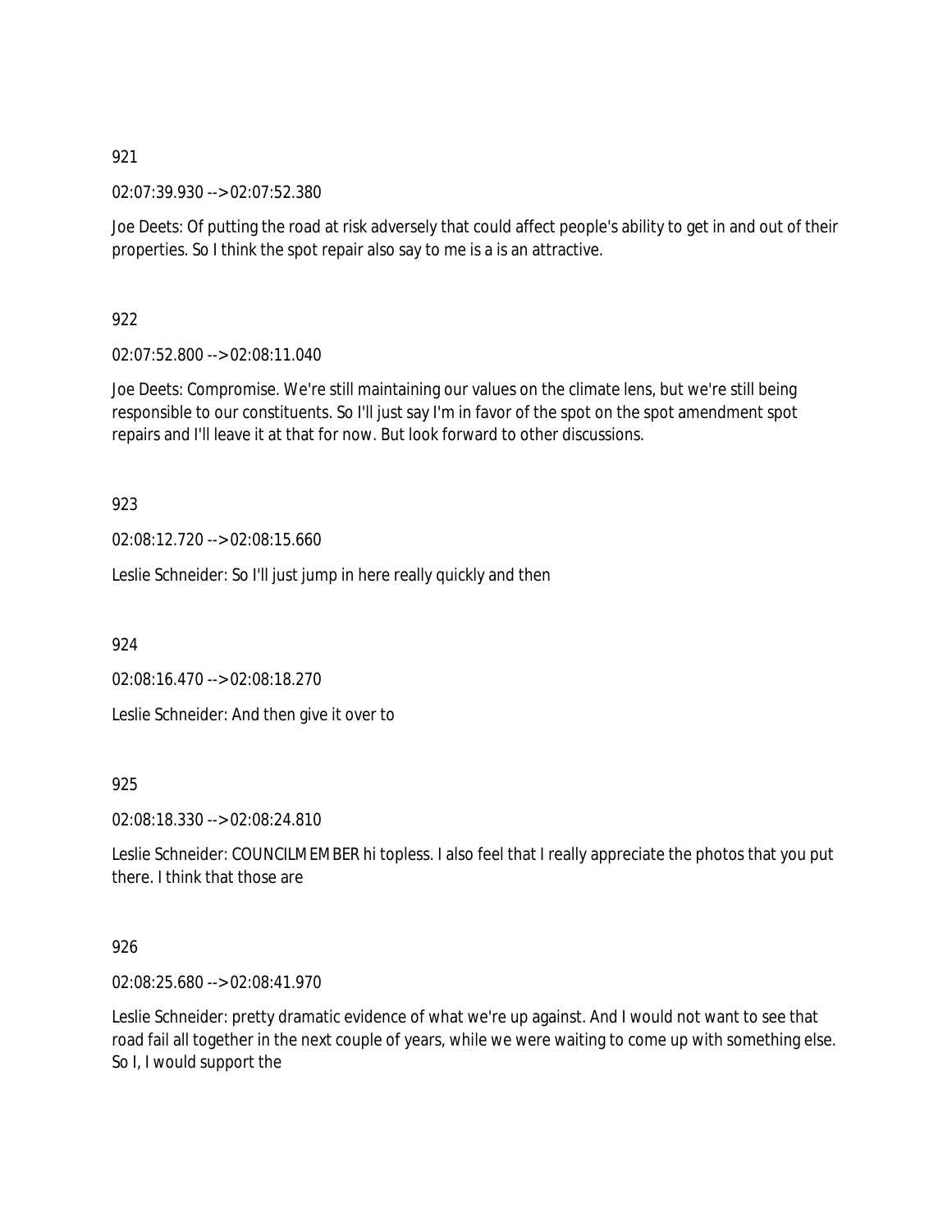921

02:07:39.930 --> 02:07:52.380

Joe Deets: Of putting the road at risk adversely that could affect people's ability to get in and out of their properties. So I think the spot repair also say to me is a is an attractive.

922

02:07:52.800 --> 02:08:11.040

Joe Deets: Compromise. We're still maintaining our values on the climate lens, but we're still being responsible to our constituents. So I'll just say I'm in favor of the spot on the spot amendment spot repairs and I'll leave it at that for now. But look forward to other discussions.

923

02:08:12.720 --> 02:08:15.660

Leslie Schneider: So I'll just jump in here really quickly and then

924

02:08:16.470 --> 02:08:18.270

Leslie Schneider: And then give it over to

925

02:08:18.330 --> 02:08:24.810

Leslie Schneider: COUNCILMEMBER hi topless. I also feel that I really appreciate the photos that you put there. I think that those are

926

02:08:25.680 --> 02:08:41.970

Leslie Schneider: pretty dramatic evidence of what we're up against. And I would not want to see that road fail all together in the next couple of years, while we were waiting to come up with something else. So I, I would support the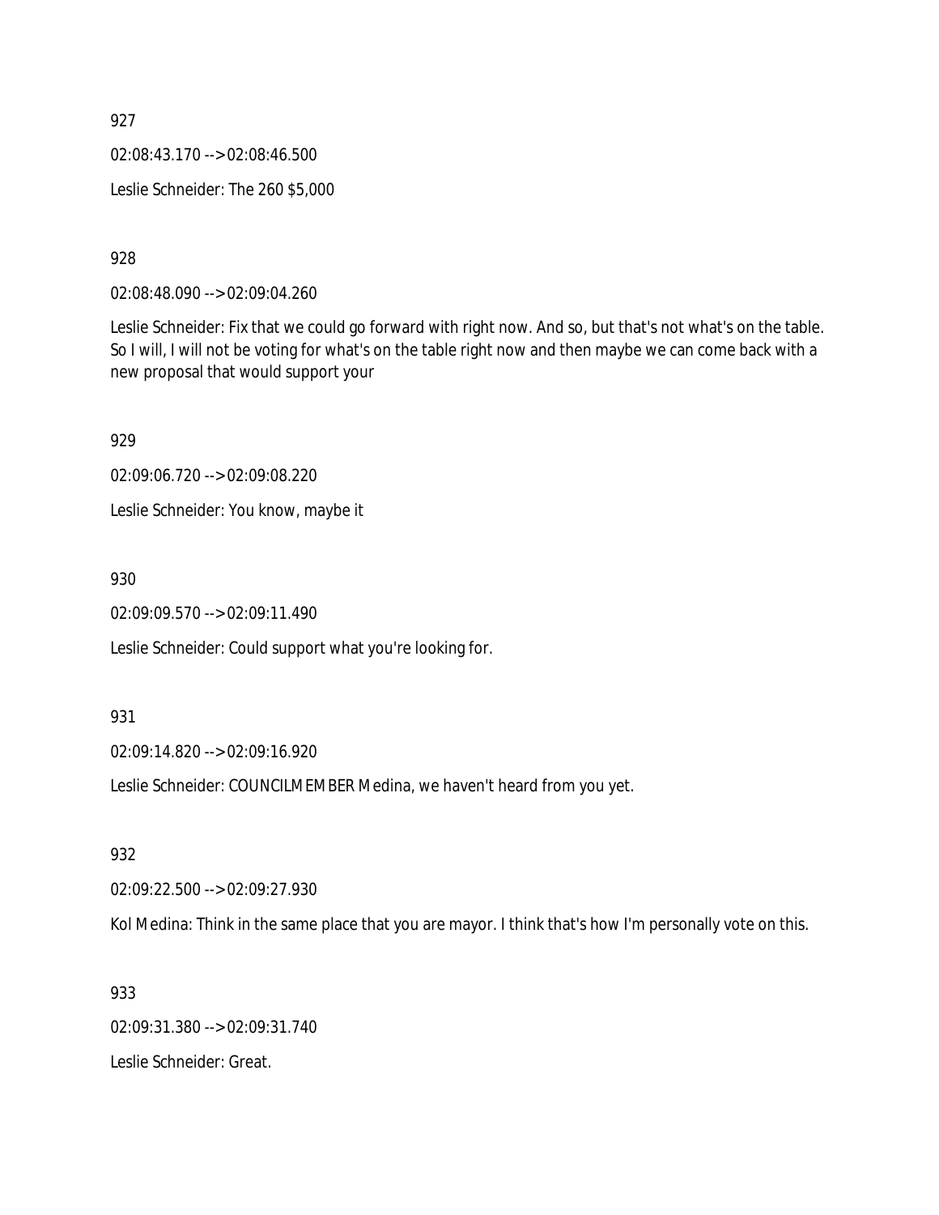927

02:08:43.170 --> 02:08:46.500

Leslie Schneider: The 260 $5,000

928

02:08:48.090 --> 02:09:04.260

Leslie Schneider: Fix that we could go forward with right now. And so, but that's not what's on the table. So I will, I will not be voting for what's on the table right now and then maybe we can come back with a new proposal that would support your

929

02:09:06.720 --> 02:09:08.220

Leslie Schneider: You know, maybe it

930

02:09:09.570 --> 02:09:11.490

Leslie Schneider: Could support what you're looking for.

931

02:09:14.820 --> 02:09:16.920

Leslie Schneider: COUNCILMEMBER Medina, we haven't heard from you yet.

932

02:09:22.500 --> 02:09:27.930

Kol Medina: Think in the same place that you are mayor. I think that's how I'm personally vote on this.

933

02:09:31.380 --> 02:09:31.740

Leslie Schneider: Great.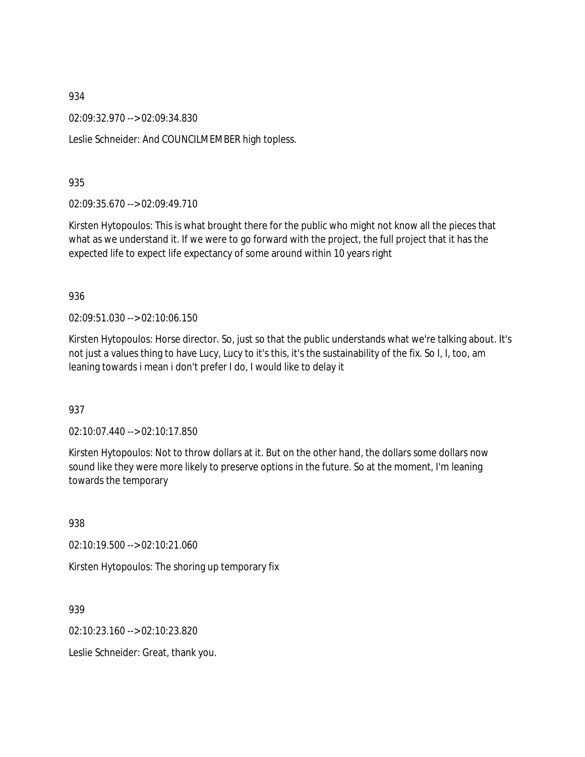934

02:09:32.970 --> 02:09:34.830

Leslie Schneider: And COUNCILMEMBER high topless.

935

02:09:35.670 --> 02:09:49.710

Kirsten Hytopoulos: This is what brought there for the public who might not know all the pieces that what as we understand it. If we were to go forward with the project, the full project that it has the expected life to expect life expectancy of some around within 10 years right

936

02:09:51.030 --> 02:10:06.150

Kirsten Hytopoulos: Horse director. So, just so that the public understands what we're talking about. It's not just a values thing to have Lucy, Lucy to it's this, it's the sustainability of the fix. So I, I, too, am leaning towards i mean i don't prefer I do, I would like to delay it

937

02:10:07.440 --> 02:10:17.850

Kirsten Hytopoulos: Not to throw dollars at it. But on the other hand, the dollars some dollars now sound like they were more likely to preserve options in the future. So at the moment, I'm leaning towards the temporary

938

02:10:19.500 --> 02:10:21.060

Kirsten Hytopoulos: The shoring up temporary fix

939

02:10:23.160 --> 02:10:23.820

Leslie Schneider: Great, thank you.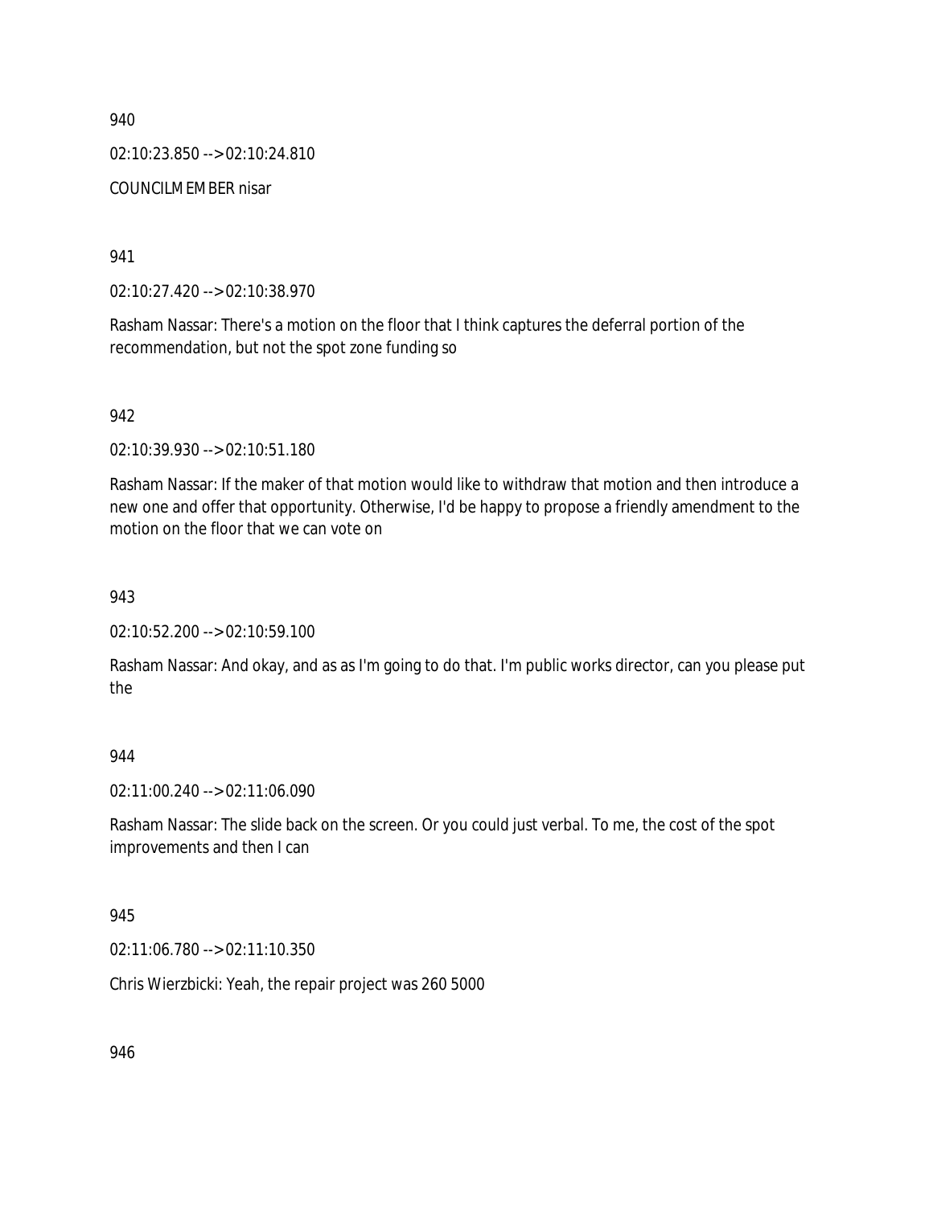940

02:10:23.850 --> 02:10:24.810

COUNCILMEMBER nisar

941

02:10:27.420 --> 02:10:38.970

Rasham Nassar: There's a motion on the floor that I think captures the deferral portion of the recommendation, but not the spot zone funding so

942

02:10:39.930 --> 02:10:51.180

Rasham Nassar: If the maker of that motion would like to withdraw that motion and then introduce a new one and offer that opportunity. Otherwise, I'd be happy to propose a friendly amendment to the motion on the floor that we can vote on

943

02:10:52.200 --> 02:10:59.100

Rasham Nassar: And okay, and as as I'm going to do that. I'm public works director, can you please put the

944

02:11:00.240 --> 02:11:06.090

Rasham Nassar: The slide back on the screen. Or you could just verbal. To me, the cost of the spot improvements and then I can

945

02:11:06.780 --> 02:11:10.350

Chris Wierzbicki: Yeah, the repair project was 260 5000

946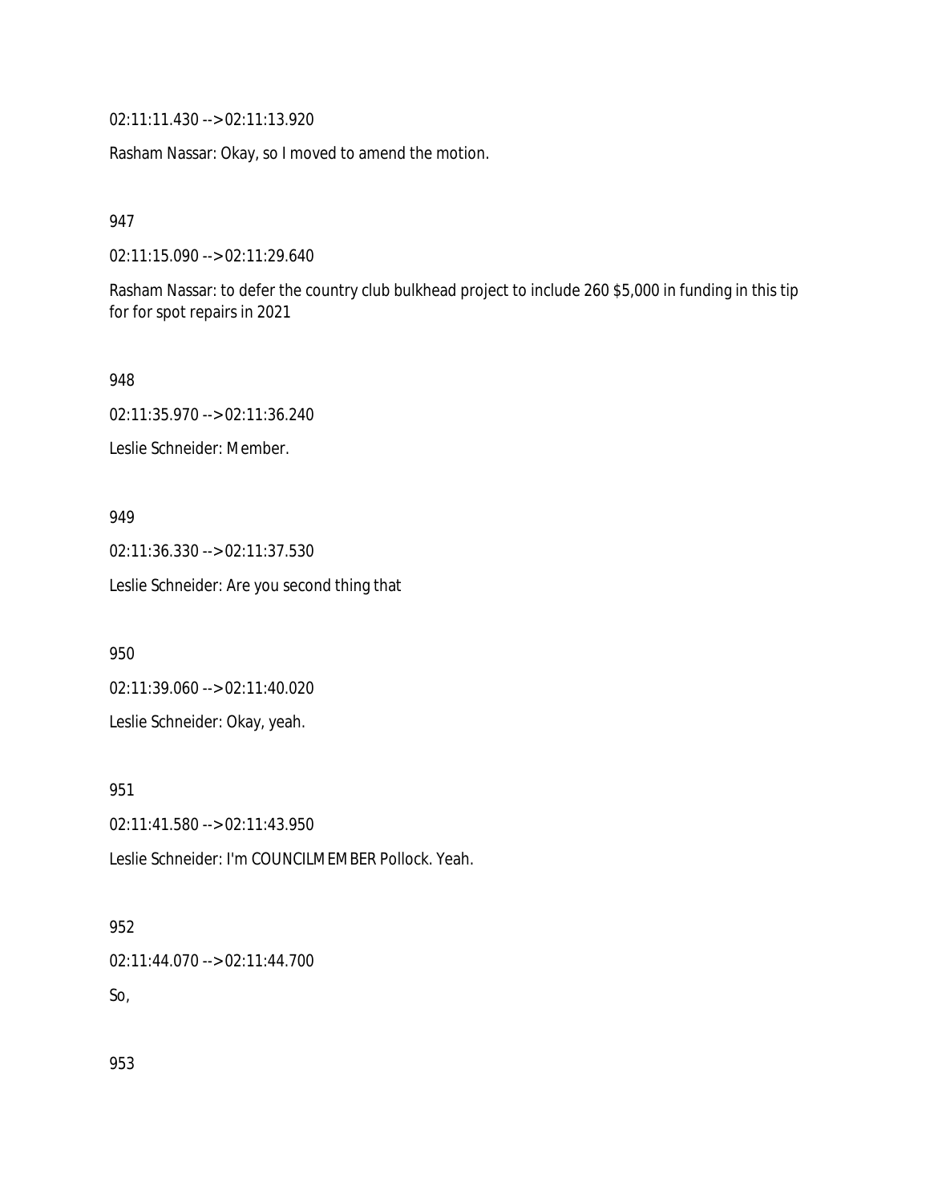02:11:11.430 --> 02:11:13.920

Rasham Nassar: Okay, so I moved to amend the motion.

947

02:11:15.090 --> 02:11:29.640

Rasham Nassar: to defer the country club bulkhead project to include 260 $5,000 in funding in this tip for for spot repairs in 2021

948

02:11:35.970 --> 02:11:36.240

Leslie Schneider: Member.

949

02:11:36.330 --> 02:11:37.530

Leslie Schneider: Are you second thing that

950

02:11:39.060 --> 02:11:40.020

Leslie Schneider: Okay, yeah.

951

02:11:41.580 --> 02:11:43.950

Leslie Schneider: I'm COUNCILMEMBER Pollock. Yeah.

952

02:11:44.070 --> 02:11:44.700

So,

953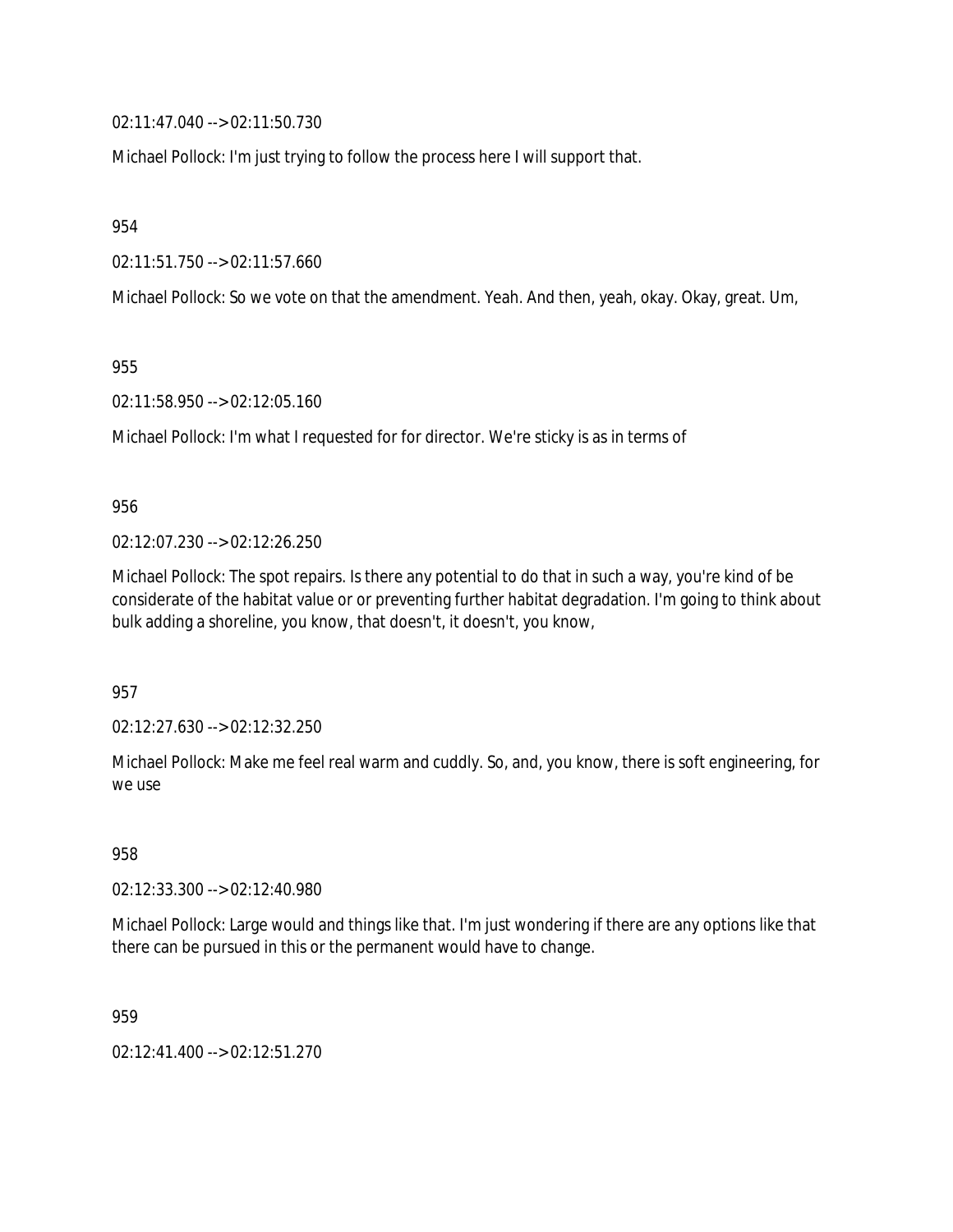02:11:47.040 --> 02:11:50.730

Michael Pollock: I'm just trying to follow the process here I will support that.

954

02:11:51.750 --> 02:11:57.660

Michael Pollock: So we vote on that the amendment. Yeah. And then, yeah, okay. Okay, great. Um,

955

02:11:58.950 --> 02:12:05.160

Michael Pollock: I'm what I requested for for director. We're sticky is as in terms of

956

02:12:07.230 --> 02:12:26.250

Michael Pollock: The spot repairs. Is there any potential to do that in such a way, you're kind of be considerate of the habitat value or or preventing further habitat degradation. I'm going to think about bulk adding a shoreline, you know, that doesn't, it doesn't, you know,

957

02:12:27.630 --> 02:12:32.250

Michael Pollock: Make me feel real warm and cuddly. So, and, you know, there is soft engineering, for we use

958

02:12:33.300 --> 02:12:40.980

Michael Pollock: Large would and things like that. I'm just wondering if there are any options like that there can be pursued in this or the permanent would have to change.

959

02:12:41.400 --> 02:12:51.270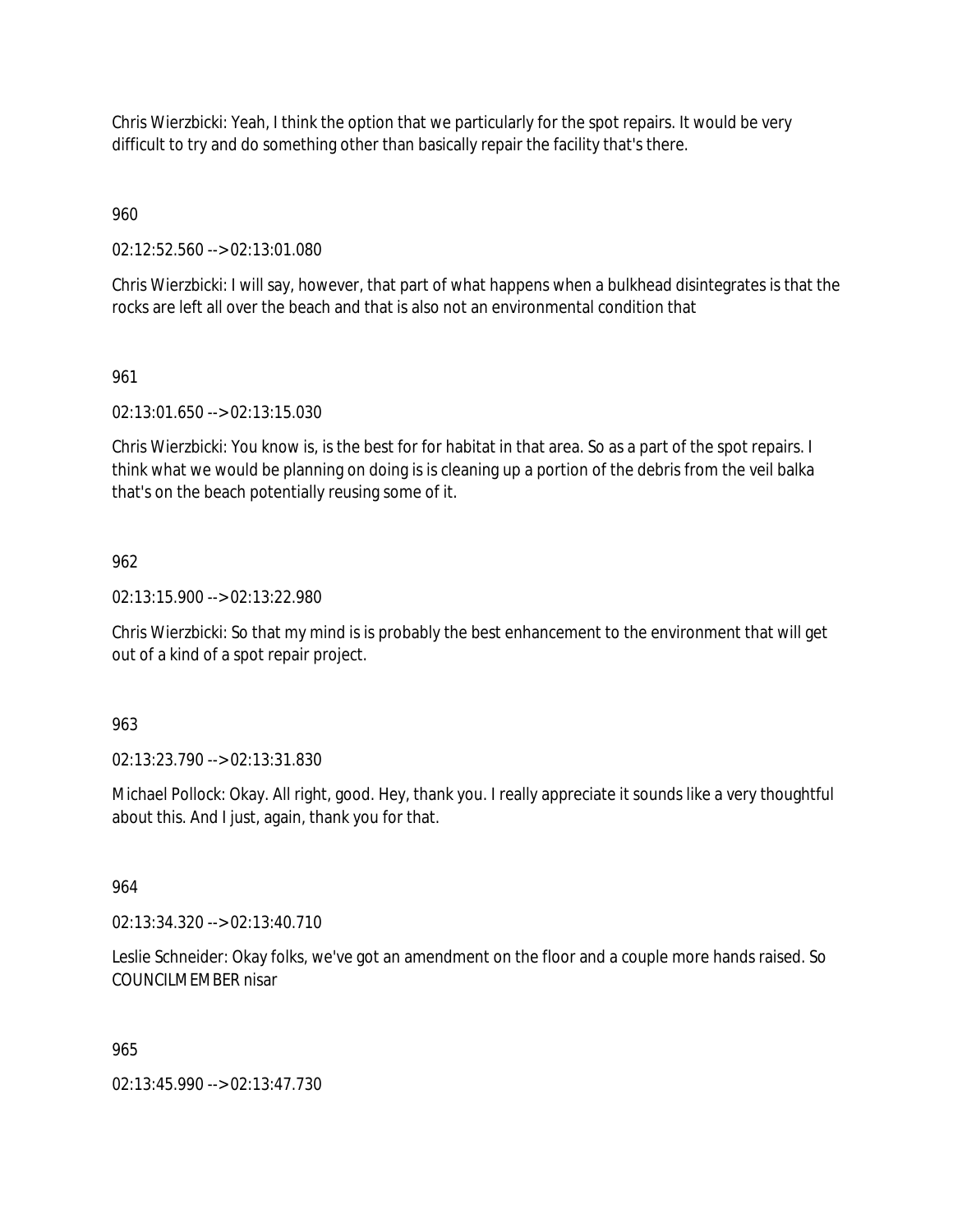Chris Wierzbicki: Yeah, I think the option that we particularly for the spot repairs. It would be very difficult to try and do something other than basically repair the facility that's there.

960

02:12:52.560 --> 02:13:01.080

Chris Wierzbicki: I will say, however, that part of what happens when a bulkhead disintegrates is that the rocks are left all over the beach and that is also not an environmental condition that

961

02:13:01.650 --> 02:13:15.030

Chris Wierzbicki: You know is, is the best for for habitat in that area. So as a part of the spot repairs. I think what we would be planning on doing is is cleaning up a portion of the debris from the veil balka that's on the beach potentially reusing some of it.

962

02:13:15.900 --> 02:13:22.980

Chris Wierzbicki: So that my mind is is probably the best enhancement to the environment that will get out of a kind of a spot repair project.

963

02:13:23.790 --> 02:13:31.830

Michael Pollock: Okay. All right, good. Hey, thank you. I really appreciate it sounds like a very thoughtful about this. And I just, again, thank you for that.

964

02:13:34.320 --> 02:13:40.710

Leslie Schneider: Okay folks, we've got an amendment on the floor and a couple more hands raised. So COUNCILMEMBER nisar

965

02:13:45.990 --> 02:13:47.730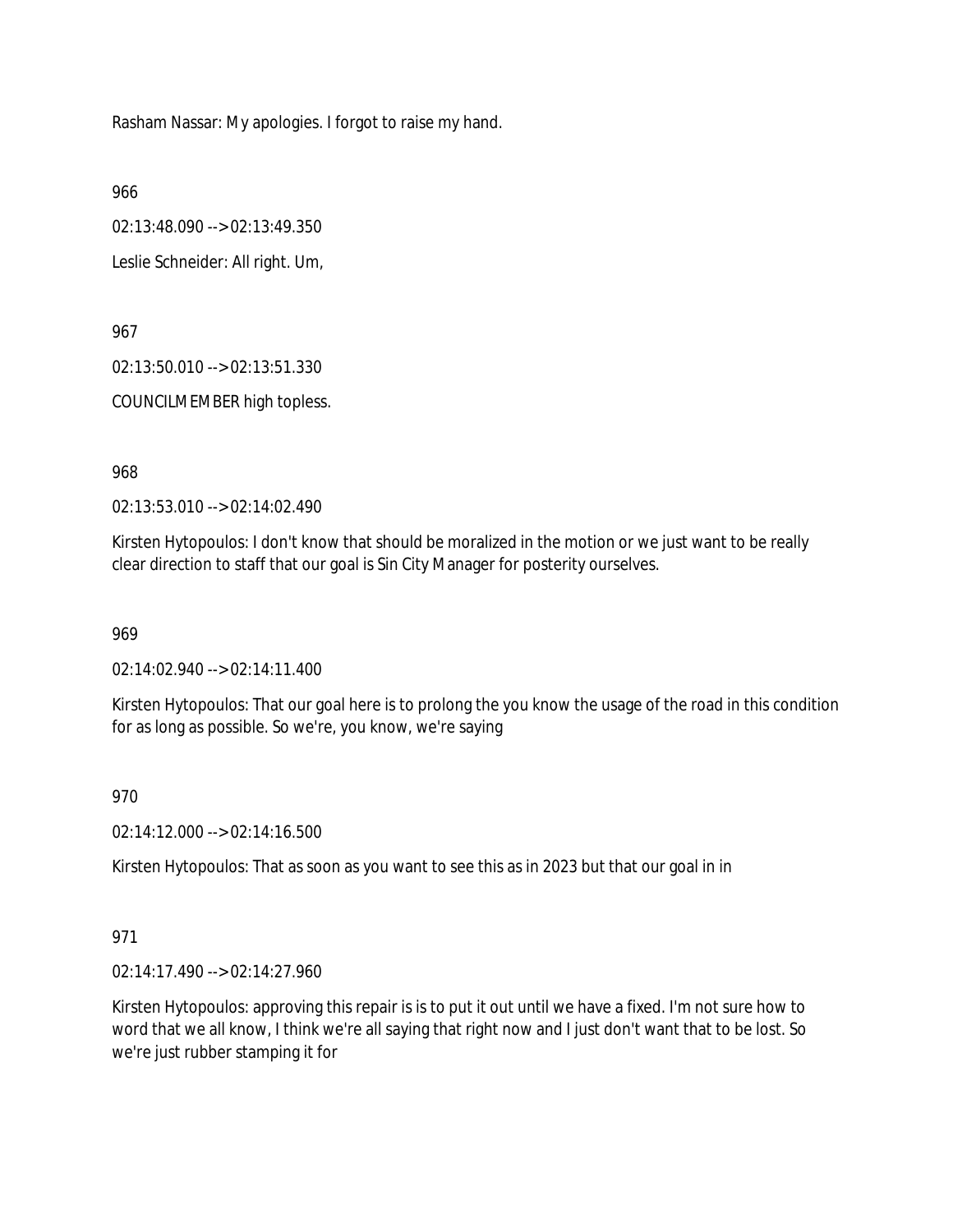Rasham Nassar: My apologies. I forgot to raise my hand.

966

02:13:48.090 --> 02:13:49.350

Leslie Schneider: All right. Um,

967

02:13:50.010 --> 02:13:51.330

COUNCILMEMBER high topless.

968

02:13:53.010 --> 02:14:02.490

Kirsten Hytopoulos: I don't know that should be moralized in the motion or we just want to be really clear direction to staff that our goal is Sin City Manager for posterity ourselves.

969

02:14:02.940 --> 02:14:11.400

Kirsten Hytopoulos: That our goal here is to prolong the you know the usage of the road in this condition for as long as possible. So we're, you know, we're saying

970

02:14:12.000 --> 02:14:16.500

Kirsten Hytopoulos: That as soon as you want to see this as in 2023 but that our goal in in

971

02:14:17.490 --> 02:14:27.960

Kirsten Hytopoulos: approving this repair is is to put it out until we have a fixed. I'm not sure how to word that we all know, I think we're all saying that right now and I just don't want that to be lost. So we're just rubber stamping it for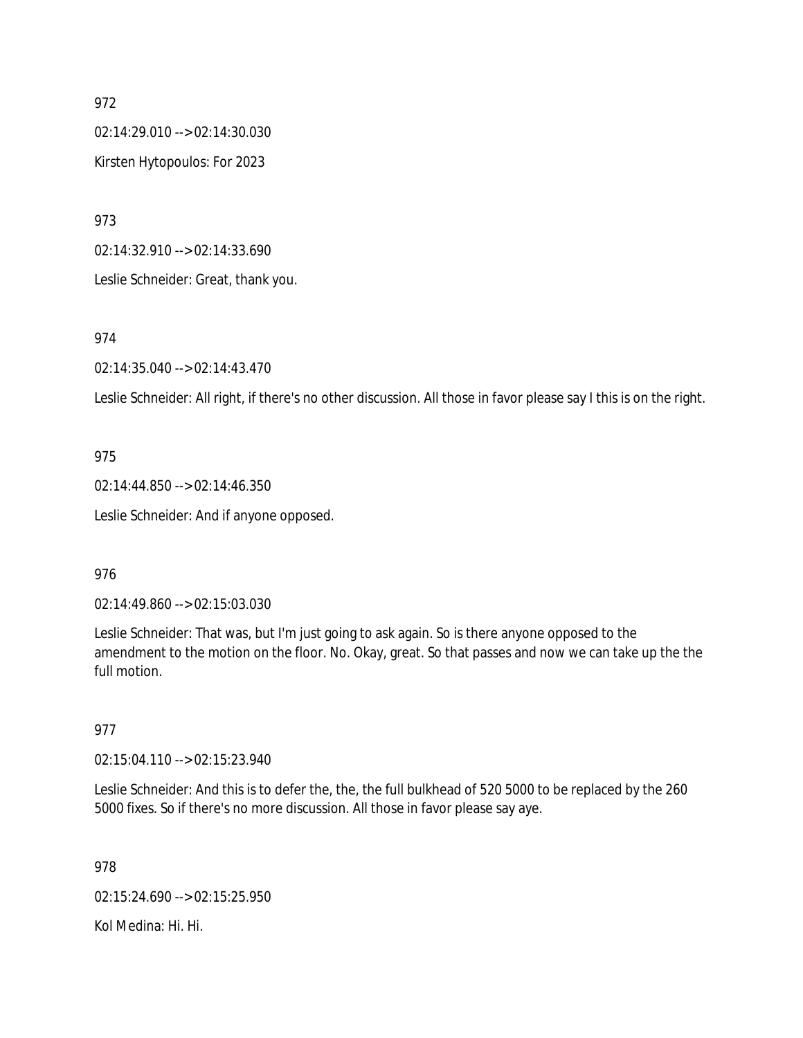972

02:14:29.010 --> 02:14:30.030

Kirsten Hytopoulos: For 2023

973

02:14:32.910 --> 02:14:33.690

Leslie Schneider: Great, thank you.

974

02:14:35.040 --> 02:14:43.470

Leslie Schneider: All right, if there's no other discussion. All those in favor please say I this is on the right.

975

02:14:44.850 --> 02:14:46.350

Leslie Schneider: And if anyone opposed.

976

02:14:49.860 --> 02:15:03.030

Leslie Schneider: That was, but I'm just going to ask again. So is there anyone opposed to the amendment to the motion on the floor. No. Okay, great. So that passes and now we can take up the the full motion.

977

02:15:04.110 --> 02:15:23.940

Leslie Schneider: And this is to defer the, the, the full bulkhead of 520 5000 to be replaced by the 260 5000 fixes. So if there's no more discussion. All those in favor please say aye.

978

02:15:24.690 --> 02:15:25.950

Kol Medina: Hi. Hi.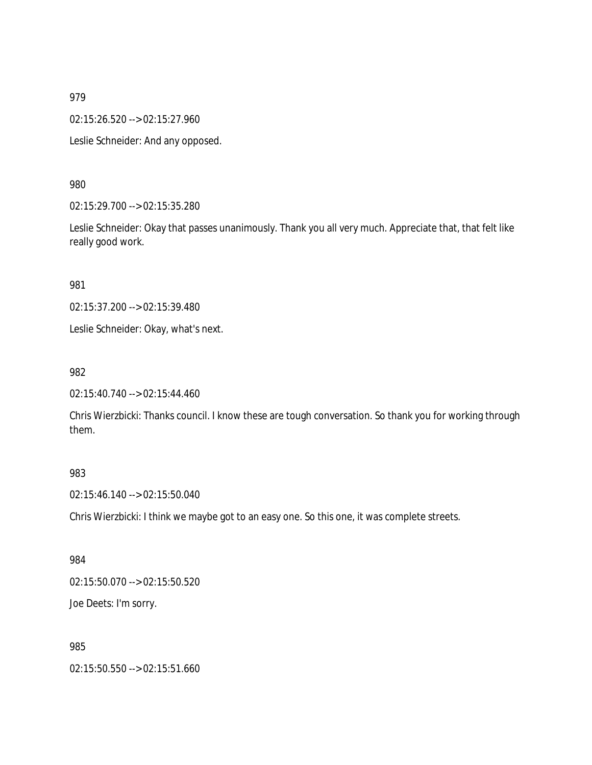979

02:15:26.520 --> 02:15:27.960

Leslie Schneider: And any opposed.

980

02:15:29.700 --> 02:15:35.280

Leslie Schneider: Okay that passes unanimously. Thank you all very much. Appreciate that, that felt like really good work.

981

02:15:37.200 --> 02:15:39.480

Leslie Schneider: Okay, what's next.

982

02:15:40.740 --> 02:15:44.460

Chris Wierzbicki: Thanks council. I know these are tough conversation. So thank you for working through them.

983

02:15:46.140 --> 02:15:50.040

Chris Wierzbicki: I think we maybe got to an easy one. So this one, it was complete streets.

984

02:15:50.070 --> 02:15:50.520

Joe Deets: I'm sorry.

985

02:15:50.550 --> 02:15:51.660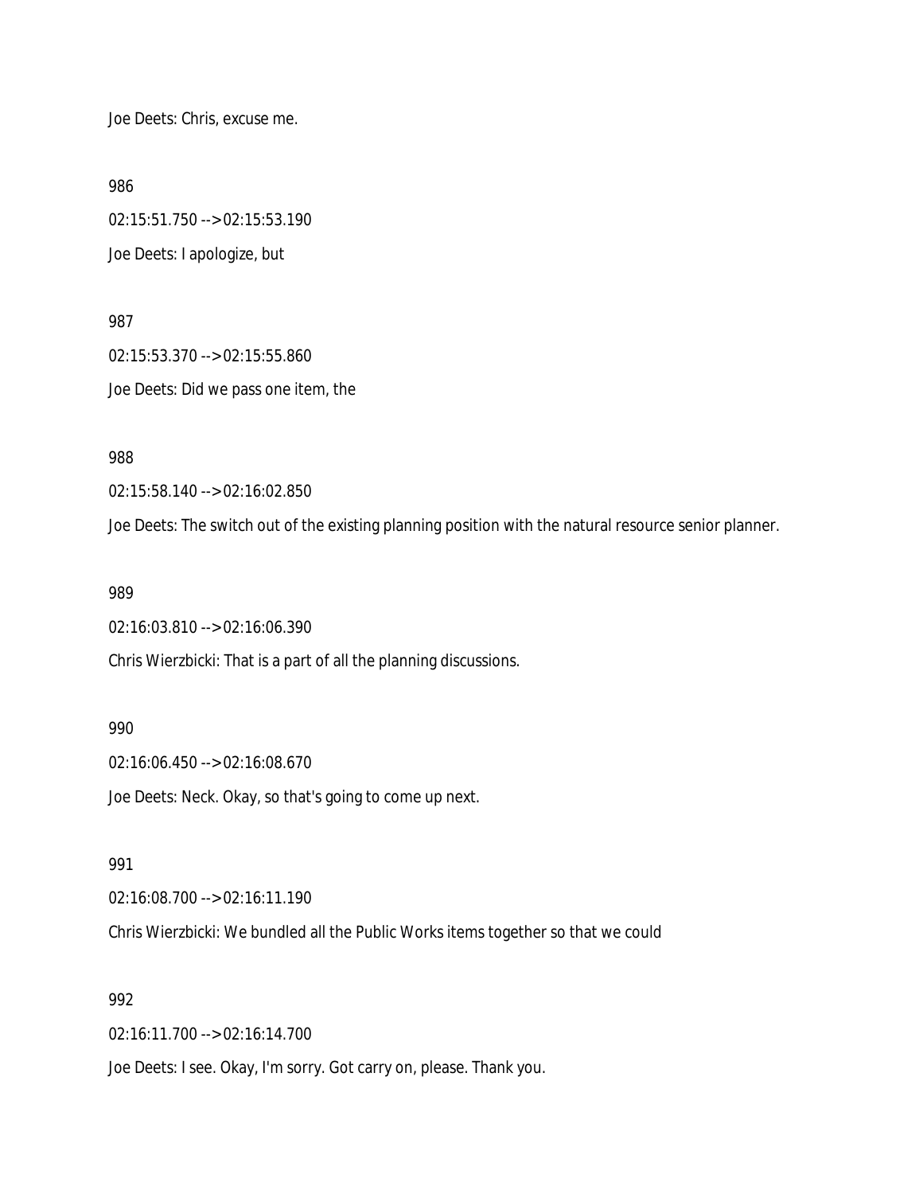Joe Deets: Chris, excuse me.

986

02:15:51.750 --> 02:15:53.190

Joe Deets: I apologize, but

987

02:15:53.370 --> 02:15:55.860

Joe Deets: Did we pass one item, the

988

02:15:58.140 --> 02:16:02.850

Joe Deets: The switch out of the existing planning position with the natural resource senior planner.

989

02:16:03.810 --> 02:16:06.390

Chris Wierzbicki: That is a part of all the planning discussions.

990

02:16:06.450 --> 02:16:08.670

Joe Deets: Neck. Okay, so that's going to come up next.

991

02:16:08.700 --> 02:16:11.190

Chris Wierzbicki: We bundled all the Public Works items together so that we could

992

02:16:11.700 --> 02:16:14.700

Joe Deets: I see. Okay, I'm sorry. Got carry on, please. Thank you.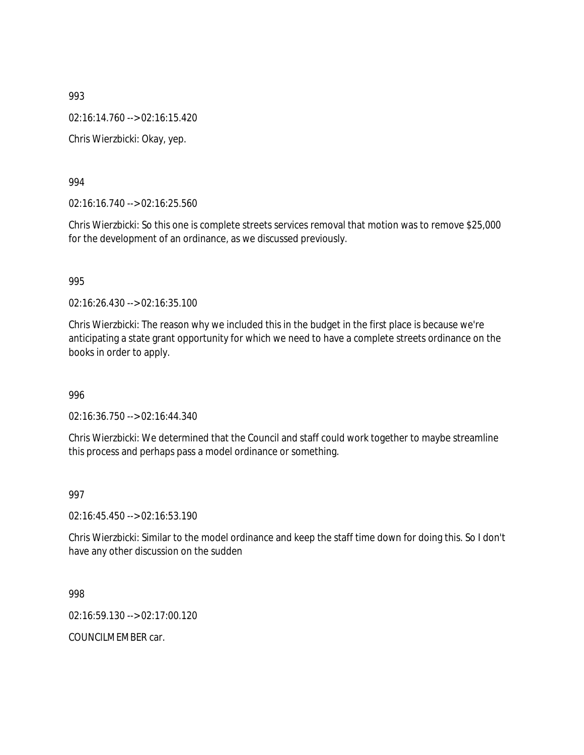993

02:16:14.760 --> 02:16:15.420

Chris Wierzbicki: Okay, yep.

994

02:16:16.740 --> 02:16:25.560

Chris Wierzbicki: So this one is complete streets services removal that motion was to remove $25,000 for the development of an ordinance, as we discussed previously.

995

02:16:26.430 --> 02:16:35.100

Chris Wierzbicki: The reason why we included this in the budget in the first place is because we're anticipating a state grant opportunity for which we need to have a complete streets ordinance on the books in order to apply.

996

02:16:36.750 --> 02:16:44.340

Chris Wierzbicki: We determined that the Council and staff could work together to maybe streamline this process and perhaps pass a model ordinance or something.

997

02:16:45.450 --> 02:16:53.190

Chris Wierzbicki: Similar to the model ordinance and keep the staff time down for doing this. So I don't have any other discussion on the sudden

998

02:16:59.130 --> 02:17:00.120

COUNCILMEMBER car.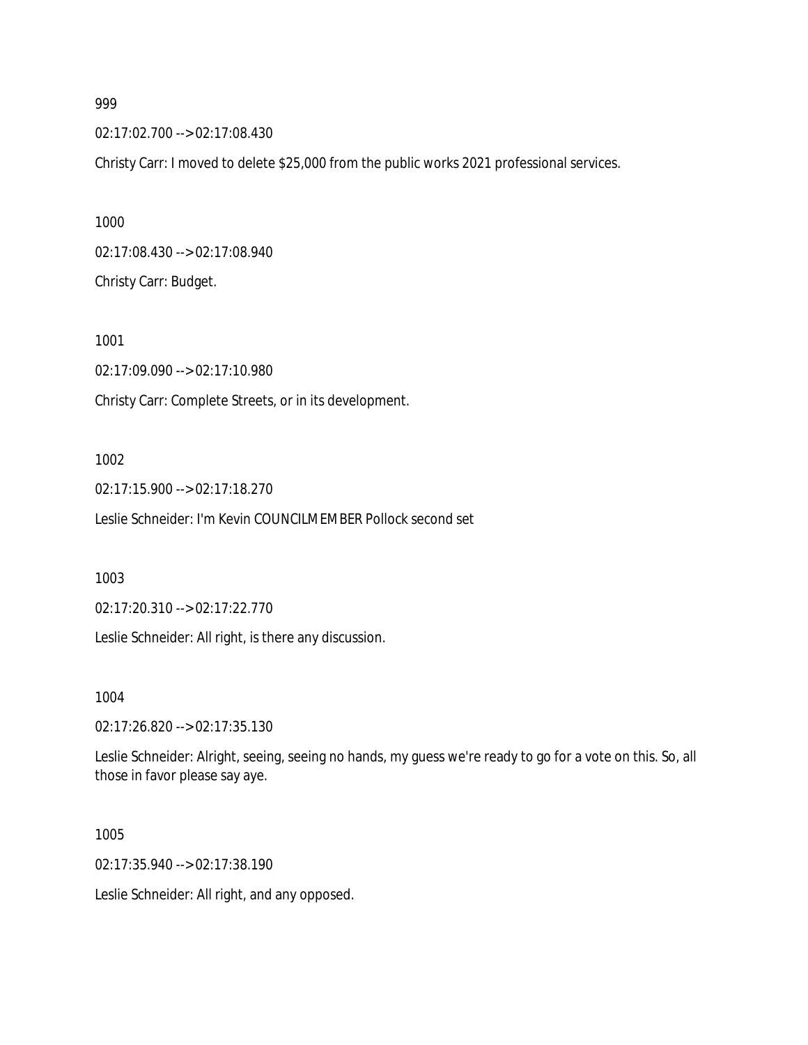999

02:17:02.700 --> 02:17:08.430

Christy Carr: I moved to delete $25,000 from the public works 2021 professional services.

1000

02:17:08.430 --> 02:17:08.940

Christy Carr: Budget.

1001

02:17:09.090 --> 02:17:10.980

Christy Carr: Complete Streets, or in its development.

1002

02:17:15.900 --> 02:17:18.270

Leslie Schneider: I'm Kevin COUNCILMEMBER Pollock second set

1003

02:17:20.310 --> 02:17:22.770

Leslie Schneider: All right, is there any discussion.

1004

02:17:26.820 --> 02:17:35.130

Leslie Schneider: Alright, seeing, seeing no hands, my guess we're ready to go for a vote on this. So, all those in favor please say aye.

1005

02:17:35.940 --> 02:17:38.190

Leslie Schneider: All right, and any opposed.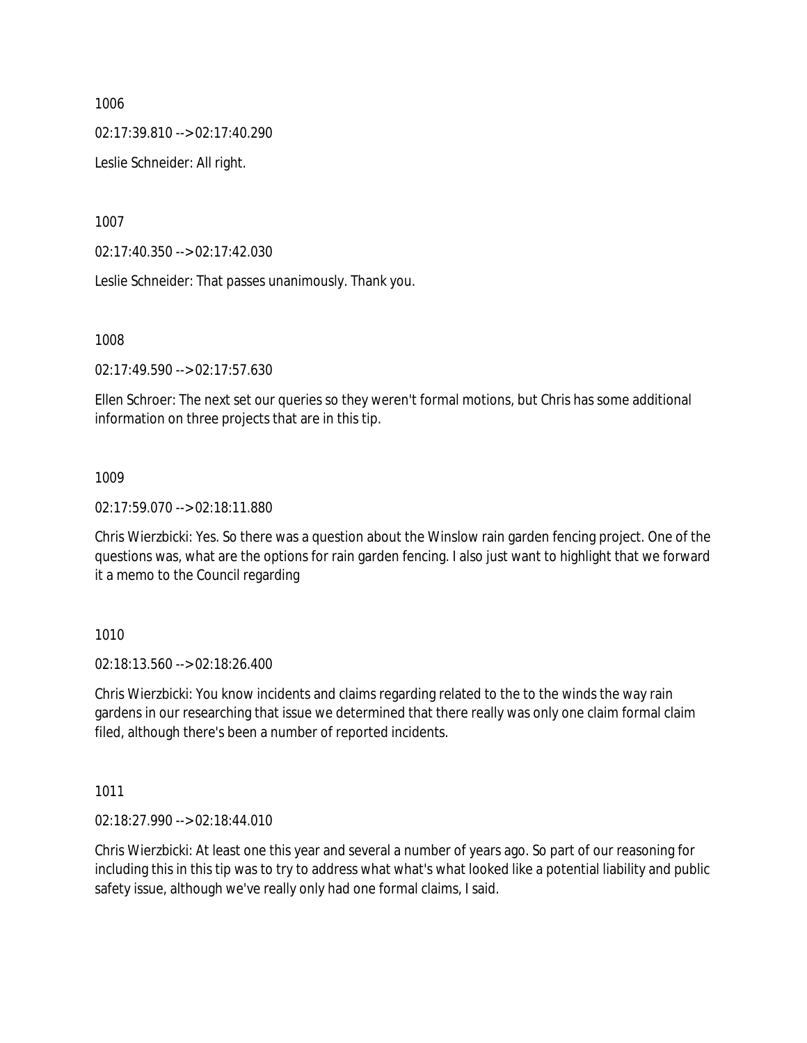1006

02:17:39.810 --> 02:17:40.290

Leslie Schneider: All right.

1007

02:17:40.350 --> 02:17:42.030

Leslie Schneider: That passes unanimously. Thank you.

1008

02:17:49.590 --> 02:17:57.630

Ellen Schroer: The next set our queries so they weren't formal motions, but Chris has some additional information on three projects that are in this tip.

1009

02:17:59.070 --> 02:18:11.880

Chris Wierzbicki: Yes. So there was a question about the Winslow rain garden fencing project. One of the questions was, what are the options for rain garden fencing. I also just want to highlight that we forward it a memo to the Council regarding

1010

02:18:13.560 --> 02:18:26.400

Chris Wierzbicki: You know incidents and claims regarding related to the to the winds the way rain gardens in our researching that issue we determined that there really was only one claim formal claim filed, although there's been a number of reported incidents.

1011

02:18:27.990 --> 02:18:44.010

Chris Wierzbicki: At least one this year and several a number of years ago. So part of our reasoning for including this in this tip was to try to address what what's what looked like a potential liability and public safety issue, although we've really only had one formal claims, I said.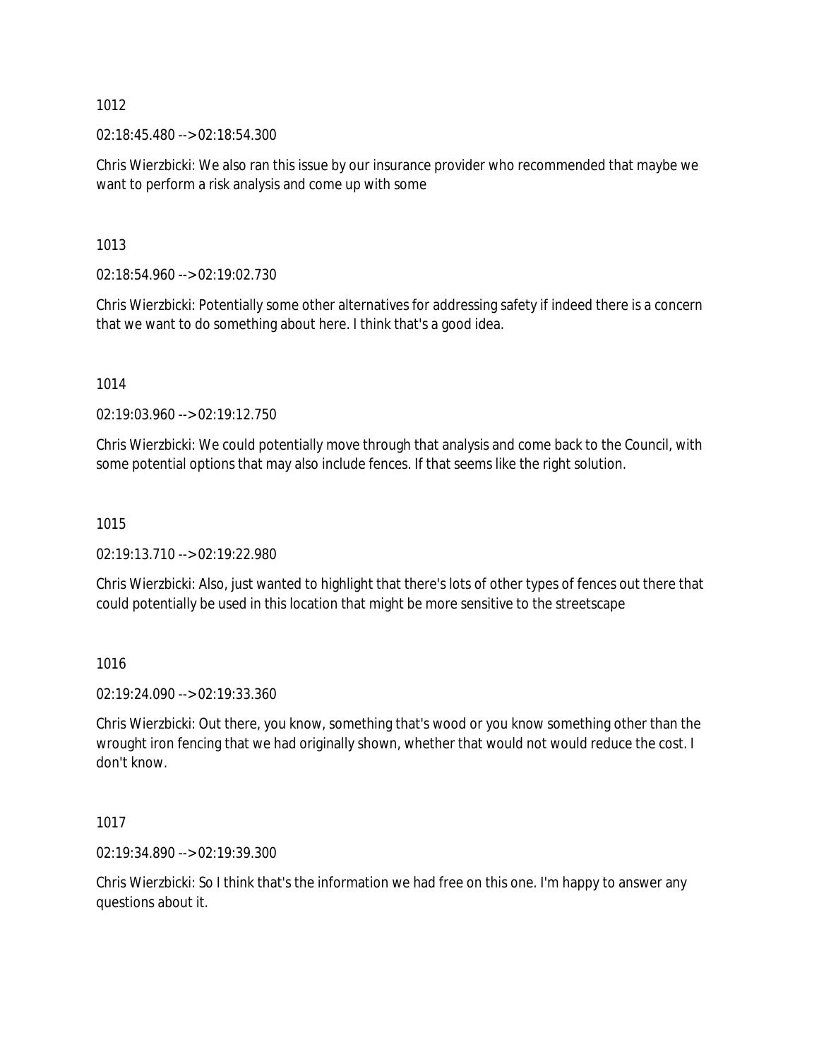1012

02:18:45.480 --> 02:18:54.300

Chris Wierzbicki: We also ran this issue by our insurance provider who recommended that maybe we want to perform a risk analysis and come up with some

1013

02:18:54.960 --> 02:19:02.730

Chris Wierzbicki: Potentially some other alternatives for addressing safety if indeed there is a concern that we want to do something about here. I think that's a good idea.

1014

02:19:03.960 --> 02:19:12.750

Chris Wierzbicki: We could potentially move through that analysis and come back to the Council, with some potential options that may also include fences. If that seems like the right solution.

1015

02:19:13.710 --> 02:19:22.980

Chris Wierzbicki: Also, just wanted to highlight that there's lots of other types of fences out there that could potentially be used in this location that might be more sensitive to the streetscape

1016

02:19:24.090 --> 02:19:33.360

Chris Wierzbicki: Out there, you know, something that's wood or you know something other than the wrought iron fencing that we had originally shown, whether that would not would reduce the cost. I don't know.

1017

02:19:34.890 --> 02:19:39.300

Chris Wierzbicki: So I think that's the information we had free on this one. I'm happy to answer any questions about it.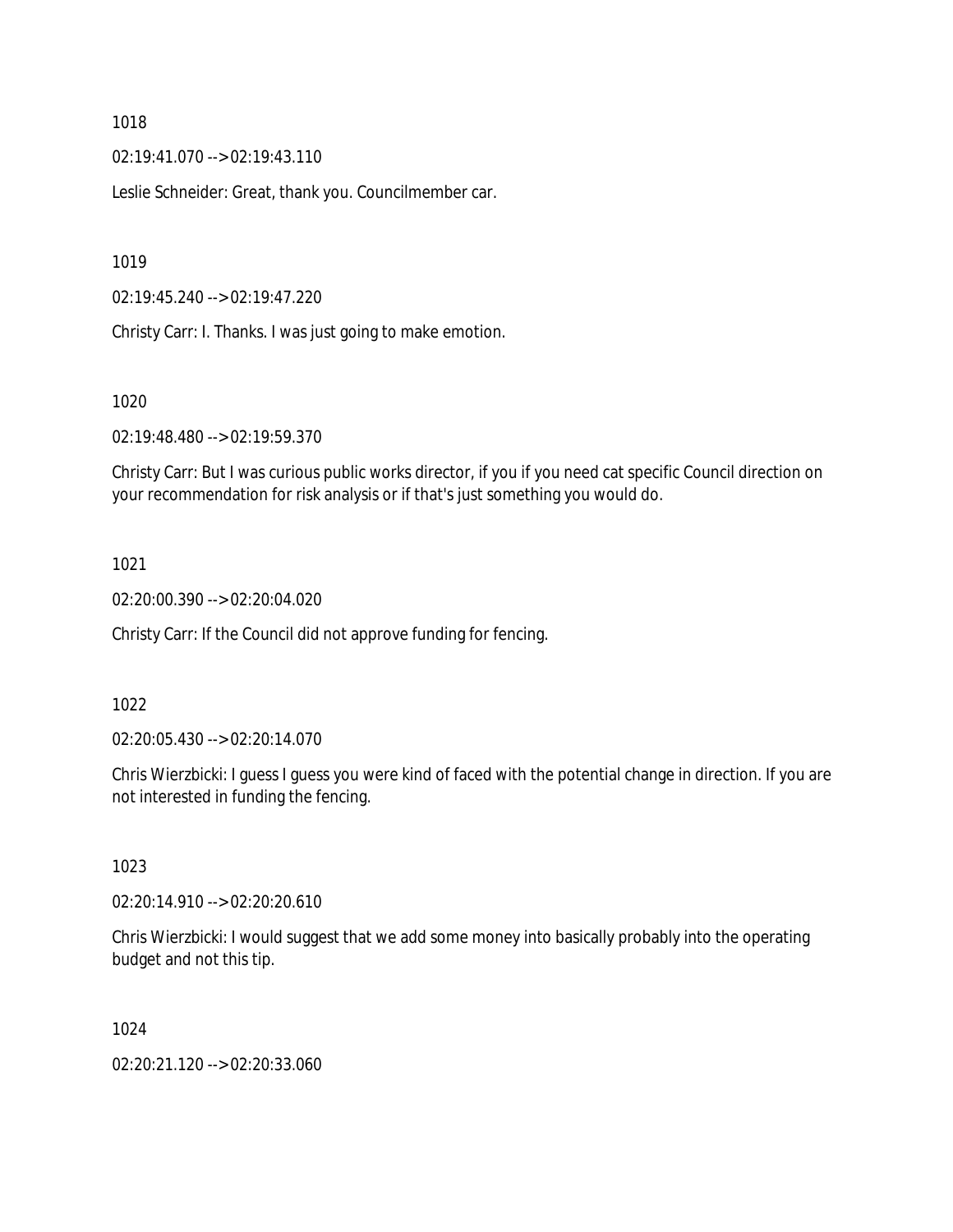1018

02:19:41.070 --> 02:19:43.110

Leslie Schneider: Great, thank you. Councilmember car.

1019

02:19:45.240 --> 02:19:47.220

Christy Carr: I. Thanks. I was just going to make emotion.

1020

02:19:48.480 --> 02:19:59.370

Christy Carr: But I was curious public works director, if you if you need cat specific Council direction on your recommendation for risk analysis or if that's just something you would do.

1021

02:20:00.390 --> 02:20:04.020

Christy Carr: If the Council did not approve funding for fencing.

1022

02:20:05.430 --> 02:20:14.070

Chris Wierzbicki: I guess I guess you were kind of faced with the potential change in direction. If you are not interested in funding the fencing.

1023

02:20:14.910 --> 02:20:20.610

Chris Wierzbicki: I would suggest that we add some money into basically probably into the operating budget and not this tip.

1024

02:20:21.120 --> 02:20:33.060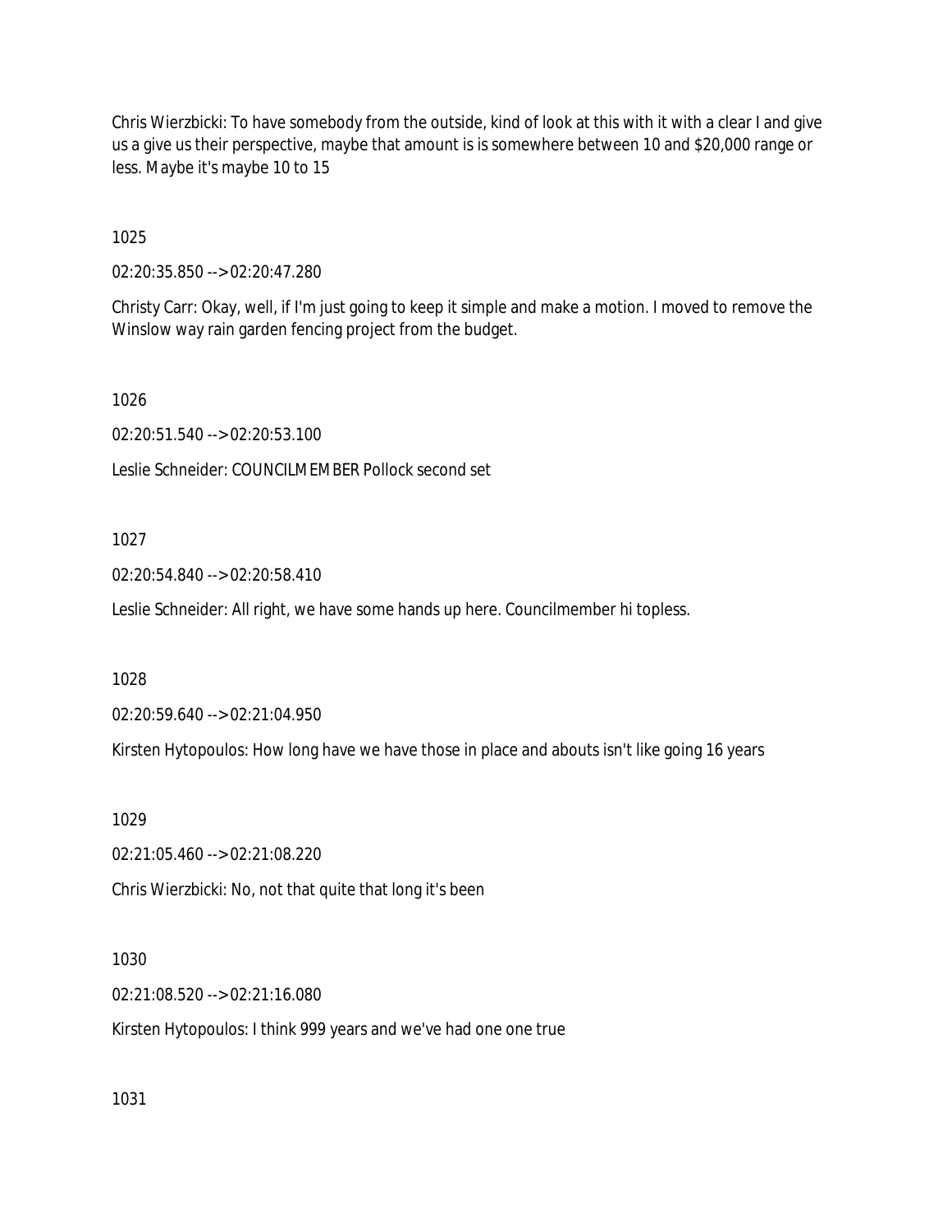Chris Wierzbicki: To have somebody from the outside, kind of look at this with it with a clear I and give us a give us their perspective, maybe that amount is is somewhere between 10 and $20,000 range or less. Maybe it's maybe 10 to 15

1025

02:20:35.850 --> 02:20:47.280

Christy Carr: Okay, well, if I'm just going to keep it simple and make a motion. I moved to remove the Winslow way rain garden fencing project from the budget.

1026

02:20:51.540 --> 02:20:53.100

Leslie Schneider: COUNCILMEMBER Pollock second set

1027

02:20:54.840 --> 02:20:58.410

Leslie Schneider: All right, we have some hands up here. Councilmember hi topless.

1028

02:20:59.640 --> 02:21:04.950

Kirsten Hytopoulos: How long have we have those in place and abouts isn't like going 16 years

1029

02:21:05.460 --> 02:21:08.220

Chris Wierzbicki: No, not that quite that long it's been

1030

02:21:08.520 --> 02:21:16.080

Kirsten Hytopoulos: I think 999 years and we've had one one true

1031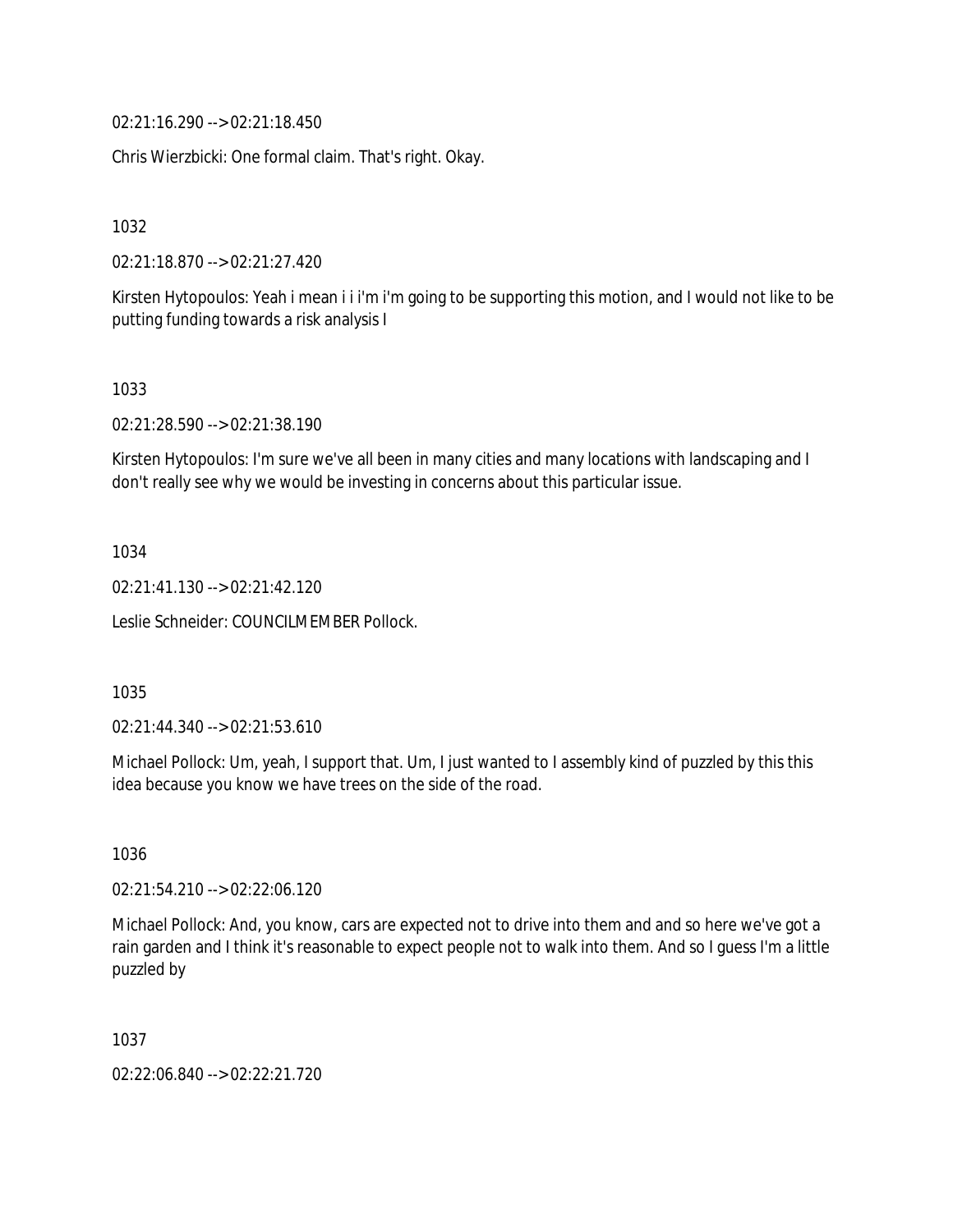02:21:16.290 --> 02:21:18.450

Chris Wierzbicki: One formal claim. That's right. Okay.

1032

02:21:18.870 --> 02:21:27.420

Kirsten Hytopoulos: Yeah i mean i i i'm i'm going to be supporting this motion, and I would not like to be putting funding towards a risk analysis I

1033

02:21:28.590 --> 02:21:38.190

Kirsten Hytopoulos: I'm sure we've all been in many cities and many locations with landscaping and I don't really see why we would be investing in concerns about this particular issue.

1034

02:21:41.130 --> 02:21:42.120

Leslie Schneider: COUNCILMEMBER Pollock.

1035

02:21:44.340 --> 02:21:53.610

Michael Pollock: Um, yeah, I support that. Um, I just wanted to I assembly kind of puzzled by this this idea because you know we have trees on the side of the road.

1036

02:21:54.210 --> 02:22:06.120

Michael Pollock: And, you know, cars are expected not to drive into them and and so here we've got a rain garden and I think it's reasonable to expect people not to walk into them. And so I guess I'm a little puzzled by

1037

02:22:06.840 --> 02:22:21.720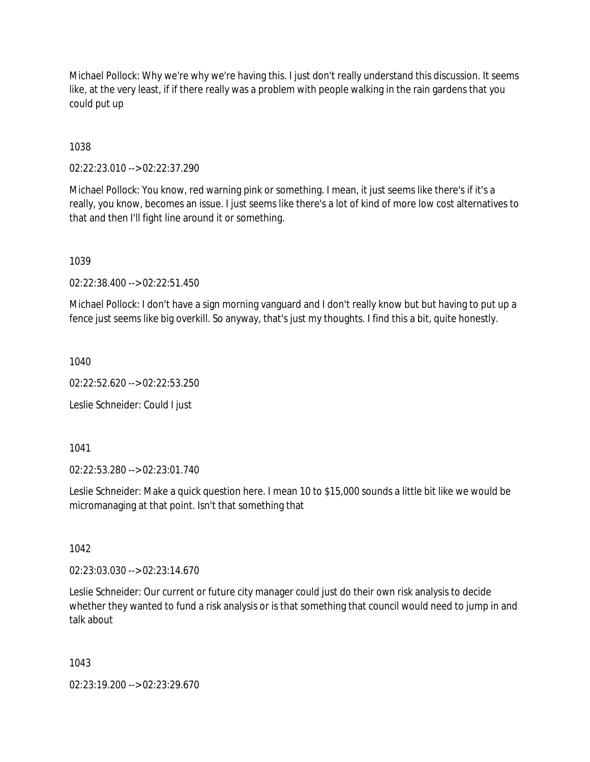Michael Pollock: Why we're why we're having this. I just don't really understand this discussion. It seems like, at the very least, if if there really was a problem with people walking in the rain gardens that you could put up

1038

02:22:23.010 --> 02:22:37.290

Michael Pollock: You know, red warning pink or something. I mean, it just seems like there's if it's a really, you know, becomes an issue. I just seems like there's a lot of kind of more low cost alternatives to that and then I'll fight line around it or something.

1039

02:22:38.400 --> 02:22:51.450

Michael Pollock: I don't have a sign morning vanguard and I don't really know but but having to put up a fence just seems like big overkill. So anyway, that's just my thoughts. I find this a bit, quite honestly.

1040

02:22:52.620 --> 02:22:53.250

Leslie Schneider: Could I just

1041

02:22:53.280 --> 02:23:01.740

Leslie Schneider: Make a quick question here. I mean 10 to $15,000 sounds a little bit like we would be micromanaging at that point. Isn't that something that

1042

02:23:03.030 --> 02:23:14.670

Leslie Schneider: Our current or future city manager could just do their own risk analysis to decide whether they wanted to fund a risk analysis or is that something that council would need to jump in and talk about

1043

02:23:19.200 --> 02:23:29.670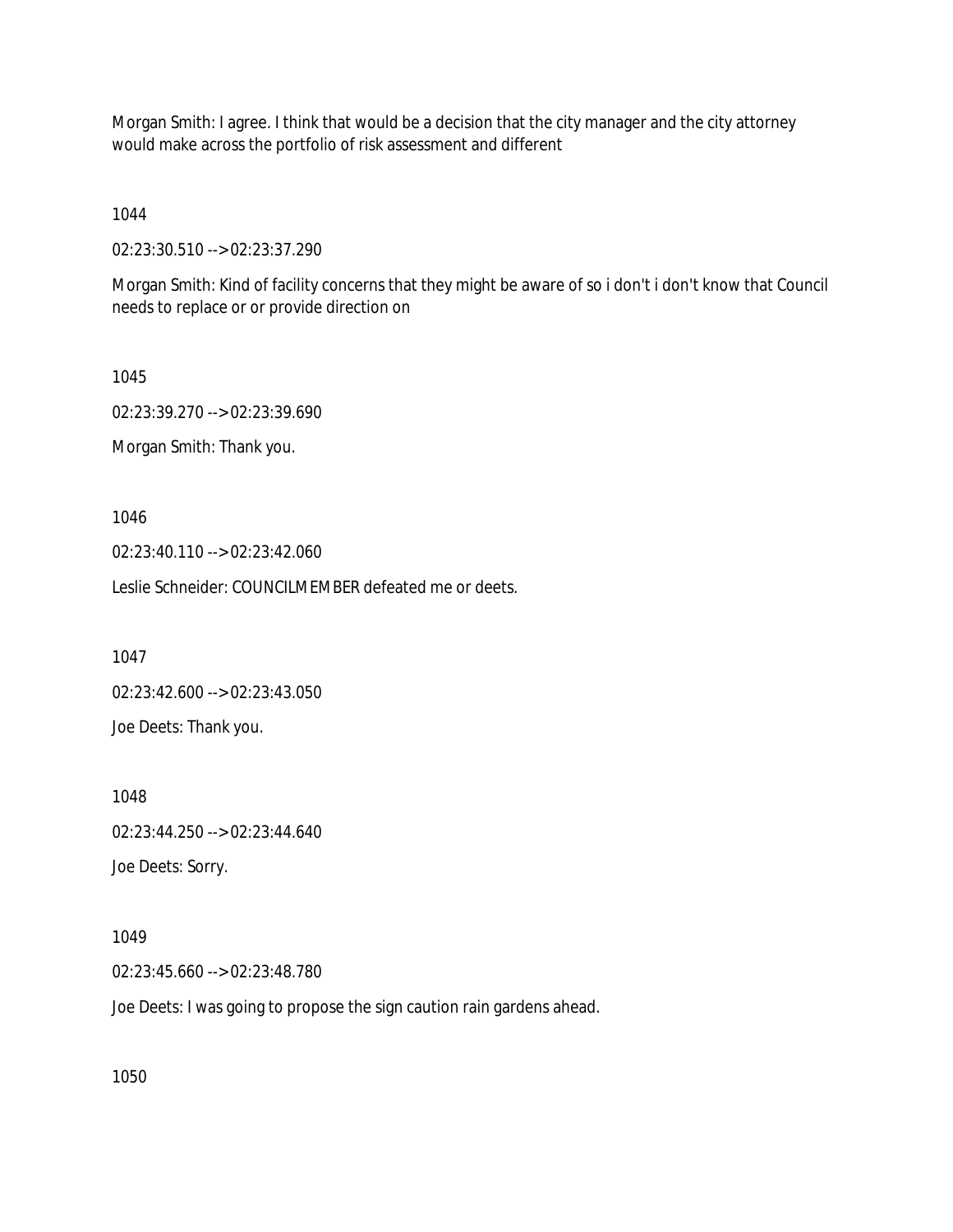Morgan Smith: I agree. I think that would be a decision that the city manager and the city attorney would make across the portfolio of risk assessment and different

1044

02:23:30.510 --> 02:23:37.290

Morgan Smith: Kind of facility concerns that they might be aware of so i don't i don't know that Council needs to replace or or provide direction on

1045

02:23:39.270 --> 02:23:39.690

Morgan Smith: Thank you.

1046

02:23:40.110 --> 02:23:42.060

Leslie Schneider: COUNCILMEMBER defeated me or deets.

1047

02:23:42.600 --> 02:23:43.050

Joe Deets: Thank you.

1048

02:23:44.250 --> 02:23:44.640

Joe Deets: Sorry.

1049

02:23:45.660 --> 02:23:48.780

Joe Deets: I was going to propose the sign caution rain gardens ahead.

1050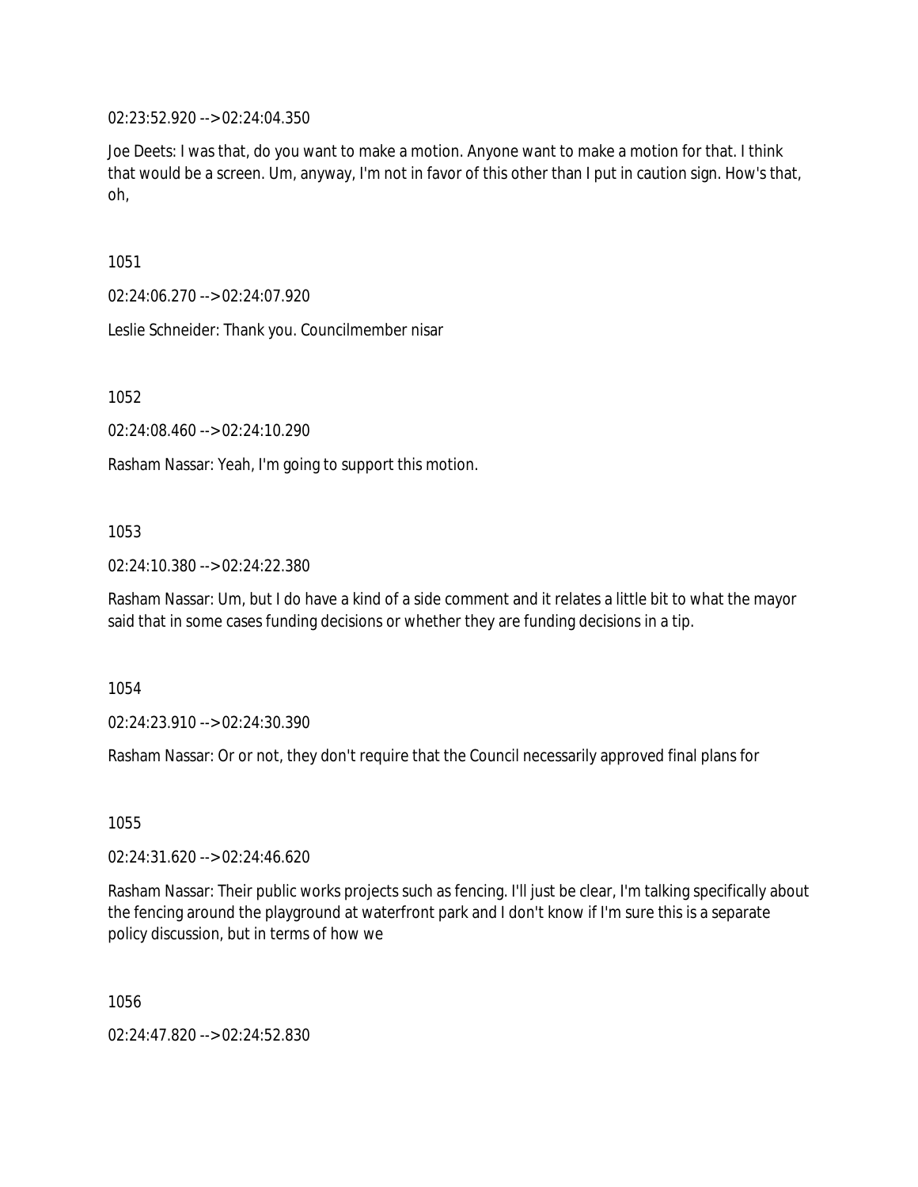02:23:52.920 --> 02:24:04.350

Joe Deets: I was that, do you want to make a motion. Anyone want to make a motion for that. I think that would be a screen. Um, anyway, I'm not in favor of this other than I put in caution sign. How's that, oh,

1051

02:24:06.270 --> 02:24:07.920

Leslie Schneider: Thank you. Councilmember nisar

1052

02:24:08.460 --> 02:24:10.290

Rasham Nassar: Yeah, I'm going to support this motion.

1053

02:24:10.380 --> 02:24:22.380

Rasham Nassar: Um, but I do have a kind of a side comment and it relates a little bit to what the mayor said that in some cases funding decisions or whether they are funding decisions in a tip.

1054

02:24:23.910 --> 02:24:30.390

Rasham Nassar: Or or not, they don't require that the Council necessarily approved final plans for

1055

02:24:31.620 --> 02:24:46.620

Rasham Nassar: Their public works projects such as fencing. I'll just be clear, I'm talking specifically about the fencing around the playground at waterfront park and I don't know if I'm sure this is a separate policy discussion, but in terms of how we

1056

02:24:47.820 --> 02:24:52.830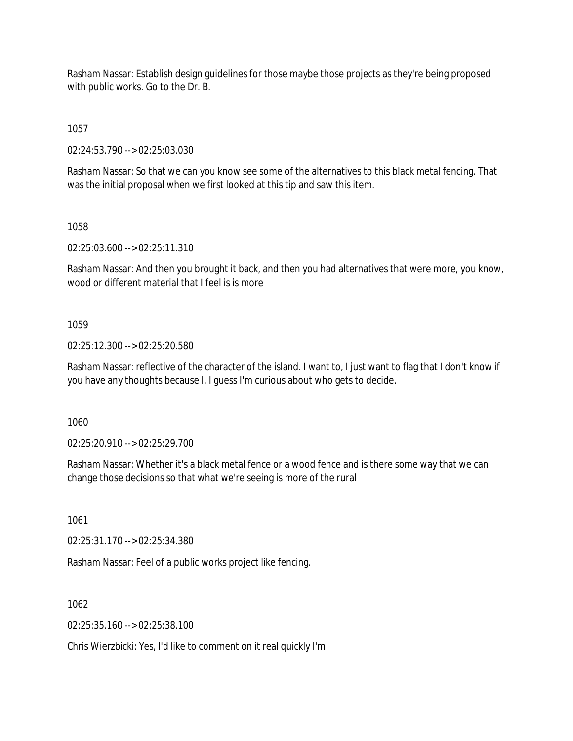Rasham Nassar: Establish design guidelines for those maybe those projects as they're being proposed with public works. Go to the Dr. B.

1057

02:24:53.790 --> 02:25:03.030

Rasham Nassar: So that we can you know see some of the alternatives to this black metal fencing. That was the initial proposal when we first looked at this tip and saw this item.

1058

02:25:03.600 --> 02:25:11.310

Rasham Nassar: And then you brought it back, and then you had alternatives that were more, you know, wood or different material that I feel is is more

1059

02:25:12.300 --> 02:25:20.580

Rasham Nassar: reflective of the character of the island. I want to, I just want to flag that I don't know if you have any thoughts because I, I guess I'm curious about who gets to decide.

1060

02:25:20.910 --> 02:25:29.700

Rasham Nassar: Whether it's a black metal fence or a wood fence and is there some way that we can change those decisions so that what we're seeing is more of the rural

1061

02:25:31.170 --> 02:25:34.380

Rasham Nassar: Feel of a public works project like fencing.

1062

02:25:35.160 --> 02:25:38.100

Chris Wierzbicki: Yes, I'd like to comment on it real quickly I'm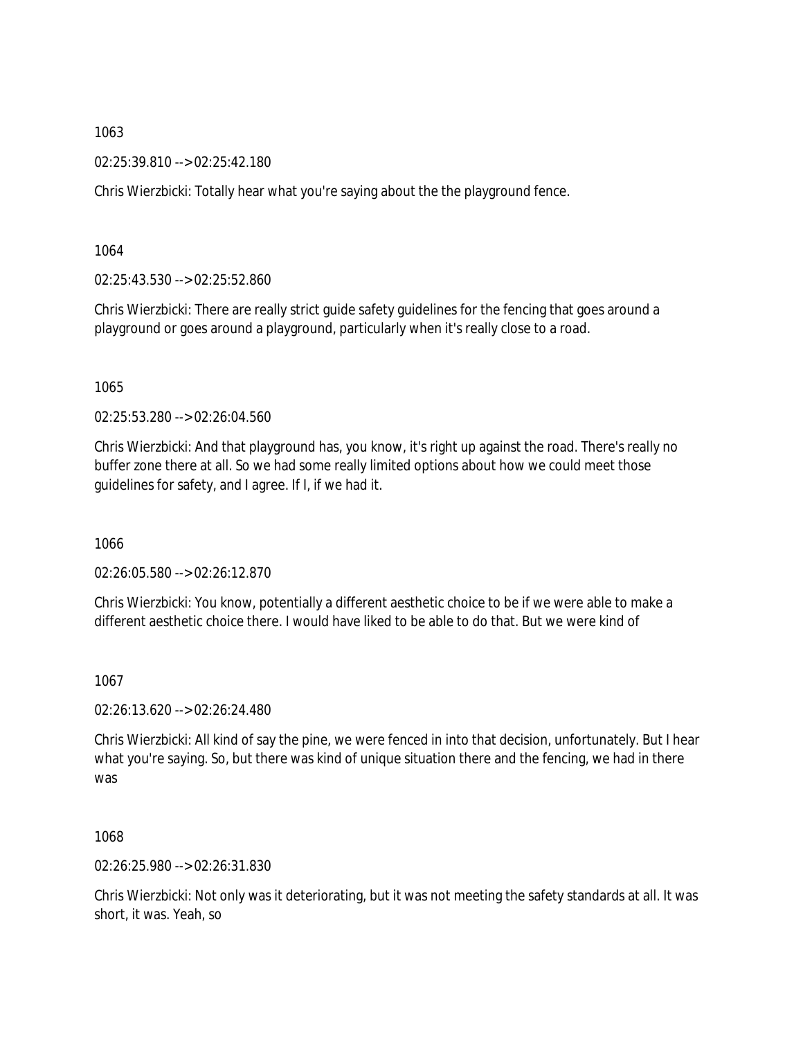1063

02:25:39.810 --> 02:25:42.180

Chris Wierzbicki: Totally hear what you're saying about the the playground fence.

1064

02:25:43.530 --> 02:25:52.860

Chris Wierzbicki: There are really strict guide safety guidelines for the fencing that goes around a playground or goes around a playground, particularly when it's really close to a road.

1065

02:25:53.280 --> 02:26:04.560

Chris Wierzbicki: And that playground has, you know, it's right up against the road. There's really no buffer zone there at all. So we had some really limited options about how we could meet those guidelines for safety, and I agree. If I, if we had it.

1066

02:26:05.580 --> 02:26:12.870

Chris Wierzbicki: You know, potentially a different aesthetic choice to be if we were able to make a different aesthetic choice there. I would have liked to be able to do that. But we were kind of

1067

02:26:13.620 --> 02:26:24.480

Chris Wierzbicki: All kind of say the pine, we were fenced in into that decision, unfortunately. But I hear what you're saying. So, but there was kind of unique situation there and the fencing, we had in there was

1068

02:26:25.980 --> 02:26:31.830

Chris Wierzbicki: Not only was it deteriorating, but it was not meeting the safety standards at all. It was short, it was. Yeah, so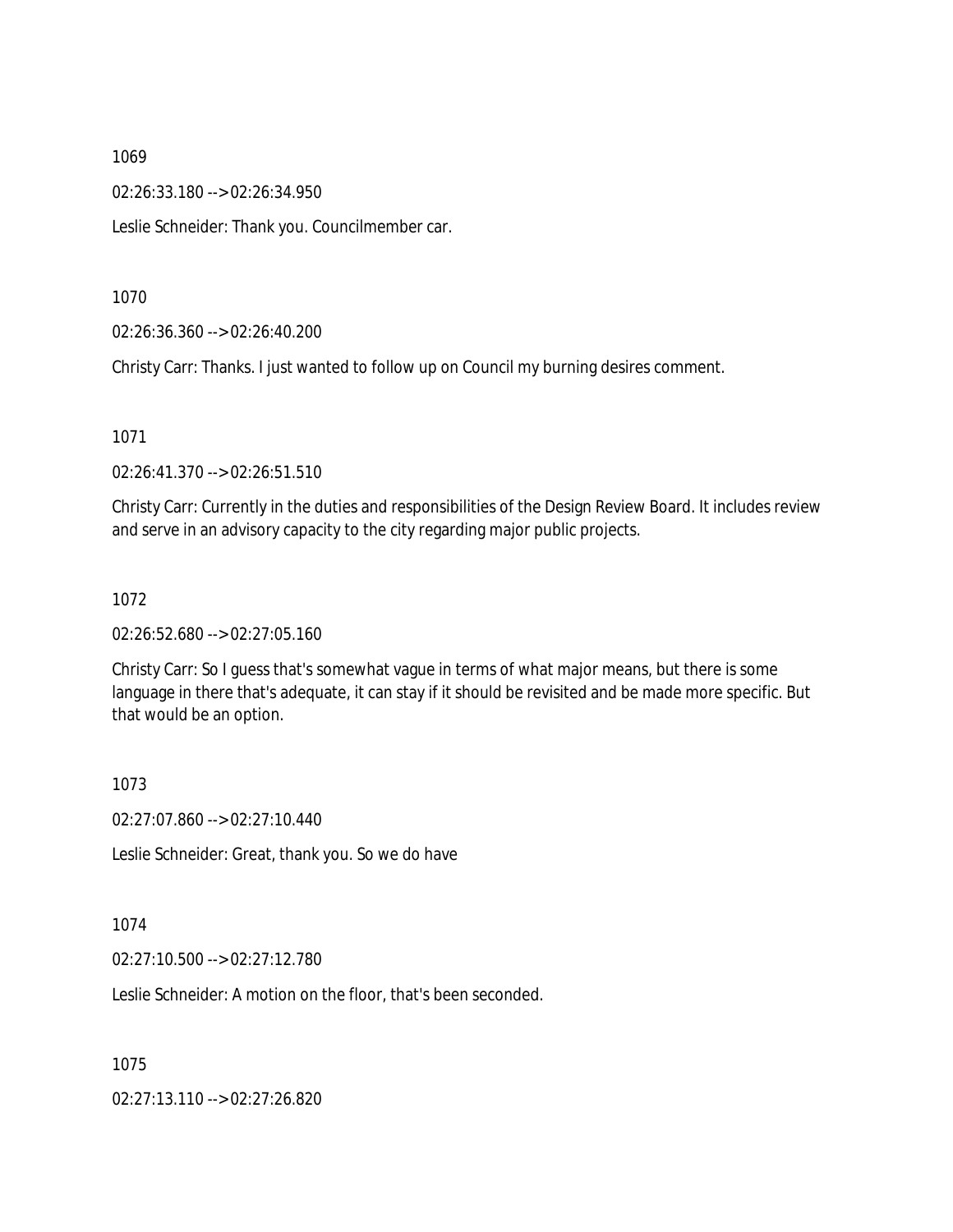1069

02:26:33.180 --> 02:26:34.950

Leslie Schneider: Thank you. Councilmember car.

1070

02:26:36.360 --> 02:26:40.200

Christy Carr: Thanks. I just wanted to follow up on Council my burning desires comment.

1071

02:26:41.370 --> 02:26:51.510

Christy Carr: Currently in the duties and responsibilities of the Design Review Board. It includes review and serve in an advisory capacity to the city regarding major public projects.

1072

02:26:52.680 --> 02:27:05.160

Christy Carr: So I guess that's somewhat vague in terms of what major means, but there is some language in there that's adequate, it can stay if it should be revisited and be made more specific. But that would be an option.

1073

02:27:07.860 --> 02:27:10.440

Leslie Schneider: Great, thank you. So we do have

1074

02:27:10.500 --> 02:27:12.780

Leslie Schneider: A motion on the floor, that's been seconded.

1075

02:27:13.110 --> 02:27:26.820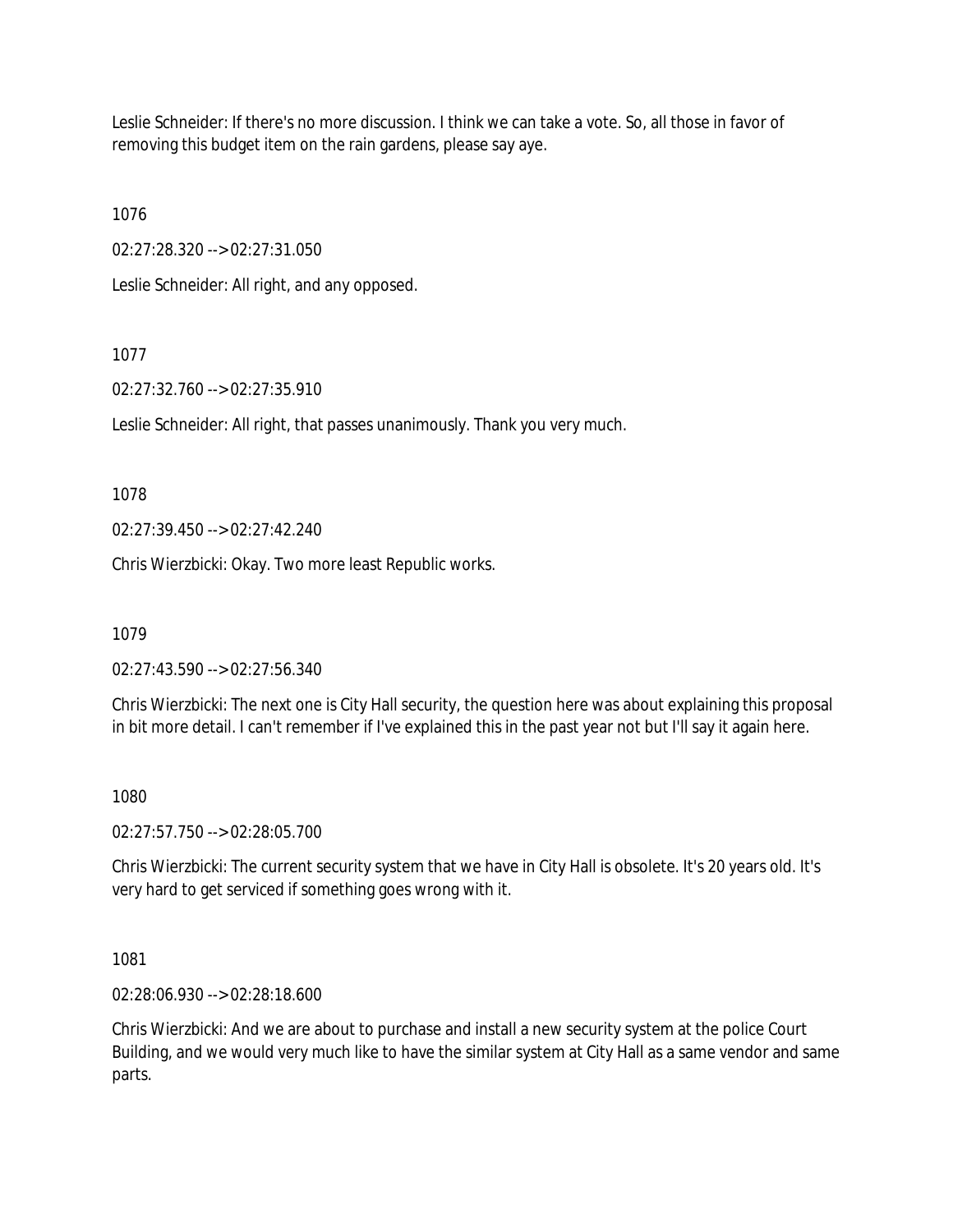Leslie Schneider: If there's no more discussion. I think we can take a vote. So, all those in favor of removing this budget item on the rain gardens, please say aye.

1076

02:27:28.320 --> 02:27:31.050

Leslie Schneider: All right, and any opposed.

1077

02:27:32.760 --> 02:27:35.910

Leslie Schneider: All right, that passes unanimously. Thank you very much.

1078

02:27:39.450 --> 02:27:42.240

Chris Wierzbicki: Okay. Two more least Republic works.

1079

02:27:43.590 --> 02:27:56.340

Chris Wierzbicki: The next one is City Hall security, the question here was about explaining this proposal in bit more detail. I can't remember if I've explained this in the past year not but I'll say it again here.

1080

02:27:57.750 --> 02:28:05.700

Chris Wierzbicki: The current security system that we have in City Hall is obsolete. It's 20 years old. It's very hard to get serviced if something goes wrong with it.

1081

02:28:06.930 --> 02:28:18.600

Chris Wierzbicki: And we are about to purchase and install a new security system at the police Court Building, and we would very much like to have the similar system at City Hall as a same vendor and same parts.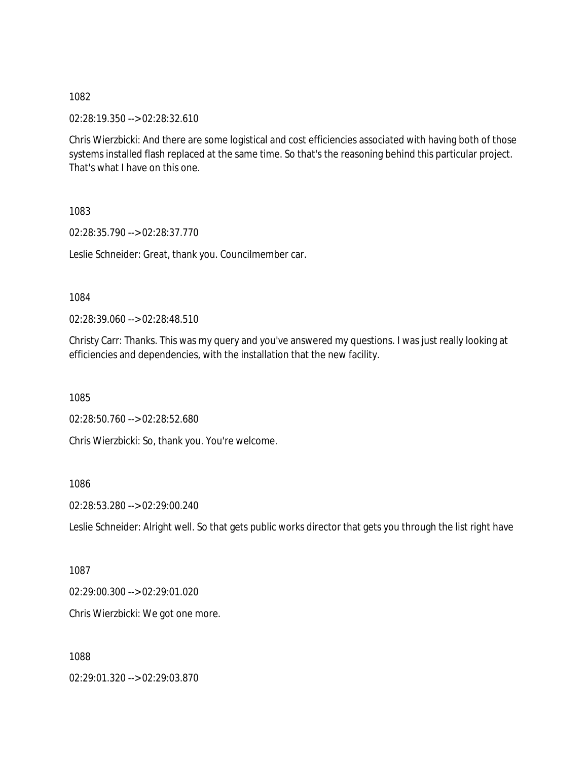1082

02:28:19.350 --> 02:28:32.610

Chris Wierzbicki: And there are some logistical and cost efficiencies associated with having both of those systems installed flash replaced at the same time. So that's the reasoning behind this particular project. That's what I have on this one.

1083

02:28:35.790 --> 02:28:37.770

Leslie Schneider: Great, thank you. Councilmember car.

1084

02:28:39.060 --> 02:28:48.510

Christy Carr: Thanks. This was my query and you've answered my questions. I was just really looking at efficiencies and dependencies, with the installation that the new facility.

1085

02:28:50.760 --> 02:28:52.680

Chris Wierzbicki: So, thank you. You're welcome.

1086

02:28:53.280 --> 02:29:00.240

Leslie Schneider: Alright well. So that gets public works director that gets you through the list right have

1087

02:29:00.300 --> 02:29:01.020

Chris Wierzbicki: We got one more.

1088

02:29:01.320 --> 02:29:03.870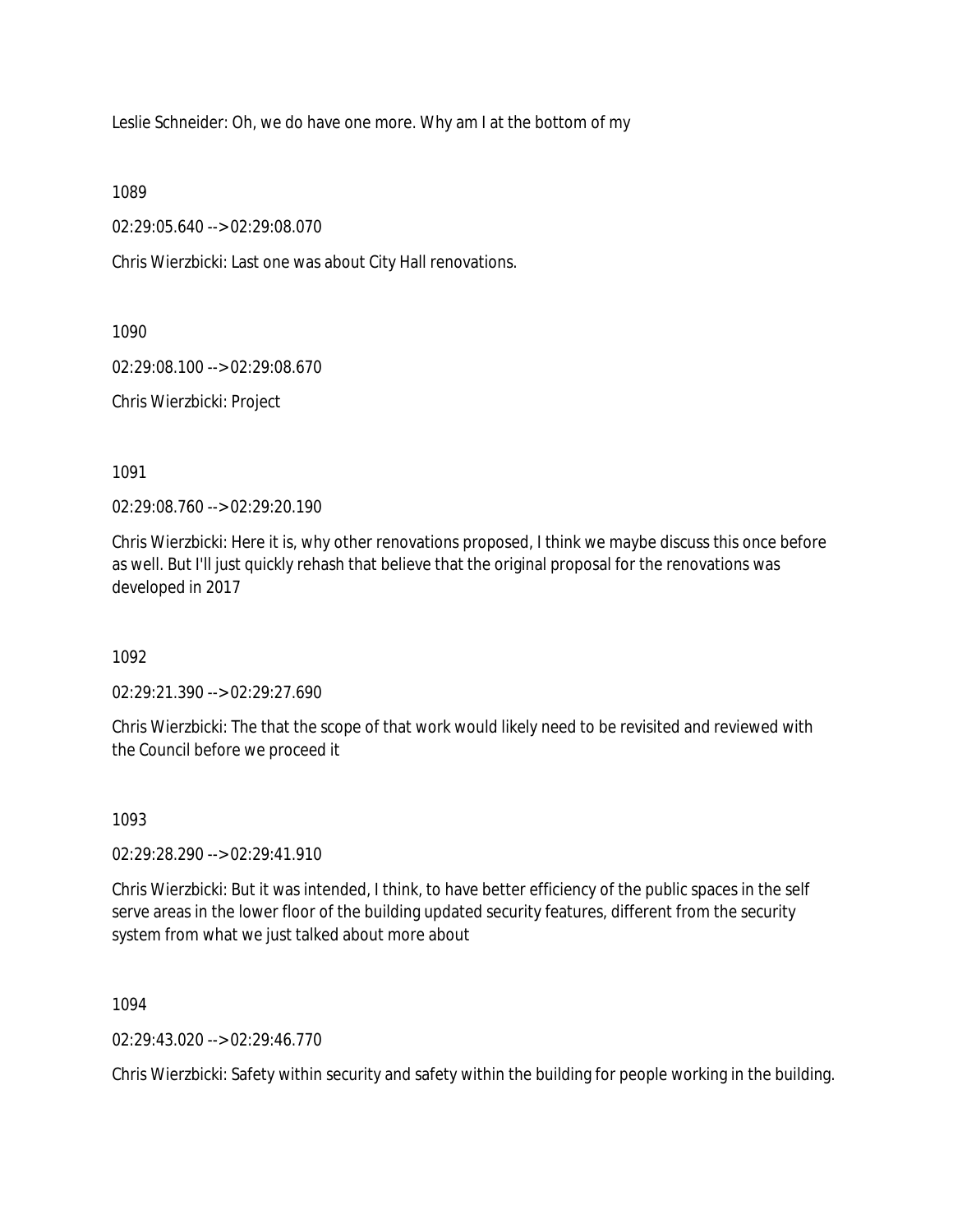Leslie Schneider: Oh, we do have one more. Why am I at the bottom of my

1089

02:29:05.640 --> 02:29:08.070

Chris Wierzbicki: Last one was about City Hall renovations.

1090

02:29:08.100 --> 02:29:08.670

Chris Wierzbicki: Project

1091

02:29:08.760 --> 02:29:20.190

Chris Wierzbicki: Here it is, why other renovations proposed, I think we maybe discuss this once before as well. But I'll just quickly rehash that believe that the original proposal for the renovations was developed in 2017

1092

02:29:21.390 --> 02:29:27.690

Chris Wierzbicki: The that the scope of that work would likely need to be revisited and reviewed with the Council before we proceed it

1093

02:29:28.290 --> 02:29:41.910

Chris Wierzbicki: But it was intended, I think, to have better efficiency of the public spaces in the self serve areas in the lower floor of the building updated security features, different from the security system from what we just talked about more about

1094

02:29:43.020 --> 02:29:46.770

Chris Wierzbicki: Safety within security and safety within the building for people working in the building.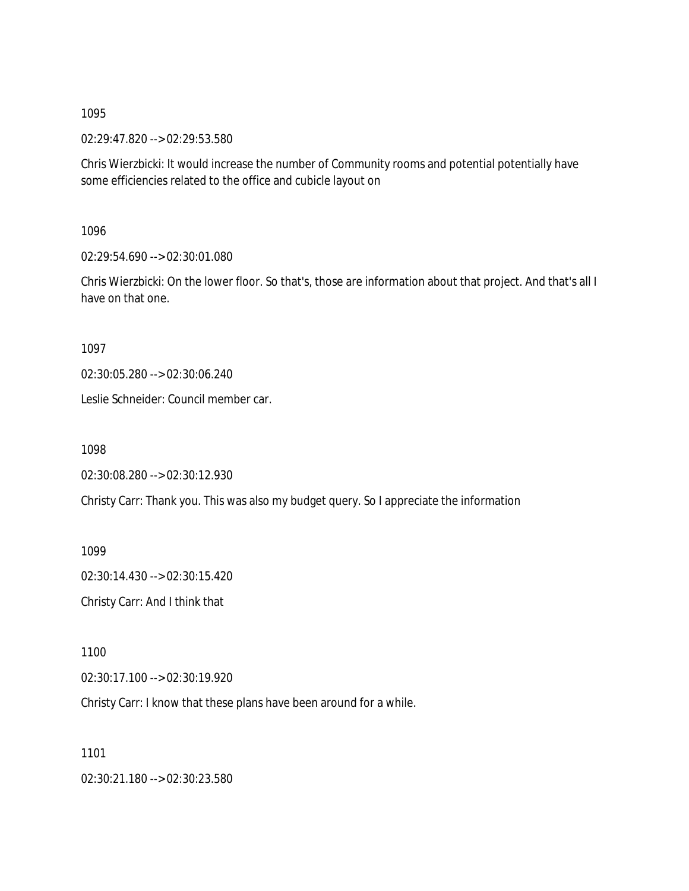1095

02:29:47.820 --> 02:29:53.580

Chris Wierzbicki: It would increase the number of Community rooms and potential potentially have some efficiencies related to the office and cubicle layout on

1096

02:29:54.690 --> 02:30:01.080

Chris Wierzbicki: On the lower floor. So that's, those are information about that project. And that's all I have on that one.

1097

02:30:05.280 --> 02:30:06.240

Leslie Schneider: Council member car.

1098

02:30:08.280 --> 02:30:12.930

Christy Carr: Thank you. This was also my budget query. So I appreciate the information

1099

02:30:14.430 --> 02:30:15.420

Christy Carr: And I think that

1100

02:30:17.100 --> 02:30:19.920

Christy Carr: I know that these plans have been around for a while.

1101

02:30:21.180 --> 02:30:23.580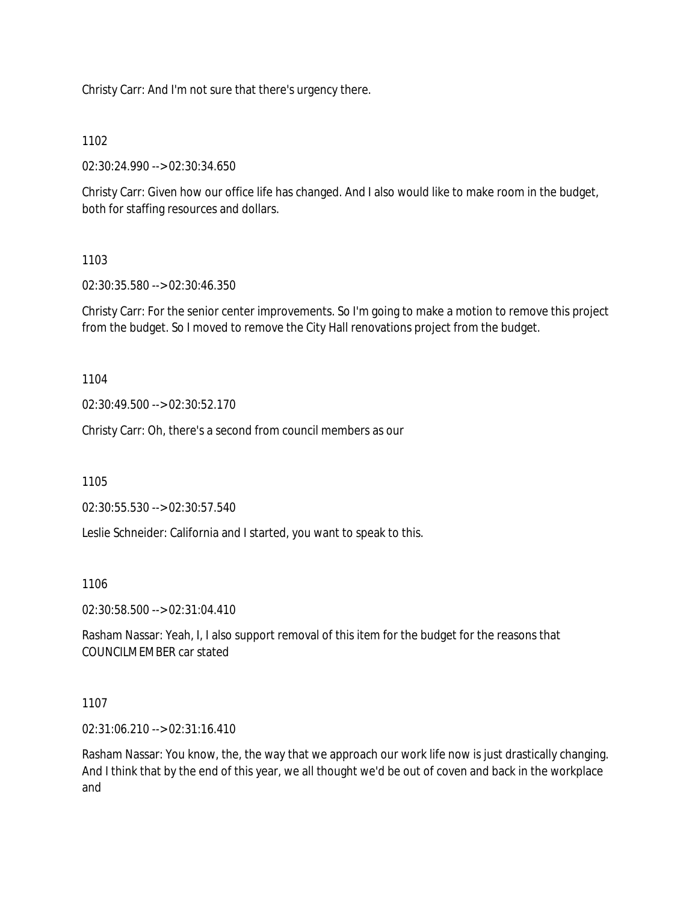Christy Carr: And I'm not sure that there's urgency there.

1102

02:30:24.990 --> 02:30:34.650

Christy Carr: Given how our office life has changed. And I also would like to make room in the budget, both for staffing resources and dollars.

1103

02:30:35.580 --> 02:30:46.350

Christy Carr: For the senior center improvements. So I'm going to make a motion to remove this project from the budget. So I moved to remove the City Hall renovations project from the budget.

1104

02:30:49.500 --> 02:30:52.170

Christy Carr: Oh, there's a second from council members as our

1105

02:30:55.530 --> 02:30:57.540

Leslie Schneider: California and I started, you want to speak to this.

1106

02:30:58.500 --> 02:31:04.410

Rasham Nassar: Yeah, I, I also support removal of this item for the budget for the reasons that COUNCILMEMBER car stated

1107

02:31:06.210 --> 02:31:16.410

Rasham Nassar: You know, the, the way that we approach our work life now is just drastically changing. And I think that by the end of this year, we all thought we'd be out of coven and back in the workplace and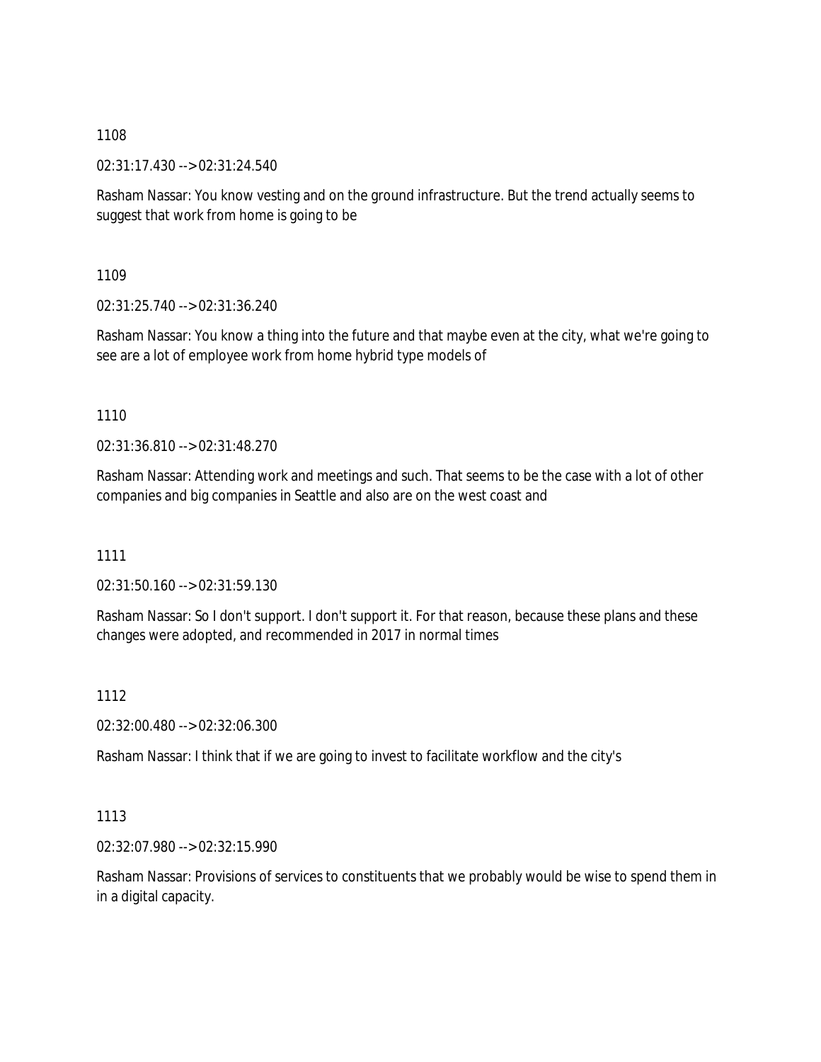1108

02:31:17.430 --> 02:31:24.540

Rasham Nassar: You know vesting and on the ground infrastructure. But the trend actually seems to suggest that work from home is going to be

1109

02:31:25.740 --> 02:31:36.240

Rasham Nassar: You know a thing into the future and that maybe even at the city, what we're going to see are a lot of employee work from home hybrid type models of

1110

02:31:36.810 --> 02:31:48.270

Rasham Nassar: Attending work and meetings and such. That seems to be the case with a lot of other companies and big companies in Seattle and also are on the west coast and

1111

02:31:50.160 --> 02:31:59.130

Rasham Nassar: So I don't support. I don't support it. For that reason, because these plans and these changes were adopted, and recommended in 2017 in normal times

1112

02:32:00.480 --> 02:32:06.300

Rasham Nassar: I think that if we are going to invest to facilitate workflow and the city's

1113

02:32:07.980 --> 02:32:15.990

Rasham Nassar: Provisions of services to constituents that we probably would be wise to spend them in in a digital capacity.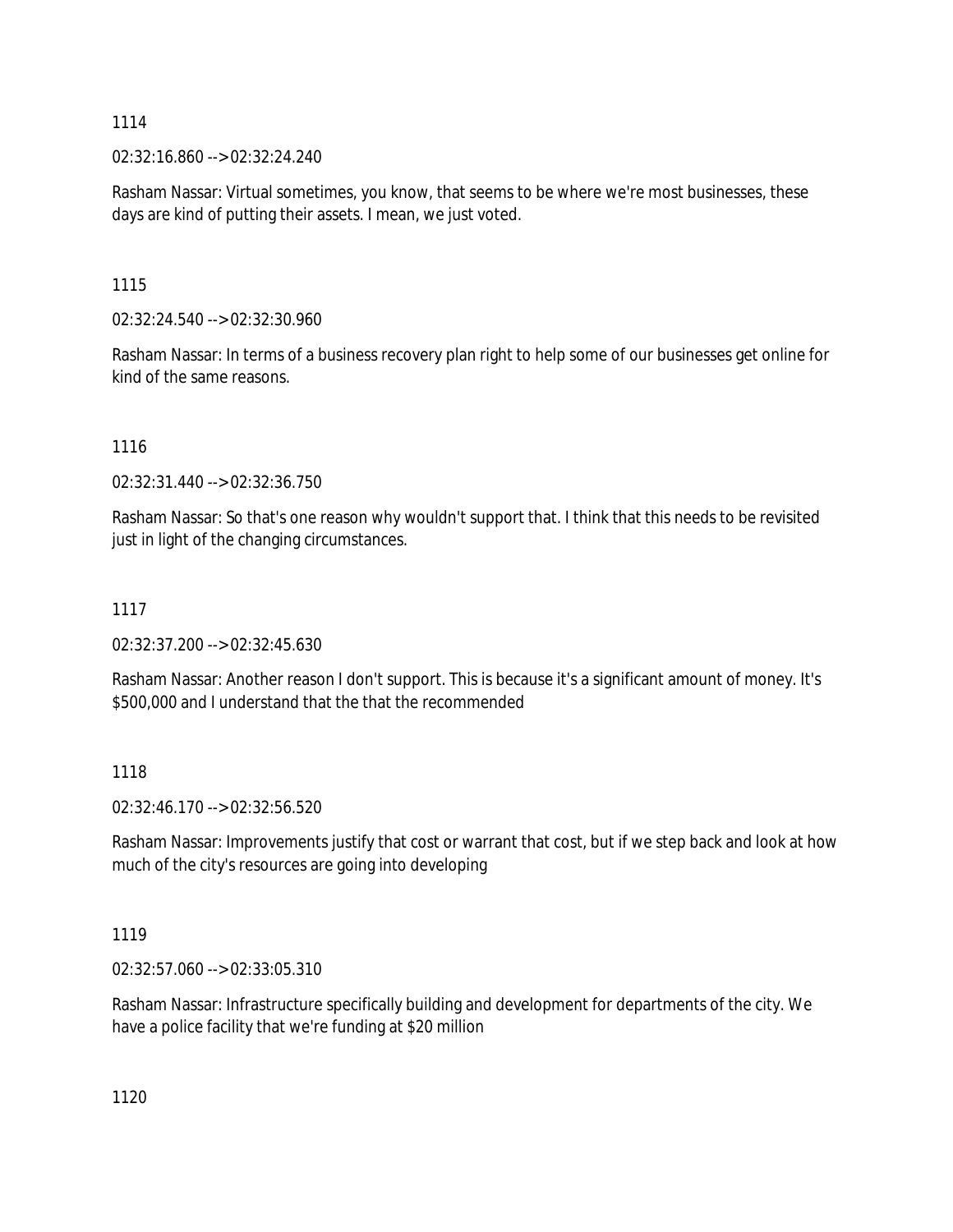1114

02:32:16.860 --> 02:32:24.240

Rasham Nassar: Virtual sometimes, you know, that seems to be where we're most businesses, these days are kind of putting their assets. I mean, we just voted.

1115

02:32:24.540 --> 02:32:30.960

Rasham Nassar: In terms of a business recovery plan right to help some of our businesses get online for kind of the same reasons.

1116

02:32:31.440 --> 02:32:36.750

Rasham Nassar: So that's one reason why wouldn't support that. I think that this needs to be revisited just in light of the changing circumstances.

1117

02:32:37.200 --> 02:32:45.630

Rasham Nassar: Another reason I don't support. This is because it's a significant amount of money. It's $500,000 and I understand that the that the recommended

1118

02:32:46.170 --> 02:32:56.520

Rasham Nassar: Improvements justify that cost or warrant that cost, but if we step back and look at how much of the city's resources are going into developing

1119

02:32:57.060 --> 02:33:05.310

Rasham Nassar: Infrastructure specifically building and development for departments of the city. We have a police facility that we're funding at $20 million

1120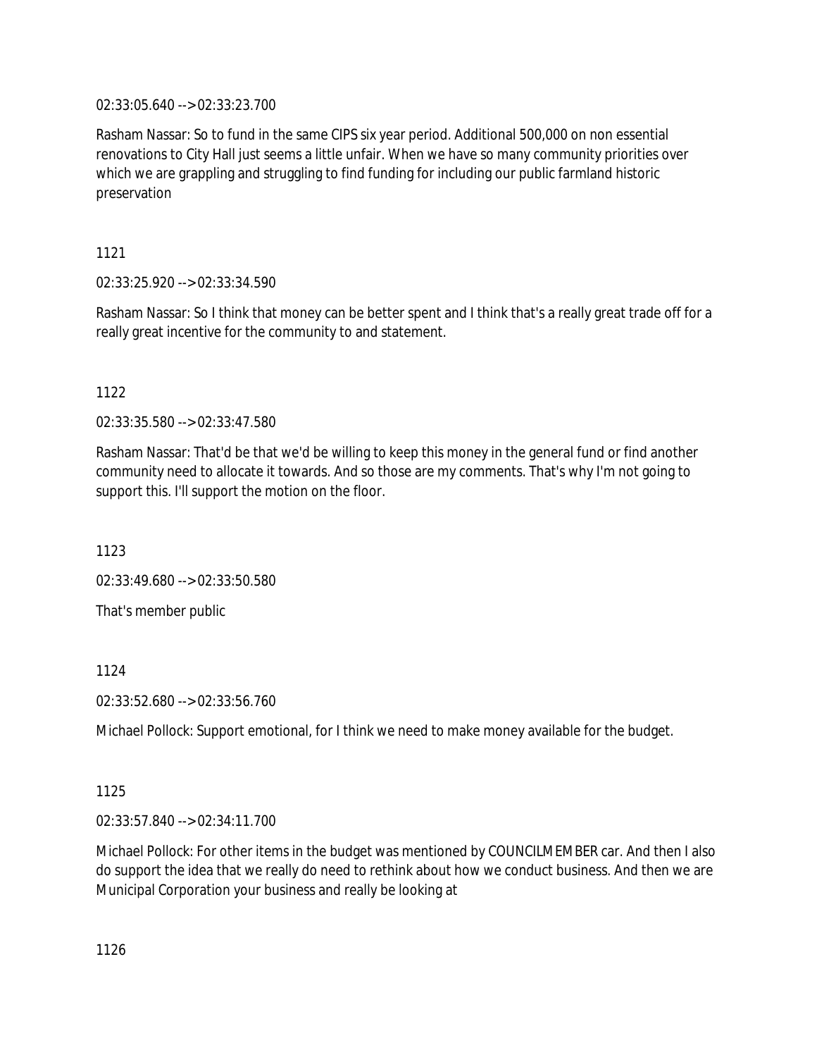02:33:05.640 --> 02:33:23.700

Rasham Nassar: So to fund in the same CIPS six year period. Additional 500,000 on non essential renovations to City Hall just seems a little unfair. When we have so many community priorities over which we are grappling and struggling to find funding for including our public farmland historic preservation

1121

02:33:25.920 --> 02:33:34.590

Rasham Nassar: So I think that money can be better spent and I think that's a really great trade off for a really great incentive for the community to and statement.

1122

02:33:35.580 --> 02:33:47.580

Rasham Nassar: That'd be that we'd be willing to keep this money in the general fund or find another community need to allocate it towards. And so those are my comments. That's why I'm not going to support this. I'll support the motion on the floor.

1123

02:33:49.680 --> 02:33:50.580

That's member public

1124

02:33:52.680 --> 02:33:56.760

Michael Pollock: Support emotional, for I think we need to make money available for the budget.

1125

02:33:57.840 --> 02:34:11.700

Michael Pollock: For other items in the budget was mentioned by COUNCILMEMBER car. And then I also do support the idea that we really do need to rethink about how we conduct business. And then we are Municipal Corporation your business and really be looking at

1126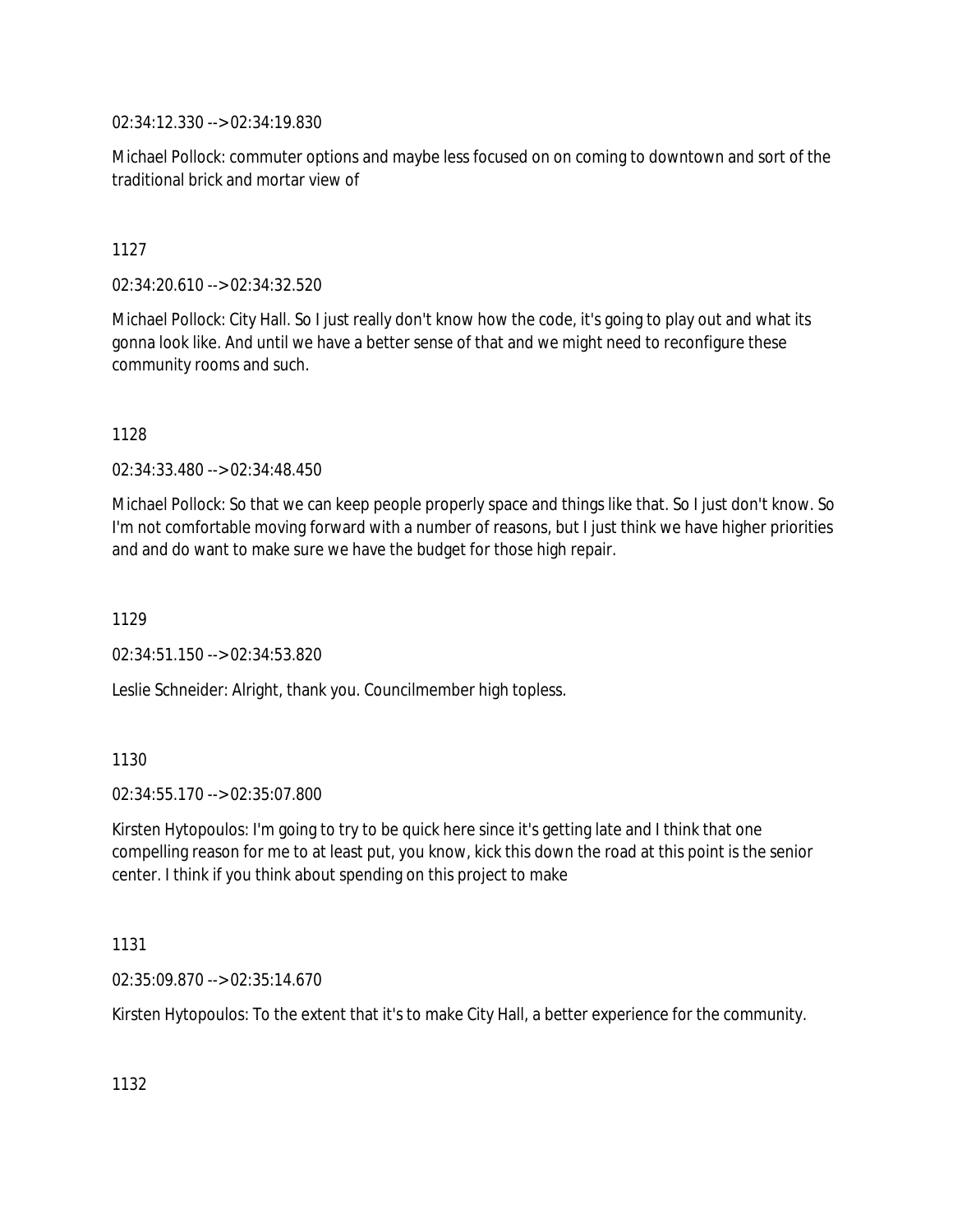02:34:12.330 --> 02:34:19.830

Michael Pollock: commuter options and maybe less focused on on coming to downtown and sort of the traditional brick and mortar view of

1127

02:34:20.610 --> 02:34:32.520

Michael Pollock: City Hall. So I just really don't know how the code, it's going to play out and what its gonna look like. And until we have a better sense of that and we might need to reconfigure these community rooms and such.

1128

02:34:33.480 --> 02:34:48.450

Michael Pollock: So that we can keep people properly space and things like that. So I just don't know. So I'm not comfortable moving forward with a number of reasons, but I just think we have higher priorities and and do want to make sure we have the budget for those high repair.

1129

02:34:51.150 --> 02:34:53.820

Leslie Schneider: Alright, thank you. Councilmember high topless.

1130

02:34:55.170 --> 02:35:07.800

Kirsten Hytopoulos: I'm going to try to be quick here since it's getting late and I think that one compelling reason for me to at least put, you know, kick this down the road at this point is the senior center. I think if you think about spending on this project to make

1131

02:35:09.870 --> 02:35:14.670

Kirsten Hytopoulos: To the extent that it's to make City Hall, a better experience for the community.

1132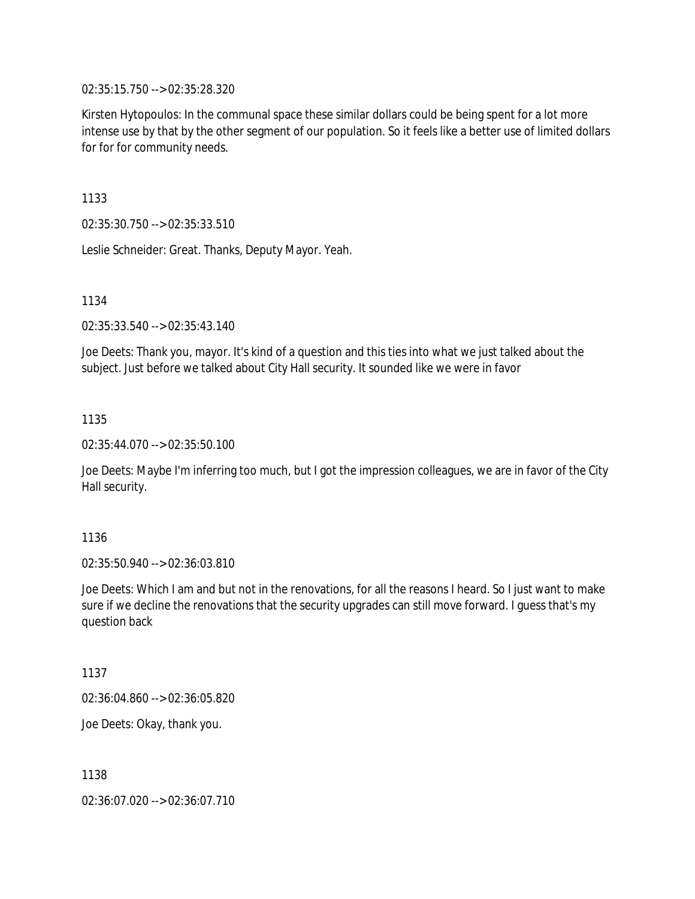02:35:15.750 --> 02:35:28.320

Kirsten Hytopoulos: In the communal space these similar dollars could be being spent for a lot more intense use by that by the other segment of our population. So it feels like a better use of limited dollars for for for community needs.

1133

02:35:30.750 --> 02:35:33.510

Leslie Schneider: Great. Thanks, Deputy Mayor. Yeah.

1134

02:35:33.540 --> 02:35:43.140

Joe Deets: Thank you, mayor. It's kind of a question and this ties into what we just talked about the subject. Just before we talked about City Hall security. It sounded like we were in favor

1135

02:35:44.070 --> 02:35:50.100

Joe Deets: Maybe I'm inferring too much, but I got the impression colleagues, we are in favor of the City Hall security.

1136

02:35:50.940 --> 02:36:03.810

Joe Deets: Which I am and but not in the renovations, for all the reasons I heard. So I just want to make sure if we decline the renovations that the security upgrades can still move forward. I guess that's my question back

1137

02:36:04.860 --> 02:36:05.820

Joe Deets: Okay, thank you.

1138

02:36:07.020 --> 02:36:07.710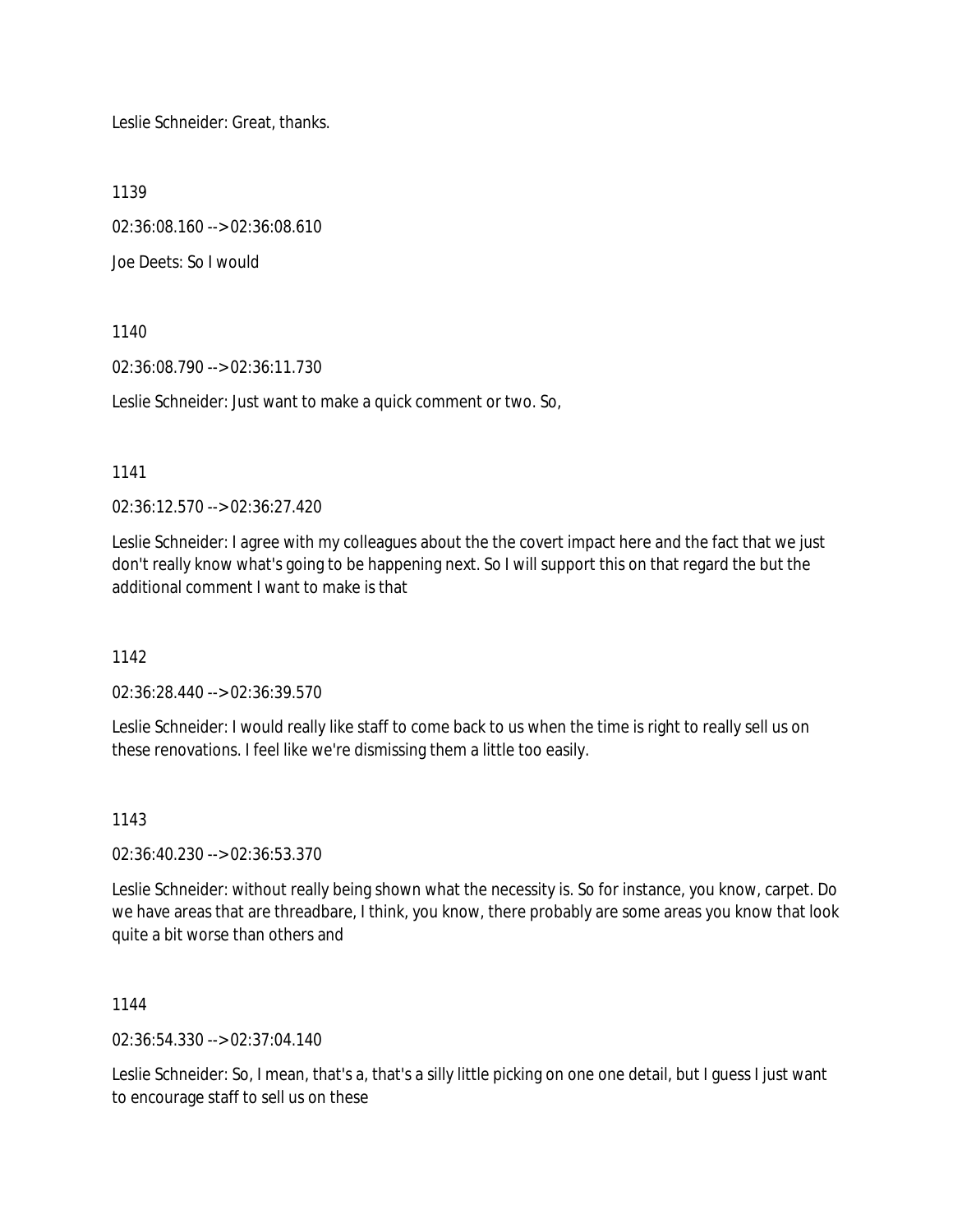Leslie Schneider: Great, thanks.

1139

02:36:08.160 --> 02:36:08.610

Joe Deets: So I would

1140

02:36:08.790 --> 02:36:11.730

Leslie Schneider: Just want to make a quick comment or two. So,

1141

02:36:12.570 --> 02:36:27.420

Leslie Schneider: I agree with my colleagues about the the covert impact here and the fact that we just don't really know what's going to be happening next. So I will support this on that regard the but the additional comment I want to make is that

1142

02:36:28.440 --> 02:36:39.570

Leslie Schneider: I would really like staff to come back to us when the time is right to really sell us on these renovations. I feel like we're dismissing them a little too easily.

1143

02:36:40.230 --> 02:36:53.370

Leslie Schneider: without really being shown what the necessity is. So for instance, you know, carpet. Do we have areas that are threadbare, I think, you know, there probably are some areas you know that look quite a bit worse than others and

1144

02:36:54.330 --> 02:37:04.140

Leslie Schneider: So, I mean, that's a, that's a silly little picking on one one detail, but I guess I just want to encourage staff to sell us on these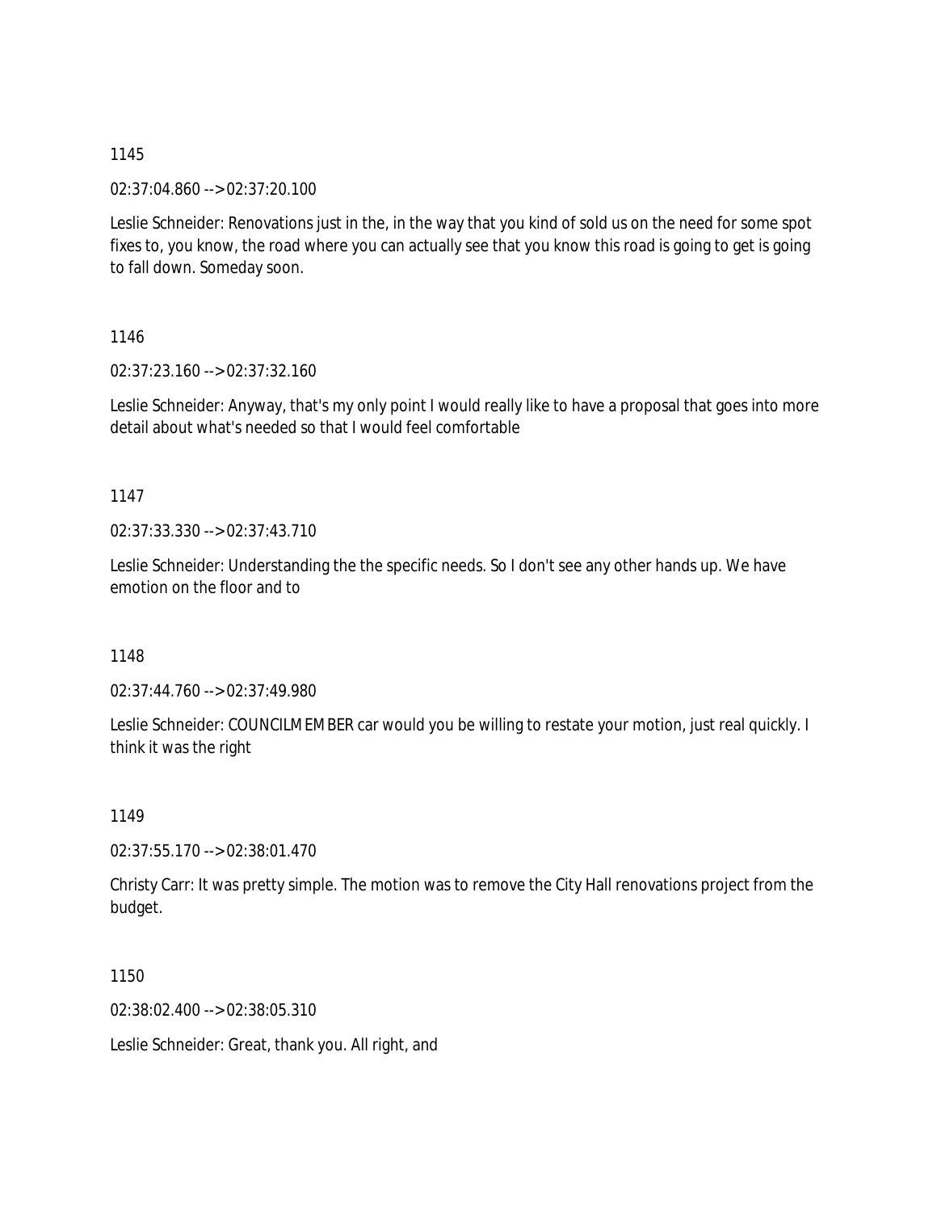1145

02:37:04.860 --> 02:37:20.100

Leslie Schneider: Renovations just in the, in the way that you kind of sold us on the need for some spot fixes to, you know, the road where you can actually see that you know this road is going to get is going to fall down. Someday soon.

1146

02:37:23.160 --> 02:37:32.160

Leslie Schneider: Anyway, that's my only point I would really like to have a proposal that goes into more detail about what's needed so that I would feel comfortable

1147

02:37:33.330 --> 02:37:43.710

Leslie Schneider: Understanding the the specific needs. So I don't see any other hands up. We have emotion on the floor and to

1148

02:37:44.760 --> 02:37:49.980

Leslie Schneider: COUNCILMEMBER car would you be willing to restate your motion, just real quickly. I think it was the right

1149

02:37:55.170 --> 02:38:01.470

Christy Carr: It was pretty simple. The motion was to remove the City Hall renovations project from the budget.

1150

02:38:02.400 --> 02:38:05.310

Leslie Schneider: Great, thank you. All right, and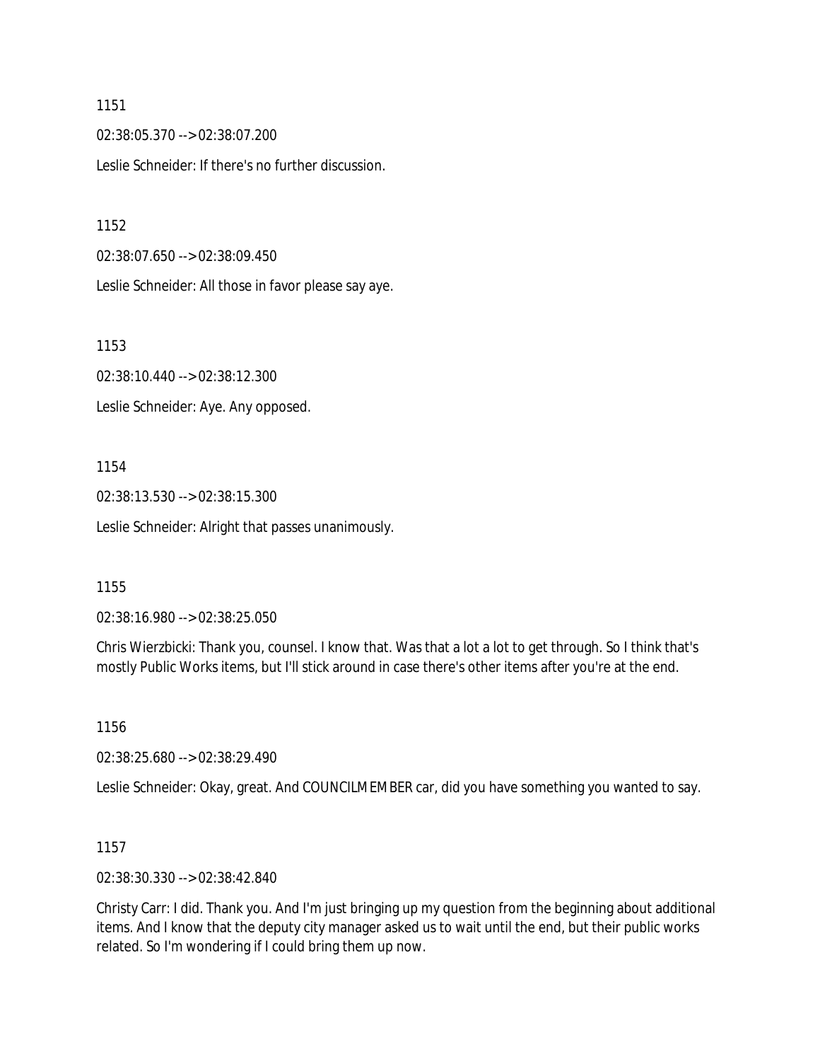1151

02:38:05.370 --> 02:38:07.200

Leslie Schneider: If there's no further discussion.

1152

02:38:07.650 --> 02:38:09.450

Leslie Schneider: All those in favor please say aye.

1153

02:38:10.440 --> 02:38:12.300

Leslie Schneider: Aye. Any opposed.

1154

02:38:13.530 --> 02:38:15.300

Leslie Schneider: Alright that passes unanimously.

1155

02:38:16.980 --> 02:38:25.050

Chris Wierzbicki: Thank you, counsel. I know that. Was that a lot a lot to get through. So I think that's mostly Public Works items, but I'll stick around in case there's other items after you're at the end.

1156

02:38:25.680 --> 02:38:29.490

Leslie Schneider: Okay, great. And COUNCILMEMBER car, did you have something you wanted to say.

1157

02:38:30.330 --> 02:38:42.840

Christy Carr: I did. Thank you. And I'm just bringing up my question from the beginning about additional items. And I know that the deputy city manager asked us to wait until the end, but their public works related. So I'm wondering if I could bring them up now.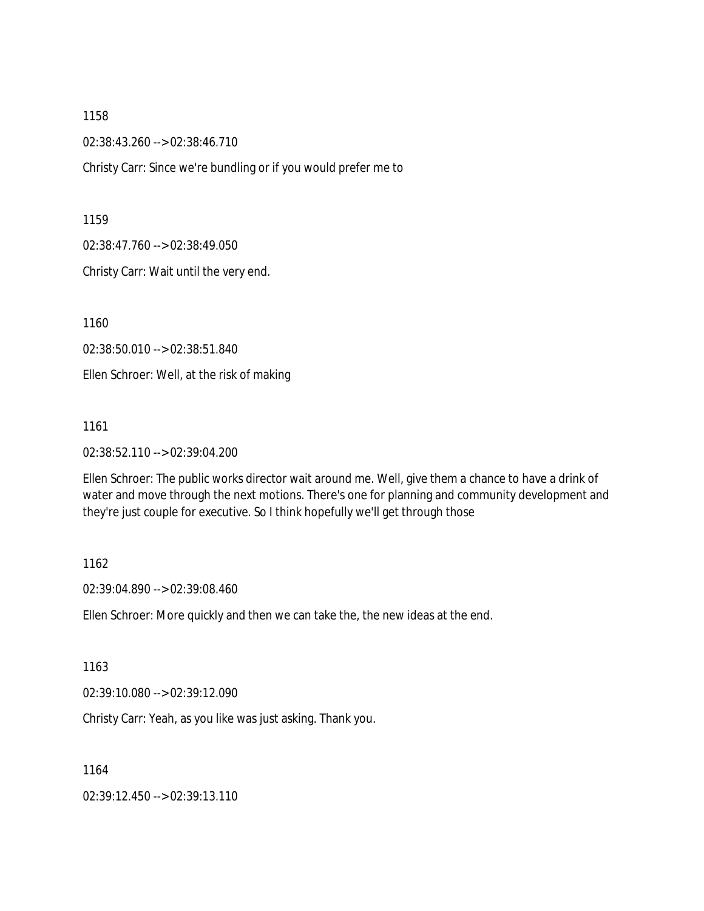1158

02:38:43.260 --> 02:38:46.710

Christy Carr: Since we're bundling or if you would prefer me to

1159

02:38:47.760 --> 02:38:49.050

Christy Carr: Wait until the very end.

1160

02:38:50.010 --> 02:38:51.840

Ellen Schroer: Well, at the risk of making

1161

02:38:52.110 --> 02:39:04.200

Ellen Schroer: The public works director wait around me. Well, give them a chance to have a drink of water and move through the next motions. There's one for planning and community development and they're just couple for executive. So I think hopefully we'll get through those

1162

02:39:04.890 --> 02:39:08.460

Ellen Schroer: More quickly and then we can take the, the new ideas at the end.

1163

02:39:10.080 --> 02:39:12.090

Christy Carr: Yeah, as you like was just asking. Thank you.

1164

02:39:12.450 --> 02:39:13.110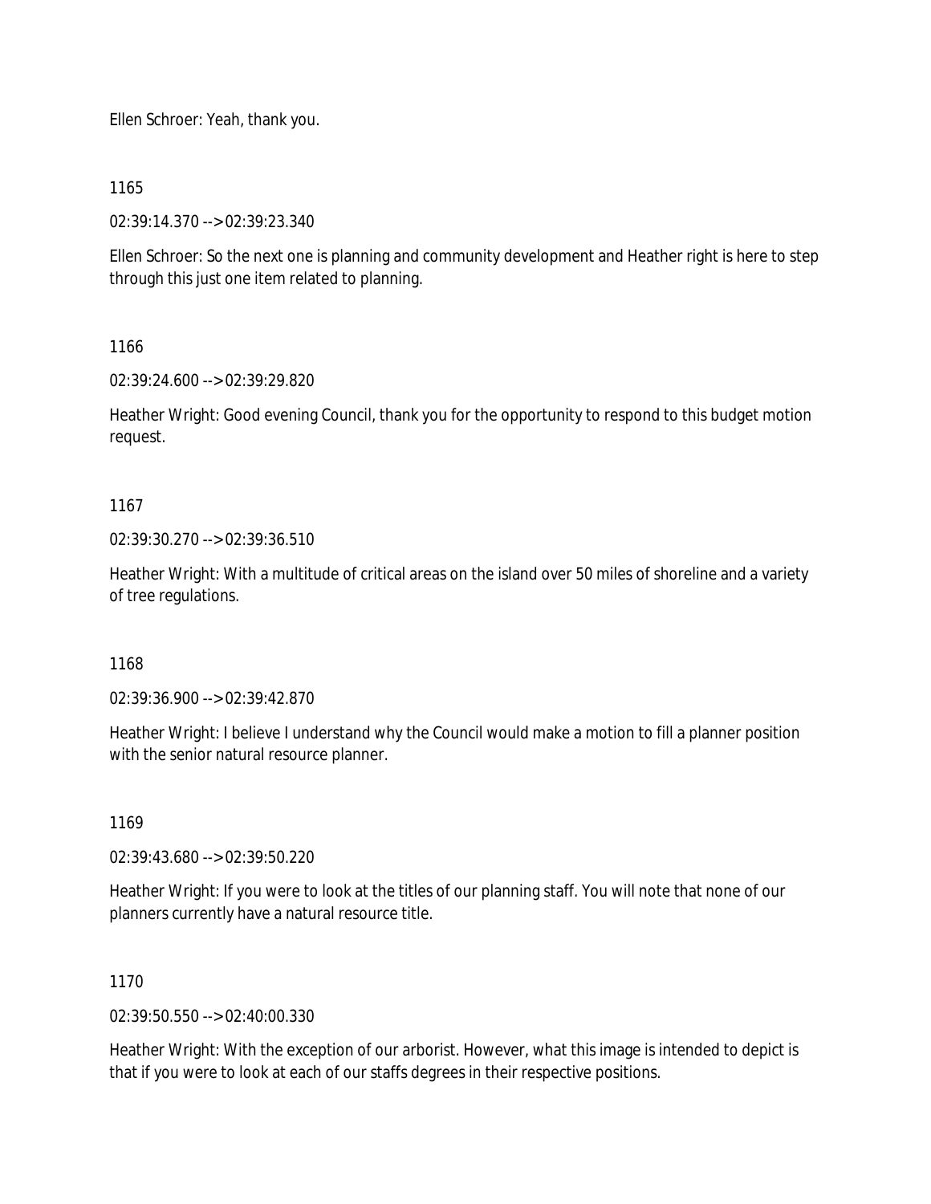Ellen Schroer: Yeah, thank you.

1165

02:39:14.370 --> 02:39:23.340

Ellen Schroer: So the next one is planning and community development and Heather right is here to step through this just one item related to planning.

1166

02:39:24.600 --> 02:39:29.820

Heather Wright: Good evening Council, thank you for the opportunity to respond to this budget motion request.

1167

02:39:30.270 --> 02:39:36.510

Heather Wright: With a multitude of critical areas on the island over 50 miles of shoreline and a variety of tree regulations.

1168

02:39:36.900 --> 02:39:42.870

Heather Wright: I believe I understand why the Council would make a motion to fill a planner position with the senior natural resource planner.

1169

02:39:43.680 --> 02:39:50.220

Heather Wright: If you were to look at the titles of our planning staff. You will note that none of our planners currently have a natural resource title.

1170

02:39:50.550 --> 02:40:00.330

Heather Wright: With the exception of our arborist. However, what this image is intended to depict is that if you were to look at each of our staffs degrees in their respective positions.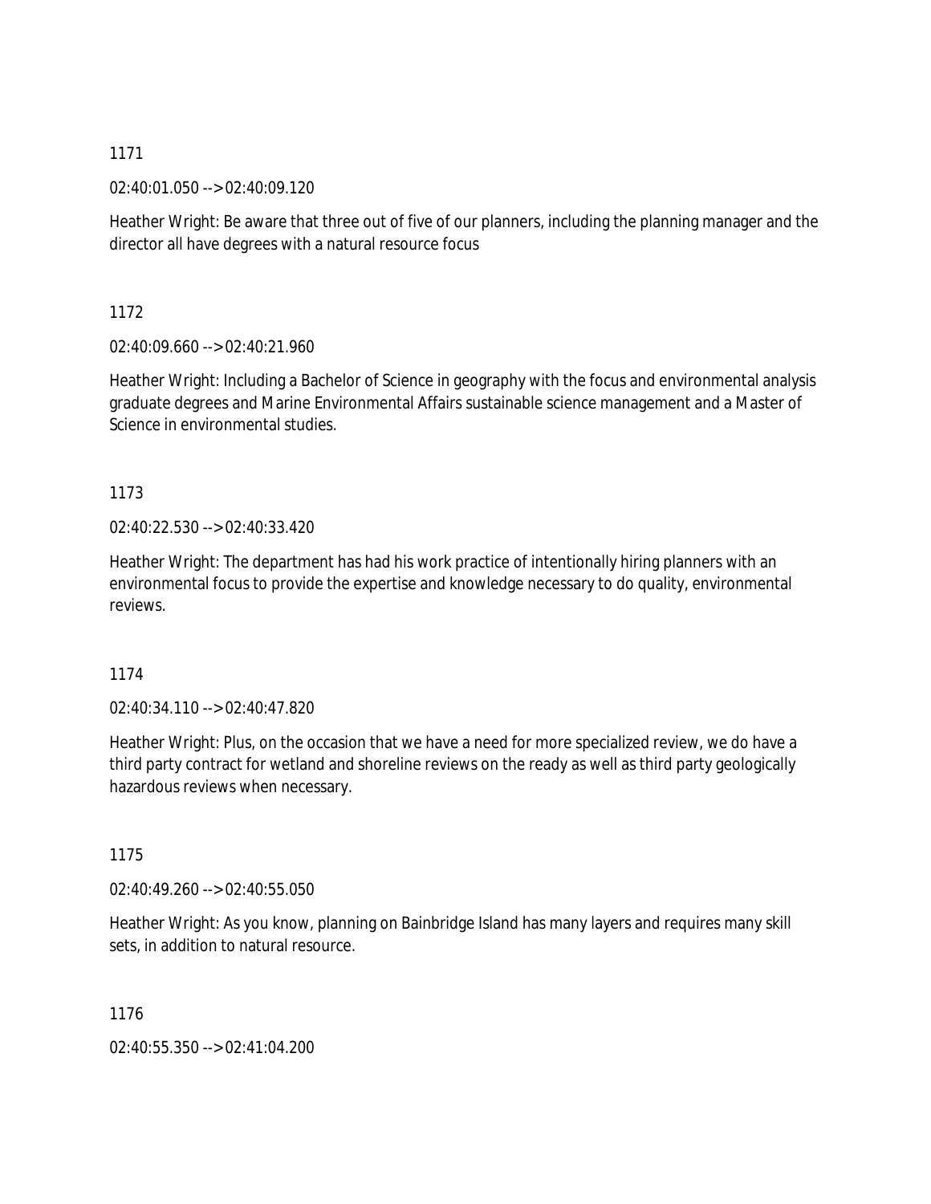1171

02:40:01.050 --> 02:40:09.120

Heather Wright: Be aware that three out of five of our planners, including the planning manager and the director all have degrees with a natural resource focus

1172

02:40:09.660 --> 02:40:21.960

Heather Wright: Including a Bachelor of Science in geography with the focus and environmental analysis graduate degrees and Marine Environmental Affairs sustainable science management and a Master of Science in environmental studies.

1173

02:40:22.530 --> 02:40:33.420

Heather Wright: The department has had his work practice of intentionally hiring planners with an environmental focus to provide the expertise and knowledge necessary to do quality, environmental reviews.

1174

02:40:34.110 --> 02:40:47.820

Heather Wright: Plus, on the occasion that we have a need for more specialized review, we do have a third party contract for wetland and shoreline reviews on the ready as well as third party geologically hazardous reviews when necessary.

1175

02:40:49.260 --> 02:40:55.050

Heather Wright: As you know, planning on Bainbridge Island has many layers and requires many skill sets, in addition to natural resource.

1176

02:40:55.350 --> 02:41:04.200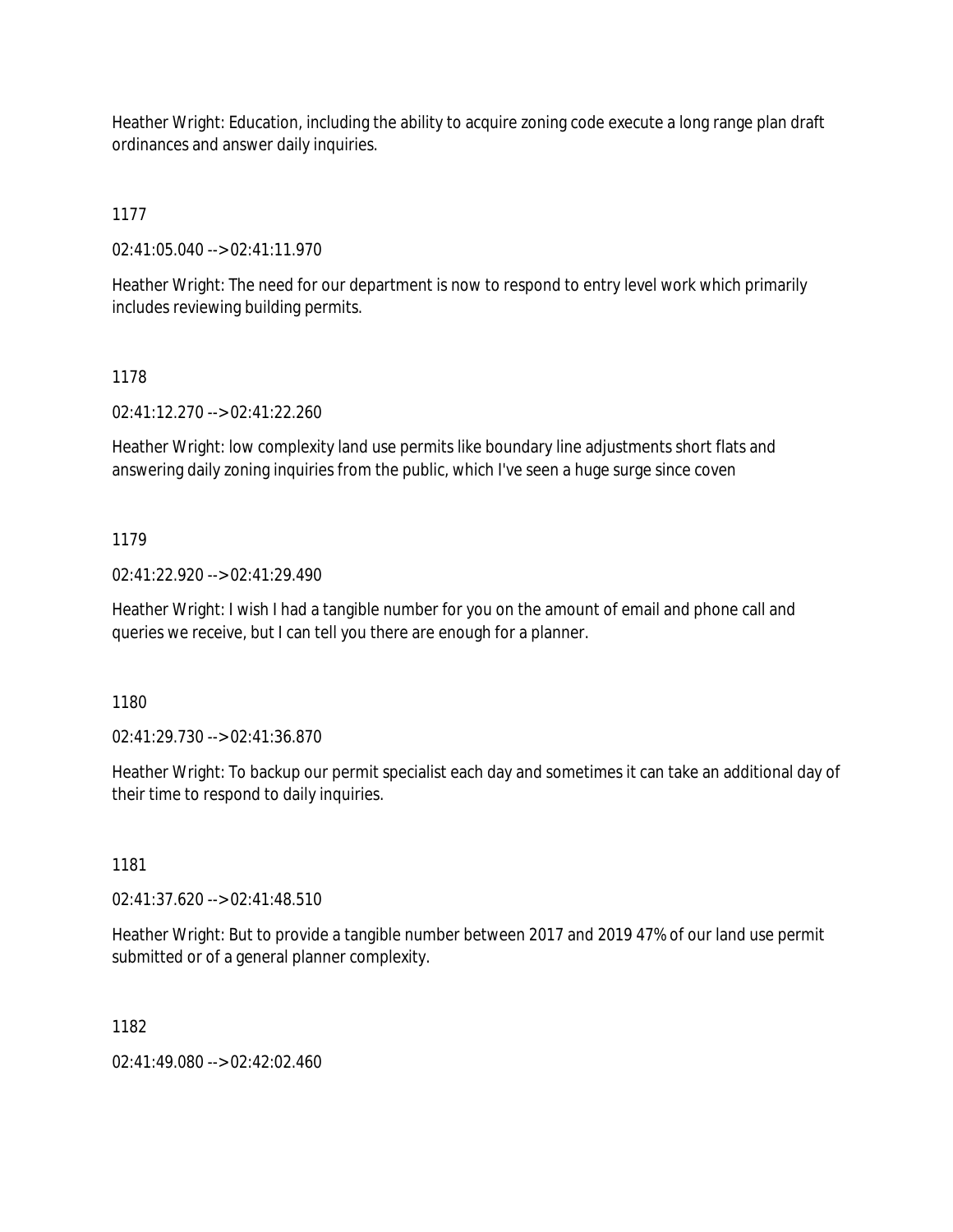Heather Wright: Education, including the ability to acquire zoning code execute a long range plan draft ordinances and answer daily inquiries.

1177

02:41:05.040 --> 02:41:11.970

Heather Wright: The need for our department is now to respond to entry level work which primarily includes reviewing building permits.

1178

02:41:12.270 --> 02:41:22.260

Heather Wright: low complexity land use permits like boundary line adjustments short flats and answering daily zoning inquiries from the public, which I've seen a huge surge since coven

1179

02:41:22.920 --> 02:41:29.490

Heather Wright: I wish I had a tangible number for you on the amount of email and phone call and queries we receive, but I can tell you there are enough for a planner.

1180

02:41:29.730 --> 02:41:36.870

Heather Wright: To backup our permit specialist each day and sometimes it can take an additional day of their time to respond to daily inquiries.

1181

02:41:37.620 --> 02:41:48.510

Heather Wright: But to provide a tangible number between 2017 and 2019 47% of our land use permit submitted or of a general planner complexity.

1182

02:41:49.080 --> 02:42:02.460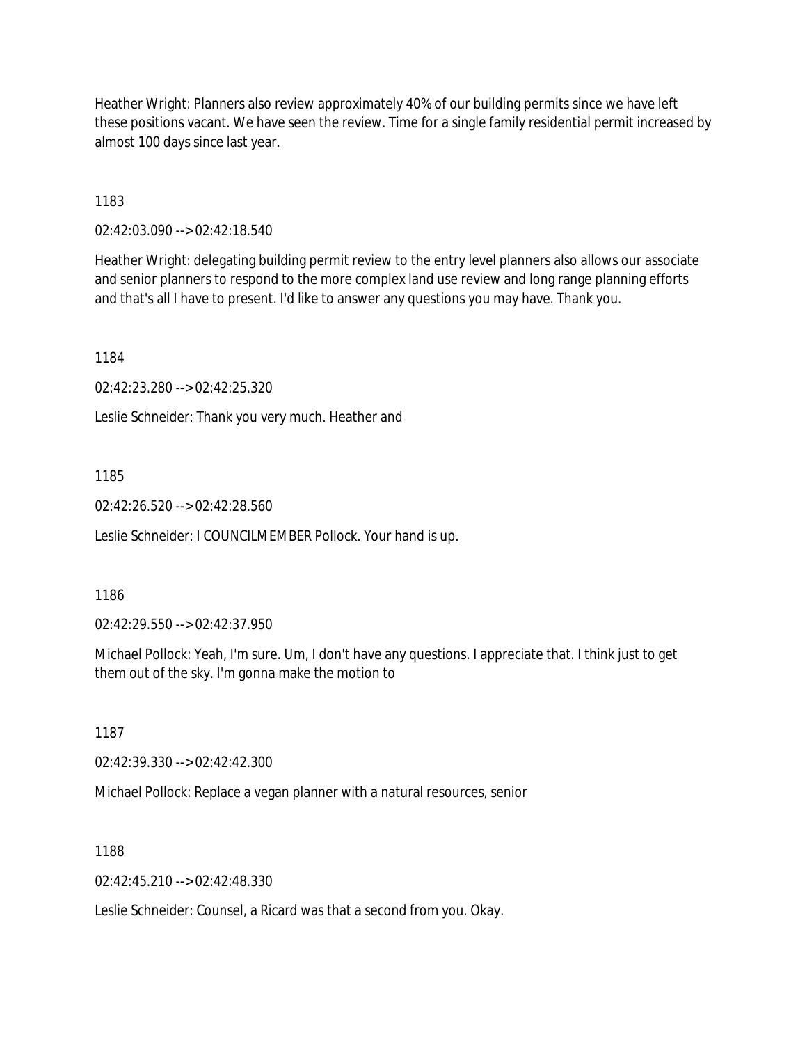Heather Wright: Planners also review approximately 40% of our building permits since we have left these positions vacant. We have seen the review. Time for a single family residential permit increased by almost 100 days since last year.

1183

02:42:03.090 --> 02:42:18.540

Heather Wright: delegating building permit review to the entry level planners also allows our associate and senior planners to respond to the more complex land use review and long range planning efforts and that's all I have to present. I'd like to answer any questions you may have. Thank you.

1184

02:42:23.280 --> 02:42:25.320

Leslie Schneider: Thank you very much. Heather and

1185

02:42:26.520 --> 02:42:28.560

Leslie Schneider: I COUNCILMEMBER Pollock. Your hand is up.

1186

02:42:29.550 --> 02:42:37.950

Michael Pollock: Yeah, I'm sure. Um, I don't have any questions. I appreciate that. I think just to get them out of the sky. I'm gonna make the motion to

1187

02:42:39.330 --> 02:42:42.300

Michael Pollock: Replace a vegan planner with a natural resources, senior

1188

02:42:45.210 --> 02:42:48.330

Leslie Schneider: Counsel, a Ricard was that a second from you. Okay.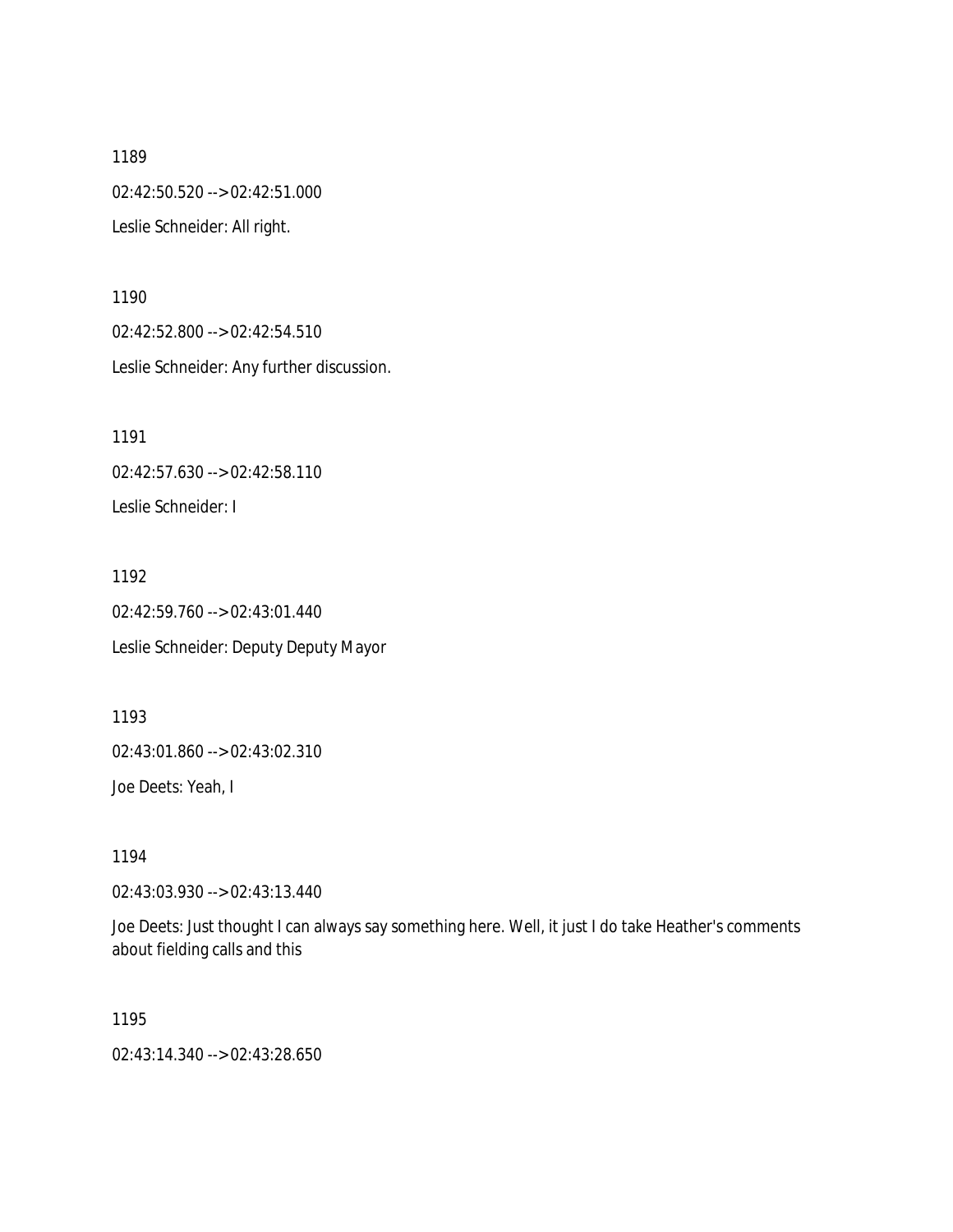1189

02:42:50.520 --> 02:42:51.000

Leslie Schneider: All right.

1190

02:42:52.800 --> 02:42:54.510

Leslie Schneider: Any further discussion.

1191

02:42:57.630 --> 02:42:58.110

Leslie Schneider: I

1192

02:42:59.760 --> 02:43:01.440

Leslie Schneider: Deputy Deputy Mayor

1193

02:43:01.860 --> 02:43:02.310

Joe Deets: Yeah, I

1194

02:43:03.930 --> 02:43:13.440

Joe Deets: Just thought I can always say something here. Well, it just I do take Heather's comments about fielding calls and this

1195

02:43:14.340 --> 02:43:28.650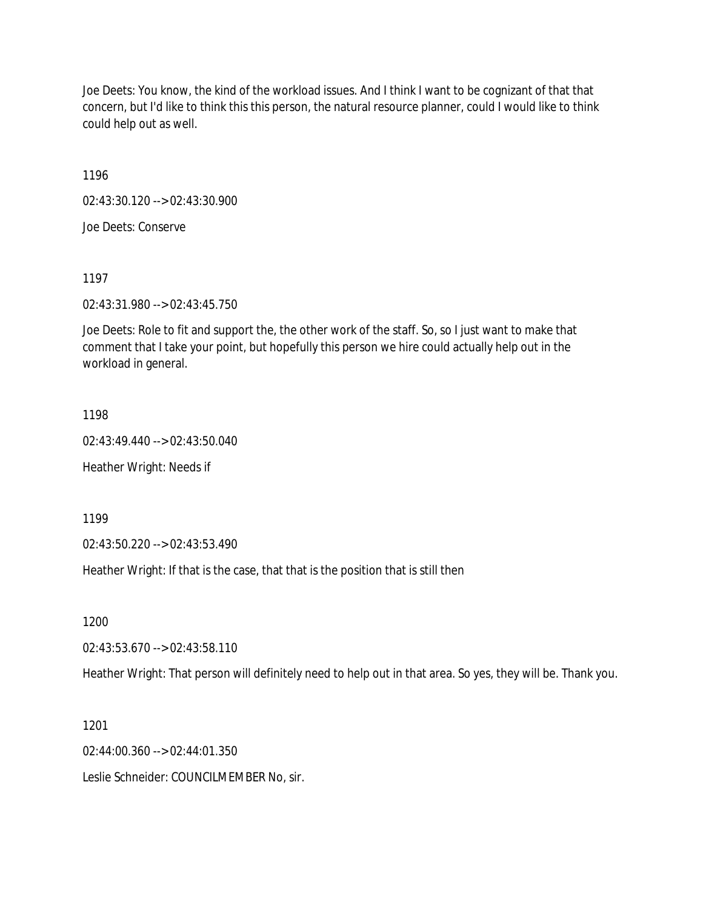Joe Deets: You know, the kind of the workload issues. And I think I want to be cognizant of that that concern, but I'd like to think this this person, the natural resource planner, could I would like to think could help out as well.

1196

02:43:30.120 --> 02:43:30.900

Joe Deets: Conserve

1197

02:43:31.980 --> 02:43:45.750

Joe Deets: Role to fit and support the, the other work of the staff. So, so I just want to make that comment that I take your point, but hopefully this person we hire could actually help out in the workload in general.

1198

02:43:49.440 --> 02:43:50.040

Heather Wright: Needs if

1199

02:43:50.220 --> 02:43:53.490

Heather Wright: If that is the case, that that is the position that is still then

1200

02:43:53.670 --> 02:43:58.110

Heather Wright: That person will definitely need to help out in that area. So yes, they will be. Thank you.

1201

02:44:00.360 --> 02:44:01.350

Leslie Schneider: COUNCILMEMBER No, sir.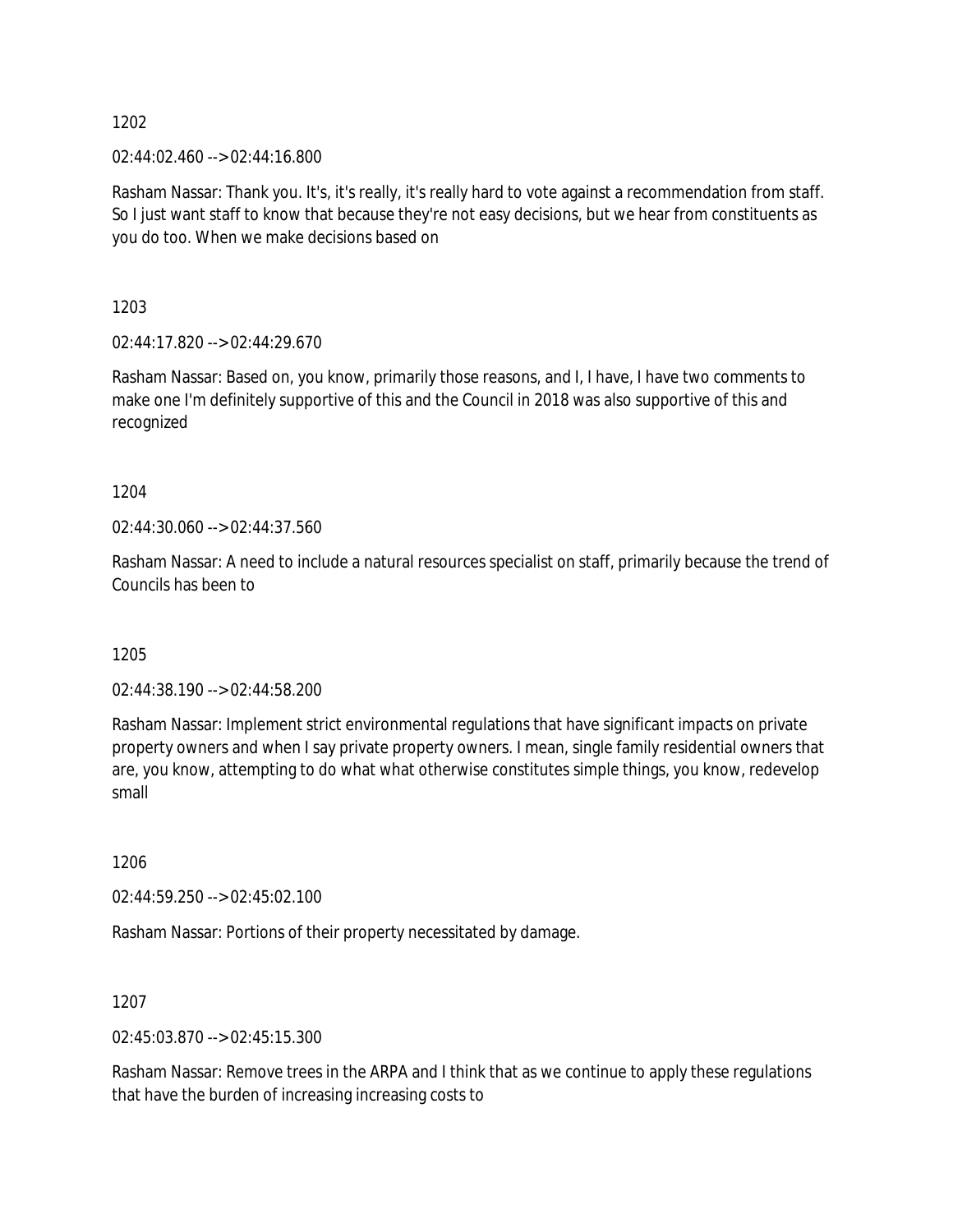1202

02:44:02.460 --> 02:44:16.800

Rasham Nassar: Thank you. It's, it's really, it's really hard to vote against a recommendation from staff. So I just want staff to know that because they're not easy decisions, but we hear from constituents as you do too. When we make decisions based on

1203

02:44:17.820 --> 02:44:29.670

Rasham Nassar: Based on, you know, primarily those reasons, and I, I have, I have two comments to make one I'm definitely supportive of this and the Council in 2018 was also supportive of this and recognized

1204

02:44:30.060 --> 02:44:37.560

Rasham Nassar: A need to include a natural resources specialist on staff, primarily because the trend of Councils has been to

1205

02:44:38.190 --> 02:44:58.200

Rasham Nassar: Implement strict environmental regulations that have significant impacts on private property owners and when I say private property owners. I mean, single family residential owners that are, you know, attempting to do what what otherwise constitutes simple things, you know, redevelop small

1206

02:44:59.250 --> 02:45:02.100

Rasham Nassar: Portions of their property necessitated by damage.

1207

02:45:03.870 --> 02:45:15.300

Rasham Nassar: Remove trees in the ARPA and I think that as we continue to apply these regulations that have the burden of increasing increasing costs to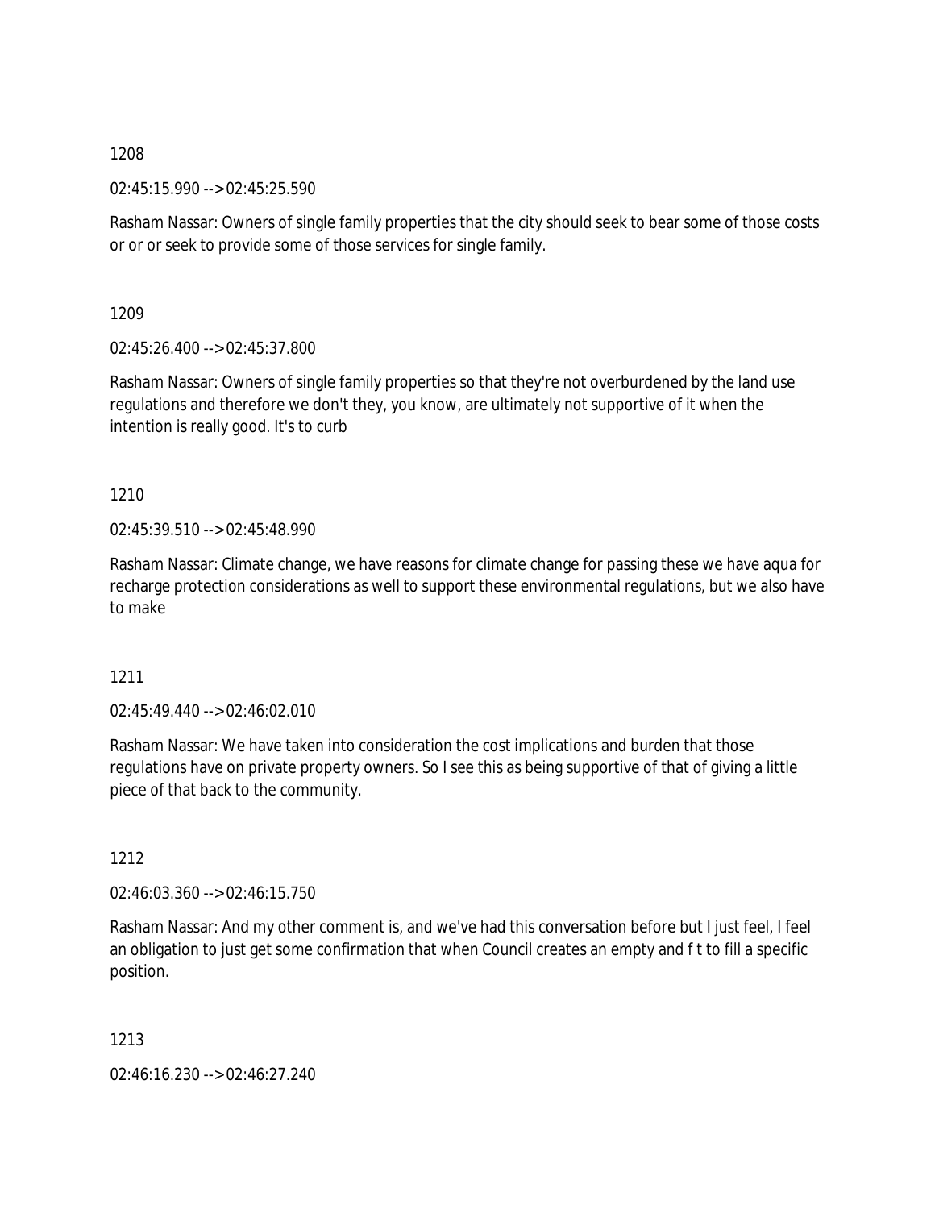1208

02:45:15.990 --> 02:45:25.590

Rasham Nassar: Owners of single family properties that the city should seek to bear some of those costs or or or seek to provide some of those services for single family.

1209

02:45:26.400 --> 02:45:37.800

Rasham Nassar: Owners of single family properties so that they're not overburdened by the land use regulations and therefore we don't they, you know, are ultimately not supportive of it when the intention is really good. It's to curb

1210

02:45:39.510 --> 02:45:48.990

Rasham Nassar: Climate change, we have reasons for climate change for passing these we have aqua for recharge protection considerations as well to support these environmental regulations, but we also have to make

1211

02:45:49.440 --> 02:46:02.010

Rasham Nassar: We have taken into consideration the cost implications and burden that those regulations have on private property owners. So I see this as being supportive of that of giving a little piece of that back to the community.

1212

02:46:03.360 --> 02:46:15.750

Rasham Nassar: And my other comment is, and we've had this conversation before but I just feel, I feel an obligation to just get some confirmation that when Council creates an empty and f t to fill a specific position.

1213

02:46:16.230 --> 02:46:27.240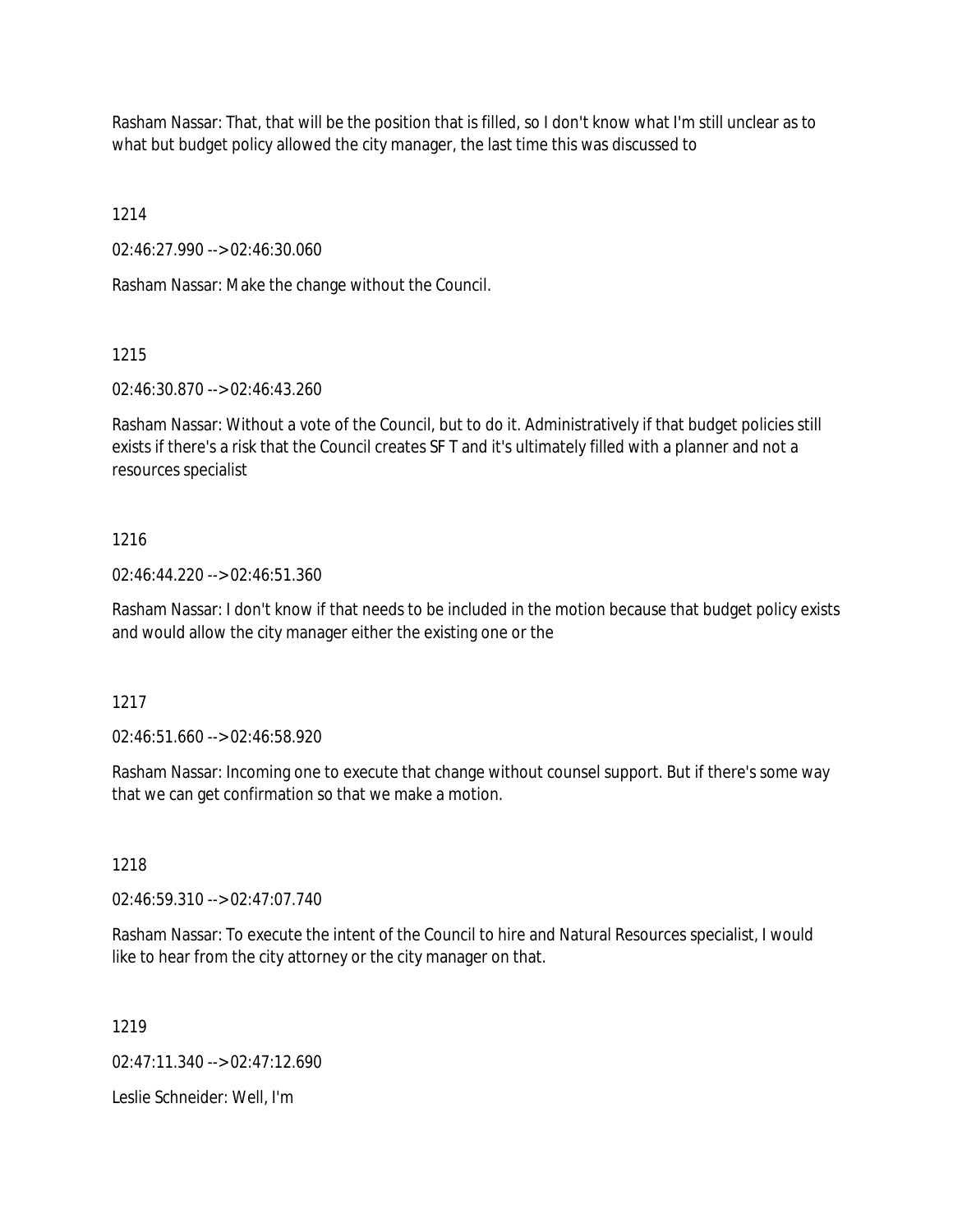Rasham Nassar: That, that will be the position that is filled, so I don't know what I'm still unclear as to what but budget policy allowed the city manager, the last time this was discussed to

1214

02:46:27.990 --> 02:46:30.060

Rasham Nassar: Make the change without the Council.

1215

02:46:30.870 --> 02:46:43.260

Rasham Nassar: Without a vote of the Council, but to do it. Administratively if that budget policies still exists if there's a risk that the Council creates SF T and it's ultimately filled with a planner and not a resources specialist

1216

02:46:44.220 --> 02:46:51.360

Rasham Nassar: I don't know if that needs to be included in the motion because that budget policy exists and would allow the city manager either the existing one or the

1217

02:46:51.660 --> 02:46:58.920

Rasham Nassar: Incoming one to execute that change without counsel support. But if there's some way that we can get confirmation so that we make a motion.

1218

02:46:59.310 --> 02:47:07.740

Rasham Nassar: To execute the intent of the Council to hire and Natural Resources specialist, I would like to hear from the city attorney or the city manager on that.

1219

02:47:11.340 --> 02:47:12.690

Leslie Schneider: Well, I'm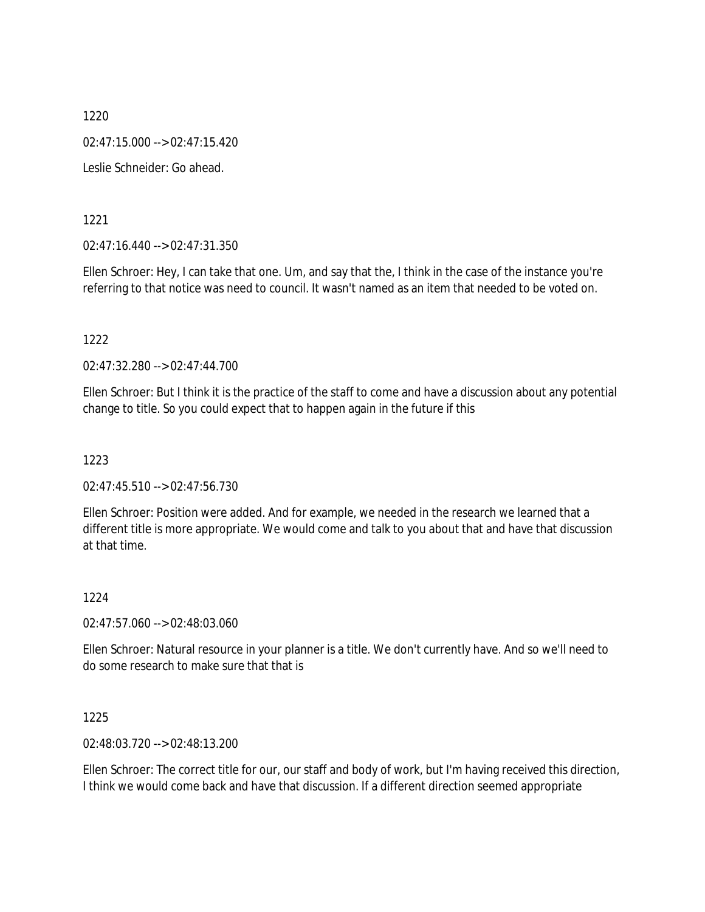1220

02:47:15.000 --> 02:47:15.420

Leslie Schneider: Go ahead.

1221

02:47:16.440 --> 02:47:31.350

Ellen Schroer: Hey, I can take that one. Um, and say that the, I think in the case of the instance you're referring to that notice was need to council. It wasn't named as an item that needed to be voted on.

1222

02:47:32.280 --> 02:47:44.700

Ellen Schroer: But I think it is the practice of the staff to come and have a discussion about any potential change to title. So you could expect that to happen again in the future if this

1223

02:47:45.510 --> 02:47:56.730

Ellen Schroer: Position were added. And for example, we needed in the research we learned that a different title is more appropriate. We would come and talk to you about that and have that discussion at that time.

1224

02:47:57.060 --> 02:48:03.060

Ellen Schroer: Natural resource in your planner is a title. We don't currently have. And so we'll need to do some research to make sure that that is

1225

02:48:03.720 --> 02:48:13.200

Ellen Schroer: The correct title for our, our staff and body of work, but I'm having received this direction, I think we would come back and have that discussion. If a different direction seemed appropriate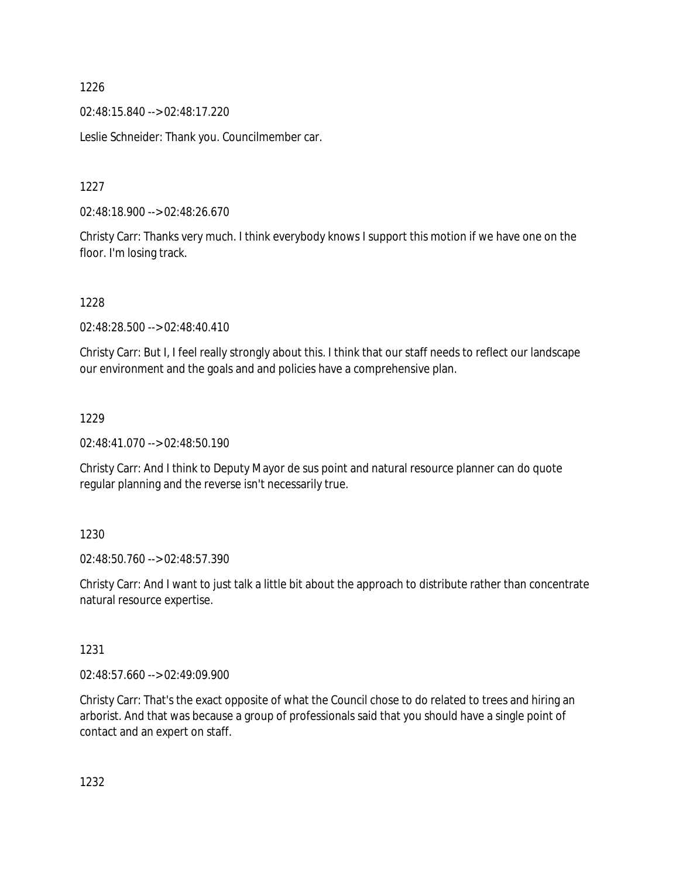1226

02:48:15.840 --> 02:48:17.220

Leslie Schneider: Thank you. Councilmember car.

1227

02:48:18.900 --> 02:48:26.670

Christy Carr: Thanks very much. I think everybody knows I support this motion if we have one on the floor. I'm losing track.

1228

02:48:28.500 --> 02:48:40.410

Christy Carr: But I, I feel really strongly about this. I think that our staff needs to reflect our landscape our environment and the goals and and policies have a comprehensive plan.

1229

02:48:41.070 --> 02:48:50.190

Christy Carr: And I think to Deputy Mayor de sus point and natural resource planner can do quote regular planning and the reverse isn't necessarily true.

1230

02:48:50.760 --> 02:48:57.390

Christy Carr: And I want to just talk a little bit about the approach to distribute rather than concentrate natural resource expertise.

1231

02:48:57.660 --> 02:49:09.900

Christy Carr: That's the exact opposite of what the Council chose to do related to trees and hiring an arborist. And that was because a group of professionals said that you should have a single point of contact and an expert on staff.

1232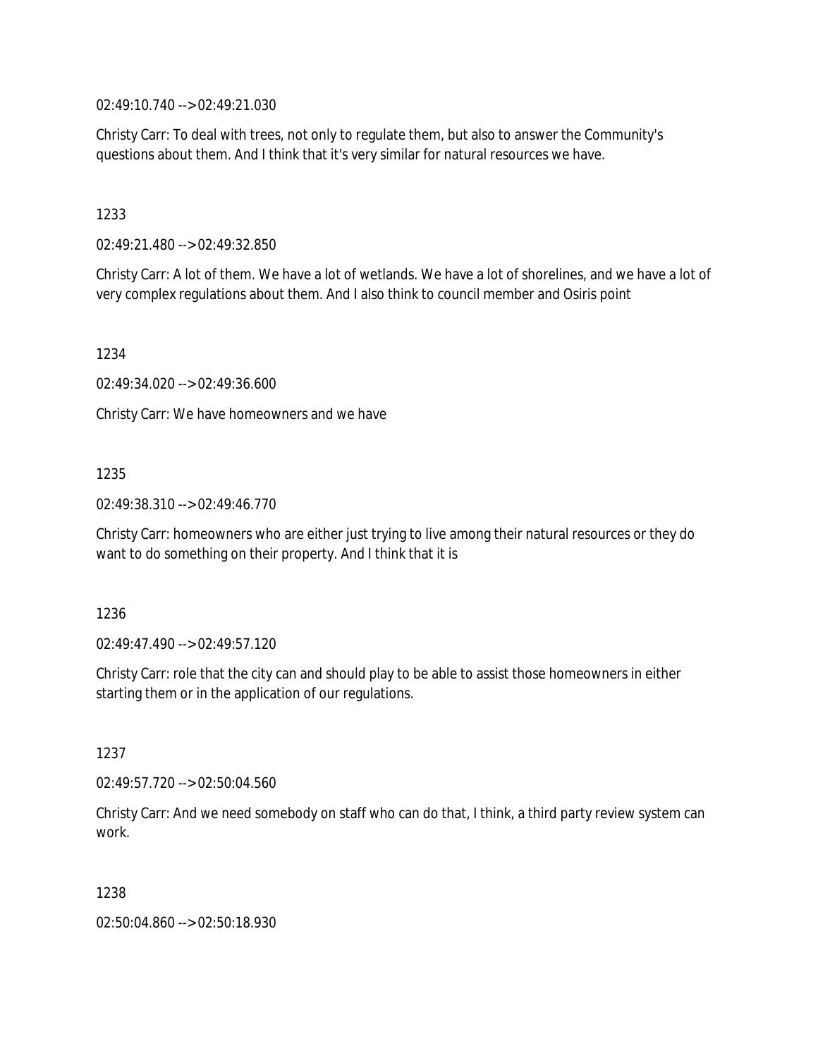02:49:10.740 --> 02:49:21.030

Christy Carr: To deal with trees, not only to regulate them, but also to answer the Community's questions about them. And I think that it's very similar for natural resources we have.

1233

02:49:21.480 --> 02:49:32.850

Christy Carr: A lot of them. We have a lot of wetlands. We have a lot of shorelines, and we have a lot of very complex regulations about them. And I also think to council member and Osiris point

1234

02:49:34.020 --> 02:49:36.600

Christy Carr: We have homeowners and we have

1235

02:49:38.310 --> 02:49:46.770

Christy Carr: homeowners who are either just trying to live among their natural resources or they do want to do something on their property. And I think that it is

1236

02:49:47.490 --> 02:49:57.120

Christy Carr: role that the city can and should play to be able to assist those homeowners in either starting them or in the application of our regulations.

1237

02:49:57.720 --> 02:50:04.560

Christy Carr: And we need somebody on staff who can do that, I think, a third party review system can work.

1238

02:50:04.860 --> 02:50:18.930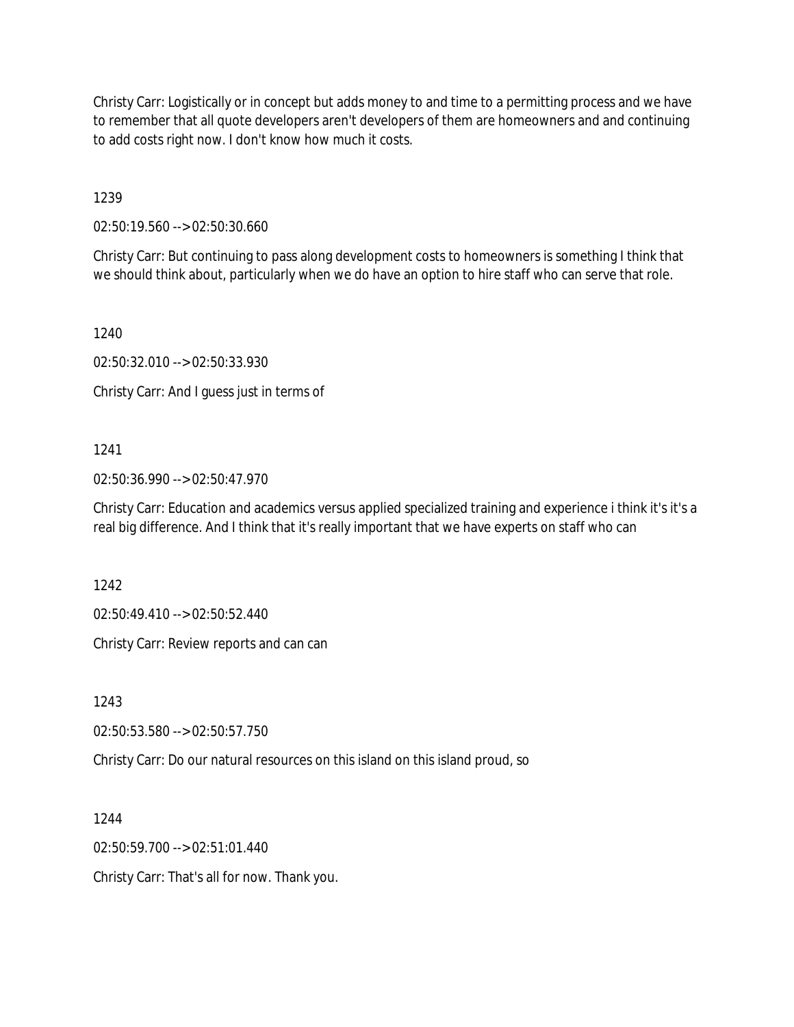Christy Carr: Logistically or in concept but adds money to and time to a permitting process and we have to remember that all quote developers aren't developers of them are homeowners and and continuing to add costs right now. I don't know how much it costs.

1239

02:50:19.560 --> 02:50:30.660

Christy Carr: But continuing to pass along development costs to homeowners is something I think that we should think about, particularly when we do have an option to hire staff who can serve that role.

1240

02:50:32.010 --> 02:50:33.930

Christy Carr: And I guess just in terms of

1241

02:50:36.990 --> 02:50:47.970

Christy Carr: Education and academics versus applied specialized training and experience i think it's it's a real big difference. And I think that it's really important that we have experts on staff who can

1242

02:50:49.410 --> 02:50:52.440

Christy Carr: Review reports and can can

1243

02:50:53.580 --> 02:50:57.750

Christy Carr: Do our natural resources on this island on this island proud, so

1244

02:50:59.700 --> 02:51:01.440

Christy Carr: That's all for now. Thank you.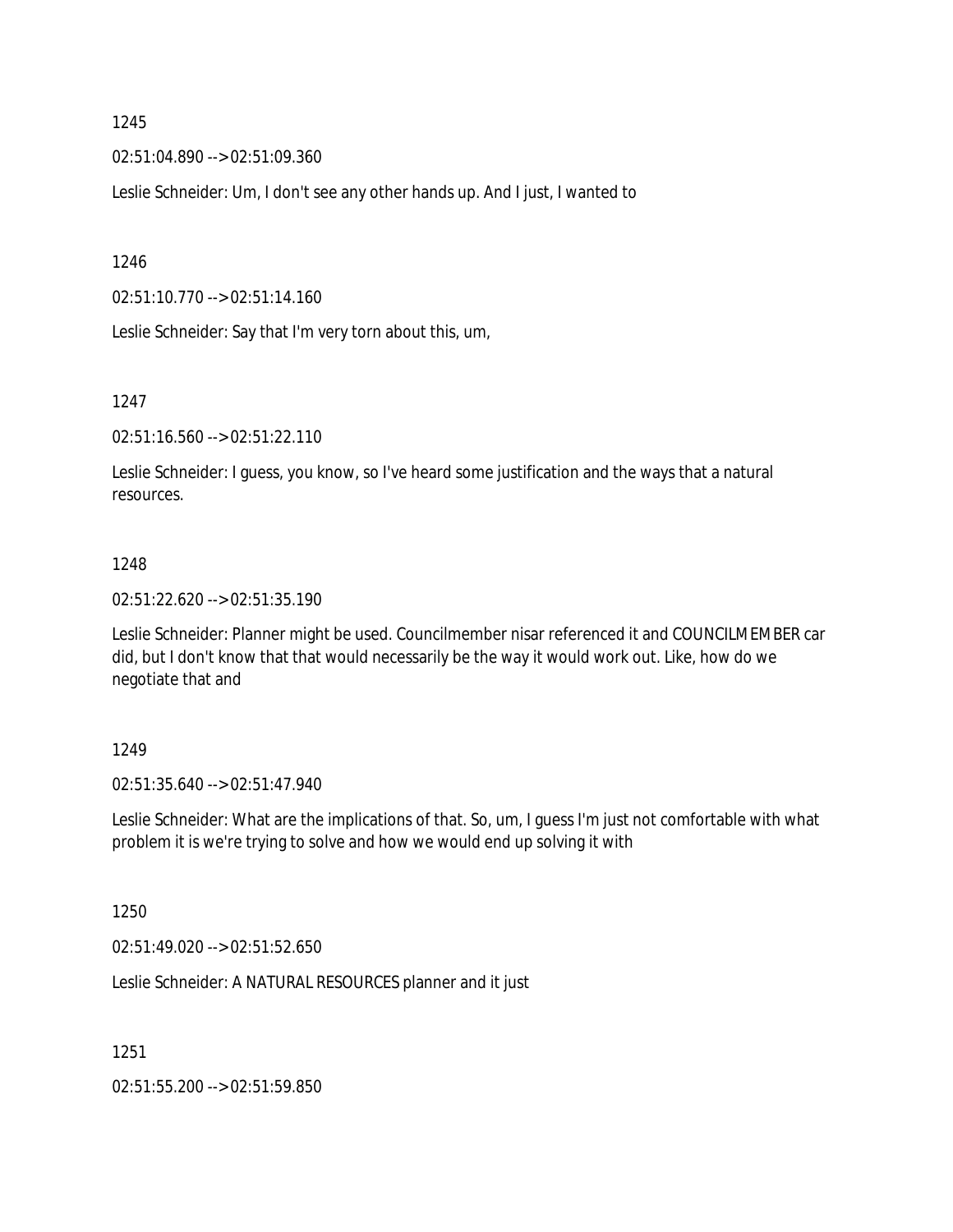1245

02:51:04.890 --> 02:51:09.360

Leslie Schneider: Um, I don't see any other hands up. And I just, I wanted to

1246

02:51:10.770 --> 02:51:14.160

Leslie Schneider: Say that I'm very torn about this, um,

1247

02:51:16.560 --> 02:51:22.110

Leslie Schneider: I guess, you know, so I've heard some justification and the ways that a natural resources.

1248

02:51:22.620 --> 02:51:35.190

Leslie Schneider: Planner might be used. Councilmember nisar referenced it and COUNCILMEMBER car did, but I don't know that that would necessarily be the way it would work out. Like, how do we negotiate that and

1249

02:51:35.640 --> 02:51:47.940

Leslie Schneider: What are the implications of that. So, um, I guess I'm just not comfortable with what problem it is we're trying to solve and how we would end up solving it with

1250

02:51:49.020 --> 02:51:52.650

Leslie Schneider: A NATURAL RESOURCES planner and it just

1251

02:51:55.200 --> 02:51:59.850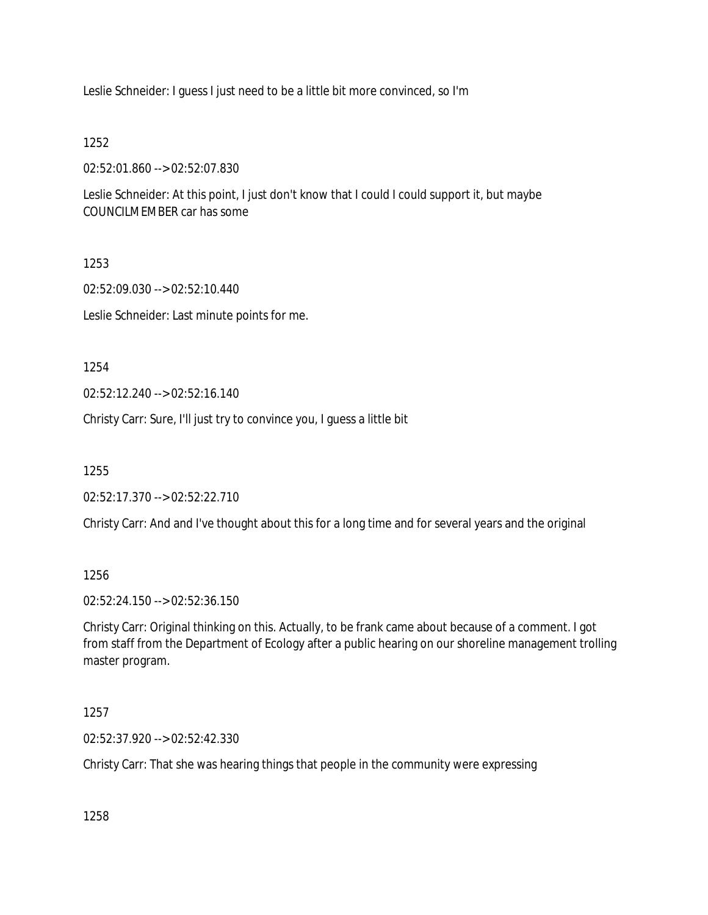Leslie Schneider: I guess I just need to be a little bit more convinced, so I'm

1252

02:52:01.860 --> 02:52:07.830

Leslie Schneider: At this point, I just don't know that I could I could support it, but maybe COUNCILMEMBER car has some

1253

02:52:09.030 --> 02:52:10.440

Leslie Schneider: Last minute points for me.

1254

02:52:12.240 --> 02:52:16.140

Christy Carr: Sure, I'll just try to convince you, I guess a little bit

1255

02:52:17.370 --> 02:52:22.710

Christy Carr: And and I've thought about this for a long time and for several years and the original

1256

02:52:24.150 --> 02:52:36.150

Christy Carr: Original thinking on this. Actually, to be frank came about because of a comment. I got from staff from the Department of Ecology after a public hearing on our shoreline management trolling master program.

1257

02:52:37.920 --> 02:52:42.330

Christy Carr: That she was hearing things that people in the community were expressing

1258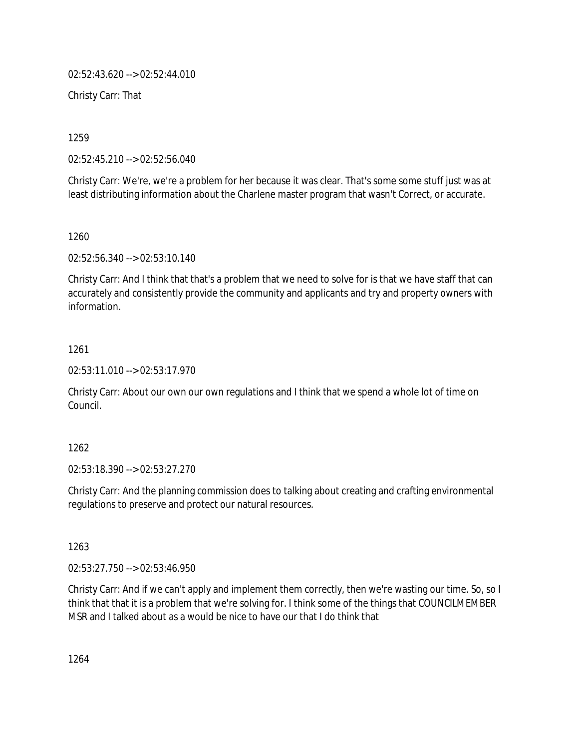02:52:43.620 --> 02:52:44.010

Christy Carr: That

1259

02:52:45.210 --> 02:52:56.040

Christy Carr: We're, we're a problem for her because it was clear. That's some some stuff just was at least distributing information about the Charlene master program that wasn't Correct, or accurate.

1260

02:52:56.340 --> 02:53:10.140

Christy Carr: And I think that that's a problem that we need to solve for is that we have staff that can accurately and consistently provide the community and applicants and try and property owners with information.

1261

02:53:11.010 --> 02:53:17.970

Christy Carr: About our own our own regulations and I think that we spend a whole lot of time on Council.

1262

02:53:18.390 --> 02:53:27.270

Christy Carr: And the planning commission does to talking about creating and crafting environmental regulations to preserve and protect our natural resources.

1263

02:53:27.750 --> 02:53:46.950

Christy Carr: And if we can't apply and implement them correctly, then we're wasting our time. So, so I think that that it is a problem that we're solving for. I think some of the things that COUNCILMEMBER MSR and I talked about as a would be nice to have our that I do think that

1264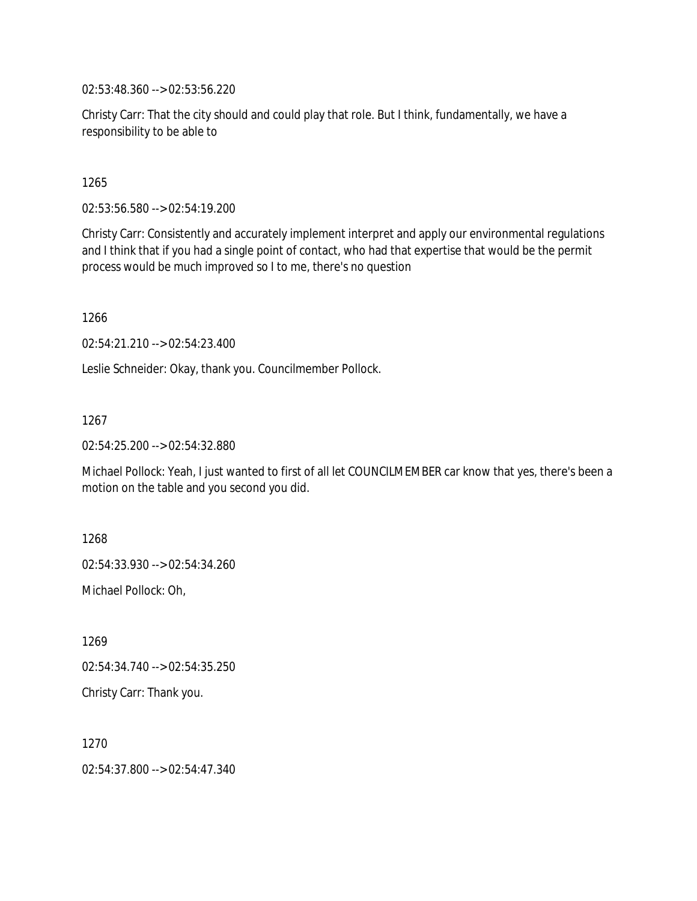02:53:48.360 --> 02:53:56.220

Christy Carr: That the city should and could play that role. But I think, fundamentally, we have a responsibility to be able to

1265

02:53:56.580 --> 02:54:19.200

Christy Carr: Consistently and accurately implement interpret and apply our environmental regulations and I think that if you had a single point of contact, who had that expertise that would be the permit process would be much improved so I to me, there's no question

1266

02:54:21.210 --> 02:54:23.400

Leslie Schneider: Okay, thank you. Councilmember Pollock.

1267

02:54:25.200 --> 02:54:32.880

Michael Pollock: Yeah, I just wanted to first of all let COUNCILMEMBER car know that yes, there's been a motion on the table and you second you did.

1268

02:54:33.930 --> 02:54:34.260

Michael Pollock: Oh,

1269

02:54:34.740 --> 02:54:35.250

Christy Carr: Thank you.

1270

02:54:37.800 --> 02:54:47.340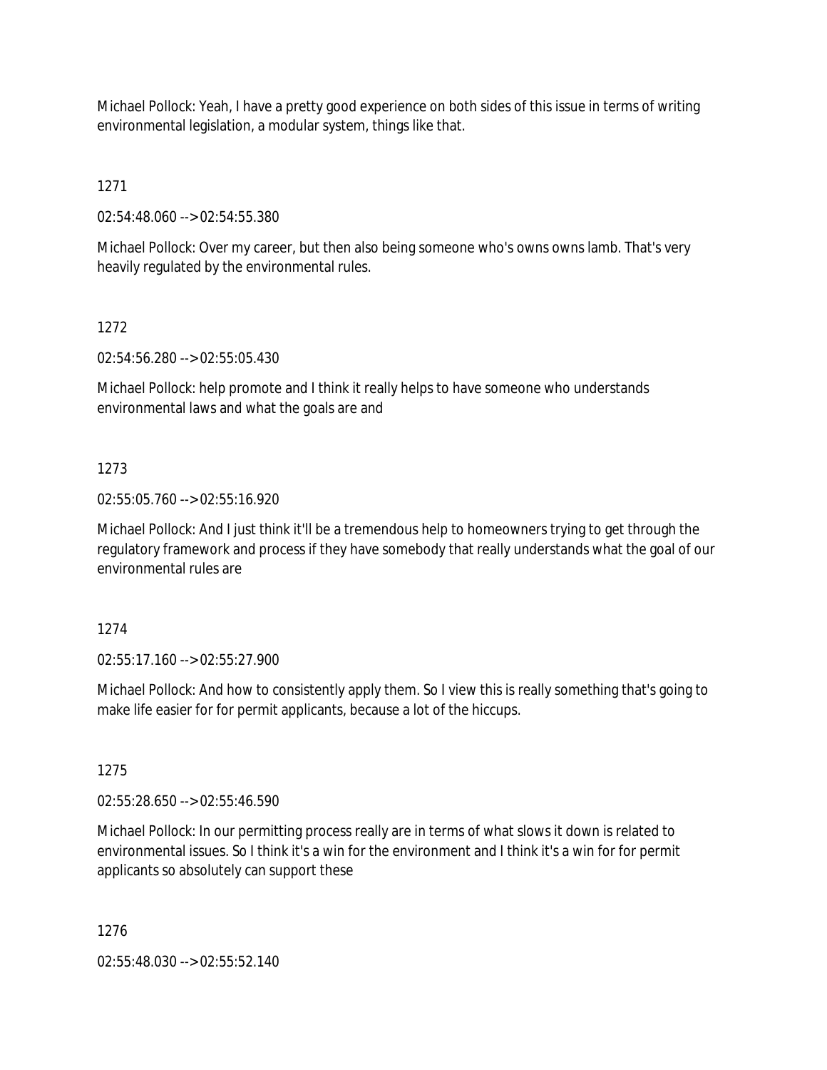Michael Pollock: Yeah, I have a pretty good experience on both sides of this issue in terms of writing environmental legislation, a modular system, things like that.

1271

02:54:48.060 --> 02:54:55.380

Michael Pollock: Over my career, but then also being someone who's owns owns lamb. That's very heavily regulated by the environmental rules.

1272

02:54:56.280 --> 02:55:05.430

Michael Pollock: help promote and I think it really helps to have someone who understands environmental laws and what the goals are and

1273

02:55:05.760 --> 02:55:16.920

Michael Pollock: And I just think it'll be a tremendous help to homeowners trying to get through the regulatory framework and process if they have somebody that really understands what the goal of our environmental rules are

1274

02:55:17.160 --> 02:55:27.900

Michael Pollock: And how to consistently apply them. So I view this is really something that's going to make life easier for for permit applicants, because a lot of the hiccups.

1275

02:55:28.650 --> 02:55:46.590

Michael Pollock: In our permitting process really are in terms of what slows it down is related to environmental issues. So I think it's a win for the environment and I think it's a win for for permit applicants so absolutely can support these

1276

02:55:48.030 --> 02:55:52.140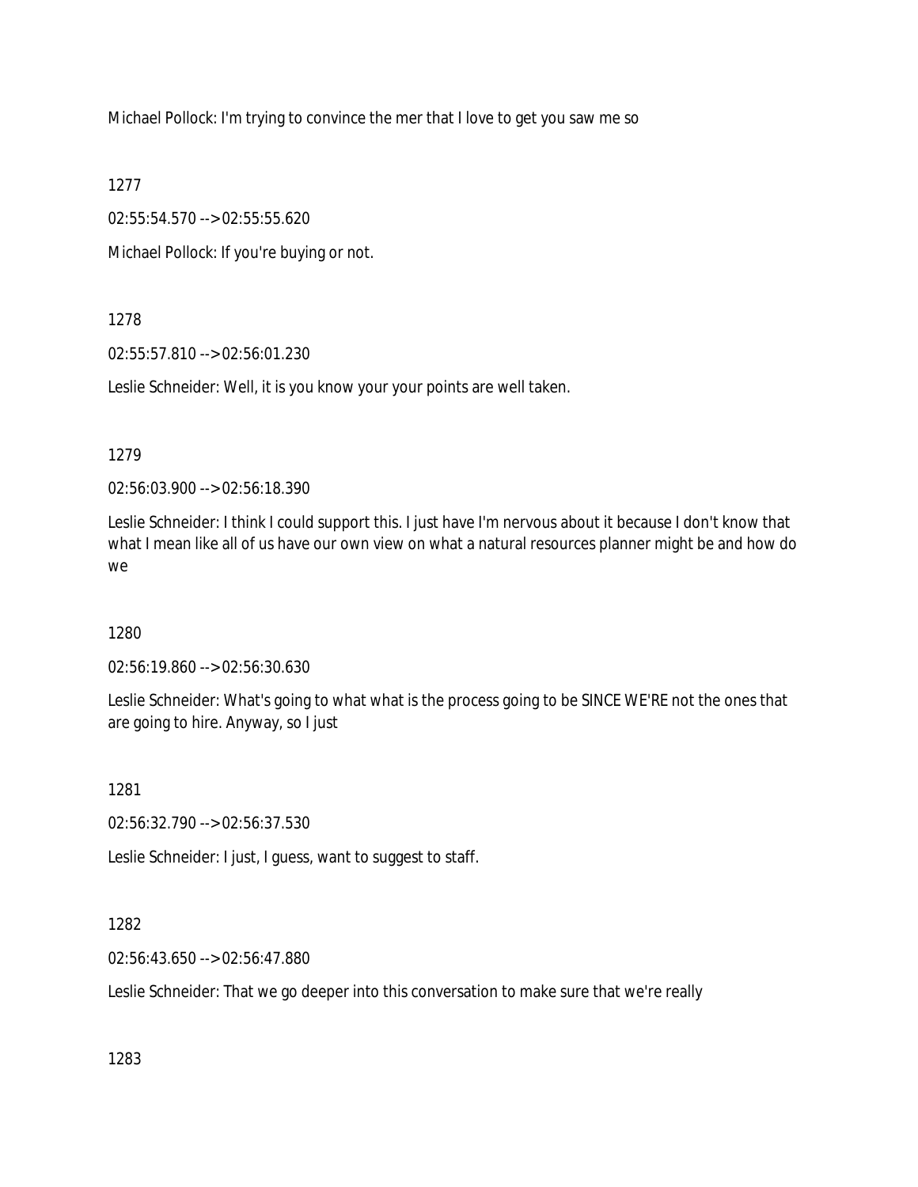Michael Pollock: I'm trying to convince the mer that I love to get you saw me so

1277

02:55:54.570 --> 02:55:55.620

Michael Pollock: If you're buying or not.

1278

02:55:57.810 --> 02:56:01.230

Leslie Schneider: Well, it is you know your your points are well taken.

1279

02:56:03.900 --> 02:56:18.390

Leslie Schneider: I think I could support this. I just have I'm nervous about it because I don't know that what I mean like all of us have our own view on what a natural resources planner might be and how do we

1280

02:56:19.860 --> 02:56:30.630

Leslie Schneider: What's going to what what is the process going to be SINCE WE'RE not the ones that are going to hire. Anyway, so I just

1281

02:56:32.790 --> 02:56:37.530

Leslie Schneider: I just, I guess, want to suggest to staff.

1282

02:56:43.650 --> 02:56:47.880

Leslie Schneider: That we go deeper into this conversation to make sure that we're really

1283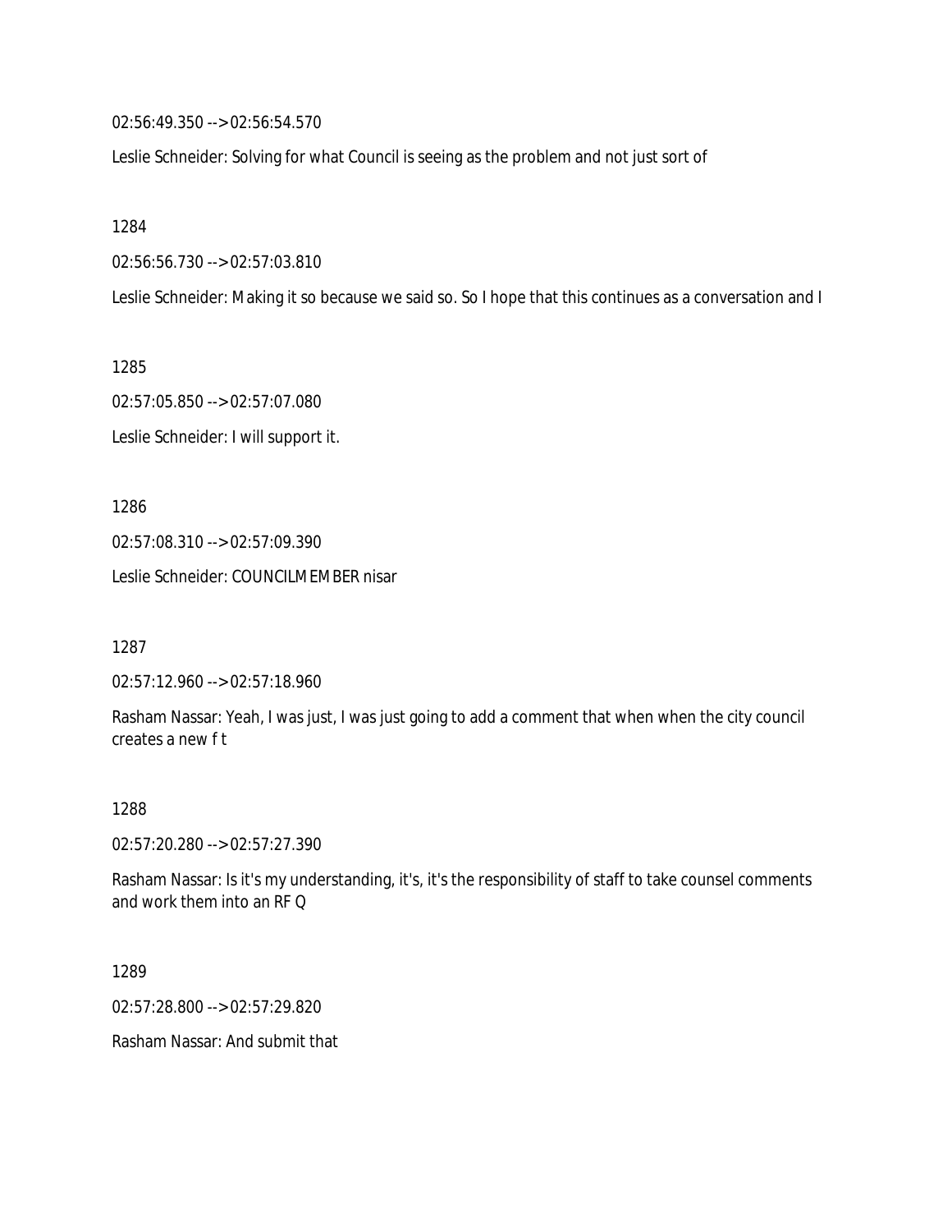02:56:49.350 --> 02:56:54.570

Leslie Schneider: Solving for what Council is seeing as the problem and not just sort of

1284

02:56:56.730 --> 02:57:03.810

Leslie Schneider: Making it so because we said so. So I hope that this continues as a conversation and I

1285

02:57:05.850 --> 02:57:07.080

Leslie Schneider: I will support it.

1286

02:57:08.310 --> 02:57:09.390

Leslie Schneider: COUNCILMEMBER nisar

1287

02:57:12.960 --> 02:57:18.960

Rasham Nassar: Yeah, I was just, I was just going to add a comment that when when the city council creates a new f t

1288

02:57:20.280 --> 02:57:27.390

Rasham Nassar: Is it's my understanding, it's, it's the responsibility of staff to take counsel comments and work them into an RF Q

1289

02:57:28.800 --> 02:57:29.820

Rasham Nassar: And submit that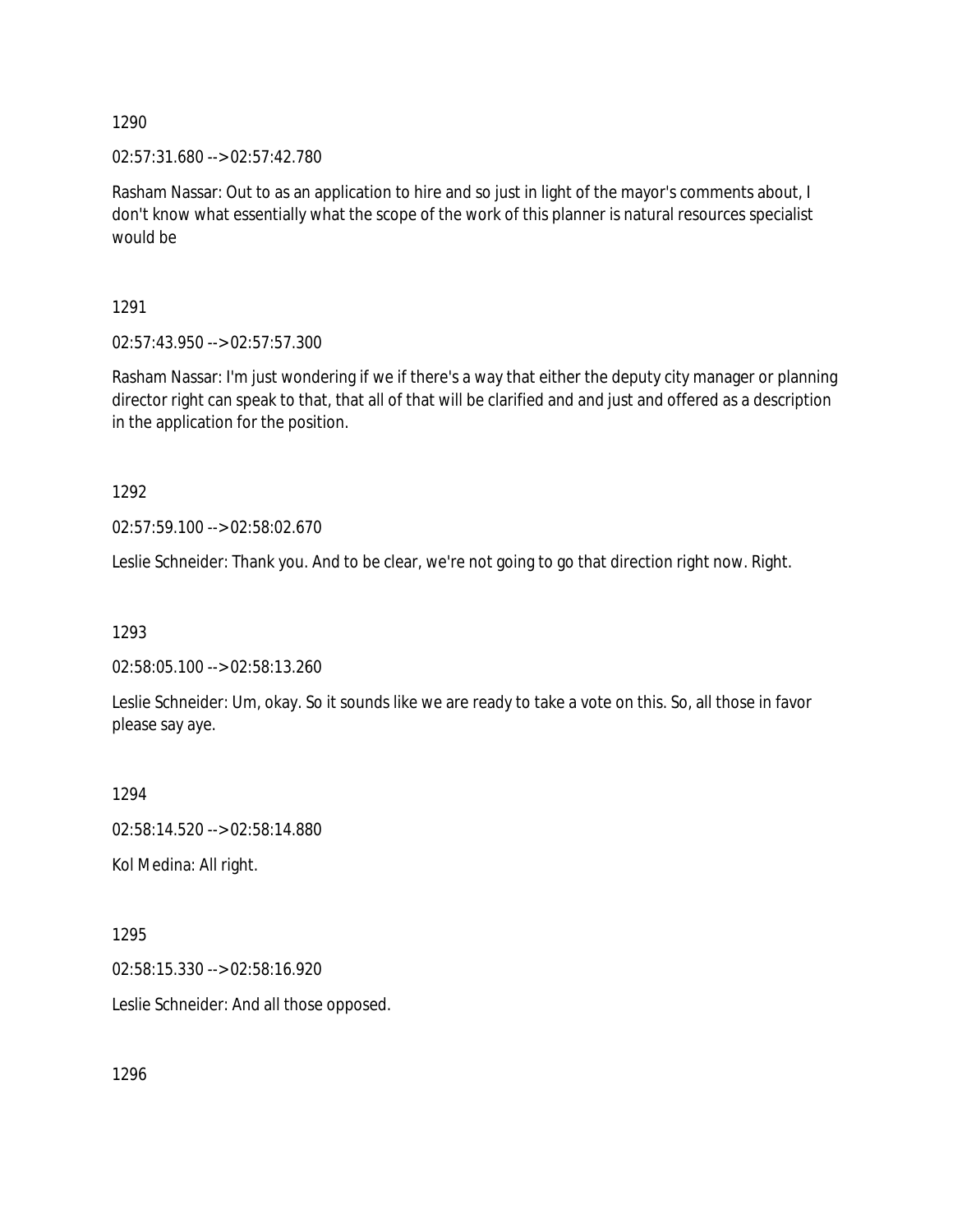1290

02:57:31.680 --> 02:57:42.780

Rasham Nassar: Out to as an application to hire and so just in light of the mayor's comments about, I don't know what essentially what the scope of the work of this planner is natural resources specialist would be

1291

02:57:43.950 --> 02:57:57.300

Rasham Nassar: I'm just wondering if we if there's a way that either the deputy city manager or planning director right can speak to that, that all of that will be clarified and and just and offered as a description in the application for the position.

1292

02:57:59.100 --> 02:58:02.670

Leslie Schneider: Thank you. And to be clear, we're not going to go that direction right now. Right.

1293

02:58:05.100 --> 02:58:13.260

Leslie Schneider: Um, okay. So it sounds like we are ready to take a vote on this. So, all those in favor please say aye.

1294

02:58:14.520 --> 02:58:14.880

Kol Medina: All right.

1295

02:58:15.330 --> 02:58:16.920

Leslie Schneider: And all those opposed.

1296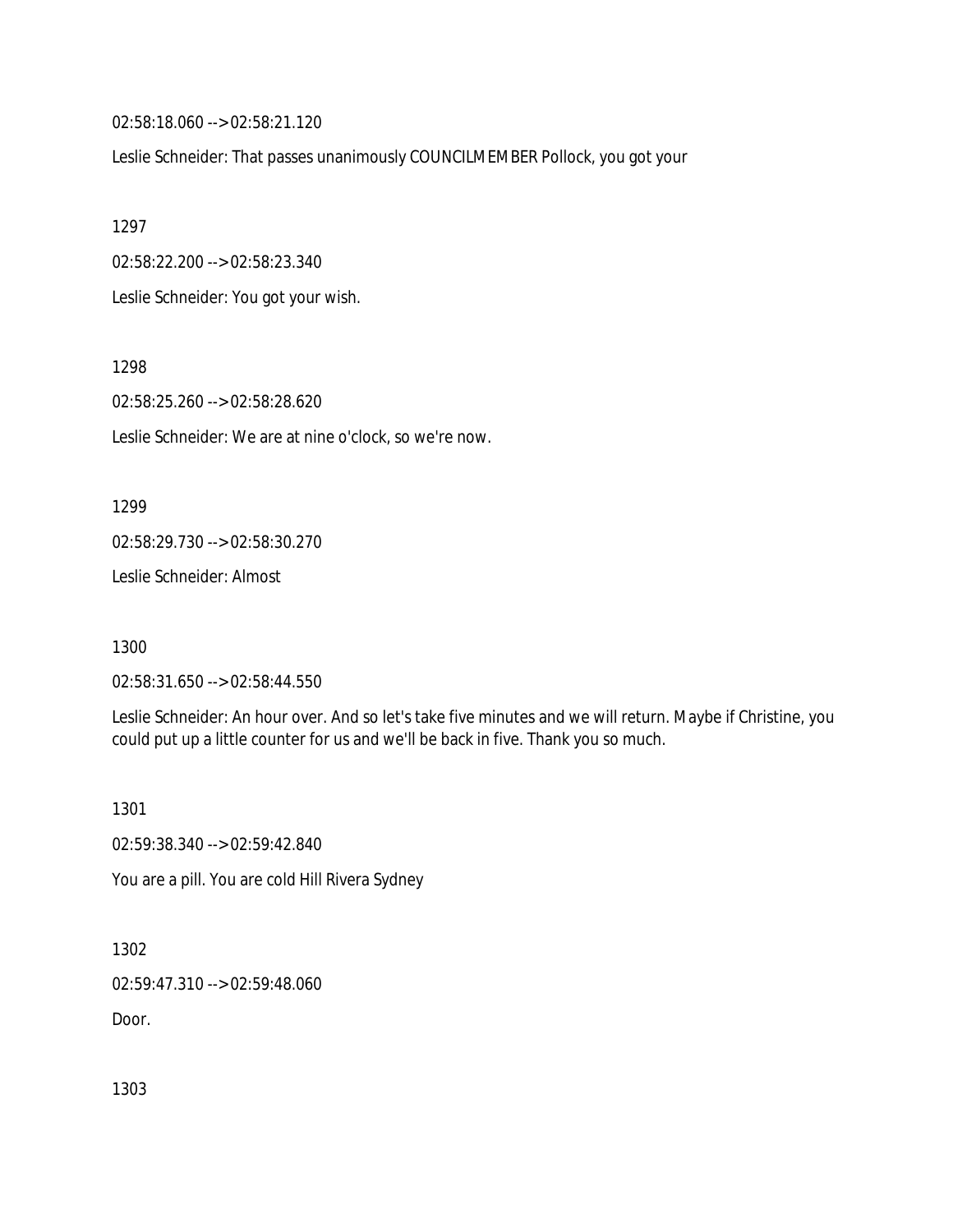02:58:18.060 --> 02:58:21.120

Leslie Schneider: That passes unanimously COUNCILMEMBER Pollock, you got your

1297

02:58:22.200 --> 02:58:23.340

Leslie Schneider: You got your wish.

1298

02:58:25.260 --> 02:58:28.620

Leslie Schneider: We are at nine o'clock, so we're now.

1299

02:58:29.730 --> 02:58:30.270

Leslie Schneider: Almost

1300

02:58:31.650 --> 02:58:44.550

Leslie Schneider: An hour over. And so let's take five minutes and we will return. Maybe if Christine, you could put up a little counter for us and we'll be back in five. Thank you so much.

1301

02:59:38.340 --> 02:59:42.840

You are a pill. You are cold Hill Rivera Sydney

1302

02:59:47.310 --> 02:59:48.060

Door.

1303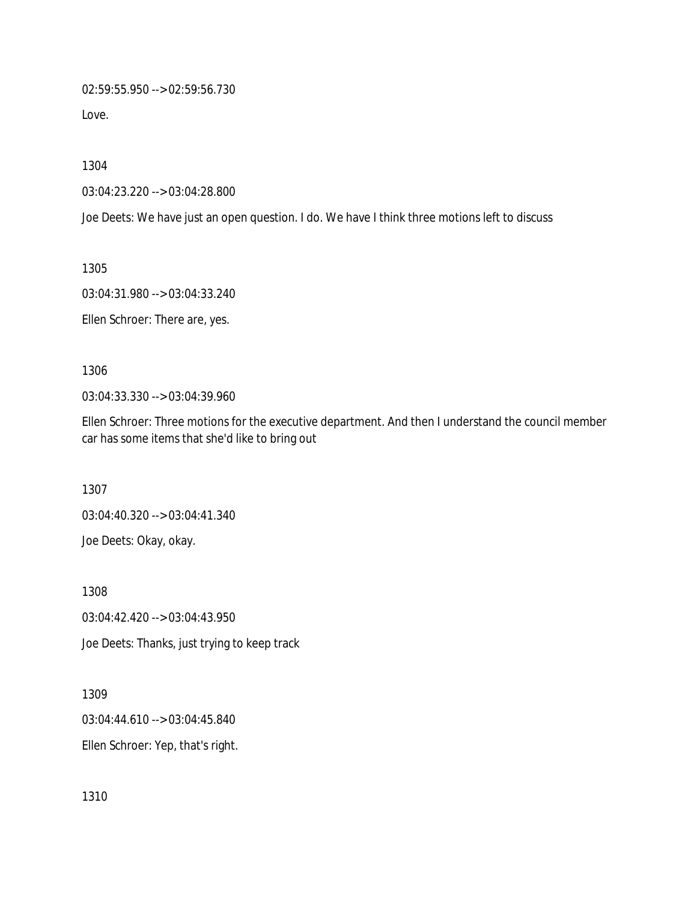02:59:55.950 --> 02:59:56.730

Love.

1304

03:04:23.220 --> 03:04:28.800

Joe Deets: We have just an open question. I do. We have I think three motions left to discuss

1305

03:04:31.980 --> 03:04:33.240

Ellen Schroer: There are, yes.

1306

03:04:33.330 --> 03:04:39.960

Ellen Schroer: Three motions for the executive department. And then I understand the council member car has some items that she'd like to bring out

1307

03:04:40.320 --> 03:04:41.340

Joe Deets: Okay, okay.

1308

03:04:42.420 --> 03:04:43.950

Joe Deets: Thanks, just trying to keep track

1309

03:04:44.610 --> 03:04:45.840

Ellen Schroer: Yep, that's right.

1310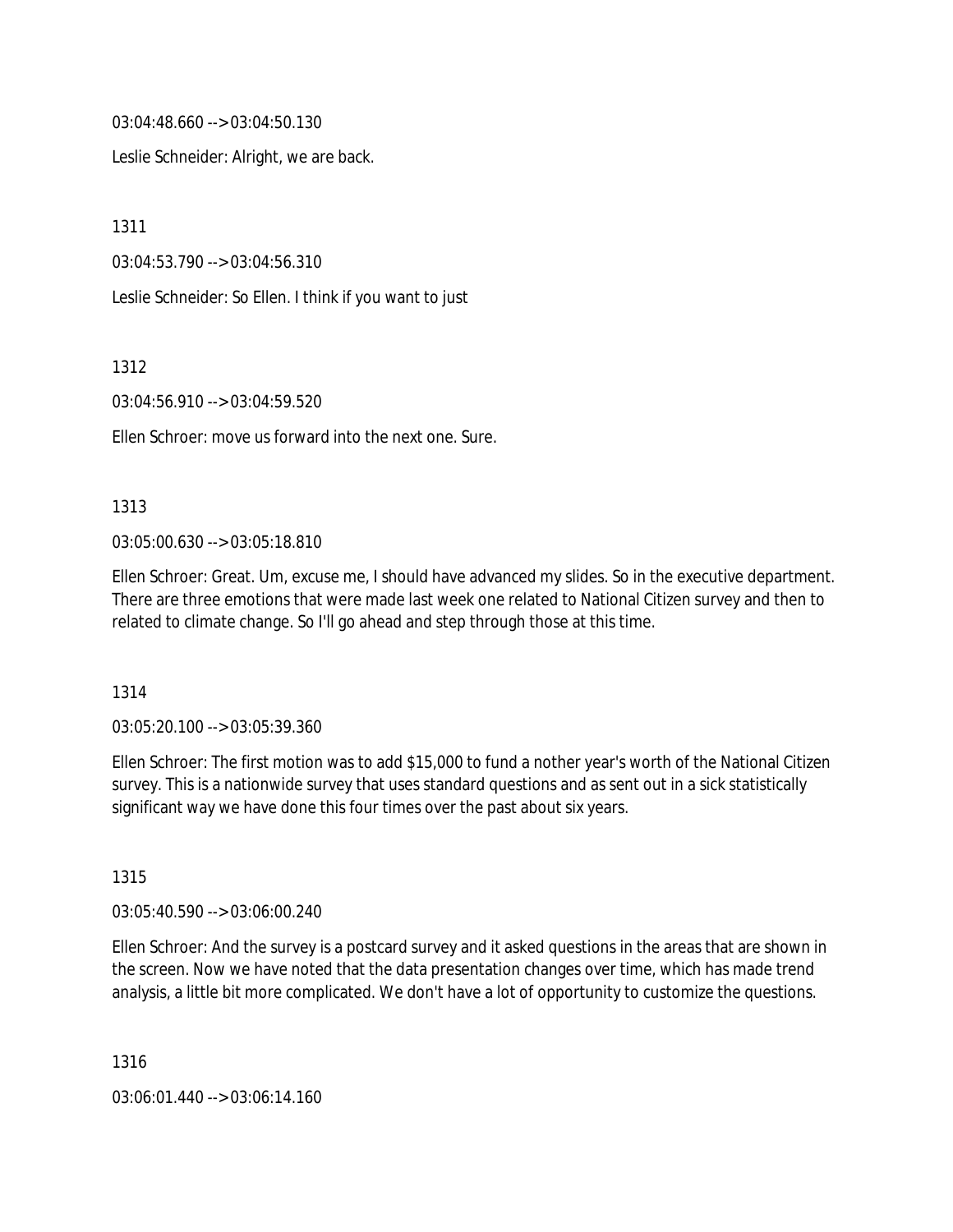03:04:48.660 --> 03:04:50.130

Leslie Schneider: Alright, we are back.

1311

03:04:53.790 --> 03:04:56.310

Leslie Schneider: So Ellen. I think if you want to just

1312

03:04:56.910 --> 03:04:59.520

Ellen Schroer: move us forward into the next one. Sure.

1313

03:05:00.630 --> 03:05:18.810

Ellen Schroer: Great. Um, excuse me, I should have advanced my slides. So in the executive department. There are three emotions that were made last week one related to National Citizen survey and then to related to climate change. So I'll go ahead and step through those at this time.

1314

03:05:20.100 --> 03:05:39.360

Ellen Schroer: The first motion was to add $15,000 to fund a nother year's worth of the National Citizen survey. This is a nationwide survey that uses standard questions and as sent out in a sick statistically significant way we have done this four times over the past about six years.

1315

03:05:40.590 --> 03:06:00.240

Ellen Schroer: And the survey is a postcard survey and it asked questions in the areas that are shown in the screen. Now we have noted that the data presentation changes over time, which has made trend analysis, a little bit more complicated. We don't have a lot of opportunity to customize the questions.

1316

03:06:01.440 --> 03:06:14.160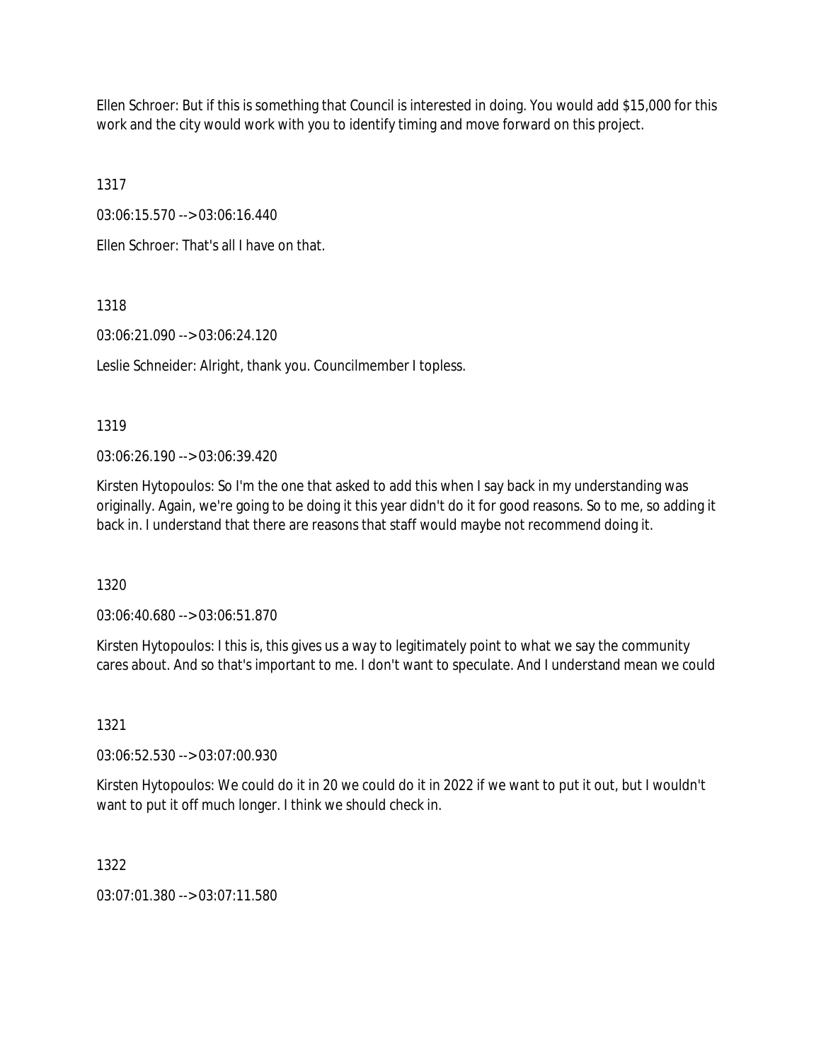Ellen Schroer: But if this is something that Council is interested in doing. You would add $15,000 for this work and the city would work with you to identify timing and move forward on this project.

1317

03:06:15.570 --> 03:06:16.440

Ellen Schroer: That's all I have on that.

1318

03:06:21.090 --> 03:06:24.120

Leslie Schneider: Alright, thank you. Councilmember I topless.

1319

03:06:26.190 --> 03:06:39.420

Kirsten Hytopoulos: So I'm the one that asked to add this when I say back in my understanding was originally. Again, we're going to be doing it this year didn't do it for good reasons. So to me, so adding it back in. I understand that there are reasons that staff would maybe not recommend doing it.

1320

03:06:40.680 --> 03:06:51.870

Kirsten Hytopoulos: I this is, this gives us a way to legitimately point to what we say the community cares about. And so that's important to me. I don't want to speculate. And I understand mean we could

1321

03:06:52.530 --> 03:07:00.930

Kirsten Hytopoulos: We could do it in 20 we could do it in 2022 if we want to put it out, but I wouldn't want to put it off much longer. I think we should check in.

1322

03:07:01.380 --> 03:07:11.580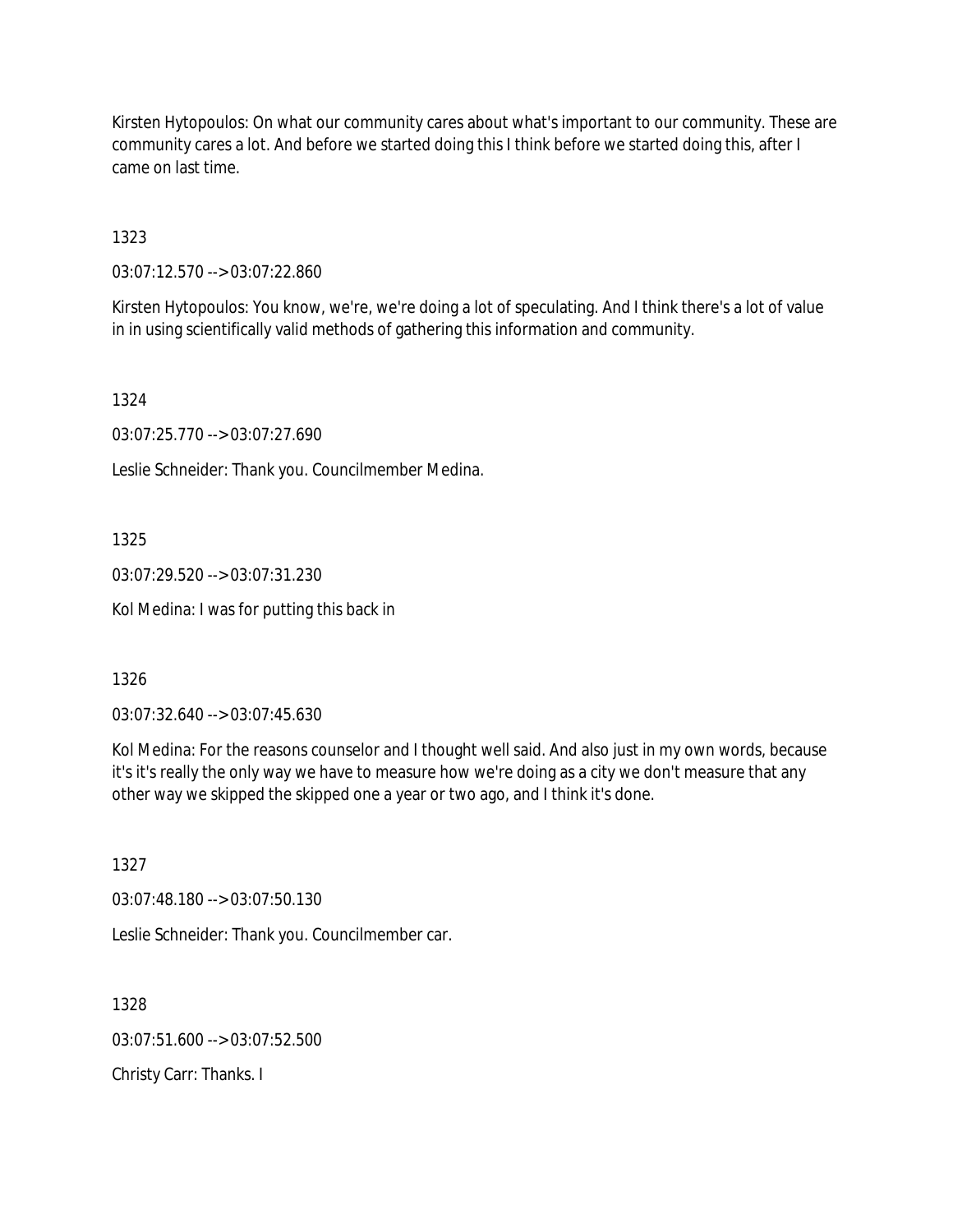Kirsten Hytopoulos: On what our community cares about what's important to our community. These are community cares a lot. And before we started doing this I think before we started doing this, after I came on last time.

1323

03:07:12.570 --> 03:07:22.860

Kirsten Hytopoulos: You know, we're, we're doing a lot of speculating. And I think there's a lot of value in in using scientifically valid methods of gathering this information and community.

1324

03:07:25.770 --> 03:07:27.690

Leslie Schneider: Thank you. Councilmember Medina.

1325

03:07:29.520 --> 03:07:31.230

Kol Medina: I was for putting this back in

1326

03:07:32.640 --> 03:07:45.630

Kol Medina: For the reasons counselor and I thought well said. And also just in my own words, because it's it's really the only way we have to measure how we're doing as a city we don't measure that any other way we skipped the skipped one a year or two ago, and I think it's done.

1327

03:07:48.180 --> 03:07:50.130

Leslie Schneider: Thank you. Councilmember car.

1328

03:07:51.600 --> 03:07:52.500

Christy Carr: Thanks. I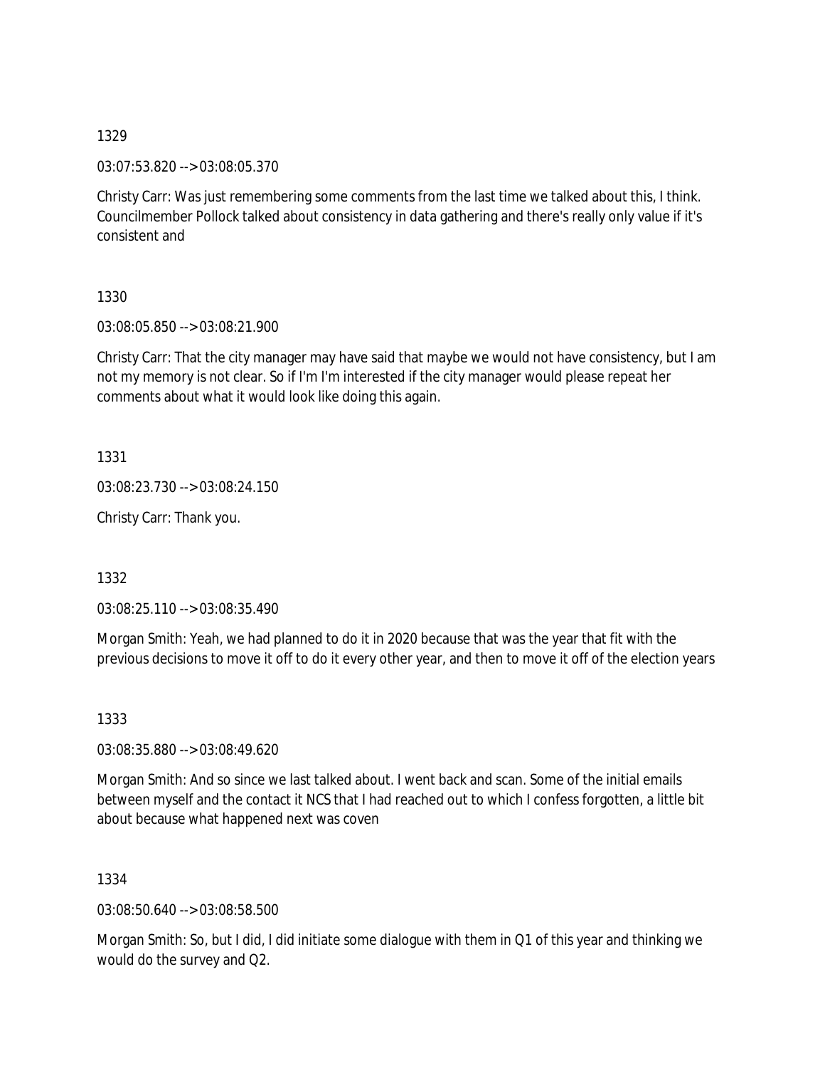1329

03:07:53.820 --> 03:08:05.370

Christy Carr: Was just remembering some comments from the last time we talked about this, I think. Councilmember Pollock talked about consistency in data gathering and there's really only value if it's consistent and

1330

03:08:05.850 --> 03:08:21.900

Christy Carr: That the city manager may have said that maybe we would not have consistency, but I am not my memory is not clear. So if I'm I'm interested if the city manager would please repeat her comments about what it would look like doing this again.

1331

03:08:23.730 --> 03:08:24.150

Christy Carr: Thank you.

1332

03:08:25.110 --> 03:08:35.490

Morgan Smith: Yeah, we had planned to do it in 2020 because that was the year that fit with the previous decisions to move it off to do it every other year, and then to move it off of the election years

1333

03:08:35.880 --> 03:08:49.620

Morgan Smith: And so since we last talked about. I went back and scan. Some of the initial emails between myself and the contact it NCS that I had reached out to which I confess forgotten, a little bit about because what happened next was coven

1334

03:08:50.640 --> 03:08:58.500

Morgan Smith: So, but I did, I did initiate some dialogue with them in Q1 of this year and thinking we would do the survey and Q2.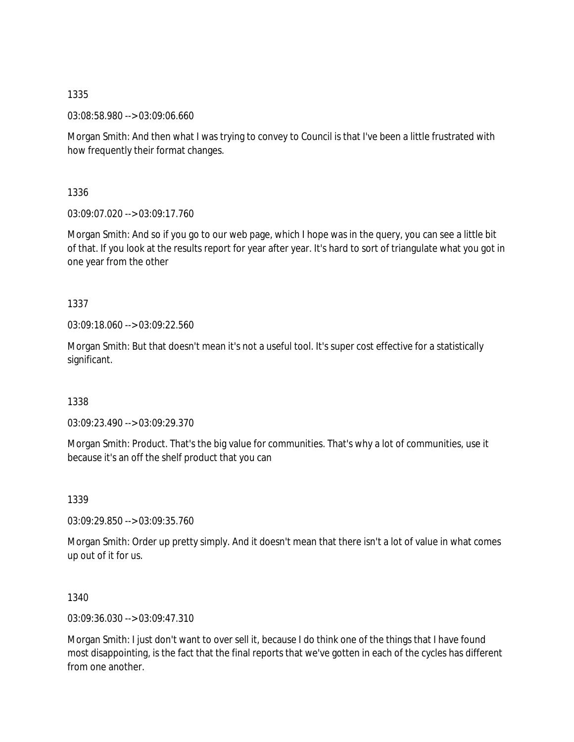1335

03:08:58.980 --> 03:09:06.660

Morgan Smith: And then what I was trying to convey to Council is that I've been a little frustrated with how frequently their format changes.

1336

03:09:07.020 --> 03:09:17.760

Morgan Smith: And so if you go to our web page, which I hope was in the query, you can see a little bit of that. If you look at the results report for year after year. It's hard to sort of triangulate what you got in one year from the other

1337

03:09:18.060 --> 03:09:22.560

Morgan Smith: But that doesn't mean it's not a useful tool. It's super cost effective for a statistically significant.

1338

03:09:23.490 --> 03:09:29.370

Morgan Smith: Product. That's the big value for communities. That's why a lot of communities, use it because it's an off the shelf product that you can

1339

03:09:29.850 --> 03:09:35.760

Morgan Smith: Order up pretty simply. And it doesn't mean that there isn't a lot of value in what comes up out of it for us.

1340

03:09:36.030 --> 03:09:47.310

Morgan Smith: I just don't want to over sell it, because I do think one of the things that I have found most disappointing, is the fact that the final reports that we've gotten in each of the cycles has different from one another.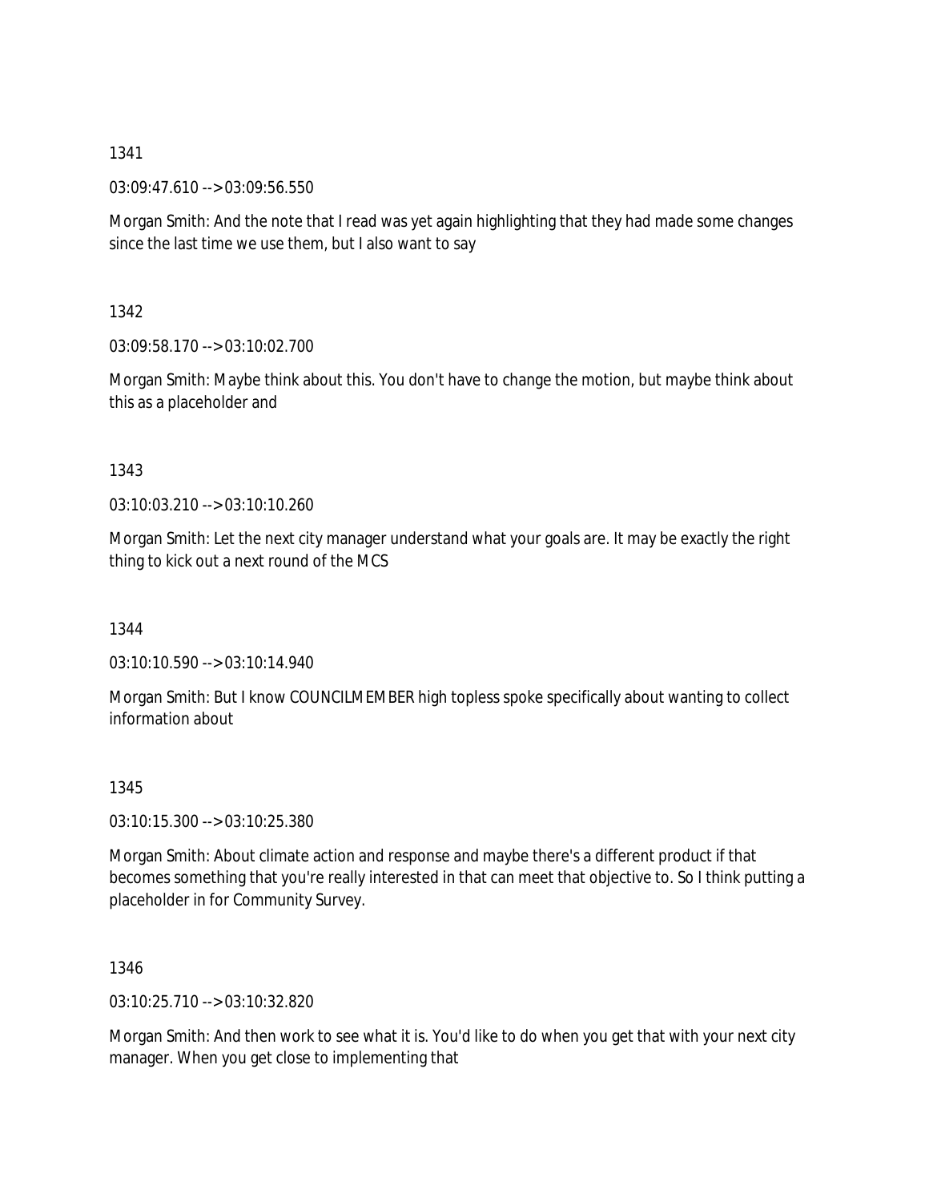1341

03:09:47.610 --> 03:09:56.550

Morgan Smith: And the note that I read was yet again highlighting that they had made some changes since the last time we use them, but I also want to say

1342

03:09:58.170 --> 03:10:02.700

Morgan Smith: Maybe think about this. You don't have to change the motion, but maybe think about this as a placeholder and

1343

03:10:03.210 --> 03:10:10.260

Morgan Smith: Let the next city manager understand what your goals are. It may be exactly the right thing to kick out a next round of the MCS

1344

03:10:10.590 --> 03:10:14.940

Morgan Smith: But I know COUNCILMEMBER high topless spoke specifically about wanting to collect information about

1345

03:10:15.300 --> 03:10:25.380

Morgan Smith: About climate action and response and maybe there's a different product if that becomes something that you're really interested in that can meet that objective to. So I think putting a placeholder in for Community Survey.

1346

03:10:25.710 --> 03:10:32.820

Morgan Smith: And then work to see what it is. You'd like to do when you get that with your next city manager. When you get close to implementing that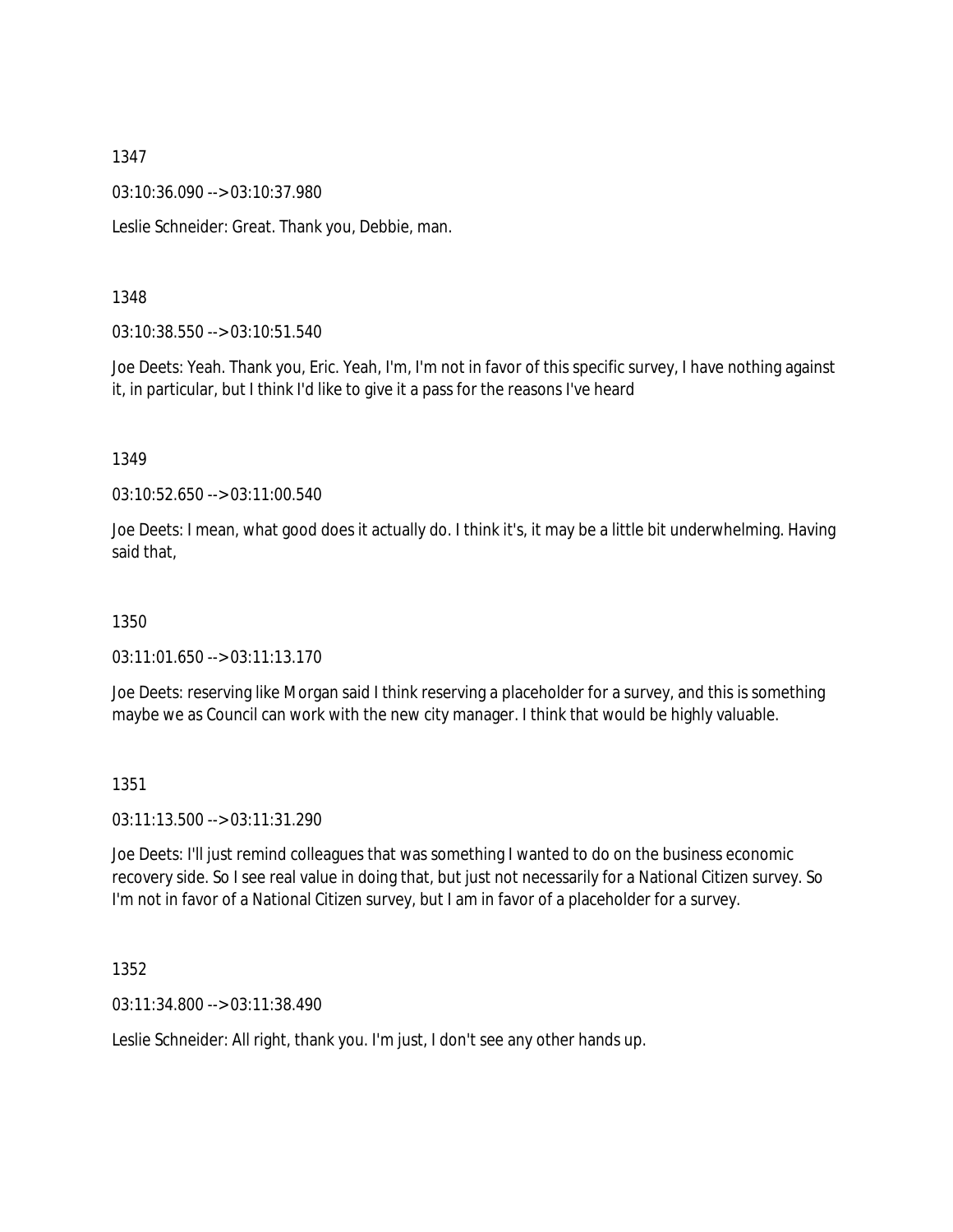1347

03:10:36.090 --> 03:10:37.980

Leslie Schneider: Great. Thank you, Debbie, man.

1348

03:10:38.550 --> 03:10:51.540

Joe Deets: Yeah. Thank you, Eric. Yeah, I'm, I'm not in favor of this specific survey, I have nothing against it, in particular, but I think I'd like to give it a pass for the reasons I've heard

1349

03:10:52.650 --> 03:11:00.540

Joe Deets: I mean, what good does it actually do. I think it's, it may be a little bit underwhelming. Having said that,

1350

03:11:01.650 --> 03:11:13.170

Joe Deets: reserving like Morgan said I think reserving a placeholder for a survey, and this is something maybe we as Council can work with the new city manager. I think that would be highly valuable.

1351

03:11:13.500 --> 03:11:31.290

Joe Deets: I'll just remind colleagues that was something I wanted to do on the business economic recovery side. So I see real value in doing that, but just not necessarily for a National Citizen survey. So I'm not in favor of a National Citizen survey, but I am in favor of a placeholder for a survey.

1352

03:11:34.800 --> 03:11:38.490

Leslie Schneider: All right, thank you. I'm just, I don't see any other hands up.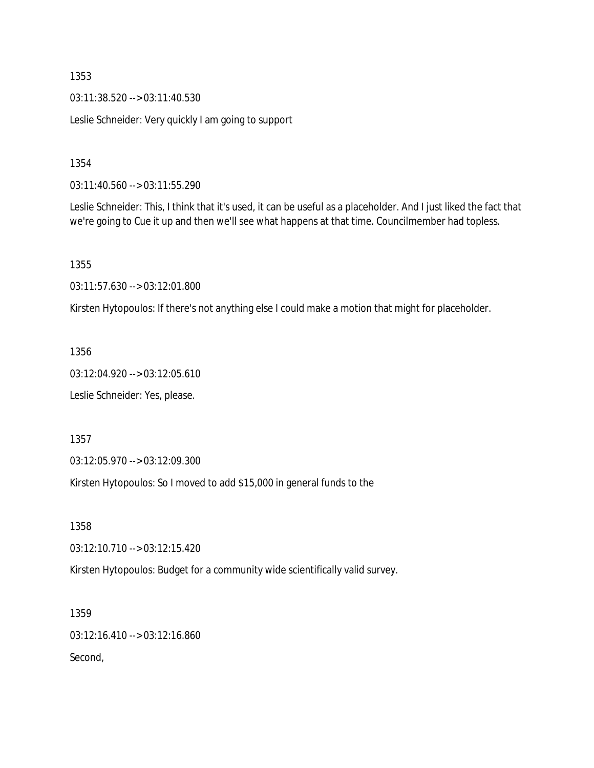1353

03:11:38.520 --> 03:11:40.530

Leslie Schneider: Very quickly I am going to support

1354

03:11:40.560 --> 03:11:55.290

Leslie Schneider: This, I think that it's used, it can be useful as a placeholder. And I just liked the fact that we're going to Cue it up and then we'll see what happens at that time. Councilmember had topless.

1355

03:11:57.630 --> 03:12:01.800

Kirsten Hytopoulos: If there's not anything else I could make a motion that might for placeholder.

1356

03:12:04.920 --> 03:12:05.610

Leslie Schneider: Yes, please.

1357

03:12:05.970 --> 03:12:09.300

Kirsten Hytopoulos: So I moved to add $15,000 in general funds to the

1358

03:12:10.710 --> 03:12:15.420

Kirsten Hytopoulos: Budget for a community wide scientifically valid survey.

1359

03:12:16.410 --> 03:12:16.860

Second,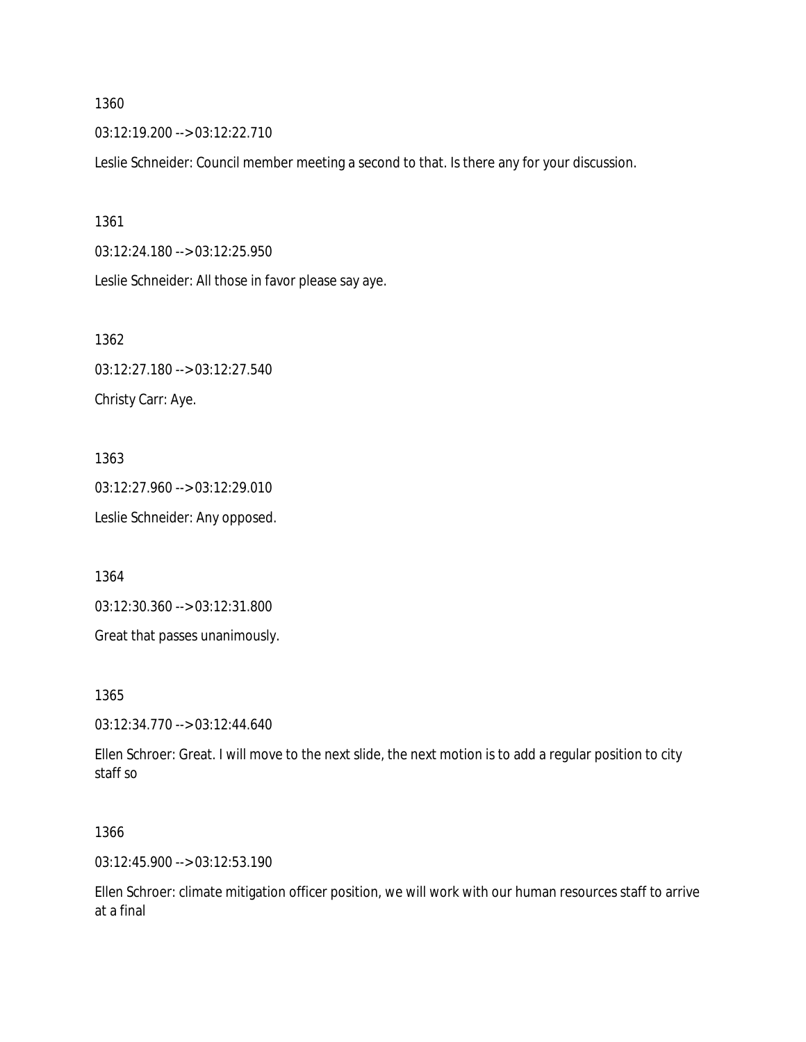1360

03:12:19.200 --> 03:12:22.710

Leslie Schneider: Council member meeting a second to that. Is there any for your discussion.

1361

03:12:24.180 --> 03:12:25.950

Leslie Schneider: All those in favor please say aye.

1362

03:12:27.180 --> 03:12:27.540

Christy Carr: Aye.

1363

03:12:27.960 --> 03:12:29.010

Leslie Schneider: Any opposed.

1364

03:12:30.360 --> 03:12:31.800

Great that passes unanimously.

1365

03:12:34.770 --> 03:12:44.640

Ellen Schroer: Great. I will move to the next slide, the next motion is to add a regular position to city staff so

1366

03:12:45.900 --> 03:12:53.190

Ellen Schroer: climate mitigation officer position, we will work with our human resources staff to arrive at a final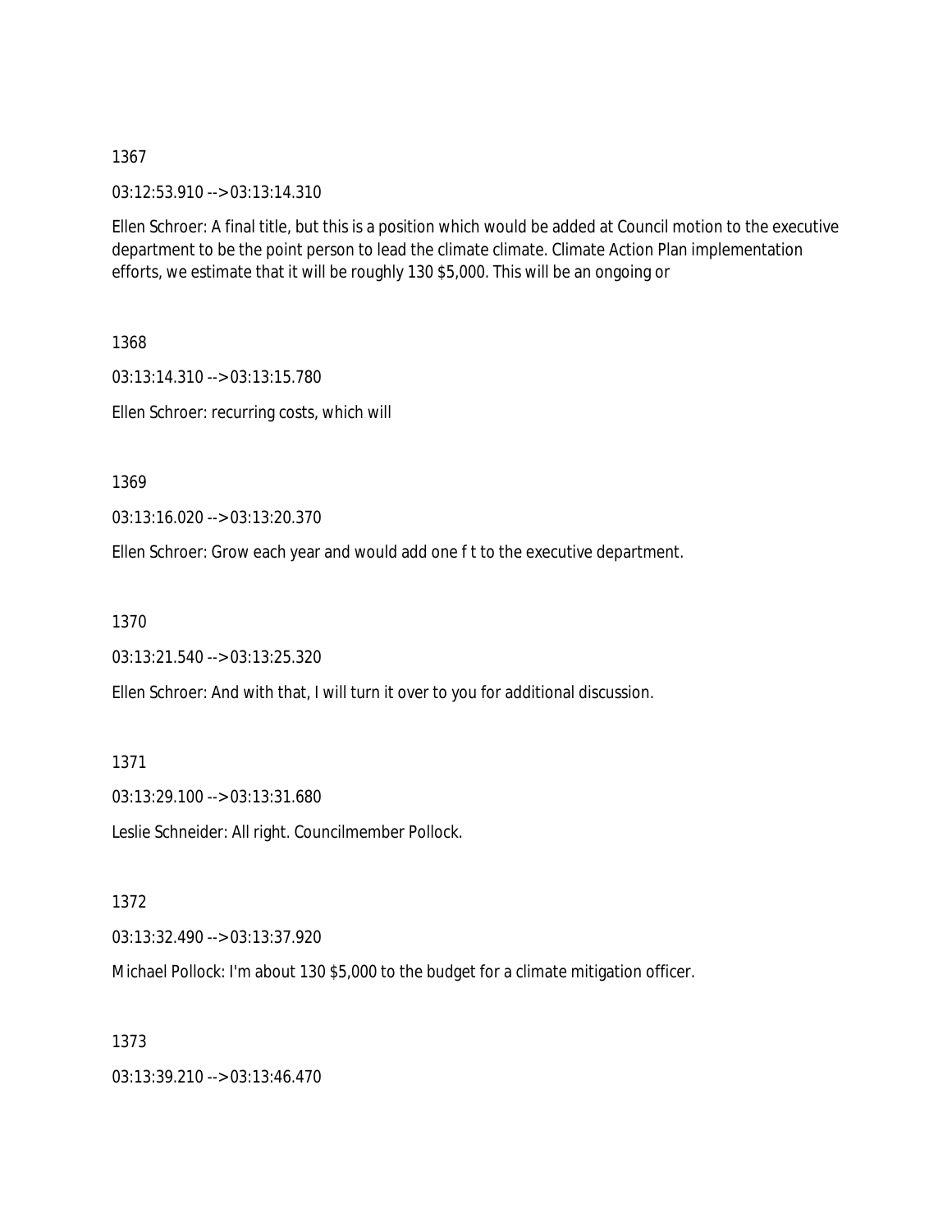1367

03:12:53.910 --> 03:13:14.310

Ellen Schroer: A final title, but this is a position which would be added at Council motion to the executive department to be the point person to lead the climate climate. Climate Action Plan implementation efforts, we estimate that it will be roughly 130 $5,000. This will be an ongoing or

1368

03:13:14.310 --> 03:13:15.780

Ellen Schroer: recurring costs, which will

1369

03:13:16.020 --> 03:13:20.370

Ellen Schroer: Grow each year and would add one f t to the executive department.

1370

03:13:21.540 --> 03:13:25.320

Ellen Schroer: And with that, I will turn it over to you for additional discussion.

1371

03:13:29.100 --> 03:13:31.680

Leslie Schneider: All right. Councilmember Pollock.

1372

03:13:32.490 --> 03:13:37.920

Michael Pollock: I'm about 130 $5,000 to the budget for a climate mitigation officer.

1373

03:13:39.210 --> 03:13:46.470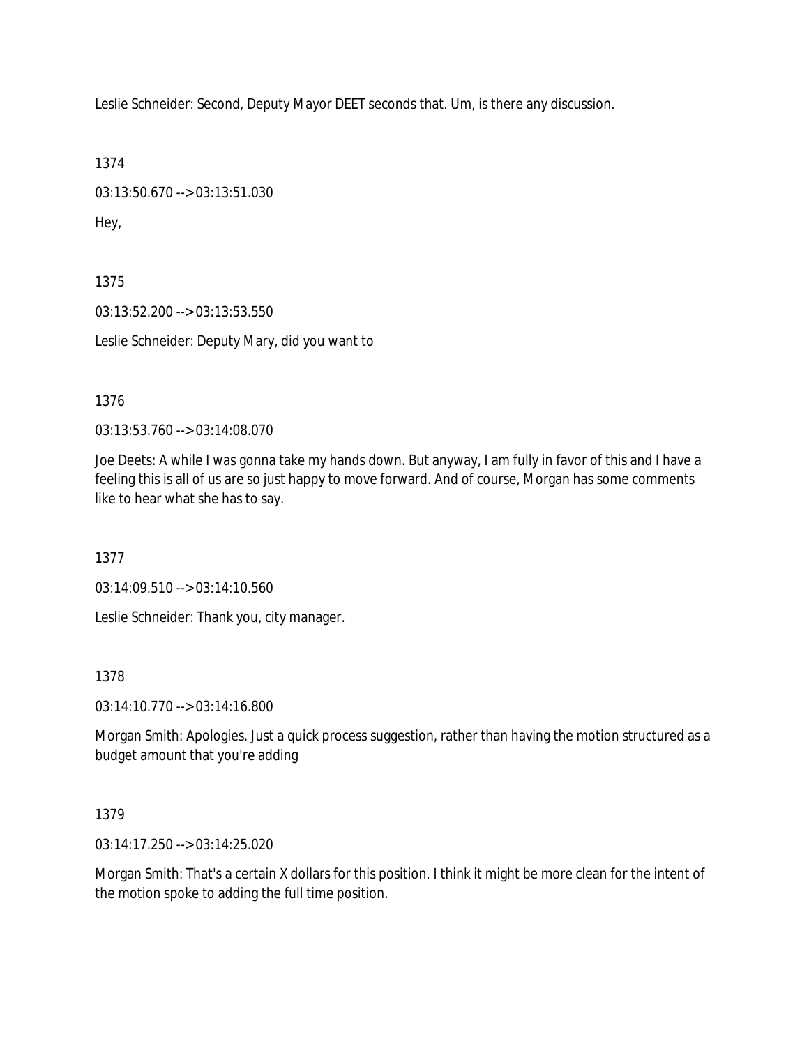Leslie Schneider: Second, Deputy Mayor DEET seconds that. Um, is there any discussion.

1374

03:13:50.670 --> 03:13:51.030

Hey,

1375

03:13:52.200 --> 03:13:53.550

Leslie Schneider: Deputy Mary, did you want to

1376

03:13:53.760 --> 03:14:08.070

Joe Deets: A while I was gonna take my hands down. But anyway, I am fully in favor of this and I have a feeling this is all of us are so just happy to move forward. And of course, Morgan has some comments like to hear what she has to say.

1377

03:14:09.510 --> 03:14:10.560

Leslie Schneider: Thank you, city manager.

1378

03:14:10.770 --> 03:14:16.800

Morgan Smith: Apologies. Just a quick process suggestion, rather than having the motion structured as a budget amount that you're adding

1379

03:14:17.250 --> 03:14:25.020

Morgan Smith: That's a certain X dollars for this position. I think it might be more clean for the intent of the motion spoke to adding the full time position.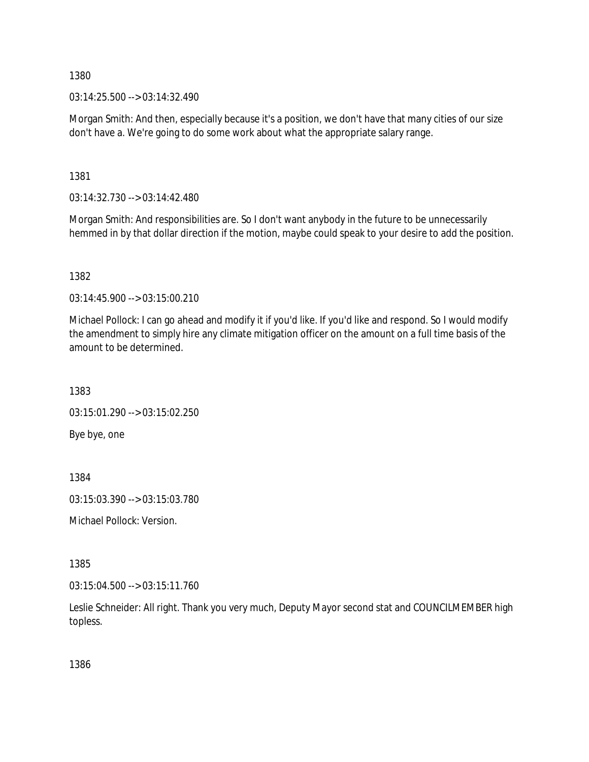1380

03:14:25.500 --> 03:14:32.490

Morgan Smith: And then, especially because it's a position, we don't have that many cities of our size don't have a. We're going to do some work about what the appropriate salary range.

1381

03:14:32.730 --> 03:14:42.480

Morgan Smith: And responsibilities are. So I don't want anybody in the future to be unnecessarily hemmed in by that dollar direction if the motion, maybe could speak to your desire to add the position.

1382

03:14:45.900 --> 03:15:00.210

Michael Pollock: I can go ahead and modify it if you'd like. If you'd like and respond. So I would modify the amendment to simply hire any climate mitigation officer on the amount on a full time basis of the amount to be determined.

1383

03:15:01.290 --> 03:15:02.250

Bye bye, one

1384

03:15:03.390 --> 03:15:03.780

Michael Pollock: Version.

1385

03:15:04.500 --> 03:15:11.760

Leslie Schneider: All right. Thank you very much, Deputy Mayor second stat and COUNCILMEMBER high topless.

1386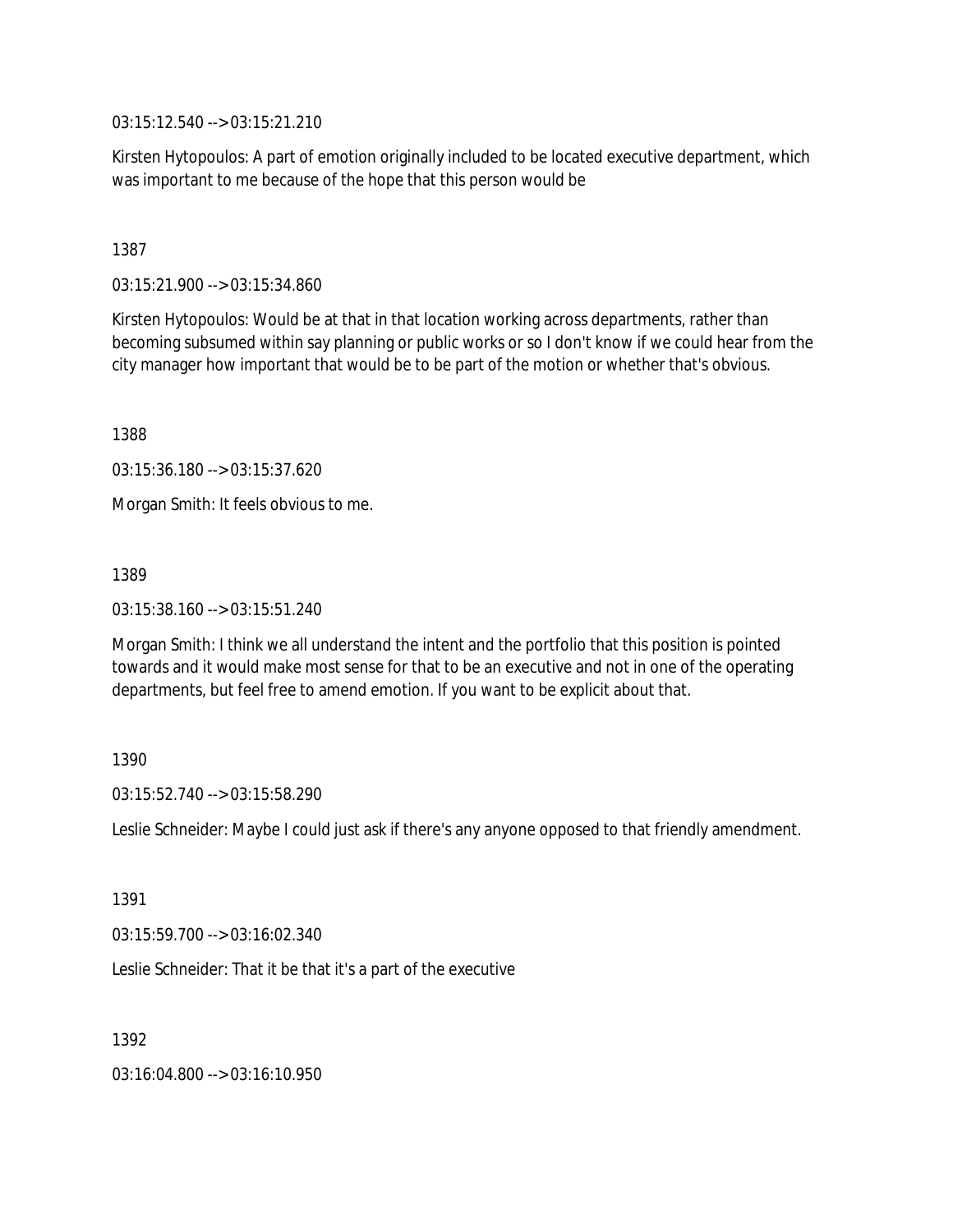03:15:12.540 --> 03:15:21.210

Kirsten Hytopoulos: A part of emotion originally included to be located executive department, which was important to me because of the hope that this person would be

1387

03:15:21.900 --> 03:15:34.860

Kirsten Hytopoulos: Would be at that in that location working across departments, rather than becoming subsumed within say planning or public works or so I don't know if we could hear from the city manager how important that would be to be part of the motion or whether that's obvious.

1388

03:15:36.180 --> 03:15:37.620

Morgan Smith: It feels obvious to me.

1389

03:15:38.160 --> 03:15:51.240

Morgan Smith: I think we all understand the intent and the portfolio that this position is pointed towards and it would make most sense for that to be an executive and not in one of the operating departments, but feel free to amend emotion. If you want to be explicit about that.

1390

03:15:52.740 --> 03:15:58.290

Leslie Schneider: Maybe I could just ask if there's any anyone opposed to that friendly amendment.

1391

03:15:59.700 --> 03:16:02.340

Leslie Schneider: That it be that it's a part of the executive

1392

03:16:04.800 --> 03:16:10.950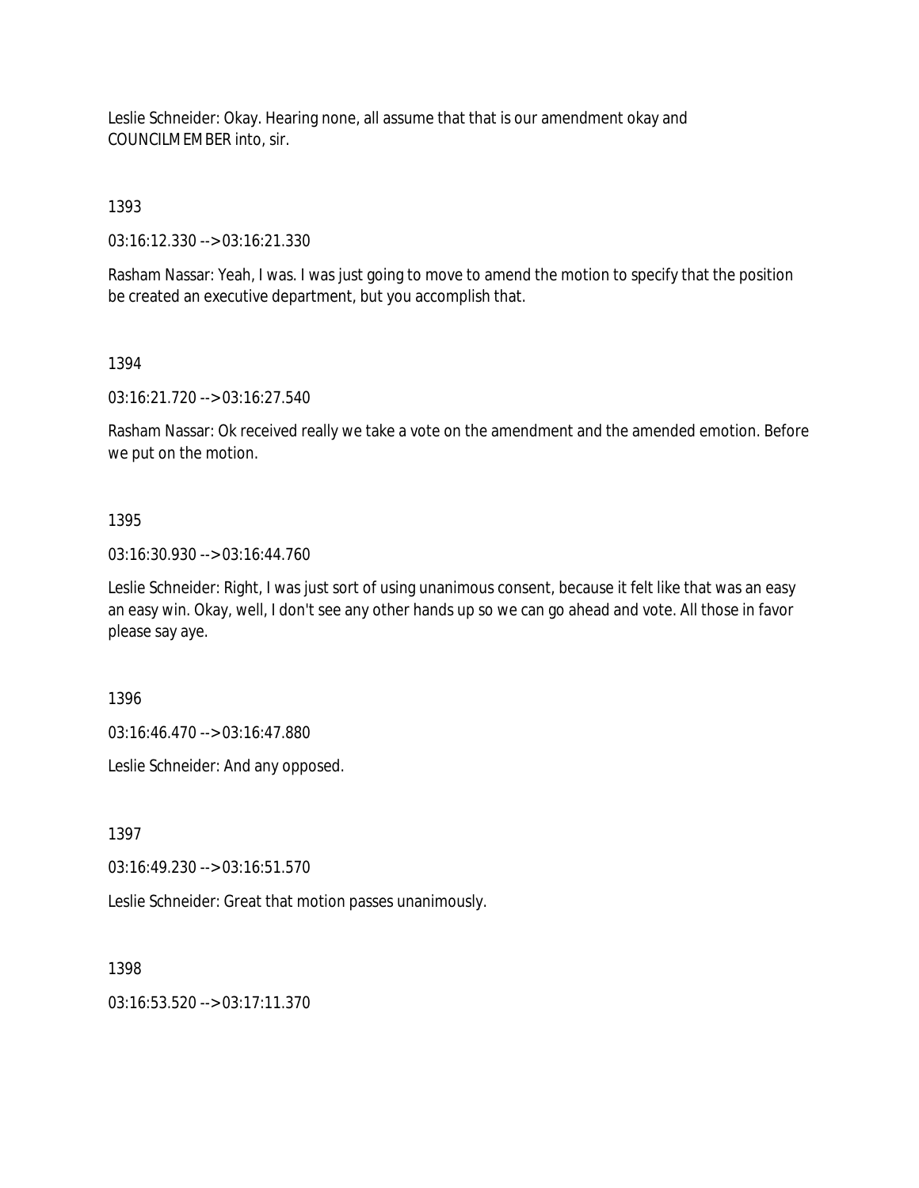Leslie Schneider: Okay. Hearing none, all assume that that is our amendment okay and COUNCILMEMBER into, sir.

1393

03:16:12.330 --> 03:16:21.330

Rasham Nassar: Yeah, I was. I was just going to move to amend the motion to specify that the position be created an executive department, but you accomplish that.

1394

03:16:21.720 --> 03:16:27.540

Rasham Nassar: Ok received really we take a vote on the amendment and the amended emotion. Before we put on the motion.

1395

03:16:30.930 --> 03:16:44.760

Leslie Schneider: Right, I was just sort of using unanimous consent, because it felt like that was an easy an easy win. Okay, well, I don't see any other hands up so we can go ahead and vote. All those in favor please say aye.

1396

03:16:46.470 --> 03:16:47.880

Leslie Schneider: And any opposed.

1397

03:16:49.230 --> 03:16:51.570

Leslie Schneider: Great that motion passes unanimously.

1398

03:16:53.520 --> 03:17:11.370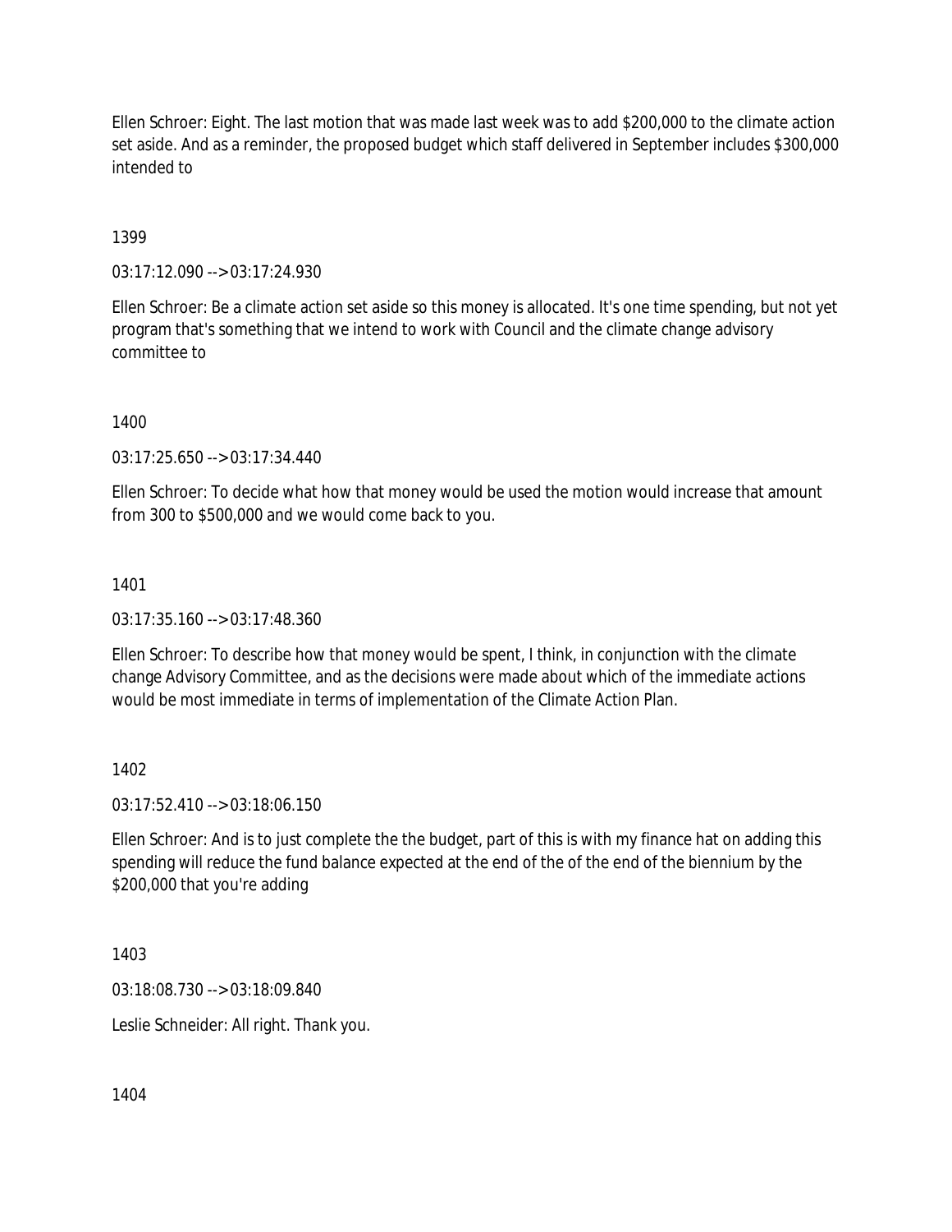Ellen Schroer: Eight. The last motion that was made last week was to add $200,000 to the climate action set aside. And as a reminder, the proposed budget which staff delivered in September includes $300,000 intended to

1399

03:17:12.090 --> 03:17:24.930

Ellen Schroer: Be a climate action set aside so this money is allocated. It's one time spending, but not yet program that's something that we intend to work with Council and the climate change advisory committee to

1400

03:17:25.650 --> 03:17:34.440

Ellen Schroer: To decide what how that money would be used the motion would increase that amount from 300 to $500,000 and we would come back to you.

1401

03:17:35.160 --> 03:17:48.360

Ellen Schroer: To describe how that money would be spent, I think, in conjunction with the climate change Advisory Committee, and as the decisions were made about which of the immediate actions would be most immediate in terms of implementation of the Climate Action Plan.

1402

03:17:52.410 --> 03:18:06.150

Ellen Schroer: And is to just complete the the budget, part of this is with my finance hat on adding this spending will reduce the fund balance expected at the end of the of the end of the biennium by the $200,000 that you're adding

1403

03:18:08.730 --> 03:18:09.840

Leslie Schneider: All right. Thank you.

1404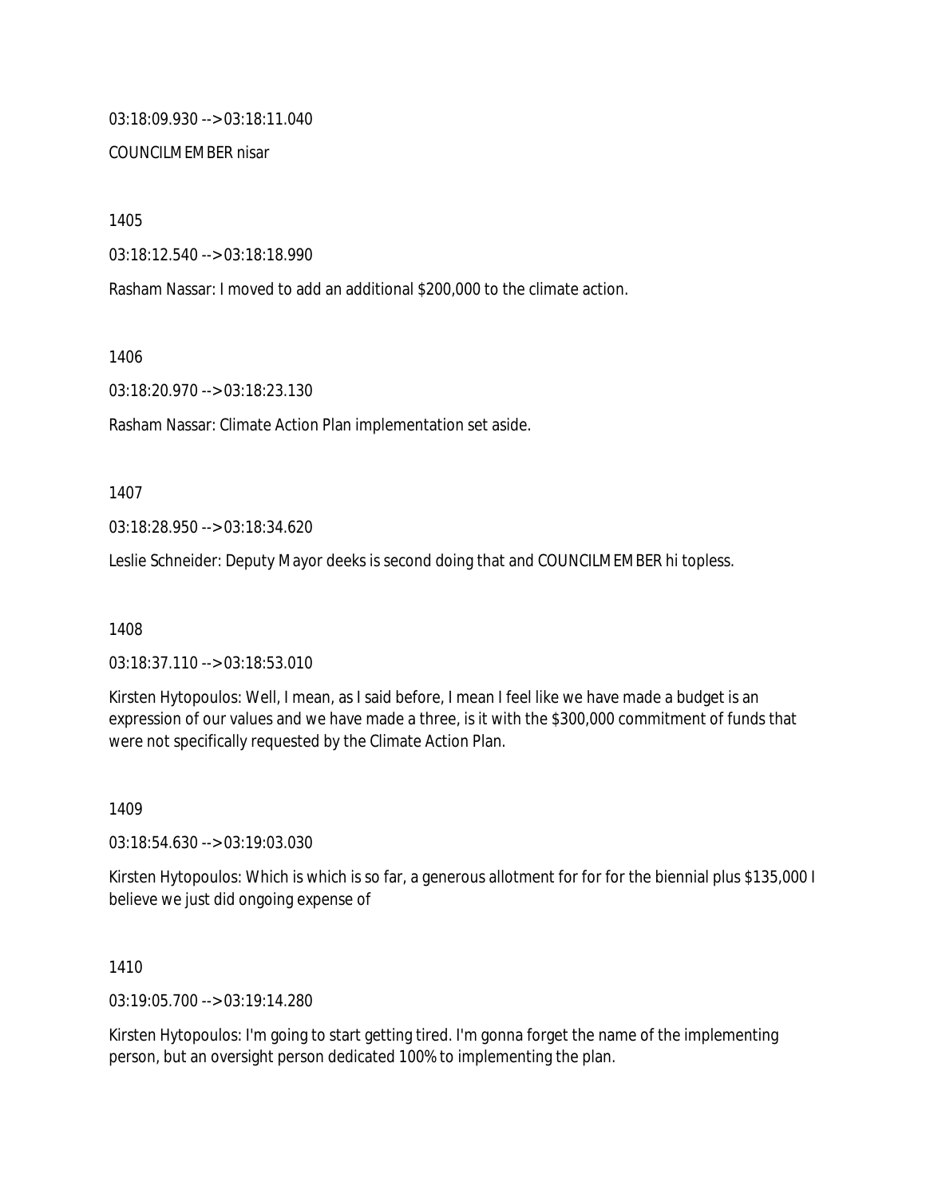03:18:09.930 --> 03:18:11.040

COUNCILMEMBER nisar

1405

03:18:12.540 --> 03:18:18.990

Rasham Nassar: I moved to add an additional $200,000 to the climate action.

1406

03:18:20.970 --> 03:18:23.130

Rasham Nassar: Climate Action Plan implementation set aside.

1407

03:18:28.950 --> 03:18:34.620

Leslie Schneider: Deputy Mayor deeks is second doing that and COUNCILMEMBER hi topless.

1408

03:18:37.110 --> 03:18:53.010

Kirsten Hytopoulos: Well, I mean, as I said before, I mean I feel like we have made a budget is an expression of our values and we have made a three, is it with the $300,000 commitment of funds that were not specifically requested by the Climate Action Plan.

1409

03:18:54.630 --> 03:19:03.030

Kirsten Hytopoulos: Which is which is so far, a generous allotment for for for the biennial plus $135,000 I believe we just did ongoing expense of

1410

03:19:05.700 --> 03:19:14.280

Kirsten Hytopoulos: I'm going to start getting tired. I'm gonna forget the name of the implementing person, but an oversight person dedicated 100% to implementing the plan.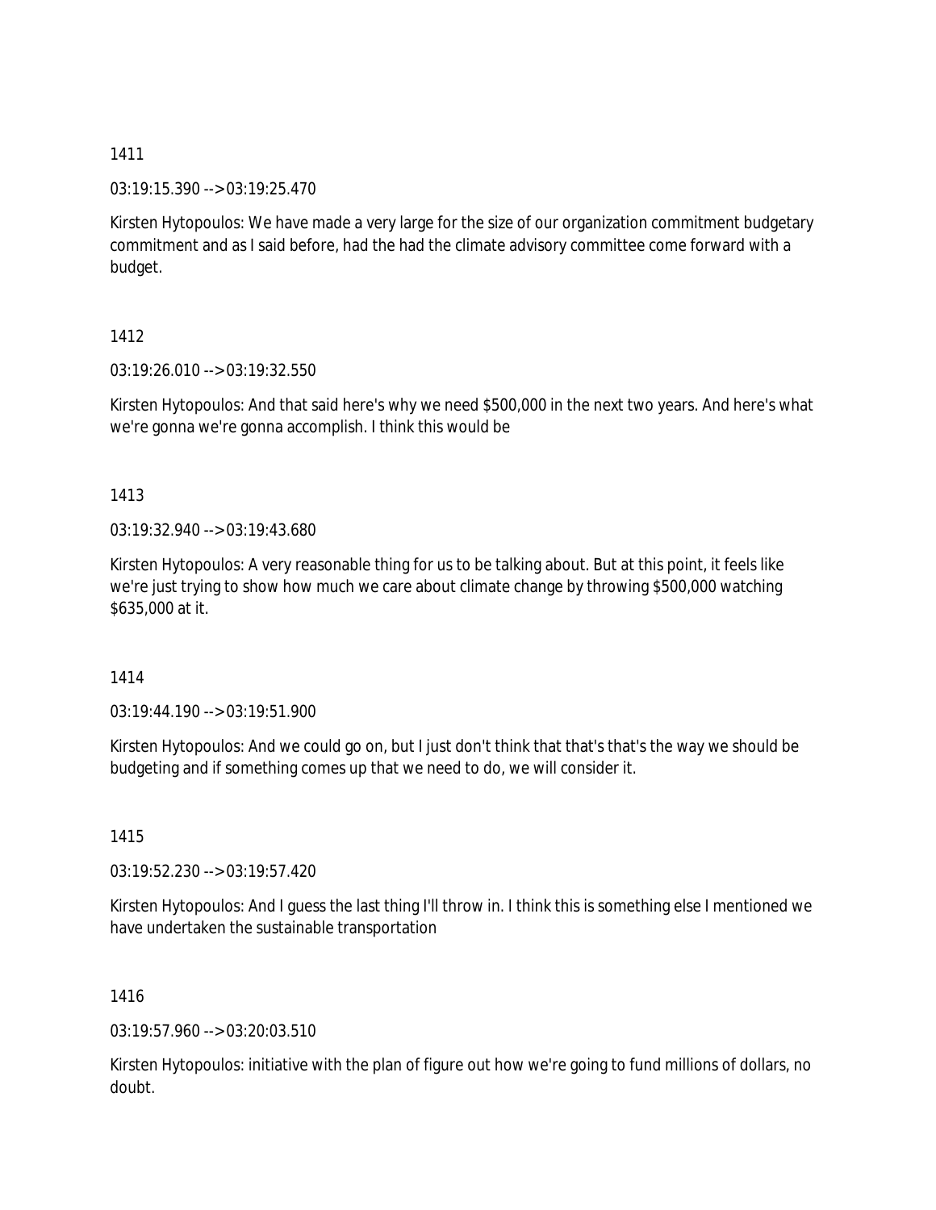1411

03:19:15.390 --> 03:19:25.470

Kirsten Hytopoulos: We have made a very large for the size of our organization commitment budgetary commitment and as I said before, had the had the climate advisory committee come forward with a budget.

1412

03:19:26.010 --> 03:19:32.550

Kirsten Hytopoulos: And that said here's why we need $500,000 in the next two years. And here's what we're gonna we're gonna accomplish. I think this would be

1413

03:19:32.940 --> 03:19:43.680

Kirsten Hytopoulos: A very reasonable thing for us to be talking about. But at this point, it feels like we're just trying to show how much we care about climate change by throwing $500,000 watching $635,000 at it.

1414

03:19:44.190 --> 03:19:51.900

Kirsten Hytopoulos: And we could go on, but I just don't think that that's that's the way we should be budgeting and if something comes up that we need to do, we will consider it.

1415

03:19:52.230 --> 03:19:57.420

Kirsten Hytopoulos: And I guess the last thing I'll throw in. I think this is something else I mentioned we have undertaken the sustainable transportation

1416

03:19:57.960 --> 03:20:03.510

Kirsten Hytopoulos: initiative with the plan of figure out how we're going to fund millions of dollars, no doubt.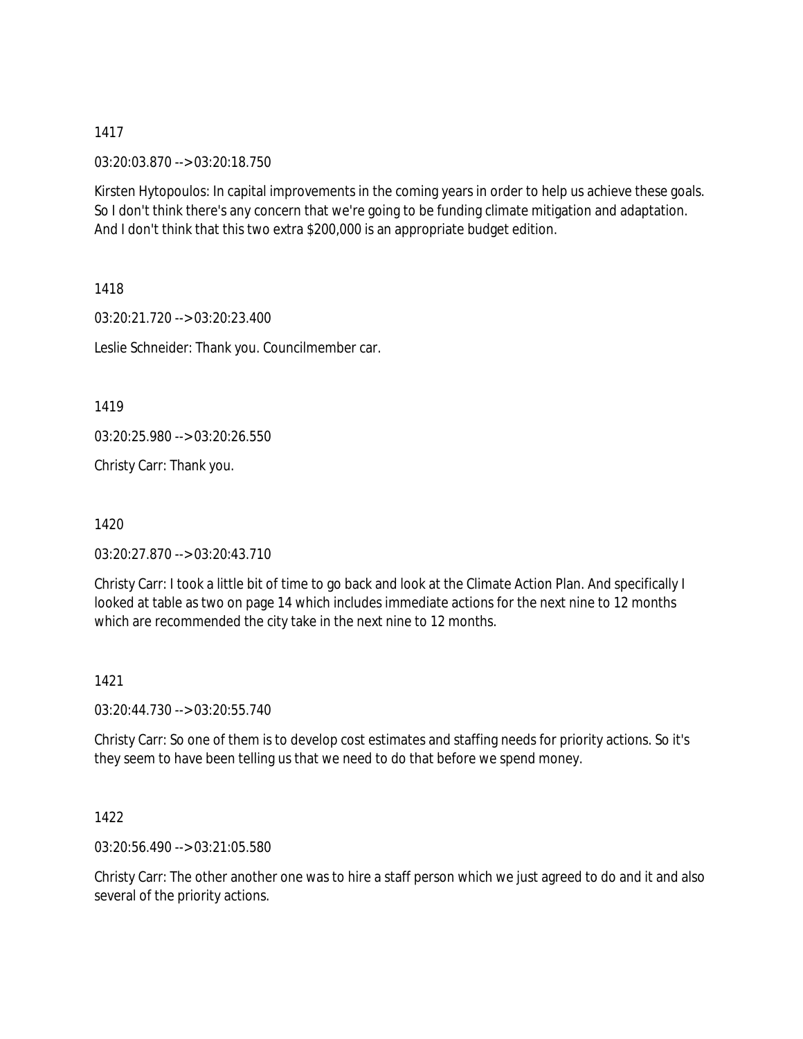1417

03:20:03.870 --> 03:20:18.750

Kirsten Hytopoulos: In capital improvements in the coming years in order to help us achieve these goals. So I don't think there's any concern that we're going to be funding climate mitigation and adaptation. And I don't think that this two extra $200,000 is an appropriate budget edition.

1418

03:20:21.720 --> 03:20:23.400

Leslie Schneider: Thank you. Councilmember car.

1419

03:20:25.980 --> 03:20:26.550

Christy Carr: Thank you.

1420

03:20:27.870 --> 03:20:43.710

Christy Carr: I took a little bit of time to go back and look at the Climate Action Plan. And specifically I looked at table as two on page 14 which includes immediate actions for the next nine to 12 months which are recommended the city take in the next nine to 12 months.

1421

03:20:44.730 --> 03:20:55.740

Christy Carr: So one of them is to develop cost estimates and staffing needs for priority actions. So it's they seem to have been telling us that we need to do that before we spend money.

1422

03:20:56.490 --> 03:21:05.580

Christy Carr: The other another one was to hire a staff person which we just agreed to do and it and also several of the priority actions.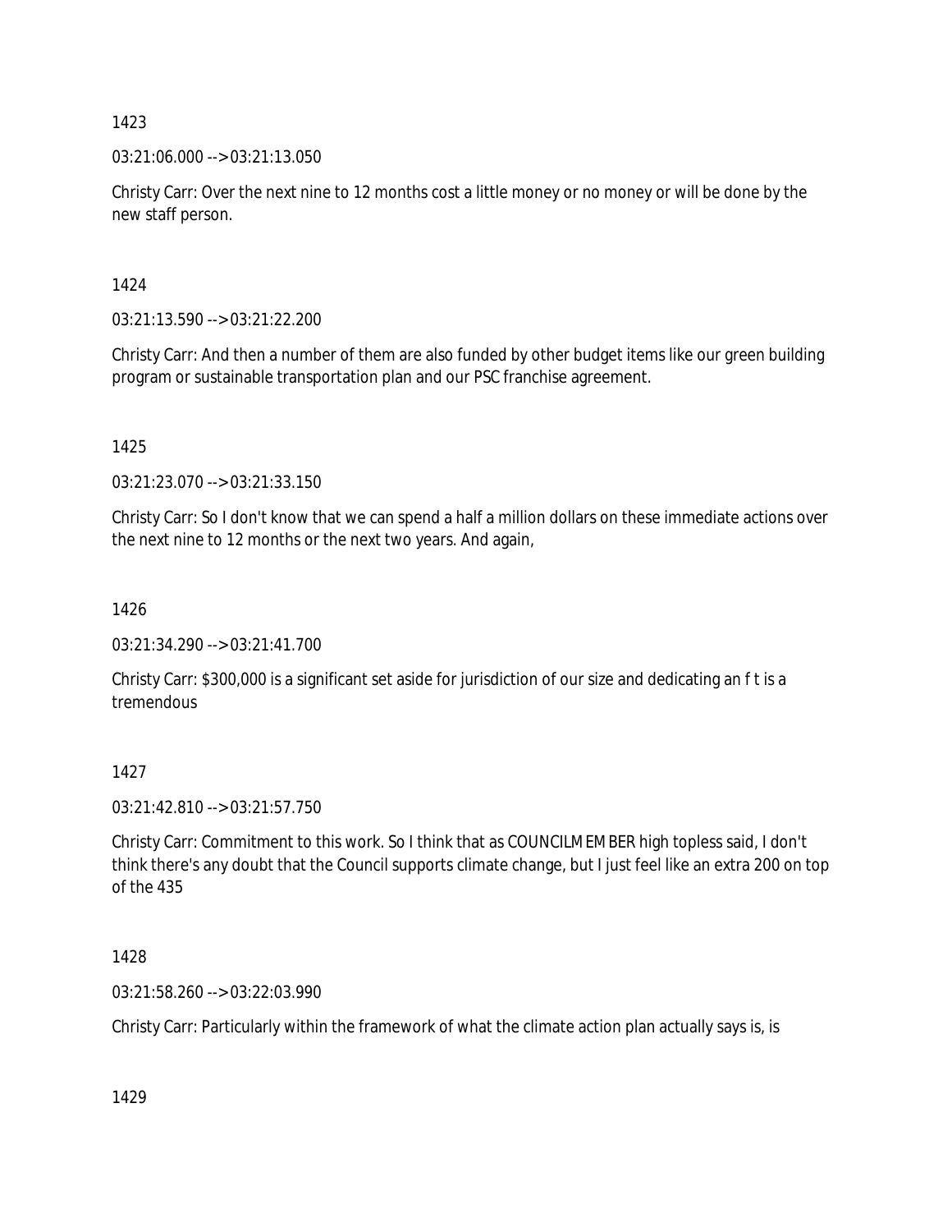1423

03:21:06.000 --> 03:21:13.050

Christy Carr: Over the next nine to 12 months cost a little money or no money or will be done by the new staff person.

1424

03:21:13.590 --> 03:21:22.200

Christy Carr: And then a number of them are also funded by other budget items like our green building program or sustainable transportation plan and our PSC franchise agreement.

1425

03:21:23.070 --> 03:21:33.150

Christy Carr: So I don't know that we can spend a half a million dollars on these immediate actions over the next nine to 12 months or the next two years. And again,

1426

03:21:34.290 --> 03:21:41.700

Christy Carr: $300,000 is a significant set aside for jurisdiction of our size and dedicating an f t is a tremendous

1427

03:21:42.810 --> 03:21:57.750

Christy Carr: Commitment to this work. So I think that as COUNCILMEMBER high topless said, I don't think there's any doubt that the Council supports climate change, but I just feel like an extra 200 on top of the 435

1428

03:21:58.260 --> 03:22:03.990

Christy Carr: Particularly within the framework of what the climate action plan actually says is, is

1429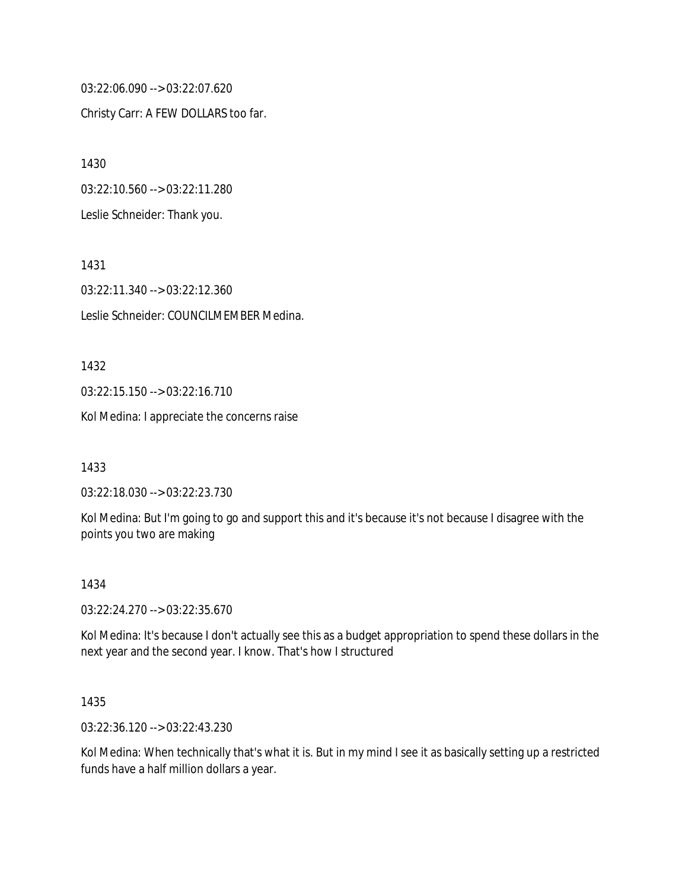03:22:06.090 --> 03:22:07.620

Christy Carr: A FEW DOLLARS too far.

1430

03:22:10.560 --> 03:22:11.280

Leslie Schneider: Thank you.

1431

03:22:11.340 --> 03:22:12.360

Leslie Schneider: COUNCILMEMBER Medina.

1432

03:22:15.150 --> 03:22:16.710

Kol Medina: I appreciate the concerns raise

1433

03:22:18.030 --> 03:22:23.730

Kol Medina: But I'm going to go and support this and it's because it's not because I disagree with the points you two are making

1434

03:22:24.270 --> 03:22:35.670

Kol Medina: It's because I don't actually see this as a budget appropriation to spend these dollars in the next year and the second year. I know. That's how I structured

1435

03:22:36.120 --> 03:22:43.230

Kol Medina: When technically that's what it is. But in my mind I see it as basically setting up a restricted funds have a half million dollars a year.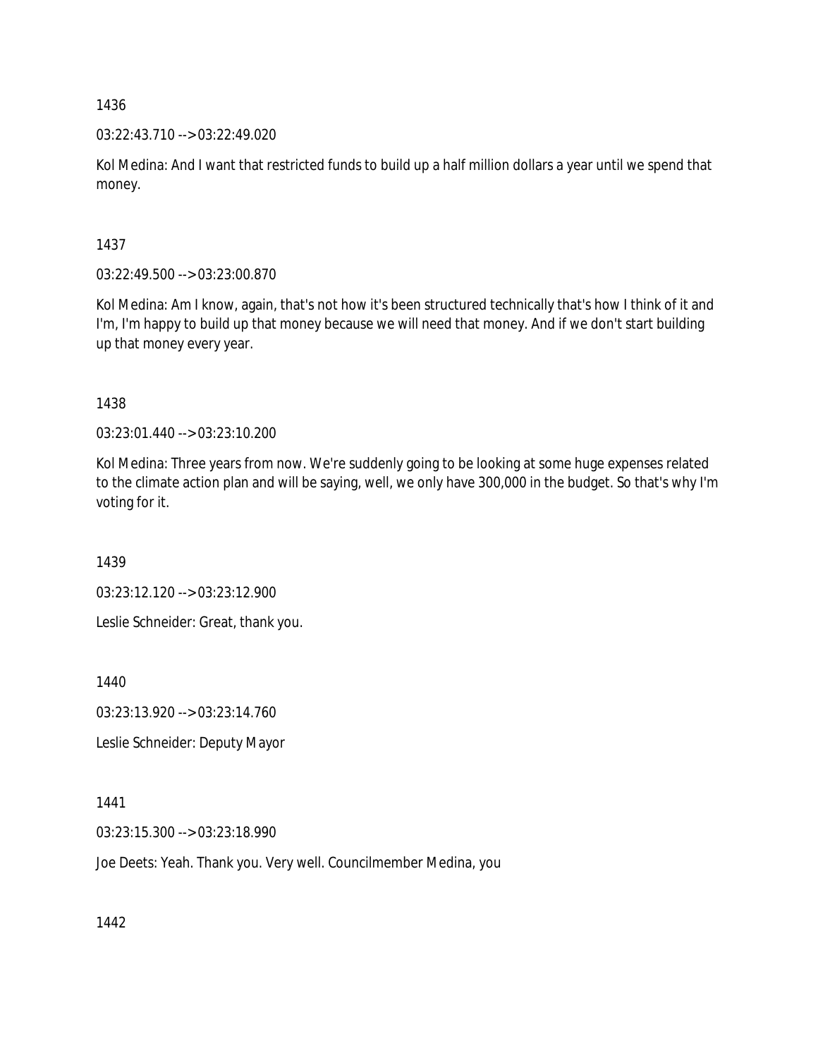1436

03:22:43.710 --> 03:22:49.020

Kol Medina: And I want that restricted funds to build up a half million dollars a year until we spend that money.

1437

03:22:49.500 --> 03:23:00.870

Kol Medina: Am I know, again, that's not how it's been structured technically that's how I think of it and I'm, I'm happy to build up that money because we will need that money. And if we don't start building up that money every year.

1438

03:23:01.440 --> 03:23:10.200

Kol Medina: Three years from now. We're suddenly going to be looking at some huge expenses related to the climate action plan and will be saying, well, we only have 300,000 in the budget. So that's why I'm voting for it.

1439

03:23:12.120 --> 03:23:12.900

Leslie Schneider: Great, thank you.

1440

03:23:13.920 --> 03:23:14.760

Leslie Schneider: Deputy Mayor

1441

03:23:15.300 --> 03:23:18.990

Joe Deets: Yeah. Thank you. Very well. Councilmember Medina, you

1442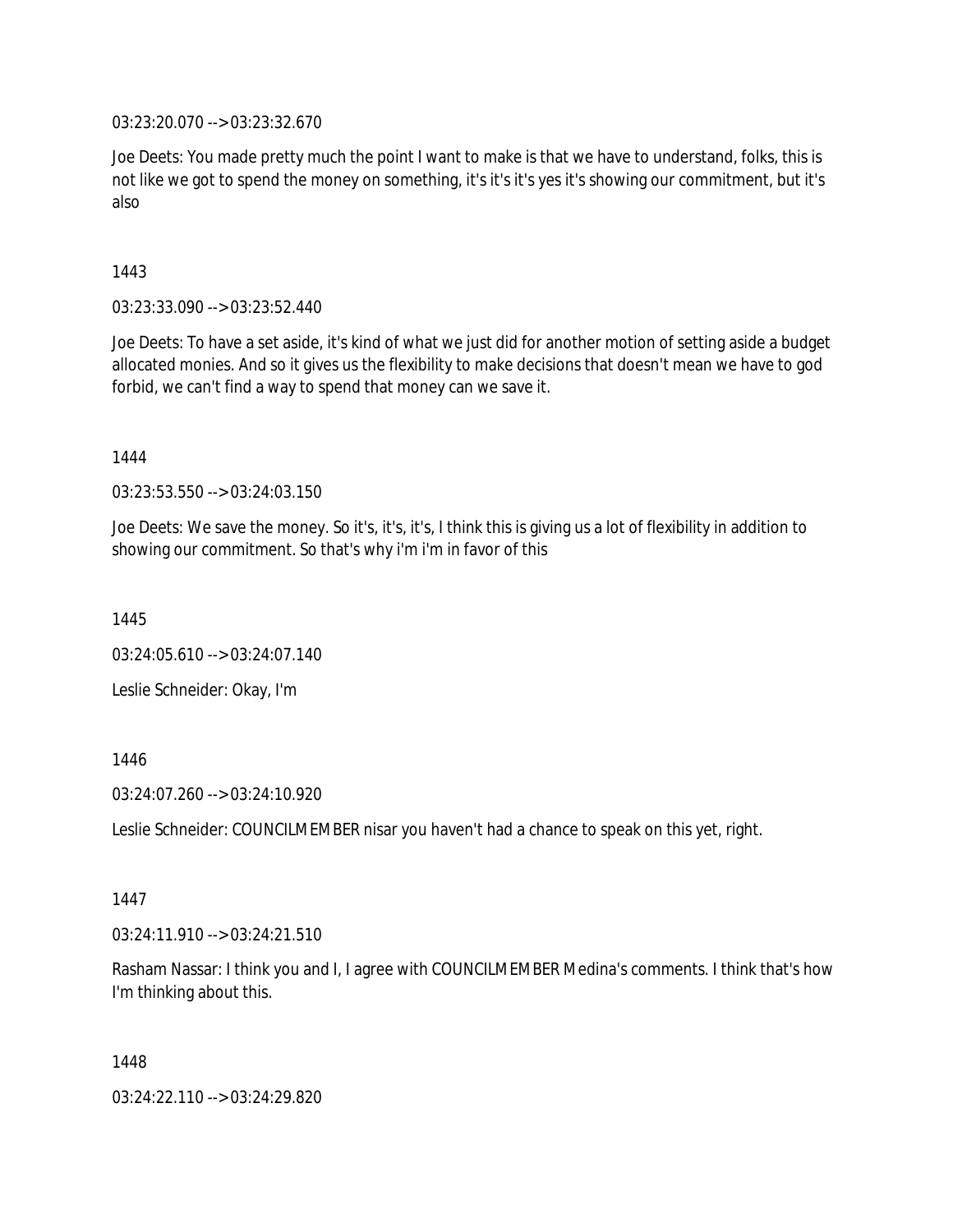03:23:20.070 --> 03:23:32.670

Joe Deets: You made pretty much the point I want to make is that we have to understand, folks, this is not like we got to spend the money on something, it's it's it's yes it's showing our commitment, but it's also

1443

03:23:33.090 --> 03:23:52.440

Joe Deets: To have a set aside, it's kind of what we just did for another motion of setting aside a budget allocated monies. And so it gives us the flexibility to make decisions that doesn't mean we have to god forbid, we can't find a way to spend that money can we save it.

1444

03:23:53.550 --> 03:24:03.150

Joe Deets: We save the money. So it's, it's, it's, I think this is giving us a lot of flexibility in addition to showing our commitment. So that's why i'm i'm in favor of this

1445

03:24:05.610 --> 03:24:07.140

Leslie Schneider: Okay, I'm

1446

03:24:07.260 --> 03:24:10.920

Leslie Schneider: COUNCILMEMBER nisar you haven't had a chance to speak on this yet, right.

1447

03:24:11.910 --> 03:24:21.510

Rasham Nassar: I think you and I, I agree with COUNCILMEMBER Medina's comments. I think that's how I'm thinking about this.

1448

03:24:22.110 --> 03:24:29.820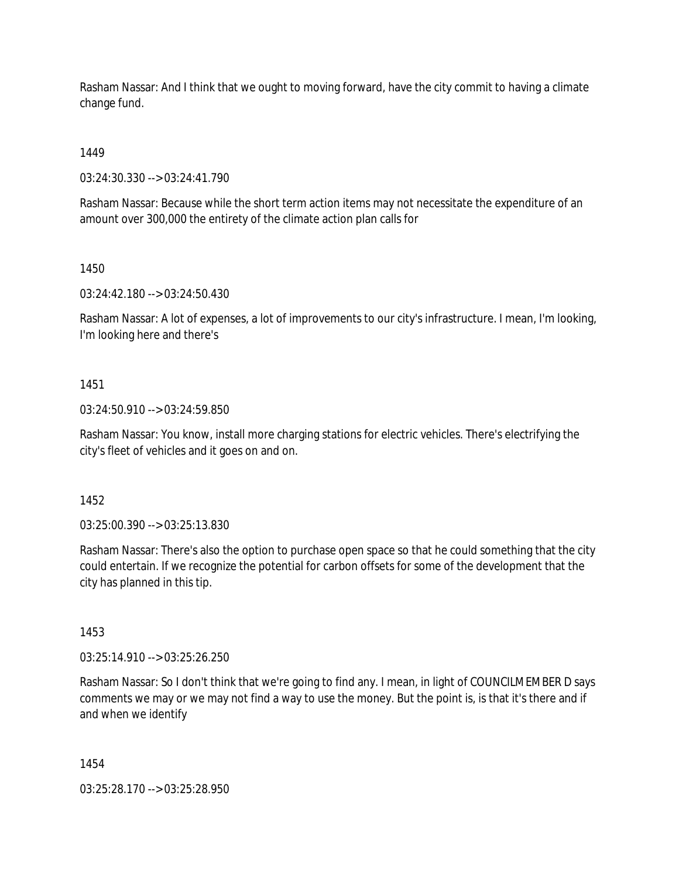Rasham Nassar: And I think that we ought to moving forward, have the city commit to having a climate change fund.

1449

03:24:30.330 --> 03:24:41.790

Rasham Nassar: Because while the short term action items may not necessitate the expenditure of an amount over 300,000 the entirety of the climate action plan calls for

1450

03:24:42.180 --> 03:24:50.430

Rasham Nassar: A lot of expenses, a lot of improvements to our city's infrastructure. I mean, I'm looking, I'm looking here and there's

1451

03:24:50.910 --> 03:24:59.850

Rasham Nassar: You know, install more charging stations for electric vehicles. There's electrifying the city's fleet of vehicles and it goes on and on.

1452

03:25:00.390 --> 03:25:13.830

Rasham Nassar: There's also the option to purchase open space so that he could something that the city could entertain. If we recognize the potential for carbon offsets for some of the development that the city has planned in this tip.

1453

03:25:14.910 --> 03:25:26.250

Rasham Nassar: So I don't think that we're going to find any. I mean, in light of COUNCILMEMBER D says comments we may or we may not find a way to use the money. But the point is, is that it's there and if and when we identify

1454

03:25:28.170 --> 03:25:28.950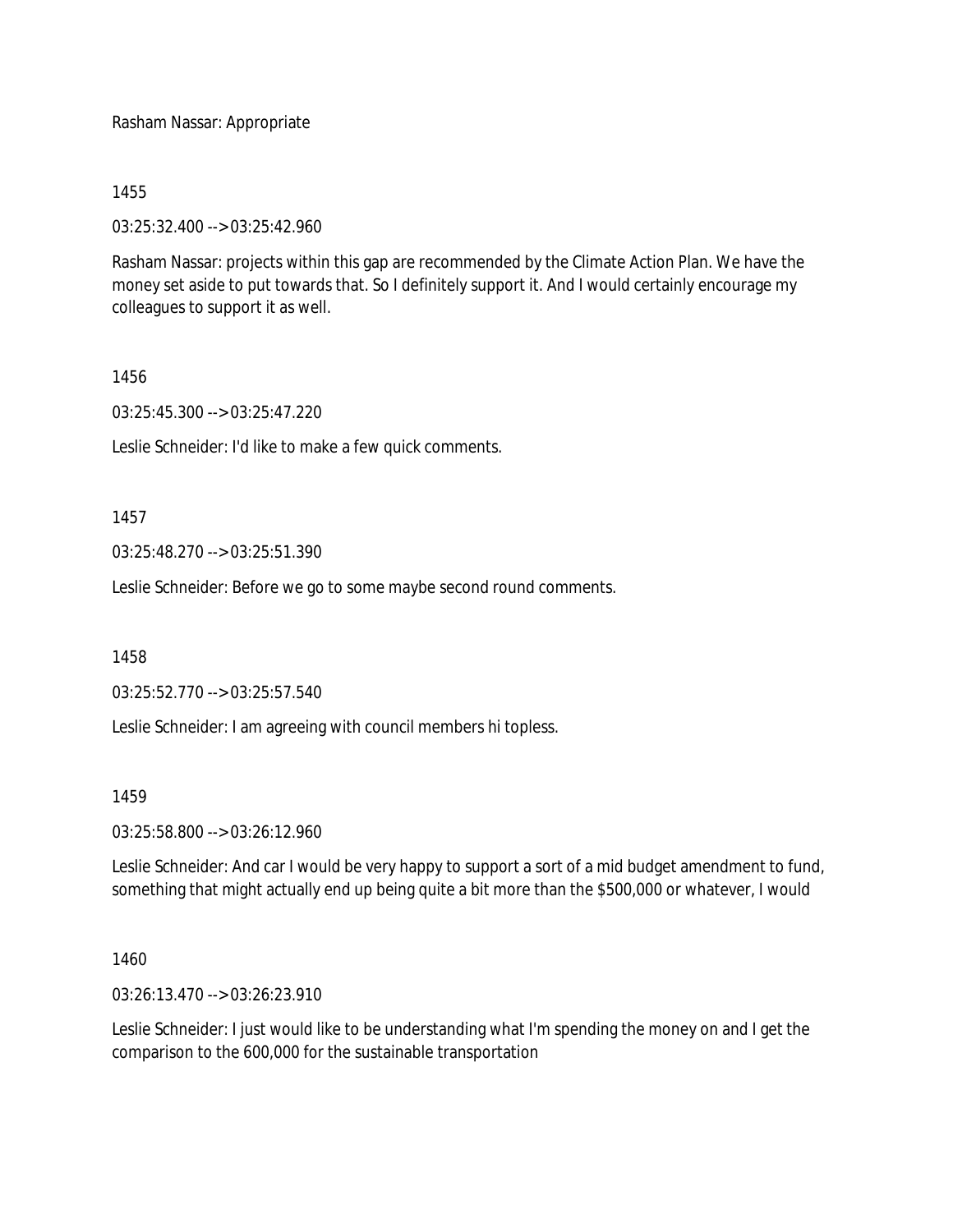Rasham Nassar: Appropriate

1455

03:25:32.400 --> 03:25:42.960

Rasham Nassar: projects within this gap are recommended by the Climate Action Plan. We have the money set aside to put towards that. So I definitely support it. And I would certainly encourage my colleagues to support it as well.

1456

03:25:45.300 --> 03:25:47.220

Leslie Schneider: I'd like to make a few quick comments.

1457

03:25:48.270 --> 03:25:51.390

Leslie Schneider: Before we go to some maybe second round comments.

1458

03:25:52.770 --> 03:25:57.540

Leslie Schneider: I am agreeing with council members hi topless.

1459

03:25:58.800 --> 03:26:12.960

Leslie Schneider: And car I would be very happy to support a sort of a mid budget amendment to fund, something that might actually end up being quite a bit more than the $500,000 or whatever, I would

1460

03:26:13.470 --> 03:26:23.910

Leslie Schneider: I just would like to be understanding what I'm spending the money on and I get the comparison to the 600,000 for the sustainable transportation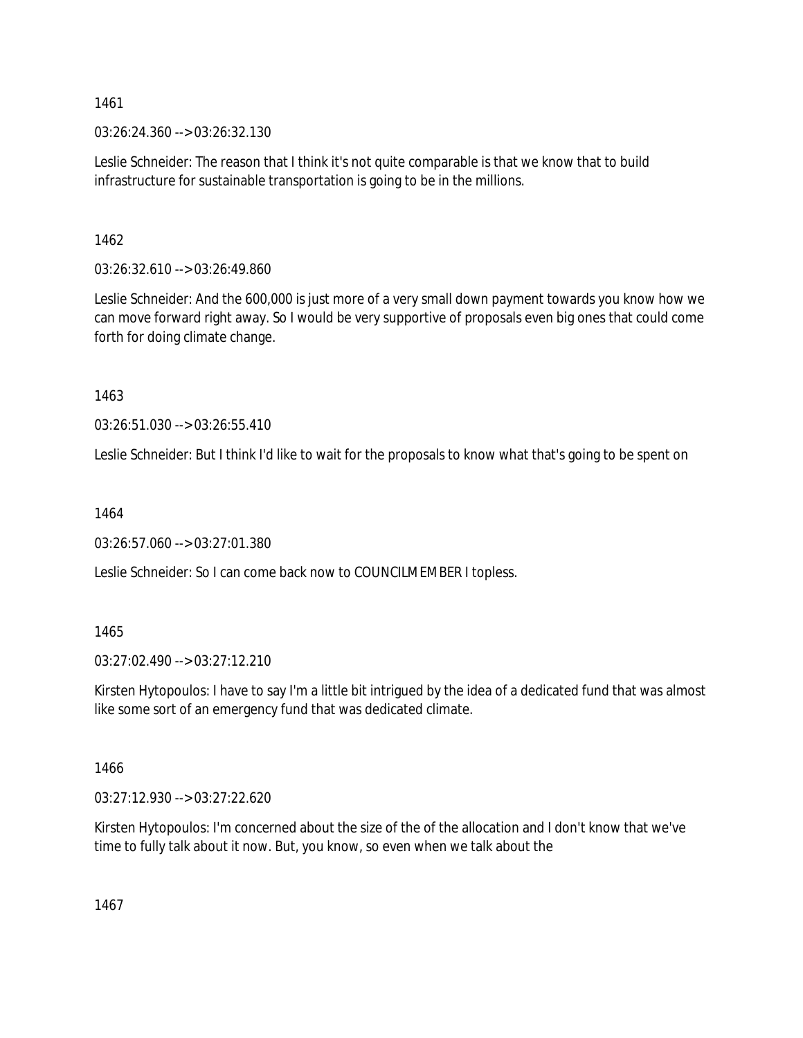1461

03:26:24.360 --> 03:26:32.130

Leslie Schneider: The reason that I think it's not quite comparable is that we know that to build infrastructure for sustainable transportation is going to be in the millions.

1462

03:26:32.610 --> 03:26:49.860

Leslie Schneider: And the 600,000 is just more of a very small down payment towards you know how we can move forward right away. So I would be very supportive of proposals even big ones that could come forth for doing climate change.

1463

03:26:51.030 --> 03:26:55.410

Leslie Schneider: But I think I'd like to wait for the proposals to know what that's going to be spent on

1464

03:26:57.060 --> 03:27:01.380

Leslie Schneider: So I can come back now to COUNCILMEMBER I topless.

1465

03:27:02.490 --> 03:27:12.210

Kirsten Hytopoulos: I have to say I'm a little bit intrigued by the idea of a dedicated fund that was almost like some sort of an emergency fund that was dedicated climate.

1466

03:27:12.930 --> 03:27:22.620

Kirsten Hytopoulos: I'm concerned about the size of the of the allocation and I don't know that we've time to fully talk about it now. But, you know, so even when we talk about the

1467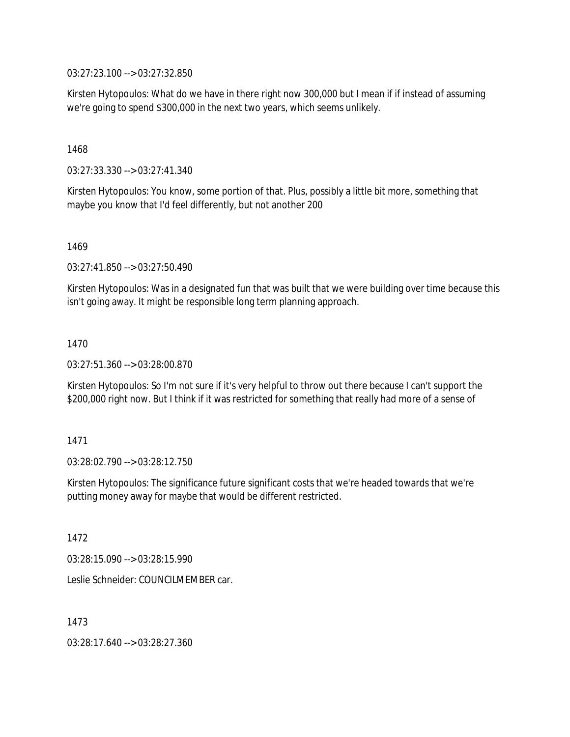03:27:23.100 --> 03:27:32.850

Kirsten Hytopoulos: What do we have in there right now 300,000 but I mean if if instead of assuming we're going to spend $300,000 in the next two years, which seems unlikely.

1468

03:27:33.330 --> 03:27:41.340

Kirsten Hytopoulos: You know, some portion of that. Plus, possibly a little bit more, something that maybe you know that I'd feel differently, but not another 200

1469

03:27:41.850 --> 03:27:50.490

Kirsten Hytopoulos: Was in a designated fun that was built that we were building over time because this isn't going away. It might be responsible long term planning approach.

1470

03:27:51.360 --> 03:28:00.870

Kirsten Hytopoulos: So I'm not sure if it's very helpful to throw out there because I can't support the $200,000 right now. But I think if it was restricted for something that really had more of a sense of

1471

03:28:02.790 --> 03:28:12.750

Kirsten Hytopoulos: The significance future significant costs that we're headed towards that we're putting money away for maybe that would be different restricted.

1472

03:28:15.090 --> 03:28:15.990

Leslie Schneider: COUNCILMEMBER car.

1473

03:28:17.640 --> 03:28:27.360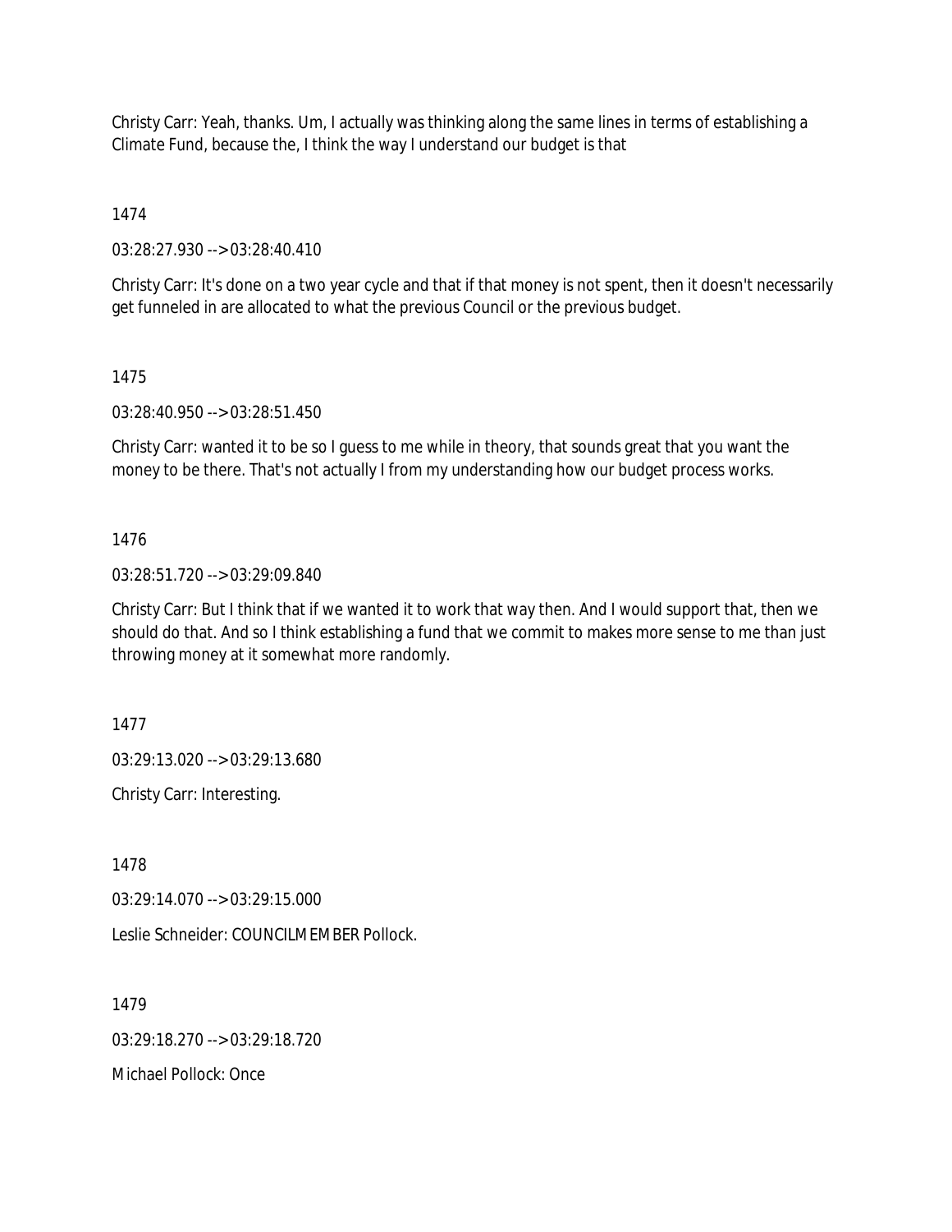Christy Carr: Yeah, thanks. Um, I actually was thinking along the same lines in terms of establishing a Climate Fund, because the, I think the way I understand our budget is that

1474

03:28:27.930 --> 03:28:40.410

Christy Carr: It's done on a two year cycle and that if that money is not spent, then it doesn't necessarily get funneled in are allocated to what the previous Council or the previous budget.

1475

03:28:40.950 --> 03:28:51.450

Christy Carr: wanted it to be so I guess to me while in theory, that sounds great that you want the money to be there. That's not actually I from my understanding how our budget process works.

1476

03:28:51.720 --> 03:29:09.840

Christy Carr: But I think that if we wanted it to work that way then. And I would support that, then we should do that. And so I think establishing a fund that we commit to makes more sense to me than just throwing money at it somewhat more randomly.

1477

03:29:13.020 --> 03:29:13.680

Christy Carr: Interesting.

1478

03:29:14.070 --> 03:29:15.000

Leslie Schneider: COUNCILMEMBER Pollock.

1479

03:29:18.270 --> 03:29:18.720

Michael Pollock: Once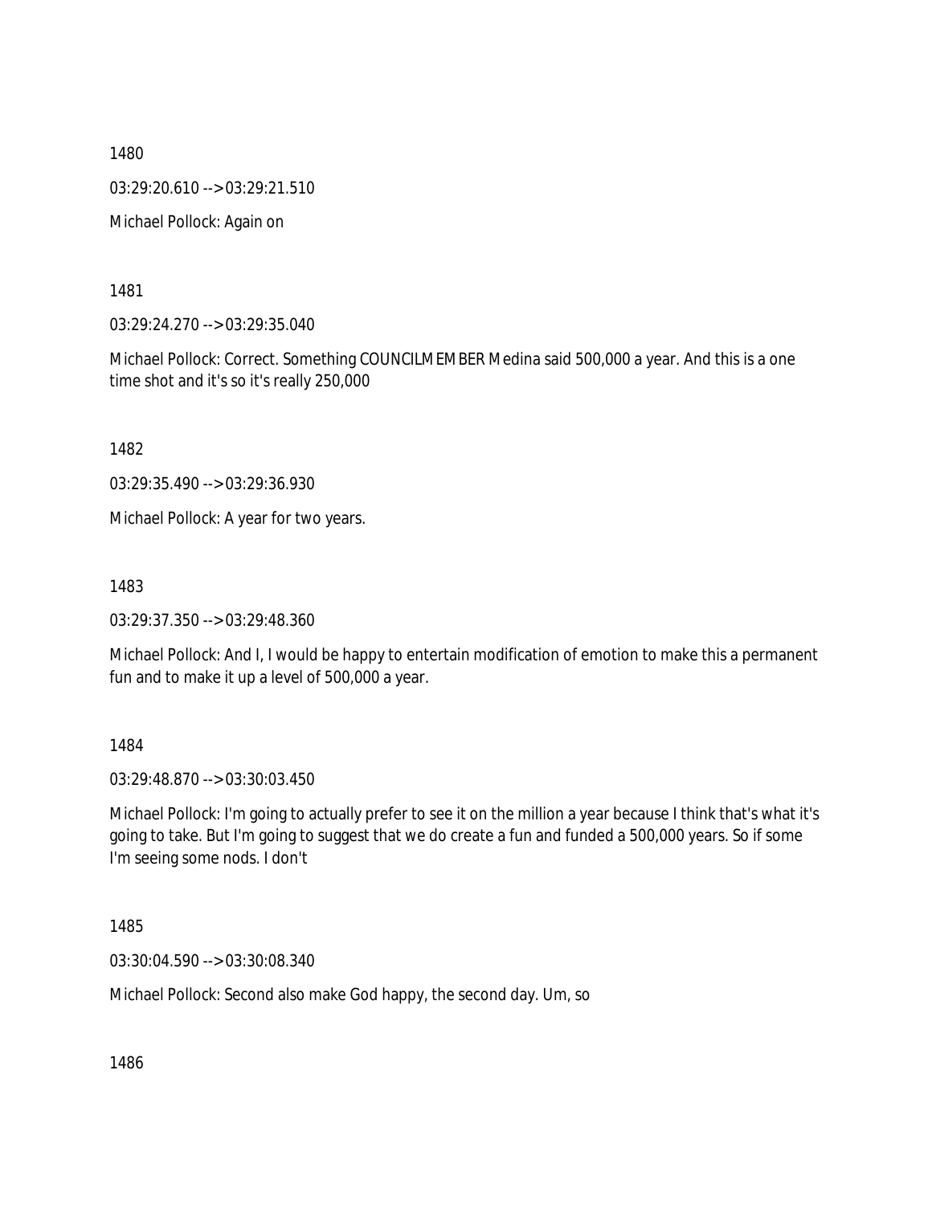1480

03:29:20.610 --> 03:29:21.510

Michael Pollock: Again on

1481

03:29:24.270 --> 03:29:35.040

Michael Pollock: Correct. Something COUNCILMEMBER Medina said 500,000 a year. And this is a one time shot and it's so it's really 250,000

1482

03:29:35.490 --> 03:29:36.930

Michael Pollock: A year for two years.

1483

03:29:37.350 --> 03:29:48.360

Michael Pollock: And I, I would be happy to entertain modification of emotion to make this a permanent fun and to make it up a level of 500,000 a year.

1484

03:29:48.870 --> 03:30:03.450

Michael Pollock: I'm going to actually prefer to see it on the million a year because I think that's what it's going to take. But I'm going to suggest that we do create a fun and funded a 500,000 years. So if some I'm seeing some nods. I don't

1485

03:30:04.590 --> 03:30:08.340

Michael Pollock: Second also make God happy, the second day. Um, so

1486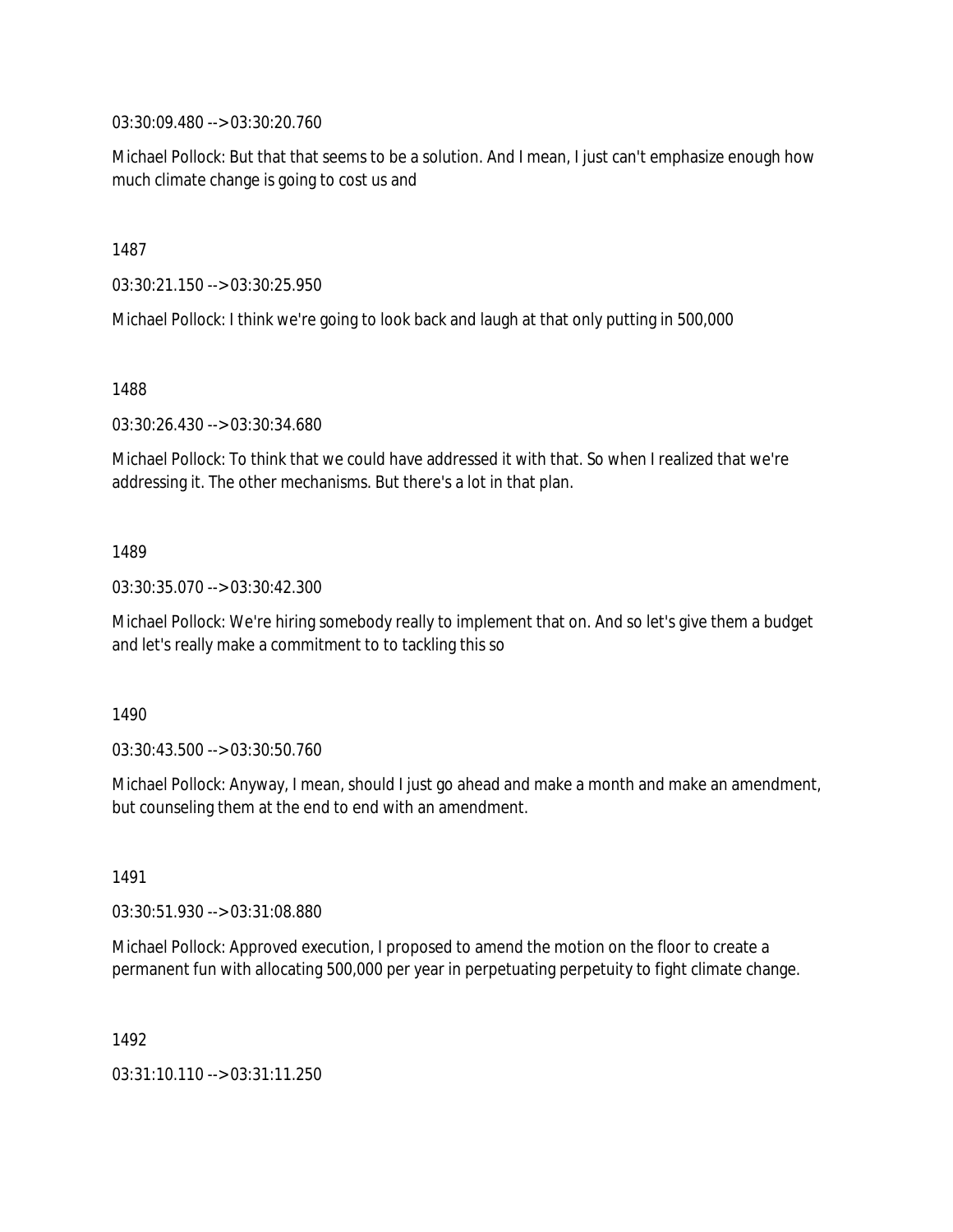03:30:09.480 --> 03:30:20.760

Michael Pollock: But that that seems to be a solution. And I mean, I just can't emphasize enough how much climate change is going to cost us and

1487

03:30:21.150 --> 03:30:25.950

Michael Pollock: I think we're going to look back and laugh at that only putting in 500,000

1488

03:30:26.430 --> 03:30:34.680

Michael Pollock: To think that we could have addressed it with that. So when I realized that we're addressing it. The other mechanisms. But there's a lot in that plan.

1489

03:30:35.070 --> 03:30:42.300

Michael Pollock: We're hiring somebody really to implement that on. And so let's give them a budget and let's really make a commitment to to tackling this so

1490

03:30:43.500 --> 03:30:50.760

Michael Pollock: Anyway, I mean, should I just go ahead and make a month and make an amendment, but counseling them at the end to end with an amendment.

1491

03:30:51.930 --> 03:31:08.880

Michael Pollock: Approved execution, I proposed to amend the motion on the floor to create a permanent fun with allocating 500,000 per year in perpetuating perpetuity to fight climate change.

1492

03:31:10.110 --> 03:31:11.250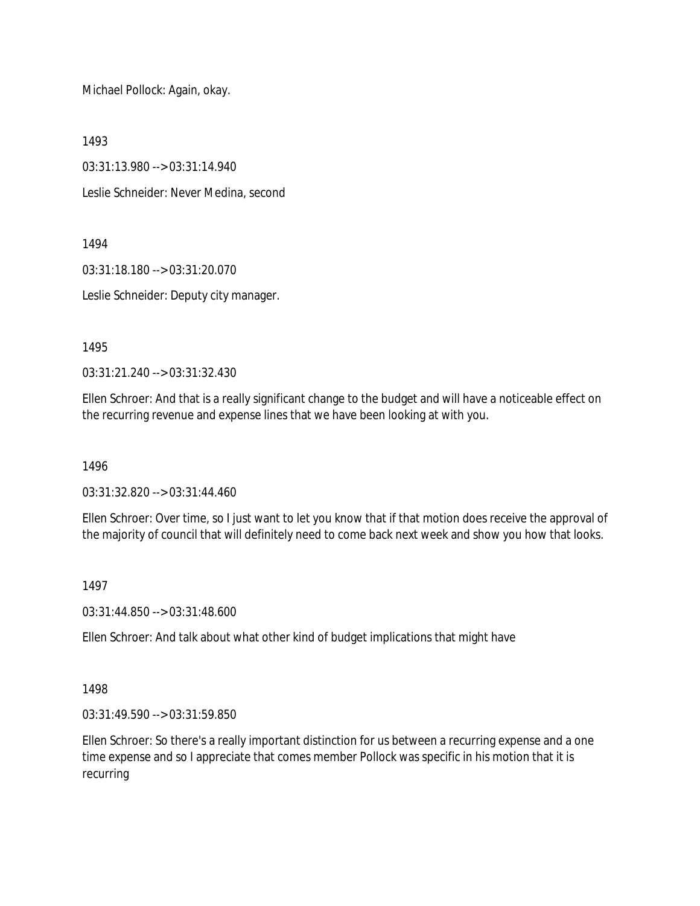Michael Pollock: Again, okay.

1493

03:31:13.980 --> 03:31:14.940

Leslie Schneider: Never Medina, second

1494

03:31:18.180 --> 03:31:20.070

Leslie Schneider: Deputy city manager.

1495

03:31:21.240 --> 03:31:32.430

Ellen Schroer: And that is a really significant change to the budget and will have a noticeable effect on the recurring revenue and expense lines that we have been looking at with you.

1496

03:31:32.820 --> 03:31:44.460

Ellen Schroer: Over time, so I just want to let you know that if that motion does receive the approval of the majority of council that will definitely need to come back next week and show you how that looks.

1497

03:31:44.850 --> 03:31:48.600

Ellen Schroer: And talk about what other kind of budget implications that might have

1498

03:31:49.590 --> 03:31:59.850

Ellen Schroer: So there's a really important distinction for us between a recurring expense and a one time expense and so I appreciate that comes member Pollock was specific in his motion that it is recurring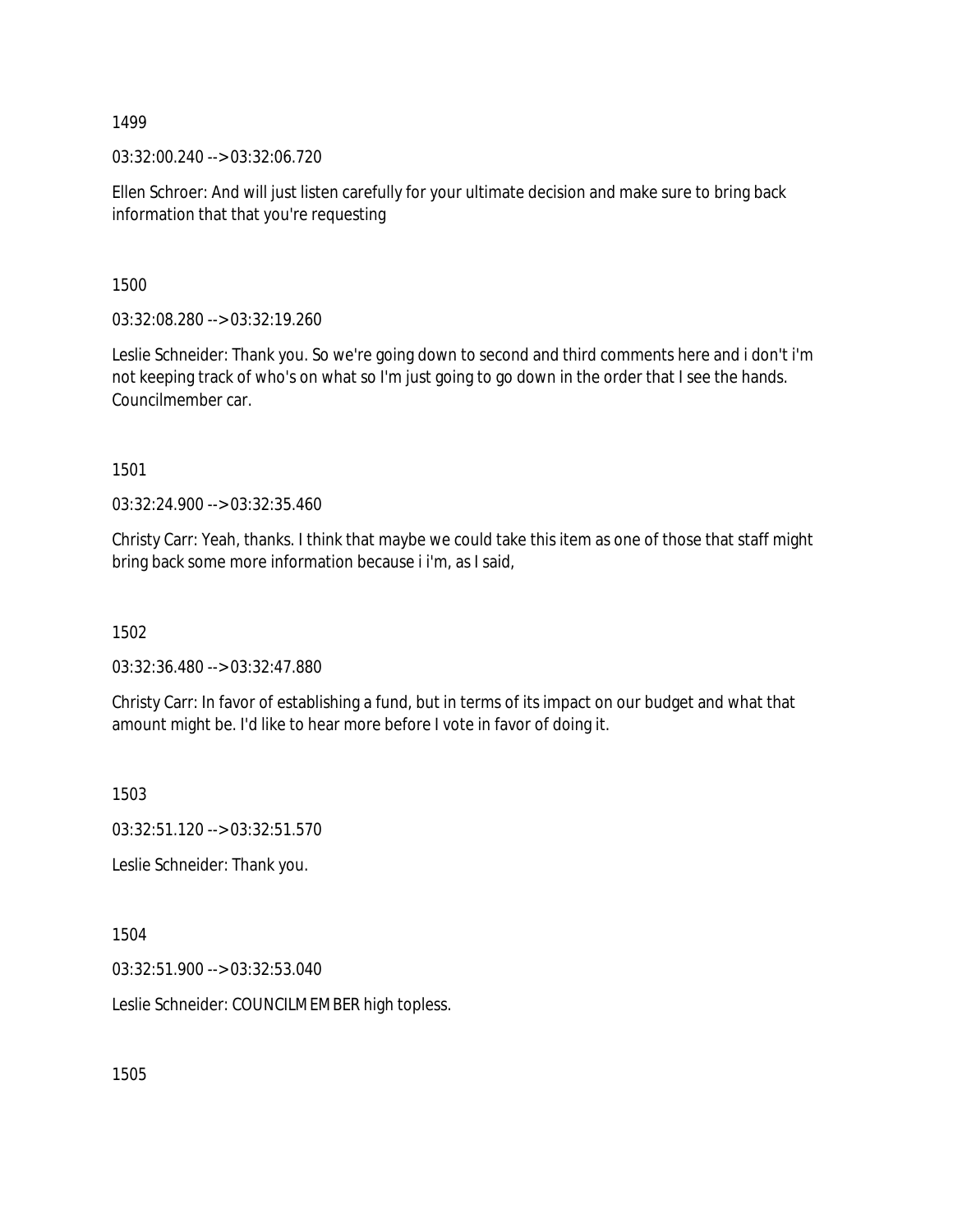1499

03:32:00.240 --> 03:32:06.720

Ellen Schroer: And will just listen carefully for your ultimate decision and make sure to bring back information that that you're requesting

1500

03:32:08.280 --> 03:32:19.260

Leslie Schneider: Thank you. So we're going down to second and third comments here and i don't i'm not keeping track of who's on what so I'm just going to go down in the order that I see the hands. Councilmember car.

1501

03:32:24.900 --> 03:32:35.460

Christy Carr: Yeah, thanks. I think that maybe we could take this item as one of those that staff might bring back some more information because i i'm, as I said,

1502

03:32:36.480 --> 03:32:47.880

Christy Carr: In favor of establishing a fund, but in terms of its impact on our budget and what that amount might be. I'd like to hear more before I vote in favor of doing it.

1503

03:32:51.120 --> 03:32:51.570

Leslie Schneider: Thank you.

1504

03:32:51.900 --> 03:32:53.040

Leslie Schneider: COUNCILMEMBER high topless.

1505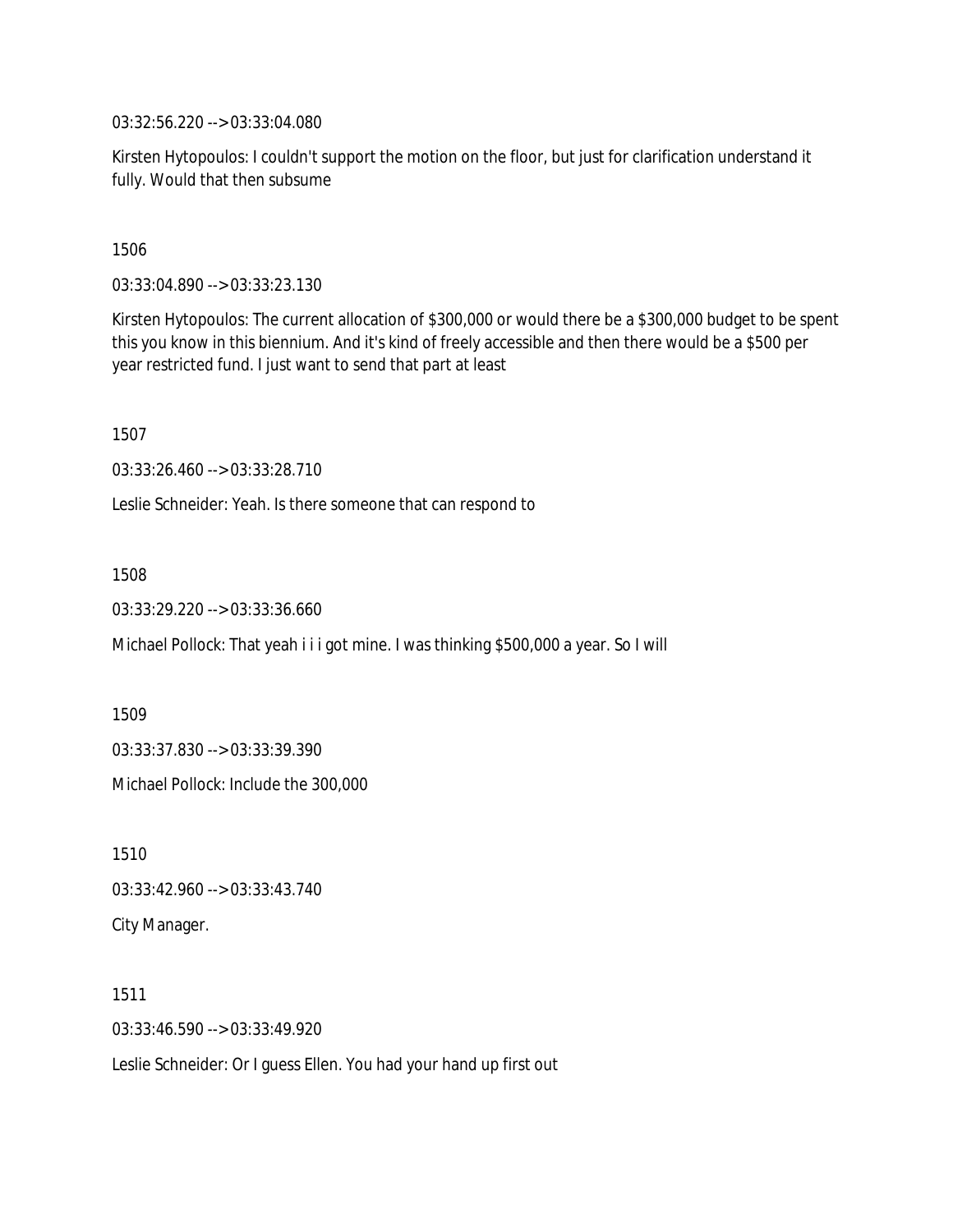03:32:56.220 --> 03:33:04.080

Kirsten Hytopoulos: I couldn't support the motion on the floor, but just for clarification understand it fully. Would that then subsume

1506

03:33:04.890 --> 03:33:23.130

Kirsten Hytopoulos: The current allocation of $300,000 or would there be a $300,000 budget to be spent this you know in this biennium. And it's kind of freely accessible and then there would be a $500 per year restricted fund. I just want to send that part at least

1507

03:33:26.460 --> 03:33:28.710

Leslie Schneider: Yeah. Is there someone that can respond to

1508

03:33:29.220 --> 03:33:36.660

Michael Pollock: That yeah i i i got mine. I was thinking $500,000 a year. So I will

1509

03:33:37.830 --> 03:33:39.390

Michael Pollock: Include the 300,000

1510

03:33:42.960 --> 03:33:43.740

City Manager.

1511

03:33:46.590 --> 03:33:49.920

Leslie Schneider: Or I guess Ellen. You had your hand up first out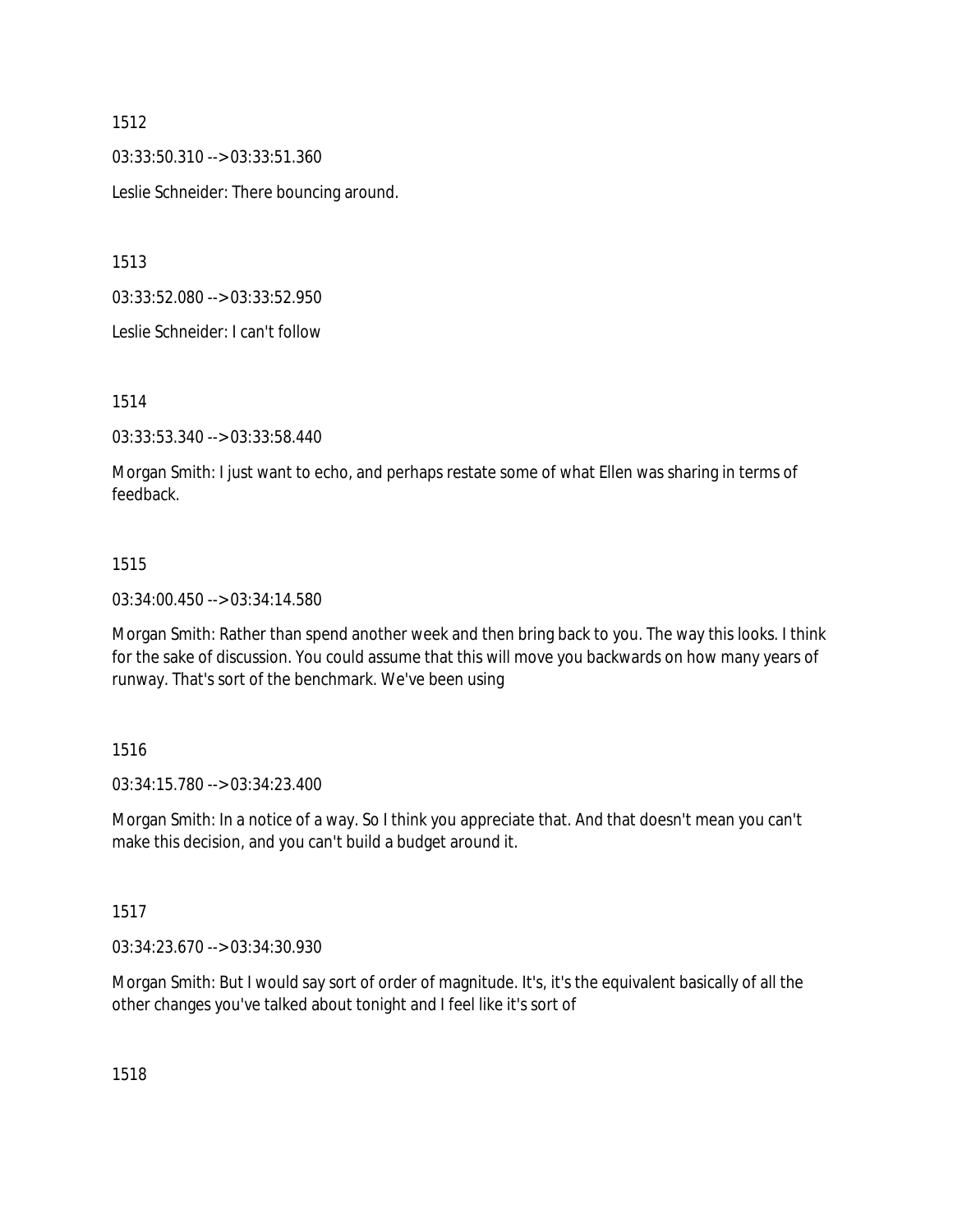1512

03:33:50.310 --> 03:33:51.360

Leslie Schneider: There bouncing around.

1513

03:33:52.080 --> 03:33:52.950

Leslie Schneider: I can't follow

1514

03:33:53.340 --> 03:33:58.440

Morgan Smith: I just want to echo, and perhaps restate some of what Ellen was sharing in terms of feedback.

1515

03:34:00.450 --> 03:34:14.580

Morgan Smith: Rather than spend another week and then bring back to you. The way this looks. I think for the sake of discussion. You could assume that this will move you backwards on how many years of runway. That's sort of the benchmark. We've been using

1516

03:34:15.780 --> 03:34:23.400

Morgan Smith: In a notice of a way. So I think you appreciate that. And that doesn't mean you can't make this decision, and you can't build a budget around it.

1517

03:34:23.670 --> 03:34:30.930

Morgan Smith: But I would say sort of order of magnitude. It's, it's the equivalent basically of all the other changes you've talked about tonight and I feel like it's sort of

1518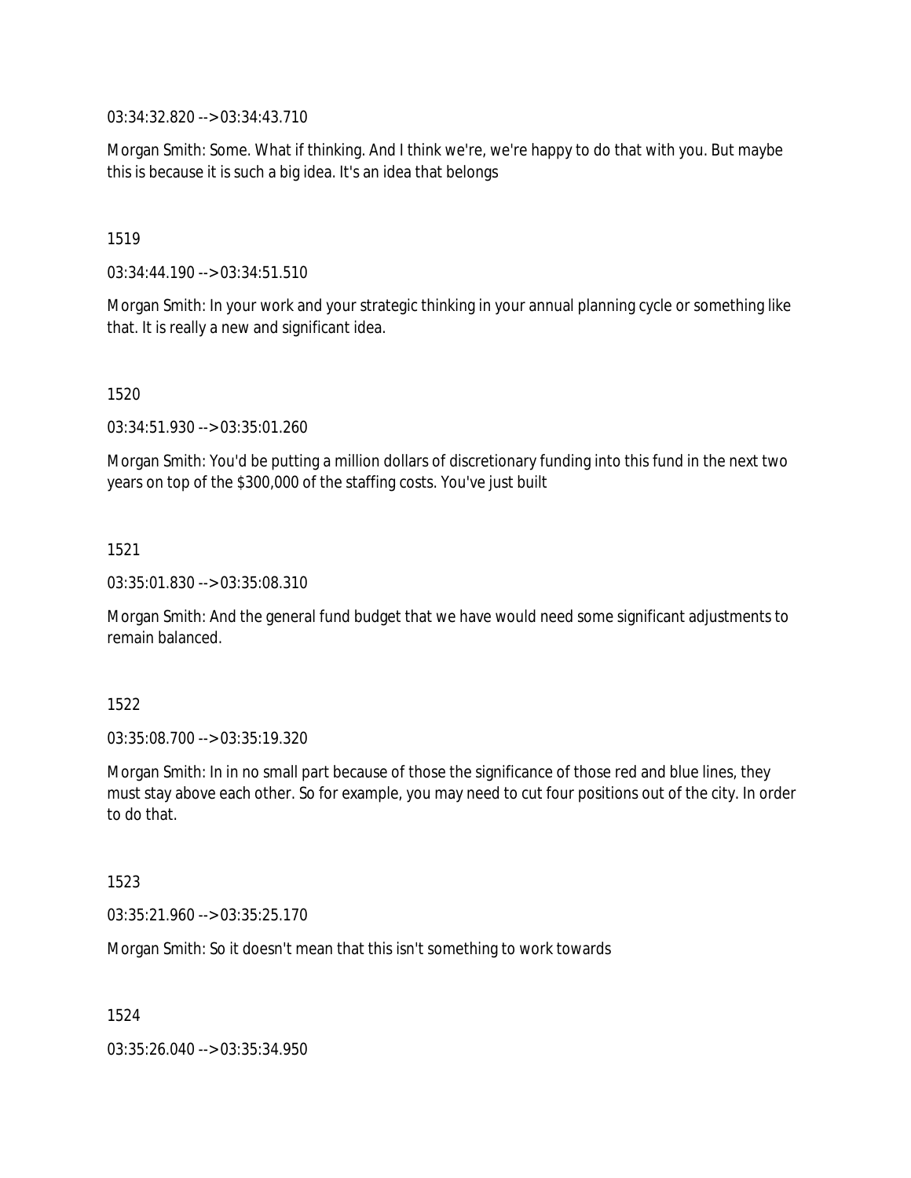03:34:32.820 --> 03:34:43.710

Morgan Smith: Some. What if thinking. And I think we're, we're happy to do that with you. But maybe this is because it is such a big idea. It's an idea that belongs

1519

03:34:44.190 --> 03:34:51.510

Morgan Smith: In your work and your strategic thinking in your annual planning cycle or something like that. It is really a new and significant idea.

1520

03:34:51.930 --> 03:35:01.260

Morgan Smith: You'd be putting a million dollars of discretionary funding into this fund in the next two years on top of the $300,000 of the staffing costs. You've just built

1521

03:35:01.830 --> 03:35:08.310

Morgan Smith: And the general fund budget that we have would need some significant adjustments to remain balanced.

1522

03:35:08.700 --> 03:35:19.320

Morgan Smith: In in no small part because of those the significance of those red and blue lines, they must stay above each other. So for example, you may need to cut four positions out of the city. In order to do that.

1523

03:35:21.960 --> 03:35:25.170

Morgan Smith: So it doesn't mean that this isn't something to work towards

1524

03:35:26.040 --> 03:35:34.950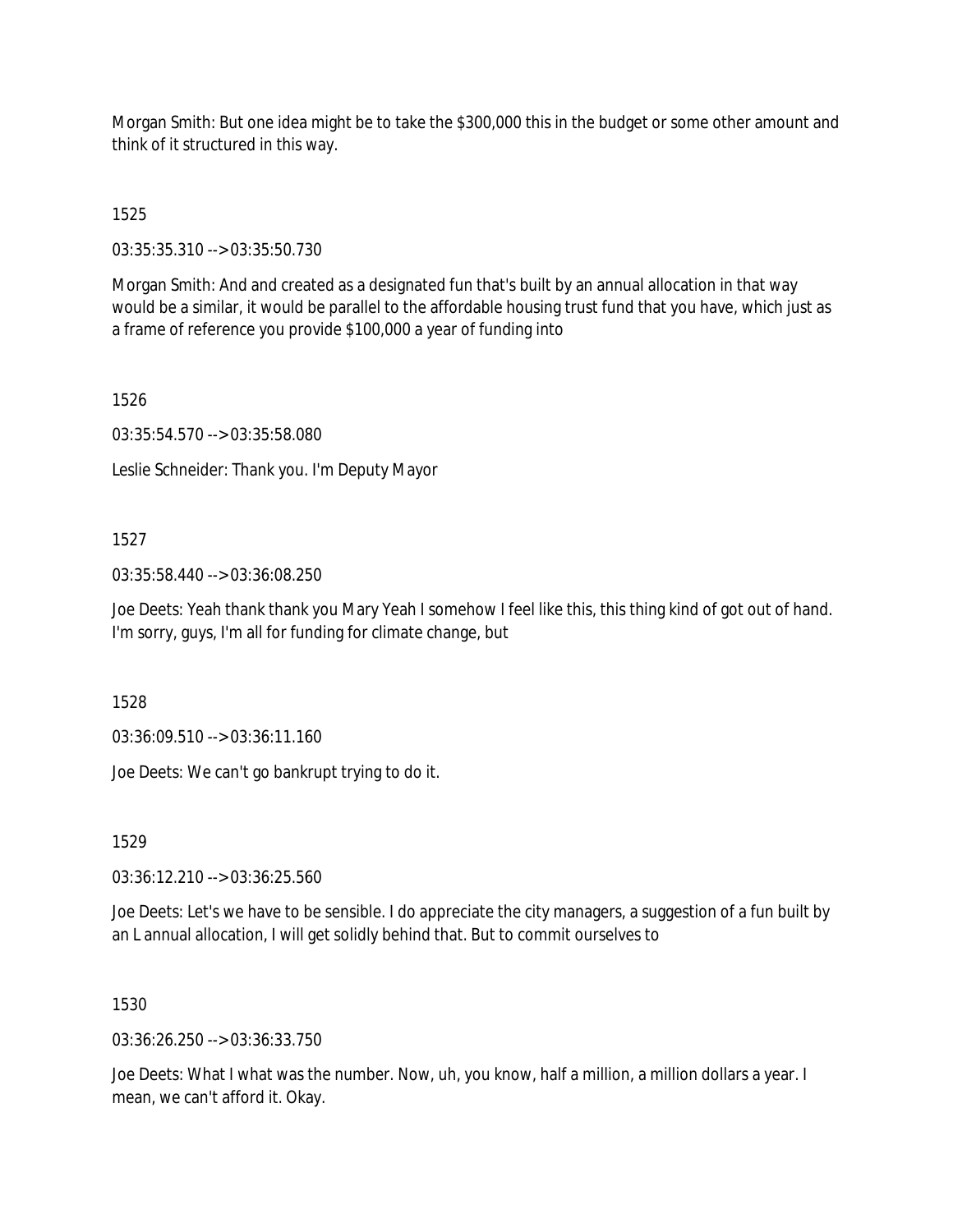Morgan Smith: But one idea might be to take the $300,000 this in the budget or some other amount and think of it structured in this way.

1525

03:35:35.310 --> 03:35:50.730

Morgan Smith: And and created as a designated fun that's built by an annual allocation in that way would be a similar, it would be parallel to the affordable housing trust fund that you have, which just as a frame of reference you provide $100,000 a year of funding into

1526

03:35:54.570 --> 03:35:58.080

Leslie Schneider: Thank you. I'm Deputy Mayor

1527

03:35:58.440 --> 03:36:08.250

Joe Deets: Yeah thank thank you Mary Yeah I somehow I feel like this, this thing kind of got out of hand. I'm sorry, guys, I'm all for funding for climate change, but

1528

03:36:09.510 --> 03:36:11.160

Joe Deets: We can't go bankrupt trying to do it.

1529

03:36:12.210 --> 03:36:25.560

Joe Deets: Let's we have to be sensible. I do appreciate the city managers, a suggestion of a fun built by an L annual allocation, I will get solidly behind that. But to commit ourselves to

1530

03:36:26.250 --> 03:36:33.750

Joe Deets: What I what was the number. Now, uh, you know, half a million, a million dollars a year. I mean, we can't afford it. Okay.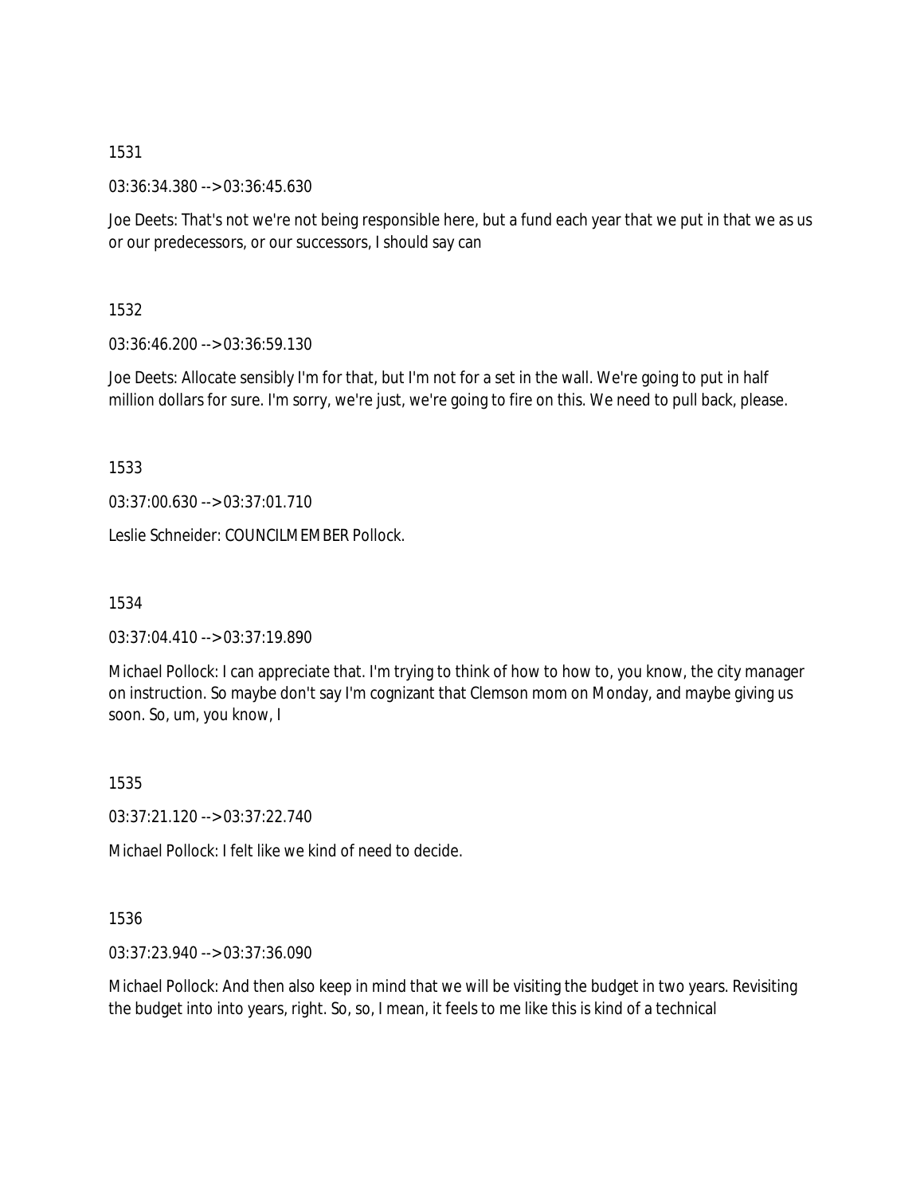1531

03:36:34.380 --> 03:36:45.630

Joe Deets: That's not we're not being responsible here, but a fund each year that we put in that we as us or our predecessors, or our successors, I should say can

1532

03:36:46.200 --> 03:36:59.130

Joe Deets: Allocate sensibly I'm for that, but I'm not for a set in the wall. We're going to put in half million dollars for sure. I'm sorry, we're just, we're going to fire on this. We need to pull back, please.

1533

03:37:00.630 --> 03:37:01.710

Leslie Schneider: COUNCILMEMBER Pollock.

1534

03:37:04.410 --> 03:37:19.890

Michael Pollock: I can appreciate that. I'm trying to think of how to how to, you know, the city manager on instruction. So maybe don't say I'm cognizant that Clemson mom on Monday, and maybe giving us soon. So, um, you know, I

1535

03:37:21.120 --> 03:37:22.740

Michael Pollock: I felt like we kind of need to decide.

1536

03:37:23.940 --> 03:37:36.090

Michael Pollock: And then also keep in mind that we will be visiting the budget in two years. Revisiting the budget into into years, right. So, so, I mean, it feels to me like this is kind of a technical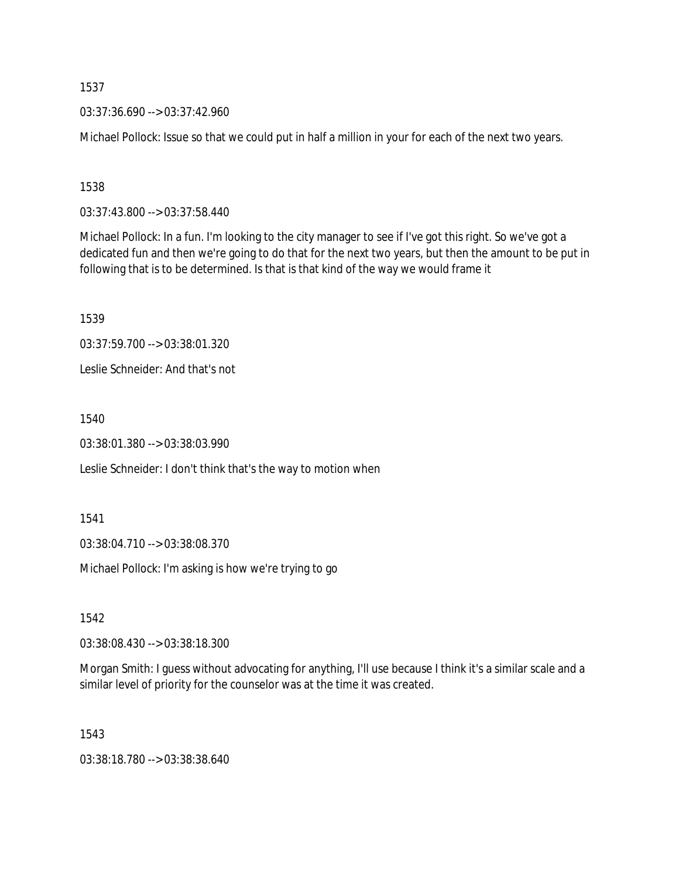1537

03:37:36.690 --> 03:37:42.960

Michael Pollock: Issue so that we could put in half a million in your for each of the next two years.

1538

03:37:43.800 --> 03:37:58.440

Michael Pollock: In a fun. I'm looking to the city manager to see if I've got this right. So we've got a dedicated fun and then we're going to do that for the next two years, but then the amount to be put in following that is to be determined. Is that is that kind of the way we would frame it

1539

03:37:59.700 --> 03:38:01.320

Leslie Schneider: And that's not

1540

03:38:01.380 --> 03:38:03.990

Leslie Schneider: I don't think that's the way to motion when

1541

03:38:04.710 --> 03:38:08.370

Michael Pollock: I'm asking is how we're trying to go

1542

03:38:08.430 --> 03:38:18.300

Morgan Smith: I guess without advocating for anything, I'll use because I think it's a similar scale and a similar level of priority for the counselor was at the time it was created.

1543

03:38:18.780 --> 03:38:38.640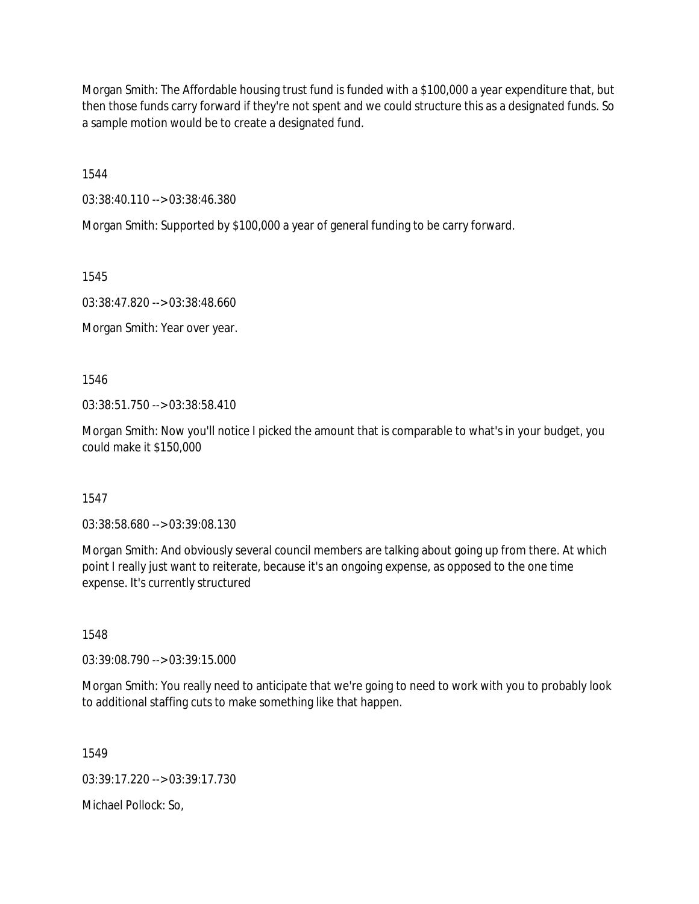Morgan Smith: The Affordable housing trust fund is funded with a $100,000 a year expenditure that, but then those funds carry forward if they're not spent and we could structure this as a designated funds. So a sample motion would be to create a designated fund.

1544

03:38:40.110 --> 03:38:46.380

Morgan Smith: Supported by $100,000 a year of general funding to be carry forward.

1545

03:38:47.820 --> 03:38:48.660

Morgan Smith: Year over year.

1546

03:38:51.750 --> 03:38:58.410

Morgan Smith: Now you'll notice I picked the amount that is comparable to what's in your budget, you could make it $150,000

1547

03:38:58.680 --> 03:39:08.130

Morgan Smith: And obviously several council members are talking about going up from there. At which point I really just want to reiterate, because it's an ongoing expense, as opposed to the one time expense. It's currently structured

1548

03:39:08.790 --> 03:39:15.000

Morgan Smith: You really need to anticipate that we're going to need to work with you to probably look to additional staffing cuts to make something like that happen.

1549

03:39:17.220 --> 03:39:17.730

Michael Pollock: So,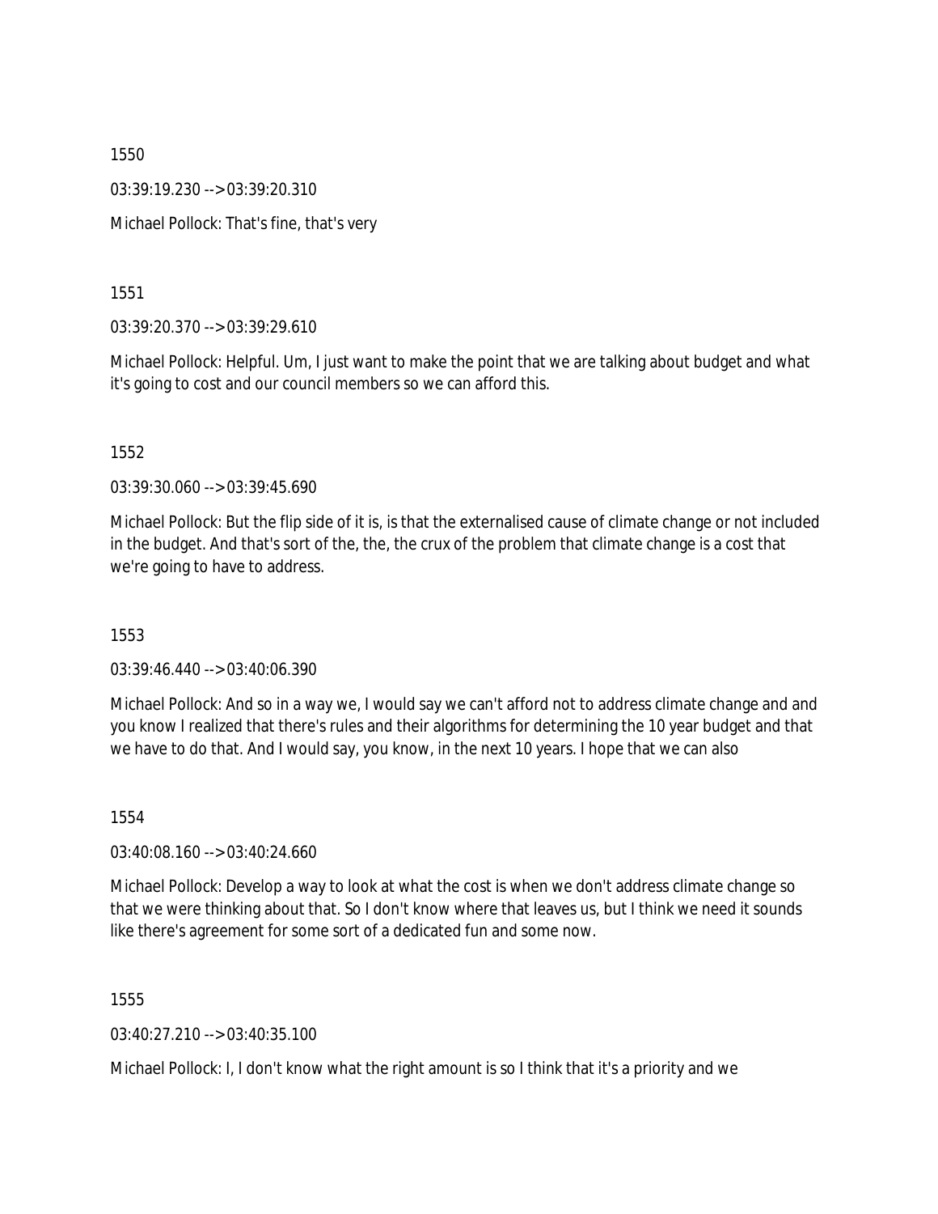1550

03:39:19.230 --> 03:39:20.310

Michael Pollock: That's fine, that's very

1551

03:39:20.370 --> 03:39:29.610

Michael Pollock: Helpful. Um, I just want to make the point that we are talking about budget and what it's going to cost and our council members so we can afford this.

1552

03:39:30.060 --> 03:39:45.690

Michael Pollock: But the flip side of it is, is that the externalised cause of climate change or not included in the budget. And that's sort of the, the, the crux of the problem that climate change is a cost that we're going to have to address.

1553

03:39:46.440 --> 03:40:06.390

Michael Pollock: And so in a way we, I would say we can't afford not to address climate change and and you know I realized that there's rules and their algorithms for determining the 10 year budget and that we have to do that. And I would say, you know, in the next 10 years. I hope that we can also

1554

03:40:08.160 --> 03:40:24.660

Michael Pollock: Develop a way to look at what the cost is when we don't address climate change so that we were thinking about that. So I don't know where that leaves us, but I think we need it sounds like there's agreement for some sort of a dedicated fun and some now.

1555

03:40:27.210 --> 03:40:35.100

Michael Pollock: I, I don't know what the right amount is so I think that it's a priority and we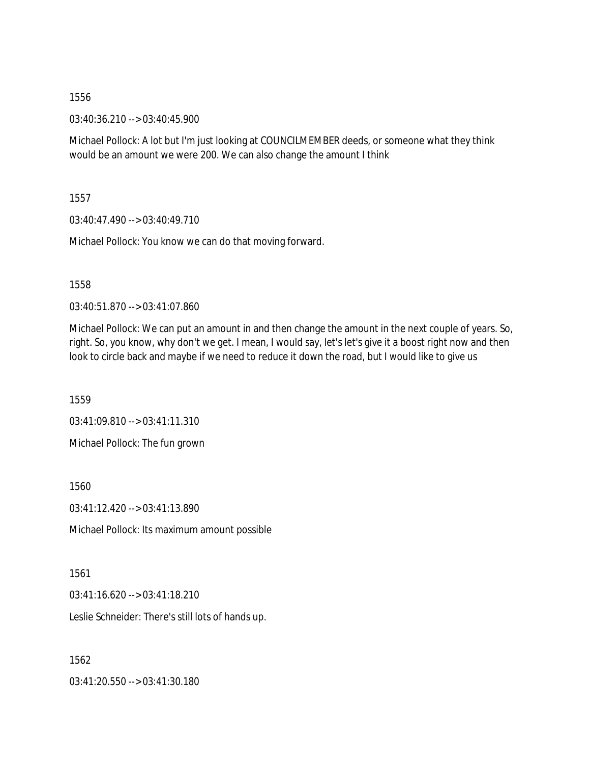1556

03:40:36.210 --> 03:40:45.900

Michael Pollock: A lot but I'm just looking at COUNCILMEMBER deeds, or someone what they think would be an amount we were 200. We can also change the amount I think

1557

03:40:47.490 --> 03:40:49.710

Michael Pollock: You know we can do that moving forward.

1558

03:40:51.870 --> 03:41:07.860

Michael Pollock: We can put an amount in and then change the amount in the next couple of years. So, right. So, you know, why don't we get. I mean, I would say, let's let's give it a boost right now and then look to circle back and maybe if we need to reduce it down the road, but I would like to give us

1559

03:41:09.810 --> 03:41:11.310

Michael Pollock: The fun grown

1560

03:41:12.420 --> 03:41:13.890

Michael Pollock: Its maximum amount possible

1561

03:41:16.620 --> 03:41:18.210

Leslie Schneider: There's still lots of hands up.

1562

03:41:20.550 --> 03:41:30.180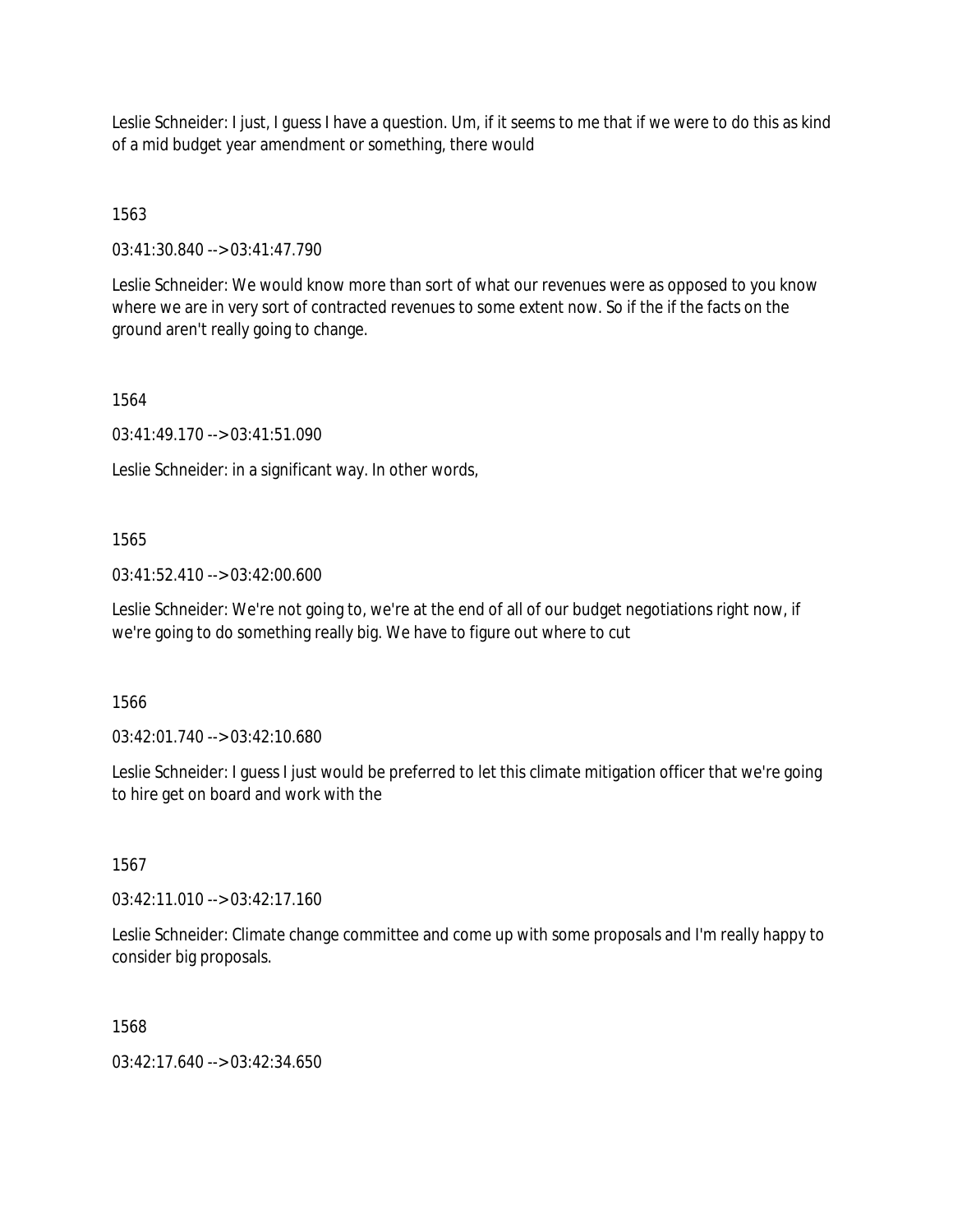Leslie Schneider: I just, I guess I have a question. Um, if it seems to me that if we were to do this as kind of a mid budget year amendment or something, there would

1563

03:41:30.840 --> 03:41:47.790

Leslie Schneider: We would know more than sort of what our revenues were as opposed to you know where we are in very sort of contracted revenues to some extent now. So if the if the facts on the ground aren't really going to change.

1564

03:41:49.170 --> 03:41:51.090

Leslie Schneider: in a significant way. In other words,

1565

03:41:52.410 --> 03:42:00.600

Leslie Schneider: We're not going to, we're at the end of all of our budget negotiations right now, if we're going to do something really big. We have to figure out where to cut

1566

03:42:01.740 --> 03:42:10.680

Leslie Schneider: I guess I just would be preferred to let this climate mitigation officer that we're going to hire get on board and work with the

1567

03:42:11.010 --> 03:42:17.160

Leslie Schneider: Climate change committee and come up with some proposals and I'm really happy to consider big proposals.

1568

03:42:17.640 --> 03:42:34.650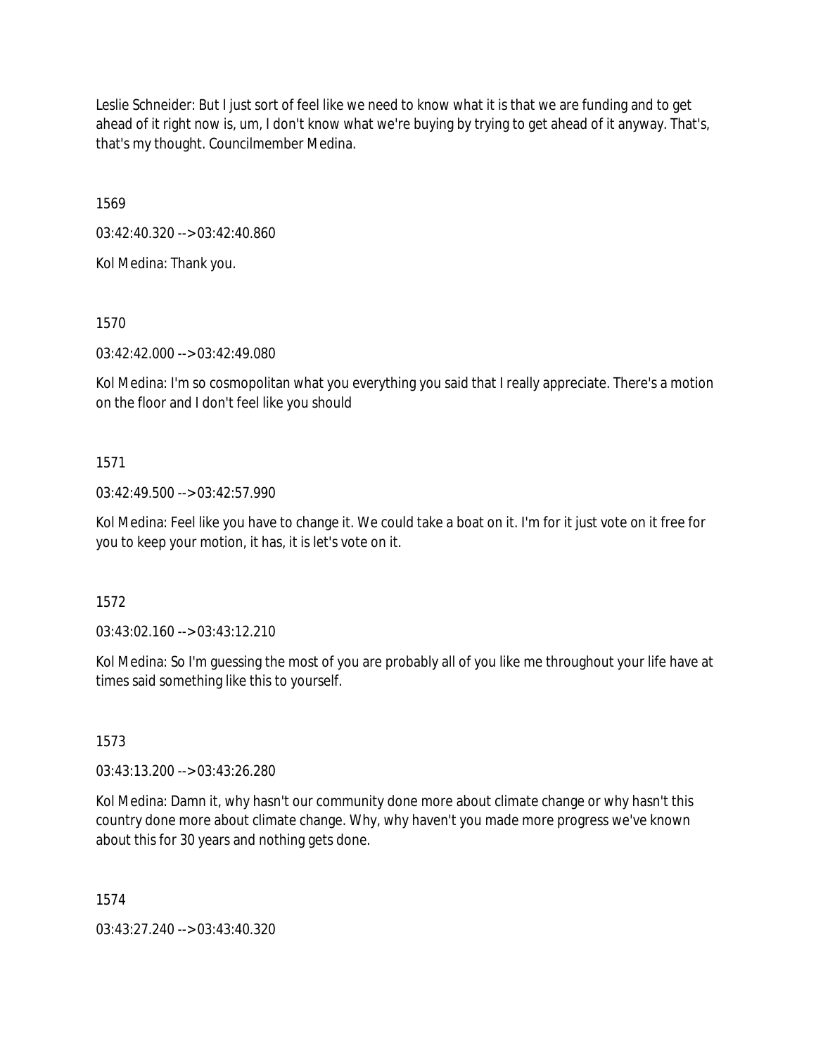Leslie Schneider: But I just sort of feel like we need to know what it is that we are funding and to get ahead of it right now is, um, I don't know what we're buying by trying to get ahead of it anyway. That's, that's my thought. Councilmember Medina.

1569

03:42:40.320 --> 03:42:40.860

Kol Medina: Thank you.

1570

03:42:42.000 --> 03:42:49.080

Kol Medina: I'm so cosmopolitan what you everything you said that I really appreciate. There's a motion on the floor and I don't feel like you should

1571

03:42:49.500 --> 03:42:57.990

Kol Medina: Feel like you have to change it. We could take a boat on it. I'm for it just vote on it free for you to keep your motion, it has, it is let's vote on it.

1572

03:43:02.160 --> 03:43:12.210

Kol Medina: So I'm guessing the most of you are probably all of you like me throughout your life have at times said something like this to yourself.

1573

03:43:13.200 --> 03:43:26.280

Kol Medina: Damn it, why hasn't our community done more about climate change or why hasn't this country done more about climate change. Why, why haven't you made more progress we've known about this for 30 years and nothing gets done.

1574

03:43:27.240 --> 03:43:40.320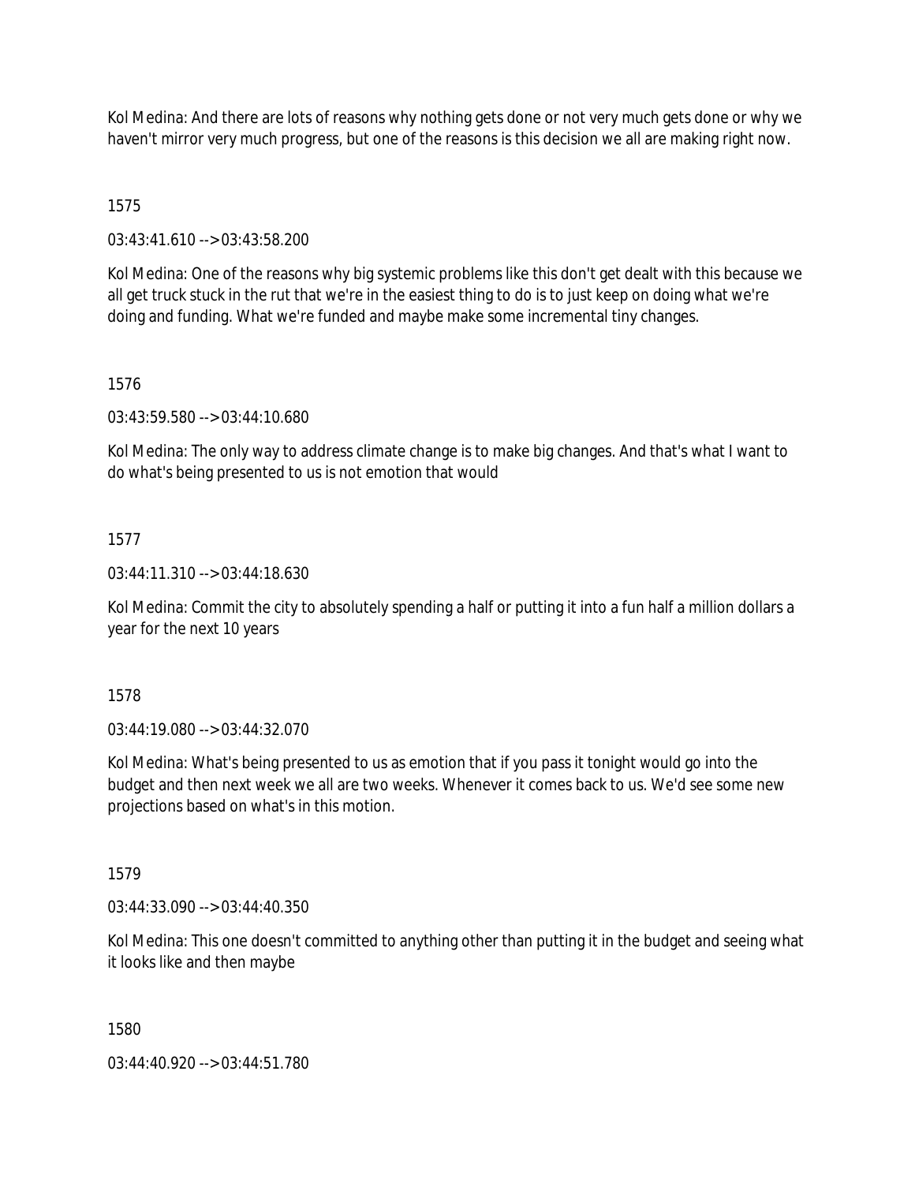Kol Medina: And there are lots of reasons why nothing gets done or not very much gets done or why we haven't mirror very much progress, but one of the reasons is this decision we all are making right now.

1575

03:43:41.610 --> 03:43:58.200

Kol Medina: One of the reasons why big systemic problems like this don't get dealt with this because we all get truck stuck in the rut that we're in the easiest thing to do is to just keep on doing what we're doing and funding. What we're funded and maybe make some incremental tiny changes.

1576

03:43:59.580 --> 03:44:10.680

Kol Medina: The only way to address climate change is to make big changes. And that's what I want to do what's being presented to us is not emotion that would

1577

03:44:11.310 --> 03:44:18.630

Kol Medina: Commit the city to absolutely spending a half or putting it into a fun half a million dollars a year for the next 10 years

1578

03:44:19.080 --> 03:44:32.070

Kol Medina: What's being presented to us as emotion that if you pass it tonight would go into the budget and then next week we all are two weeks. Whenever it comes back to us. We'd see some new projections based on what's in this motion.

1579

03:44:33.090 --> 03:44:40.350

Kol Medina: This one doesn't committed to anything other than putting it in the budget and seeing what it looks like and then maybe

1580

03:44:40.920 --> 03:44:51.780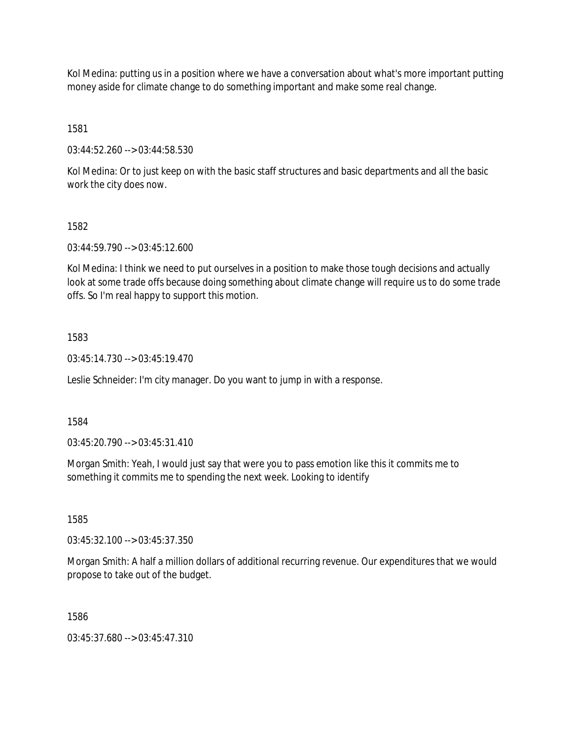Kol Medina: putting us in a position where we have a conversation about what's more important putting money aside for climate change to do something important and make some real change.

1581

03:44:52.260 --> 03:44:58.530

Kol Medina: Or to just keep on with the basic staff structures and basic departments and all the basic work the city does now.

1582

03:44:59.790 --> 03:45:12.600

Kol Medina: I think we need to put ourselves in a position to make those tough decisions and actually look at some trade offs because doing something about climate change will require us to do some trade offs. So I'm real happy to support this motion.

1583

03:45:14.730 --> 03:45:19.470

Leslie Schneider: I'm city manager. Do you want to jump in with a response.

1584

03:45:20.790 --> 03:45:31.410

Morgan Smith: Yeah, I would just say that were you to pass emotion like this it commits me to something it commits me to spending the next week. Looking to identify

1585

03:45:32.100 --> 03:45:37.350

Morgan Smith: A half a million dollars of additional recurring revenue. Our expenditures that we would propose to take out of the budget.

1586

03:45:37.680 --> 03:45:47.310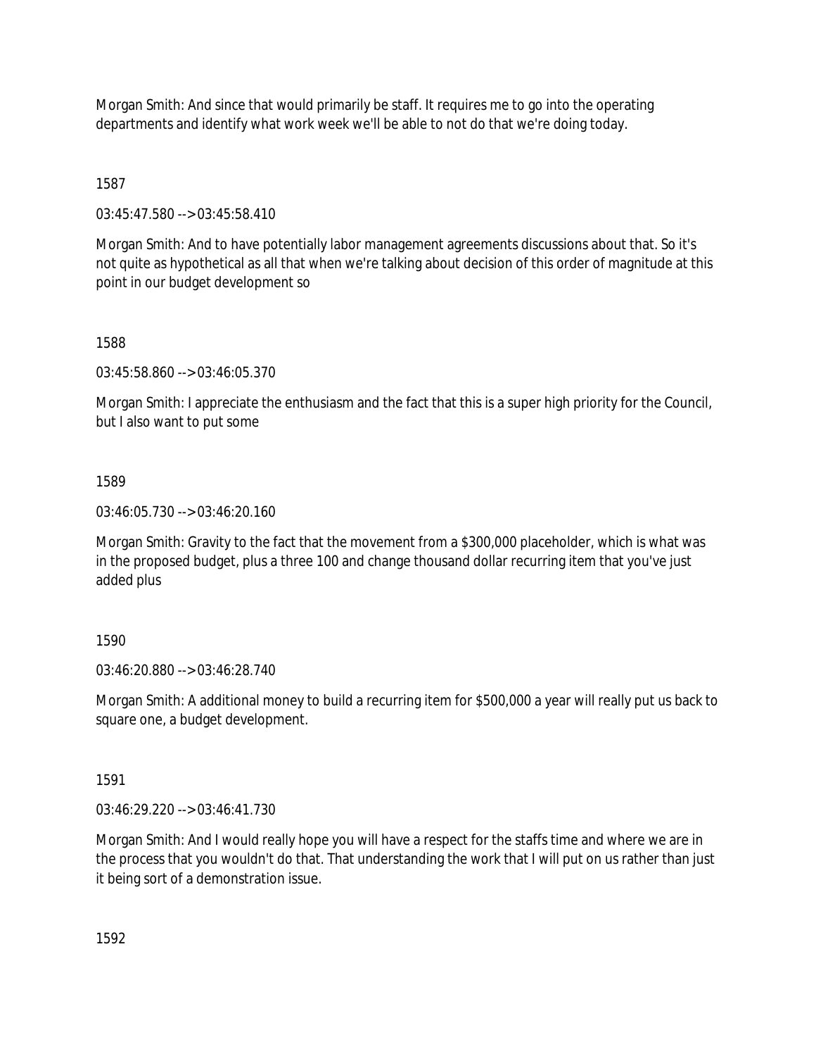Morgan Smith: And since that would primarily be staff. It requires me to go into the operating departments and identify what work week we'll be able to not do that we're doing today.

1587

03:45:47.580 --> 03:45:58.410

Morgan Smith: And to have potentially labor management agreements discussions about that. So it's not quite as hypothetical as all that when we're talking about decision of this order of magnitude at this point in our budget development so

1588

03:45:58.860 --> 03:46:05.370

Morgan Smith: I appreciate the enthusiasm and the fact that this is a super high priority for the Council, but I also want to put some

1589

03:46:05.730 --> 03:46:20.160

Morgan Smith: Gravity to the fact that the movement from a $300,000 placeholder, which is what was in the proposed budget, plus a three 100 and change thousand dollar recurring item that you've just added plus

1590

03:46:20.880 --> 03:46:28.740

Morgan Smith: A additional money to build a recurring item for $500,000 a year will really put us back to square one, a budget development.

1591

03:46:29.220 --> 03:46:41.730

Morgan Smith: And I would really hope you will have a respect for the staffs time and where we are in the process that you wouldn't do that. That understanding the work that I will put on us rather than just it being sort of a demonstration issue.

1592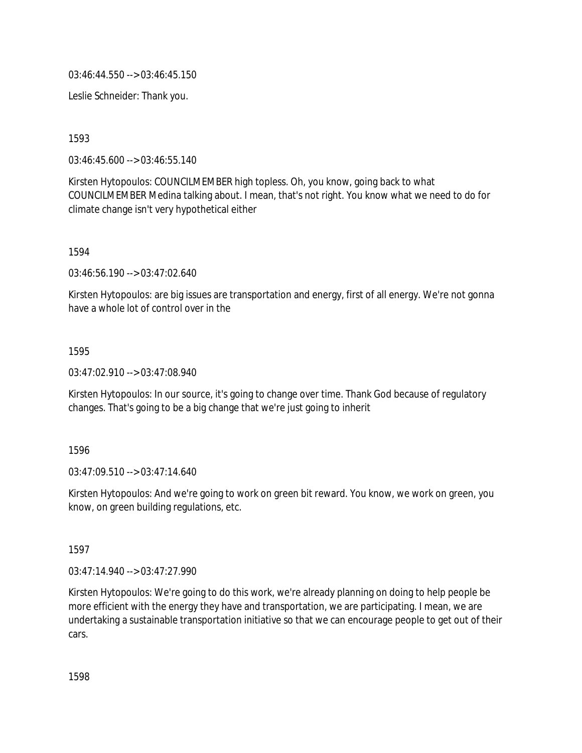03:46:44.550 --> 03:46:45.150

Leslie Schneider: Thank you.

1593

03:46:45.600 --> 03:46:55.140

Kirsten Hytopoulos: COUNCILMEMBER high topless. Oh, you know, going back to what COUNCILMEMBER Medina talking about. I mean, that's not right. You know what we need to do for climate change isn't very hypothetical either

1594

03:46:56.190 --> 03:47:02.640

Kirsten Hytopoulos: are big issues are transportation and energy, first of all energy. We're not gonna have a whole lot of control over in the

1595

03:47:02.910 --> 03:47:08.940

Kirsten Hytopoulos: In our source, it's going to change over time. Thank God because of regulatory changes. That's going to be a big change that we're just going to inherit

1596

03:47:09.510 --> 03:47:14.640

Kirsten Hytopoulos: And we're going to work on green bit reward. You know, we work on green, you know, on green building regulations, etc.

1597

03:47:14.940 --> 03:47:27.990

Kirsten Hytopoulos: We're going to do this work, we're already planning on doing to help people be more efficient with the energy they have and transportation, we are participating. I mean, we are undertaking a sustainable transportation initiative so that we can encourage people to get out of their cars.

1598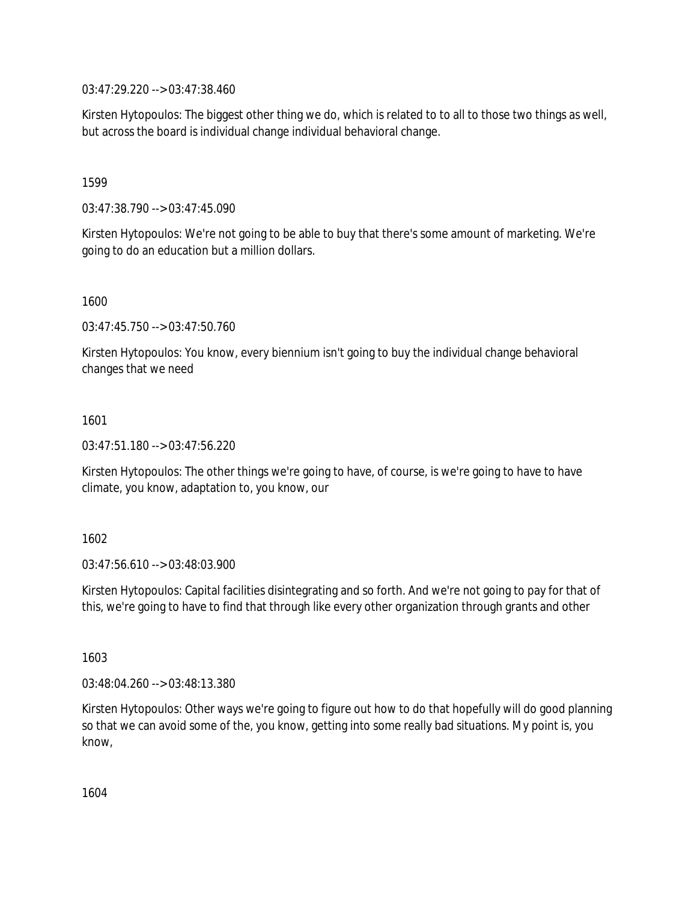03:47:29.220 --> 03:47:38.460

Kirsten Hytopoulos: The biggest other thing we do, which is related to to all to those two things as well, but across the board is individual change individual behavioral change.

1599

03:47:38.790 --> 03:47:45.090

Kirsten Hytopoulos: We're not going to be able to buy that there's some amount of marketing. We're going to do an education but a million dollars.

1600

03:47:45.750 --> 03:47:50.760

Kirsten Hytopoulos: You know, every biennium isn't going to buy the individual change behavioral changes that we need

1601

03:47:51.180 --> 03:47:56.220

Kirsten Hytopoulos: The other things we're going to have, of course, is we're going to have to have climate, you know, adaptation to, you know, our

1602

03:47:56.610 --> 03:48:03.900

Kirsten Hytopoulos: Capital facilities disintegrating and so forth. And we're not going to pay for that of this, we're going to have to find that through like every other organization through grants and other

1603

03:48:04.260 --> 03:48:13.380

Kirsten Hytopoulos: Other ways we're going to figure out how to do that hopefully will do good planning so that we can avoid some of the, you know, getting into some really bad situations. My point is, you know,

1604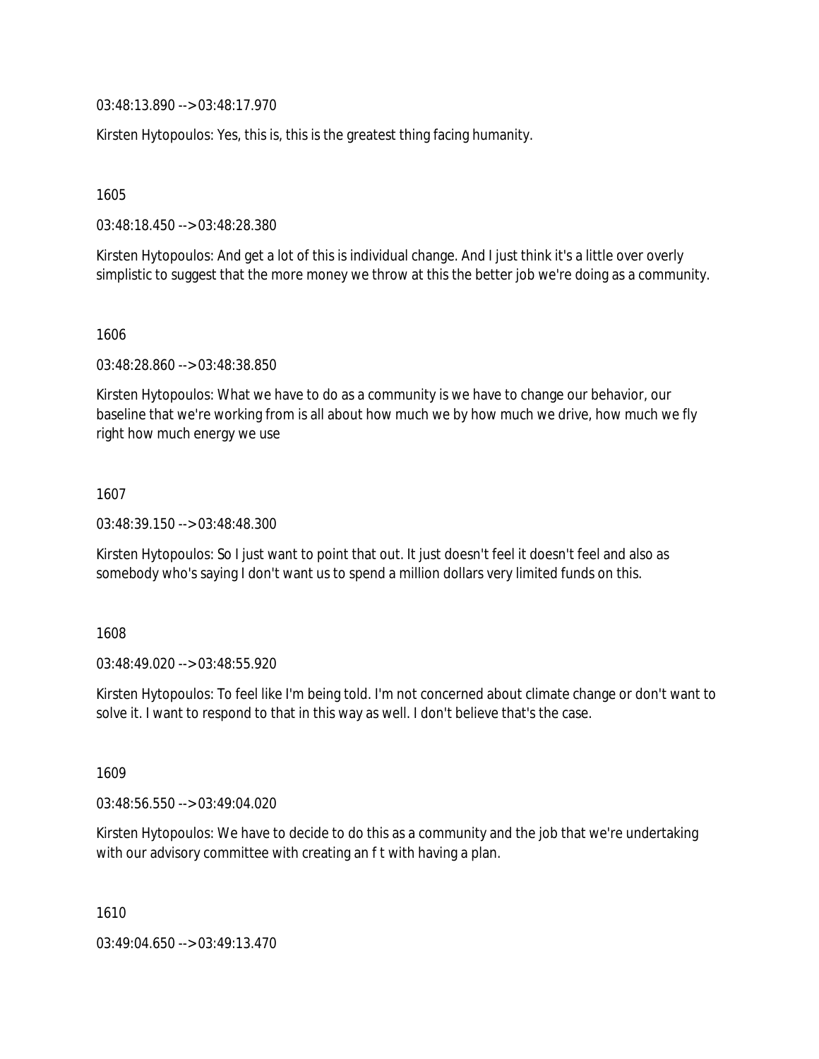03:48:13.890 --> 03:48:17.970

Kirsten Hytopoulos: Yes, this is, this is the greatest thing facing humanity.

1605

03:48:18.450 --> 03:48:28.380

Kirsten Hytopoulos: And get a lot of this is individual change. And I just think it's a little over overly simplistic to suggest that the more money we throw at this the better job we're doing as a community.

1606

03:48:28.860 --> 03:48:38.850

Kirsten Hytopoulos: What we have to do as a community is we have to change our behavior, our baseline that we're working from is all about how much we by how much we drive, how much we fly right how much energy we use

1607

03:48:39.150 --> 03:48:48.300

Kirsten Hytopoulos: So I just want to point that out. It just doesn't feel it doesn't feel and also as somebody who's saying I don't want us to spend a million dollars very limited funds on this.

1608

03:48:49.020 --> 03:48:55.920

Kirsten Hytopoulos: To feel like I'm being told. I'm not concerned about climate change or don't want to solve it. I want to respond to that in this way as well. I don't believe that's the case.

1609

03:48:56.550 --> 03:49:04.020

Kirsten Hytopoulos: We have to decide to do this as a community and the job that we're undertaking with our advisory committee with creating an f t with having a plan.

1610

03:49:04.650 --> 03:49:13.470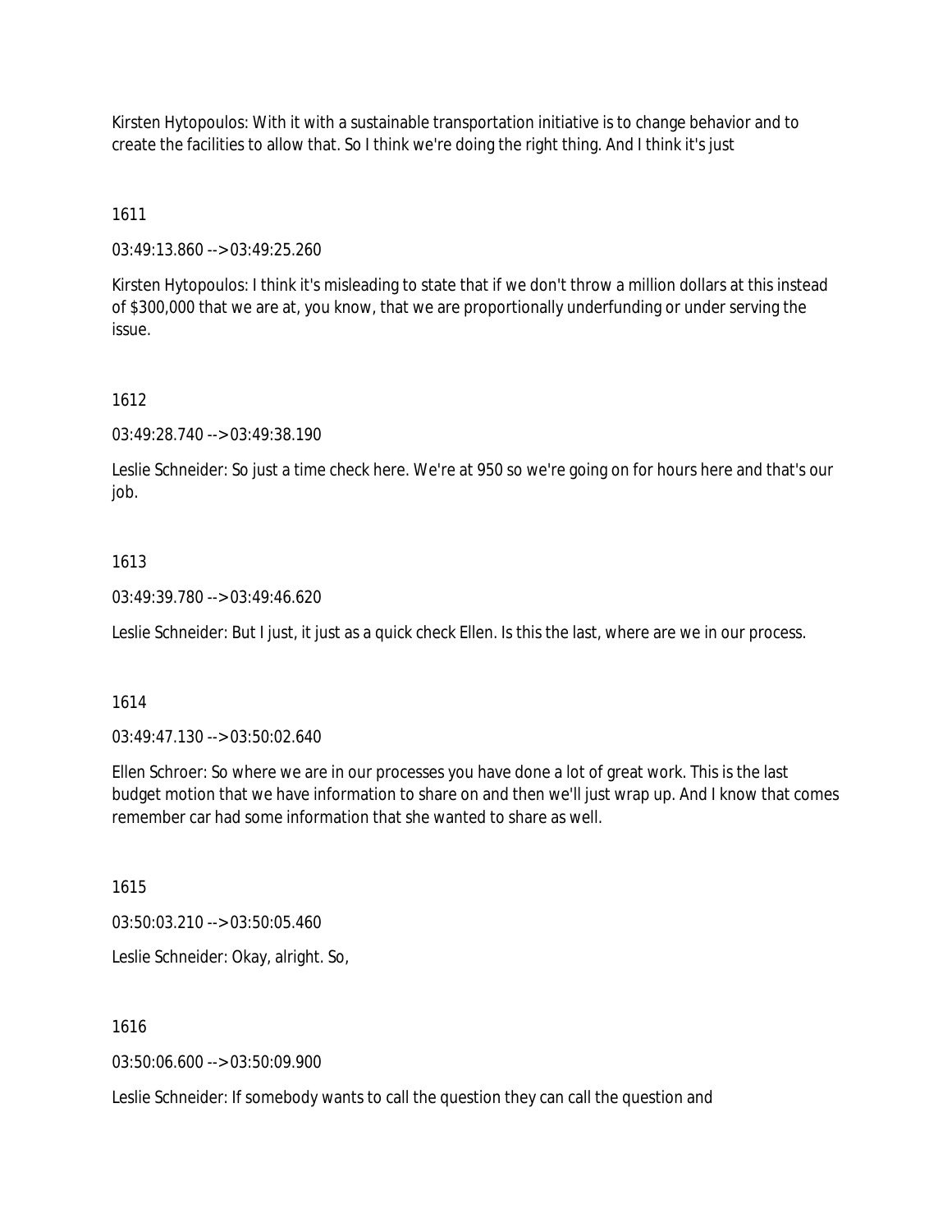Kirsten Hytopoulos: With it with a sustainable transportation initiative is to change behavior and to create the facilities to allow that. So I think we're doing the right thing. And I think it's just

1611

03:49:13.860 --> 03:49:25.260

Kirsten Hytopoulos: I think it's misleading to state that if we don't throw a million dollars at this instead of $300,000 that we are at, you know, that we are proportionally underfunding or under serving the issue.

1612

03:49:28.740 --> 03:49:38.190

Leslie Schneider: So just a time check here. We're at 950 so we're going on for hours here and that's our job.

1613

03:49:39.780 --> 03:49:46.620

Leslie Schneider: But I just, it just as a quick check Ellen. Is this the last, where are we in our process.

1614

03:49:47.130 --> 03:50:02.640

Ellen Schroer: So where we are in our processes you have done a lot of great work. This is the last budget motion that we have information to share on and then we'll just wrap up. And I know that comes remember car had some information that she wanted to share as well.

1615

03:50:03.210 --> 03:50:05.460

Leslie Schneider: Okay, alright. So,

1616

03:50:06.600 --> 03:50:09.900

Leslie Schneider: If somebody wants to call the question they can call the question and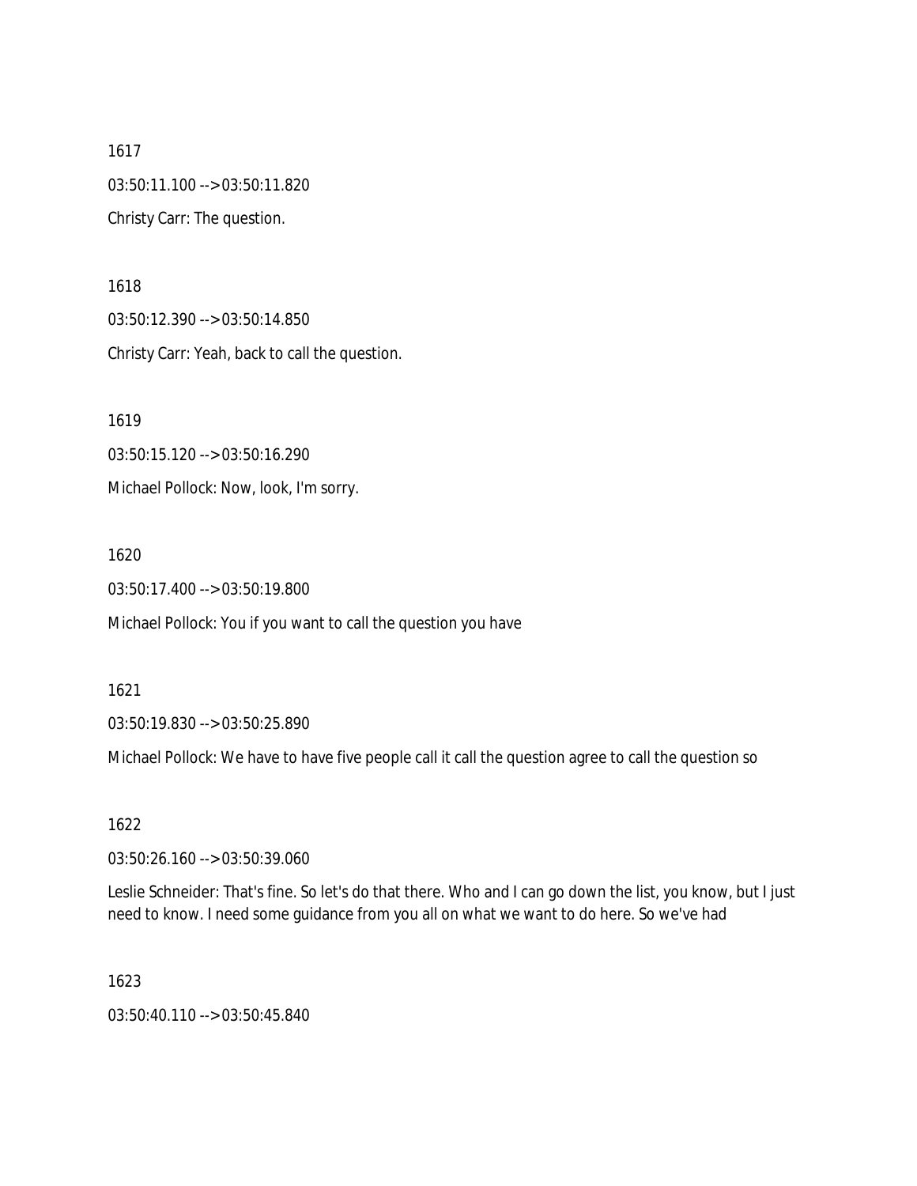1617

03:50:11.100 --> 03:50:11.820

Christy Carr: The question.

1618

03:50:12.390 --> 03:50:14.850

Christy Carr: Yeah, back to call the question.

1619

03:50:15.120 --> 03:50:16.290

Michael Pollock: Now, look, I'm sorry.

1620

03:50:17.400 --> 03:50:19.800

Michael Pollock: You if you want to call the question you have

1621

03:50:19.830 --> 03:50:25.890

Michael Pollock: We have to have five people call it call the question agree to call the question so

1622

03:50:26.160 --> 03:50:39.060

Leslie Schneider: That's fine. So let's do that there. Who and I can go down the list, you know, but I just need to know. I need some guidance from you all on what we want to do here. So we've had

1623

03:50:40.110 --> 03:50:45.840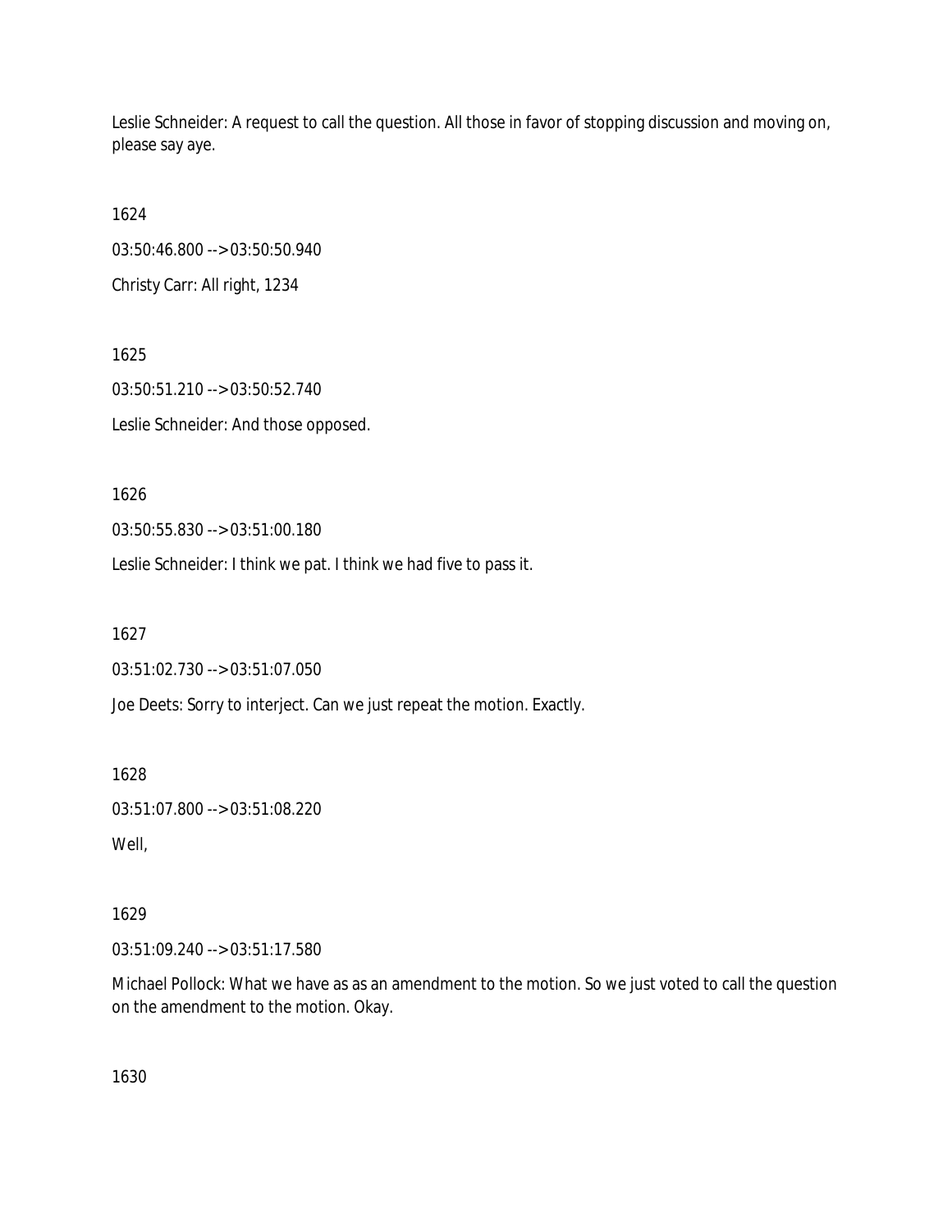Leslie Schneider: A request to call the question. All those in favor of stopping discussion and moving on, please say aye.

1624

03:50:46.800 --> 03:50:50.940

Christy Carr: All right, 1234

1625

03:50:51.210 --> 03:50:52.740

Leslie Schneider: And those opposed.

1626

03:50:55.830 --> 03:51:00.180

Leslie Schneider: I think we pat. I think we had five to pass it.

1627

03:51:02.730 --> 03:51:07.050

Joe Deets: Sorry to interject. Can we just repeat the motion. Exactly.

1628

03:51:07.800 --> 03:51:08.220

Well,

1629

03:51:09.240 --> 03:51:17.580

Michael Pollock: What we have as as an amendment to the motion. So we just voted to call the question on the amendment to the motion. Okay.

1630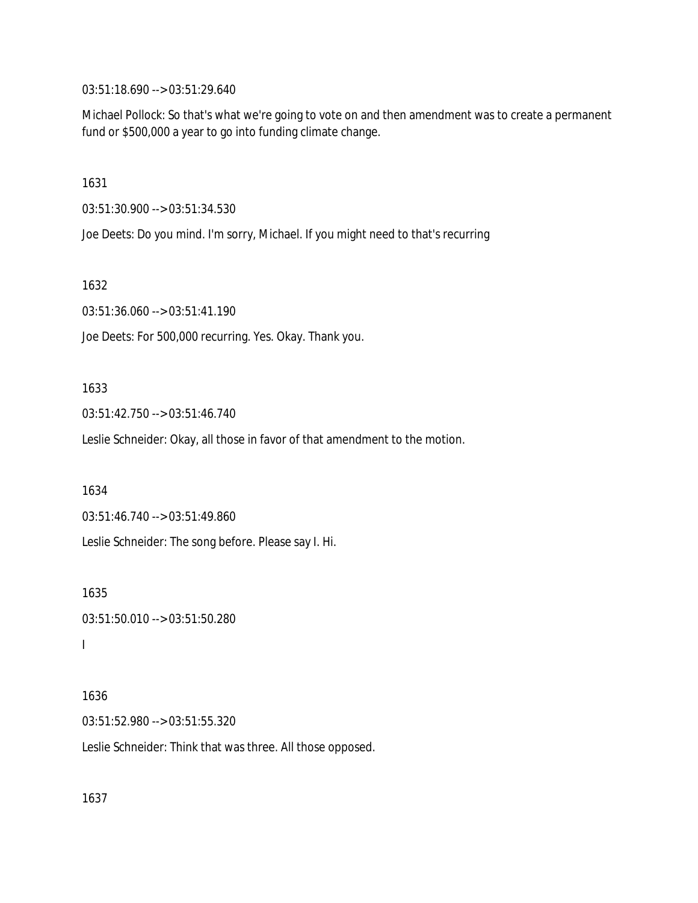03:51:18.690 --> 03:51:29.640

Michael Pollock: So that's what we're going to vote on and then amendment was to create a permanent fund or $500,000 a year to go into funding climate change.

1631

03:51:30.900 --> 03:51:34.530

Joe Deets: Do you mind. I'm sorry, Michael. If you might need to that's recurring

1632

03:51:36.060 --> 03:51:41.190

Joe Deets: For 500,000 recurring. Yes. Okay. Thank you.

1633

03:51:42.750 --> 03:51:46.740

Leslie Schneider: Okay, all those in favor of that amendment to the motion.

1634

03:51:46.740 --> 03:51:49.860

Leslie Schneider: The song before. Please say I. Hi.

1635

03:51:50.010 --> 03:51:50.280

I

1636

03:51:52.980 --> 03:51:55.320

Leslie Schneider: Think that was three. All those opposed.

1637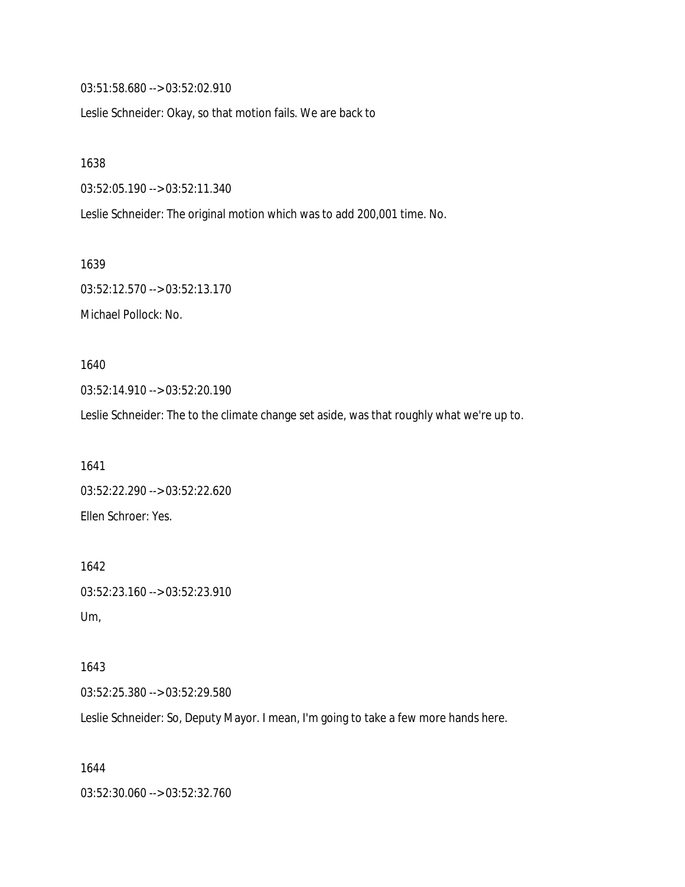03:51:58.680 --> 03:52:02.910

Leslie Schneider: Okay, so that motion fails. We are back to

1638

03:52:05.190 --> 03:52:11.340

Leslie Schneider: The original motion which was to add 200,001 time. No.

1639

03:52:12.570 --> 03:52:13.170

Michael Pollock: No.

1640

03:52:14.910 --> 03:52:20.190

Leslie Schneider: The to the climate change set aside, was that roughly what we're up to.

1641

03:52:22.290 --> 03:52:22.620

Ellen Schroer: Yes.

1642

03:52:23.160 --> 03:52:23.910

Um,

1643

03:52:25.380 --> 03:52:29.580

Leslie Schneider: So, Deputy Mayor. I mean, I'm going to take a few more hands here.

1644

03:52:30.060 --> 03:52:32.760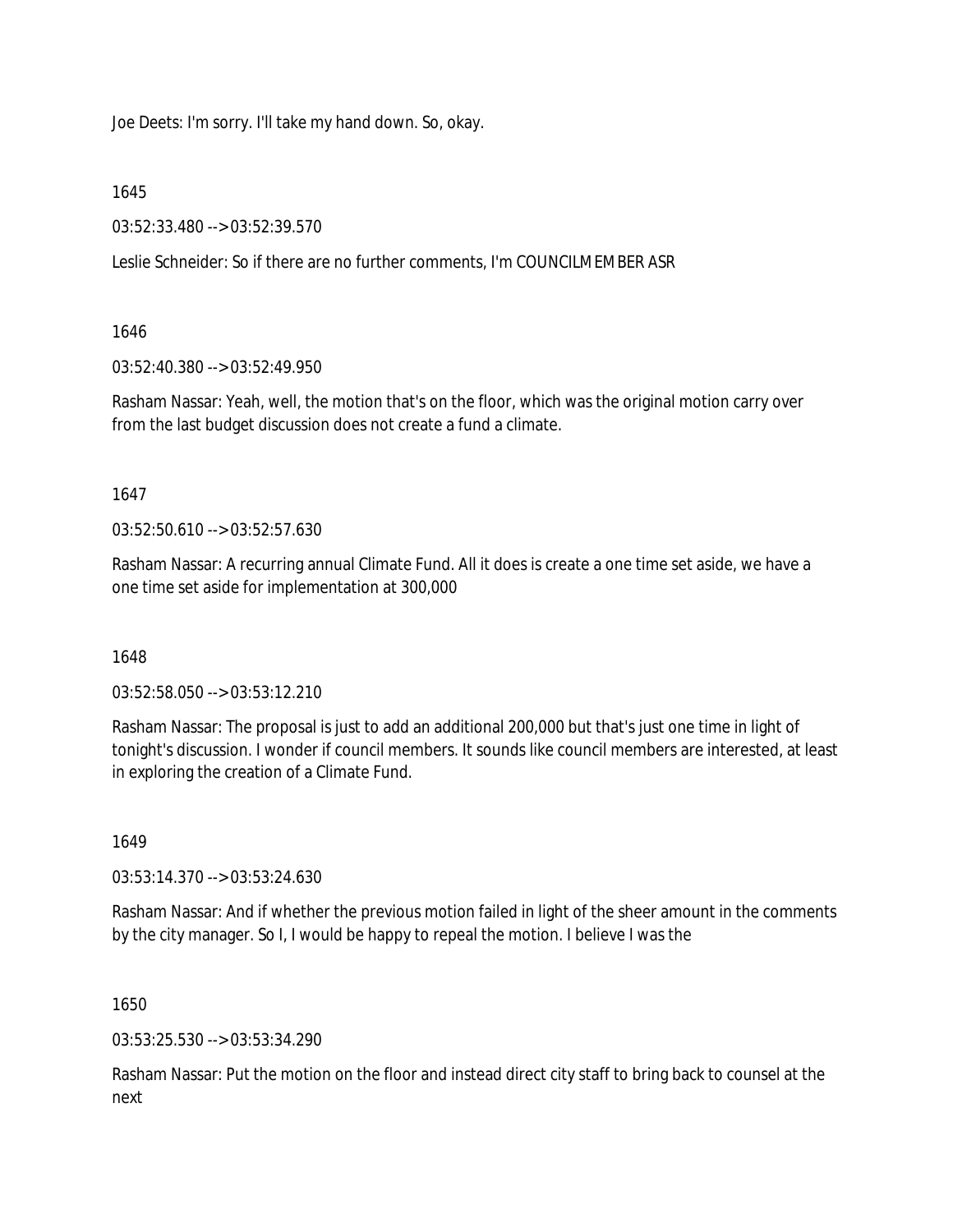Joe Deets: I'm sorry. I'll take my hand down. So, okay.

1645

03:52:33.480 --> 03:52:39.570

Leslie Schneider: So if there are no further comments, I'm COUNCILMEMBER ASR

1646

03:52:40.380 --> 03:52:49.950

Rasham Nassar: Yeah, well, the motion that's on the floor, which was the original motion carry over from the last budget discussion does not create a fund a climate.

1647

03:52:50.610 --> 03:52:57.630

Rasham Nassar: A recurring annual Climate Fund. All it does is create a one time set aside, we have a one time set aside for implementation at 300,000

1648

03:52:58.050 --> 03:53:12.210

Rasham Nassar: The proposal is just to add an additional 200,000 but that's just one time in light of tonight's discussion. I wonder if council members. It sounds like council members are interested, at least in exploring the creation of a Climate Fund.

1649

03:53:14.370 --> 03:53:24.630

Rasham Nassar: And if whether the previous motion failed in light of the sheer amount in the comments by the city manager. So I, I would be happy to repeal the motion. I believe I was the

1650

03:53:25.530 --> 03:53:34.290

Rasham Nassar: Put the motion on the floor and instead direct city staff to bring back to counsel at the next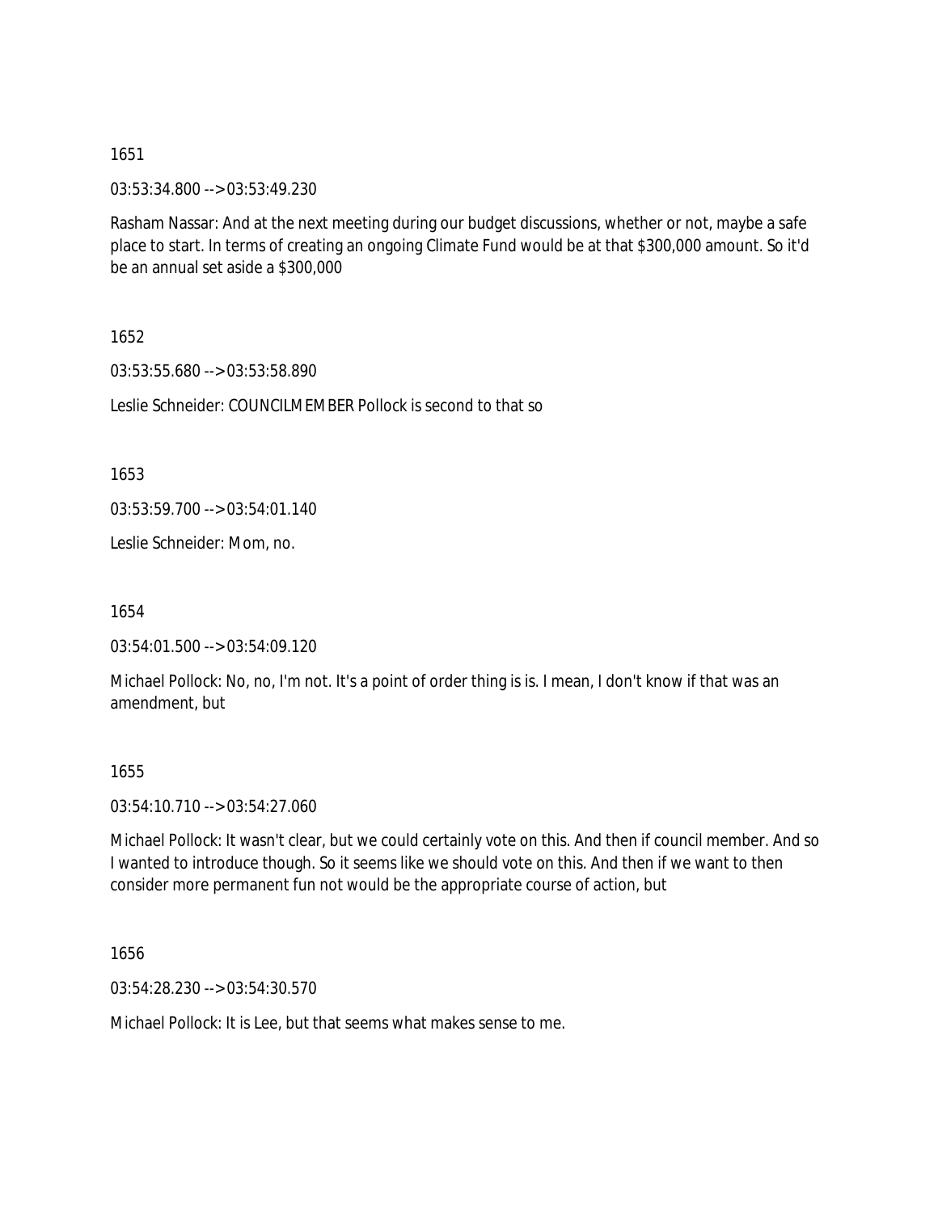1651

03:53:34.800 --> 03:53:49.230

Rasham Nassar: And at the next meeting during our budget discussions, whether or not, maybe a safe place to start. In terms of creating an ongoing Climate Fund would be at that $300,000 amount. So it'd be an annual set aside a $300,000

1652

03:53:55.680 --> 03:53:58.890

Leslie Schneider: COUNCILMEMBER Pollock is second to that so

1653

03:53:59.700 --> 03:54:01.140

Leslie Schneider: Mom, no.

1654

03:54:01.500 --> 03:54:09.120

Michael Pollock: No, no, I'm not. It's a point of order thing is is. I mean, I don't know if that was an amendment, but

1655

03:54:10.710 --> 03:54:27.060

Michael Pollock: It wasn't clear, but we could certainly vote on this. And then if council member. And so I wanted to introduce though. So it seems like we should vote on this. And then if we want to then consider more permanent fun not would be the appropriate course of action, but

1656

03:54:28.230 --> 03:54:30.570

Michael Pollock: It is Lee, but that seems what makes sense to me.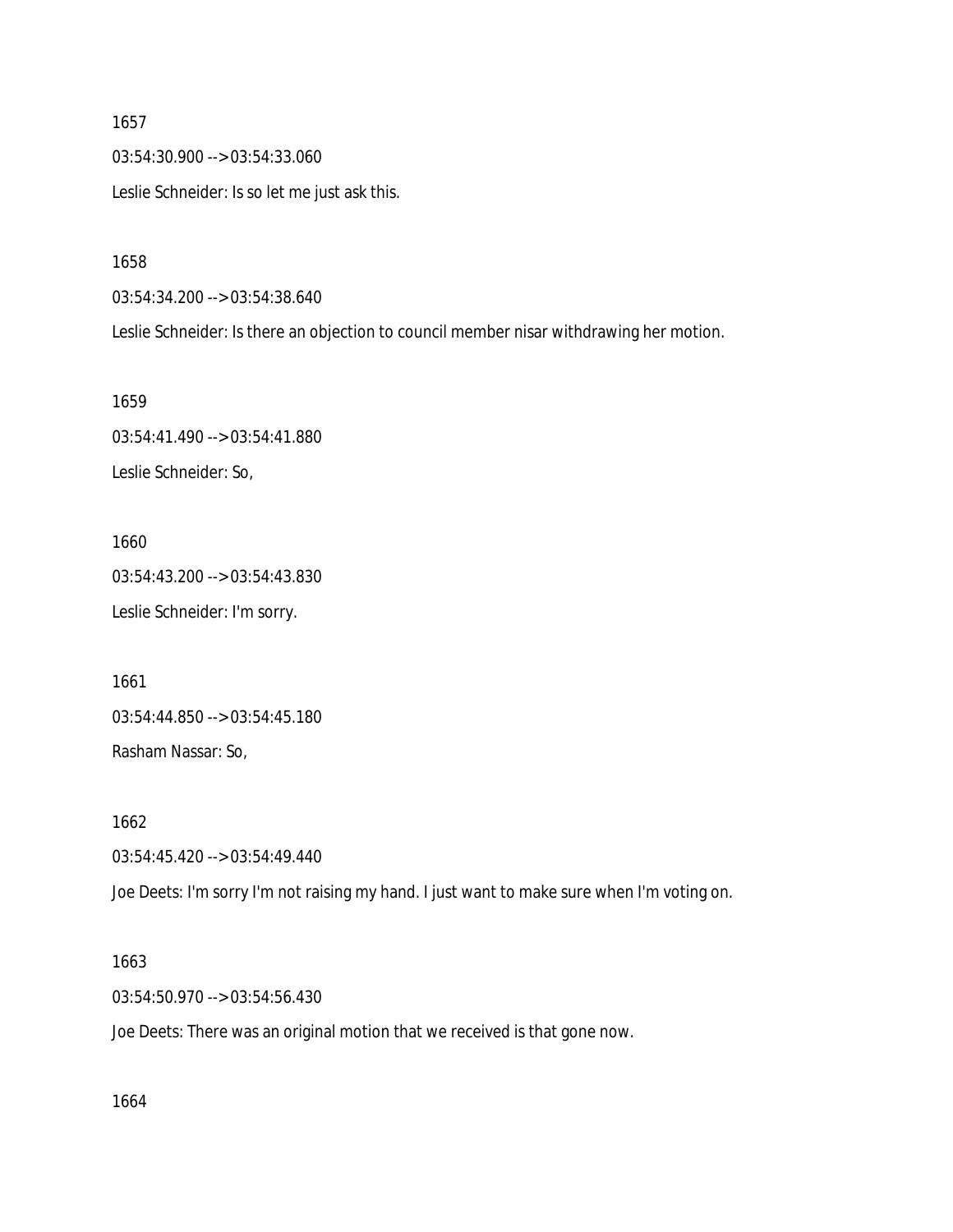1657

03:54:30.900 --> 03:54:33.060

Leslie Schneider: Is so let me just ask this.

1658

03:54:34.200 --> 03:54:38.640

Leslie Schneider: Is there an objection to council member nisar withdrawing her motion.

1659

03:54:41.490 --> 03:54:41.880

Leslie Schneider: So,

1660

03:54:43.200 --> 03:54:43.830

Leslie Schneider: I'm sorry.

1661

03:54:44.850 --> 03:54:45.180

Rasham Nassar: So,

1662

03:54:45.420 --> 03:54:49.440

Joe Deets: I'm sorry I'm not raising my hand. I just want to make sure when I'm voting on.

1663

03:54:50.970 --> 03:54:56.430

Joe Deets: There was an original motion that we received is that gone now.

1664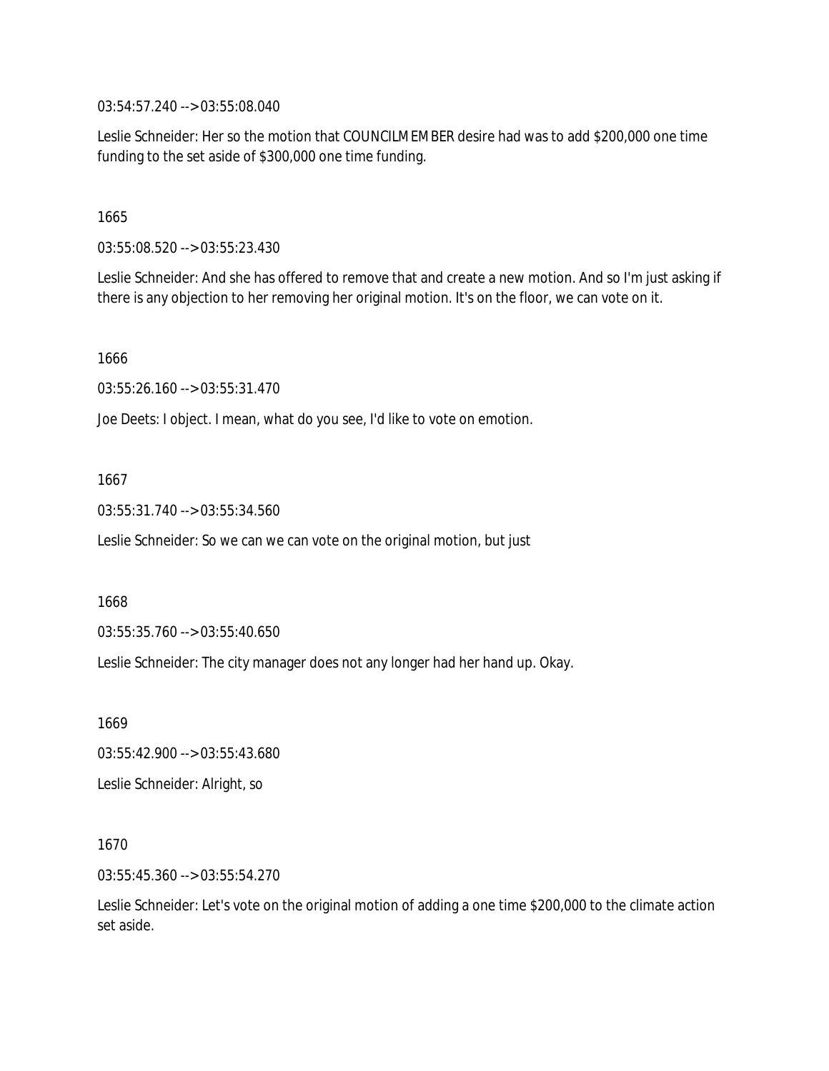03:54:57.240 --> 03:55:08.040

Leslie Schneider: Her so the motion that COUNCILMEMBER desire had was to add $200,000 one time funding to the set aside of $300,000 one time funding.

1665

03:55:08.520 --> 03:55:23.430

Leslie Schneider: And she has offered to remove that and create a new motion. And so I'm just asking if there is any objection to her removing her original motion. It's on the floor, we can vote on it.

1666

03:55:26.160 --> 03:55:31.470

Joe Deets: I object. I mean, what do you see, I'd like to vote on emotion.

1667

03:55:31.740 --> 03:55:34.560

Leslie Schneider: So we can we can vote on the original motion, but just

1668

03:55:35.760 --> 03:55:40.650

Leslie Schneider: The city manager does not any longer had her hand up. Okay.

1669

03:55:42.900 --> 03:55:43.680

Leslie Schneider: Alright, so

1670

03:55:45.360 --> 03:55:54.270

Leslie Schneider: Let's vote on the original motion of adding a one time $200,000 to the climate action set aside.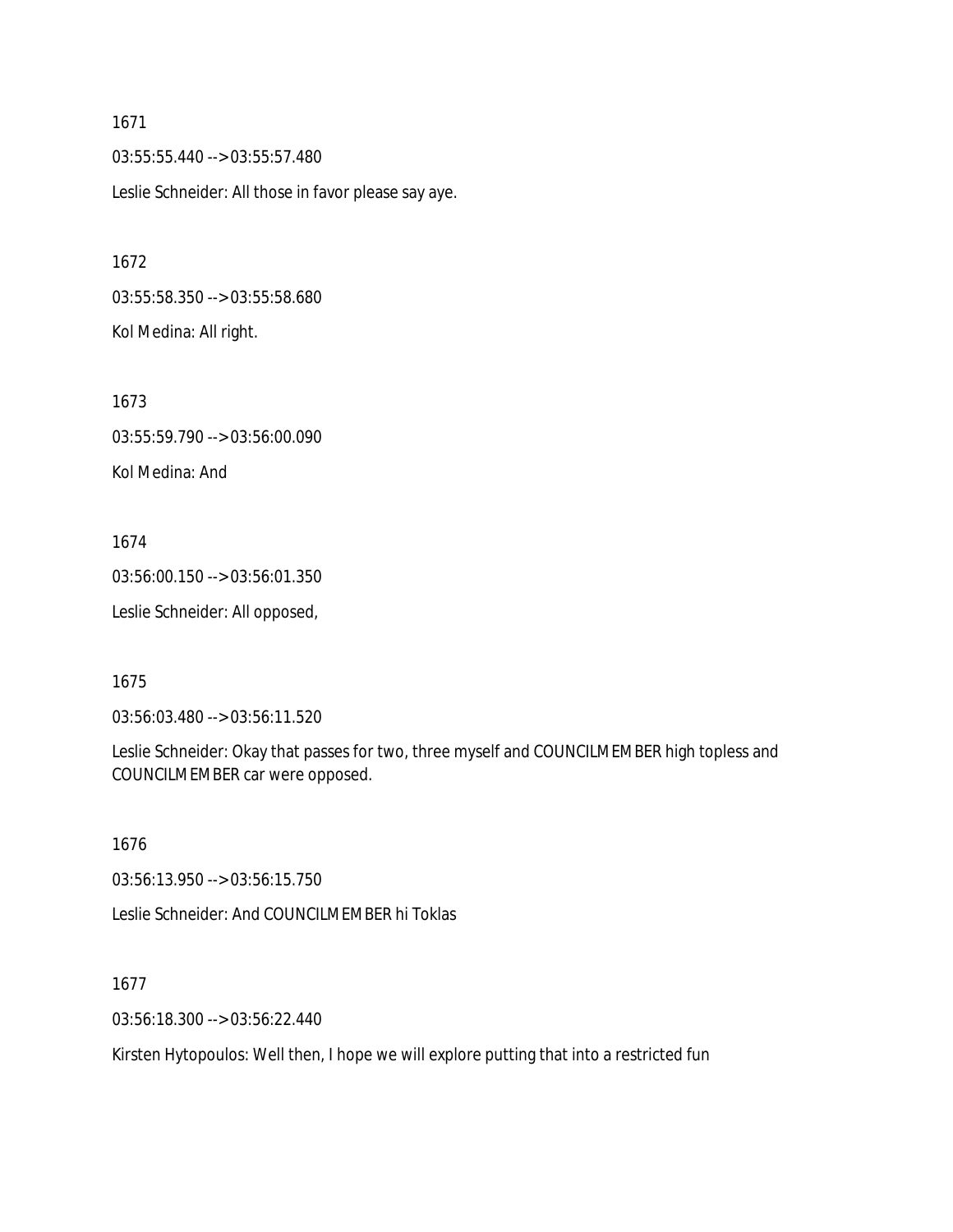1671

03:55:55.440 --> 03:55:57.480

Leslie Schneider: All those in favor please say aye.

1672

03:55:58.350 --> 03:55:58.680

Kol Medina: All right.

1673

03:55:59.790 --> 03:56:00.090

Kol Medina: And

1674

03:56:00.150 --> 03:56:01.350

Leslie Schneider: All opposed,

1675

03:56:03.480 --> 03:56:11.520

Leslie Schneider: Okay that passes for two, three myself and COUNCILMEMBER high topless and COUNCILMEMBER car were opposed.

1676

03:56:13.950 --> 03:56:15.750

Leslie Schneider: And COUNCILMEMBER hi Toklas

1677

03:56:18.300 --> 03:56:22.440

Kirsten Hytopoulos: Well then, I hope we will explore putting that into a restricted fun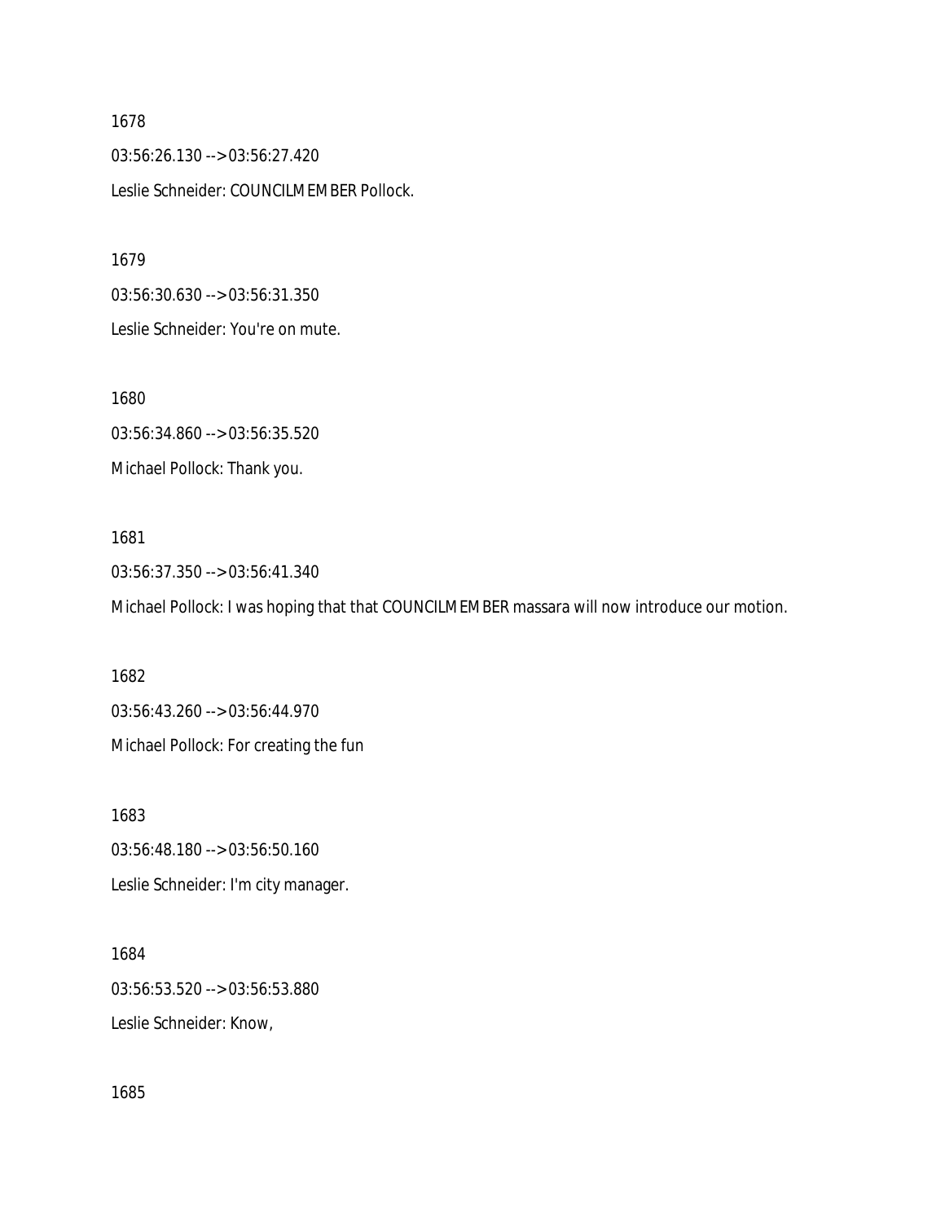1678

03:56:26.130 --> 03:56:27.420

Leslie Schneider: COUNCILMEMBER Pollock.

1679

03:56:30.630 --> 03:56:31.350

Leslie Schneider: You're on mute.

1680

03:56:34.860 --> 03:56:35.520

Michael Pollock: Thank you.

1681

03:56:37.350 --> 03:56:41.340

Michael Pollock: I was hoping that that COUNCILMEMBER massara will now introduce our motion.

1682

03:56:43.260 --> 03:56:44.970

Michael Pollock: For creating the fun

1683

03:56:48.180 --> 03:56:50.160

Leslie Schneider: I'm city manager.

1684

03:56:53.520 --> 03:56:53.880

Leslie Schneider: Know,

1685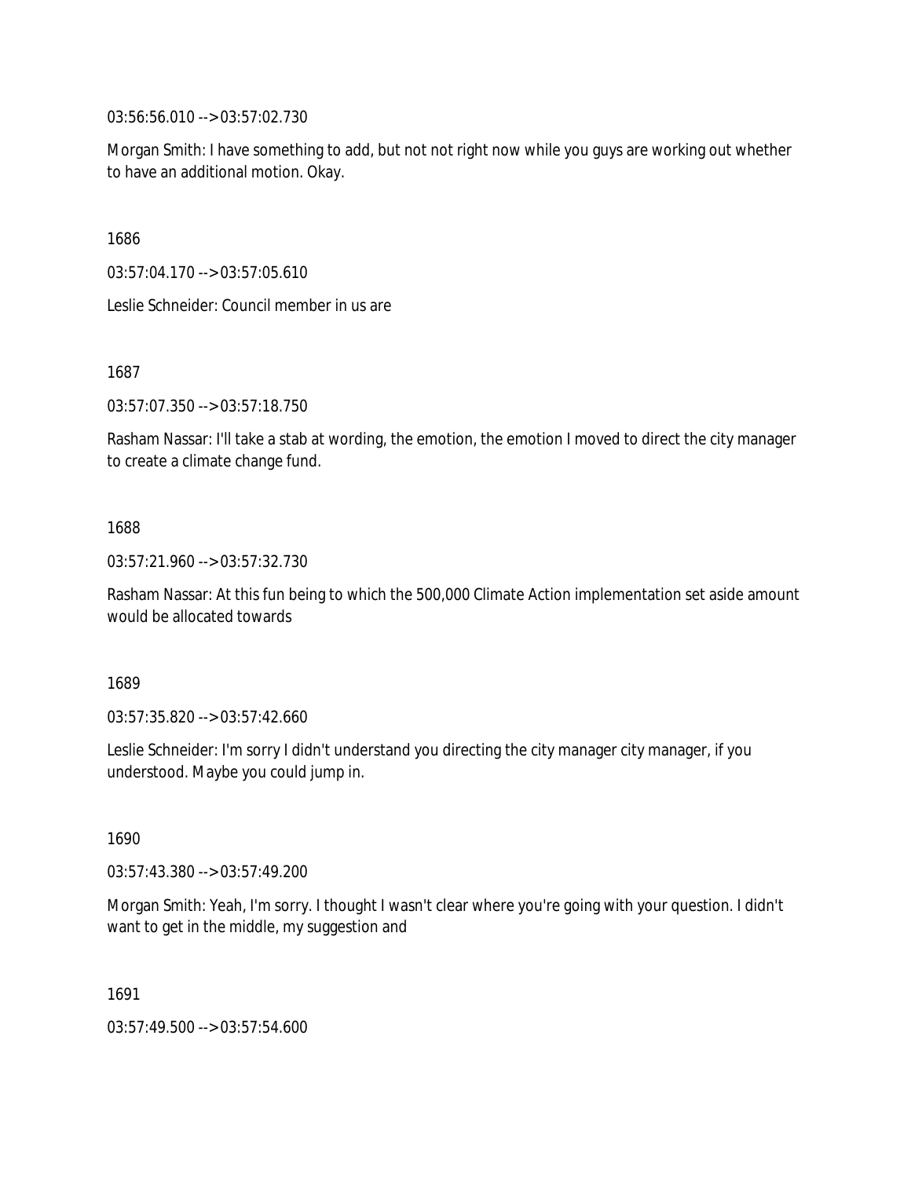03:56:56.010 --> 03:57:02.730

Morgan Smith: I have something to add, but not not right now while you guys are working out whether to have an additional motion. Okay.

1686

03:57:04.170 --> 03:57:05.610

Leslie Schneider: Council member in us are

1687

03:57:07.350 --> 03:57:18.750

Rasham Nassar: I'll take a stab at wording, the emotion, the emotion I moved to direct the city manager to create a climate change fund.

1688

03:57:21.960 --> 03:57:32.730

Rasham Nassar: At this fun being to which the 500,000 Climate Action implementation set aside amount would be allocated towards

1689

03:57:35.820 --> 03:57:42.660

Leslie Schneider: I'm sorry I didn't understand you directing the city manager city manager, if you understood. Maybe you could jump in.

1690

03:57:43.380 --> 03:57:49.200

Morgan Smith: Yeah, I'm sorry. I thought I wasn't clear where you're going with your question. I didn't want to get in the middle, my suggestion and

1691

03:57:49.500 --> 03:57:54.600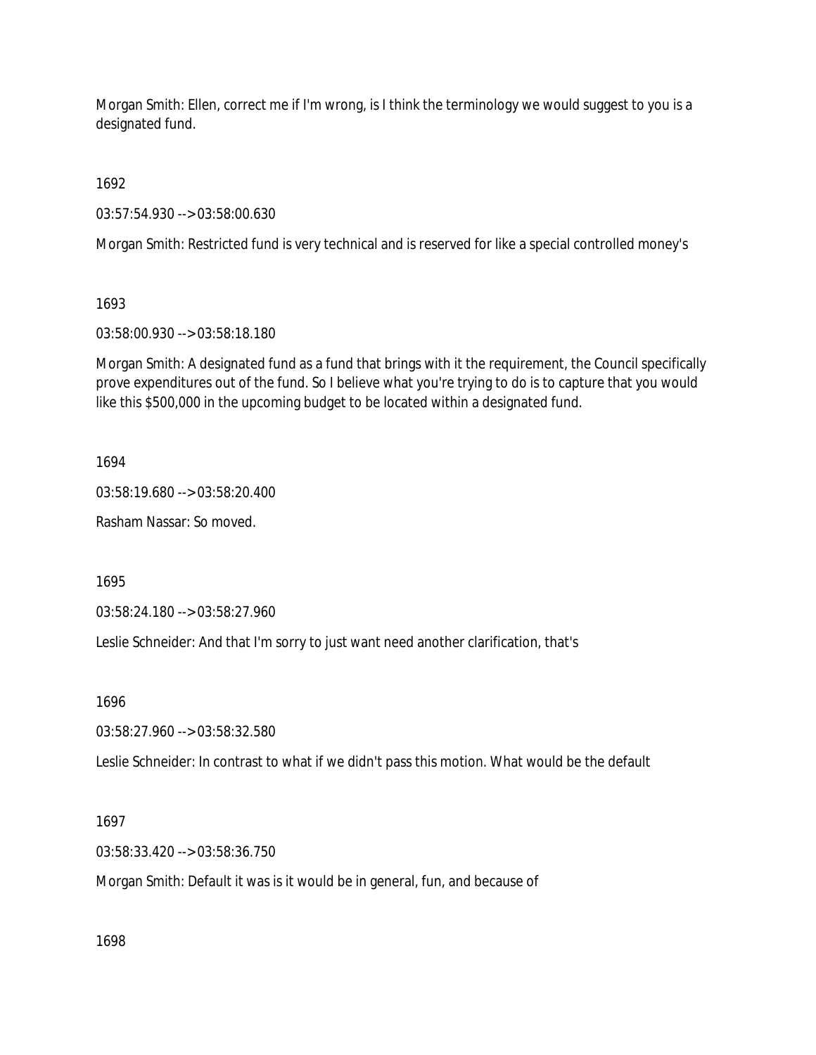Morgan Smith: Ellen, correct me if I'm wrong, is I think the terminology we would suggest to you is a designated fund.

1692

03:57:54.930 --> 03:58:00.630

Morgan Smith: Restricted fund is very technical and is reserved for like a special controlled money's

1693

03:58:00.930 --> 03:58:18.180

Morgan Smith: A designated fund as a fund that brings with it the requirement, the Council specifically prove expenditures out of the fund. So I believe what you're trying to do is to capture that you would like this $500,000 in the upcoming budget to be located within a designated fund.

1694

03:58:19.680 --> 03:58:20.400

Rasham Nassar: So moved.

1695

03:58:24.180 --> 03:58:27.960

Leslie Schneider: And that I'm sorry to just want need another clarification, that's

1696

03:58:27.960 --> 03:58:32.580

Leslie Schneider: In contrast to what if we didn't pass this motion. What would be the default

1697

03:58:33.420 --> 03:58:36.750

Morgan Smith: Default it was is it would be in general, fun, and because of

1698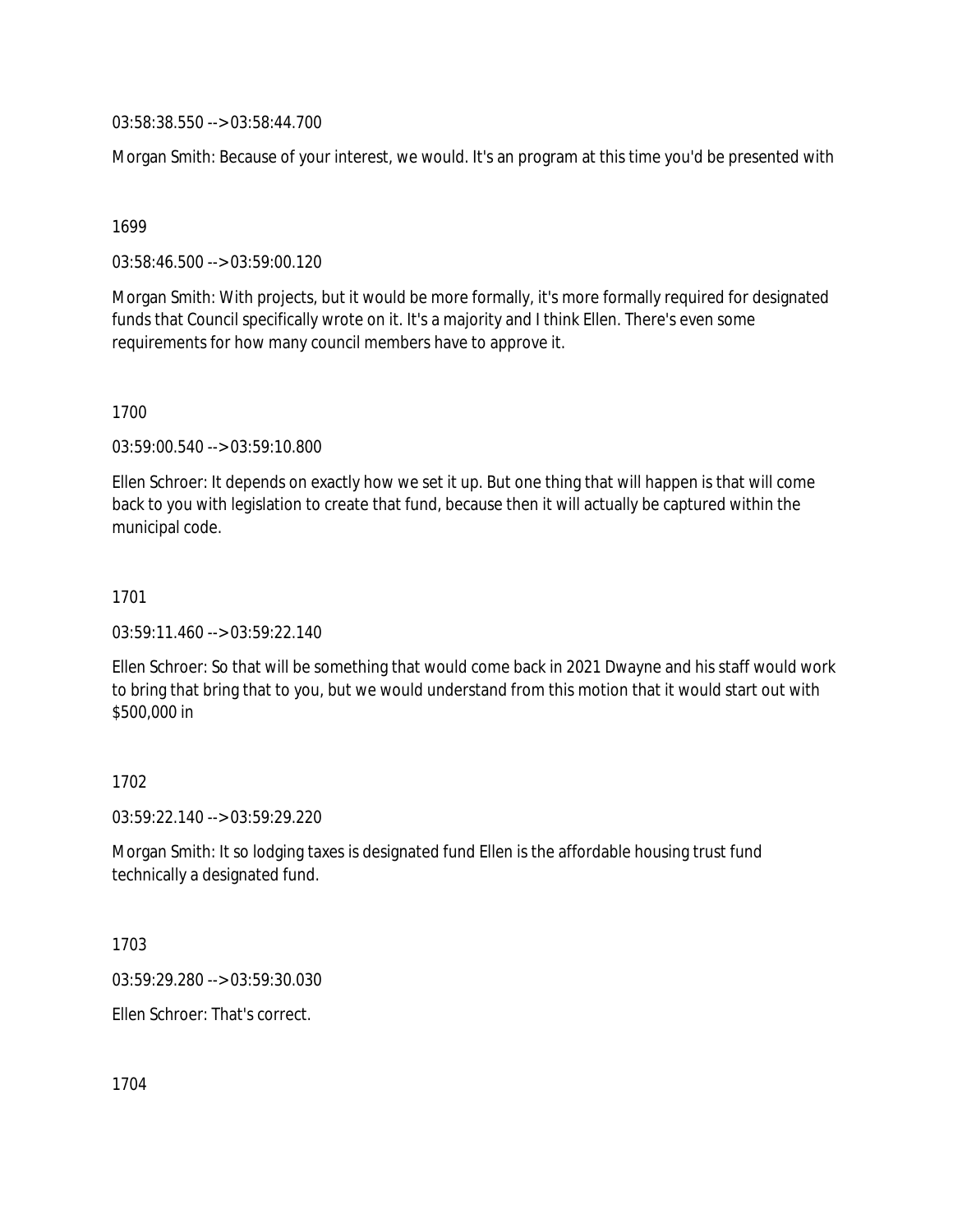03:58:38.550 --> 03:58:44.700

Morgan Smith: Because of your interest, we would. It's an program at this time you'd be presented with

1699

03:58:46.500 --> 03:59:00.120

Morgan Smith: With projects, but it would be more formally, it's more formally required for designated funds that Council specifically wrote on it. It's a majority and I think Ellen. There's even some requirements for how many council members have to approve it.

1700

03:59:00.540 --> 03:59:10.800

Ellen Schroer: It depends on exactly how we set it up. But one thing that will happen is that will come back to you with legislation to create that fund, because then it will actually be captured within the municipal code.

1701

03:59:11.460 --> 03:59:22.140

Ellen Schroer: So that will be something that would come back in 2021 Dwayne and his staff would work to bring that bring that to you, but we would understand from this motion that it would start out with $500,000 in

1702

03:59:22.140 --> 03:59:29.220

Morgan Smith: It so lodging taxes is designated fund Ellen is the affordable housing trust fund technically a designated fund.

1703

03:59:29.280 --> 03:59:30.030

Ellen Schroer: That's correct.

1704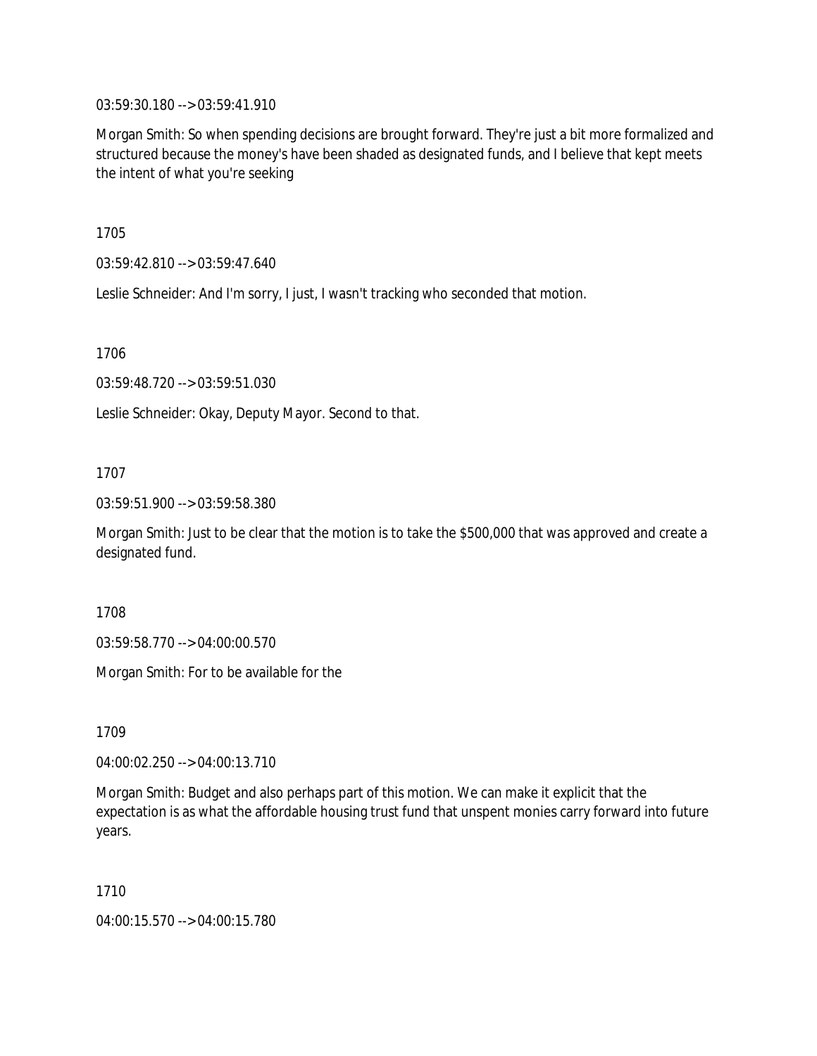03:59:30.180 --> 03:59:41.910

Morgan Smith: So when spending decisions are brought forward. They're just a bit more formalized and structured because the money's have been shaded as designated funds, and I believe that kept meets the intent of what you're seeking

1705

03:59:42.810 --> 03:59:47.640

Leslie Schneider: And I'm sorry, I just, I wasn't tracking who seconded that motion.

1706

03:59:48.720 --> 03:59:51.030

Leslie Schneider: Okay, Deputy Mayor. Second to that.

1707

03:59:51.900 --> 03:59:58.380

Morgan Smith: Just to be clear that the motion is to take the $500,000 that was approved and create a designated fund.

1708

03:59:58.770 --> 04:00:00.570

Morgan Smith: For to be available for the

1709

04:00:02.250 --> 04:00:13.710

Morgan Smith: Budget and also perhaps part of this motion. We can make it explicit that the expectation is as what the affordable housing trust fund that unspent monies carry forward into future years.

1710

04:00:15.570 --> 04:00:15.780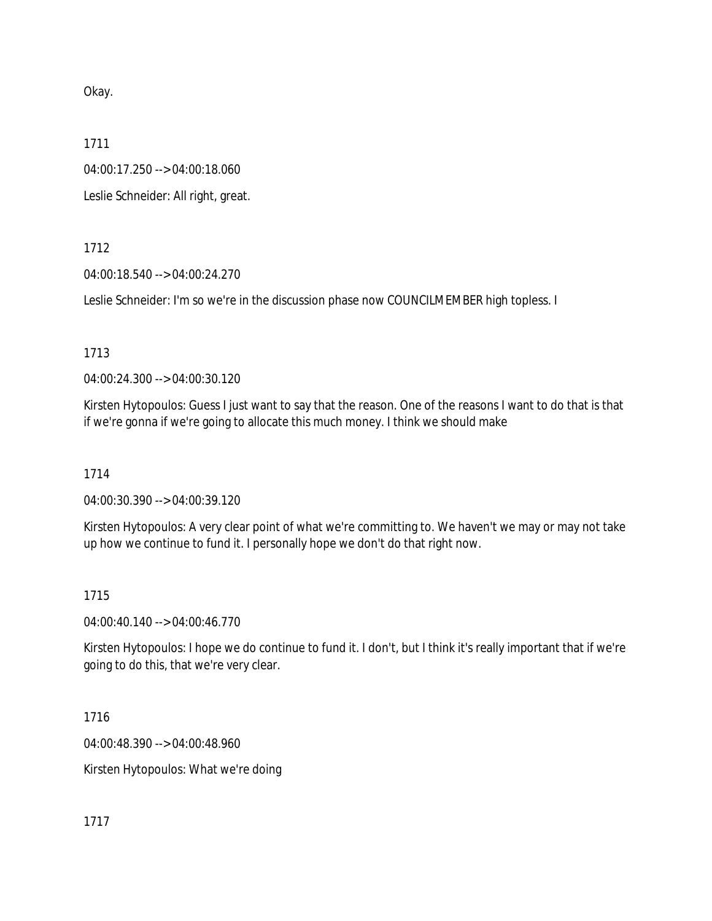Okay.

1711

04:00:17.250 --> 04:00:18.060

Leslie Schneider: All right, great.

1712

04:00:18.540 --> 04:00:24.270

Leslie Schneider: I'm so we're in the discussion phase now COUNCILMEMBER high topless. I

1713

04:00:24.300 --> 04:00:30.120

Kirsten Hytopoulos: Guess I just want to say that the reason. One of the reasons I want to do that is that if we're gonna if we're going to allocate this much money. I think we should make

1714

04:00:30.390 --> 04:00:39.120

Kirsten Hytopoulos: A very clear point of what we're committing to. We haven't we may or may not take up how we continue to fund it. I personally hope we don't do that right now.

1715

04:00:40.140 --> 04:00:46.770

Kirsten Hytopoulos: I hope we do continue to fund it. I don't, but I think it's really important that if we're going to do this, that we're very clear.

1716

04:00:48.390 --> 04:00:48.960

Kirsten Hytopoulos: What we're doing

1717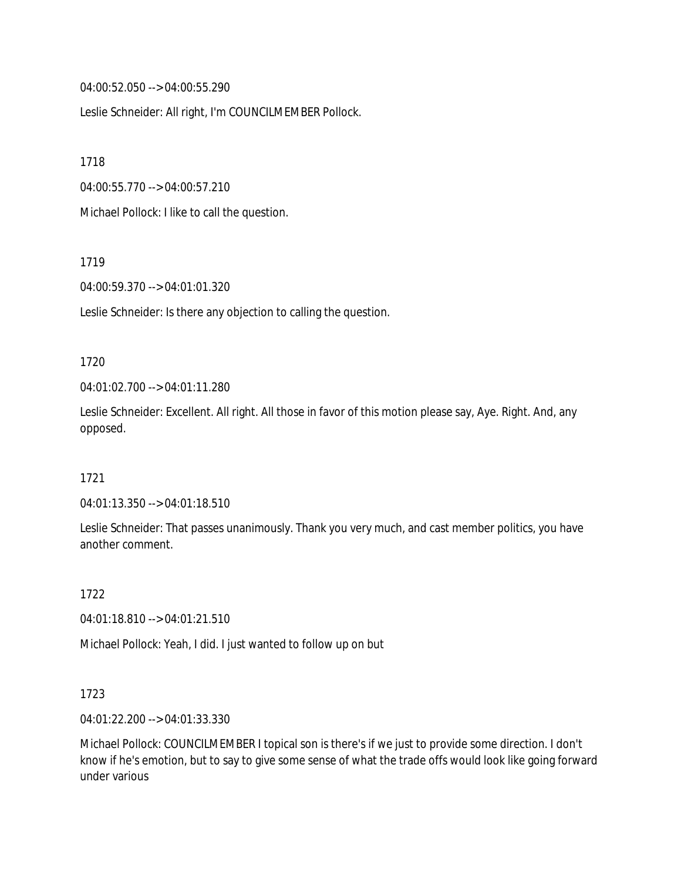04:00:52.050 --> 04:00:55.290

Leslie Schneider: All right, I'm COUNCILMEMBER Pollock.

1718

04:00:55.770 --> 04:00:57.210

Michael Pollock: I like to call the question.

1719

04:00:59.370 --> 04:01:01.320

Leslie Schneider: Is there any objection to calling the question.

1720

04:01:02.700 --> 04:01:11.280

Leslie Schneider: Excellent. All right. All those in favor of this motion please say, Aye. Right. And, any opposed.

1721

04:01:13.350 --> 04:01:18.510

Leslie Schneider: That passes unanimously. Thank you very much, and cast member politics, you have another comment.

1722

04:01:18.810 --> 04:01:21.510

Michael Pollock: Yeah, I did. I just wanted to follow up on but

1723

04:01:22.200 --> 04:01:33.330

Michael Pollock: COUNCILMEMBER I topical son is there's if we just to provide some direction. I don't know if he's emotion, but to say to give some sense of what the trade offs would look like going forward under various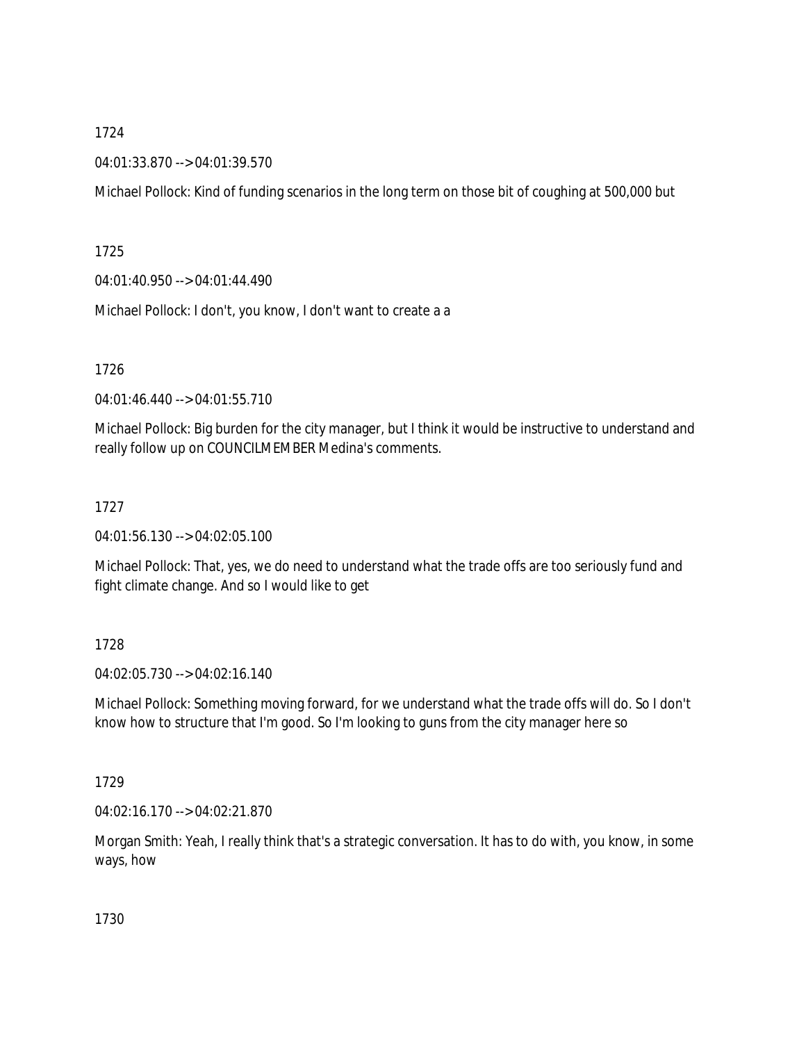1724

04:01:33.870 --> 04:01:39.570

Michael Pollock: Kind of funding scenarios in the long term on those bit of coughing at 500,000 but

1725

04:01:40.950 --> 04:01:44.490

Michael Pollock: I don't, you know, I don't want to create a a

1726

04:01:46.440 --> 04:01:55.710

Michael Pollock: Big burden for the city manager, but I think it would be instructive to understand and really follow up on COUNCILMEMBER Medina's comments.

1727

04:01:56.130 --> 04:02:05.100

Michael Pollock: That, yes, we do need to understand what the trade offs are too seriously fund and fight climate change. And so I would like to get

1728

04:02:05.730 --> 04:02:16.140

Michael Pollock: Something moving forward, for we understand what the trade offs will do. So I don't know how to structure that I'm good. So I'm looking to guns from the city manager here so

1729

04:02:16.170 --> 04:02:21.870

Morgan Smith: Yeah, I really think that's a strategic conversation. It has to do with, you know, in some ways, how

1730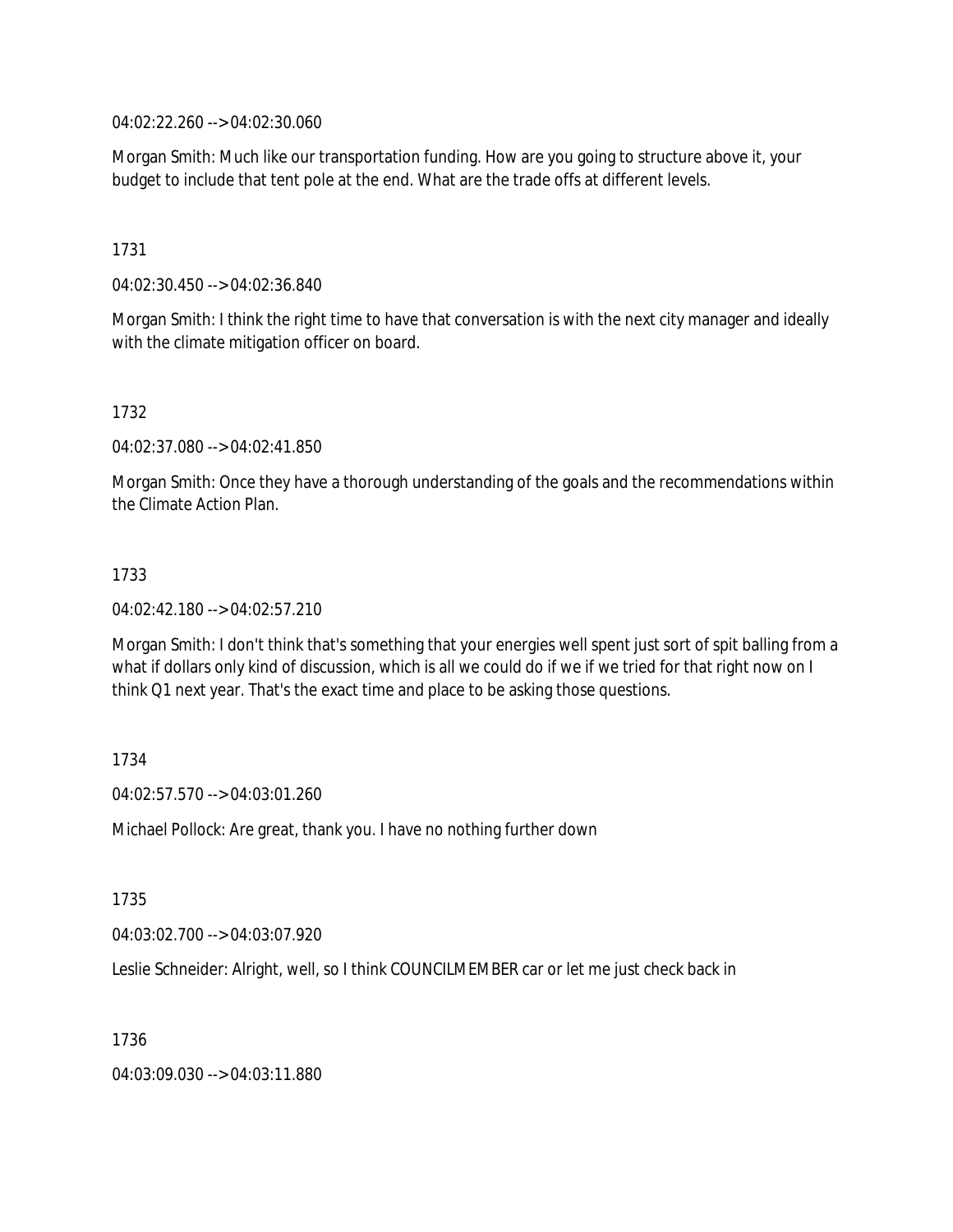04:02:22.260 --> 04:02:30.060

Morgan Smith: Much like our transportation funding. How are you going to structure above it, your budget to include that tent pole at the end. What are the trade offs at different levels.

1731

04:02:30.450 --> 04:02:36.840

Morgan Smith: I think the right time to have that conversation is with the next city manager and ideally with the climate mitigation officer on board.

1732

04:02:37.080 --> 04:02:41.850

Morgan Smith: Once they have a thorough understanding of the goals and the recommendations within the Climate Action Plan.

1733

04:02:42.180 --> 04:02:57.210

Morgan Smith: I don't think that's something that your energies well spent just sort of spit balling from a what if dollars only kind of discussion, which is all we could do if we if we tried for that right now on I think Q1 next year. That's the exact time and place to be asking those questions.

1734

04:02:57.570 --> 04:03:01.260

Michael Pollock: Are great, thank you. I have no nothing further down

1735

04:03:02.700 --> 04:03:07.920

Leslie Schneider: Alright, well, so I think COUNCILMEMBER car or let me just check back in

1736

04:03:09.030 --> 04:03:11.880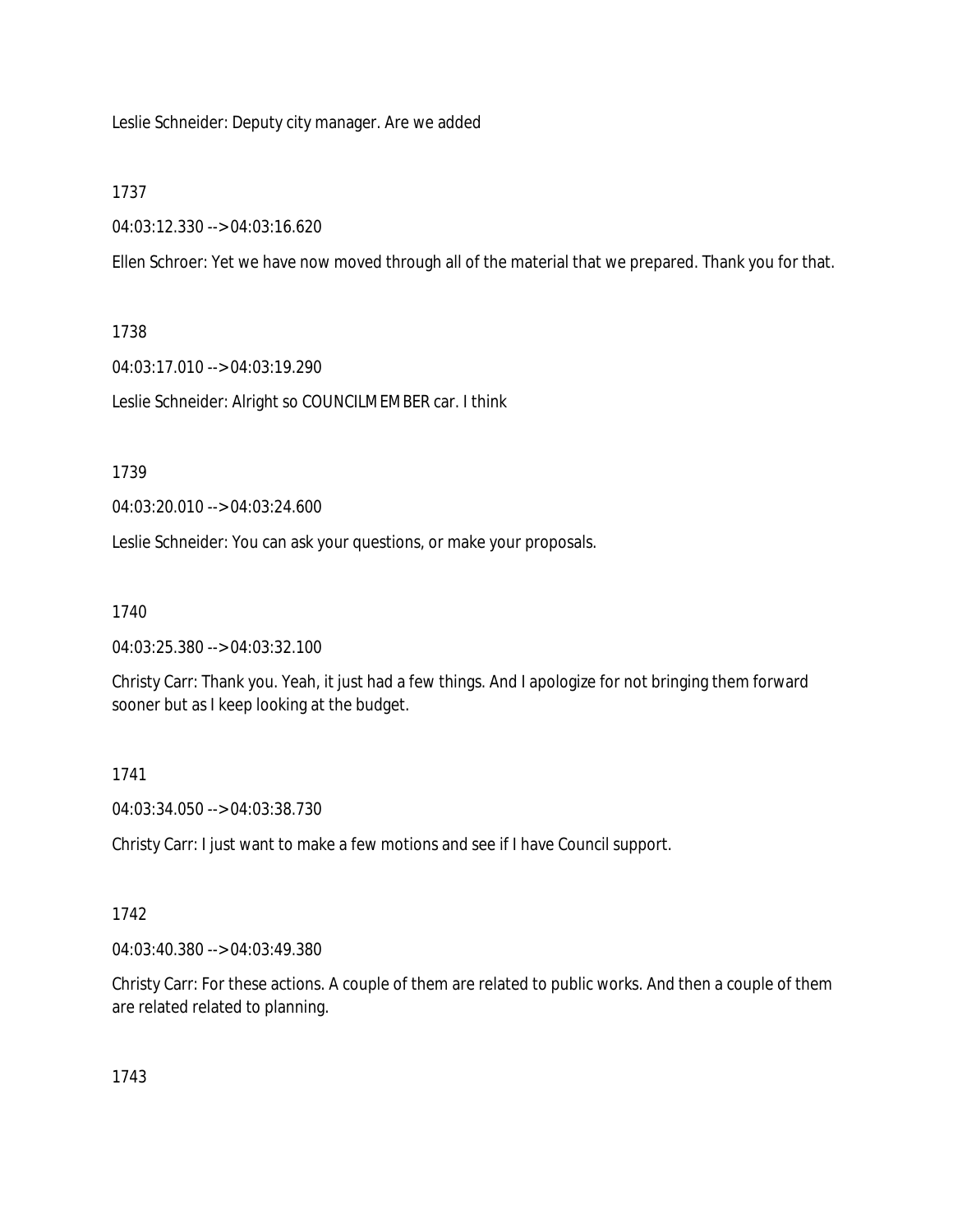Leslie Schneider: Deputy city manager. Are we added

1737

04:03:12.330 --> 04:03:16.620

Ellen Schroer: Yet we have now moved through all of the material that we prepared. Thank you for that.

1738

04:03:17.010 --> 04:03:19.290

Leslie Schneider: Alright so COUNCILMEMBER car. I think

1739

04:03:20.010 --> 04:03:24.600

Leslie Schneider: You can ask your questions, or make your proposals.

1740

04:03:25.380 --> 04:03:32.100

Christy Carr: Thank you. Yeah, it just had a few things. And I apologize for not bringing them forward sooner but as I keep looking at the budget.

1741

04:03:34.050 --> 04:03:38.730

Christy Carr: I just want to make a few motions and see if I have Council support.

1742

04:03:40.380 --> 04:03:49.380

Christy Carr: For these actions. A couple of them are related to public works. And then a couple of them are related related to planning.

1743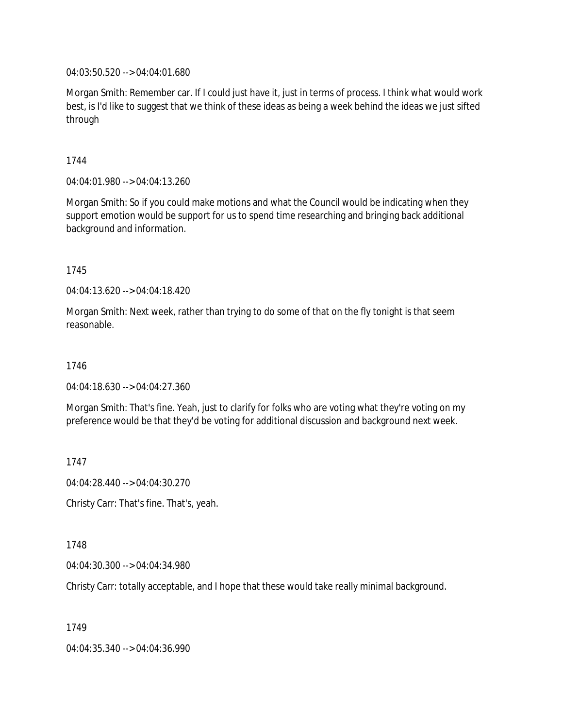04:03:50.520 --> 04:04:01.680

Morgan Smith: Remember car. If I could just have it, just in terms of process. I think what would work best, is I'd like to suggest that we think of these ideas as being a week behind the ideas we just sifted through

1744

04:04:01.980 --> 04:04:13.260

Morgan Smith: So if you could make motions and what the Council would be indicating when they support emotion would be support for us to spend time researching and bringing back additional background and information.

1745

04:04:13.620 --> 04:04:18.420

Morgan Smith: Next week, rather than trying to do some of that on the fly tonight is that seem reasonable.

1746

04:04:18.630 --> 04:04:27.360

Morgan Smith: That's fine. Yeah, just to clarify for folks who are voting what they're voting on my preference would be that they'd be voting for additional discussion and background next week.

1747

04:04:28.440 --> 04:04:30.270

Christy Carr: That's fine. That's, yeah.

1748

04:04:30.300 --> 04:04:34.980

Christy Carr: totally acceptable, and I hope that these would take really minimal background.

1749

04:04:35.340 --> 04:04:36.990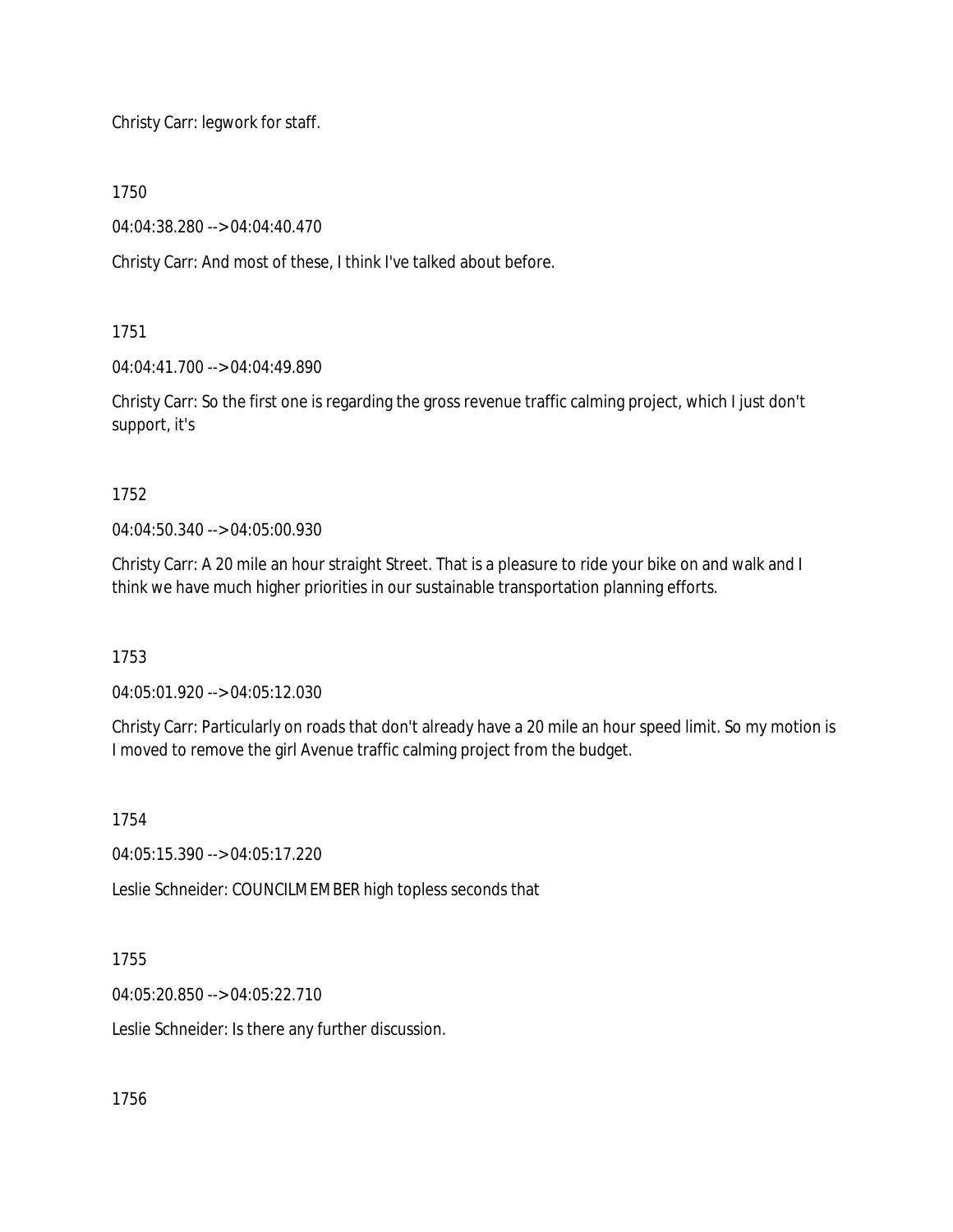Christy Carr: legwork for staff.

1750

04:04:38.280 --> 04:04:40.470

Christy Carr: And most of these, I think I've talked about before.

1751

04:04:41.700 --> 04:04:49.890

Christy Carr: So the first one is regarding the gross revenue traffic calming project, which I just don't support, it's

1752

04:04:50.340 --> 04:05:00.930

Christy Carr: A 20 mile an hour straight Street. That is a pleasure to ride your bike on and walk and I think we have much higher priorities in our sustainable transportation planning efforts.

1753

04:05:01.920 --> 04:05:12.030

Christy Carr: Particularly on roads that don't already have a 20 mile an hour speed limit. So my motion is I moved to remove the girl Avenue traffic calming project from the budget.

1754

04:05:15.390 --> 04:05:17.220

Leslie Schneider: COUNCILMEMBER high topless seconds that

1755

04:05:20.850 --> 04:05:22.710

Leslie Schneider: Is there any further discussion.

1756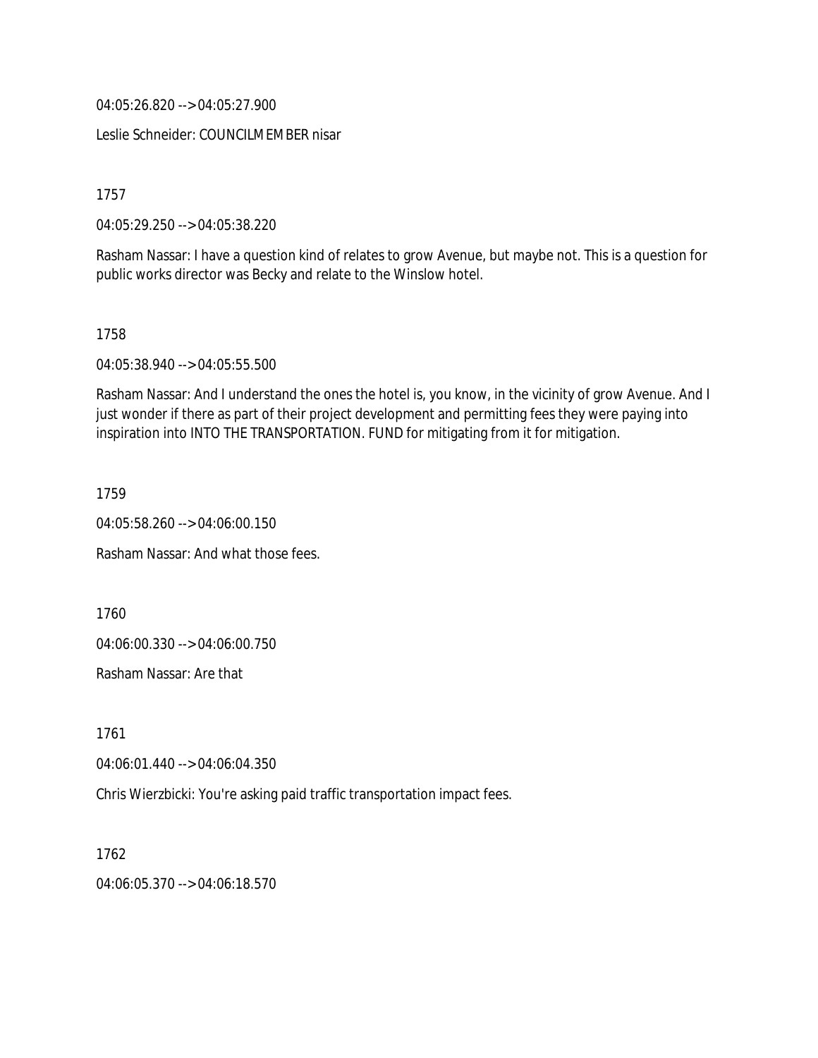04:05:26.820 --> 04:05:27.900

Leslie Schneider: COUNCILMEMBER nisar

1757

04:05:29.250 --> 04:05:38.220

Rasham Nassar: I have a question kind of relates to grow Avenue, but maybe not. This is a question for public works director was Becky and relate to the Winslow hotel.

1758

04:05:38.940 --> 04:05:55.500

Rasham Nassar: And I understand the ones the hotel is, you know, in the vicinity of grow Avenue. And I just wonder if there as part of their project development and permitting fees they were paying into inspiration into INTO THE TRANSPORTATION. FUND for mitigating from it for mitigation.

1759

04:05:58.260 --> 04:06:00.150

Rasham Nassar: And what those fees.

1760

04:06:00.330 --> 04:06:00.750

Rasham Nassar: Are that

1761

04:06:01.440 --> 04:06:04.350

Chris Wierzbicki: You're asking paid traffic transportation impact fees.

1762

04:06:05.370 --> 04:06:18.570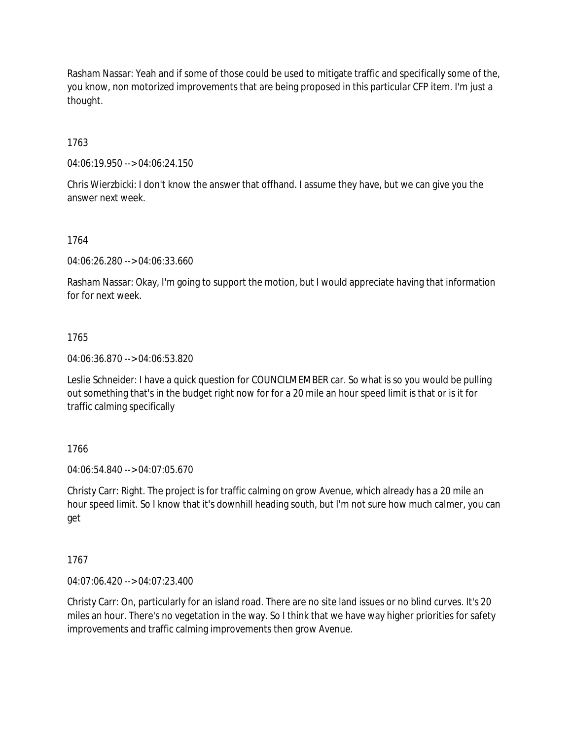Rasham Nassar: Yeah and if some of those could be used to mitigate traffic and specifically some of the, you know, non motorized improvements that are being proposed in this particular CFP item. I'm just a thought.

1763

04:06:19.950 --> 04:06:24.150

Chris Wierzbicki: I don't know the answer that offhand. I assume they have, but we can give you the answer next week.

1764

04:06:26.280 --> 04:06:33.660

Rasham Nassar: Okay, I'm going to support the motion, but I would appreciate having that information for for next week.

1765

04:06:36.870 --> 04:06:53.820

Leslie Schneider: I have a quick question for COUNCILMEMBER car. So what is so you would be pulling out something that's in the budget right now for for a 20 mile an hour speed limit is that or is it for traffic calming specifically

1766

04:06:54.840 --> 04:07:05.670

Christy Carr: Right. The project is for traffic calming on grow Avenue, which already has a 20 mile an hour speed limit. So I know that it's downhill heading south, but I'm not sure how much calmer, you can get

1767

04:07:06.420 --> 04:07:23.400

Christy Carr: On, particularly for an island road. There are no site land issues or no blind curves. It's 20 miles an hour. There's no vegetation in the way. So I think that we have way higher priorities for safety improvements and traffic calming improvements then grow Avenue.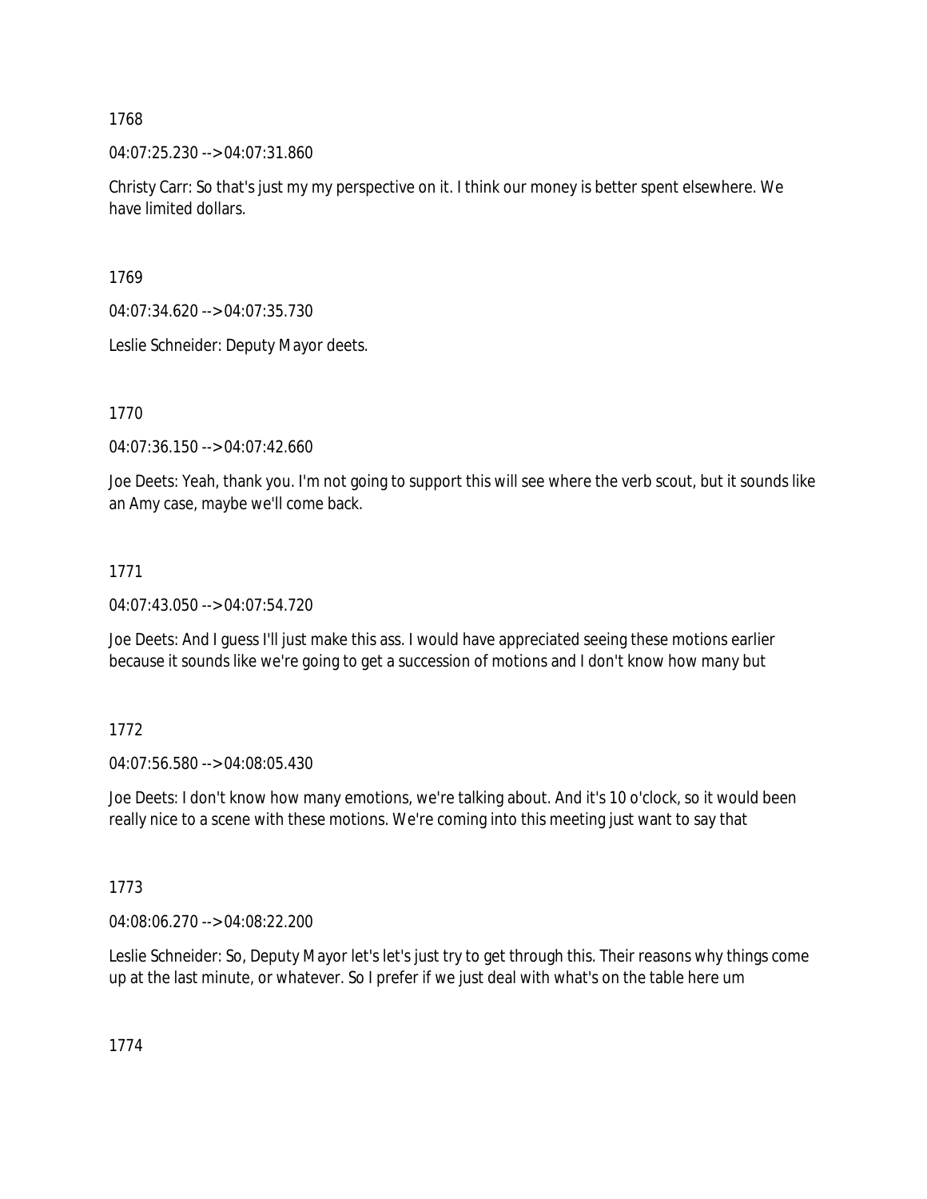1768

04:07:25.230 --> 04:07:31.860

Christy Carr: So that's just my my perspective on it. I think our money is better spent elsewhere. We have limited dollars.

1769

04:07:34.620 --> 04:07:35.730

Leslie Schneider: Deputy Mayor deets.

1770

04:07:36.150 --> 04:07:42.660

Joe Deets: Yeah, thank you. I'm not going to support this will see where the verb scout, but it sounds like an Amy case, maybe we'll come back.

1771

04:07:43.050 --> 04:07:54.720

Joe Deets: And I guess I'll just make this ass. I would have appreciated seeing these motions earlier because it sounds like we're going to get a succession of motions and I don't know how many but

1772

04:07:56.580 --> 04:08:05.430

Joe Deets: I don't know how many emotions, we're talking about. And it's 10 o'clock, so it would been really nice to a scene with these motions. We're coming into this meeting just want to say that

1773

04:08:06.270 --> 04:08:22.200

Leslie Schneider: So, Deputy Mayor let's let's just try to get through this. Their reasons why things come up at the last minute, or whatever. So I prefer if we just deal with what's on the table here um

1774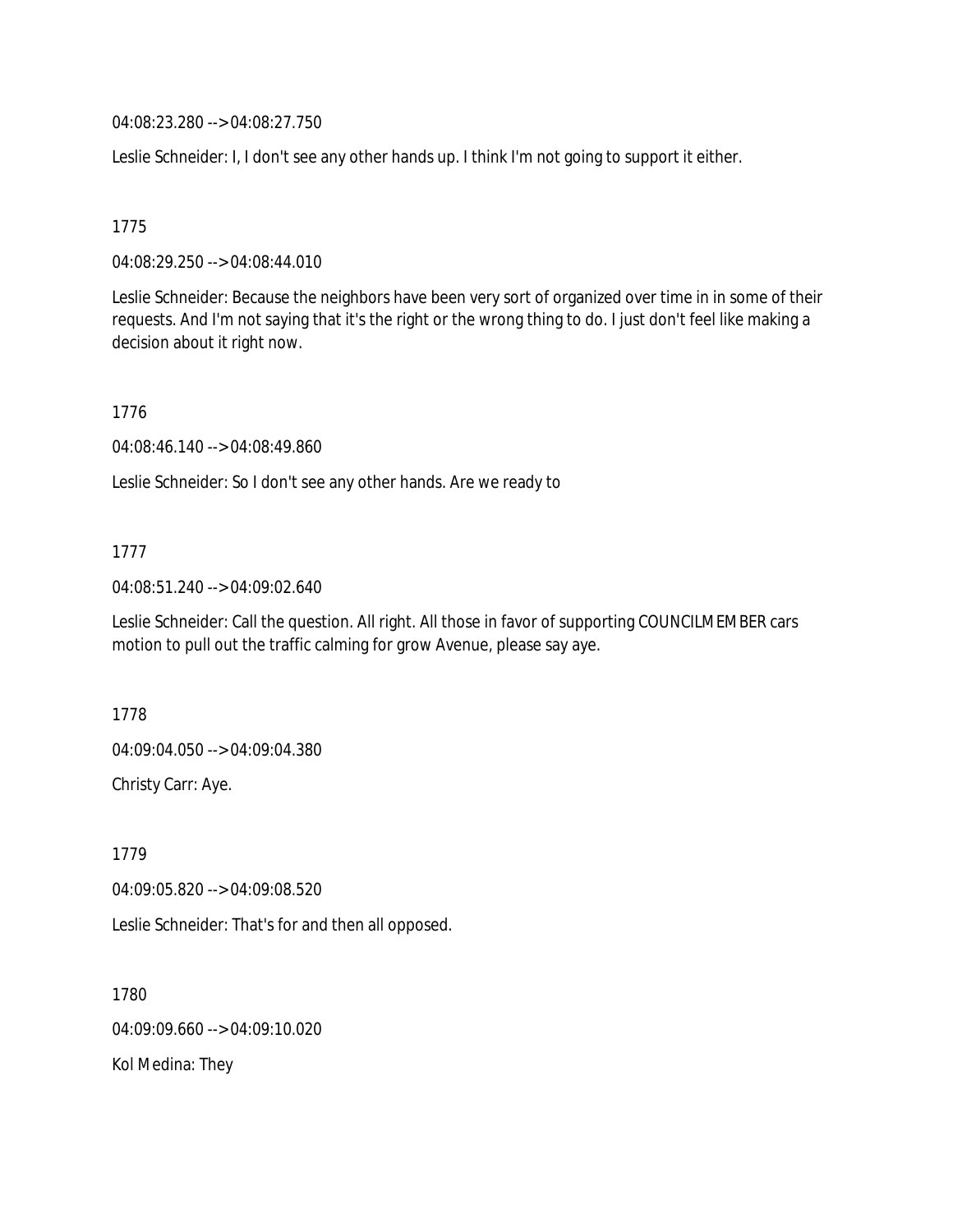04:08:23.280 --> 04:08:27.750

Leslie Schneider: I, I don't see any other hands up. I think I'm not going to support it either.

1775

04:08:29.250 --> 04:08:44.010

Leslie Schneider: Because the neighbors have been very sort of organized over time in in some of their requests. And I'm not saying that it's the right or the wrong thing to do. I just don't feel like making a decision about it right now.

1776

04:08:46.140 --> 04:08:49.860

Leslie Schneider: So I don't see any other hands. Are we ready to

1777

04:08:51.240 --> 04:09:02.640

Leslie Schneider: Call the question. All right. All those in favor of supporting COUNCILMEMBER cars motion to pull out the traffic calming for grow Avenue, please say aye.

1778

04:09:04.050 --> 04:09:04.380

Christy Carr: Aye.

1779

04:09:05.820 --> 04:09:08.520

Leslie Schneider: That's for and then all opposed.

1780

04:09:09.660 --> 04:09:10.020

Kol Medina: They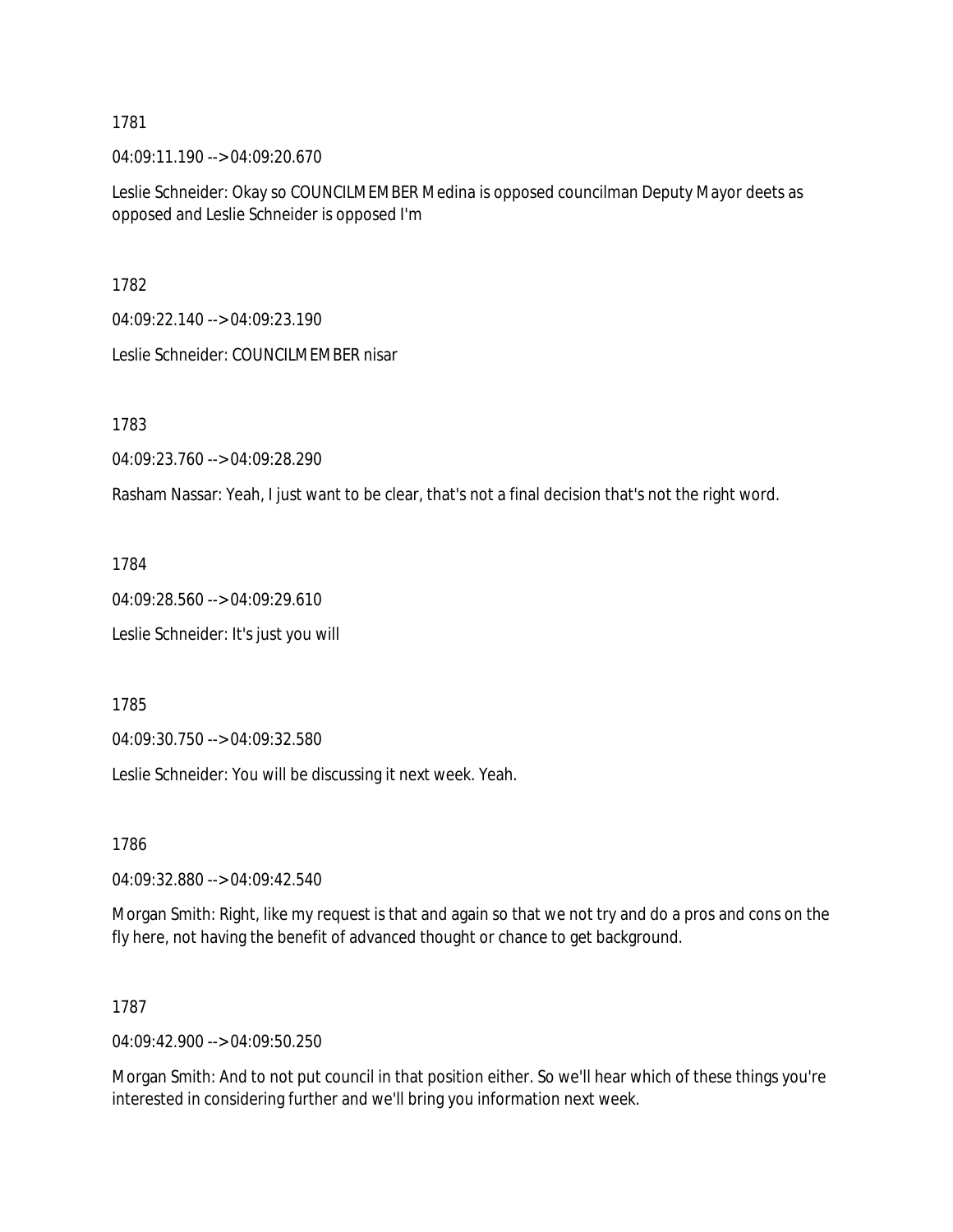1781

04:09:11.190 --> 04:09:20.670

Leslie Schneider: Okay so COUNCILMEMBER Medina is opposed councilman Deputy Mayor deets as opposed and Leslie Schneider is opposed I'm

1782

04:09:22.140 --> 04:09:23.190

Leslie Schneider: COUNCILMEMBER nisar

1783

04:09:23.760 --> 04:09:28.290

Rasham Nassar: Yeah, I just want to be clear, that's not a final decision that's not the right word.

1784

04:09:28.560 --> 04:09:29.610

Leslie Schneider: It's just you will

1785

04:09:30.750 --> 04:09:32.580

Leslie Schneider: You will be discussing it next week. Yeah.

1786

04:09:32.880 --> 04:09:42.540

Morgan Smith: Right, like my request is that and again so that we not try and do a pros and cons on the fly here, not having the benefit of advanced thought or chance to get background.

1787

04:09:42.900 --> 04:09:50.250

Morgan Smith: And to not put council in that position either. So we'll hear which of these things you're interested in considering further and we'll bring you information next week.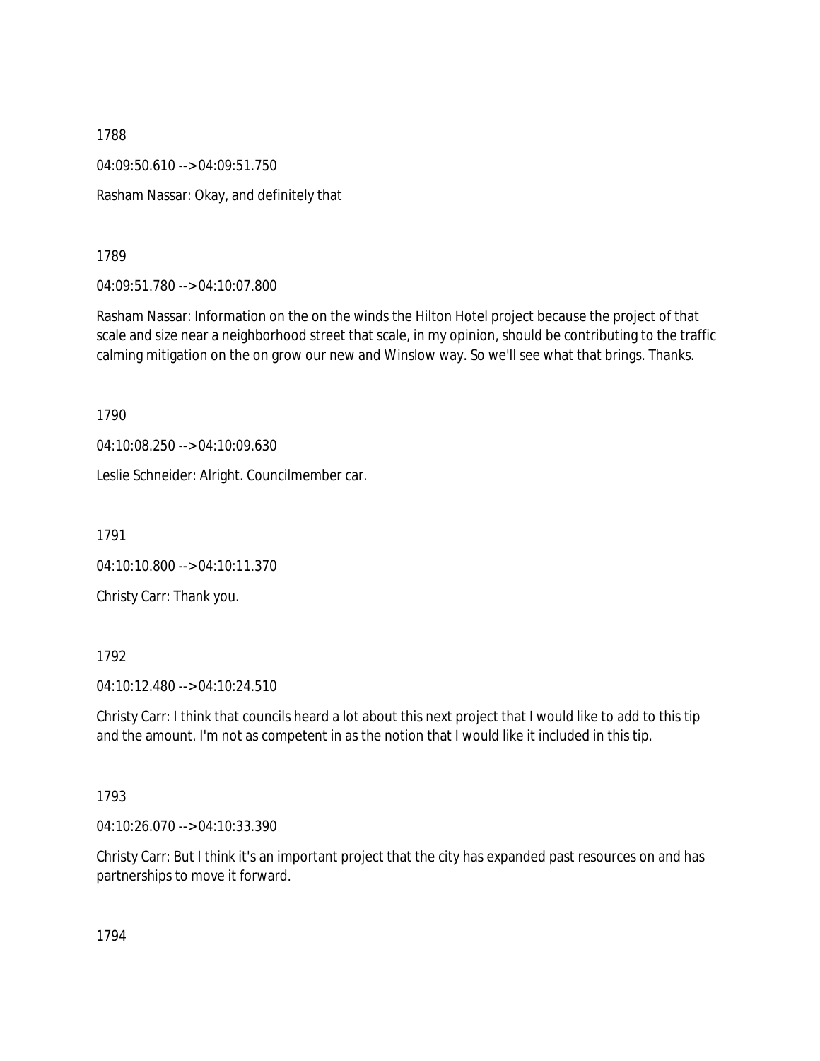1788

04:09:50.610 --> 04:09:51.750

Rasham Nassar: Okay, and definitely that

1789

04:09:51.780 --> 04:10:07.800

Rasham Nassar: Information on the on the winds the Hilton Hotel project because the project of that scale and size near a neighborhood street that scale, in my opinion, should be contributing to the traffic calming mitigation on the on grow our new and Winslow way. So we'll see what that brings. Thanks.

1790

04:10:08.250 --> 04:10:09.630

Leslie Schneider: Alright. Councilmember car.

1791

04:10:10.800 --> 04:10:11.370

Christy Carr: Thank you.

1792

04:10:12.480 --> 04:10:24.510

Christy Carr: I think that councils heard a lot about this next project that I would like to add to this tip and the amount. I'm not as competent in as the notion that I would like it included in this tip.

1793

04:10:26.070 --> 04:10:33.390

Christy Carr: But I think it's an important project that the city has expanded past resources on and has partnerships to move it forward.

1794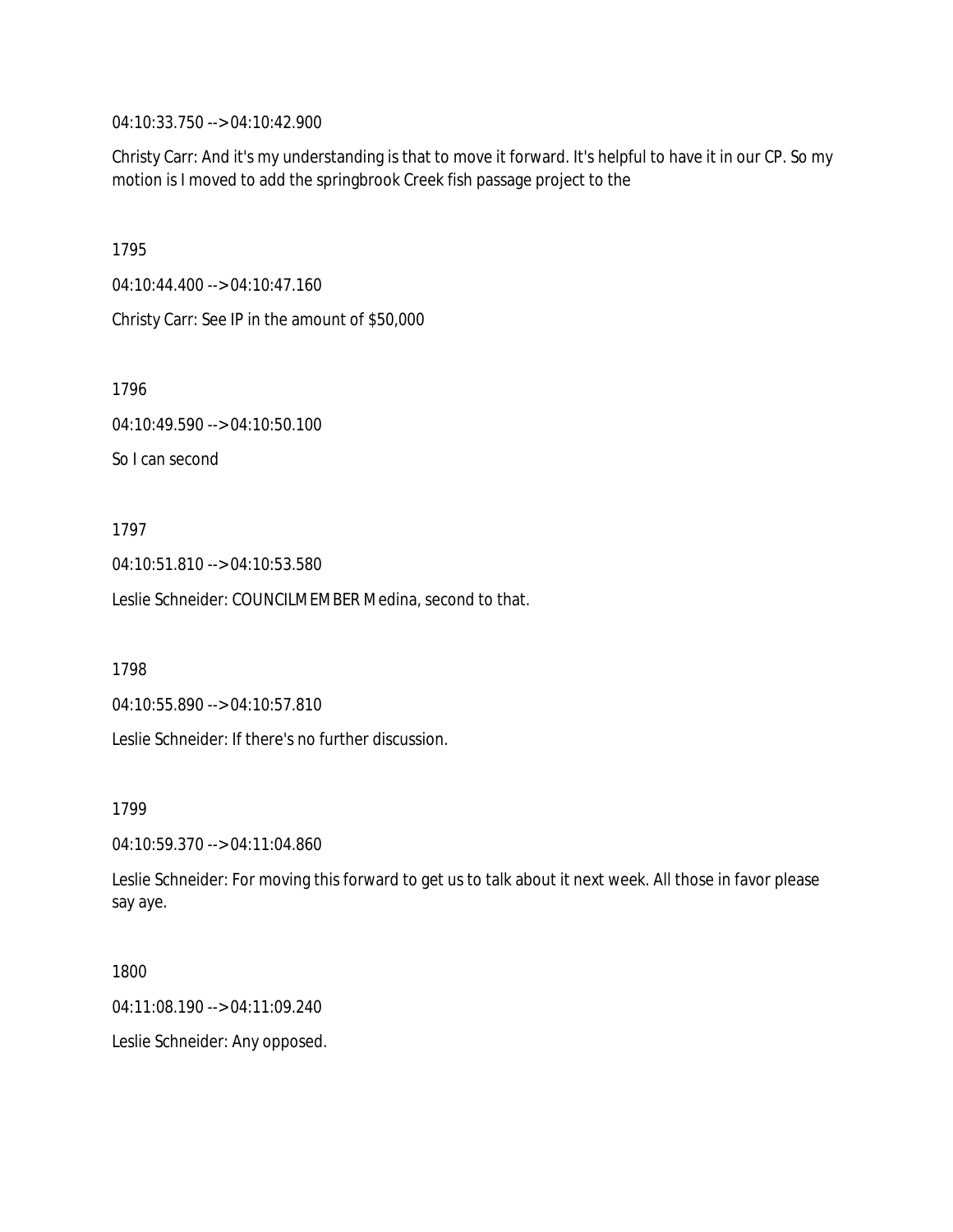04:10:33.750 --> 04:10:42.900

Christy Carr: And it's my understanding is that to move it forward. It's helpful to have it in our CP. So my motion is I moved to add the springbrook Creek fish passage project to the

1795

04:10:44.400 --> 04:10:47.160

Christy Carr: See IP in the amount of $50,000

1796

04:10:49.590 --> 04:10:50.100

So I can second

1797

04:10:51.810 --> 04:10:53.580

Leslie Schneider: COUNCILMEMBER Medina, second to that.

1798

04:10:55.890 --> 04:10:57.810

Leslie Schneider: If there's no further discussion.

1799

04:10:59.370 --> 04:11:04.860

Leslie Schneider: For moving this forward to get us to talk about it next week. All those in favor please say aye.

1800

04:11:08.190 --> 04:11:09.240

Leslie Schneider: Any opposed.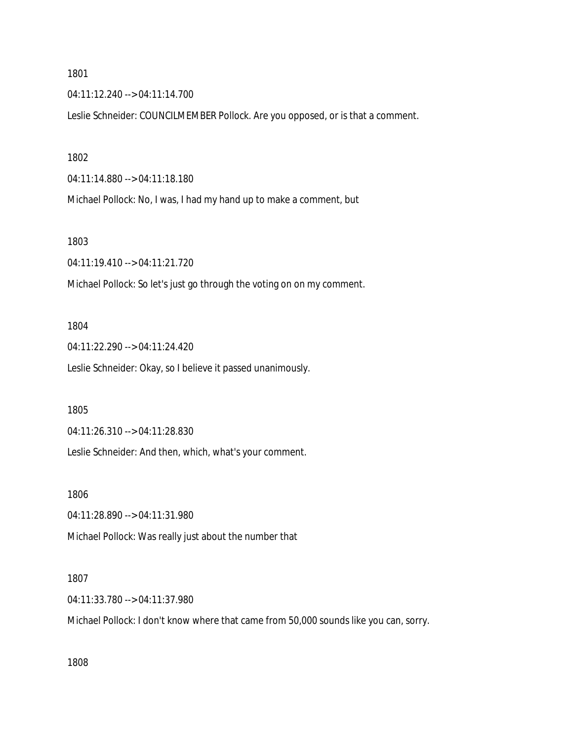1801

04:11:12.240 --> 04:11:14.700

Leslie Schneider: COUNCILMEMBER Pollock. Are you opposed, or is that a comment.

1802

04:11:14.880 --> 04:11:18.180

Michael Pollock: No, I was, I had my hand up to make a comment, but

1803

04:11:19.410 --> 04:11:21.720

Michael Pollock: So let's just go through the voting on on my comment.

1804

04:11:22.290 --> 04:11:24.420

Leslie Schneider: Okay, so I believe it passed unanimously.

1805

04:11:26.310 --> 04:11:28.830

Leslie Schneider: And then, which, what's your comment.

1806

04:11:28.890 --> 04:11:31.980

Michael Pollock: Was really just about the number that

1807

04:11:33.780 --> 04:11:37.980

Michael Pollock: I don't know where that came from 50,000 sounds like you can, sorry.

1808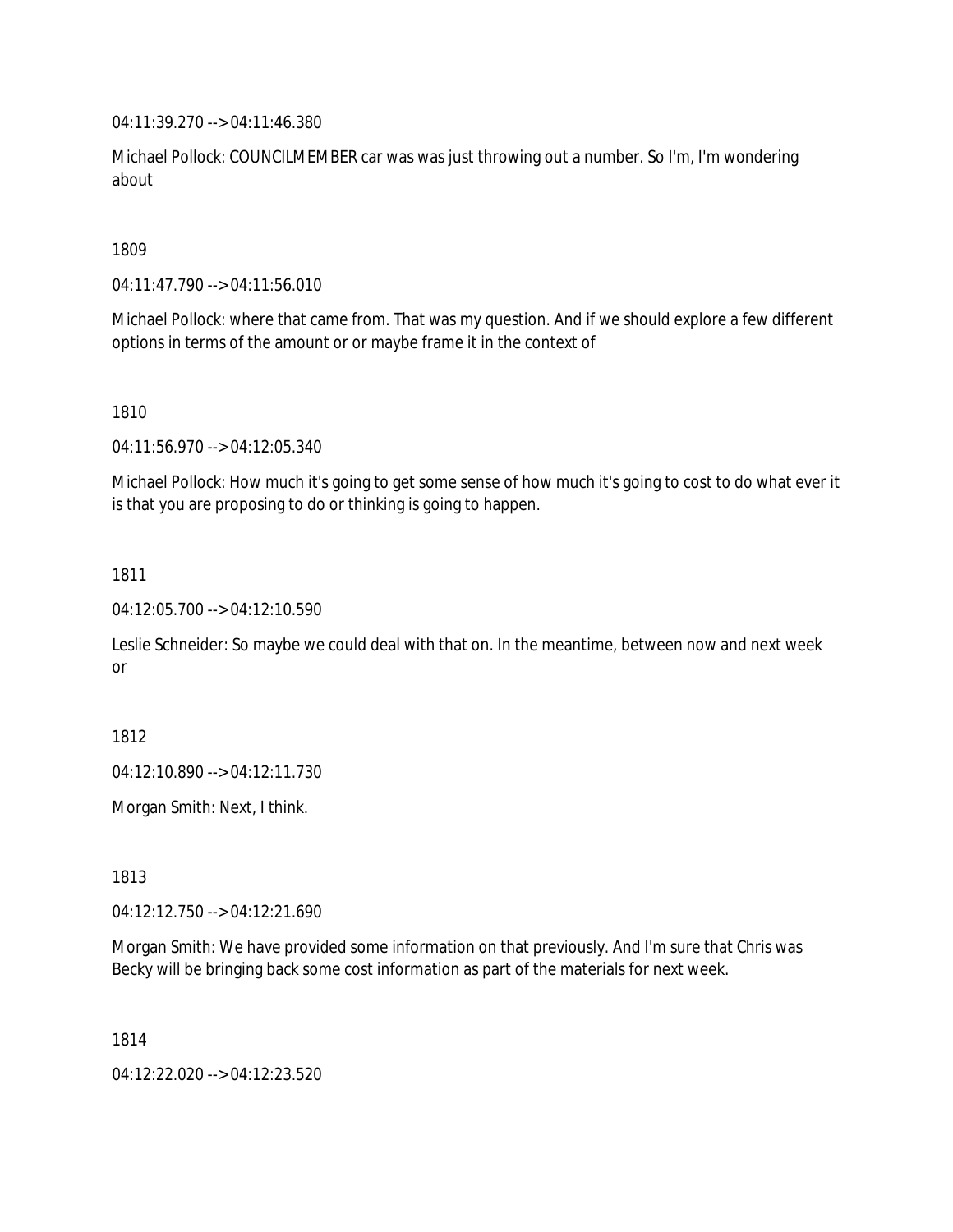04:11:39.270 --> 04:11:46.380

Michael Pollock: COUNCILMEMBER car was was just throwing out a number. So I'm, I'm wondering about

1809

04:11:47.790 --> 04:11:56.010

Michael Pollock: where that came from. That was my question. And if we should explore a few different options in terms of the amount or or maybe frame it in the context of

1810

04:11:56.970 --> 04:12:05.340

Michael Pollock: How much it's going to get some sense of how much it's going to cost to do what ever it is that you are proposing to do or thinking is going to happen.

1811

04:12:05.700 --> 04:12:10.590

Leslie Schneider: So maybe we could deal with that on. In the meantime, between now and next week or

1812

04:12:10.890 --> 04:12:11.730

Morgan Smith: Next, I think.

1813

04:12:12.750 --> 04:12:21.690

Morgan Smith: We have provided some information on that previously. And I'm sure that Chris was Becky will be bringing back some cost information as part of the materials for next week.

1814

04:12:22.020 --> 04:12:23.520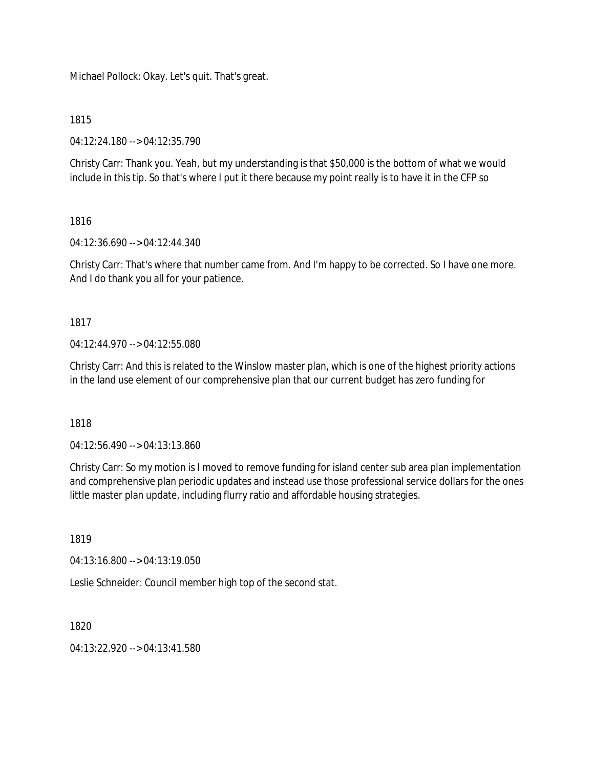Michael Pollock: Okay. Let's quit. That's great.

1815

04:12:24.180 --> 04:12:35.790

Christy Carr: Thank you. Yeah, but my understanding is that $50,000 is the bottom of what we would include in this tip. So that's where I put it there because my point really is to have it in the CFP so

1816

04:12:36.690 --> 04:12:44.340

Christy Carr: That's where that number came from. And I'm happy to be corrected. So I have one more. And I do thank you all for your patience.

1817

04:12:44.970 --> 04:12:55.080

Christy Carr: And this is related to the Winslow master plan, which is one of the highest priority actions in the land use element of our comprehensive plan that our current budget has zero funding for

1818

04:12:56.490 --> 04:13:13.860

Christy Carr: So my motion is I moved to remove funding for island center sub area plan implementation and comprehensive plan periodic updates and instead use those professional service dollars for the ones little master plan update, including flurry ratio and affordable housing strategies.

1819

04:13:16.800 --> 04:13:19.050

Leslie Schneider: Council member high top of the second stat.

1820

04:13:22.920 --> 04:13:41.580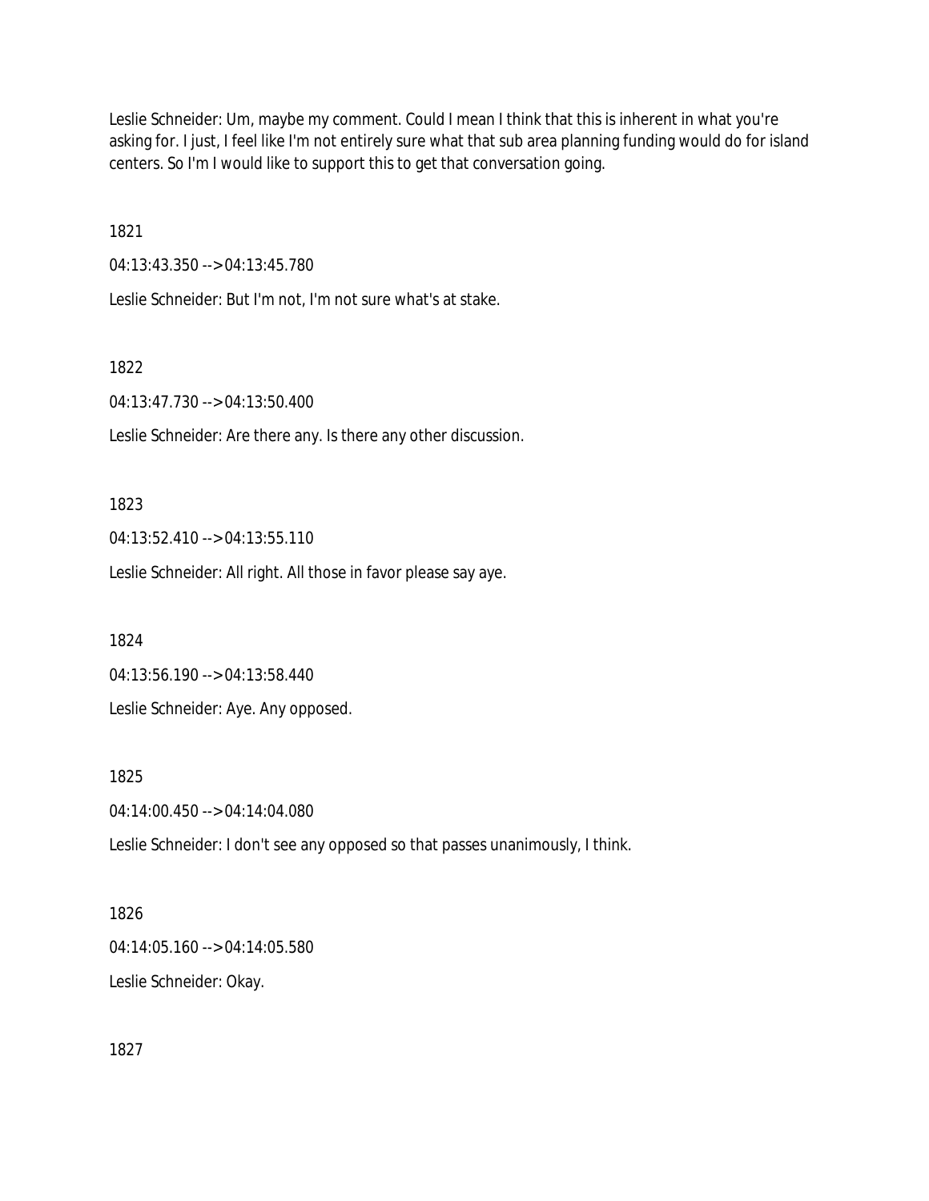Leslie Schneider: Um, maybe my comment. Could I mean I think that this is inherent in what you're asking for. I just, I feel like I'm not entirely sure what that sub area planning funding would do for island centers. So I'm I would like to support this to get that conversation going.

1821

04:13:43.350 --> 04:13:45.780

Leslie Schneider: But I'm not, I'm not sure what's at stake.

1822

04:13:47.730 --> 04:13:50.400

Leslie Schneider: Are there any. Is there any other discussion.

1823

04:13:52.410 --> 04:13:55.110

Leslie Schneider: All right. All those in favor please say aye.

1824

04:13:56.190 --> 04:13:58.440

Leslie Schneider: Aye. Any opposed.

1825

04:14:00.450 --> 04:14:04.080

Leslie Schneider: I don't see any opposed so that passes unanimously, I think.

1826

04:14:05.160 --> 04:14:05.580

Leslie Schneider: Okay.

1827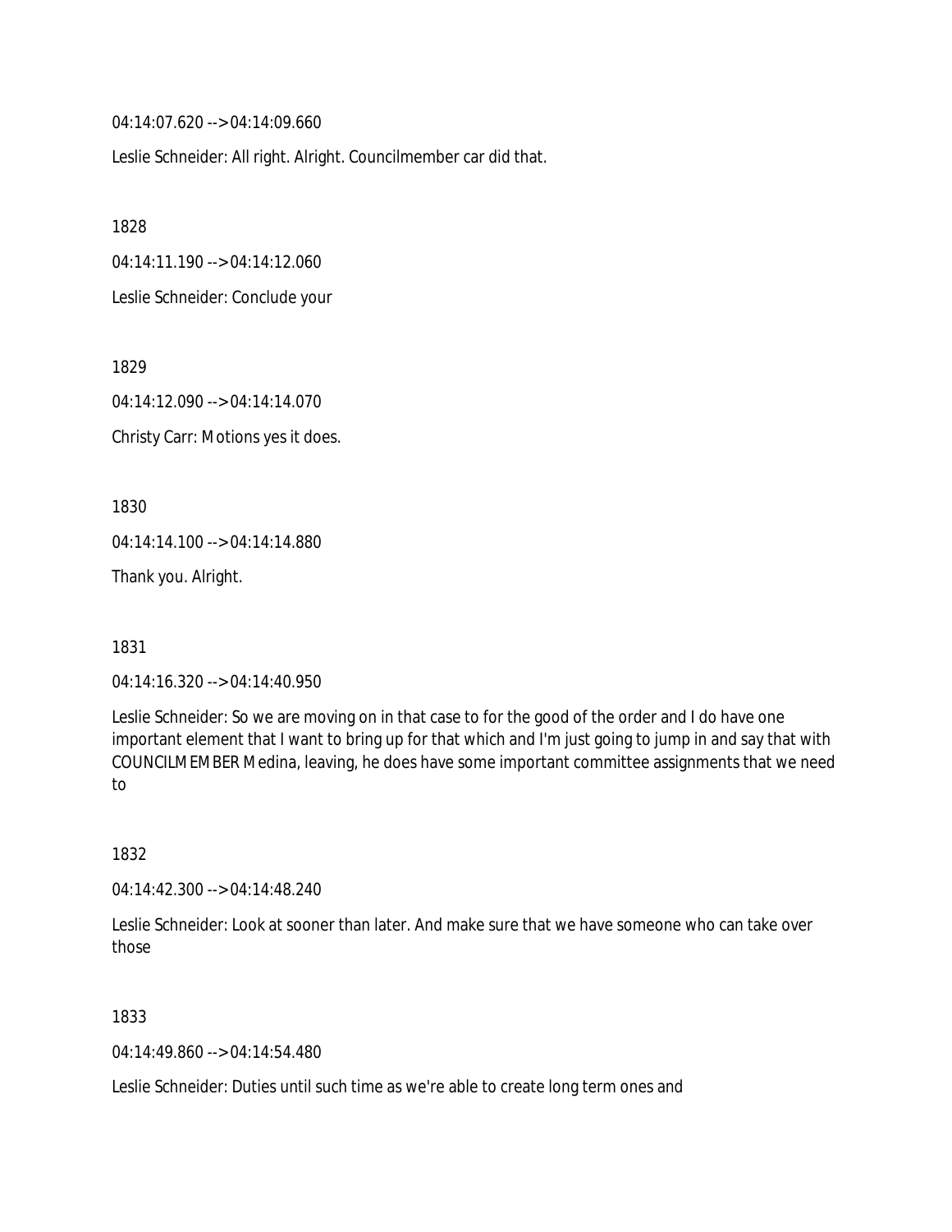04:14:07.620 --> 04:14:09.660

Leslie Schneider: All right. Alright. Councilmember car did that.

1828

04:14:11.190 --> 04:14:12.060

Leslie Schneider: Conclude your

1829

04:14:12.090 --> 04:14:14.070

Christy Carr: Motions yes it does.

1830

04:14:14.100 --> 04:14:14.880

Thank you. Alright.

1831

04:14:16.320 --> 04:14:40.950

Leslie Schneider: So we are moving on in that case to for the good of the order and I do have one important element that I want to bring up for that which and I'm just going to jump in and say that with COUNCILMEMBER Medina, leaving, he does have some important committee assignments that we need to

1832

04:14:42.300 --> 04:14:48.240

Leslie Schneider: Look at sooner than later. And make sure that we have someone who can take over those

1833

04:14:49.860 --> 04:14:54.480

Leslie Schneider: Duties until such time as we're able to create long term ones and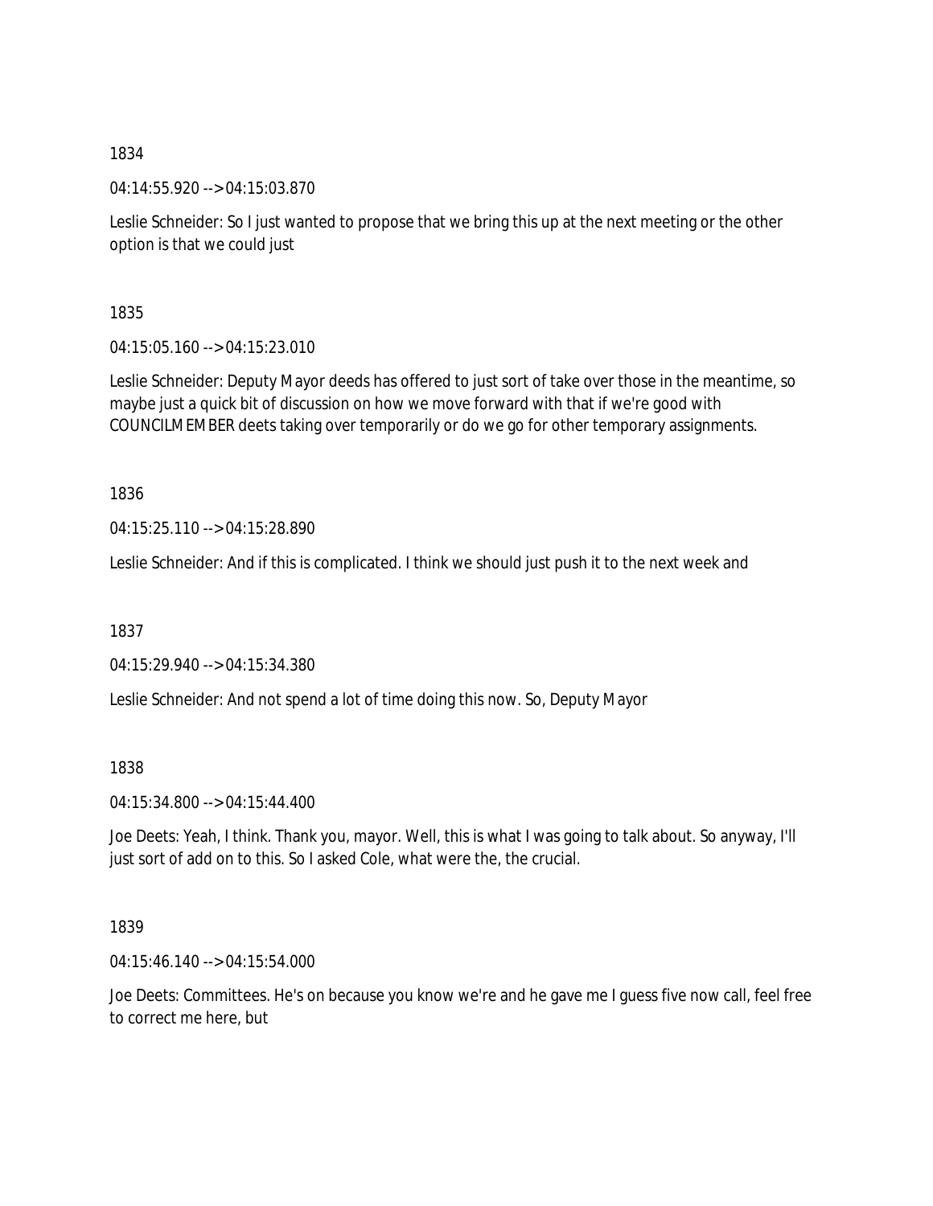1834

04:14:55.920 --> 04:15:03.870

Leslie Schneider: So I just wanted to propose that we bring this up at the next meeting or the other option is that we could just

1835

04:15:05.160 --> 04:15:23.010

Leslie Schneider: Deputy Mayor deeds has offered to just sort of take over those in the meantime, so maybe just a quick bit of discussion on how we move forward with that if we're good with COUNCILMEMBER deets taking over temporarily or do we go for other temporary assignments.

1836

04:15:25.110 --> 04:15:28.890

Leslie Schneider: And if this is complicated. I think we should just push it to the next week and

1837

04:15:29.940 --> 04:15:34.380

Leslie Schneider: And not spend a lot of time doing this now. So, Deputy Mayor

1838

04:15:34.800 --> 04:15:44.400

Joe Deets: Yeah, I think. Thank you, mayor. Well, this is what I was going to talk about. So anyway, I'll just sort of add on to this. So I asked Cole, what were the, the crucial.

1839

04:15:46.140 --> 04:15:54.000

Joe Deets: Committees. He's on because you know we're and he gave me I guess five now call, feel free to correct me here, but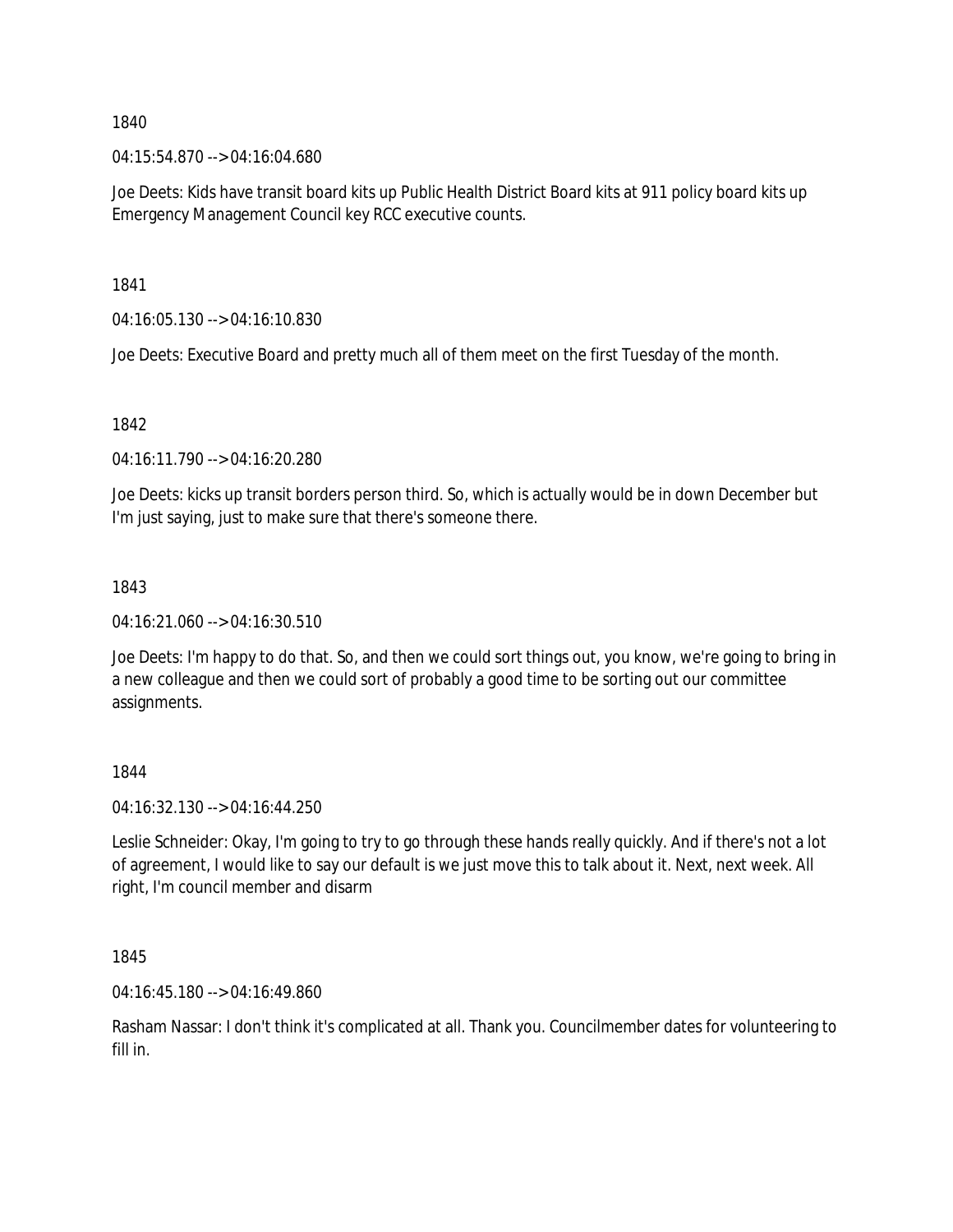1840

04:15:54.870 --> 04:16:04.680

Joe Deets: Kids have transit board kits up Public Health District Board kits at 911 policy board kits up Emergency Management Council key RCC executive counts.

1841

04:16:05.130 --> 04:16:10.830

Joe Deets: Executive Board and pretty much all of them meet on the first Tuesday of the month.

1842

04:16:11.790 --> 04:16:20.280

Joe Deets: kicks up transit borders person third. So, which is actually would be in down December but I'm just saying, just to make sure that there's someone there.

1843

04:16:21.060 --> 04:16:30.510

Joe Deets: I'm happy to do that. So, and then we could sort things out, you know, we're going to bring in a new colleague and then we could sort of probably a good time to be sorting out our committee assignments.

1844

04:16:32.130 --> 04:16:44.250

Leslie Schneider: Okay, I'm going to try to go through these hands really quickly. And if there's not a lot of agreement, I would like to say our default is we just move this to talk about it. Next, next week. All right, I'm council member and disarm

1845

04:16:45.180 --> 04:16:49.860

Rasham Nassar: I don't think it's complicated at all. Thank you. Councilmember dates for volunteering to fill in.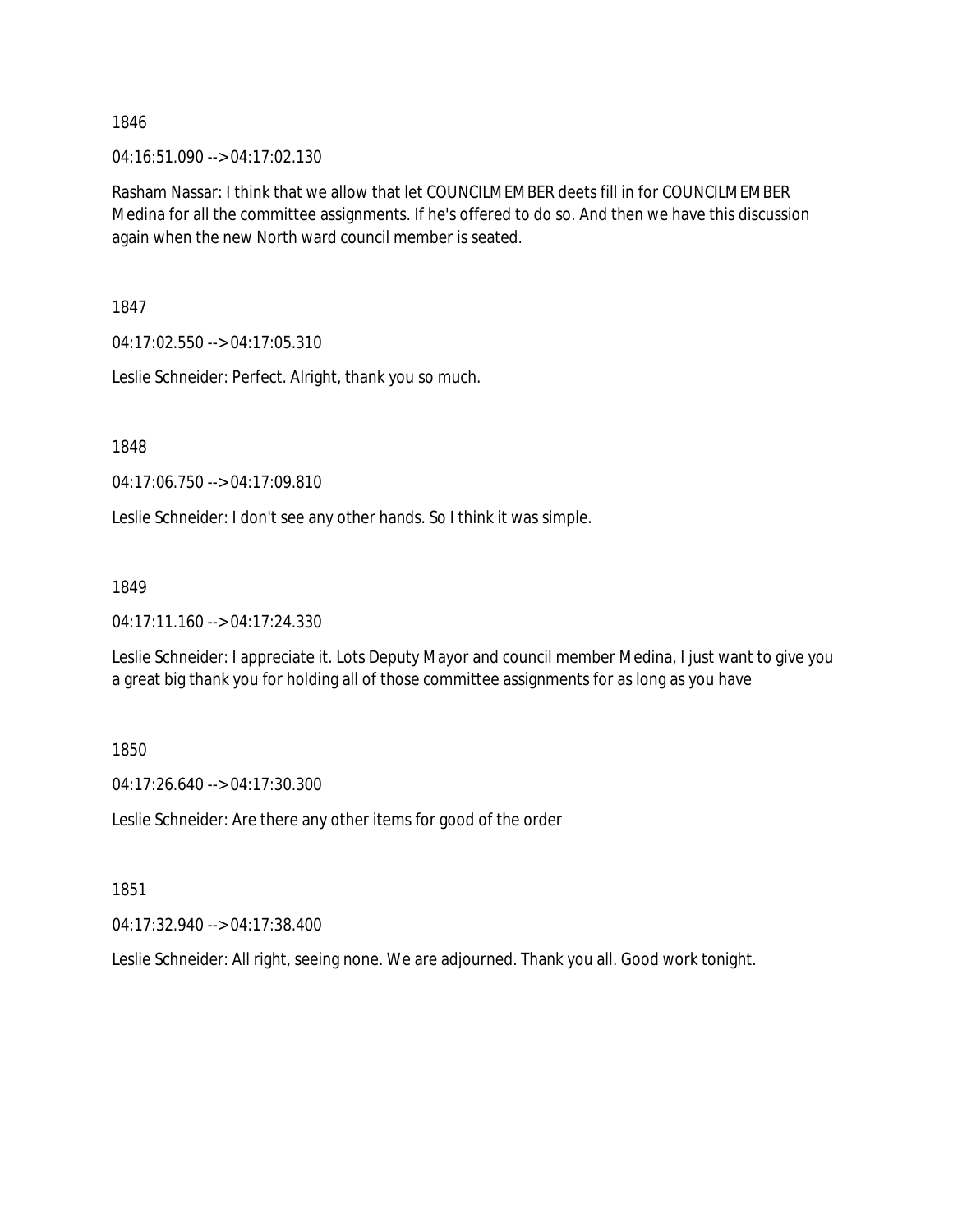1846

04:16:51.090 --> 04:17:02.130

Rasham Nassar: I think that we allow that let COUNCILMEMBER deets fill in for COUNCILMEMBER Medina for all the committee assignments. If he's offered to do so. And then we have this discussion again when the new North ward council member is seated.

1847

04:17:02.550 --> 04:17:05.310

Leslie Schneider: Perfect. Alright, thank you so much.

1848

04:17:06.750 --> 04:17:09.810

Leslie Schneider: I don't see any other hands. So I think it was simple.

1849

04:17:11.160 --> 04:17:24.330

Leslie Schneider: I appreciate it. Lots Deputy Mayor and council member Medina, I just want to give you a great big thank you for holding all of those committee assignments for as long as you have

1850

04:17:26.640 --> 04:17:30.300

Leslie Schneider: Are there any other items for good of the order

1851

04:17:32.940 --> 04:17:38.400

Leslie Schneider: All right, seeing none. We are adjourned. Thank you all. Good work tonight.